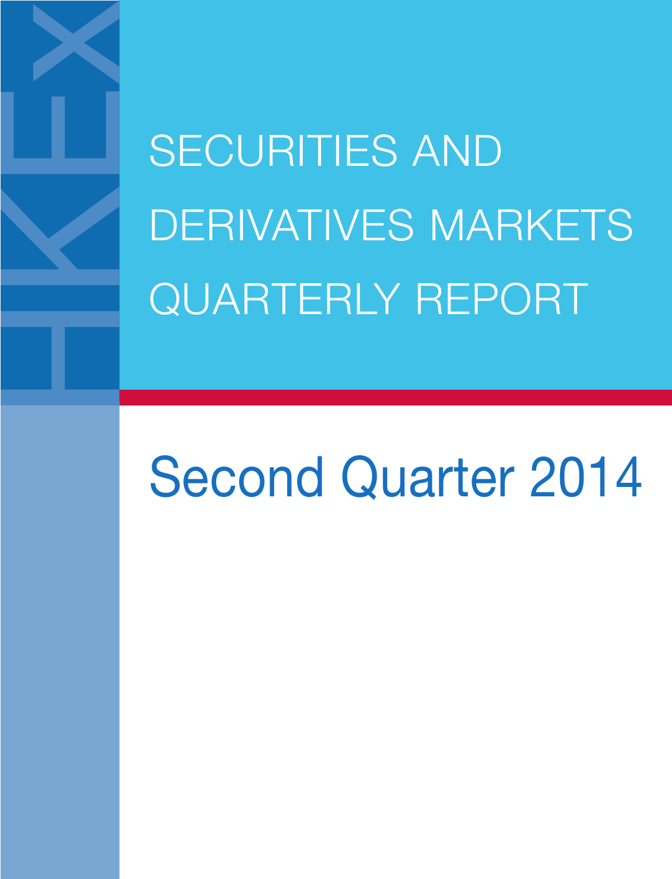# SECURITIES AND DERIVATIVES MARKETS QUARTERLY REPORT

## Second Quarter 2014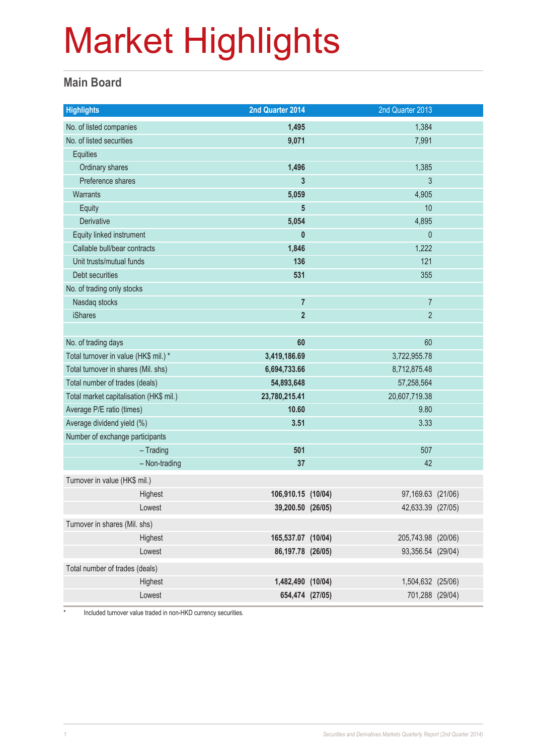# Market Highlights

## Main Board

| Highlights | 2nd Quarter 2014 | | 2nd Quarter 2013 | |
|---|---|---|---|---|
| No. of listed companies | **1,495** | | 1,384 | |
| No. of listed securities | **9,071** | | 7,991 | |
| Equities | | | | |
| Ordinary shares | **1,496** | | 1,385 | |
| Preference shares | **3** | | 3 | |
| Warrants | **5,059** | | 4,905 | |
| Equity | **5** | | 10 | |
| Derivative | **5,054** | | 4,895 | |
| Equity linked instrument | **0** | | 0 | |
| Callable bull/bear contracts | **1,846** | | 1,222 | |
| Unit trusts/mutual funds | **136** | | 121 | |
| Debt securities | **531** | | 355 | |
| No. of trading only stocks | | | | |
| Nasdaq stocks | **7** | | 7 | |
| iShares | **2** | | 2 | |
| | | | | |
| No. of trading days | **60** | | 60 | |
| Total turnover in value (HK$ mil.) * | **3,419,186.69** | | 3,722,955.78 | |
| Total turnover in shares (Mil. shs) | **6,694,733.66** | | 8,712,875.48 | |
| Total number of trades (deals) | **54,893,648** | | 57,258,564 | |
| Total market capitalisation (HK$ mil.) | **23,780,215.41** | | 20,607,719.38 | |
| Average P/E ratio (times) | **10.60** | | 9.80 | |
| Average dividend yield (%) | **3.51** | | 3.33 | |
| Number of exchange participants | | | | |
| – Trading | **501** | | 507 | |
| – Non-trading | **37** | | 42 | |
| Turnover in value (HK$ mil.) | | | | |
| Highest | **106,910.15** | **(10/04)** | 97,169.63 | (21/06) |
| Lowest | **39,200.50** | **(26/05)** | 42,633.39 | (27/05) |
| Turnover in shares (Mil. shs) | | | | |
| Highest | **165,537.07** | **(10/04)** | 205,743.98 | (20/06) |
| Lowest | **86,197.78** | **(26/05)** | 93,356.54 | (29/04) |
| Total number of trades (deals) | | | | |
| Highest | **1,482,490** | **(10/04)** | 1,504,632 | (25/06) |
| Lowest | **654,474** | **(27/05)** | 701,288 | (29/04) |

\* Included turnover value traded in non-HKD currency securities.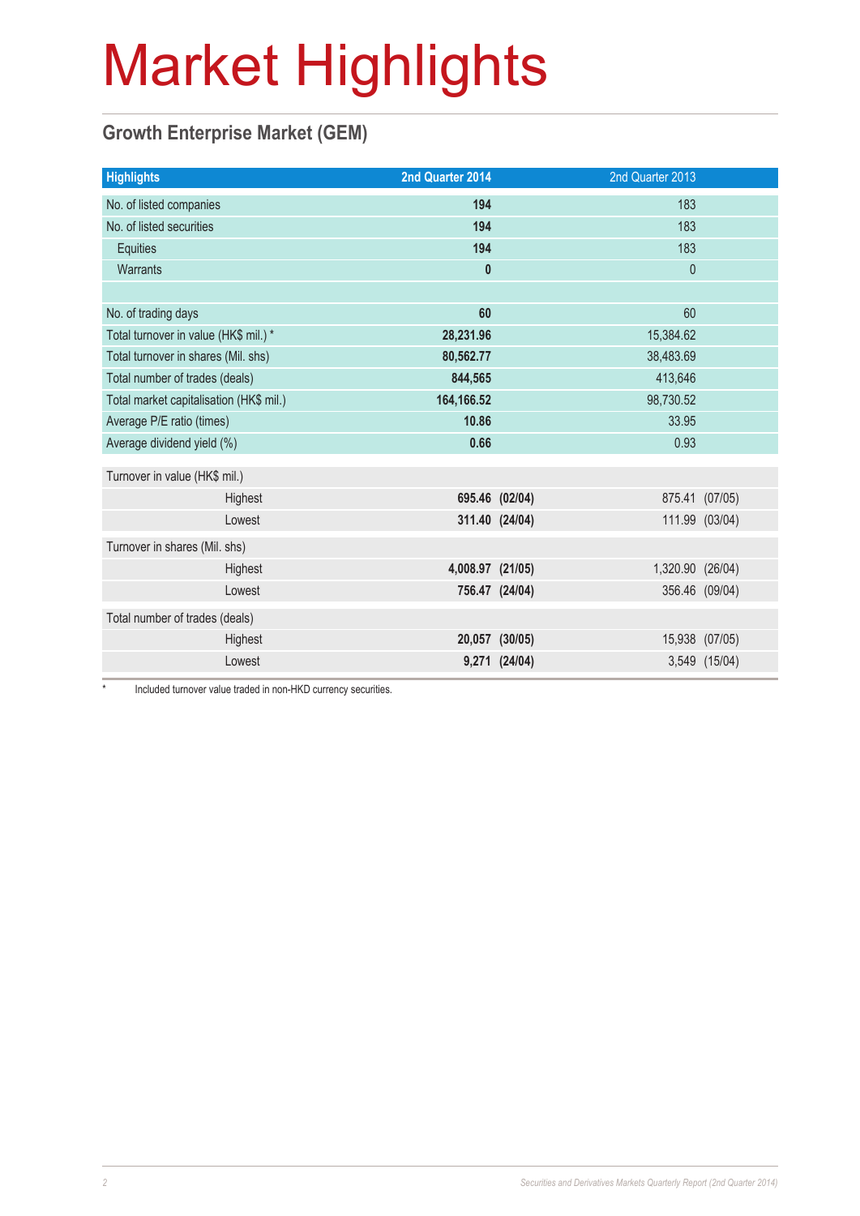# Market Highlights

## Growth Enterprise Market (GEM)

| Highlights | 2nd Quarter 2014 | | 2nd Quarter 2013 | |
|---|---|---|---|---|
| No. of listed companies | **194** | | 183 | |
| No. of listed securities | **194** | | 183 | |
| Equities | **194** | | 183 | |
| Warrants | **0** | | 0 | |
| | | | | |
| No. of trading days | **60** | | 60 | |
| Total turnover in value (HK$ mil.) * | **28,231.96** | | 15,384.62 | |
| Total turnover in shares (Mil. shs) | **80,562.77** | | 38,483.69 | |
| Total number of trades (deals) | **844,565** | | 413,646 | |
| Total market capitalisation (HK$ mil.) | **164,166.52** | | 98,730.52 | |
| Average P/E ratio (times) | **10.86** | | 33.95 | |
| Average dividend yield (%) | **0.66** | | 0.93 | |
| Turnover in value (HK$ mil.) | | | | |
| Highest | **695.46** | **(02/04)** | 875.41 | (07/05) |
| Lowest | **311.40** | **(24/04)** | 111.99 | (03/04) |
| Turnover in shares (Mil. shs) | | | | |
| Highest | **4,008.97** | **(21/05)** | 1,320.90 | (26/04) |
| Lowest | **756.47** | **(24/04)** | 356.46 | (09/04) |
| Total number of trades (deals) | | | | |
| Highest | **20,057** | **(30/05)** | 15,938 | (07/05) |
| Lowest | **9,271** | **(24/04)** | 3,549 | (15/04) |

* Included turnover value traded in non-HKD currency securities.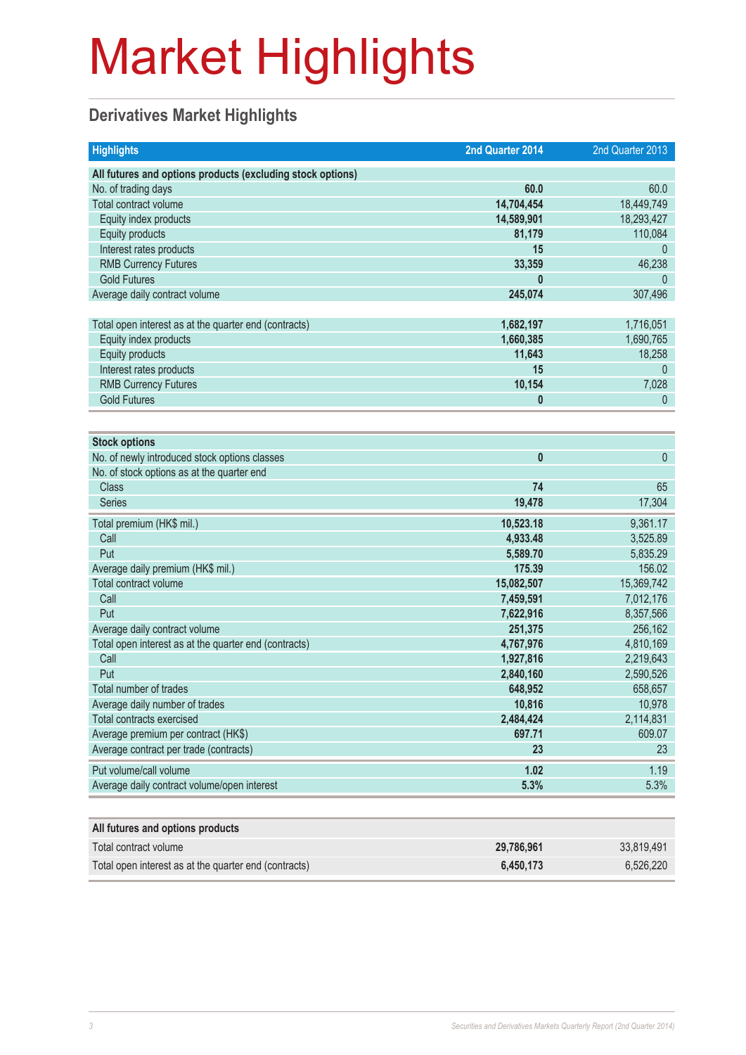# Market Highlights

## Derivatives Market Highlights

| Highlights | 2nd Quarter 2014 | 2nd Quarter 2013 |
|---|---|---|
| **All futures and options products (excluding stock options)** | | |
| No. of trading days | **60.0** | 60.0 |
| Total contract volume | **14,704,454** | 18,449,749 |
| Equity index products | **14,589,901** | 18,293,427 |
| Equity products | **81,179** | 110,084 |
| Interest rates products | **15** | 0 |
| RMB Currency Futures | **33,359** | 46,238 |
| Gold Futures | **0** | 0 |
| Average daily contract volume | **245,074** | 307,496 |
| Total open interest as at the quarter end (contracts) | **1,682,197** | 1,716,051 |
| Equity index products | **1,660,385** | 1,690,765 |
| Equity products | **11,643** | 18,258 |
| Interest rates products | **15** | 0 |
| RMB Currency Futures | **10,154** | 7,028 |
| Gold Futures | **0** | 0 |
| **Stock options** | | |
| No. of newly introduced stock options classes | **0** | 0 |
| No. of stock options as at the quarter end | | |
| Class | **74** | 65 |
| Series | **19,478** | 17,304 |
| Total premium (HK$ mil.) | **10,523.18** | 9,361.17 |
| Call | **4,933.48** | 3,525.89 |
| Put | **5,589.70** | 5,835.29 |
| Average daily premium (HK$ mil.) | **175.39** | 156.02 |
| Total contract volume | **15,082,507** | 15,369,742 |
| Call | **7,459,591** | 7,012,176 |
| Put | **7,622,916** | 8,357,566 |
| Average daily contract volume | **251,375** | 256,162 |
| Total open interest as at the quarter end (contracts) | **4,767,976** | 4,810,169 |
| Call | **1,927,816** | 2,219,643 |
| Put | **2,840,160** | 2,590,526 |
| Total number of trades | **648,952** | 658,657 |
| Average daily number of trades | **10,816** | 10,978 |
| Total contracts exercised | **2,484,424** | 2,114,831 |
| Average premium per contract (HK$) | **697.71** | 609.07 |
| Average contract per trade (contracts) | **23** | 23 |
| Put volume/call volume | **1.02** | 1.19 |
| Average daily contract volume/open interest | **5.3%** | 5.3% |
| **All futures and options products** | | |
| Total contract volume | **29,786,961** | 33,819,491 |
| Total open interest as at the quarter end (contracts) | **6,450,173** | 6,526,220 |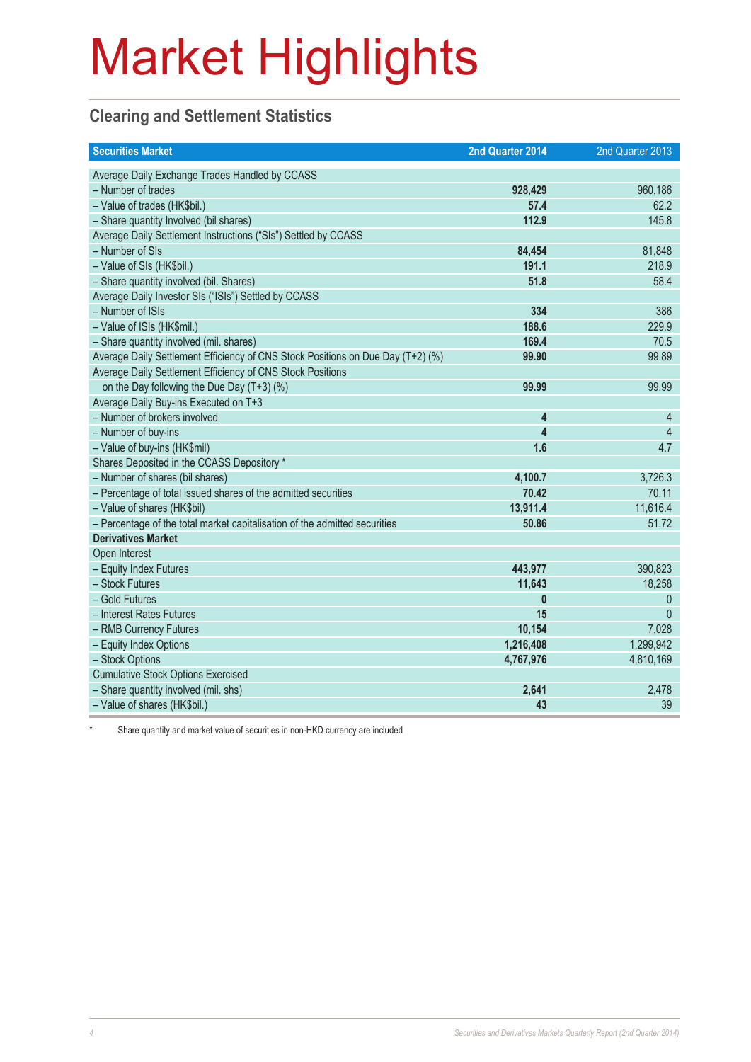# Market Highlights

## Clearing and Settlement Statistics

| Securities Market | 2nd Quarter 2014 | 2nd Quarter 2013 |
|---|---|---|
| Average Daily Exchange Trades Handled by CCASS | | |
| – Number of trades | **928,429** | 960,186 |
| – Value of trades (HK$bil.) | **57.4** | 62.2 |
| – Share quantity Involved (bil shares) | **112.9** | 145.8 |
| Average Daily Settlement Instructions ("SIs") Settled by CCASS | | |
| – Number of SIs | **84,454** | 81,848 |
| – Value of SIs (HK$bil.) | **191.1** | 218.9 |
| – Share quantity involved (bil. Shares) | **51.8** | 58.4 |
| Average Daily Investor SIs ("ISIs") Settled by CCASS | | |
| – Number of ISIs | **334** | 386 |
| – Value of ISIs (HK$mil.) | **188.6** | 229.9 |
| – Share quantity involved (mil. shares) | **169.4** | 70.5 |
| Average Daily Settlement Efficiency of CNS Stock Positions on Due Day (T+2) (%) | **99.90** | 99.89 |
| Average Daily Settlement Efficiency of CNS Stock Positions on the Day following the Due Day (T+3) (%) | **99.99** | 99.99 |
| Average Daily Buy-ins Executed on T+3 | | |
| – Number of brokers involved | **4** | 4 |
| – Number of buy-ins | **4** | 4 |
| – Value of buy-ins (HK$mil) | **1.6** | 4.7 |
| Shares Deposited in the CCASS Depository * | | |
| – Number of shares (bil shares) | **4,100.7** | 3,726.3 |
| – Percentage of total issued shares of the admitted securities | **70.42** | 70.11 |
| – Value of shares (HK$bil) | **13,911.4** | 11,616.4 |
| – Percentage of the total market capitalisation of the admitted securities | **50.86** | 51.72 |
| **Derivatives Market** | | |
| Open Interest | | |
| – Equity Index Futures | **443,977** | 390,823 |
| – Stock Futures | **11,643** | 18,258 |
| – Gold Futures | **0** | 0 |
| – Interest Rates Futures | **15** | 0 |
| – RMB Currency Futures | **10,154** | 7,028 |
| – Equity Index Options | **1,216,408** | 1,299,942 |
| – Stock Options | **4,767,976** | 4,810,169 |
| Cumulative Stock Options Exercised | | |
| – Share quantity involved (mil. shs) | **2,641** | 2,478 |
| – Value of shares (HK$bil.) | **43** | 39 |

\* Share quantity and market value of securities in non-HKD currency are included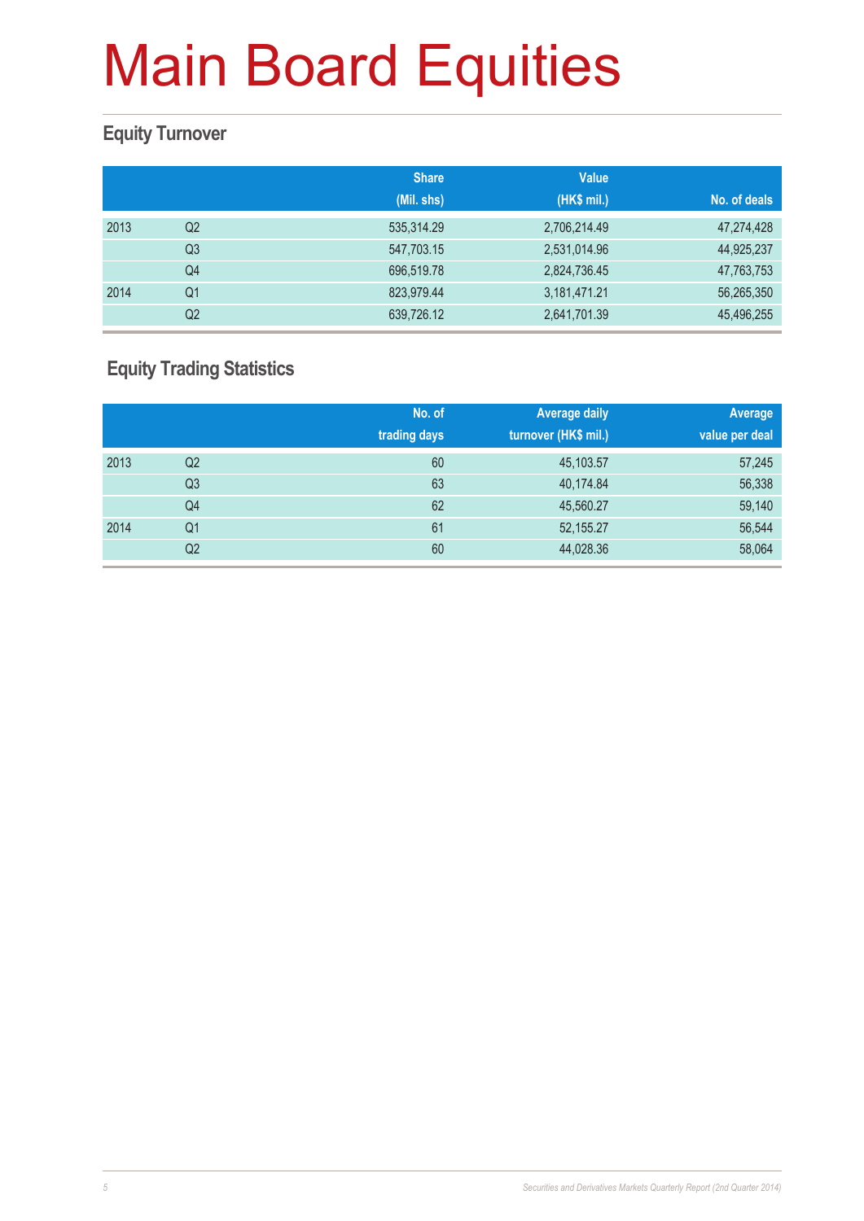# Main Board Equities

## Equity Turnover

| | | Share (Mil. shs) | Value (HK$ mil.) | No. of deals |
|---|---|---|---|---|
| 2013 | Q2 | 535,314.29 | 2,706,214.49 | 47,274,428 |
| | Q3 | 547,703.15 | 2,531,014.96 | 44,925,237 |
| | Q4 | 696,519.78 | 2,824,736.45 | 47,763,753 |
| 2014 | Q1 | 823,979.44 | 3,181,471.21 | 56,265,350 |
| | Q2 | 639,726.12 | 2,641,701.39 | 45,496,255 |

## Equity Trading Statistics

| | | No. of trading days | Average daily turnover (HK$ mil.) | Average value per deal |
|---|---|---|---|---|
| 2013 | Q2 | 60 | 45,103.57 | 57,245 |
| | Q3 | 63 | 40,174.84 | 56,338 |
| | Q4 | 62 | 45,560.27 | 59,140 |
| 2014 | Q1 | 61 | 52,155.27 | 56,544 |
| | Q2 | 60 | 44,028.36 | 58,064 |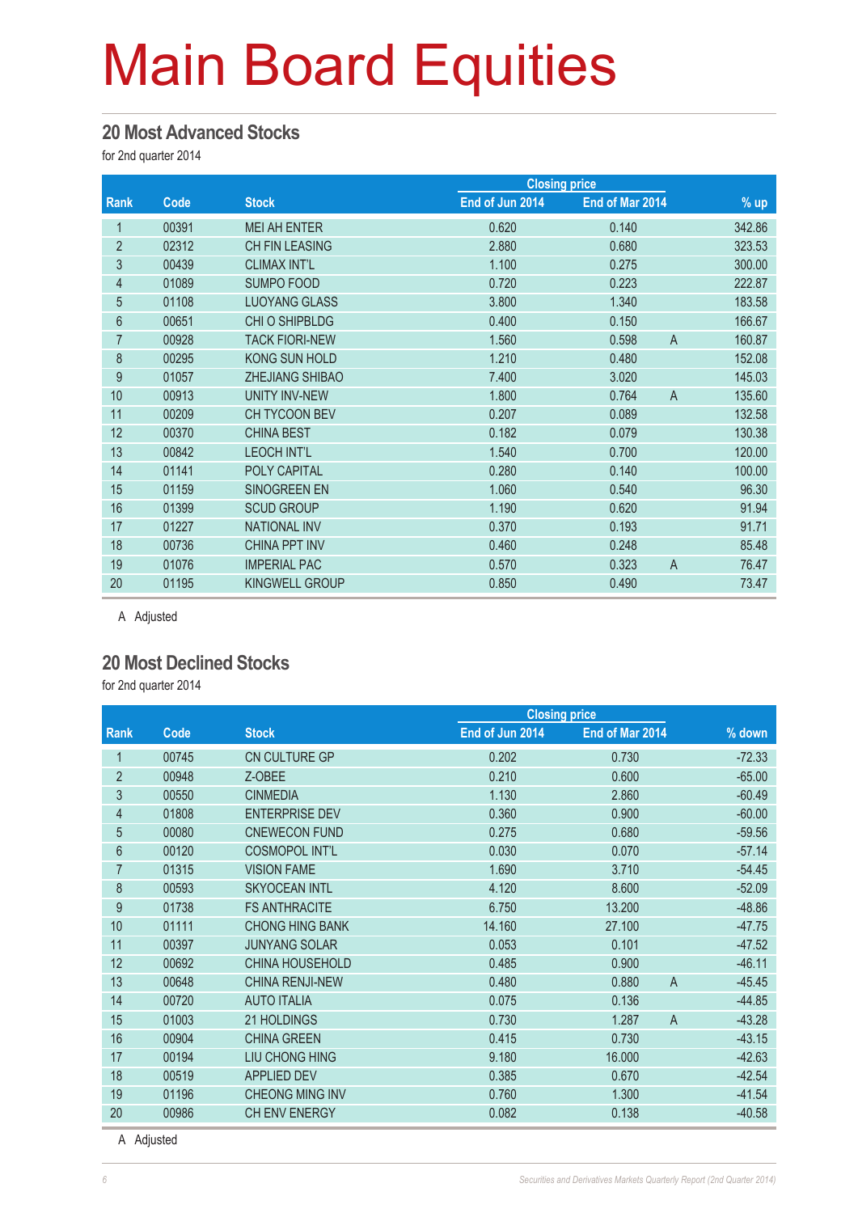# Main Board Equities

## 20 Most Advanced Stocks

for 2nd quarter 2014

| Rank | Code | Stock | Closing price | | | % up |
|---|---|---|---|---|---|---|
| | | | End of Jun 2014 | End of Mar 2014 | | |
| 1 | 00391 | MEI AH ENTER | 0.620 | 0.140 | | 342.86 |
| 2 | 02312 | CH FIN LEASING | 2.880 | 0.680 | | 323.53 |
| 3 | 00439 | CLIMAX INT'L | 1.100 | 0.275 | | 300.00 |
| 4 | 01089 | SUMPO FOOD | 0.720 | 0.223 | | 222.87 |
| 5 | 01108 | LUOYANG GLASS | 3.800 | 1.340 | | 183.58 |
| 6 | 00651 | CHI O SHIPBLDG | 0.400 | 0.150 | | 166.67 |
| 7 | 00928 | TACK FIORI-NEW | 1.560 | 0.598 | A | 160.87 |
| 8 | 00295 | KONG SUN HOLD | 1.210 | 0.480 | | 152.08 |
| 9 | 01057 | ZHEJIANG SHIBAO | 7.400 | 3.020 | | 145.03 |
| 10 | 00913 | UNITY INV-NEW | 1.800 | 0.764 | A | 135.60 |
| 11 | 00209 | CH TYCOON BEV | 0.207 | 0.089 | | 132.58 |
| 12 | 00370 | CHINA BEST | 0.182 | 0.079 | | 130.38 |
| 13 | 00842 | LEOCH INT'L | 1.540 | 0.700 | | 120.00 |
| 14 | 01141 | POLY CAPITAL | 0.280 | 0.140 | | 100.00 |
| 15 | 01159 | SINOGREEN EN | 1.060 | 0.540 | | 96.30 |
| 16 | 01399 | SCUD GROUP | 1.190 | 0.620 | | 91.94 |
| 17 | 01227 | NATIONAL INV | 0.370 | 0.193 | | 91.71 |
| 18 | 00736 | CHINA PPT INV | 0.460 | 0.248 | | 85.48 |
| 19 | 01076 | IMPERIAL PAC | 0.570 | 0.323 | A | 76.47 |
| 20 | 01195 | KINGWELL GROUP | 0.850 | 0.490 | | 73.47 |

A Adjusted

## 20 Most Declined Stocks

for 2nd quarter 2014

| Rank | Code | Stock | Closing price | | | % down |
|---|---|---|---|---|---|---|
| | | | End of Jun 2014 | End of Mar 2014 | | |
| 1 | 00745 | CN CULTURE GP | 0.202 | 0.730 | | -72.33 |
| 2 | 00948 | Z-OBEE | 0.210 | 0.600 | | -65.00 |
| 3 | 00550 | CINMEDIA | 1.130 | 2.860 | | -60.49 |
| 4 | 01808 | ENTERPRISE DEV | 0.360 | 0.900 | | -60.00 |
| 5 | 00080 | CNEWECON FUND | 0.275 | 0.680 | | -59.56 |
| 6 | 00120 | COSMOPOL INT'L | 0.030 | 0.070 | | -57.14 |
| 7 | 01315 | VISION FAME | 1.690 | 3.710 | | -54.45 |
| 8 | 00593 | SKYOCEAN INTL | 4.120 | 8.600 | | -52.09 |
| 9 | 01738 | FS ANTHRACITE | 6.750 | 13.200 | | -48.86 |
| 10 | 01111 | CHONG HING BANK | 14.160 | 27.100 | | -47.75 |
| 11 | 00397 | JUNYANG SOLAR | 0.053 | 0.101 | | -47.52 |
| 12 | 00692 | CHINA HOUSEHOLD | 0.485 | 0.900 | | -46.11 |
| 13 | 00648 | CHINA RENJI-NEW | 0.480 | 0.880 | A | -45.45 |
| 14 | 00720 | AUTO ITALIA | 0.075 | 0.136 | | -44.85 |
| 15 | 01003 | 21 HOLDINGS | 0.730 | 1.287 | A | -43.28 |
| 16 | 00904 | CHINA GREEN | 0.415 | 0.730 | | -43.15 |
| 17 | 00194 | LIU CHONG HING | 9.180 | 16.000 | | -42.63 |
| 18 | 00519 | APPLIED DEV | 0.385 | 0.670 | | -42.54 |
| 19 | 01196 | CHEONG MING INV | 0.760 | 1.300 | | -41.54 |
| 20 | 00986 | CH ENV ENERGY | 0.082 | 0.138 | | -40.58 |

A Adjusted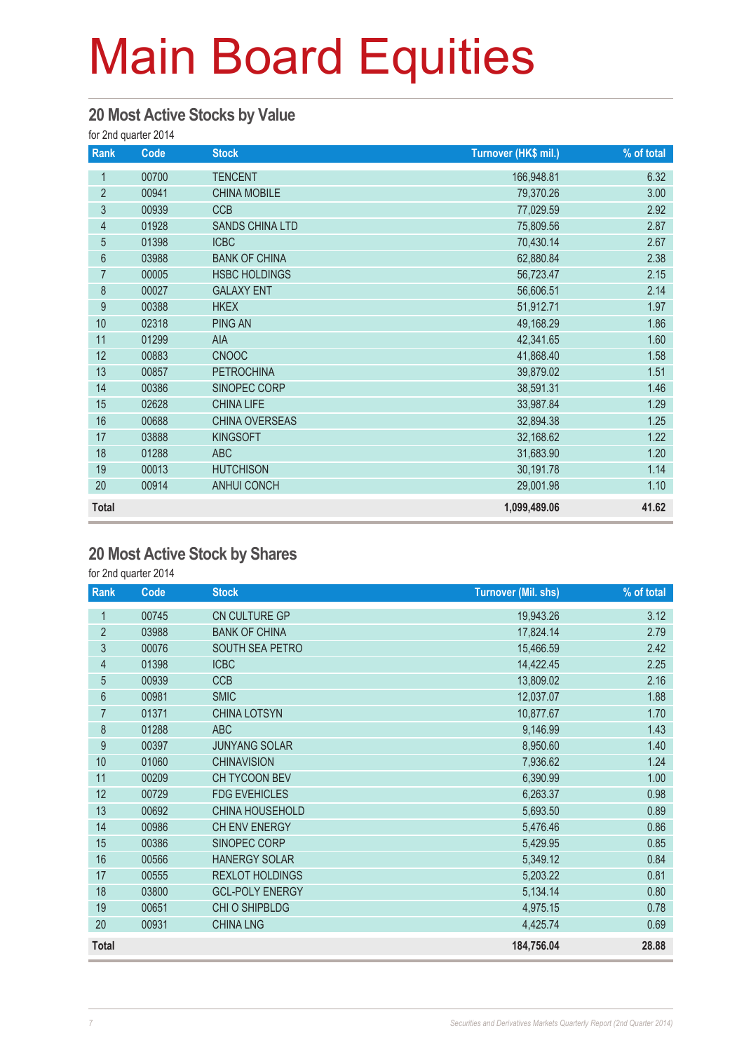# Main Board Equities

## 20 Most Active Stocks by Value

for 2nd quarter 2014

| Rank | Code | Stock | Turnover (HK$ mil.) | % of total |
|---|---|---|---|---|
| 1 | 00700 | TENCENT | 166,948.81 | 6.32 |
| 2 | 00941 | CHINA MOBILE | 79,370.26 | 3.00 |
| 3 | 00939 | CCB | 77,029.59 | 2.92 |
| 4 | 01928 | SANDS CHINA LTD | 75,809.56 | 2.87 |
| 5 | 01398 | ICBC | 70,430.14 | 2.67 |
| 6 | 03988 | BANK OF CHINA | 62,880.84 | 2.38 |
| 7 | 00005 | HSBC HOLDINGS | 56,723.47 | 2.15 |
| 8 | 00027 | GALAXY ENT | 56,606.51 | 2.14 |
| 9 | 00388 | HKEX | 51,912.71 | 1.97 |
| 10 | 02318 | PING AN | 49,168.29 | 1.86 |
| 11 | 01299 | AIA | 42,341.65 | 1.60 |
| 12 | 00883 | CNOOC | 41,868.40 | 1.58 |
| 13 | 00857 | PETROCHINA | 39,879.02 | 1.51 |
| 14 | 00386 | SINOPEC CORP | 38,591.31 | 1.46 |
| 15 | 02628 | CHINA LIFE | 33,987.84 | 1.29 |
| 16 | 00688 | CHINA OVERSEAS | 32,894.38 | 1.25 |
| 17 | 03888 | KINGSOFT | 32,168.62 | 1.22 |
| 18 | 01288 | ABC | 31,683.90 | 1.20 |
| 19 | 00013 | HUTCHISON | 30,191.78 | 1.14 |
| 20 | 00914 | ANHUI CONCH | 29,001.98 | 1.10 |
| **Total** | | | **1,099,489.06** | **41.62** |

## 20 Most Active Stock by Shares

for 2nd quarter 2014

| Rank | Code | Stock | Turnover (Mil. shs) | % of total |
|---|---|---|---|---|
| 1 | 00745 | CN CULTURE GP | 19,943.26 | 3.12 |
| 2 | 03988 | BANK OF CHINA | 17,824.14 | 2.79 |
| 3 | 00076 | SOUTH SEA PETRO | 15,466.59 | 2.42 |
| 4 | 01398 | ICBC | 14,422.45 | 2.25 |
| 5 | 00939 | CCB | 13,809.02 | 2.16 |
| 6 | 00981 | SMIC | 12,037.07 | 1.88 |
| 7 | 01371 | CHINA LOTSYN | 10,877.67 | 1.70 |
| 8 | 01288 | ABC | 9,146.99 | 1.43 |
| 9 | 00397 | JUNYANG SOLAR | 8,950.60 | 1.40 |
| 10 | 01060 | CHINAVISION | 7,936.62 | 1.24 |
| 11 | 00209 | CH TYCOON BEV | 6,390.99 | 1.00 |
| 12 | 00729 | FDG EVEHICLES | 6,263.37 | 0.98 |
| 13 | 00692 | CHINA HOUSEHOLD | 5,693.50 | 0.89 |
| 14 | 00986 | CH ENV ENERGY | 5,476.46 | 0.86 |
| 15 | 00386 | SINOPEC CORP | 5,429.95 | 0.85 |
| 16 | 00566 | HANERGY SOLAR | 5,349.12 | 0.84 |
| 17 | 00555 | REXLOT HOLDINGS | 5,203.22 | 0.81 |
| 18 | 03800 | GCL-POLY ENERGY | 5,134.14 | 0.80 |
| 19 | 00651 | CHI O SHIPBLDG | 4,975.15 | 0.78 |
| 20 | 00931 | CHINA LNG | 4,425.74 | 0.69 |
| **Total** | | | **184,756.04** | **28.88** |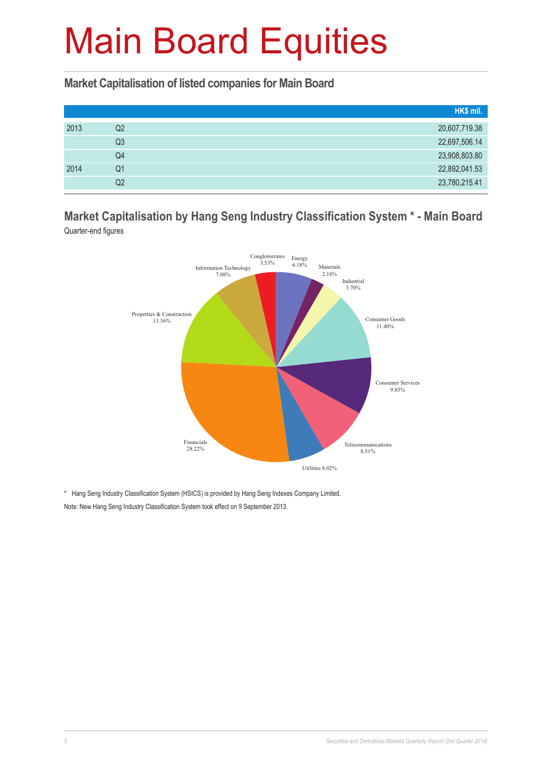# Main Board Equities

## Market Capitalisation of listed companies for Main Board

| | | HK$ mil. |
|---|---|---|
| 2013 | Q2 | 20,607,719.38 |
| | Q3 | 22,697,506.14 |
| | Q4 | 23,908,803.80 |
| 2014 | Q1 | 22,892,041.53 |
| | Q2 | 23,780,215.41 |

## Market Capitalisation by Hang Seng Industry Classification System * - Main Board

Quarter-end figures

| Industry | % |
|---|---|
| Energy | 6.18% |
| Materials | 2.16% |
| Industrial | 3.70% |
| Consumer Goods | 11.40% |
| Consumer Services | 9.85% |
| Telecommunications | 8.51% |
| Utilities | 6.02% |
| Financials | 28.22% |
| Properties & Construction | 13.36% |
| Information Technology | 7.08% |
| Conglomerates | 3.53% |

\* Hang Seng Industry Classification System (HSICS) is provided by Hang Seng Indexes Company Limited.

Note: New Hang Seng Industry Classification System took effect on 9 September 2013.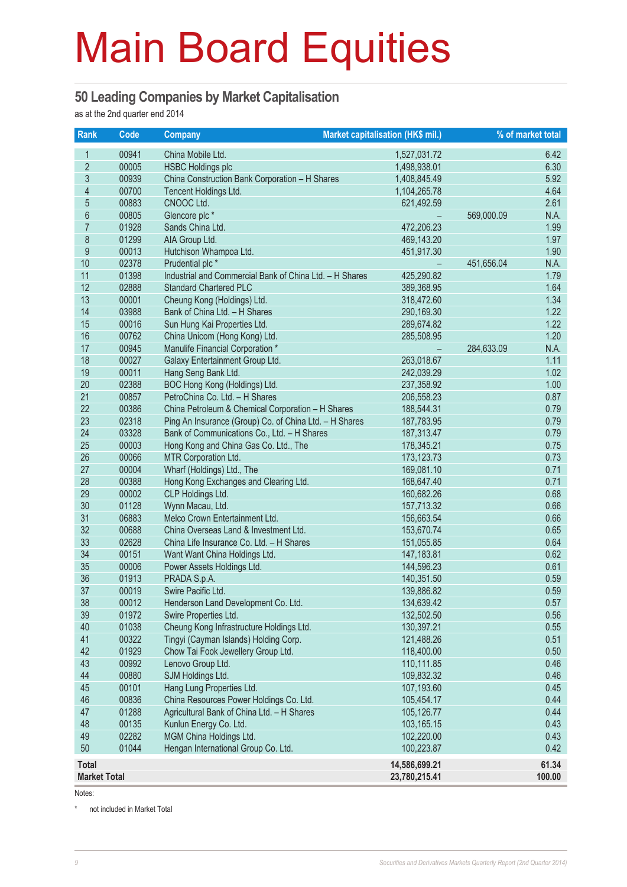# Main Board Equities

## 50 Leading Companies by Market Capitalisation

as at the 2nd quarter end 2014

| Rank | Code | Company | Market capitalisation (HK$ mil.) | | % of market total |
|---|---|---|---|---|---|
| 1 | 00941 | China Mobile Ltd. | 1,527,031.72 | | 6.42 |
| 2 | 00005 | HSBC Holdings plc | 1,498,938.01 | | 6.30 |
| 3 | 00939 | China Construction Bank Corporation – H Shares | 1,408,845.49 | | 5.92 |
| 4 | 00700 | Tencent Holdings Ltd. | 1,104,265.78 | | 4.64 |
| 5 | 00883 | CNOOC Ltd. | 621,492.59 | | 2.61 |
| 6 | 00805 | Glencore plc * | – | 569,000.09 | N.A. |
| 7 | 01928 | Sands China Ltd. | 472,206.23 | | 1.99 |
| 8 | 01299 | AIA Group Ltd. | 469,143.20 | | 1.97 |
| 9 | 00013 | Hutchison Whampoa Ltd. | 451,917.30 | | 1.90 |
| 10 | 02378 | Prudential plc * | – | 451,656.04 | N.A. |
| 11 | 01398 | Industrial and Commercial Bank of China Ltd. – H Shares | 425,290.82 | | 1.79 |
| 12 | 02888 | Standard Chartered PLC | 389,368.95 | | 1.64 |
| 13 | 00001 | Cheung Kong (Holdings) Ltd. | 318,472.60 | | 1.34 |
| 14 | 03988 | Bank of China Ltd. – H Shares | 290,169.30 | | 1.22 |
| 15 | 00016 | Sun Hung Kai Properties Ltd. | 289,674.82 | | 1.22 |
| 16 | 00762 | China Unicom (Hong Kong) Ltd. | 285,508.95 | | 1.20 |
| 17 | 00945 | Manulife Financial Corporation * | – | 284,633.09 | N.A. |
| 18 | 00027 | Galaxy Entertainment Group Ltd. | 263,018.67 | | 1.11 |
| 19 | 00011 | Hang Seng Bank Ltd. | 242,039.29 | | 1.02 |
| 20 | 02388 | BOC Hong Kong (Holdings) Ltd. | 237,358.92 | | 1.00 |
| 21 | 00857 | PetroChina Co. Ltd. – H Shares | 206,558.23 | | 0.87 |
| 22 | 00386 | China Petroleum & Chemical Corporation – H Shares | 188,544.31 | | 0.79 |
| 23 | 02318 | Ping An Insurance (Group) Co. of China Ltd. – H Shares | 187,783.95 | | 0.79 |
| 24 | 03328 | Bank of Communications Co., Ltd. – H Shares | 187,313.47 | | 0.79 |
| 25 | 00003 | Hong Kong and China Gas Co. Ltd., The | 178,345.21 | | 0.75 |
| 26 | 00066 | MTR Corporation Ltd. | 173,123.73 | | 0.73 |
| 27 | 00004 | Wharf (Holdings) Ltd., The | 169,081.10 | | 0.71 |
| 28 | 00388 | Hong Kong Exchanges and Clearing Ltd. | 168,647.40 | | 0.71 |
| 29 | 00002 | CLP Holdings Ltd. | 160,682.26 | | 0.68 |
| 30 | 01128 | Wynn Macau, Ltd. | 157,713.32 | | 0.66 |
| 31 | 06883 | Melco Crown Entertainment Ltd. | 156,663.54 | | 0.66 |
| 32 | 00688 | China Overseas Land & Investment Ltd. | 153,670.74 | | 0.65 |
| 33 | 02628 | China Life Insurance Co. Ltd. – H Shares | 151,055.85 | | 0.64 |
| 34 | 00151 | Want Want China Holdings Ltd. | 147,183.81 | | 0.62 |
| 35 | 00006 | Power Assets Holdings Ltd. | 144,596.23 | | 0.61 |
| 36 | 01913 | PRADA S.p.A. | 140,351.50 | | 0.59 |
| 37 | 00019 | Swire Pacific Ltd. | 139,886.82 | | 0.59 |
| 38 | 00012 | Henderson Land Development Co. Ltd. | 134,639.42 | | 0.57 |
| 39 | 01972 | Swire Properties Ltd. | 132,502.50 | | 0.56 |
| 40 | 01038 | Cheung Kong Infrastructure Holdings Ltd. | 130,397.21 | | 0.55 |
| 41 | 00322 | Tingyi (Cayman Islands) Holding Corp. | 121,488.26 | | 0.51 |
| 42 | 01929 | Chow Tai Fook Jewellery Group Ltd. | 118,400.00 | | 0.50 |
| 43 | 00992 | Lenovo Group Ltd. | 110,111.85 | | 0.46 |
| 44 | 00880 | SJM Holdings Ltd. | 109,832.32 | | 0.46 |
| 45 | 00101 | Hang Lung Properties Ltd. | 107,193.60 | | 0.45 |
| 46 | 00836 | China Resources Power Holdings Co. Ltd. | 105,454.17 | | 0.44 |
| 47 | 01288 | Agricultural Bank of China Ltd. – H Shares | 105,126.77 | | 0.44 |
| 48 | 00135 | Kunlun Energy Co. Ltd. | 103,165.15 | | 0.43 |
| 49 | 02282 | MGM China Holdings Ltd. | 102,220.00 | | 0.43 |
| 50 | 01044 | Hengan International Group Co. Ltd. | 100,223.87 | | 0.42 |
| **Total** | | | **14,586,699.21** | | **61.34** |
| **Market Total** | | | **23,780,215.41** | | **100.00** |

Notes:

\* not included in Market Total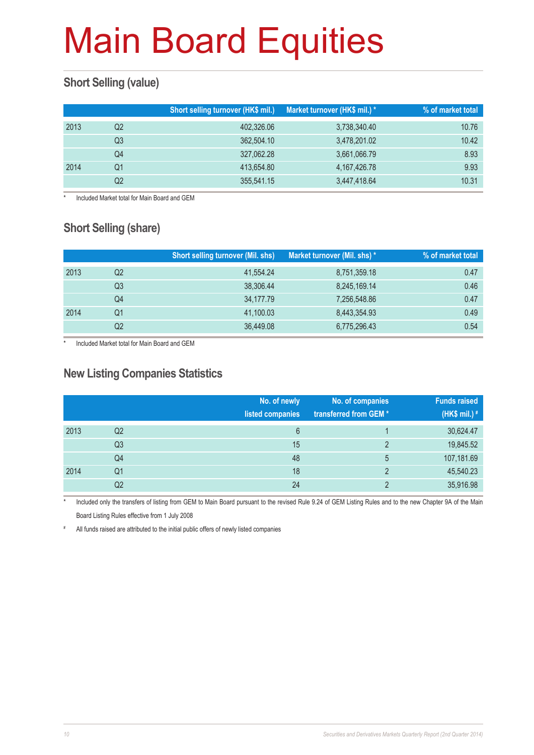# Main Board Equities

## Short Selling (value)

| | | Short selling turnover (HK$ mil.) | Market turnover (HK$ mil.) * | % of market total |
|---|---|---|---|---|
| 2013 | Q2 | 402,326.06 | 3,738,340.40 | 10.76 |
| | Q3 | 362,504.10 | 3,478,201.02 | 10.42 |
| | Q4 | 327,062.28 | 3,661,066.79 | 8.93 |
| 2014 | Q1 | 413,654.80 | 4,167,426.78 | 9.93 |
| | Q2 | 355,541.15 | 3,447,418.64 | 10.31 |

* Included Market total for Main Board and GEM

## Short Selling (share)

| | | Short selling turnover (Mil. shs) | Market turnover (Mil. shs) * | % of market total |
|---|---|---|---|---|
| 2013 | Q2 | 41,554.24 | 8,751,359.18 | 0.47 |
| | Q3 | 38,306.44 | 8,245,169.14 | 0.46 |
| | Q4 | 34,177.79 | 7,256,548.86 | 0.47 |
| 2014 | Q1 | 41,100.03 | 8,443,354.93 | 0.49 |
| | Q2 | 36,449.08 | 6,775,296.43 | 0.54 |

* Included Market total for Main Board and GEM

## New Listing Companies Statistics

| | | No. of newly listed companies | No. of companies transferred from GEM * | Funds raised (HK$ mil.) # |
|---|---|---|---|---|
| 2013 | Q2 | 6 | 1 | 30,624.47 |
| | Q3 | 15 | 2 | 19,845.52 |
| | Q4 | 48 | 5 | 107,181.69 |
| 2014 | Q1 | 18 | 2 | 45,540.23 |
| | Q2 | 24 | 2 | 35,916.98 |

* Included only the transfers of listing from GEM to Main Board pursuant to the revised Rule 9.24 of GEM Listing Rules and to the new Chapter 9A of the Main Board Listing Rules effective from 1 July 2008

# All funds raised are attributed to the initial public offers of newly listed companies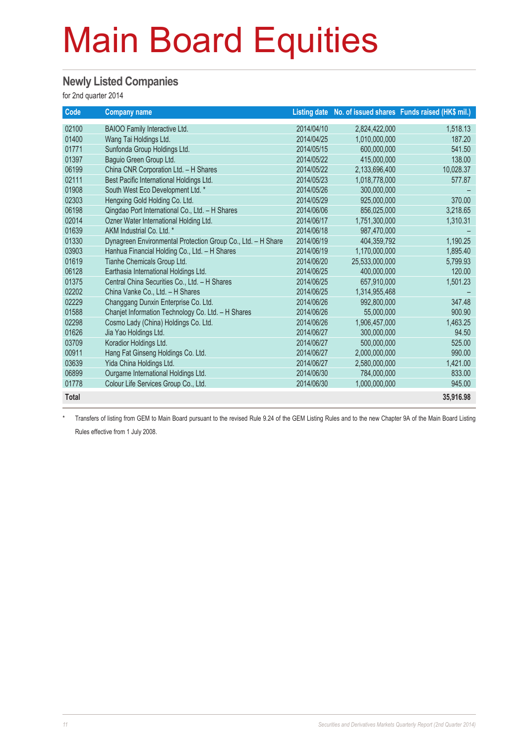# Main Board Equities

## Newly Listed Companies

for 2nd quarter 2014

| Code | Company name | Listing date | No. of issued shares | Funds raised (HK$ mil.) |
|---|---|---|---|---|
| 02100 | BAIOO Family Interactive Ltd. | 2014/04/10 | 2,824,422,000 | 1,518.13 |
| 01400 | Wang Tai Holdings Ltd. | 2014/04/25 | 1,010,000,000 | 187.20 |
| 01771 | Sunfonda Group Holdings Ltd. | 2014/05/15 | 600,000,000 | 541.50 |
| 01397 | Baguio Green Group Ltd. | 2014/05/22 | 415,000,000 | 138.00 |
| 06199 | China CNR Corporation Ltd. – H Shares | 2014/05/22 | 2,133,696,400 | 10,028.37 |
| 02111 | Best Pacific International Holdings Ltd. | 2014/05/23 | 1,018,778,000 | 577.87 |
| 01908 | South West Eco Development Ltd. * | 2014/05/26 | 300,000,000 | – |
| 02303 | Hengxing Gold Holding Co. Ltd. | 2014/05/29 | 925,000,000 | 370.00 |
| 06198 | Qingdao Port International Co., Ltd. – H Shares | 2014/06/06 | 856,025,000 | 3,218.65 |
| 02014 | Ozner Water International Holding Ltd. | 2014/06/17 | 1,751,300,000 | 1,310.31 |
| 01639 | AKM Industrial Co. Ltd. * | 2014/06/18 | 987,470,000 | – |
| 01330 | Dynagreen Environmental Protection Group Co., Ltd. – H Share | 2014/06/19 | 404,359,792 | 1,190.25 |
| 03903 | Hanhua Financial Holding Co., Ltd. – H Shares | 2014/06/19 | 1,170,000,000 | 1,895.40 |
| 01619 | Tianhe Chemicals Group Ltd. | 2014/06/20 | 25,533,000,000 | 5,799.93 |
| 06128 | Earthasia International Holdings Ltd. | 2014/06/25 | 400,000,000 | 120.00 |
| 01375 | Central China Securities Co., Ltd. – H Shares | 2014/06/25 | 657,910,000 | 1,501.23 |
| 02202 | China Vanke Co., Ltd. – H Shares | 2014/06/25 | 1,314,955,468 | – |
| 02229 | Changgang Dunxin Enterprise Co. Ltd. | 2014/06/26 | 992,800,000 | 347.48 |
| 01588 | Chanjet Information Technology Co. Ltd. – H Shares | 2014/06/26 | 55,000,000 | 900.90 |
| 02298 | Cosmo Lady (China) Holdings Co. Ltd. | 2014/06/26 | 1,906,457,000 | 1,463.25 |
| 01626 | Jia Yao Holdings Ltd. | 2014/06/27 | 300,000,000 | 94.50 |
| 03709 | Koradior Holdings Ltd. | 2014/06/27 | 500,000,000 | 525.00 |
| 00911 | Hang Fat Ginseng Holdings Co. Ltd. | 2014/06/27 | 2,000,000,000 | 990.00 |
| 03639 | Yida China Holdings Ltd. | 2014/06/27 | 2,580,000,000 | 1,421.00 |
| 06899 | Ourgame International Holdings Ltd. | 2014/06/30 | 784,000,000 | 833.00 |
| 01778 | Colour Life Services Group Co., Ltd. | 2014/06/30 | 1,000,000,000 | 945.00 |
| **Total** | | | | **35,916.98** |

\* Transfers of listing from GEM to Main Board pursuant to the revised Rule 9.24 of the GEM Listing Rules and to the new Chapter 9A of the Main Board Listing Rules effective from 1 July 2008.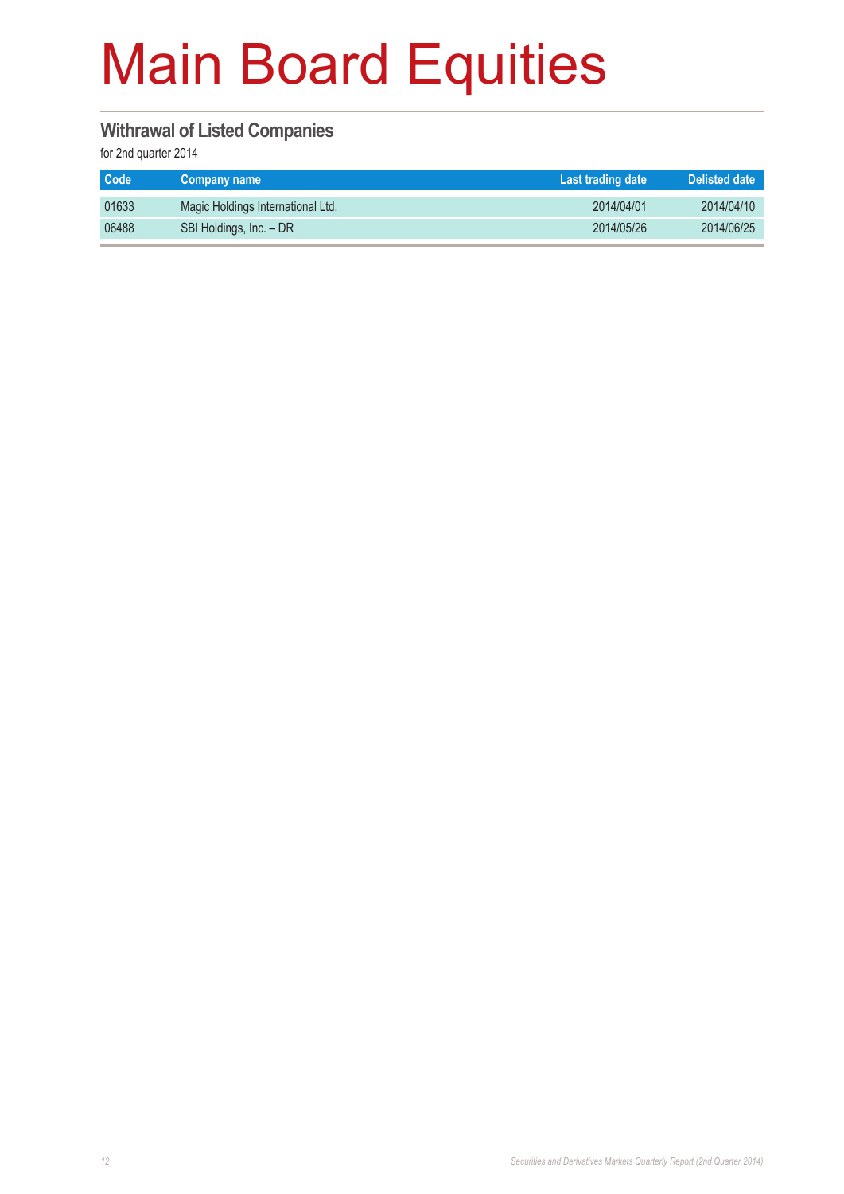# Main Board Equities

## Withrawal of Listed Companies

for 2nd quarter 2014

| Code | Company name | Last trading date | Delisted date |
|---|---|---|---|
| 01633 | Magic Holdings International Ltd. | 2014/04/01 | 2014/04/10 |
| 06488 | SBI Holdings, Inc. – DR | 2014/05/26 | 2014/06/25 |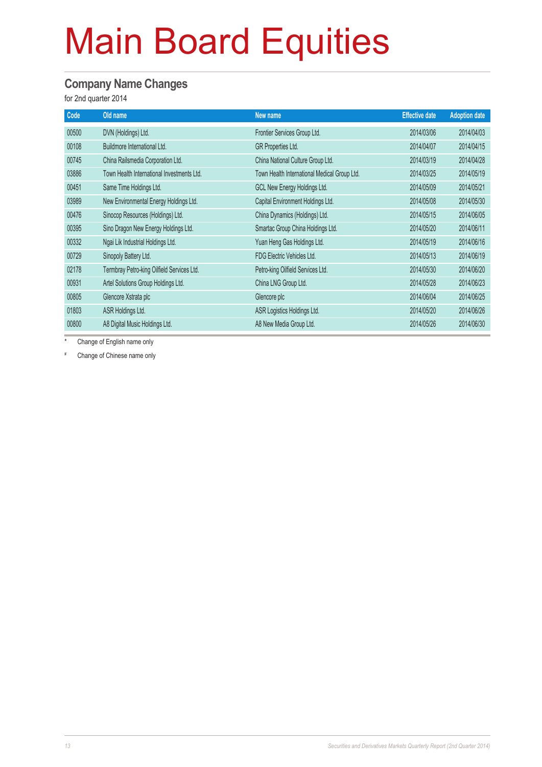# Main Board Equities

## Company Name Changes

for 2nd quarter 2014

| Code | Old name | New name | Effective date | Adoption date |
|---|---|---|---|---|
| 00500 | DVN (Holdings) Ltd. | Frontier Services Group Ltd. | 2014/03/06 | 2014/04/03 |
| 00108 | Buildmore International Ltd. | GR Properties Ltd. | 2014/04/07 | 2014/04/15 |
| 00745 | China Railsmedia Corporation Ltd. | China National Culture Group Ltd. | 2014/03/19 | 2014/04/28 |
| 03886 | Town Health International Investments Ltd. | Town Health International Medical Group Ltd. | 2014/03/25 | 2014/05/19 |
| 00451 | Same Time Holdings Ltd. | GCL New Energy Holdings Ltd. | 2014/05/09 | 2014/05/21 |
| 03989 | New Environmental Energy Holdings Ltd. | Capital Environment Holdings Ltd. | 2014/05/08 | 2014/05/30 |
| 00476 | Sinocop Resources (Holdings) Ltd. | China Dynamics (Holdings) Ltd. | 2014/05/15 | 2014/06/05 |
| 00395 | Sino Dragon New Energy Holdings Ltd. | Smartac Group China Holdings Ltd. | 2014/05/20 | 2014/06/11 |
| 00332 | Ngai Lik Industrial Holdings Ltd. | Yuan Heng Gas Holdings Ltd. | 2014/05/19 | 2014/06/16 |
| 00729 | Sinopoly Battery Ltd. | FDG Electric Vehicles Ltd. | 2014/05/13 | 2014/06/19 |
| 02178 | Termbray Petro-king Oilfield Services Ltd. | Petro-king Oilfield Services Ltd. | 2014/05/30 | 2014/06/20 |
| 00931 | Artel Solutions Group Holdings Ltd. | China LNG Group Ltd. | 2014/05/28 | 2014/06/23 |
| 00805 | Glencore Xstrata plc | Glencore plc | 2014/06/04 | 2014/06/25 |
| 01803 | ASR Holdings Ltd. | ASR Logistics Holdings Ltd. | 2014/05/20 | 2014/06/26 |
| 00800 | A8 Digital Music Holdings Ltd. | A8 New Media Group Ltd. | 2014/05/26 | 2014/06/30 |

\* Change of English name only

\# Change of Chinese name only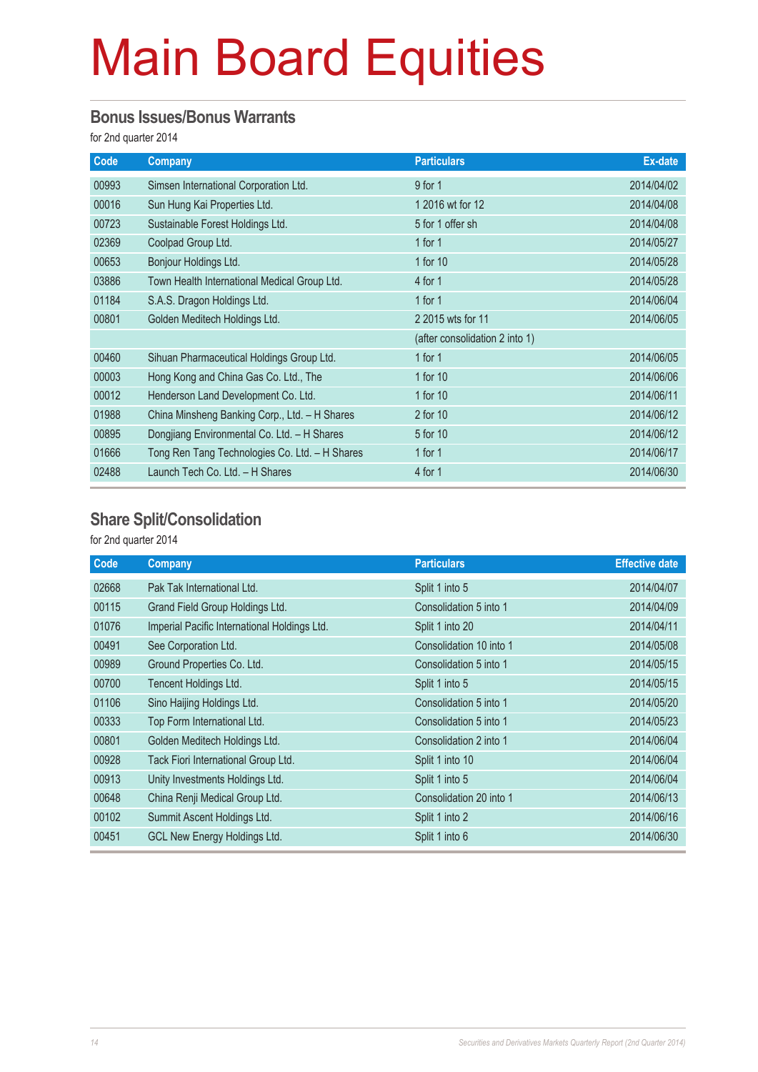# Main Board Equities

## Bonus Issues/Bonus Warrants

for 2nd quarter 2014

| Code | Company | Particulars | Ex-date |
|---|---|---|---|
| 00993 | Simsen International Corporation Ltd. | 9 for 1 | 2014/04/02 |
| 00016 | Sun Hung Kai Properties Ltd. | 1 2016 wt for 12 | 2014/04/08 |
| 00723 | Sustainable Forest Holdings Ltd. | 5 for 1 offer sh | 2014/04/08 |
| 02369 | Coolpad Group Ltd. | 1 for 1 | 2014/05/27 |
| 00653 | Bonjour Holdings Ltd. | 1 for 10 | 2014/05/28 |
| 03886 | Town Health International Medical Group Ltd. | 4 for 1 | 2014/05/28 |
| 01184 | S.A.S. Dragon Holdings Ltd. | 1 for 1 | 2014/06/04 |
| 00801 | Golden Meditech Holdings Ltd. | 2 2015 wts for 11 | 2014/06/05 |
| | | (after consolidation 2 into 1) | |
| 00460 | Sihuan Pharmaceutical Holdings Group Ltd. | 1 for 1 | 2014/06/05 |
| 00003 | Hong Kong and China Gas Co. Ltd., The | 1 for 10 | 2014/06/06 |
| 00012 | Henderson Land Development Co. Ltd. | 1 for 10 | 2014/06/11 |
| 01988 | China Minsheng Banking Corp., Ltd. – H Shares | 2 for 10 | 2014/06/12 |
| 00895 | Dongjiang Environmental Co. Ltd. – H Shares | 5 for 10 | 2014/06/12 |
| 01666 | Tong Ren Tang Technologies Co. Ltd. – H Shares | 1 for 1 | 2014/06/17 |
| 02488 | Launch Tech Co. Ltd. – H Shares | 4 for 1 | 2014/06/30 |

## Share Split/Consolidation

for 2nd quarter 2014

| Code | Company | Particulars | Effective date |
|---|---|---|---|
| 02668 | Pak Tak International Ltd. | Split 1 into 5 | 2014/04/07 |
| 00115 | Grand Field Group Holdings Ltd. | Consolidation 5 into 1 | 2014/04/09 |
| 01076 | Imperial Pacific International Holdings Ltd. | Split 1 into 20 | 2014/04/11 |
| 00491 | See Corporation Ltd. | Consolidation 10 into 1 | 2014/05/08 |
| 00989 | Ground Properties Co. Ltd. | Consolidation 5 into 1 | 2014/05/15 |
| 00700 | Tencent Holdings Ltd. | Split 1 into 5 | 2014/05/15 |
| 01106 | Sino Haijing Holdings Ltd. | Consolidation 5 into 1 | 2014/05/20 |
| 00333 | Top Form International Ltd. | Consolidation 5 into 1 | 2014/05/23 |
| 00801 | Golden Meditech Holdings Ltd. | Consolidation 2 into 1 | 2014/06/04 |
| 00928 | Tack Fiori International Group Ltd. | Split 1 into 10 | 2014/06/04 |
| 00913 | Unity Investments Holdings Ltd. | Split 1 into 5 | 2014/06/04 |
| 00648 | China Renji Medical Group Ltd. | Consolidation 20 into 1 | 2014/06/13 |
| 00102 | Summit Ascent Holdings Ltd. | Split 1 into 2 | 2014/06/16 |
| 00451 | GCL New Energy Holdings Ltd. | Split 1 into 6 | 2014/06/30 |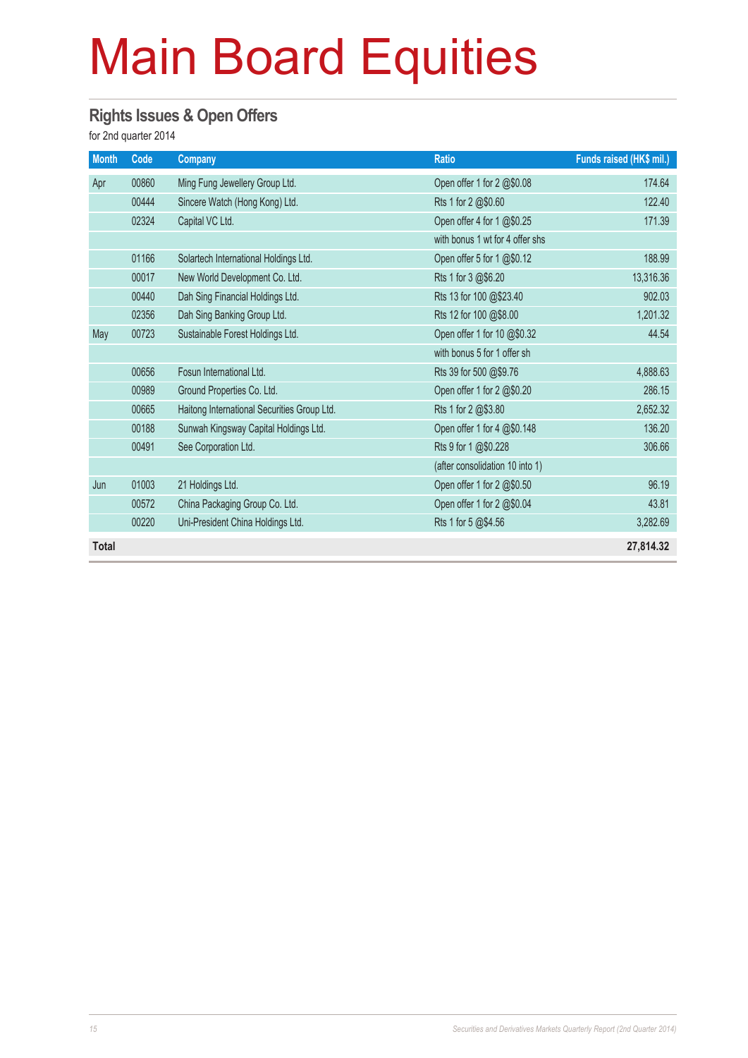# Main Board Equities

## Rights Issues & Open Offers

for 2nd quarter 2014

| Month | Code | Company | Ratio | Funds raised (HK$ mil.) |
|---|---|---|---|---|
| Apr | 00860 | Ming Fung Jewellery Group Ltd. | Open offer 1 for 2 @$0.08 | 174.64 |
| | 00444 | Sincere Watch (Hong Kong) Ltd. | Rts 1 for 2 @$0.60 | 122.40 |
| | 02324 | Capital VC Ltd. | Open offer 4 for 1 @$0.25 | 171.39 |
| | | | with bonus 1 wt for 4 offer shs | |
| | 01166 | Solartech International Holdings Ltd. | Open offer 5 for 1 @$0.12 | 188.99 |
| | 00017 | New World Development Co. Ltd. | Rts 1 for 3 @$6.20 | 13,316.36 |
| | 00440 | Dah Sing Financial Holdings Ltd. | Rts 13 for 100 @$23.40 | 902.03 |
| | 02356 | Dah Sing Banking Group Ltd. | Rts 12 for 100 @$8.00 | 1,201.32 |
| May | 00723 | Sustainable Forest Holdings Ltd. | Open offer 1 for 10 @$0.32 | 44.54 |
| | | | with bonus 5 for 1 offer sh | |
| | 00656 | Fosun International Ltd. | Rts 39 for 500 @$9.76 | 4,888.63 |
| | 00989 | Ground Properties Co. Ltd. | Open offer 1 for 2 @$0.20 | 286.15 |
| | 00665 | Haitong International Securities Group Ltd. | Rts 1 for 2 @$3.80 | 2,652.32 |
| | 00188 | Sunwah Kingsway Capital Holdings Ltd. | Open offer 1 for 4 @$0.148 | 136.20 |
| | 00491 | See Corporation Ltd. | Rts 9 for 1 @$0.228 | 306.66 |
| | | | (after consolidation 10 into 1) | |
| Jun | 01003 | 21 Holdings Ltd. | Open offer 1 for 2 @$0.50 | 96.19 |
| | 00572 | China Packaging Group Co. Ltd. | Open offer 1 for 2 @$0.04 | 43.81 |
| | 00220 | Uni-President China Holdings Ltd. | Rts 1 for 5 @$4.56 | 3,282.69 |
| **Total** | | | | **27,814.32** |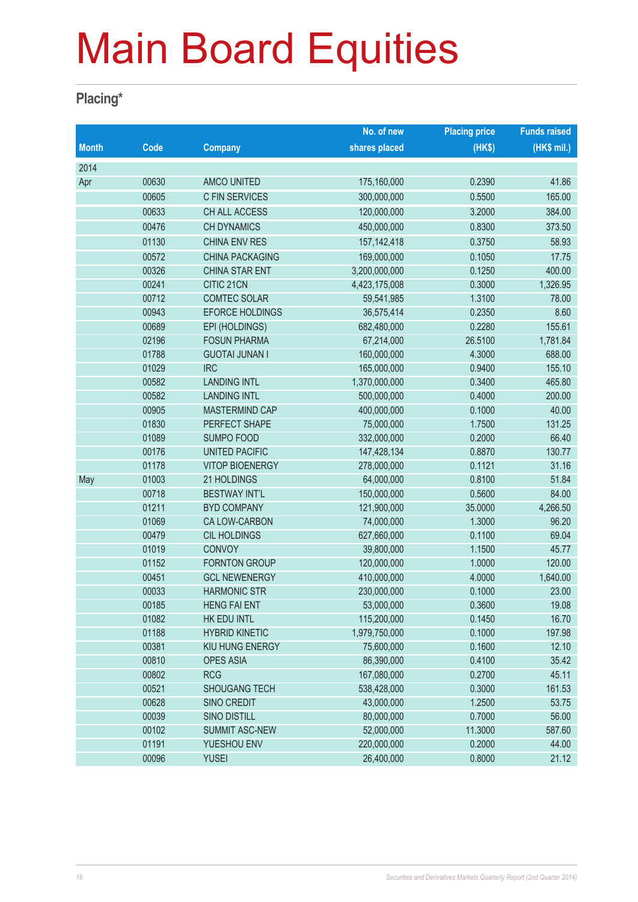# Main Board Equities

## Placing*

| Month | Code | Company | No. of new shares placed | Placing price (HK$) | Funds raised (HK$ mil.) |
|---|---|---|---|---|---|
| 2014 | | | | | |
| Apr | 00630 | AMCO UNITED | 175,160,000 | 0.2390 | 41.86 |
| | 00605 | C FIN SERVICES | 300,000,000 | 0.5500 | 165.00 |
| | 00633 | CH ALL ACCESS | 120,000,000 | 3.2000 | 384.00 |
| | 00476 | CH DYNAMICS | 450,000,000 | 0.8300 | 373.50 |
| | 01130 | CHINA ENV RES | 157,142,418 | 0.3750 | 58.93 |
| | 00572 | CHINA PACKAGING | 169,000,000 | 0.1050 | 17.75 |
| | 00326 | CHINA STAR ENT | 3,200,000,000 | 0.1250 | 400.00 |
| | 00241 | CITIC 21CN | 4,423,175,008 | 0.3000 | 1,326.95 |
| | 00712 | COMTEC SOLAR | 59,541,985 | 1.3100 | 78.00 |
| | 00943 | EFORCE HOLDINGS | 36,575,414 | 0.2350 | 8.60 |
| | 00689 | EPI (HOLDINGS) | 682,480,000 | 0.2280 | 155.61 |
| | 02196 | FOSUN PHARMA | 67,214,000 | 26.5100 | 1,781.84 |
| | 01788 | GUOTAI JUNAN I | 160,000,000 | 4.3000 | 688.00 |
| | 01029 | IRC | 165,000,000 | 0.9400 | 155.10 |
| | 00582 | LANDING INTL | 1,370,000,000 | 0.3400 | 465.80 |
| | 00582 | LANDING INTL | 500,000,000 | 0.4000 | 200.00 |
| | 00905 | MASTERMIND CAP | 400,000,000 | 0.1000 | 40.00 |
| | 01830 | PERFECT SHAPE | 75,000,000 | 1.7500 | 131.25 |
| | 01089 | SUMPO FOOD | 332,000,000 | 0.2000 | 66.40 |
| | 00176 | UNITED PACIFIC | 147,428,134 | 0.8870 | 130.77 |
| | 01178 | VITOP BIOENERGY | 278,000,000 | 0.1121 | 31.16 |
| May | 01003 | 21 HOLDINGS | 64,000,000 | 0.8100 | 51.84 |
| | 00718 | BESTWAY INT'L | 150,000,000 | 0.5600 | 84.00 |
| | 01211 | BYD COMPANY | 121,900,000 | 35.0000 | 4,266.50 |
| | 01069 | CA LOW-CARBON | 74,000,000 | 1.3000 | 96.20 |
| | 00479 | CIL HOLDINGS | 627,660,000 | 0.1100 | 69.04 |
| | 01019 | CONVOY | 39,800,000 | 1.1500 | 45.77 |
| | 01152 | FORNTON GROUP | 120,000,000 | 1.0000 | 120.00 |
| | 00451 | GCL NEWENERGY | 410,000,000 | 4.0000 | 1,640.00 |
| | 00033 | HARMONIC STR | 230,000,000 | 0.1000 | 23.00 |
| | 00185 | HENG FAI ENT | 53,000,000 | 0.3600 | 19.08 |
| | 01082 | HK EDU INTL | 115,200,000 | 0.1450 | 16.70 |
| | 01188 | HYBRID KINETIC | 1,979,750,000 | 0.1000 | 197.98 |
| | 00381 | KIU HUNG ENERGY | 75,600,000 | 0.1600 | 12.10 |
| | 00810 | OPES ASIA | 86,390,000 | 0.4100 | 35.42 |
| | 00802 | RCG | 167,080,000 | 0.2700 | 45.11 |
| | 00521 | SHOUGANG TECH | 538,428,000 | 0.3000 | 161.53 |
| | 00628 | SINO CREDIT | 43,000,000 | 1.2500 | 53.75 |
| | 00039 | SINO DISTILL | 80,000,000 | 0.7000 | 56.00 |
| | 00102 | SUMMIT ASC-NEW | 52,000,000 | 11.3000 | 587.60 |
| | 01191 | YUESHOU ENV | 220,000,000 | 0.2000 | 44.00 |
| | 00096 | YUSEI | 26,400,000 | 0.8000 | 21.12 |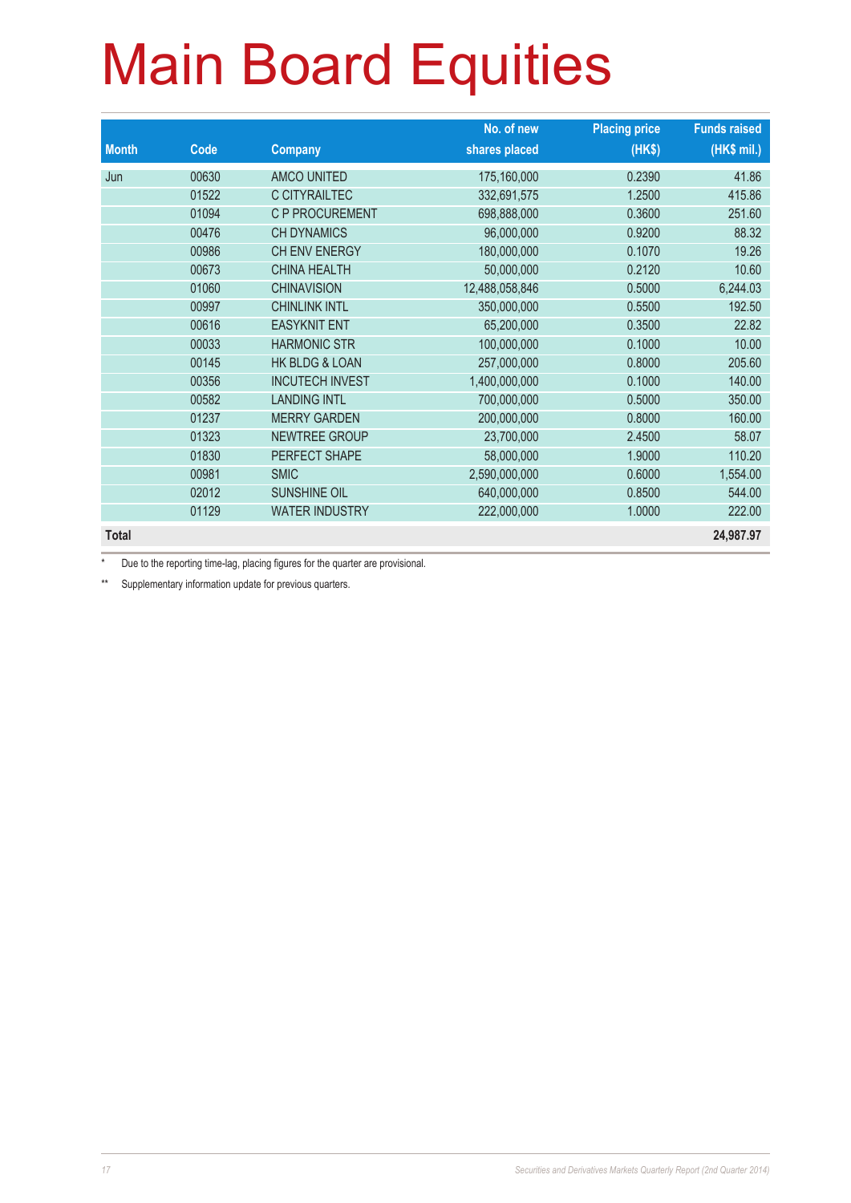# Main Board Equities

| Month | Code | Company | No. of new shares placed | Placing price (HK$) | Funds raised (HK$ mil.) |
|---|---|---|---|---|---|
| Jun | 00630 | AMCO UNITED | 175,160,000 | 0.2390 | 41.86 |
| | 01522 | C CITYRAILTEC | 332,691,575 | 1.2500 | 415.86 |
| | 01094 | C P PROCUREMENT | 698,888,000 | 0.3600 | 251.60 |
| | 00476 | CH DYNAMICS | 96,000,000 | 0.9200 | 88.32 |
| | 00986 | CH ENV ENERGY | 180,000,000 | 0.1070 | 19.26 |
| | 00673 | CHINA HEALTH | 50,000,000 | 0.2120 | 10.60 |
| | 01060 | CHINAVISION | 12,488,058,846 | 0.5000 | 6,244.03 |
| | 00997 | CHINLINK INTL | 350,000,000 | 0.5500 | 192.50 |
| | 00616 | EASYKNIT ENT | 65,200,000 | 0.3500 | 22.82 |
| | 00033 | HARMONIC STR | 100,000,000 | 0.1000 | 10.00 |
| | 00145 | HK BLDG & LOAN | 257,000,000 | 0.8000 | 205.60 |
| | 00356 | INCUTECH INVEST | 1,400,000,000 | 0.1000 | 140.00 |
| | 00582 | LANDING INTL | 700,000,000 | 0.5000 | 350.00 |
| | 01237 | MERRY GARDEN | 200,000,000 | 0.8000 | 160.00 |
| | 01323 | NEWTREE GROUP | 23,700,000 | 2.4500 | 58.07 |
| | 01830 | PERFECT SHAPE | 58,000,000 | 1.9000 | 110.20 |
| | 00981 | SMIC | 2,590,000,000 | 0.6000 | 1,554.00 |
| | 02012 | SUNSHINE OIL | 640,000,000 | 0.8500 | 544.00 |
| | 01129 | WATER INDUSTRY | 222,000,000 | 1.0000 | 222.00 |
| **Total** | | | | | **24,987.97** |

\* Due to the reporting time-lag, placing figures for the quarter are provisional.

** Supplementary information update for previous quarters.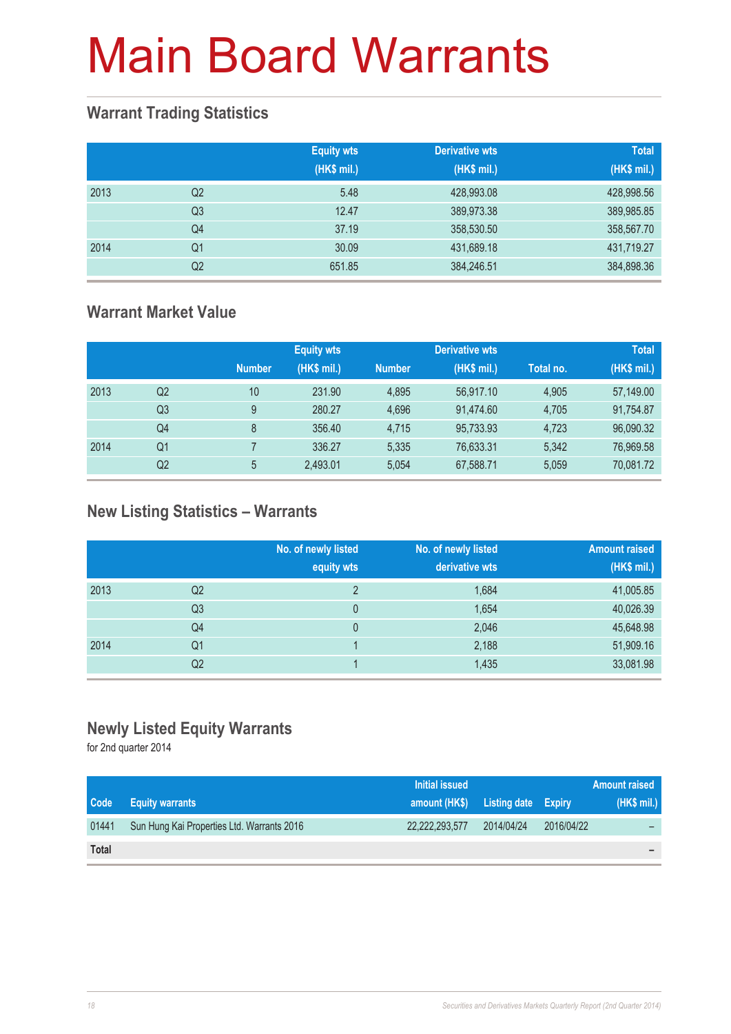# Main Board Warrants

## Warrant Trading Statistics

| | | Equity wts (HK$ mil.) | Derivative wts (HK$ mil.) | Total (HK$ mil.) |
|---|---|---|---|---|
| 2013 | Q2 | 5.48 | 428,993.08 | 428,998.56 |
| | Q3 | 12.47 | 389,973.38 | 389,985.85 |
| | Q4 | 37.19 | 358,530.50 | 358,567.70 |
| 2014 | Q1 | 30.09 | 431,689.18 | 431,719.27 |
| | Q2 | 651.85 | 384,246.51 | 384,898.36 |

## Warrant Market Value

| | | Equity wts | | Derivative wts | | Total | |
|---|---|---|---|---|---|---|---|
| | | Number | (HK$ mil.) | Number | (HK$ mil.) | Total no. | (HK$ mil.) |
| 2013 | Q2 | 10 | 231.90 | 4,895 | 56,917.10 | 4,905 | 57,149.00 |
| | Q3 | 9 | 280.27 | 4,696 | 91,474.60 | 4,705 | 91,754.87 |
| | Q4 | 8 | 356.40 | 4,715 | 95,733.93 | 4,723 | 96,090.32 |
| 2014 | Q1 | 7 | 336.27 | 5,335 | 76,633.31 | 5,342 | 76,969.58 |
| | Q2 | 5 | 2,493.01 | 5,054 | 67,588.71 | 5,059 | 70,081.72 |

## New Listing Statistics – Warrants

| | | No. of newly listed equity wts | No. of newly listed derivative wts | Amount raised (HK$ mil.) |
|---|---|---|---|---|
| 2013 | Q2 | 2 | 1,684 | 41,005.85 |
| | Q3 | 0 | 1,654 | 40,026.39 |
| | Q4 | 0 | 2,046 | 45,648.98 |
| 2014 | Q1 | 1 | 2,188 | 51,909.16 |
| | Q2 | 1 | 1,435 | 33,081.98 |

## Newly Listed Equity Warrants

for 2nd quarter 2014

| Code | Equity warrants | Initial issued amount (HK$) | Listing date | Expiry | Amount raised (HK$ mil.) |
|---|---|---|---|---|---|
| 01441 | Sun Hung Kai Properties Ltd. Warrants 2016 | 22,222,293,577 | 2014/04/24 | 2016/04/22 | – |
| **Total** | | | | | **–** |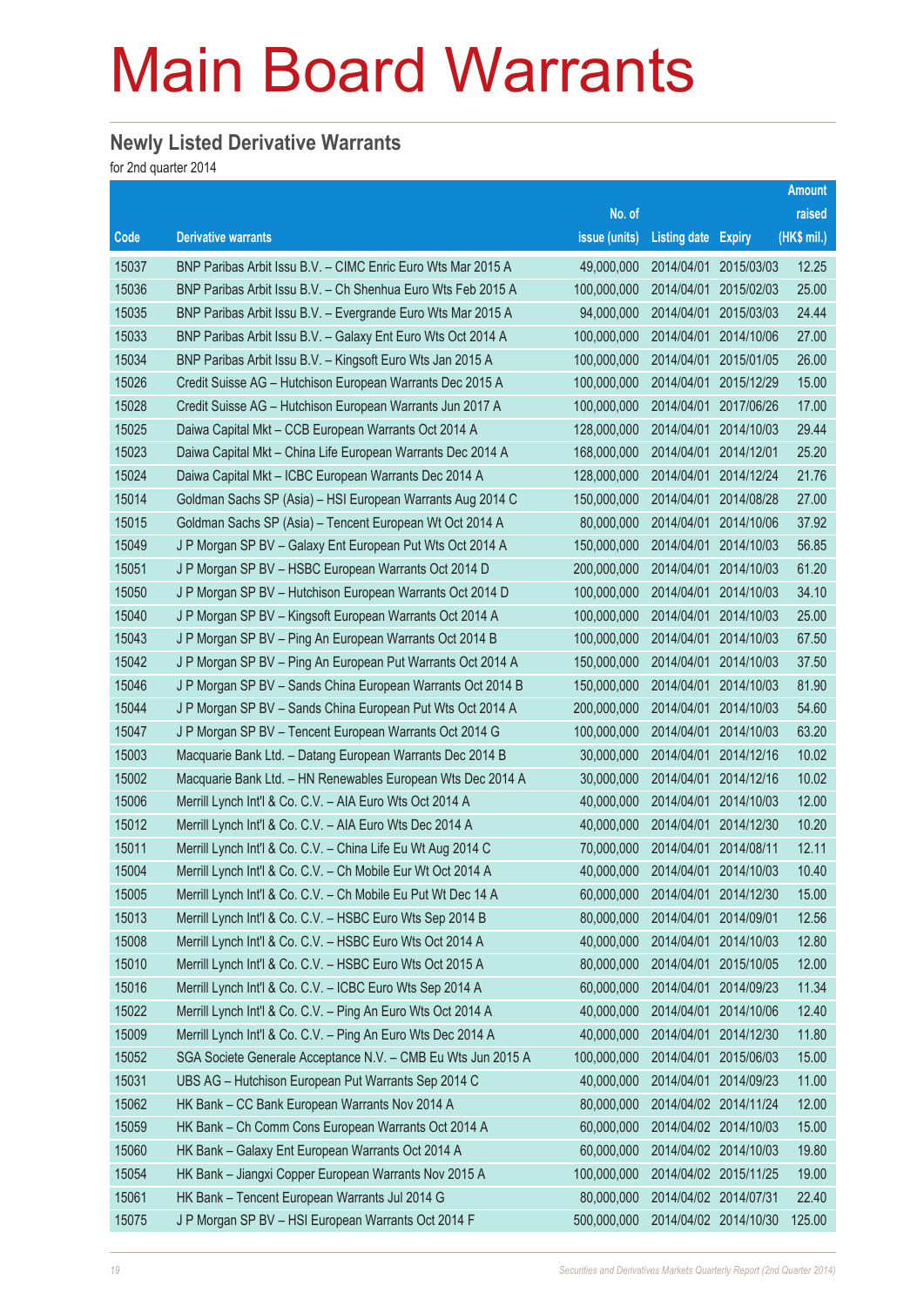# Main Board Warrants

## Newly Listed Derivative Warrants

for 2nd quarter 2014

| Code | Derivative warrants | No. of issue (units) | Listing date | Expiry | Amount raised (HK$ mil.) |
|---|---|---|---|---|---|
| 15037 | BNP Paribas Arbit Issu B.V. – CIMC Enric Euro Wts Mar 2015 A | 49,000,000 | 2014/04/01 | 2015/03/03 | 12.25 |
| 15036 | BNP Paribas Arbit Issu B.V. – Ch Shenhua Euro Wts Feb 2015 A | 100,000,000 | 2014/04/01 | 2015/02/03 | 25.00 |
| 15035 | BNP Paribas Arbit Issu B.V. – Evergrande Euro Wts Mar 2015 A | 94,000,000 | 2014/04/01 | 2015/03/03 | 24.44 |
| 15033 | BNP Paribas Arbit Issu B.V. – Galaxy Ent Euro Wts Oct 2014 A | 100,000,000 | 2014/04/01 | 2014/10/06 | 27.00 |
| 15034 | BNP Paribas Arbit Issu B.V. – Kingsoft Euro Wts Jan 2015 A | 100,000,000 | 2014/04/01 | 2015/01/05 | 26.00 |
| 15026 | Credit Suisse AG – Hutchison European Warrants Dec 2015 A | 100,000,000 | 2014/04/01 | 2015/12/29 | 15.00 |
| 15028 | Credit Suisse AG – Hutchison European Warrants Jun 2017 A | 100,000,000 | 2014/04/01 | 2017/06/26 | 17.00 |
| 15025 | Daiwa Capital Mkt – CCB European Warrants Oct 2014 A | 128,000,000 | 2014/04/01 | 2014/10/03 | 29.44 |
| 15023 | Daiwa Capital Mkt – China Life European Warrants Dec 2014 A | 168,000,000 | 2014/04/01 | 2014/12/01 | 25.20 |
| 15024 | Daiwa Capital Mkt – ICBC European Warrants Dec 2014 A | 128,000,000 | 2014/04/01 | 2014/12/24 | 21.76 |
| 15014 | Goldman Sachs SP (Asia) – HSI European Warrants Aug 2014 C | 150,000,000 | 2014/04/01 | 2014/08/28 | 27.00 |
| 15015 | Goldman Sachs SP (Asia) – Tencent European Wt Oct 2014 A | 80,000,000 | 2014/04/01 | 2014/10/06 | 37.92 |
| 15049 | J P Morgan SP BV – Galaxy Ent European Put Wts Oct 2014 A | 150,000,000 | 2014/04/01 | 2014/10/03 | 56.85 |
| 15051 | J P Morgan SP BV – HSBC European Warrants Oct 2014 D | 200,000,000 | 2014/04/01 | 2014/10/03 | 61.20 |
| 15050 | J P Morgan SP BV – Hutchison European Warrants Oct 2014 D | 100,000,000 | 2014/04/01 | 2014/10/03 | 34.10 |
| 15040 | J P Morgan SP BV – Kingsoft European Warrants Oct 2014 A | 100,000,000 | 2014/04/01 | 2014/10/03 | 25.00 |
| 15043 | J P Morgan SP BV – Ping An European Warrants Oct 2014 B | 100,000,000 | 2014/04/01 | 2014/10/03 | 67.50 |
| 15042 | J P Morgan SP BV – Ping An European Put Warrants Oct 2014 A | 150,000,000 | 2014/04/01 | 2014/10/03 | 37.50 |
| 15046 | J P Morgan SP BV – Sands China European Warrants Oct 2014 B | 150,000,000 | 2014/04/01 | 2014/10/03 | 81.90 |
| 15044 | J P Morgan SP BV – Sands China European Put Wts Oct 2014 A | 200,000,000 | 2014/04/01 | 2014/10/03 | 54.60 |
| 15047 | J P Morgan SP BV – Tencent European Warrants Oct 2014 G | 100,000,000 | 2014/04/01 | 2014/10/03 | 63.20 |
| 15003 | Macquarie Bank Ltd. – Datang European Warrants Dec 2014 B | 30,000,000 | 2014/04/01 | 2014/12/16 | 10.02 |
| 15002 | Macquarie Bank Ltd. – HN Renewables European Wts Dec 2014 A | 30,000,000 | 2014/04/01 | 2014/12/16 | 10.02 |
| 15006 | Merrill Lynch Int'l & Co. C.V. – AIA Euro Wts Oct 2014 A | 40,000,000 | 2014/04/01 | 2014/10/03 | 12.00 |
| 15012 | Merrill Lynch Int'l & Co. C.V. – AIA Euro Wts Dec 2014 A | 40,000,000 | 2014/04/01 | 2014/12/30 | 10.20 |
| 15011 | Merrill Lynch Int'l & Co. C.V. – China Life Eu Wt Aug 2014 C | 70,000,000 | 2014/04/01 | 2014/08/11 | 12.11 |
| 15004 | Merrill Lynch Int'l & Co. C.V. – Ch Mobile Eur Wt Oct 2014 A | 40,000,000 | 2014/04/01 | 2014/10/03 | 10.40 |
| 15005 | Merrill Lynch Int'l & Co. C.V. – Ch Mobile Eu Put Wt Dec 14 A | 60,000,000 | 2014/04/01 | 2014/12/30 | 15.00 |
| 15013 | Merrill Lynch Int'l & Co. C.V. – HSBC Euro Wts Sep 2014 B | 80,000,000 | 2014/04/01 | 2014/09/01 | 12.56 |
| 15008 | Merrill Lynch Int'l & Co. C.V. – HSBC Euro Wts Oct 2014 A | 40,000,000 | 2014/04/01 | 2014/10/03 | 12.80 |
| 15010 | Merrill Lynch Int'l & Co. C.V. – HSBC Euro Wts Oct 2015 A | 80,000,000 | 2014/04/01 | 2015/10/05 | 12.00 |
| 15016 | Merrill Lynch Int'l & Co. C.V. – ICBC Euro Wts Sep 2014 A | 60,000,000 | 2014/04/01 | 2014/09/23 | 11.34 |
| 15022 | Merrill Lynch Int'l & Co. C.V. – Ping An Euro Wts Oct 2014 A | 40,000,000 | 2014/04/01 | 2014/10/06 | 12.40 |
| 15009 | Merrill Lynch Int'l & Co. C.V. – Ping An Euro Wts Dec 2014 A | 40,000,000 | 2014/04/01 | 2014/12/30 | 11.80 |
| 15052 | SGA Societe Generale Acceptance N.V. – CMB Eu Wts Jun 2015 A | 100,000,000 | 2014/04/01 | 2015/06/03 | 15.00 |
| 15031 | UBS AG – Hutchison European Put Warrants Sep 2014 C | 40,000,000 | 2014/04/01 | 2014/09/23 | 11.00 |
| 15062 | HK Bank – CC Bank European Warrants Nov 2014 A | 80,000,000 | 2014/04/02 | 2014/11/24 | 12.00 |
| 15059 | HK Bank – Ch Comm Cons European Warrants Oct 2014 A | 60,000,000 | 2014/04/02 | 2014/10/03 | 15.00 |
| 15060 | HK Bank – Galaxy Ent European Warrants Oct 2014 A | 60,000,000 | 2014/04/02 | 2014/10/03 | 19.80 |
| 15054 | HK Bank – Jiangxi Copper European Warrants Nov 2015 A | 100,000,000 | 2014/04/02 | 2015/11/25 | 19.00 |
| 15061 | HK Bank – Tencent European Warrants Jul 2014 G | 80,000,000 | 2014/04/02 | 2014/07/31 | 22.40 |
| 15075 | J P Morgan SP BV – HSI European Warrants Oct 2014 F | 500,000,000 | 2014/04/02 | 2014/10/30 | 125.00 |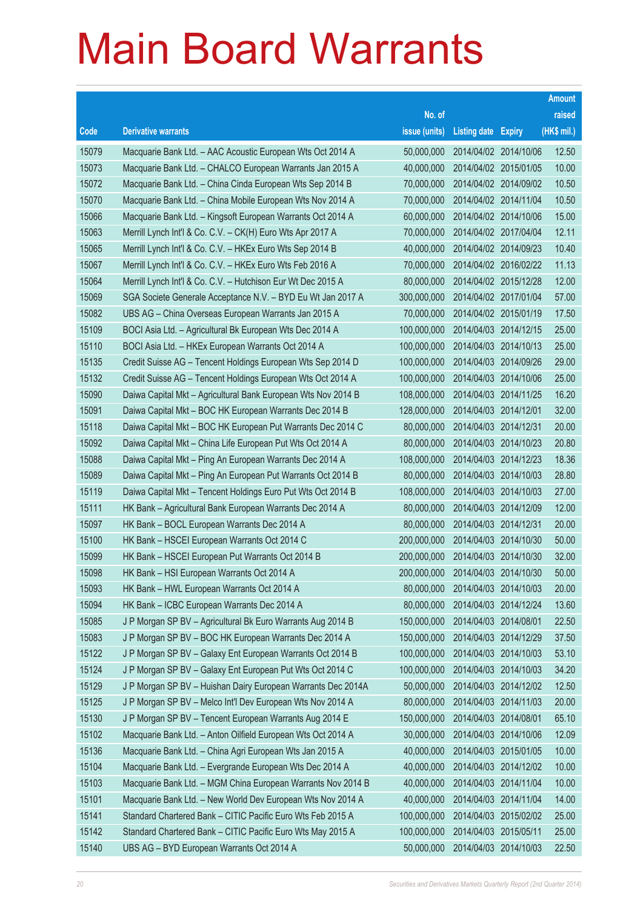# Main Board Warrants

| Code | Derivative warrants | No. of issue (units) | Listing date | Expiry | Amount raised (HK$ mil.) |
|---|---|---|---|---|---|
| 15079 | Macquarie Bank Ltd. – AAC Acoustic European Wts Oct 2014 A | 50,000,000 | 2014/04/02 | 2014/10/06 | 12.50 |
| 15073 | Macquarie Bank Ltd. – CHALCO European Warrants Jan 2015 A | 40,000,000 | 2014/04/02 | 2015/01/05 | 10.00 |
| 15072 | Macquarie Bank Ltd. – China Cinda European Wts Sep 2014 B | 70,000,000 | 2014/04/02 | 2014/09/02 | 10.50 |
| 15070 | Macquarie Bank Ltd. – China Mobile European Wts Nov 2014 A | 70,000,000 | 2014/04/02 | 2014/11/04 | 10.50 |
| 15066 | Macquarie Bank Ltd. – Kingsoft European Warrants Oct 2014 A | 60,000,000 | 2014/04/02 | 2014/10/06 | 15.00 |
| 15063 | Merrill Lynch Int'l & Co. C.V. – CK(H) Euro Wts Apr 2017 A | 70,000,000 | 2014/04/02 | 2017/04/04 | 12.11 |
| 15065 | Merrill Lynch Int'l & Co. C.V. – HKEx Euro Wts Sep 2014 B | 40,000,000 | 2014/04/02 | 2014/09/23 | 10.40 |
| 15067 | Merrill Lynch Int'l & Co. C.V. – HKEx Euro Wts Feb 2016 A | 70,000,000 | 2014/04/02 | 2016/02/22 | 11.13 |
| 15064 | Merrill Lynch Int'l & Co. C.V. – Hutchison Eur Wt Dec 2015 A | 80,000,000 | 2014/04/02 | 2015/12/28 | 12.00 |
| 15069 | SGA Societe Generale Acceptance N.V. – BYD Eu Wt Jan 2017 A | 300,000,000 | 2014/04/02 | 2017/01/04 | 57.00 |
| 15082 | UBS AG – China Overseas European Warrants Jan 2015 A | 70,000,000 | 2014/04/02 | 2015/01/19 | 17.50 |
| 15109 | BOCI Asia Ltd. – Agricultural Bk European Wts Dec 2014 A | 100,000,000 | 2014/04/03 | 2014/12/15 | 25.00 |
| 15110 | BOCI Asia Ltd. – HKEx European Warrants Oct 2014 A | 100,000,000 | 2014/04/03 | 2014/10/13 | 25.00 |
| 15135 | Credit Suisse AG – Tencent Holdings European Wts Sep 2014 D | 100,000,000 | 2014/04/03 | 2014/09/26 | 29.00 |
| 15132 | Credit Suisse AG – Tencent Holdings European Wts Oct 2014 A | 100,000,000 | 2014/04/03 | 2014/10/06 | 25.00 |
| 15090 | Daiwa Capital Mkt – Agricultural Bank European Wts Nov 2014 B | 108,000,000 | 2014/04/03 | 2014/11/25 | 16.20 |
| 15091 | Daiwa Capital Mkt – BOC HK European Warrants Dec 2014 B | 128,000,000 | 2014/04/03 | 2014/12/01 | 32.00 |
| 15118 | Daiwa Capital Mkt – BOC HK European Put Warrants Dec 2014 C | 80,000,000 | 2014/04/03 | 2014/12/31 | 20.00 |
| 15092 | Daiwa Capital Mkt – China Life European Put Wts Oct 2014 A | 80,000,000 | 2014/04/03 | 2014/10/23 | 20.80 |
| 15088 | Daiwa Capital Mkt – Ping An European Warrants Dec 2014 A | 108,000,000 | 2014/04/03 | 2014/12/23 | 18.36 |
| 15089 | Daiwa Capital Mkt – Ping An European Put Warrants Oct 2014 B | 80,000,000 | 2014/04/03 | 2014/10/03 | 28.80 |
| 15119 | Daiwa Capital Mkt – Tencent Holdings Euro Put Wts Oct 2014 B | 108,000,000 | 2014/04/03 | 2014/10/03 | 27.00 |
| 15111 | HK Bank – Agricultural Bank European Warrants Dec 2014 A | 80,000,000 | 2014/04/03 | 2014/12/09 | 12.00 |
| 15097 | HK Bank – BOCL European Warrants Dec 2014 A | 80,000,000 | 2014/04/03 | 2014/12/31 | 20.00 |
| 15100 | HK Bank – HSCEI European Warrants Oct 2014 C | 200,000,000 | 2014/04/03 | 2014/10/30 | 50.00 |
| 15099 | HK Bank – HSCEI European Put Warrants Oct 2014 B | 200,000,000 | 2014/04/03 | 2014/10/30 | 32.00 |
| 15098 | HK Bank – HSI European Warrants Oct 2014 A | 200,000,000 | 2014/04/03 | 2014/10/30 | 50.00 |
| 15093 | HK Bank – HWL European Warrants Oct 2014 A | 80,000,000 | 2014/04/03 | 2014/10/03 | 20.00 |
| 15094 | HK Bank – ICBC European Warrants Dec 2014 A | 80,000,000 | 2014/04/03 | 2014/12/24 | 13.60 |
| 15085 | J P Morgan SP BV – Agricultural Bk Euro Warrants Aug 2014 B | 150,000,000 | 2014/04/03 | 2014/08/01 | 22.50 |
| 15083 | J P Morgan SP BV – BOC HK European Warrants Dec 2014 A | 150,000,000 | 2014/04/03 | 2014/12/29 | 37.50 |
| 15122 | J P Morgan SP BV – Galaxy Ent European Warrants Oct 2014 B | 100,000,000 | 2014/04/03 | 2014/10/03 | 53.10 |
| 15124 | J P Morgan SP BV – Galaxy Ent European Put Wts Oct 2014 C | 100,000,000 | 2014/04/03 | 2014/10/03 | 34.20 |
| 15129 | J P Morgan SP BV – Huishan Dairy European Warrants Dec 2014A | 50,000,000 | 2014/04/03 | 2014/12/02 | 12.50 |
| 15125 | J P Morgan SP BV – Melco Int'l Dev European Wts Nov 2014 A | 80,000,000 | 2014/04/03 | 2014/11/03 | 20.00 |
| 15130 | J P Morgan SP BV – Tencent European Warrants Aug 2014 E | 150,000,000 | 2014/04/03 | 2014/08/01 | 65.10 |
| 15102 | Macquarie Bank Ltd. – Anton Oilfield European Wts Oct 2014 A | 30,000,000 | 2014/04/03 | 2014/10/06 | 12.09 |
| 15136 | Macquarie Bank Ltd. – China Agri European Wts Jan 2015 A | 40,000,000 | 2014/04/03 | 2015/01/05 | 10.00 |
| 15104 | Macquarie Bank Ltd. – Evergrande European Wts Dec 2014 A | 40,000,000 | 2014/04/03 | 2014/12/02 | 10.00 |
| 15103 | Macquarie Bank Ltd. – MGM China European Warrants Nov 2014 B | 40,000,000 | 2014/04/03 | 2014/11/04 | 10.00 |
| 15101 | Macquarie Bank Ltd. – New World Dev European Wts Nov 2014 A | 40,000,000 | 2014/04/03 | 2014/11/04 | 14.00 |
| 15141 | Standard Chartered Bank – CITIC Pacific Euro Wts Feb 2015 A | 100,000,000 | 2014/04/03 | 2015/02/02 | 25.00 |
| 15142 | Standard Chartered Bank – CITIC Pacific Euro Wts May 2015 A | 100,000,000 | 2014/04/03 | 2015/05/11 | 25.00 |
| 15140 | UBS AG – BYD European Warrants Oct 2014 A | 50,000,000 | 2014/04/03 | 2014/10/03 | 22.50 |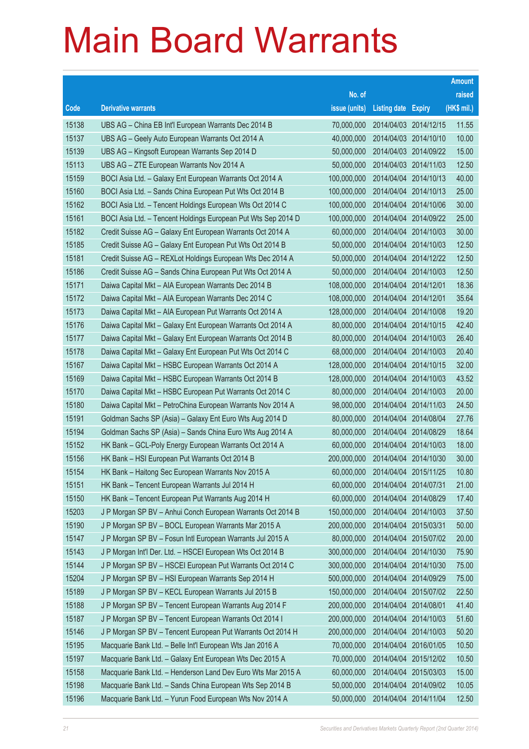# Main Board Warrants

| Code | Derivative warrants | No. of issue (units) | Listing date | Expiry | Amount raised (HK$ mil.) |
|---|---|---|---|---|---|
| 15138 | UBS AG – China EB Int'l European Warrants Dec 2014 B | 70,000,000 | 2014/04/03 | 2014/12/15 | 11.55 |
| 15137 | UBS AG – Geely Auto European Warrants Oct 2014 A | 40,000,000 | 2014/04/03 | 2014/10/10 | 10.00 |
| 15139 | UBS AG – Kingsoft European Warrants Sep 2014 D | 50,000,000 | 2014/04/03 | 2014/09/22 | 15.00 |
| 15113 | UBS AG – ZTE European Warrants Nov 2014 A | 50,000,000 | 2014/04/03 | 2014/11/03 | 12.50 |
| 15159 | BOCI Asia Ltd. – Galaxy Ent European Warrants Oct 2014 A | 100,000,000 | 2014/04/04 | 2014/10/13 | 40.00 |
| 15160 | BOCI Asia Ltd. – Sands China European Put Wts Oct 2014 B | 100,000,000 | 2014/04/04 | 2014/10/13 | 25.00 |
| 15162 | BOCI Asia Ltd. – Tencent Holdings European Wts Oct 2014 C | 100,000,000 | 2014/04/04 | 2014/10/06 | 30.00 |
| 15161 | BOCI Asia Ltd. – Tencent Holdings European Put Wts Sep 2014 D | 100,000,000 | 2014/04/04 | 2014/09/22 | 25.00 |
| 15182 | Credit Suisse AG – Galaxy Ent European Warrants Oct 2014 A | 60,000,000 | 2014/04/04 | 2014/10/03 | 30.00 |
| 15185 | Credit Suisse AG – Galaxy Ent European Put Wts Oct 2014 B | 50,000,000 | 2014/04/04 | 2014/10/03 | 12.50 |
| 15181 | Credit Suisse AG – REXLot Holdings European Wts Dec 2014 A | 50,000,000 | 2014/04/04 | 2014/12/22 | 12.50 |
| 15186 | Credit Suisse AG – Sands China European Put Wts Oct 2014 A | 50,000,000 | 2014/04/04 | 2014/10/03 | 12.50 |
| 15171 | Daiwa Capital Mkt – AIA European Warrants Dec 2014 B | 108,000,000 | 2014/04/04 | 2014/12/01 | 18.36 |
| 15172 | Daiwa Capital Mkt – AIA European Warrants Dec 2014 C | 108,000,000 | 2014/04/04 | 2014/12/01 | 35.64 |
| 15173 | Daiwa Capital Mkt – AIA European Put Warrants Oct 2014 A | 128,000,000 | 2014/04/04 | 2014/10/08 | 19.20 |
| 15176 | Daiwa Capital Mkt – Galaxy Ent European Warrants Oct 2014 A | 80,000,000 | 2014/04/04 | 2014/10/15 | 42.40 |
| 15177 | Daiwa Capital Mkt – Galaxy Ent European Warrants Oct 2014 B | 80,000,000 | 2014/04/04 | 2014/10/03 | 26.40 |
| 15178 | Daiwa Capital Mkt – Galaxy Ent European Put Wts Oct 2014 C | 68,000,000 | 2014/04/04 | 2014/10/03 | 20.40 |
| 15167 | Daiwa Capital Mkt – HSBC European Warrants Oct 2014 A | 128,000,000 | 2014/04/04 | 2014/10/15 | 32.00 |
| 15169 | Daiwa Capital Mkt – HSBC European Warrants Oct 2014 B | 128,000,000 | 2014/04/04 | 2014/10/03 | 43.52 |
| 15170 | Daiwa Capital Mkt – HSBC European Put Warrants Oct 2014 C | 80,000,000 | 2014/04/04 | 2014/10/03 | 20.00 |
| 15180 | Daiwa Capital Mkt – PetroChina European Warrants Nov 2014 A | 98,000,000 | 2014/04/04 | 2014/11/03 | 24.50 |
| 15191 | Goldman Sachs SP (Asia) – Galaxy Ent Euro Wts Aug 2014 D | 80,000,000 | 2014/04/04 | 2014/08/04 | 27.76 |
| 15194 | Goldman Sachs SP (Asia) – Sands China Euro Wts Aug 2014 A | 80,000,000 | 2014/04/04 | 2014/08/29 | 18.64 |
| 15152 | HK Bank – GCL-Poly Energy European Warrants Oct 2014 A | 60,000,000 | 2014/04/04 | 2014/10/03 | 18.00 |
| 15156 | HK Bank – HSI European Put Warrants Oct 2014 B | 200,000,000 | 2014/04/04 | 2014/10/30 | 30.00 |
| 15154 | HK Bank – Haitong Sec European Warrants Nov 2015 A | 60,000,000 | 2014/04/04 | 2015/11/25 | 10.80 |
| 15151 | HK Bank – Tencent European Warrants Jul 2014 H | 60,000,000 | 2014/04/04 | 2014/07/31 | 21.00 |
| 15150 | HK Bank – Tencent European Put Warrants Aug 2014 H | 60,000,000 | 2014/04/04 | 2014/08/29 | 17.40 |
| 15203 | J P Morgan SP BV – Anhui Conch European Warrants Oct 2014 B | 150,000,000 | 2014/04/04 | 2014/10/03 | 37.50 |
| 15190 | J P Morgan SP BV – BOCL European Warrants Mar 2015 A | 200,000,000 | 2014/04/04 | 2015/03/31 | 50.00 |
| 15147 | J P Morgan SP BV – Fosun Intl European Warrants Jul 2015 A | 80,000,000 | 2014/04/04 | 2015/07/02 | 20.00 |
| 15143 | J P Morgan Int'l Der. Ltd. – HSCEI European Wts Oct 2014 B | 300,000,000 | 2014/04/04 | 2014/10/30 | 75.90 |
| 15144 | J P Morgan SP BV – HSCEI European Put Warrants Oct 2014 C | 300,000,000 | 2014/04/04 | 2014/10/30 | 75.00 |
| 15204 | J P Morgan SP BV – HSI European Warrants Sep 2014 H | 500,000,000 | 2014/04/04 | 2014/09/29 | 75.00 |
| 15189 | J P Morgan SP BV – KECL European Warrants Jul 2015 B | 150,000,000 | 2014/04/04 | 2015/07/02 | 22.50 |
| 15188 | J P Morgan SP BV – Tencent European Warrants Aug 2014 F | 200,000,000 | 2014/04/04 | 2014/08/01 | 41.40 |
| 15187 | J P Morgan SP BV – Tencent European Warrants Oct 2014 I | 200,000,000 | 2014/04/04 | 2014/10/03 | 51.60 |
| 15146 | J P Morgan SP BV – Tencent European Put Warrants Oct 2014 H | 200,000,000 | 2014/04/04 | 2014/10/03 | 50.20 |
| 15195 | Macquarie Bank Ltd. – Belle Int'l European Wts Jan 2016 A | 70,000,000 | 2014/04/04 | 2016/01/05 | 10.50 |
| 15197 | Macquarie Bank Ltd. – Galaxy Ent European Wts Dec 2015 A | 70,000,000 | 2014/04/04 | 2015/12/02 | 10.50 |
| 15158 | Macquarie Bank Ltd. – Henderson Land Dev Euro Wts Mar 2015 A | 60,000,000 | 2014/04/04 | 2015/03/03 | 15.00 |
| 15198 | Macquarie Bank Ltd. – Sands China European Wts Sep 2014 B | 50,000,000 | 2014/04/04 | 2014/09/02 | 10.05 |
| 15196 | Macquarie Bank Ltd. – Yurun Food European Wts Nov 2014 A | 50,000,000 | 2014/04/04 | 2014/11/04 | 12.50 |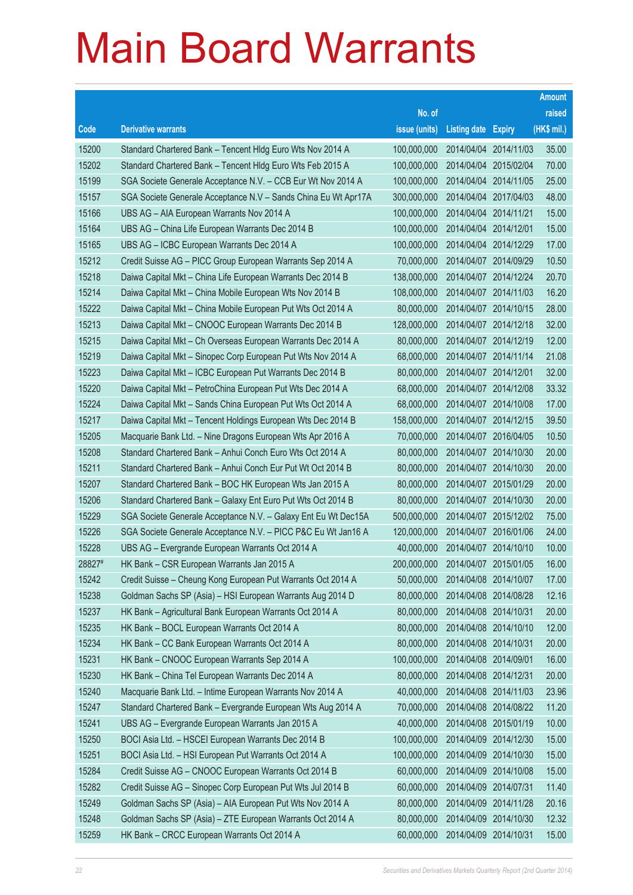# Main Board Warrants

| Code | Derivative warrants | No. of issue (units) | Listing date | Expiry | Amount raised (HK$ mil.) |
|---|---|---|---|---|---|
| 15200 | Standard Chartered Bank – Tencent Hldg Euro Wts Nov 2014 A | 100,000,000 | 2014/04/04 | 2014/11/03 | 35.00 |
| 15202 | Standard Chartered Bank – Tencent Hldg Euro Wts Feb 2015 A | 100,000,000 | 2014/04/04 | 2015/02/04 | 70.00 |
| 15199 | SGA Societe Generale Acceptance N.V. – CCB Eur Wt Nov 2014 A | 100,000,000 | 2014/04/04 | 2014/11/05 | 25.00 |
| 15157 | SGA Societe Generale Acceptance N.V – Sands China Eu Wt Apr17A | 300,000,000 | 2014/04/04 | 2017/04/03 | 48.00 |
| 15166 | UBS AG – AIA European Warrants Nov 2014 A | 100,000,000 | 2014/04/04 | 2014/11/21 | 15.00 |
| 15164 | UBS AG – China Life European Warrants Dec 2014 B | 100,000,000 | 2014/04/04 | 2014/12/01 | 15.00 |
| 15165 | UBS AG – ICBC European Warrants Dec 2014 A | 100,000,000 | 2014/04/04 | 2014/12/29 | 17.00 |
| 15212 | Credit Suisse AG – PICC Group European Warrants Sep 2014 A | 70,000,000 | 2014/04/07 | 2014/09/29 | 10.50 |
| 15218 | Daiwa Capital Mkt – China Life European Warrants Dec 2014 B | 138,000,000 | 2014/04/07 | 2014/12/24 | 20.70 |
| 15214 | Daiwa Capital Mkt – China Mobile European Wts Nov 2014 B | 108,000,000 | 2014/04/07 | 2014/11/03 | 16.20 |
| 15222 | Daiwa Capital Mkt – China Mobile European Put Wts Oct 2014 A | 80,000,000 | 2014/04/07 | 2014/10/15 | 28.00 |
| 15213 | Daiwa Capital Mkt – CNOOC European Warrants Dec 2014 B | 128,000,000 | 2014/04/07 | 2014/12/18 | 32.00 |
| 15215 | Daiwa Capital Mkt – Ch Overseas European Warrants Dec 2014 A | 80,000,000 | 2014/04/07 | 2014/12/19 | 12.00 |
| 15219 | Daiwa Capital Mkt – Sinopec Corp European Put Wts Nov 2014 A | 68,000,000 | 2014/04/07 | 2014/11/14 | 21.08 |
| 15223 | Daiwa Capital Mkt – ICBC European Put Warrants Dec 2014 B | 80,000,000 | 2014/04/07 | 2014/12/01 | 32.00 |
| 15220 | Daiwa Capital Mkt – PetroChina European Put Wts Dec 2014 A | 68,000,000 | 2014/04/07 | 2014/12/08 | 33.32 |
| 15224 | Daiwa Capital Mkt – Sands China European Put Wts Oct 2014 A | 68,000,000 | 2014/04/07 | 2014/10/08 | 17.00 |
| 15217 | Daiwa Capital Mkt – Tencent Holdings European Wts Dec 2014 B | 158,000,000 | 2014/04/07 | 2014/12/15 | 39.50 |
| 15205 | Macquarie Bank Ltd. – Nine Dragons European Wts Apr 2016 A | 70,000,000 | 2014/04/07 | 2016/04/05 | 10.50 |
| 15208 | Standard Chartered Bank – Anhui Conch Euro Wts Oct 2014 A | 80,000,000 | 2014/04/07 | 2014/10/30 | 20.00 |
| 15211 | Standard Chartered Bank – Anhui Conch Eur Put Wt Oct 2014 B | 80,000,000 | 2014/04/07 | 2014/10/30 | 20.00 |
| 15207 | Standard Chartered Bank – BOC HK European Wts Jan 2015 A | 80,000,000 | 2014/04/07 | 2015/01/29 | 20.00 |
| 15206 | Standard Chartered Bank – Galaxy Ent Euro Put Wts Oct 2014 B | 80,000,000 | 2014/04/07 | 2014/10/30 | 20.00 |
| 15229 | SGA Societe Generale Acceptance N.V. – Galaxy Ent Eu Wt Dec15A | 500,000,000 | 2014/04/07 | 2015/12/02 | 75.00 |
| 15226 | SGA Societe Generale Acceptance N.V. – PICC P&C Eu Wt Jan16 A | 120,000,000 | 2014/04/07 | 2016/01/06 | 24.00 |
| 15228 | UBS AG – Evergrande European Warrants Oct 2014 A | 40,000,000 | 2014/04/07 | 2014/10/10 | 10.00 |
| 28827# | HK Bank – CSR European Warrants Jan 2015 A | 200,000,000 | 2014/04/07 | 2015/01/05 | 16.00 |
| 15242 | Credit Suisse – Cheung Kong European Put Warrants Oct 2014 A | 50,000,000 | 2014/04/08 | 2014/10/07 | 17.00 |
| 15238 | Goldman Sachs SP (Asia) – HSI European Warrants Aug 2014 D | 80,000,000 | 2014/04/08 | 2014/08/28 | 12.16 |
| 15237 | HK Bank – Agricultural Bank European Warrants Oct 2014 A | 80,000,000 | 2014/04/08 | 2014/10/31 | 20.00 |
| 15235 | HK Bank – BOCL European Warrants Oct 2014 A | 80,000,000 | 2014/04/08 | 2014/10/10 | 12.00 |
| 15234 | HK Bank – CC Bank European Warrants Oct 2014 A | 80,000,000 | 2014/04/08 | 2014/10/31 | 20.00 |
| 15231 | HK Bank – CNOOC European Warrants Sep 2014 A | 100,000,000 | 2014/04/08 | 2014/09/01 | 16.00 |
| 15230 | HK Bank – China Tel European Warrants Dec 2014 A | 80,000,000 | 2014/04/08 | 2014/12/31 | 20.00 |
| 15240 | Macquarie Bank Ltd. – Intime European Warrants Nov 2014 A | 40,000,000 | 2014/04/08 | 2014/11/03 | 23.96 |
| 15247 | Standard Chartered Bank – Evergrande European Wts Aug 2014 A | 70,000,000 | 2014/04/08 | 2014/08/22 | 11.20 |
| 15241 | UBS AG – Evergrande European Warrants Jan 2015 A | 40,000,000 | 2014/04/08 | 2015/01/19 | 10.00 |
| 15250 | BOCI Asia Ltd. – HSCEI European Warrants Dec 2014 B | 100,000,000 | 2014/04/09 | 2014/12/30 | 15.00 |
| 15251 | BOCI Asia Ltd. – HSI European Put Warrants Oct 2014 A | 100,000,000 | 2014/04/09 | 2014/10/30 | 15.00 |
| 15284 | Credit Suisse AG – CNOOC European Warrants Oct 2014 B | 60,000,000 | 2014/04/09 | 2014/10/08 | 15.00 |
| 15282 | Credit Suisse AG – Sinopec Corp European Put Wts Jul 2014 B | 60,000,000 | 2014/04/09 | 2014/07/31 | 11.40 |
| 15249 | Goldman Sachs SP (Asia) – AIA European Put Wts Nov 2014 A | 80,000,000 | 2014/04/09 | 2014/11/28 | 20.16 |
| 15248 | Goldman Sachs SP (Asia) – ZTE European Warrants Oct 2014 A | 80,000,000 | 2014/04/09 | 2014/10/30 | 12.32 |
| 15259 | HK Bank – CRCC European Warrants Oct 2014 A | 60,000,000 | 2014/04/09 | 2014/10/31 | 15.00 |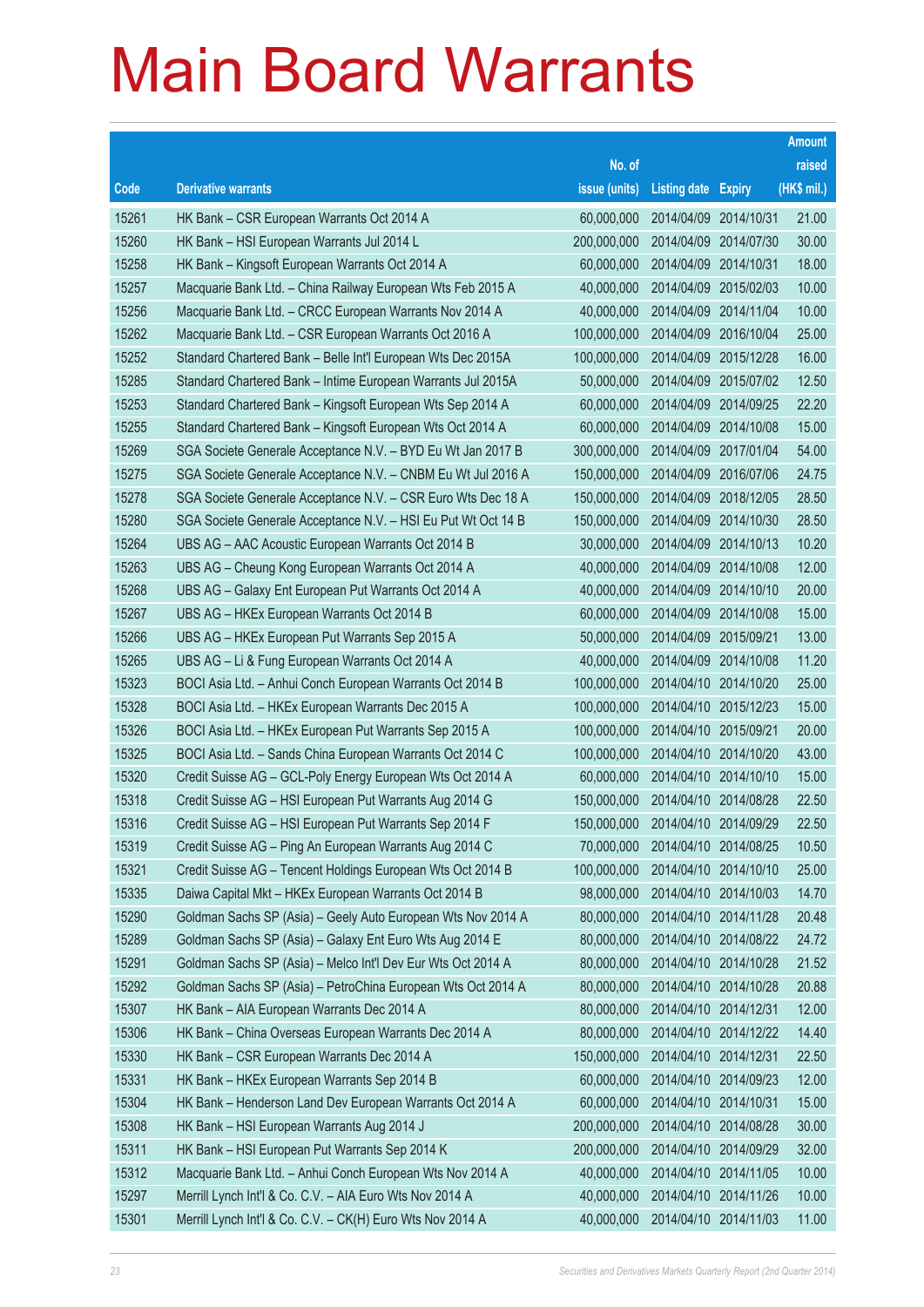# Main Board Warrants

| Code | Derivative warrants | No. of issue (units) | Listing date | Expiry | Amount raised (HK$ mil.) |
|---|---|---|---|---|---|
| 15261 | HK Bank – CSR European Warrants Oct 2014 A | 60,000,000 | 2014/04/09 | 2014/10/31 | 21.00 |
| 15260 | HK Bank – HSI European Warrants Jul 2014 L | 200,000,000 | 2014/04/09 | 2014/07/30 | 30.00 |
| 15258 | HK Bank – Kingsoft European Warrants Oct 2014 A | 60,000,000 | 2014/04/09 | 2014/10/31 | 18.00 |
| 15257 | Macquarie Bank Ltd. – China Railway European Wts Feb 2015 A | 40,000,000 | 2014/04/09 | 2015/02/03 | 10.00 |
| 15256 | Macquarie Bank Ltd. – CRCC European Warrants Nov 2014 A | 40,000,000 | 2014/04/09 | 2014/11/04 | 10.00 |
| 15262 | Macquarie Bank Ltd. – CSR European Warrants Oct 2016 A | 100,000,000 | 2014/04/09 | 2016/10/04 | 25.00 |
| 15252 | Standard Chartered Bank – Belle Int'l European Wts Dec 2015A | 100,000,000 | 2014/04/09 | 2015/12/28 | 16.00 |
| 15285 | Standard Chartered Bank – Intime European Warrants Jul 2015A | 50,000,000 | 2014/04/09 | 2015/07/02 | 12.50 |
| 15253 | Standard Chartered Bank – Kingsoft European Wts Sep 2014 A | 60,000,000 | 2014/04/09 | 2014/09/25 | 22.20 |
| 15255 | Standard Chartered Bank – Kingsoft European Wts Oct 2014 A | 60,000,000 | 2014/04/09 | 2014/10/08 | 15.00 |
| 15269 | SGA Societe Generale Acceptance N.V. – BYD Eu Wt Jan 2017 B | 300,000,000 | 2014/04/09 | 2017/01/04 | 54.00 |
| 15275 | SGA Societe Generale Acceptance N.V. – CNBM Eu Wt Jul 2016 A | 150,000,000 | 2014/04/09 | 2016/07/06 | 24.75 |
| 15278 | SGA Societe Generale Acceptance N.V. – CSR Euro Wts Dec 18 A | 150,000,000 | 2014/04/09 | 2018/12/05 | 28.50 |
| 15280 | SGA Societe Generale Acceptance N.V. – HSI Eu Put Wt Oct 14 B | 150,000,000 | 2014/04/09 | 2014/10/30 | 28.50 |
| 15264 | UBS AG – AAC Acoustic European Warrants Oct 2014 B | 30,000,000 | 2014/04/09 | 2014/10/13 | 10.20 |
| 15263 | UBS AG – Cheung Kong European Warrants Oct 2014 A | 40,000,000 | 2014/04/09 | 2014/10/08 | 12.00 |
| 15268 | UBS AG – Galaxy Ent European Put Warrants Oct 2014 A | 40,000,000 | 2014/04/09 | 2014/10/10 | 20.00 |
| 15267 | UBS AG – HKEx European Warrants Oct 2014 B | 60,000,000 | 2014/04/09 | 2014/10/08 | 15.00 |
| 15266 | UBS AG – HKEx European Put Warrants Sep 2015 A | 50,000,000 | 2014/04/09 | 2015/09/21 | 13.00 |
| 15265 | UBS AG – Li & Fung European Warrants Oct 2014 A | 40,000,000 | 2014/04/09 | 2014/10/08 | 11.20 |
| 15323 | BOCI Asia Ltd. – Anhui Conch European Warrants Oct 2014 B | 100,000,000 | 2014/04/10 | 2014/10/20 | 25.00 |
| 15328 | BOCI Asia Ltd. – HKEx European Warrants Dec 2015 A | 100,000,000 | 2014/04/10 | 2015/12/23 | 15.00 |
| 15326 | BOCI Asia Ltd. – HKEx European Put Warrants Sep 2015 A | 100,000,000 | 2014/04/10 | 2015/09/21 | 20.00 |
| 15325 | BOCI Asia Ltd. – Sands China European Warrants Oct 2014 C | 100,000,000 | 2014/04/10 | 2014/10/20 | 43.00 |
| 15320 | Credit Suisse AG – GCL-Poly Energy European Wts Oct 2014 A | 60,000,000 | 2014/04/10 | 2014/10/10 | 15.00 |
| 15318 | Credit Suisse AG – HSI European Put Warrants Aug 2014 G | 150,000,000 | 2014/04/10 | 2014/08/28 | 22.50 |
| 15316 | Credit Suisse AG – HSI European Put Warrants Sep 2014 F | 150,000,000 | 2014/04/10 | 2014/09/29 | 22.50 |
| 15319 | Credit Suisse AG – Ping An European Warrants Aug 2014 C | 70,000,000 | 2014/04/10 | 2014/08/25 | 10.50 |
| 15321 | Credit Suisse AG – Tencent Holdings European Wts Oct 2014 B | 100,000,000 | 2014/04/10 | 2014/10/10 | 25.00 |
| 15335 | Daiwa Capital Mkt – HKEx European Warrants Oct 2014 B | 98,000,000 | 2014/04/10 | 2014/10/03 | 14.70 |
| 15290 | Goldman Sachs SP (Asia) – Geely Auto European Wts Nov 2014 A | 80,000,000 | 2014/04/10 | 2014/11/28 | 20.48 |
| 15289 | Goldman Sachs SP (Asia) – Galaxy Ent Euro Wts Aug 2014 E | 80,000,000 | 2014/04/10 | 2014/08/22 | 24.72 |
| 15291 | Goldman Sachs SP (Asia) – Melco Int'l Dev Eur Wts Oct 2014 A | 80,000,000 | 2014/04/10 | 2014/10/28 | 21.52 |
| 15292 | Goldman Sachs SP (Asia) – PetroChina European Wts Oct 2014 A | 80,000,000 | 2014/04/10 | 2014/10/28 | 20.88 |
| 15307 | HK Bank – AIA European Warrants Dec 2014 A | 80,000,000 | 2014/04/10 | 2014/12/31 | 12.00 |
| 15306 | HK Bank – China Overseas European Warrants Dec 2014 A | 80,000,000 | 2014/04/10 | 2014/12/22 | 14.40 |
| 15330 | HK Bank – CSR European Warrants Dec 2014 A | 150,000,000 | 2014/04/10 | 2014/12/31 | 22.50 |
| 15331 | HK Bank – HKEx European Warrants Sep 2014 B | 60,000,000 | 2014/04/10 | 2014/09/23 | 12.00 |
| 15304 | HK Bank – Henderson Land Dev European Warrants Oct 2014 A | 60,000,000 | 2014/04/10 | 2014/10/31 | 15.00 |
| 15308 | HK Bank – HSI European Warrants Aug 2014 J | 200,000,000 | 2014/04/10 | 2014/08/28 | 30.00 |
| 15311 | HK Bank – HSI European Put Warrants Sep 2014 K | 200,000,000 | 2014/04/10 | 2014/09/29 | 32.00 |
| 15312 | Macquarie Bank Ltd. – Anhui Conch European Wts Nov 2014 A | 40,000,000 | 2014/04/10 | 2014/11/05 | 10.00 |
| 15297 | Merrill Lynch Int'l & Co. C.V. – AIA Euro Wts Nov 2014 A | 40,000,000 | 2014/04/10 | 2014/11/26 | 10.00 |
| 15301 | Merrill Lynch Int'l & Co. C.V. – CK(H) Euro Wts Nov 2014 A | 40,000,000 | 2014/04/10 | 2014/11/03 | 11.00 |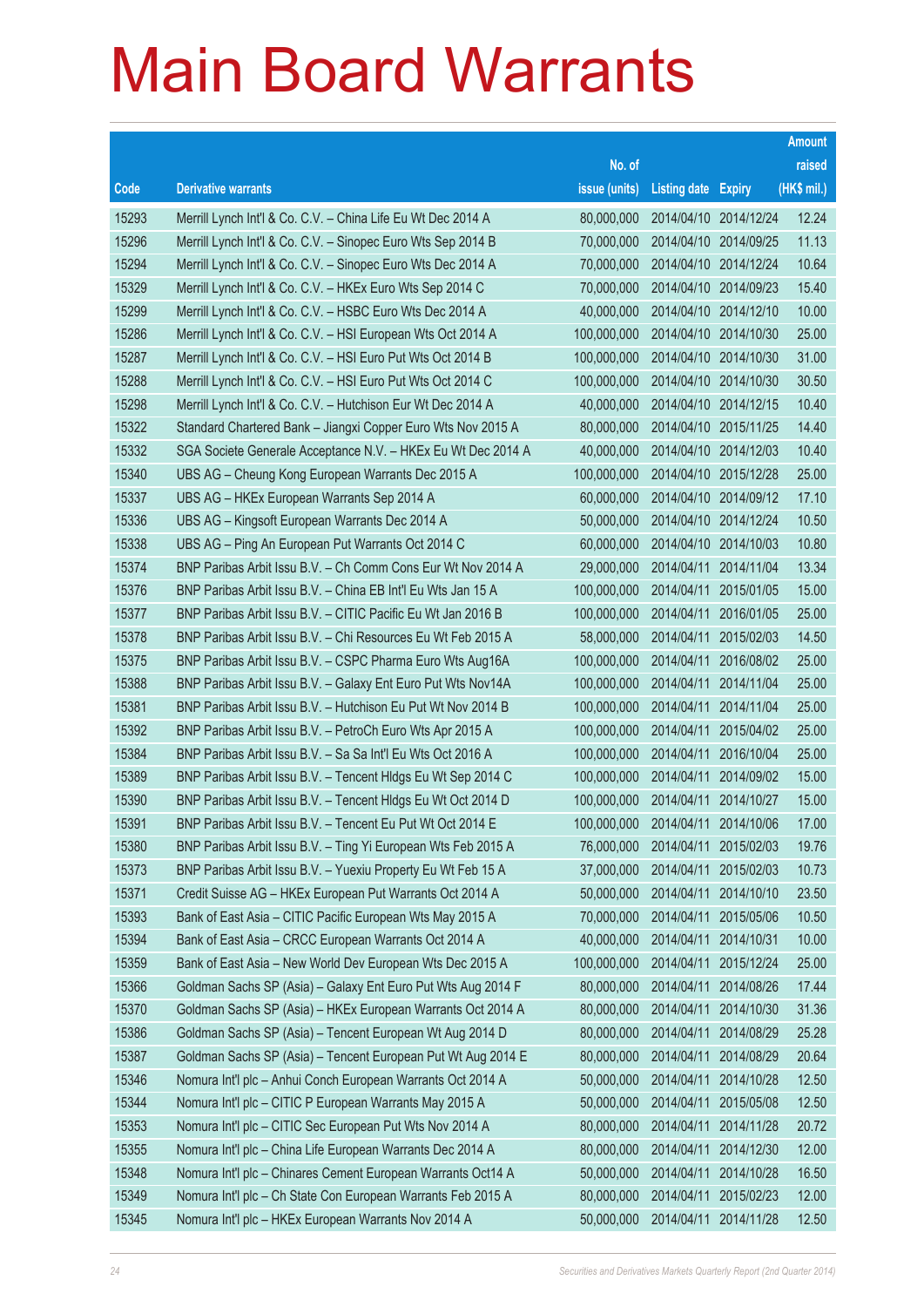# Main Board Warrants

| Code | Derivative warrants | No. of issue (units) | Listing date | Expiry | Amount raised (HK$ mil.) |
|---|---|---|---|---|---|
| 15293 | Merrill Lynch Int'l & Co. C.V. – China Life Eu Wt Dec 2014 A | 80,000,000 | 2014/04/10 | 2014/12/24 | 12.24 |
| 15296 | Merrill Lynch Int'l & Co. C.V. – Sinopec Euro Wts Sep 2014 B | 70,000,000 | 2014/04/10 | 2014/09/25 | 11.13 |
| 15294 | Merrill Lynch Int'l & Co. C.V. – Sinopec Euro Wts Dec 2014 A | 70,000,000 | 2014/04/10 | 2014/12/24 | 10.64 |
| 15329 | Merrill Lynch Int'l & Co. C.V. – HKEx Euro Wts Sep 2014 C | 70,000,000 | 2014/04/10 | 2014/09/23 | 15.40 |
| 15299 | Merrill Lynch Int'l & Co. C.V. – HSBC Euro Wts Dec 2014 A | 40,000,000 | 2014/04/10 | 2014/12/10 | 10.00 |
| 15286 | Merrill Lynch Int'l & Co. C.V. – HSI European Wts Oct 2014 A | 100,000,000 | 2014/04/10 | 2014/10/30 | 25.00 |
| 15287 | Merrill Lynch Int'l & Co. C.V. – HSI Euro Put Wts Oct 2014 B | 100,000,000 | 2014/04/10 | 2014/10/30 | 31.00 |
| 15288 | Merrill Lynch Int'l & Co. C.V. – HSI Euro Put Wts Oct 2014 C | 100,000,000 | 2014/04/10 | 2014/10/30 | 30.50 |
| 15298 | Merrill Lynch Int'l & Co. C.V. – Hutchison Eur Wt Dec 2014 A | 40,000,000 | 2014/04/10 | 2014/12/15 | 10.40 |
| 15322 | Standard Chartered Bank – Jiangxi Copper Euro Wts Nov 2015 A | 80,000,000 | 2014/04/10 | 2015/11/25 | 14.40 |
| 15332 | SGA Societe Generale Acceptance N.V. – HKEx Eu Wt Dec 2014 A | 40,000,000 | 2014/04/10 | 2014/12/03 | 10.40 |
| 15340 | UBS AG – Cheung Kong European Warrants Dec 2015 A | 100,000,000 | 2014/04/10 | 2015/12/28 | 25.00 |
| 15337 | UBS AG – HKEx European Warrants Sep 2014 A | 60,000,000 | 2014/04/10 | 2014/09/12 | 17.10 |
| 15336 | UBS AG – Kingsoft European Warrants Dec 2014 A | 50,000,000 | 2014/04/10 | 2014/12/24 | 10.50 |
| 15338 | UBS AG – Ping An European Put Warrants Oct 2014 C | 60,000,000 | 2014/04/10 | 2014/10/03 | 10.80 |
| 15374 | BNP Paribas Arbit Issu B.V. – Ch Comm Cons Eur Wt Nov 2014 A | 29,000,000 | 2014/04/11 | 2014/11/04 | 13.34 |
| 15376 | BNP Paribas Arbit Issu B.V. – China EB Int'l Eu Wts Jan 15 A | 100,000,000 | 2014/04/11 | 2015/01/05 | 15.00 |
| 15377 | BNP Paribas Arbit Issu B.V. – CITIC Pacific Eu Wt Jan 2016 B | 100,000,000 | 2014/04/11 | 2016/01/05 | 25.00 |
| 15378 | BNP Paribas Arbit Issu B.V. – Chi Resources Eu Wt Feb 2015 A | 58,000,000 | 2014/04/11 | 2015/02/03 | 14.50 |
| 15375 | BNP Paribas Arbit Issu B.V. – CSPC Pharma Euro Wts Aug16A | 100,000,000 | 2014/04/11 | 2016/08/02 | 25.00 |
| 15388 | BNP Paribas Arbit Issu B.V. – Galaxy Ent Euro Put Wts Nov14A | 100,000,000 | 2014/04/11 | 2014/11/04 | 25.00 |
| 15381 | BNP Paribas Arbit Issu B.V. – Hutchison Eu Put Wt Nov 2014 B | 100,000,000 | 2014/04/11 | 2014/11/04 | 25.00 |
| 15392 | BNP Paribas Arbit Issu B.V. – PetroCh Euro Wts Apr 2015 A | 100,000,000 | 2014/04/11 | 2015/04/02 | 25.00 |
| 15384 | BNP Paribas Arbit Issu B.V. – Sa Sa Int'l Eu Wts Oct 2016 A | 100,000,000 | 2014/04/11 | 2016/10/04 | 25.00 |
| 15389 | BNP Paribas Arbit Issu B.V. – Tencent Hldgs Eu Wt Sep 2014 C | 100,000,000 | 2014/04/11 | 2014/09/02 | 15.00 |
| 15390 | BNP Paribas Arbit Issu B.V. – Tencent Hldgs Eu Wt Oct 2014 D | 100,000,000 | 2014/04/11 | 2014/10/27 | 15.00 |
| 15391 | BNP Paribas Arbit Issu B.V. – Tencent Eu Put Wt Oct 2014 E | 100,000,000 | 2014/04/11 | 2014/10/06 | 17.00 |
| 15380 | BNP Paribas Arbit Issu B.V. – Ting Yi European Wts Feb 2015 A | 76,000,000 | 2014/04/11 | 2015/02/03 | 19.76 |
| 15373 | BNP Paribas Arbit Issu B.V. – Yuexiu Property Eu Wt Feb 15 A | 37,000,000 | 2014/04/11 | 2015/02/03 | 10.73 |
| 15371 | Credit Suisse AG – HKEx European Put Warrants Oct 2014 A | 50,000,000 | 2014/04/11 | 2014/10/10 | 23.50 |
| 15393 | Bank of East Asia – CITIC Pacific European Wts May 2015 A | 70,000,000 | 2014/04/11 | 2015/05/06 | 10.50 |
| 15394 | Bank of East Asia – CRCC European Warrants Oct 2014 A | 40,000,000 | 2014/04/11 | 2014/10/31 | 10.00 |
| 15359 | Bank of East Asia – New World Dev European Wts Dec 2015 A | 100,000,000 | 2014/04/11 | 2015/12/24 | 25.00 |
| 15366 | Goldman Sachs SP (Asia) – Galaxy Ent Euro Put Wts Aug 2014 F | 80,000,000 | 2014/04/11 | 2014/08/26 | 17.44 |
| 15370 | Goldman Sachs SP (Asia) – HKEx European Warrants Oct 2014 A | 80,000,000 | 2014/04/11 | 2014/10/30 | 31.36 |
| 15386 | Goldman Sachs SP (Asia) – Tencent European Wt Aug 2014 D | 80,000,000 | 2014/04/11 | 2014/08/29 | 25.28 |
| 15387 | Goldman Sachs SP (Asia) – Tencent European Put Wt Aug 2014 E | 80,000,000 | 2014/04/11 | 2014/08/29 | 20.64 |
| 15346 | Nomura Int'l plc – Anhui Conch European Warrants Oct 2014 A | 50,000,000 | 2014/04/11 | 2014/10/28 | 12.50 |
| 15344 | Nomura Int'l plc – CITIC P European Warrants May 2015 A | 50,000,000 | 2014/04/11 | 2015/05/08 | 12.50 |
| 15353 | Nomura Int'l plc – CITIC Sec European Put Wts Nov 2014 A | 80,000,000 | 2014/04/11 | 2014/11/28 | 20.72 |
| 15355 | Nomura Int'l plc – China Life European Warrants Dec 2014 A | 80,000,000 | 2014/04/11 | 2014/12/30 | 12.00 |
| 15348 | Nomura Int'l plc – Chinares Cement European Warrants Oct14 A | 50,000,000 | 2014/04/11 | 2014/10/28 | 16.50 |
| 15349 | Nomura Int'l plc – Ch State Con European Warrants Feb 2015 A | 80,000,000 | 2014/04/11 | 2015/02/23 | 12.00 |
| 15345 | Nomura Int'l plc – HKEx European Warrants Nov 2014 A | 50,000,000 | 2014/04/11 | 2014/11/28 | 12.50 |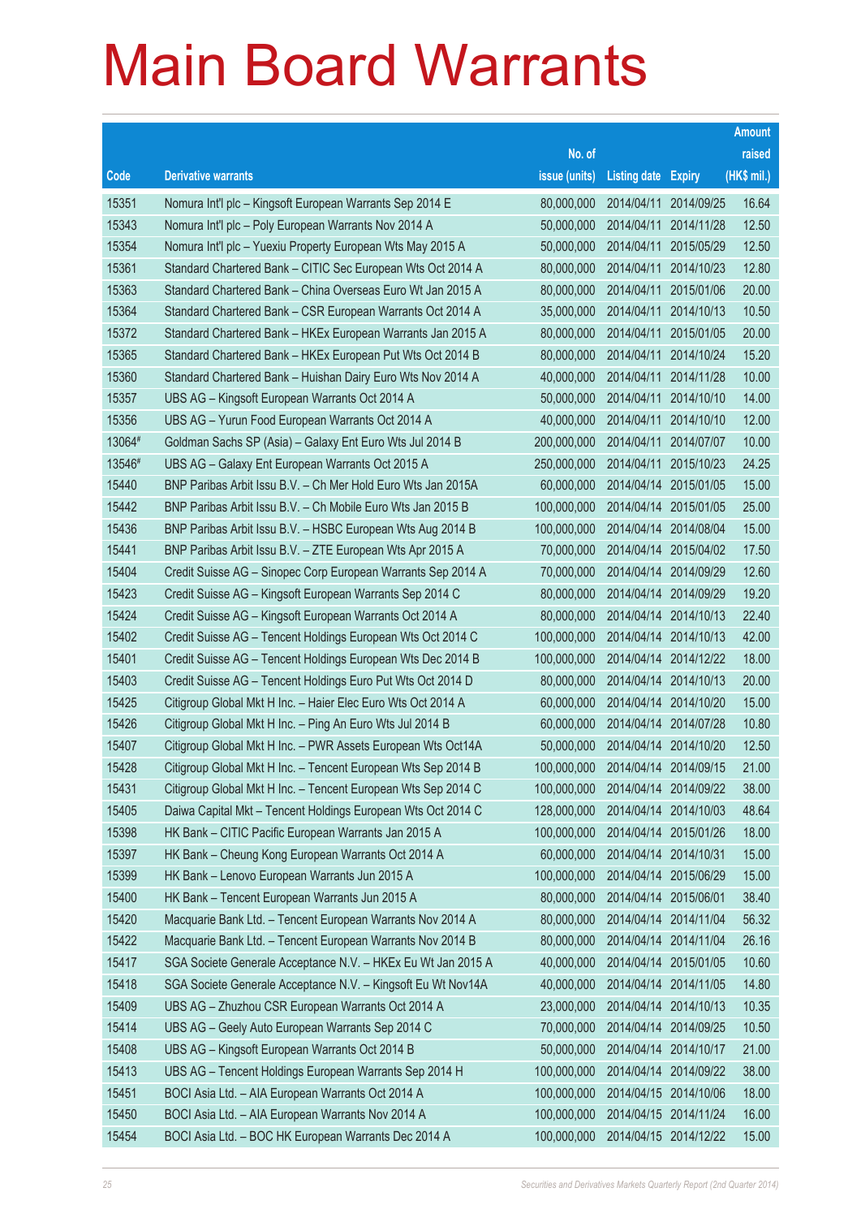# Main Board Warrants

| Code | Derivative warrants | No. of issue (units) | Listing date | Expiry | Amount raised (HK$ mil.) |
|---|---|---|---|---|---|
| 15351 | Nomura Int'l plc – Kingsoft European Warrants Sep 2014 E | 80,000,000 | 2014/04/11 | 2014/09/25 | 16.64 |
| 15343 | Nomura Int'l plc – Poly European Warrants Nov 2014 A | 50,000,000 | 2014/04/11 | 2014/11/28 | 12.50 |
| 15354 | Nomura Int'l plc – Yuexiu Property European Wts May 2015 A | 50,000,000 | 2014/04/11 | 2015/05/29 | 12.50 |
| 15361 | Standard Chartered Bank – CITIC Sec European Wts Oct 2014 A | 80,000,000 | 2014/04/11 | 2014/10/23 | 12.80 |
| 15363 | Standard Chartered Bank – China Overseas Euro Wt Jan 2015 A | 80,000,000 | 2014/04/11 | 2015/01/06 | 20.00 |
| 15364 | Standard Chartered Bank – CSR European Warrants Oct 2014 A | 35,000,000 | 2014/04/11 | 2014/10/13 | 10.50 |
| 15372 | Standard Chartered Bank – HKEx European Warrants Jan 2015 A | 80,000,000 | 2014/04/11 | 2015/01/05 | 20.00 |
| 15365 | Standard Chartered Bank – HKEx European Put Wts Oct 2014 B | 80,000,000 | 2014/04/11 | 2014/10/24 | 15.20 |
| 15360 | Standard Chartered Bank – Huishan Dairy Euro Wts Nov 2014 A | 40,000,000 | 2014/04/11 | 2014/11/28 | 10.00 |
| 15357 | UBS AG – Kingsoft European Warrants Oct 2014 A | 50,000,000 | 2014/04/11 | 2014/10/10 | 14.00 |
| 15356 | UBS AG – Yurun Food European Warrants Oct 2014 A | 40,000,000 | 2014/04/11 | 2014/10/10 | 12.00 |
| 13064# | Goldman Sachs SP (Asia) – Galaxy Ent Euro Wts Jul 2014 B | 200,000,000 | 2014/04/11 | 2014/07/07 | 10.00 |
| 13546# | UBS AG – Galaxy Ent European Warrants Oct 2015 A | 250,000,000 | 2014/04/11 | 2015/10/23 | 24.25 |
| 15440 | BNP Paribas Arbit Issu B.V. – Ch Mer Hold Euro Wts Jan 2015A | 60,000,000 | 2014/04/14 | 2015/01/05 | 15.00 |
| 15442 | BNP Paribas Arbit Issu B.V. – Ch Mobile Euro Wts Jan 2015 B | 100,000,000 | 2014/04/14 | 2015/01/05 | 25.00 |
| 15436 | BNP Paribas Arbit Issu B.V. – HSBC European Wts Aug 2014 B | 100,000,000 | 2014/04/14 | 2014/08/04 | 15.00 |
| 15441 | BNP Paribas Arbit Issu B.V. – ZTE European Wts Apr 2015 A | 70,000,000 | 2014/04/14 | 2015/04/02 | 17.50 |
| 15404 | Credit Suisse AG – Sinopec Corp European Warrants Sep 2014 A | 70,000,000 | 2014/04/14 | 2014/09/29 | 12.60 |
| 15423 | Credit Suisse AG – Kingsoft European Warrants Sep 2014 C | 80,000,000 | 2014/04/14 | 2014/09/29 | 19.20 |
| 15424 | Credit Suisse AG – Kingsoft European Warrants Oct 2014 A | 80,000,000 | 2014/04/14 | 2014/10/13 | 22.40 |
| 15402 | Credit Suisse AG – Tencent Holdings European Wts Oct 2014 C | 100,000,000 | 2014/04/14 | 2014/10/13 | 42.00 |
| 15401 | Credit Suisse AG – Tencent Holdings European Wts Dec 2014 B | 100,000,000 | 2014/04/14 | 2014/12/22 | 18.00 |
| 15403 | Credit Suisse AG – Tencent Holdings Euro Put Wts Oct 2014 D | 80,000,000 | 2014/04/14 | 2014/10/13 | 20.00 |
| 15425 | Citigroup Global Mkt H Inc. – Haier Elec Euro Wts Oct 2014 A | 60,000,000 | 2014/04/14 | 2014/10/20 | 15.00 |
| 15426 | Citigroup Global Mkt H Inc. – Ping An Euro Wts Jul 2014 B | 60,000,000 | 2014/04/14 | 2014/07/28 | 10.80 |
| 15407 | Citigroup Global Mkt H Inc. – PWR Assets European Wts Oct14A | 50,000,000 | 2014/04/14 | 2014/10/20 | 12.50 |
| 15428 | Citigroup Global Mkt H Inc. – Tencent European Wts Sep 2014 B | 100,000,000 | 2014/04/14 | 2014/09/15 | 21.00 |
| 15431 | Citigroup Global Mkt H Inc. – Tencent European Wts Sep 2014 C | 100,000,000 | 2014/04/14 | 2014/09/22 | 38.00 |
| 15405 | Daiwa Capital Mkt – Tencent Holdings European Wts Oct 2014 C | 128,000,000 | 2014/04/14 | 2014/10/03 | 48.64 |
| 15398 | HK Bank – CITIC Pacific European Warrants Jan 2015 A | 100,000,000 | 2014/04/14 | 2015/01/26 | 18.00 |
| 15397 | HK Bank – Cheung Kong European Warrants Oct 2014 A | 60,000,000 | 2014/04/14 | 2014/10/31 | 15.00 |
| 15399 | HK Bank – Lenovo European Warrants Jun 2015 A | 100,000,000 | 2014/04/14 | 2015/06/29 | 15.00 |
| 15400 | HK Bank – Tencent European Warrants Jun 2015 A | 80,000,000 | 2014/04/14 | 2015/06/01 | 38.40 |
| 15420 | Macquarie Bank Ltd. – Tencent European Warrants Nov 2014 A | 80,000,000 | 2014/04/14 | 2014/11/04 | 56.32 |
| 15422 | Macquarie Bank Ltd. – Tencent European Warrants Nov 2014 B | 80,000,000 | 2014/04/14 | 2014/11/04 | 26.16 |
| 15417 | SGA Societe Generale Acceptance N.V. – HKEx Eu Wt Jan 2015 A | 40,000,000 | 2014/04/14 | 2015/01/05 | 10.60 |
| 15418 | SGA Societe Generale Acceptance N.V. – Kingsoft Eu Wt Nov14A | 40,000,000 | 2014/04/14 | 2014/11/05 | 14.80 |
| 15409 | UBS AG – Zhuzhou CSR European Warrants Oct 2014 A | 23,000,000 | 2014/04/14 | 2014/10/13 | 10.35 |
| 15414 | UBS AG – Geely Auto European Warrants Sep 2014 C | 70,000,000 | 2014/04/14 | 2014/09/25 | 10.50 |
| 15408 | UBS AG – Kingsoft European Warrants Oct 2014 B | 50,000,000 | 2014/04/14 | 2014/10/17 | 21.00 |
| 15413 | UBS AG – Tencent Holdings European Warrants Sep 2014 H | 100,000,000 | 2014/04/14 | 2014/09/22 | 38.00 |
| 15451 | BOCI Asia Ltd. – AIA European Warrants Oct 2014 A | 100,000,000 | 2014/04/15 | 2014/10/06 | 18.00 |
| 15450 | BOCI Asia Ltd. – AIA European Warrants Nov 2014 A | 100,000,000 | 2014/04/15 | 2014/11/24 | 16.00 |
| 15454 | BOCI Asia Ltd. – BOC HK European Warrants Dec 2014 A | 100,000,000 | 2014/04/15 | 2014/12/22 | 15.00 |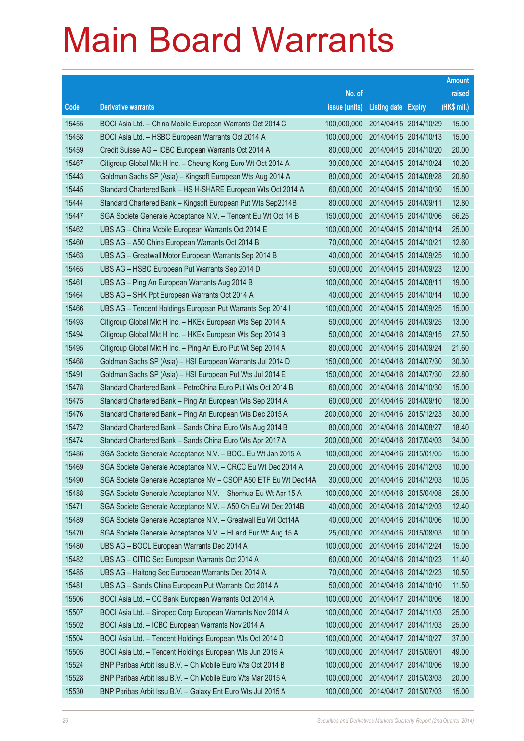# Main Board Warrants

| Code | Derivative warrants | No. of issue (units) | Listing date | Expiry | Amount raised (HK$ mil.) |
|---|---|---|---|---|---|
| 15455 | BOCI Asia Ltd. – China Mobile European Warrants Oct 2014 C | 100,000,000 | 2014/04/15 | 2014/10/29 | 15.00 |
| 15458 | BOCI Asia Ltd. – HSBC European Warrants Oct 2014 A | 100,000,000 | 2014/04/15 | 2014/10/13 | 15.00 |
| 15459 | Credit Suisse AG – ICBC European Warrants Oct 2014 A | 80,000,000 | 2014/04/15 | 2014/10/20 | 20.00 |
| 15467 | Citigroup Global Mkt H Inc. – Cheung Kong Euro Wt Oct 2014 A | 30,000,000 | 2014/04/15 | 2014/10/24 | 10.20 |
| 15443 | Goldman Sachs SP (Asia) – Kingsoft European Wts Aug 2014 A | 80,000,000 | 2014/04/15 | 2014/08/28 | 20.80 |
| 15445 | Standard Chartered Bank – HS H-SHARE European Wts Oct 2014 A | 60,000,000 | 2014/04/15 | 2014/10/30 | 15.00 |
| 15444 | Standard Chartered Bank – Kingsoft European Put Wts Sep2014B | 80,000,000 | 2014/04/15 | 2014/09/11 | 12.80 |
| 15447 | SGA Societe Generale Acceptance N.V. – Tencent Eu Wt Oct 14 B | 150,000,000 | 2014/04/15 | 2014/10/06 | 56.25 |
| 15462 | UBS AG – China Mobile European Warrants Oct 2014 E | 100,000,000 | 2014/04/15 | 2014/10/14 | 25.00 |
| 15460 | UBS AG – A50 China European Warrants Oct 2014 B | 70,000,000 | 2014/04/15 | 2014/10/21 | 12.60 |
| 15463 | UBS AG – Greatwall Motor European Warrants Sep 2014 B | 40,000,000 | 2014/04/15 | 2014/09/25 | 10.00 |
| 15465 | UBS AG – HSBC European Put Warrants Sep 2014 D | 50,000,000 | 2014/04/15 | 2014/09/23 | 12.00 |
| 15461 | UBS AG – Ping An European Warrants Aug 2014 B | 100,000,000 | 2014/04/15 | 2014/08/11 | 19.00 |
| 15464 | UBS AG – SHK Ppt European Warrants Oct 2014 A | 40,000,000 | 2014/04/15 | 2014/10/14 | 10.00 |
| 15466 | UBS AG – Tencent Holdings European Put Warrants Sep 2014 I | 100,000,000 | 2014/04/15 | 2014/09/25 | 15.00 |
| 15493 | Citigroup Global Mkt H Inc. – HKEx European Wts Sep 2014 A | 50,000,000 | 2014/04/16 | 2014/09/25 | 13.00 |
| 15494 | Citigroup Global Mkt H Inc. – HKEx European Wts Sep 2014 B | 50,000,000 | 2014/04/16 | 2014/09/15 | 27.50 |
| 15495 | Citigroup Global Mkt H Inc. – Ping An Euro Put Wt Sep 2014 A | 80,000,000 | 2014/04/16 | 2014/09/24 | 21.60 |
| 15468 | Goldman Sachs SP (Asia) – HSI European Warrants Jul 2014 D | 150,000,000 | 2014/04/16 | 2014/07/30 | 30.30 |
| 15491 | Goldman Sachs SP (Asia) – HSI European Put Wts Jul 2014 E | 150,000,000 | 2014/04/16 | 2014/07/30 | 22.80 |
| 15478 | Standard Chartered Bank – PetroChina Euro Put Wts Oct 2014 B | 60,000,000 | 2014/04/16 | 2014/10/30 | 15.00 |
| 15475 | Standard Chartered Bank – Ping An European Wts Sep 2014 A | 60,000,000 | 2014/04/16 | 2014/09/10 | 18.00 |
| 15476 | Standard Chartered Bank – Ping An European Wts Dec 2015 A | 200,000,000 | 2014/04/16 | 2015/12/23 | 30.00 |
| 15472 | Standard Chartered Bank – Sands China Euro Wts Aug 2014 B | 80,000,000 | 2014/04/16 | 2014/08/27 | 18.40 |
| 15474 | Standard Chartered Bank – Sands China Euro Wts Apr 2017 A | 200,000,000 | 2014/04/16 | 2017/04/03 | 34.00 |
| 15486 | SGA Societe Generale Acceptance N.V. – BOCL Eu Wt Jan 2015 A | 100,000,000 | 2014/04/16 | 2015/01/05 | 15.00 |
| 15469 | SGA Societe Generale Acceptance N.V. – CRCC Eu Wt Dec 2014 A | 20,000,000 | 2014/04/16 | 2014/12/03 | 10.00 |
| 15490 | SGA Societe Generale Acceptance NV – CSOP A50 ETF Eu Wt Dec14A | 30,000,000 | 2014/04/16 | 2014/12/03 | 10.05 |
| 15488 | SGA Societe Generale Acceptance N.V. – Shenhua Eu Wt Apr 15 A | 100,000,000 | 2014/04/16 | 2015/04/08 | 25.00 |
| 15471 | SGA Societe Generale Acceptance N.V. – A50 Ch Eu Wt Dec 2014B | 40,000,000 | 2014/04/16 | 2014/12/03 | 12.40 |
| 15489 | SGA Societe Generale Acceptance N.V. – Greatwall Eu Wt Oct14A | 40,000,000 | 2014/04/16 | 2014/10/06 | 10.00 |
| 15470 | SGA Societe Generale Acceptance N.V. – HLand Eur Wt Aug 15 A | 25,000,000 | 2014/04/16 | 2015/08/03 | 10.00 |
| 15480 | UBS AG – BOCL European Warrants Dec 2014 A | 100,000,000 | 2014/04/16 | 2014/12/24 | 15.00 |
| 15482 | UBS AG – CITIC Sec European Warrants Oct 2014 A | 60,000,000 | 2014/04/16 | 2014/10/23 | 11.40 |
| 15485 | UBS AG – Haitong Sec European Warrants Dec 2014 A | 70,000,000 | 2014/04/16 | 2014/12/23 | 10.50 |
| 15481 | UBS AG – Sands China European Put Warrants Oct 2014 A | 50,000,000 | 2014/04/16 | 2014/10/10 | 11.50 |
| 15506 | BOCI Asia Ltd. – CC Bank European Warrants Oct 2014 A | 100,000,000 | 2014/04/17 | 2014/10/06 | 18.00 |
| 15507 | BOCI Asia Ltd. – Sinopec Corp European Warrants Nov 2014 A | 100,000,000 | 2014/04/17 | 2014/11/03 | 25.00 |
| 15502 | BOCI Asia Ltd. – ICBC European Warrants Nov 2014 A | 100,000,000 | 2014/04/17 | 2014/11/03 | 25.00 |
| 15504 | BOCI Asia Ltd. – Tencent Holdings European Wts Oct 2014 D | 100,000,000 | 2014/04/17 | 2014/10/27 | 37.00 |
| 15505 | BOCI Asia Ltd. – Tencent Holdings European Wts Jun 2015 A | 100,000,000 | 2014/04/17 | 2015/06/01 | 49.00 |
| 15524 | BNP Paribas Arbit Issu B.V. – Ch Mobile Euro Wts Oct 2014 B | 100,000,000 | 2014/04/17 | 2014/10/06 | 19.00 |
| 15528 | BNP Paribas Arbit Issu B.V. – Ch Mobile Euro Wts Mar 2015 A | 100,000,000 | 2014/04/17 | 2015/03/03 | 20.00 |
| 15530 | BNP Paribas Arbit Issu B.V. – Galaxy Ent Euro Wts Jul 2015 A | 100,000,000 | 2014/04/17 | 2015/07/03 | 15.00 |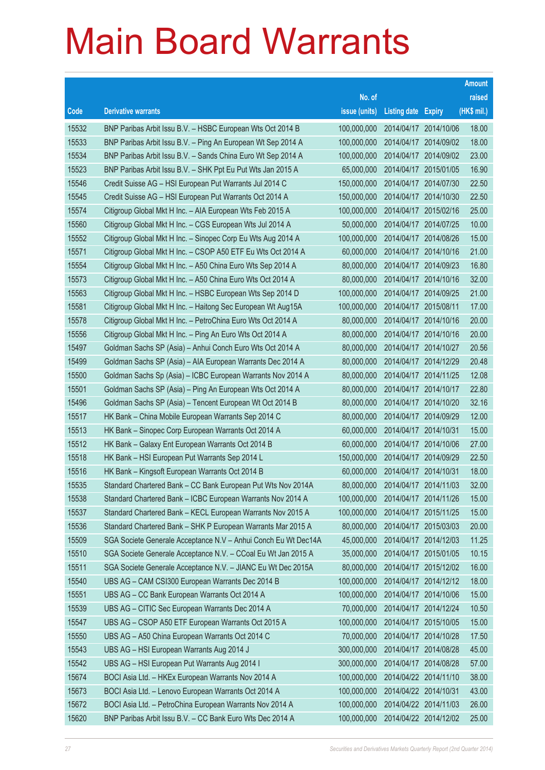# Main Board Warrants

| Code | Derivative warrants | No. of issue (units) | Listing date | Expiry | Amount raised (HK$ mil.) |
|---|---|---|---|---|---|
| 15532 | BNP Paribas Arbit Issu B.V. – HSBC European Wts Oct 2014 B | 100,000,000 | 2014/04/17 | 2014/10/06 | 18.00 |
| 15533 | BNP Paribas Arbit Issu B.V. – Ping An European Wt Sep 2014 A | 100,000,000 | 2014/04/17 | 2014/09/02 | 18.00 |
| 15534 | BNP Paribas Arbit Issu B.V. – Sands China Euro Wt Sep 2014 A | 100,000,000 | 2014/04/17 | 2014/09/02 | 23.00 |
| 15523 | BNP Paribas Arbit Issu B.V. – SHK Ppt Eu Put Wts Jan 2015 A | 65,000,000 | 2014/04/17 | 2015/01/05 | 16.90 |
| 15546 | Credit Suisse AG – HSI European Put Warrants Jul 2014 C | 150,000,000 | 2014/04/17 | 2014/07/30 | 22.50 |
| 15545 | Credit Suisse AG – HSI European Put Warrants Oct 2014 A | 150,000,000 | 2014/04/17 | 2014/10/30 | 22.50 |
| 15574 | Citigroup Global Mkt H Inc. – AIA European Wts Feb 2015 A | 100,000,000 | 2014/04/17 | 2015/02/16 | 25.00 |
| 15560 | Citigroup Global Mkt H Inc. – CGS European Wts Jul 2014 A | 50,000,000 | 2014/04/17 | 2014/07/25 | 10.00 |
| 15552 | Citigroup Global Mkt H Inc. – Sinopec Corp Eu Wts Aug 2014 A | 100,000,000 | 2014/04/17 | 2014/08/26 | 15.00 |
| 15571 | Citigroup Global Mkt H Inc. – CSOP A50 ETF Eu Wts Oct 2014 A | 60,000,000 | 2014/04/17 | 2014/10/16 | 21.00 |
| 15554 | Citigroup Global Mkt H Inc. – A50 China Euro Wts Sep 2014 A | 80,000,000 | 2014/04/17 | 2014/09/23 | 16.80 |
| 15573 | Citigroup Global Mkt H Inc. – A50 China Euro Wts Oct 2014 A | 80,000,000 | 2014/04/17 | 2014/10/16 | 32.00 |
| 15563 | Citigroup Global Mkt H Inc. – HSBC European Wts Sep 2014 D | 100,000,000 | 2014/04/17 | 2014/09/25 | 21.00 |
| 15581 | Citigroup Global Mkt H Inc. – Haitong Sec European Wt Aug15A | 100,000,000 | 2014/04/17 | 2015/08/11 | 17.00 |
| 15578 | Citigroup Global Mkt H Inc. – PetroChina Euro Wts Oct 2014 A | 80,000,000 | 2014/04/17 | 2014/10/16 | 20.00 |
| 15556 | Citigroup Global Mkt H Inc. – Ping An Euro Wts Oct 2014 A | 80,000,000 | 2014/04/17 | 2014/10/16 | 20.00 |
| 15497 | Goldman Sachs SP (Asia) – Anhui Conch Euro Wts Oct 2014 A | 80,000,000 | 2014/04/17 | 2014/10/27 | 20.56 |
| 15499 | Goldman Sachs SP (Asia) – AIA European Warrants Dec 2014 A | 80,000,000 | 2014/04/17 | 2014/12/29 | 20.48 |
| 15500 | Goldman Sachs Sp (Asia) – ICBC European Warrants Nov 2014 A | 80,000,000 | 2014/04/17 | 2014/11/25 | 12.08 |
| 15501 | Goldman Sachs SP (Asia) – Ping An European Wts Oct 2014 A | 80,000,000 | 2014/04/17 | 2014/10/17 | 22.80 |
| 15496 | Goldman Sachs SP (Asia) – Tencent European Wt Oct 2014 B | 80,000,000 | 2014/04/17 | 2014/10/20 | 32.16 |
| 15517 | HK Bank – China Mobile European Warrants Sep 2014 C | 80,000,000 | 2014/04/17 | 2014/09/29 | 12.00 |
| 15513 | HK Bank – Sinopec Corp European Warrants Oct 2014 A | 60,000,000 | 2014/04/17 | 2014/10/31 | 15.00 |
| 15512 | HK Bank – Galaxy Ent European Warrants Oct 2014 B | 60,000,000 | 2014/04/17 | 2014/10/06 | 27.00 |
| 15518 | HK Bank – HSI European Put Warrants Sep 2014 L | 150,000,000 | 2014/04/17 | 2014/09/29 | 22.50 |
| 15516 | HK Bank – Kingsoft European Warrants Oct 2014 B | 60,000,000 | 2014/04/17 | 2014/10/31 | 18.00 |
| 15535 | Standard Chartered Bank – CC Bank European Put Wts Nov 2014A | 80,000,000 | 2014/04/17 | 2014/11/03 | 32.00 |
| 15538 | Standard Chartered Bank – ICBC European Warrants Nov 2014 A | 100,000,000 | 2014/04/17 | 2014/11/26 | 15.00 |
| 15537 | Standard Chartered Bank – KECL European Warrants Nov 2015 A | 100,000,000 | 2014/04/17 | 2015/11/25 | 15.00 |
| 15536 | Standard Chartered Bank – SHK P European Warrants Mar 2015 A | 80,000,000 | 2014/04/17 | 2015/03/03 | 20.00 |
| 15509 | SGA Societe Generale Acceptance N.V – Anhui Conch Eu Wt Dec14A | 45,000,000 | 2014/04/17 | 2014/12/03 | 11.25 |
| 15510 | SGA Societe Generale Acceptance N.V. – CCoal Eu Wt Jan 2015 A | 35,000,000 | 2014/04/17 | 2015/01/05 | 10.15 |
| 15511 | SGA Societe Generale Acceptance N.V. – JIANC Eu Wt Dec 2015A | 80,000,000 | 2014/04/17 | 2015/12/02 | 16.00 |
| 15540 | UBS AG – CAM CSI300 European Warrants Dec 2014 B | 100,000,000 | 2014/04/17 | 2014/12/12 | 18.00 |
| 15551 | UBS AG – CC Bank European Warrants Oct 2014 A | 100,000,000 | 2014/04/17 | 2014/10/06 | 15.00 |
| 15539 | UBS AG – CITIC Sec European Warrants Dec 2014 A | 70,000,000 | 2014/04/17 | 2014/12/24 | 10.50 |
| 15547 | UBS AG – CSOP A50 ETF European Warrants Oct 2015 A | 100,000,000 | 2014/04/17 | 2015/10/05 | 15.00 |
| 15550 | UBS AG – A50 China European Warrants Oct 2014 C | 70,000,000 | 2014/04/17 | 2014/10/28 | 17.50 |
| 15543 | UBS AG – HSI European Warrants Aug 2014 J | 300,000,000 | 2014/04/17 | 2014/08/28 | 45.00 |
| 15542 | UBS AG – HSI European Put Warrants Aug 2014 I | 300,000,000 | 2014/04/17 | 2014/08/28 | 57.00 |
| 15674 | BOCI Asia Ltd. – HKEx European Warrants Nov 2014 A | 100,000,000 | 2014/04/22 | 2014/11/10 | 38.00 |
| 15673 | BOCI Asia Ltd. – Lenovo European Warrants Oct 2014 A | 100,000,000 | 2014/04/22 | 2014/10/31 | 43.00 |
| 15672 | BOCI Asia Ltd. – PetroChina European Warrants Nov 2014 A | 100,000,000 | 2014/04/22 | 2014/11/03 | 26.00 |
| 15620 | BNP Paribas Arbit Issu B.V. – CC Bank Euro Wts Dec 2014 A | 100,000,000 | 2014/04/22 | 2014/12/02 | 25.00 |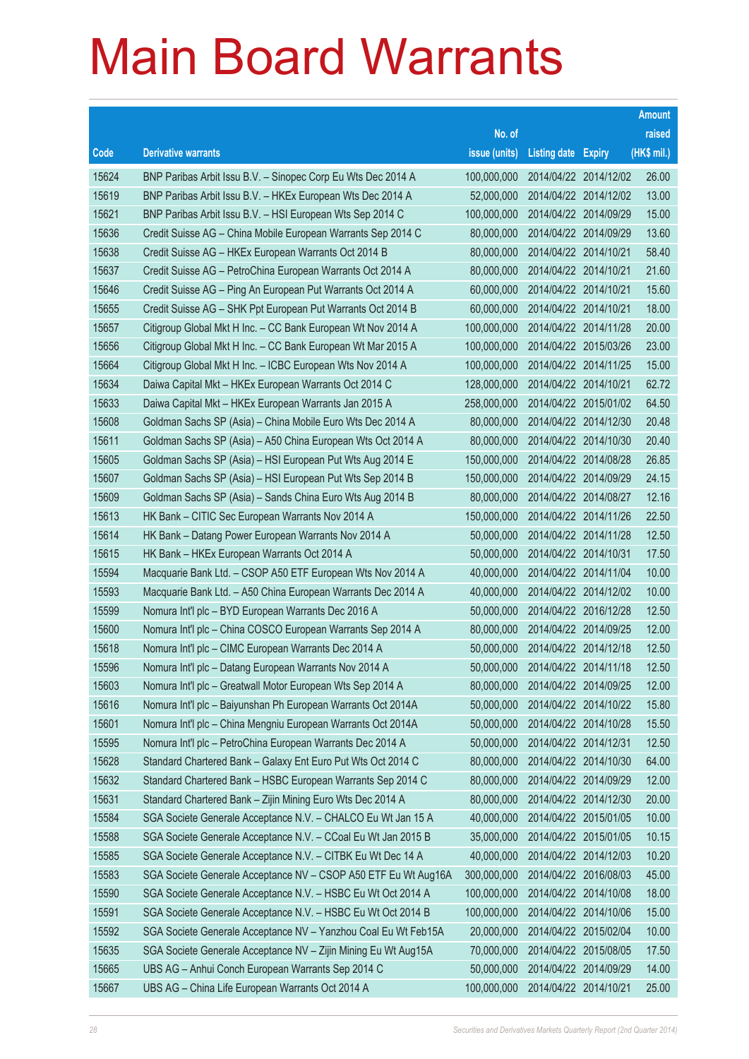# Main Board Warrants

| Code | Derivative warrants | No. of issue (units) | Listing date | Expiry | Amount raised (HK$ mil.) |
|---|---|---|---|---|---|
| 15624 | BNP Paribas Arbit Issu B.V. – Sinopec Corp Eu Wts Dec 2014 A | 100,000,000 | 2014/04/22 | 2014/12/02 | 26.00 |
| 15619 | BNP Paribas Arbit Issu B.V. – HKEx European Wts Dec 2014 A | 52,000,000 | 2014/04/22 | 2014/12/02 | 13.00 |
| 15621 | BNP Paribas Arbit Issu B.V. – HSI European Wts Sep 2014 C | 100,000,000 | 2014/04/22 | 2014/09/29 | 15.00 |
| 15636 | Credit Suisse AG – China Mobile European Warrants Sep 2014 C | 80,000,000 | 2014/04/22 | 2014/09/29 | 13.60 |
| 15638 | Credit Suisse AG – HKEx European Warrants Oct 2014 B | 80,000,000 | 2014/04/22 | 2014/10/21 | 58.40 |
| 15637 | Credit Suisse AG – PetroChina European Warrants Oct 2014 A | 80,000,000 | 2014/04/22 | 2014/10/21 | 21.60 |
| 15646 | Credit Suisse AG – Ping An European Put Warrants Oct 2014 A | 60,000,000 | 2014/04/22 | 2014/10/21 | 15.60 |
| 15655 | Credit Suisse AG – SHK Ppt European Put Warrants Oct 2014 B | 60,000,000 | 2014/04/22 | 2014/10/21 | 18.00 |
| 15657 | Citigroup Global Mkt H Inc. – CC Bank European Wt Nov 2014 A | 100,000,000 | 2014/04/22 | 2014/11/28 | 20.00 |
| 15656 | Citigroup Global Mkt H Inc. – CC Bank European Wt Mar 2015 A | 100,000,000 | 2014/04/22 | 2015/03/26 | 23.00 |
| 15664 | Citigroup Global Mkt H Inc. – ICBC European Wts Nov 2014 A | 100,000,000 | 2014/04/22 | 2014/11/25 | 15.00 |
| 15634 | Daiwa Capital Mkt – HKEx European Warrants Oct 2014 C | 128,000,000 | 2014/04/22 | 2014/10/21 | 62.72 |
| 15633 | Daiwa Capital Mkt – HKEx European Warrants Jan 2015 A | 258,000,000 | 2014/04/22 | 2015/01/02 | 64.50 |
| 15608 | Goldman Sachs SP (Asia) – China Mobile Euro Wts Dec 2014 A | 80,000,000 | 2014/04/22 | 2014/12/30 | 20.48 |
| 15611 | Goldman Sachs SP (Asia) – A50 China European Wts Oct 2014 A | 80,000,000 | 2014/04/22 | 2014/10/30 | 20.40 |
| 15605 | Goldman Sachs SP (Asia) – HSI European Put Wts Aug 2014 E | 150,000,000 | 2014/04/22 | 2014/08/28 | 26.85 |
| 15607 | Goldman Sachs SP (Asia) – HSI European Put Wts Sep 2014 B | 150,000,000 | 2014/04/22 | 2014/09/29 | 24.15 |
| 15609 | Goldman Sachs SP (Asia) – Sands China Euro Wts Aug 2014 B | 80,000,000 | 2014/04/22 | 2014/08/27 | 12.16 |
| 15613 | HK Bank – CITIC Sec European Warrants Nov 2014 A | 150,000,000 | 2014/04/22 | 2014/11/26 | 22.50 |
| 15614 | HK Bank – Datang Power European Warrants Nov 2014 A | 50,000,000 | 2014/04/22 | 2014/11/28 | 12.50 |
| 15615 | HK Bank – HKEx European Warrants Oct 2014 A | 50,000,000 | 2014/04/22 | 2014/10/31 | 17.50 |
| 15594 | Macquarie Bank Ltd. – CSOP A50 ETF European Wts Nov 2014 A | 40,000,000 | 2014/04/22 | 2014/11/04 | 10.00 |
| 15593 | Macquarie Bank Ltd. – A50 China European Warrants Dec 2014 A | 40,000,000 | 2014/04/22 | 2014/12/02 | 10.00 |
| 15599 | Nomura Int'l plc – BYD European Warrants Dec 2016 A | 50,000,000 | 2014/04/22 | 2016/12/28 | 12.50 |
| 15600 | Nomura Int'l plc – China COSCO European Warrants Sep 2014 A | 80,000,000 | 2014/04/22 | 2014/09/25 | 12.00 |
| 15618 | Nomura Int'l plc – CIMC European Warrants Dec 2014 A | 50,000,000 | 2014/04/22 | 2014/12/18 | 12.50 |
| 15596 | Nomura Int'l plc – Datang European Warrants Nov 2014 A | 50,000,000 | 2014/04/22 | 2014/11/18 | 12.50 |
| 15603 | Nomura Int'l plc – Greatwall Motor European Wts Sep 2014 A | 80,000,000 | 2014/04/22 | 2014/09/25 | 12.00 |
| 15616 | Nomura Int'l plc – Baiyunshan Ph European Warrants Oct 2014A | 50,000,000 | 2014/04/22 | 2014/10/22 | 15.80 |
| 15601 | Nomura Int'l plc – China Mengniu European Warrants Oct 2014A | 50,000,000 | 2014/04/22 | 2014/10/28 | 15.50 |
| 15595 | Nomura Int'l plc – PetroChina European Warrants Dec 2014 A | 50,000,000 | 2014/04/22 | 2014/12/31 | 12.50 |
| 15628 | Standard Chartered Bank – Galaxy Ent Euro Put Wts Oct 2014 C | 80,000,000 | 2014/04/22 | 2014/10/30 | 64.00 |
| 15632 | Standard Chartered Bank – HSBC European Warrants Sep 2014 C | 80,000,000 | 2014/04/22 | 2014/09/29 | 12.00 |
| 15631 | Standard Chartered Bank – Zijin Mining Euro Wts Dec 2014 A | 80,000,000 | 2014/04/22 | 2014/12/30 | 20.00 |
| 15584 | SGA Societe Generale Acceptance N.V. – CHALCO Eu Wt Jan 15 A | 40,000,000 | 2014/04/22 | 2015/01/05 | 10.00 |
| 15588 | SGA Societe Generale Acceptance N.V. – CCoal Eu Wt Jan 2015 B | 35,000,000 | 2014/04/22 | 2015/01/05 | 10.15 |
| 15585 | SGA Societe Generale Acceptance N.V. – CITBK Eu Wt Dec 14 A | 40,000,000 | 2014/04/22 | 2014/12/03 | 10.20 |
| 15583 | SGA Societe Generale Acceptance NV – CSOP A50 ETF Eu Wt Aug16A | 300,000,000 | 2014/04/22 | 2016/08/03 | 45.00 |
| 15590 | SGA Societe Generale Acceptance N.V. – HSBC Eu Wt Oct 2014 A | 100,000,000 | 2014/04/22 | 2014/10/08 | 18.00 |
| 15591 | SGA Societe Generale Acceptance N.V. – HSBC Eu Wt Oct 2014 B | 100,000,000 | 2014/04/22 | 2014/10/06 | 15.00 |
| 15592 | SGA Societe Generale Acceptance NV – Yanzhou Coal Eu Wt Feb15A | 20,000,000 | 2014/04/22 | 2015/02/04 | 10.00 |
| 15635 | SGA Societe Generale Acceptance NV – Zijin Mining Eu Wt Aug15A | 70,000,000 | 2014/04/22 | 2015/08/05 | 17.50 |
| 15665 | UBS AG – Anhui Conch European Warrants Sep 2014 C | 50,000,000 | 2014/04/22 | 2014/09/29 | 14.00 |
| 15667 | UBS AG – China Life European Warrants Oct 2014 A | 100,000,000 | 2014/04/22 | 2014/10/21 | 25.00 |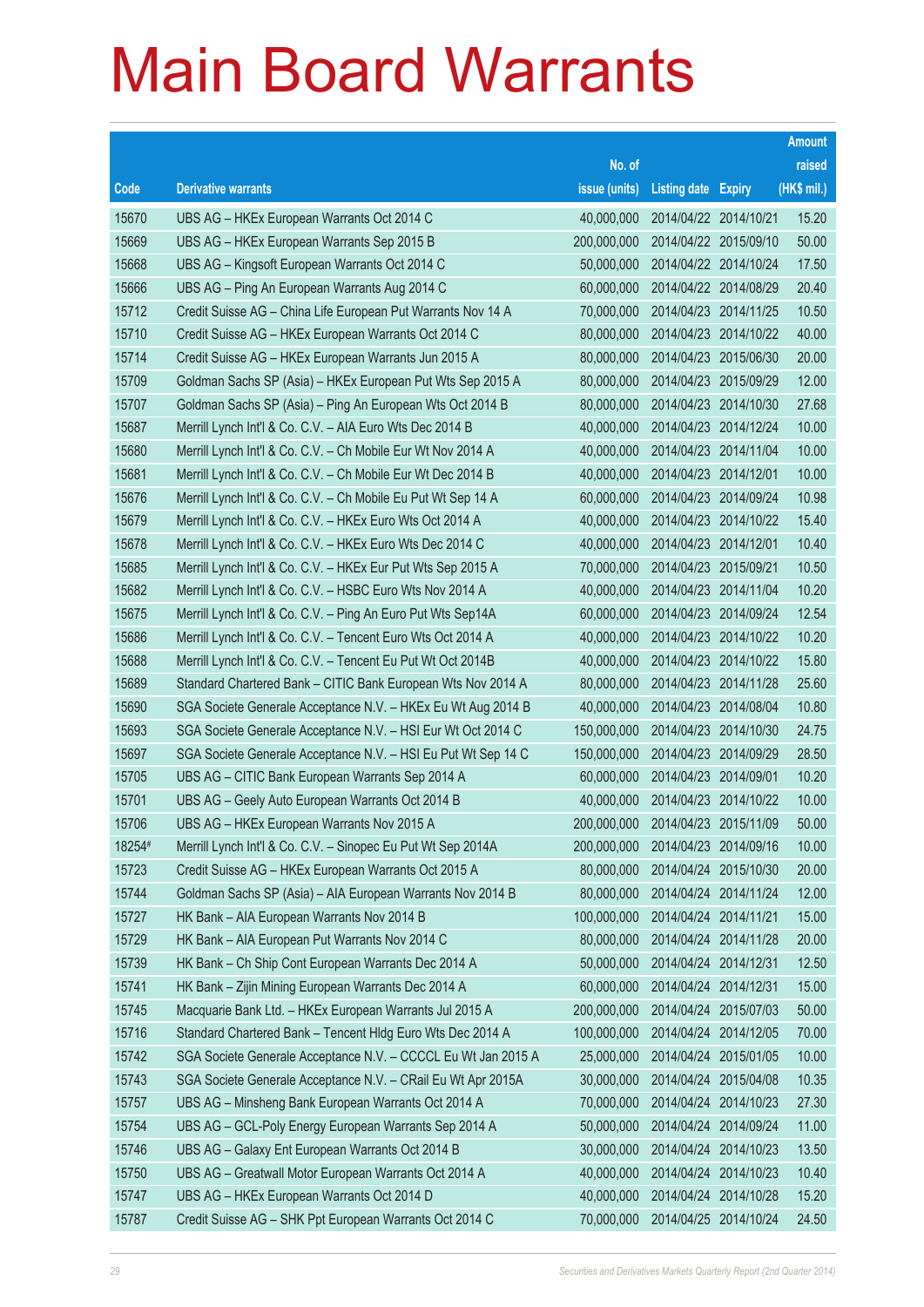# Main Board Warrants

| Code | Derivative warrants | No. of issue (units) | Listing date | Expiry | Amount raised (HK$ mil.) |
|---|---|---|---|---|---|
| 15670 | UBS AG – HKEx European Warrants Oct 2014 C | 40,000,000 | 2014/04/22 | 2014/10/21 | 15.20 |
| 15669 | UBS AG – HKEx European Warrants Sep 2015 B | 200,000,000 | 2014/04/22 | 2015/09/10 | 50.00 |
| 15668 | UBS AG – Kingsoft European Warrants Oct 2014 C | 50,000,000 | 2014/04/22 | 2014/10/24 | 17.50 |
| 15666 | UBS AG – Ping An European Warrants Aug 2014 C | 60,000,000 | 2014/04/22 | 2014/08/29 | 20.40 |
| 15712 | Credit Suisse AG – China Life European Put Warrants Nov 14 A | 70,000,000 | 2014/04/23 | 2014/11/25 | 10.50 |
| 15710 | Credit Suisse AG – HKEx European Warrants Oct 2014 C | 80,000,000 | 2014/04/23 | 2014/10/22 | 40.00 |
| 15714 | Credit Suisse AG – HKEx European Warrants Jun 2015 A | 80,000,000 | 2014/04/23 | 2015/06/30 | 20.00 |
| 15709 | Goldman Sachs SP (Asia) – HKEx European Put Wts Sep 2015 A | 80,000,000 | 2014/04/23 | 2015/09/29 | 12.00 |
| 15707 | Goldman Sachs SP (Asia) – Ping An European Wts Oct 2014 B | 80,000,000 | 2014/04/23 | 2014/10/30 | 27.68 |
| 15687 | Merrill Lynch Int'l & Co. C.V. – AIA Euro Wts Dec 2014 B | 40,000,000 | 2014/04/23 | 2014/12/24 | 10.00 |
| 15680 | Merrill Lynch Int'l & Co. C.V. – Ch Mobile Eur Wt Nov 2014 A | 40,000,000 | 2014/04/23 | 2014/11/04 | 10.00 |
| 15681 | Merrill Lynch Int'l & Co. C.V. – Ch Mobile Eur Wt Dec 2014 B | 40,000,000 | 2014/04/23 | 2014/12/01 | 10.00 |
| 15676 | Merrill Lynch Int'l & Co. C.V. – Ch Mobile Eu Put Wt Sep 14 A | 60,000,000 | 2014/04/23 | 2014/09/24 | 10.98 |
| 15679 | Merrill Lynch Int'l & Co. C.V. – HKEx Euro Wts Oct 2014 A | 40,000,000 | 2014/04/23 | 2014/10/22 | 15.40 |
| 15678 | Merrill Lynch Int'l & Co. C.V. – HKEx Euro Wts Dec 2014 C | 40,000,000 | 2014/04/23 | 2014/12/01 | 10.40 |
| 15685 | Merrill Lynch Int'l & Co. C.V. – HKEx Eur Put Wts Sep 2015 A | 70,000,000 | 2014/04/23 | 2015/09/21 | 10.50 |
| 15682 | Merrill Lynch Int'l & Co. C.V. – HSBC Euro Wts Nov 2014 A | 40,000,000 | 2014/04/23 | 2014/11/04 | 10.20 |
| 15675 | Merrill Lynch Int'l & Co. C.V. – Ping An Euro Put Wts Sep14A | 60,000,000 | 2014/04/23 | 2014/09/24 | 12.54 |
| 15686 | Merrill Lynch Int'l & Co. C.V. – Tencent Euro Wts Oct 2014 A | 40,000,000 | 2014/04/23 | 2014/10/22 | 10.20 |
| 15688 | Merrill Lynch Int'l & Co. C.V. – Tencent Eu Put Wt Oct 2014B | 40,000,000 | 2014/04/23 | 2014/10/22 | 15.80 |
| 15689 | Standard Chartered Bank – CITIC Bank European Wts Nov 2014 A | 80,000,000 | 2014/04/23 | 2014/11/28 | 25.60 |
| 15690 | SGA Societe Generale Acceptance N.V. – HKEx Eu Wt Aug 2014 B | 40,000,000 | 2014/04/23 | 2014/08/04 | 10.80 |
| 15693 | SGA Societe Generale Acceptance N.V. – HSI Eur Wt Oct 2014 C | 150,000,000 | 2014/04/23 | 2014/10/30 | 24.75 |
| 15697 | SGA Societe Generale Acceptance N.V. – HSI Eu Put Wt Sep 14 C | 150,000,000 | 2014/04/23 | 2014/09/29 | 28.50 |
| 15705 | UBS AG – CITIC Bank European Warrants Sep 2014 A | 60,000,000 | 2014/04/23 | 2014/09/01 | 10.20 |
| 15701 | UBS AG – Geely Auto European Warrants Oct 2014 B | 40,000,000 | 2014/04/23 | 2014/10/22 | 10.00 |
| 15706 | UBS AG – HKEx European Warrants Nov 2015 A | 200,000,000 | 2014/04/23 | 2015/11/09 | 50.00 |
| 18254# | Merrill Lynch Int'l & Co. C.V. – Sinopec Eu Put Wt Sep 2014A | 200,000,000 | 2014/04/23 | 2014/09/16 | 10.00 |
| 15723 | Credit Suisse AG – HKEx European Warrants Oct 2015 A | 80,000,000 | 2014/04/24 | 2015/10/30 | 20.00 |
| 15744 | Goldman Sachs SP (Asia) – AIA European Warrants Nov 2014 B | 80,000,000 | 2014/04/24 | 2014/11/24 | 12.00 |
| 15727 | HK Bank – AIA European Warrants Nov 2014 B | 100,000,000 | 2014/04/24 | 2014/11/21 | 15.00 |
| 15729 | HK Bank – AIA European Put Warrants Nov 2014 C | 80,000,000 | 2014/04/24 | 2014/11/28 | 20.00 |
| 15739 | HK Bank – Ch Ship Cont European Warrants Dec 2014 A | 50,000,000 | 2014/04/24 | 2014/12/31 | 12.50 |
| 15741 | HK Bank – Zijin Mining European Warrants Dec 2014 A | 60,000,000 | 2014/04/24 | 2014/12/31 | 15.00 |
| 15745 | Macquarie Bank Ltd. – HKEx European Warrants Jul 2015 A | 200,000,000 | 2014/04/24 | 2015/07/03 | 50.00 |
| 15716 | Standard Chartered Bank – Tencent Hldg Euro Wts Dec 2014 A | 100,000,000 | 2014/04/24 | 2014/12/05 | 70.00 |
| 15742 | SGA Societe Generale Acceptance N.V. – CCCCL Eu Wt Jan 2015 A | 25,000,000 | 2014/04/24 | 2015/01/05 | 10.00 |
| 15743 | SGA Societe Generale Acceptance N.V. – CRail Eu Wt Apr 2015A | 30,000,000 | 2014/04/24 | 2015/04/08 | 10.35 |
| 15757 | UBS AG – Minsheng Bank European Warrants Oct 2014 A | 70,000,000 | 2014/04/24 | 2014/10/23 | 27.30 |
| 15754 | UBS AG – GCL-Poly Energy European Warrants Sep 2014 A | 50,000,000 | 2014/04/24 | 2014/09/24 | 11.00 |
| 15746 | UBS AG – Galaxy Ent European Warrants Oct 2014 B | 30,000,000 | 2014/04/24 | 2014/10/23 | 13.50 |
| 15750 | UBS AG – Greatwall Motor European Warrants Oct 2014 A | 40,000,000 | 2014/04/24 | 2014/10/23 | 10.40 |
| 15747 | UBS AG – HKEx European Warrants Oct 2014 D | 40,000,000 | 2014/04/24 | 2014/10/28 | 15.20 |
| 15787 | Credit Suisse AG – SHK Ppt European Warrants Oct 2014 C | 70,000,000 | 2014/04/25 | 2014/10/24 | 24.50 |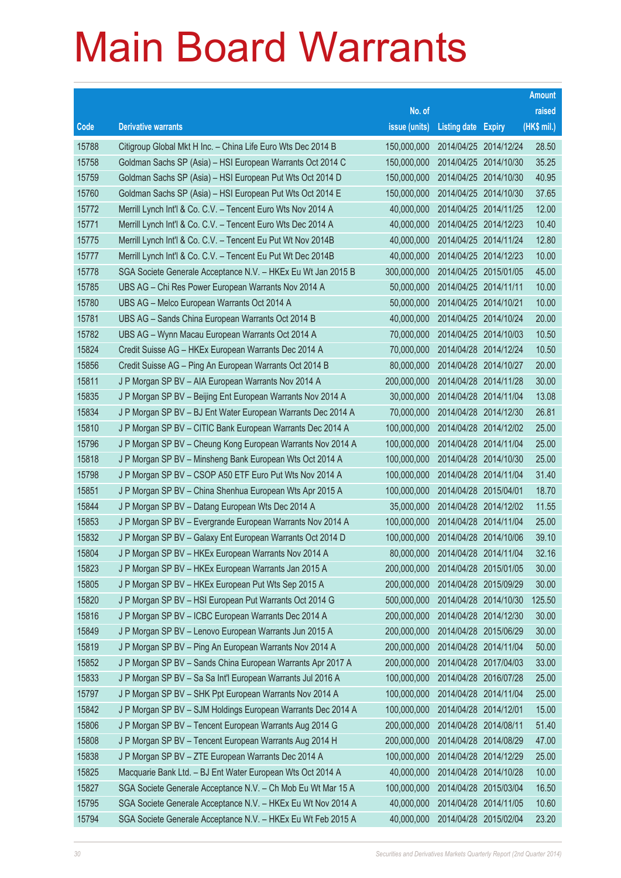# Main Board Warrants

| Code | Derivative warrants | No. of issue (units) | Listing date | Expiry | Amount raised (HK$ mil.) |
|---|---|---|---|---|---|
| 15788 | Citigroup Global Mkt H Inc. – China Life Euro Wts Dec 2014 B | 150,000,000 | 2014/04/25 | 2014/12/24 | 28.50 |
| 15758 | Goldman Sachs SP (Asia) – HSI European Warrants Oct 2014 C | 150,000,000 | 2014/04/25 | 2014/10/30 | 35.25 |
| 15759 | Goldman Sachs SP (Asia) – HSI European Put Wts Oct 2014 D | 150,000,000 | 2014/04/25 | 2014/10/30 | 40.95 |
| 15760 | Goldman Sachs SP (Asia) – HSI European Put Wts Oct 2014 E | 150,000,000 | 2014/04/25 | 2014/10/30 | 37.65 |
| 15772 | Merrill Lynch Int'l & Co. C.V. – Tencent Euro Wts Nov 2014 A | 40,000,000 | 2014/04/25 | 2014/11/25 | 12.00 |
| 15771 | Merrill Lynch Int'l & Co. C.V. – Tencent Euro Wts Dec 2014 A | 40,000,000 | 2014/04/25 | 2014/12/23 | 10.40 |
| 15775 | Merrill Lynch Int'l & Co. C.V. – Tencent Eu Put Wt Nov 2014B | 40,000,000 | 2014/04/25 | 2014/11/24 | 12.80 |
| 15777 | Merrill Lynch Int'l & Co. C.V. – Tencent Eu Put Wt Dec 2014B | 40,000,000 | 2014/04/25 | 2014/12/23 | 10.00 |
| 15778 | SGA Societe Generale Acceptance N.V. – HKEx Eu Wt Jan 2015 B | 300,000,000 | 2014/04/25 | 2015/01/05 | 45.00 |
| 15785 | UBS AG – Chi Res Power European Warrants Nov 2014 A | 50,000,000 | 2014/04/25 | 2014/11/11 | 10.00 |
| 15780 | UBS AG – Melco European Warrants Oct 2014 A | 50,000,000 | 2014/04/25 | 2014/10/21 | 10.00 |
| 15781 | UBS AG – Sands China European Warrants Oct 2014 B | 40,000,000 | 2014/04/25 | 2014/10/24 | 20.00 |
| 15782 | UBS AG – Wynn Macau European Warrants Oct 2014 A | 70,000,000 | 2014/04/25 | 2014/10/03 | 10.50 |
| 15824 | Credit Suisse AG – HKEx European Warrants Dec 2014 A | 70,000,000 | 2014/04/28 | 2014/12/24 | 10.50 |
| 15856 | Credit Suisse AG – Ping An European Warrants Oct 2014 B | 80,000,000 | 2014/04/28 | 2014/10/27 | 20.00 |
| 15811 | J P Morgan SP BV – AIA European Warrants Nov 2014 A | 200,000,000 | 2014/04/28 | 2014/11/28 | 30.00 |
| 15835 | J P Morgan SP BV – Beijing Ent European Warrants Nov 2014 A | 30,000,000 | 2014/04/28 | 2014/11/04 | 13.08 |
| 15834 | J P Morgan SP BV – BJ Ent Water European Warrants Dec 2014 A | 70,000,000 | 2014/04/28 | 2014/12/30 | 26.81 |
| 15810 | J P Morgan SP BV – CITIC Bank European Warrants Dec 2014 A | 100,000,000 | 2014/04/28 | 2014/12/02 | 25.00 |
| 15796 | J P Morgan SP BV – Cheung Kong European Warrants Nov 2014 A | 100,000,000 | 2014/04/28 | 2014/11/04 | 25.00 |
| 15818 | J P Morgan SP BV – Minsheng Bank European Wts Oct 2014 A | 100,000,000 | 2014/04/28 | 2014/10/30 | 25.00 |
| 15798 | J P Morgan SP BV – CSOP A50 ETF Euro Put Wts Nov 2014 A | 100,000,000 | 2014/04/28 | 2014/11/04 | 31.40 |
| 15851 | J P Morgan SP BV – China Shenhua European Wts Apr 2015 A | 100,000,000 | 2014/04/28 | 2015/04/01 | 18.70 |
| 15844 | J P Morgan SP BV – Datang European Wts Dec 2014 A | 35,000,000 | 2014/04/28 | 2014/12/02 | 11.55 |
| 15853 | J P Morgan SP BV – Evergrande European Warrants Nov 2014 A | 100,000,000 | 2014/04/28 | 2014/11/04 | 25.00 |
| 15832 | J P Morgan SP BV – Galaxy Ent European Warrants Oct 2014 D | 100,000,000 | 2014/04/28 | 2014/10/06 | 39.10 |
| 15804 | J P Morgan SP BV – HKEx European Warrants Nov 2014 A | 80,000,000 | 2014/04/28 | 2014/11/04 | 32.16 |
| 15823 | J P Morgan SP BV – HKEx European Warrants Jan 2015 A | 200,000,000 | 2014/04/28 | 2015/01/05 | 30.00 |
| 15805 | J P Morgan SP BV – HKEx European Put Wts Sep 2015 A | 200,000,000 | 2014/04/28 | 2015/09/29 | 30.00 |
| 15820 | J P Morgan SP BV – HSI European Put Warrants Oct 2014 G | 500,000,000 | 2014/04/28 | 2014/10/30 | 125.50 |
| 15816 | J P Morgan SP BV – ICBC European Warrants Dec 2014 A | 200,000,000 | 2014/04/28 | 2014/12/30 | 30.00 |
| 15849 | J P Morgan SP BV – Lenovo European Warrants Jun 2015 A | 200,000,000 | 2014/04/28 | 2015/06/29 | 30.00 |
| 15819 | J P Morgan SP BV – Ping An European Warrants Nov 2014 A | 200,000,000 | 2014/04/28 | 2014/11/04 | 50.00 |
| 15852 | J P Morgan SP BV – Sands China European Warrants Apr 2017 A | 200,000,000 | 2014/04/28 | 2017/04/03 | 33.00 |
| 15833 | J P Morgan SP BV – Sa Sa Int'l European Warrants Jul 2016 A | 100,000,000 | 2014/04/28 | 2016/07/28 | 25.00 |
| 15797 | J P Morgan SP BV – SHK Ppt European Warrants Nov 2014 A | 100,000,000 | 2014/04/28 | 2014/11/04 | 25.00 |
| 15842 | J P Morgan SP BV – SJM Holdings European Warrants Dec 2014 A | 100,000,000 | 2014/04/28 | 2014/12/01 | 15.00 |
| 15806 | J P Morgan SP BV – Tencent European Warrants Aug 2014 G | 200,000,000 | 2014/04/28 | 2014/08/11 | 51.40 |
| 15808 | J P Morgan SP BV – Tencent European Warrants Aug 2014 H | 200,000,000 | 2014/04/28 | 2014/08/29 | 47.00 |
| 15838 | J P Morgan SP BV – ZTE European Warrants Dec 2014 A | 100,000,000 | 2014/04/28 | 2014/12/29 | 25.00 |
| 15825 | Macquarie Bank Ltd. – BJ Ent Water European Wts Oct 2014 A | 40,000,000 | 2014/04/28 | 2014/10/28 | 10.00 |
| 15827 | SGA Societe Generale Acceptance N.V. – Ch Mob Eu Wt Mar 15 A | 100,000,000 | 2014/04/28 | 2015/03/04 | 16.50 |
| 15795 | SGA Societe Generale Acceptance N.V. – HKEx Eu Wt Nov 2014 A | 40,000,000 | 2014/04/28 | 2014/11/05 | 10.60 |
| 15794 | SGA Societe Generale Acceptance N.V. – HKEx Eu Wt Feb 2015 A | 40,000,000 | 2014/04/28 | 2015/02/04 | 23.20 |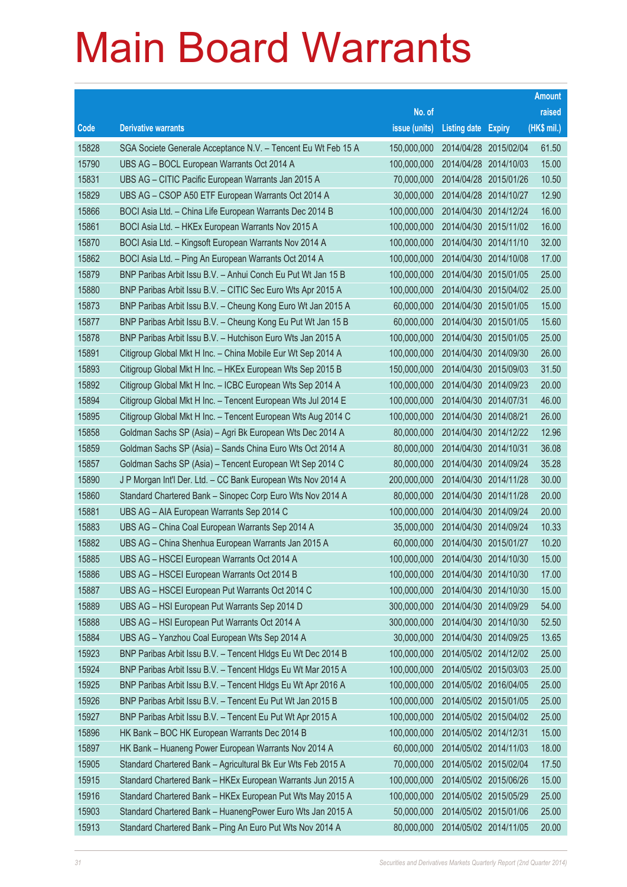# Main Board Warrants

| Code | Derivative warrants | No. of issue (units) | Listing date | Expiry | Amount raised (HK$ mil.) |
|---|---|---|---|---|---|
| 15828 | SGA Societe Generale Acceptance N.V. – Tencent Eu Wt Feb 15 A | 150,000,000 | 2014/04/28 | 2015/02/04 | 61.50 |
| 15790 | UBS AG – BOCL European Warrants Oct 2014 A | 100,000,000 | 2014/04/28 | 2014/10/03 | 15.00 |
| 15831 | UBS AG – CITIC Pacific European Warrants Jan 2015 A | 70,000,000 | 2014/04/28 | 2015/01/26 | 10.50 |
| 15829 | UBS AG – CSOP A50 ETF European Warrants Oct 2014 A | 30,000,000 | 2014/04/28 | 2014/10/27 | 12.90 |
| 15866 | BOCI Asia Ltd. – China Life European Warrants Dec 2014 B | 100,000,000 | 2014/04/30 | 2014/12/24 | 16.00 |
| 15861 | BOCI Asia Ltd. – HKEx European Warrants Nov 2015 A | 100,000,000 | 2014/04/30 | 2015/11/02 | 16.00 |
| 15870 | BOCI Asia Ltd. – Kingsoft European Warrants Nov 2014 A | 100,000,000 | 2014/04/30 | 2014/11/10 | 32.00 |
| 15862 | BOCI Asia Ltd. – Ping An European Warrants Oct 2014 A | 100,000,000 | 2014/04/30 | 2014/10/08 | 17.00 |
| 15879 | BNP Paribas Arbit Issu B.V. – Anhui Conch Eu Put Wt Jan 15 B | 100,000,000 | 2014/04/30 | 2015/01/05 | 25.00 |
| 15880 | BNP Paribas Arbit Issu B.V. – CITIC Sec Euro Wts Apr 2015 A | 100,000,000 | 2014/04/30 | 2015/04/02 | 25.00 |
| 15873 | BNP Paribas Arbit Issu B.V. – Cheung Kong Euro Wt Jan 2015 A | 60,000,000 | 2014/04/30 | 2015/01/05 | 15.00 |
| 15877 | BNP Paribas Arbit Issu B.V. – Cheung Kong Eu Put Wt Jan 15 B | 60,000,000 | 2014/04/30 | 2015/01/05 | 15.60 |
| 15878 | BNP Paribas Arbit Issu B.V. – Hutchison Euro Wts Jan 2015 A | 100,000,000 | 2014/04/30 | 2015/01/05 | 25.00 |
| 15891 | Citigroup Global Mkt H Inc. – China Mobile Eur Wt Sep 2014 A | 100,000,000 | 2014/04/30 | 2014/09/30 | 26.00 |
| 15893 | Citigroup Global Mkt H Inc. – HKEx European Wts Sep 2015 B | 150,000,000 | 2014/04/30 | 2015/09/03 | 31.50 |
| 15892 | Citigroup Global Mkt H Inc. – ICBC European Wts Sep 2014 A | 100,000,000 | 2014/04/30 | 2014/09/23 | 20.00 |
| 15894 | Citigroup Global Mkt H Inc. – Tencent European Wts Jul 2014 E | 100,000,000 | 2014/04/30 | 2014/07/31 | 46.00 |
| 15895 | Citigroup Global Mkt H Inc. – Tencent European Wts Aug 2014 C | 100,000,000 | 2014/04/30 | 2014/08/21 | 26.00 |
| 15858 | Goldman Sachs SP (Asia) – Agri Bk European Wts Dec 2014 A | 80,000,000 | 2014/04/30 | 2014/12/22 | 12.96 |
| 15859 | Goldman Sachs SP (Asia) – Sands China Euro Wts Oct 2014 A | 80,000,000 | 2014/04/30 | 2014/10/31 | 36.08 |
| 15857 | Goldman Sachs SP (Asia) – Tencent European Wt Sep 2014 C | 80,000,000 | 2014/04/30 | 2014/09/24 | 35.28 |
| 15890 | J P Morgan Int'l Der. Ltd. – CC Bank European Wts Nov 2014 A | 200,000,000 | 2014/04/30 | 2014/11/28 | 30.00 |
| 15860 | Standard Chartered Bank – Sinopec Corp Euro Wts Nov 2014 A | 80,000,000 | 2014/04/30 | 2014/11/28 | 20.00 |
| 15881 | UBS AG – AIA European Warrants Sep 2014 C | 100,000,000 | 2014/04/30 | 2014/09/24 | 20.00 |
| 15883 | UBS AG – China Coal European Warrants Sep 2014 A | 35,000,000 | 2014/04/30 | 2014/09/24 | 10.33 |
| 15882 | UBS AG – China Shenhua European Warrants Jan 2015 A | 60,000,000 | 2014/04/30 | 2015/01/27 | 10.20 |
| 15885 | UBS AG – HSCEI European Warrants Oct 2014 A | 100,000,000 | 2014/04/30 | 2014/10/30 | 15.00 |
| 15886 | UBS AG – HSCEI European Warrants Oct 2014 B | 100,000,000 | 2014/04/30 | 2014/10/30 | 17.00 |
| 15887 | UBS AG – HSCEI European Put Warrants Oct 2014 C | 100,000,000 | 2014/04/30 | 2014/10/30 | 15.00 |
| 15889 | UBS AG – HSI European Put Warrants Sep 2014 D | 300,000,000 | 2014/04/30 | 2014/09/29 | 54.00 |
| 15888 | UBS AG – HSI European Put Warrants Oct 2014 A | 300,000,000 | 2014/04/30 | 2014/10/30 | 52.50 |
| 15884 | UBS AG – Yanzhou Coal European Wts Sep 2014 A | 30,000,000 | 2014/04/30 | 2014/09/25 | 13.65 |
| 15923 | BNP Paribas Arbit Issu B.V. – Tencent Hldgs Eu Wt Dec 2014 B | 100,000,000 | 2014/05/02 | 2014/12/02 | 25.00 |
| 15924 | BNP Paribas Arbit Issu B.V. – Tencent Hldgs Eu Wt Mar 2015 A | 100,000,000 | 2014/05/02 | 2015/03/03 | 25.00 |
| 15925 | BNP Paribas Arbit Issu B.V. – Tencent Hldgs Eu Wt Apr 2016 A | 100,000,000 | 2014/05/02 | 2016/04/05 | 25.00 |
| 15926 | BNP Paribas Arbit Issu B.V. – Tencent Eu Put Wt Jan 2015 B | 100,000,000 | 2014/05/02 | 2015/01/05 | 25.00 |
| 15927 | BNP Paribas Arbit Issu B.V. – Tencent Eu Put Wt Apr 2015 A | 100,000,000 | 2014/05/02 | 2015/04/02 | 25.00 |
| 15896 | HK Bank – BOC HK European Warrants Dec 2014 B | 100,000,000 | 2014/05/02 | 2014/12/31 | 15.00 |
| 15897 | HK Bank – Huaneng Power European Warrants Nov 2014 A | 60,000,000 | 2014/05/02 | 2014/11/03 | 18.00 |
| 15905 | Standard Chartered Bank – Agricultural Bk Eur Wts Feb 2015 A | 70,000,000 | 2014/05/02 | 2015/02/04 | 17.50 |
| 15915 | Standard Chartered Bank – HKEx European Warrants Jun 2015 A | 100,000,000 | 2014/05/02 | 2015/06/26 | 15.00 |
| 15916 | Standard Chartered Bank – HKEx European Put Wts May 2015 A | 100,000,000 | 2014/05/02 | 2015/05/29 | 25.00 |
| 15903 | Standard Chartered Bank – HuanengPower Euro Wts Jan 2015 A | 50,000,000 | 2014/05/02 | 2015/01/06 | 25.00 |
| 15913 | Standard Chartered Bank – Ping An Euro Put Wts Nov 2014 A | 80,000,000 | 2014/05/02 | 2014/11/05 | 20.00 |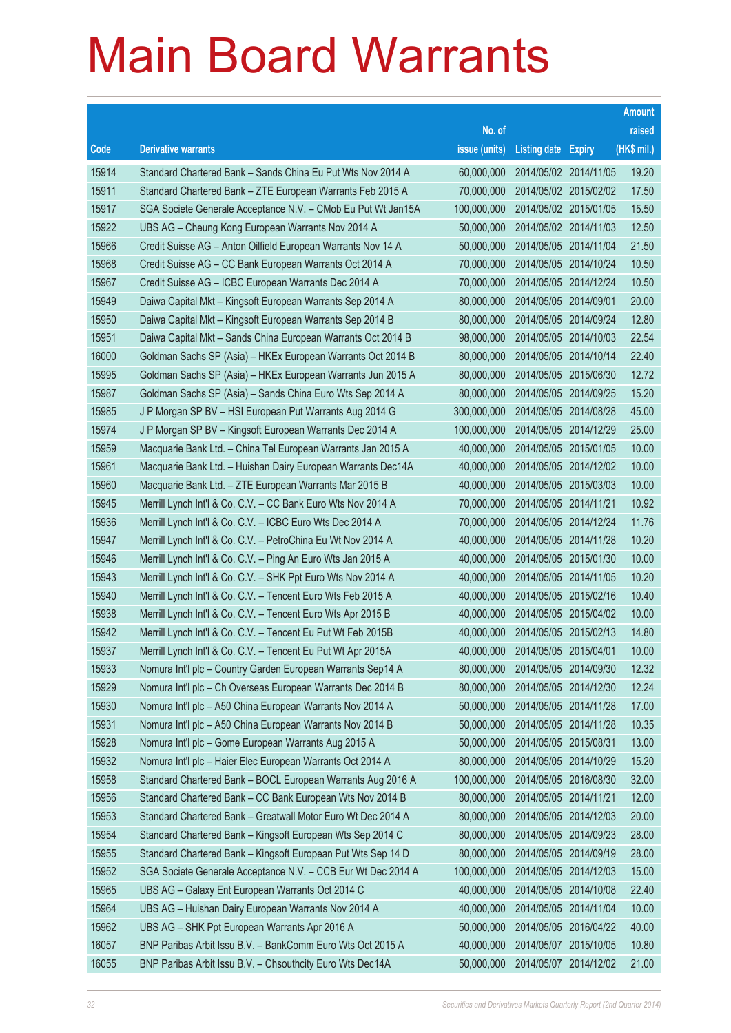# Main Board Warrants

| Code | Derivative warrants | No. of issue (units) | Listing date | Expiry | Amount raised (HK$ mil.) |
|---|---|---|---|---|---|
| 15914 | Standard Chartered Bank – Sands China Eu Put Wts Nov 2014 A | 60,000,000 | 2014/05/02 | 2014/11/05 | 19.20 |
| 15911 | Standard Chartered Bank – ZTE European Warrants Feb 2015 A | 70,000,000 | 2014/05/02 | 2015/02/02 | 17.50 |
| 15917 | SGA Societe Generale Acceptance N.V. – CMob Eu Put Wt Jan15A | 100,000,000 | 2014/05/02 | 2015/01/05 | 15.50 |
| 15922 | UBS AG – Cheung Kong European Warrants Nov 2014 A | 50,000,000 | 2014/05/02 | 2014/11/03 | 12.50 |
| 15966 | Credit Suisse AG – Anton Oilfield European Warrants Nov 14 A | 50,000,000 | 2014/05/05 | 2014/11/04 | 21.50 |
| 15968 | Credit Suisse AG – CC Bank European Warrants Oct 2014 A | 70,000,000 | 2014/05/05 | 2014/10/24 | 10.50 |
| 15967 | Credit Suisse AG – ICBC European Warrants Dec 2014 A | 70,000,000 | 2014/05/05 | 2014/12/24 | 10.50 |
| 15949 | Daiwa Capital Mkt – Kingsoft European Warrants Sep 2014 A | 80,000,000 | 2014/05/05 | 2014/09/01 | 20.00 |
| 15950 | Daiwa Capital Mkt – Kingsoft European Warrants Sep 2014 B | 80,000,000 | 2014/05/05 | 2014/09/24 | 12.80 |
| 15951 | Daiwa Capital Mkt – Sands China European Warrants Oct 2014 B | 98,000,000 | 2014/05/05 | 2014/10/03 | 22.54 |
| 16000 | Goldman Sachs SP (Asia) – HKEx European Warrants Oct 2014 B | 80,000,000 | 2014/05/05 | 2014/10/14 | 22.40 |
| 15995 | Goldman Sachs SP (Asia) – HKEx European Warrants Jun 2015 A | 80,000,000 | 2014/05/05 | 2015/06/30 | 12.72 |
| 15987 | Goldman Sachs SP (Asia) – Sands China Euro Wts Sep 2014 A | 80,000,000 | 2014/05/05 | 2014/09/25 | 15.20 |
| 15985 | J P Morgan SP BV – HSI European Put Warrants Aug 2014 G | 300,000,000 | 2014/05/05 | 2014/08/28 | 45.00 |
| 15974 | J P Morgan SP BV – Kingsoft European Warrants Dec 2014 A | 100,000,000 | 2014/05/05 | 2014/12/29 | 25.00 |
| 15959 | Macquarie Bank Ltd. – China Tel European Warrants Jan 2015 A | 40,000,000 | 2014/05/05 | 2015/01/05 | 10.00 |
| 15961 | Macquarie Bank Ltd. – Huishan Dairy European Warrants Dec14A | 40,000,000 | 2014/05/05 | 2014/12/02 | 10.00 |
| 15960 | Macquarie Bank Ltd. – ZTE European Warrants Mar 2015 B | 40,000,000 | 2014/05/05 | 2015/03/03 | 10.00 |
| 15945 | Merrill Lynch Int'l & Co. C.V. – CC Bank Euro Wts Nov 2014 A | 70,000,000 | 2014/05/05 | 2014/11/21 | 10.92 |
| 15936 | Merrill Lynch Int'l & Co. C.V. – ICBC Euro Wts Dec 2014 A | 70,000,000 | 2014/05/05 | 2014/12/24 | 11.76 |
| 15947 | Merrill Lynch Int'l & Co. C.V. – PetroChina Eu Wt Nov 2014 A | 40,000,000 | 2014/05/05 | 2014/11/28 | 10.20 |
| 15946 | Merrill Lynch Int'l & Co. C.V. – Ping An Euro Wts Jan 2015 A | 40,000,000 | 2014/05/05 | 2015/01/30 | 10.00 |
| 15943 | Merrill Lynch Int'l & Co. C.V. – SHK Ppt Euro Wts Nov 2014 A | 40,000,000 | 2014/05/05 | 2014/11/05 | 10.20 |
| 15940 | Merrill Lynch Int'l & Co. C.V. – Tencent Euro Wts Feb 2015 A | 40,000,000 | 2014/05/05 | 2015/02/16 | 10.40 |
| 15938 | Merrill Lynch Int'l & Co. C.V. – Tencent Euro Wts Apr 2015 B | 40,000,000 | 2014/05/05 | 2015/04/02 | 10.00 |
| 15942 | Merrill Lynch Int'l & Co. C.V. – Tencent Eu Put Wt Feb 2015B | 40,000,000 | 2014/05/05 | 2015/02/13 | 14.80 |
| 15937 | Merrill Lynch Int'l & Co. C.V. – Tencent Eu Put Wt Apr 2015A | 40,000,000 | 2014/05/05 | 2015/04/01 | 10.00 |
| 15933 | Nomura Int'l plc – Country Garden European Warrants Sep14 A | 80,000,000 | 2014/05/05 | 2014/09/30 | 12.32 |
| 15929 | Nomura Int'l plc – Ch Overseas European Warrants Dec 2014 B | 80,000,000 | 2014/05/05 | 2014/12/30 | 12.24 |
| 15930 | Nomura Int'l plc – A50 China European Warrants Nov 2014 A | 50,000,000 | 2014/05/05 | 2014/11/28 | 17.00 |
| 15931 | Nomura Int'l plc – A50 China European Warrants Nov 2014 B | 50,000,000 | 2014/05/05 | 2014/11/28 | 10.35 |
| 15928 | Nomura Int'l plc – Gome European Warrants Aug 2015 A | 50,000,000 | 2014/05/05 | 2015/08/31 | 13.00 |
| 15932 | Nomura Int'l plc – Haier Elec European Warrants Oct 2014 A | 80,000,000 | 2014/05/05 | 2014/10/29 | 15.20 |
| 15958 | Standard Chartered Bank – BOCL European Warrants Aug 2016 A | 100,000,000 | 2014/05/05 | 2016/08/30 | 32.00 |
| 15956 | Standard Chartered Bank – CC Bank European Wts Nov 2014 B | 80,000,000 | 2014/05/05 | 2014/11/21 | 12.00 |
| 15953 | Standard Chartered Bank – Greatwall Motor Euro Wt Dec 2014 A | 80,000,000 | 2014/05/05 | 2014/12/03 | 20.00 |
| 15954 | Standard Chartered Bank – Kingsoft European Wts Sep 2014 C | 80,000,000 | 2014/05/05 | 2014/09/23 | 28.00 |
| 15955 | Standard Chartered Bank – Kingsoft European Put Wts Sep 14 D | 80,000,000 | 2014/05/05 | 2014/09/19 | 28.00 |
| 15952 | SGA Societe Generale Acceptance N.V. – CCB Eur Wt Dec 2014 A | 100,000,000 | 2014/05/05 | 2014/12/03 | 15.00 |
| 15965 | UBS AG – Galaxy Ent European Warrants Oct 2014 C | 40,000,000 | 2014/05/05 | 2014/10/08 | 22.40 |
| 15964 | UBS AG – Huishan Dairy European Warrants Nov 2014 A | 40,000,000 | 2014/05/05 | 2014/11/04 | 10.00 |
| 15962 | UBS AG – SHK Ppt European Warrants Apr 2016 A | 50,000,000 | 2014/05/05 | 2016/04/22 | 40.00 |
| 16057 | BNP Paribas Arbit Issu B.V. – BankComm Euro Wts Oct 2015 A | 40,000,000 | 2014/05/07 | 2015/10/05 | 10.80 |
| 16055 | BNP Paribas Arbit Issu B.V. – Chsouthcity Euro Wts Dec14A | 50,000,000 | 2014/05/07 | 2014/12/02 | 21.00 |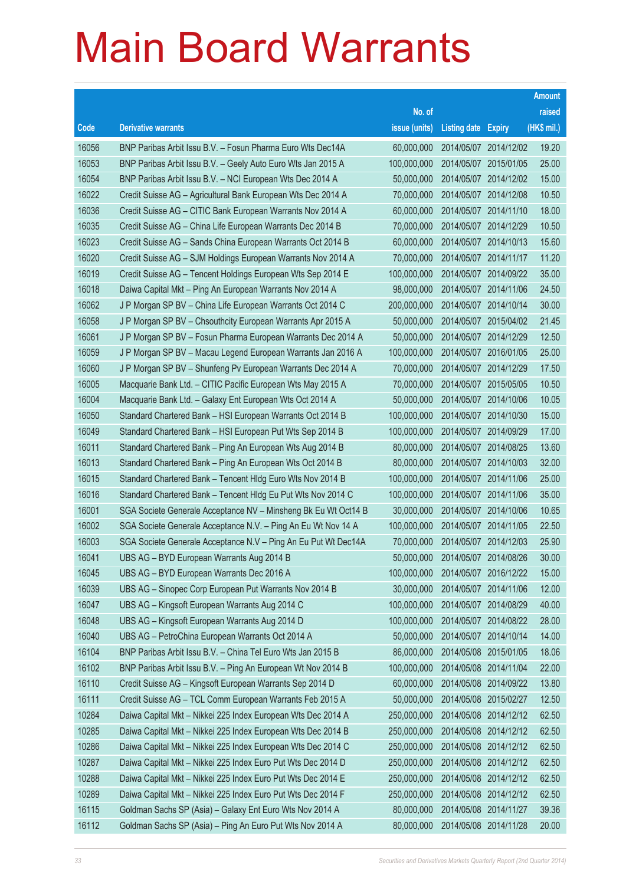# Main Board Warrants

| Code | Derivative warrants | No. of issue (units) | Listing date | Expiry | Amount raised (HK$ mil.) |
|---|---|---|---|---|---|
| 16056 | BNP Paribas Arbit Issu B.V. – Fosun Pharma Euro Wts Dec14A | 60,000,000 | 2014/05/07 | 2014/12/02 | 19.20 |
| 16053 | BNP Paribas Arbit Issu B.V. – Geely Auto Euro Wts Jan 2015 A | 100,000,000 | 2014/05/07 | 2015/01/05 | 25.00 |
| 16054 | BNP Paribas Arbit Issu B.V. – NCI European Wts Dec 2014 A | 50,000,000 | 2014/05/07 | 2014/12/02 | 15.00 |
| 16022 | Credit Suisse AG – Agricultural Bank European Wts Dec 2014 A | 70,000,000 | 2014/05/07 | 2014/12/08 | 10.50 |
| 16036 | Credit Suisse AG – CITIC Bank European Warrants Nov 2014 A | 60,000,000 | 2014/05/07 | 2014/11/10 | 18.00 |
| 16035 | Credit Suisse AG – China Life European Warrants Dec 2014 B | 70,000,000 | 2014/05/07 | 2014/12/29 | 10.50 |
| 16023 | Credit Suisse AG – Sands China European Warrants Oct 2014 B | 60,000,000 | 2014/05/07 | 2014/10/13 | 15.60 |
| 16020 | Credit Suisse AG – SJM Holdings European Warrants Nov 2014 A | 70,000,000 | 2014/05/07 | 2014/11/17 | 11.20 |
| 16019 | Credit Suisse AG – Tencent Holdings European Wts Sep 2014 E | 100,000,000 | 2014/05/07 | 2014/09/22 | 35.00 |
| 16018 | Daiwa Capital Mkt – Ping An European Warrants Nov 2014 A | 98,000,000 | 2014/05/07 | 2014/11/06 | 24.50 |
| 16062 | J P Morgan SP BV – China Life European Warrants Oct 2014 C | 200,000,000 | 2014/05/07 | 2014/10/14 | 30.00 |
| 16058 | J P Morgan SP BV – Chsouthcity European Warrants Apr 2015 A | 50,000,000 | 2014/05/07 | 2015/04/02 | 21.45 |
| 16061 | J P Morgan SP BV – Fosun Pharma European Warrants Dec 2014 A | 50,000,000 | 2014/05/07 | 2014/12/29 | 12.50 |
| 16059 | J P Morgan SP BV – Macau Legend European Warrants Jan 2016 A | 100,000,000 | 2014/05/07 | 2016/01/05 | 25.00 |
| 16060 | J P Morgan SP BV – Shunfeng Pv European Warrants Dec 2014 A | 70,000,000 | 2014/05/07 | 2014/12/29 | 17.50 |
| 16005 | Macquarie Bank Ltd. – CITIC Pacific European Wts May 2015 A | 70,000,000 | 2014/05/07 | 2015/05/05 | 10.50 |
| 16004 | Macquarie Bank Ltd. – Galaxy Ent European Wts Oct 2014 A | 50,000,000 | 2014/05/07 | 2014/10/06 | 10.05 |
| 16050 | Standard Chartered Bank – HSI European Warrants Oct 2014 B | 100,000,000 | 2014/05/07 | 2014/10/30 | 15.00 |
| 16049 | Standard Chartered Bank – HSI European Put Wts Sep 2014 B | 100,000,000 | 2014/05/07 | 2014/09/29 | 17.00 |
| 16011 | Standard Chartered Bank – Ping An European Wts Aug 2014 B | 80,000,000 | 2014/05/07 | 2014/08/25 | 13.60 |
| 16013 | Standard Chartered Bank – Ping An European Wts Oct 2014 B | 80,000,000 | 2014/05/07 | 2014/10/03 | 32.00 |
| 16015 | Standard Chartered Bank – Tencent Hldg Euro Wts Nov 2014 B | 100,000,000 | 2014/05/07 | 2014/11/06 | 25.00 |
| 16016 | Standard Chartered Bank – Tencent Hldg Eu Put Wts Nov 2014 C | 100,000,000 | 2014/05/07 | 2014/11/06 | 35.00 |
| 16001 | SGA Societe Generale Acceptance NV – Minsheng Bk Eu Wt Oct14 B | 30,000,000 | 2014/05/07 | 2014/10/06 | 10.65 |
| 16002 | SGA Societe Generale Acceptance N.V. – Ping An Eu Wt Nov 14 A | 100,000,000 | 2014/05/07 | 2014/11/05 | 22.50 |
| 16003 | SGA Societe Generale Acceptance N.V – Ping An Eu Put Wt Dec14A | 70,000,000 | 2014/05/07 | 2014/12/03 | 25.90 |
| 16041 | UBS AG – BYD European Warrants Aug 2014 B | 50,000,000 | 2014/05/07 | 2014/08/26 | 30.00 |
| 16045 | UBS AG – BYD European Warrants Dec 2016 A | 100,000,000 | 2014/05/07 | 2016/12/22 | 15.00 |
| 16039 | UBS AG – Sinopec Corp European Put Warrants Nov 2014 B | 30,000,000 | 2014/05/07 | 2014/11/06 | 12.00 |
| 16047 | UBS AG – Kingsoft European Warrants Aug 2014 C | 100,000,000 | 2014/05/07 | 2014/08/29 | 40.00 |
| 16048 | UBS AG – Kingsoft European Warrants Aug 2014 D | 100,000,000 | 2014/05/07 | 2014/08/22 | 28.00 |
| 16040 | UBS AG – PetroChina European Warrants Oct 2014 A | 50,000,000 | 2014/05/07 | 2014/10/14 | 14.00 |
| 16104 | BNP Paribas Arbit Issu B.V. – China Tel Euro Wts Jan 2015 B | 86,000,000 | 2014/05/08 | 2015/01/05 | 18.06 |
| 16102 | BNP Paribas Arbit Issu B.V. – Ping An European Wt Nov 2014 B | 100,000,000 | 2014/05/08 | 2014/11/04 | 22.00 |
| 16110 | Credit Suisse AG – Kingsoft European Warrants Sep 2014 D | 60,000,000 | 2014/05/08 | 2014/09/22 | 13.80 |
| 16111 | Credit Suisse AG – TCL Comm European Warrants Feb 2015 A | 50,000,000 | 2014/05/08 | 2015/02/27 | 12.50 |
| 10284 | Daiwa Capital Mkt – Nikkei 225 Index European Wts Dec 2014 A | 250,000,000 | 2014/05/08 | 2014/12/12 | 62.50 |
| 10285 | Daiwa Capital Mkt – Nikkei 225 Index European Wts Dec 2014 B | 250,000,000 | 2014/05/08 | 2014/12/12 | 62.50 |
| 10286 | Daiwa Capital Mkt – Nikkei 225 Index European Wts Dec 2014 C | 250,000,000 | 2014/05/08 | 2014/12/12 | 62.50 |
| 10287 | Daiwa Capital Mkt – Nikkei 225 Index Euro Put Wts Dec 2014 D | 250,000,000 | 2014/05/08 | 2014/12/12 | 62.50 |
| 10288 | Daiwa Capital Mkt – Nikkei 225 Index Euro Put Wts Dec 2014 E | 250,000,000 | 2014/05/08 | 2014/12/12 | 62.50 |
| 10289 | Daiwa Capital Mkt – Nikkei 225 Index Euro Put Wts Dec 2014 F | 250,000,000 | 2014/05/08 | 2014/12/12 | 62.50 |
| 16115 | Goldman Sachs SP (Asia) – Galaxy Ent Euro Wts Nov 2014 A | 80,000,000 | 2014/05/08 | 2014/11/27 | 39.36 |
| 16112 | Goldman Sachs SP (Asia) – Ping An Euro Put Wts Nov 2014 A | 80,000,000 | 2014/05/08 | 2014/11/28 | 20.00 |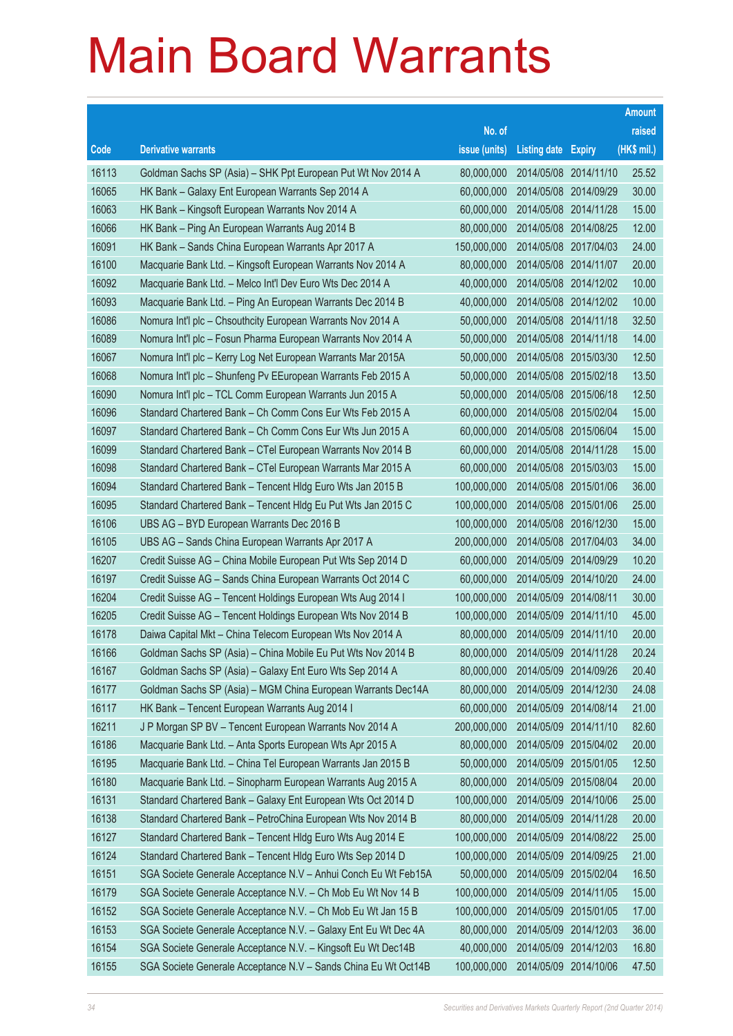# Main Board Warrants

| Code | Derivative warrants | No. of issue (units) | Listing date | Expiry | Amount raised (HK$ mil.) |
|---|---|---|---|---|---|
| 16113 | Goldman Sachs SP (Asia) – SHK Ppt European Put Wt Nov 2014 A | 80,000,000 | 2014/05/08 | 2014/11/10 | 25.52 |
| 16065 | HK Bank – Galaxy Ent European Warrants Sep 2014 A | 60,000,000 | 2014/05/08 | 2014/09/29 | 30.00 |
| 16063 | HK Bank – Kingsoft European Warrants Nov 2014 A | 60,000,000 | 2014/05/08 | 2014/11/28 | 15.00 |
| 16066 | HK Bank – Ping An European Warrants Aug 2014 B | 80,000,000 | 2014/05/08 | 2014/08/25 | 12.00 |
| 16091 | HK Bank – Sands China European Warrants Apr 2017 A | 150,000,000 | 2014/05/08 | 2017/04/03 | 24.00 |
| 16100 | Macquarie Bank Ltd. – Kingsoft European Warrants Nov 2014 A | 80,000,000 | 2014/05/08 | 2014/11/07 | 20.00 |
| 16092 | Macquarie Bank Ltd. – Melco Int'l Dev Euro Wts Dec 2014 A | 40,000,000 | 2014/05/08 | 2014/12/02 | 10.00 |
| 16093 | Macquarie Bank Ltd. – Ping An European Warrants Dec 2014 B | 40,000,000 | 2014/05/08 | 2014/12/02 | 10.00 |
| 16086 | Nomura Int'l plc – Chsouthcity European Warrants Nov 2014 A | 50,000,000 | 2014/05/08 | 2014/11/18 | 32.50 |
| 16089 | Nomura Int'l plc – Fosun Pharma European Warrants Nov 2014 A | 50,000,000 | 2014/05/08 | 2014/11/18 | 14.00 |
| 16067 | Nomura Int'l plc – Kerry Log Net European Warrants Mar 2015A | 50,000,000 | 2014/05/08 | 2015/03/30 | 12.50 |
| 16068 | Nomura Int'l plc – Shunfeng Pv EEuropean Warrants Feb 2015 A | 50,000,000 | 2014/05/08 | 2015/02/18 | 13.50 |
| 16090 | Nomura Int'l plc – TCL Comm European Warrants Jun 2015 A | 50,000,000 | 2014/05/08 | 2015/06/18 | 12.50 |
| 16096 | Standard Chartered Bank – Ch Comm Cons Eur Wts Feb 2015 A | 60,000,000 | 2014/05/08 | 2015/02/04 | 15.00 |
| 16097 | Standard Chartered Bank – Ch Comm Cons Eur Wts Jun 2015 A | 60,000,000 | 2014/05/08 | 2015/06/04 | 15.00 |
| 16099 | Standard Chartered Bank – CTel European Warrants Nov 2014 B | 60,000,000 | 2014/05/08 | 2014/11/28 | 15.00 |
| 16098 | Standard Chartered Bank – CTel European Warrants Mar 2015 A | 60,000,000 | 2014/05/08 | 2015/03/03 | 15.00 |
| 16094 | Standard Chartered Bank – Tencent Hldg Euro Wts Jan 2015 B | 100,000,000 | 2014/05/08 | 2015/01/06 | 36.00 |
| 16095 | Standard Chartered Bank – Tencent Hldg Eu Put Wts Jan 2015 C | 100,000,000 | 2014/05/08 | 2015/01/06 | 25.00 |
| 16106 | UBS AG – BYD European Warrants Dec 2016 B | 100,000,000 | 2014/05/08 | 2016/12/30 | 15.00 |
| 16105 | UBS AG – Sands China European Warrants Apr 2017 A | 200,000,000 | 2014/05/08 | 2017/04/03 | 34.00 |
| 16207 | Credit Suisse AG – China Mobile European Put Wts Sep 2014 D | 60,000,000 | 2014/05/09 | 2014/09/29 | 10.20 |
| 16197 | Credit Suisse AG – Sands China European Warrants Oct 2014 C | 60,000,000 | 2014/05/09 | 2014/10/20 | 24.00 |
| 16204 | Credit Suisse AG – Tencent Holdings European Wts Aug 2014 I | 100,000,000 | 2014/05/09 | 2014/08/11 | 30.00 |
| 16205 | Credit Suisse AG – Tencent Holdings European Wts Nov 2014 B | 100,000,000 | 2014/05/09 | 2014/11/10 | 45.00 |
| 16178 | Daiwa Capital Mkt – China Telecom European Wts Nov 2014 A | 80,000,000 | 2014/05/09 | 2014/11/10 | 20.00 |
| 16166 | Goldman Sachs SP (Asia) – China Mobile Eu Put Wts Nov 2014 B | 80,000,000 | 2014/05/09 | 2014/11/28 | 20.24 |
| 16167 | Goldman Sachs SP (Asia) – Galaxy Ent Euro Wts Sep 2014 A | 80,000,000 | 2014/05/09 | 2014/09/26 | 20.40 |
| 16177 | Goldman Sachs SP (Asia) – MGM China European Warrants Dec14A | 80,000,000 | 2014/05/09 | 2014/12/30 | 24.08 |
| 16117 | HK Bank – Tencent European Warrants Aug 2014 I | 60,000,000 | 2014/05/09 | 2014/08/14 | 21.00 |
| 16211 | J P Morgan SP BV – Tencent European Warrants Nov 2014 A | 200,000,000 | 2014/05/09 | 2014/11/10 | 82.60 |
| 16186 | Macquarie Bank Ltd. – Anta Sports European Wts Apr 2015 A | 80,000,000 | 2014/05/09 | 2015/04/02 | 20.00 |
| 16195 | Macquarie Bank Ltd. – China Tel European Warrants Jan 2015 B | 50,000,000 | 2014/05/09 | 2015/01/05 | 12.50 |
| 16180 | Macquarie Bank Ltd. – Sinopharm European Warrants Aug 2015 A | 80,000,000 | 2014/05/09 | 2015/08/04 | 20.00 |
| 16131 | Standard Chartered Bank – Galaxy Ent European Wts Oct 2014 D | 100,000,000 | 2014/05/09 | 2014/10/06 | 25.00 |
| 16138 | Standard Chartered Bank – PetroChina European Wts Nov 2014 B | 80,000,000 | 2014/05/09 | 2014/11/28 | 20.00 |
| 16127 | Standard Chartered Bank – Tencent Hldg Euro Wts Aug 2014 E | 100,000,000 | 2014/05/09 | 2014/08/22 | 25.00 |
| 16124 | Standard Chartered Bank – Tencent Hldg Euro Wts Sep 2014 D | 100,000,000 | 2014/05/09 | 2014/09/25 | 21.00 |
| 16151 | SGA Societe Generale Acceptance N.V – Anhui Conch Eu Wt Feb15A | 50,000,000 | 2014/05/09 | 2015/02/04 | 16.50 |
| 16179 | SGA Societe Generale Acceptance N.V. – Ch Mob Eu Wt Nov 14 B | 100,000,000 | 2014/05/09 | 2014/11/05 | 15.00 |
| 16152 | SGA Societe Generale Acceptance N.V. – Ch Mob Eu Wt Jan 15 B | 100,000,000 | 2014/05/09 | 2015/01/05 | 17.00 |
| 16153 | SGA Societe Generale Acceptance N.V. – Galaxy Ent Eu Wt Dec 4A | 80,000,000 | 2014/05/09 | 2014/12/03 | 36.00 |
| 16154 | SGA Societe Generale Acceptance N.V. – Kingsoft Eu Wt Dec14B | 40,000,000 | 2014/05/09 | 2014/12/03 | 16.80 |
| 16155 | SGA Societe Generale Acceptance N.V – Sands China Eu Wt Oct14B | 100,000,000 | 2014/05/09 | 2014/10/06 | 47.50 |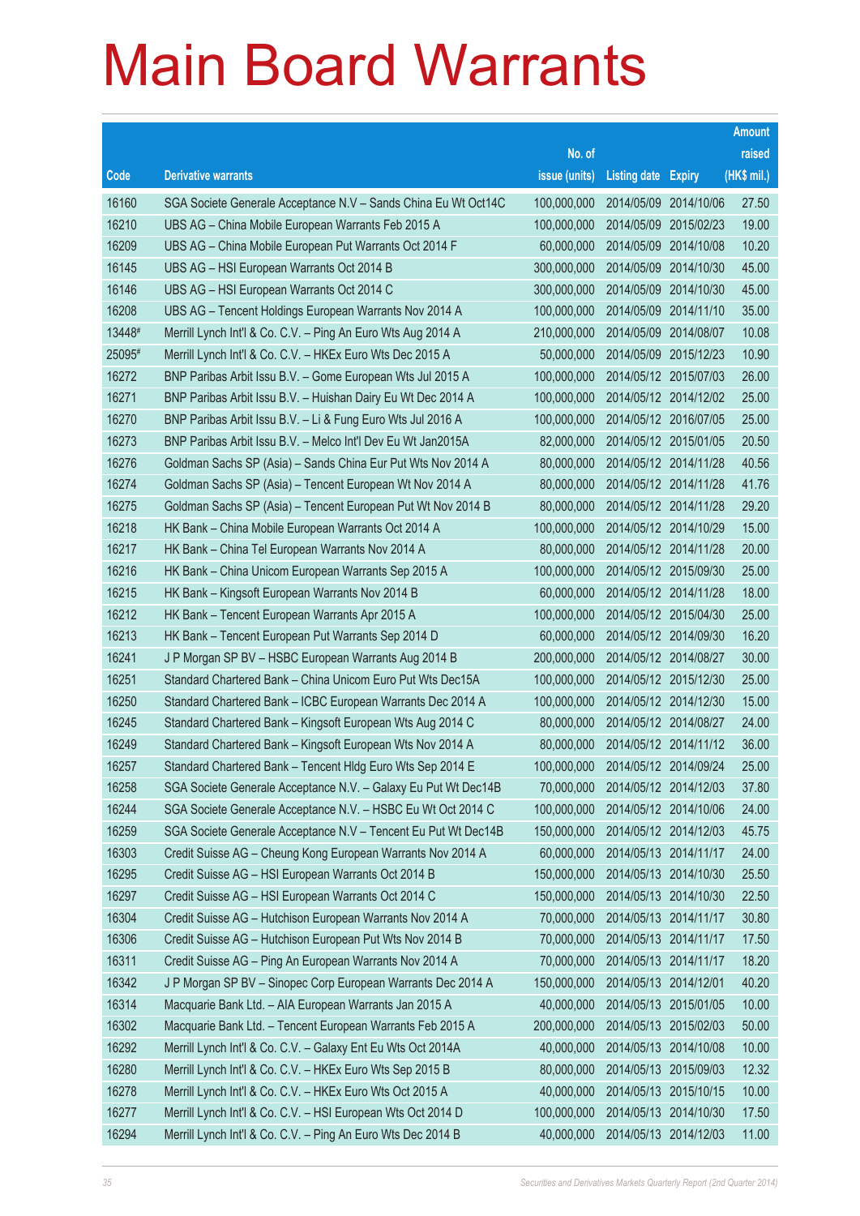# Main Board Warrants

| Code | Derivative warrants | No. of issue (units) | Listing date | Expiry | Amount raised (HK$ mil.) |
|---|---|---|---|---|---|
| 16160 | SGA Societe Generale Acceptance N.V – Sands China Eu Wt Oct14C | 100,000,000 | 2014/05/09 | 2014/10/06 | 27.50 |
| 16210 | UBS AG – China Mobile European Warrants Feb 2015 A | 100,000,000 | 2014/05/09 | 2015/02/23 | 19.00 |
| 16209 | UBS AG – China Mobile European Put Warrants Oct 2014 F | 60,000,000 | 2014/05/09 | 2014/10/08 | 10.20 |
| 16145 | UBS AG – HSI European Warrants Oct 2014 B | 300,000,000 | 2014/05/09 | 2014/10/30 | 45.00 |
| 16146 | UBS AG – HSI European Warrants Oct 2014 C | 300,000,000 | 2014/05/09 | 2014/10/30 | 45.00 |
| 16208 | UBS AG – Tencent Holdings European Warrants Nov 2014 A | 100,000,000 | 2014/05/09 | 2014/11/10 | 35.00 |
| 13448# | Merrill Lynch Int'l & Co. C.V. – Ping An Euro Wts Aug 2014 A | 210,000,000 | 2014/05/09 | 2014/08/07 | 10.08 |
| 25095# | Merrill Lynch Int'l & Co. C.V. – HKEx Euro Wts Dec 2015 A | 50,000,000 | 2014/05/09 | 2015/12/23 | 10.90 |
| 16272 | BNP Paribas Arbit Issu B.V. – Gome European Wts Jul 2015 A | 100,000,000 | 2014/05/12 | 2015/07/03 | 26.00 |
| 16271 | BNP Paribas Arbit Issu B.V. – Huishan Dairy Eu Wt Dec 2014 A | 100,000,000 | 2014/05/12 | 2014/12/02 | 25.00 |
| 16270 | BNP Paribas Arbit Issu B.V. – Li & Fung Euro Wts Jul 2016 A | 100,000,000 | 2014/05/12 | 2016/07/05 | 25.00 |
| 16273 | BNP Paribas Arbit Issu B.V. – Melco Int'l Dev Eu Wt Jan2015A | 82,000,000 | 2014/05/12 | 2015/01/05 | 20.50 |
| 16276 | Goldman Sachs SP (Asia) – Sands China Eur Put Wts Nov 2014 A | 80,000,000 | 2014/05/12 | 2014/11/28 | 40.56 |
| 16274 | Goldman Sachs SP (Asia) – Tencent European Wt Nov 2014 A | 80,000,000 | 2014/05/12 | 2014/11/28 | 41.76 |
| 16275 | Goldman Sachs SP (Asia) – Tencent European Put Wt Nov 2014 B | 80,000,000 | 2014/05/12 | 2014/11/28 | 29.20 |
| 16218 | HK Bank – China Mobile European Warrants Oct 2014 A | 100,000,000 | 2014/05/12 | 2014/10/29 | 15.00 |
| 16217 | HK Bank – China Tel European Warrants Nov 2014 A | 80,000,000 | 2014/05/12 | 2014/11/28 | 20.00 |
| 16216 | HK Bank – China Unicom European Warrants Sep 2015 A | 100,000,000 | 2014/05/12 | 2015/09/30 | 25.00 |
| 16215 | HK Bank – Kingsoft European Warrants Nov 2014 B | 60,000,000 | 2014/05/12 | 2014/11/28 | 18.00 |
| 16212 | HK Bank – Tencent European Warrants Apr 2015 A | 100,000,000 | 2014/05/12 | 2015/04/30 | 25.00 |
| 16213 | HK Bank – Tencent European Put Warrants Sep 2014 D | 60,000,000 | 2014/05/12 | 2014/09/30 | 16.20 |
| 16241 | J P Morgan SP BV – HSBC European Warrants Aug 2014 B | 200,000,000 | 2014/05/12 | 2014/08/27 | 30.00 |
| 16251 | Standard Chartered Bank – China Unicom Euro Put Wts Dec15A | 100,000,000 | 2014/05/12 | 2015/12/30 | 25.00 |
| 16250 | Standard Chartered Bank – ICBC European Warrants Dec 2014 A | 100,000,000 | 2014/05/12 | 2014/12/30 | 15.00 |
| 16245 | Standard Chartered Bank – Kingsoft European Wts Aug 2014 C | 80,000,000 | 2014/05/12 | 2014/08/27 | 24.00 |
| 16249 | Standard Chartered Bank – Kingsoft European Wts Nov 2014 A | 80,000,000 | 2014/05/12 | 2014/11/12 | 36.00 |
| 16257 | Standard Chartered Bank – Tencent Hldg Euro Wts Sep 2014 E | 100,000,000 | 2014/05/12 | 2014/09/24 | 25.00 |
| 16258 | SGA Societe Generale Acceptance N.V. – Galaxy Eu Put Wt Dec14B | 70,000,000 | 2014/05/12 | 2014/12/03 | 37.80 |
| 16244 | SGA Societe Generale Acceptance N.V. – HSBC Eu Wt Oct 2014 C | 100,000,000 | 2014/05/12 | 2014/10/06 | 24.00 |
| 16259 | SGA Societe Generale Acceptance N.V – Tencent Eu Put Wt Dec14B | 150,000,000 | 2014/05/12 | 2014/12/03 | 45.75 |
| 16303 | Credit Suisse AG – Cheung Kong European Warrants Nov 2014 A | 60,000,000 | 2014/05/13 | 2014/11/17 | 24.00 |
| 16295 | Credit Suisse AG – HSI European Warrants Oct 2014 B | 150,000,000 | 2014/05/13 | 2014/10/30 | 25.50 |
| 16297 | Credit Suisse AG – HSI European Warrants Oct 2014 C | 150,000,000 | 2014/05/13 | 2014/10/30 | 22.50 |
| 16304 | Credit Suisse AG – Hutchison European Warrants Nov 2014 A | 70,000,000 | 2014/05/13 | 2014/11/17 | 30.80 |
| 16306 | Credit Suisse AG – Hutchison European Put Wts Nov 2014 B | 70,000,000 | 2014/05/13 | 2014/11/17 | 17.50 |
| 16311 | Credit Suisse AG – Ping An European Warrants Nov 2014 A | 70,000,000 | 2014/05/13 | 2014/11/17 | 18.20 |
| 16342 | J P Morgan SP BV – Sinopec Corp European Warrants Dec 2014 A | 150,000,000 | 2014/05/13 | 2014/12/01 | 40.20 |
| 16314 | Macquarie Bank Ltd. – AIA European Warrants Jan 2015 A | 40,000,000 | 2014/05/13 | 2015/01/05 | 10.00 |
| 16302 | Macquarie Bank Ltd. – Tencent European Warrants Feb 2015 A | 200,000,000 | 2014/05/13 | 2015/02/03 | 50.00 |
| 16292 | Merrill Lynch Int'l & Co. C.V. – Galaxy Ent Eu Wts Oct 2014A | 40,000,000 | 2014/05/13 | 2014/10/08 | 10.00 |
| 16280 | Merrill Lynch Int'l & Co. C.V. – HKEx Euro Wts Sep 2015 B | 80,000,000 | 2014/05/13 | 2015/09/03 | 12.32 |
| 16278 | Merrill Lynch Int'l & Co. C.V. – HKEx Euro Wts Oct 2015 A | 40,000,000 | 2014/05/13 | 2015/10/15 | 10.00 |
| 16277 | Merrill Lynch Int'l & Co. C.V. – HSI European Wts Oct 2014 D | 100,000,000 | 2014/05/13 | 2014/10/30 | 17.50 |
| 16294 | Merrill Lynch Int'l & Co. C.V. – Ping An Euro Wts Dec 2014 B | 40,000,000 | 2014/05/13 | 2014/12/03 | 11.00 |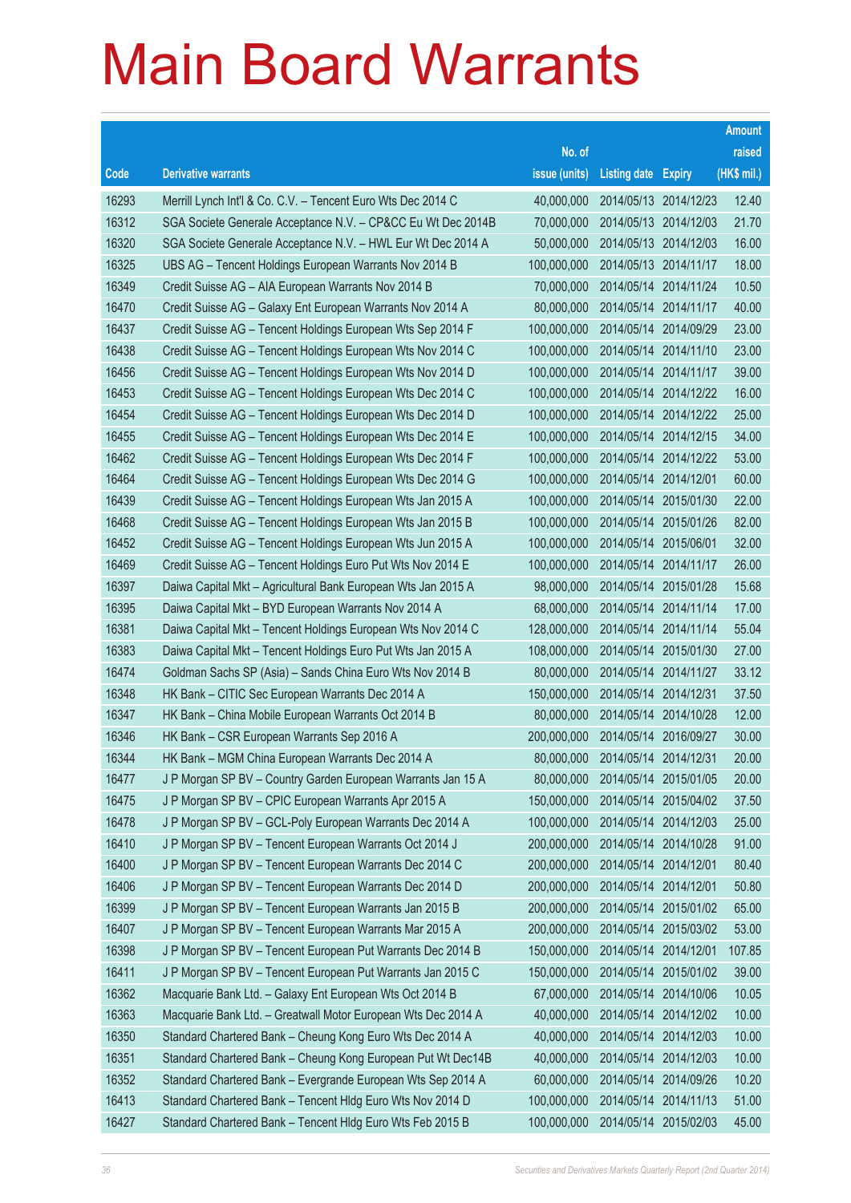# Main Board Warrants

| Code | Derivative warrants | No. of issue (units) | Listing date | Expiry | Amount raised (HK$ mil.) |
|---|---|---|---|---|---|
| 16293 | Merrill Lynch Int'l & Co. C.V. – Tencent Euro Wts Dec 2014 C | 40,000,000 | 2014/05/13 | 2014/12/23 | 12.40 |
| 16312 | SGA Societe Generale Acceptance N.V. – CP&CC Eu Wt Dec 2014B | 70,000,000 | 2014/05/13 | 2014/12/03 | 21.70 |
| 16320 | SGA Societe Generale Acceptance N.V. – HWL Eur Wt Dec 2014 A | 50,000,000 | 2014/05/13 | 2014/12/03 | 16.00 |
| 16325 | UBS AG – Tencent Holdings European Warrants Nov 2014 B | 100,000,000 | 2014/05/13 | 2014/11/17 | 18.00 |
| 16349 | Credit Suisse AG – AIA European Warrants Nov 2014 B | 70,000,000 | 2014/05/14 | 2014/11/24 | 10.50 |
| 16470 | Credit Suisse AG – Galaxy Ent European Warrants Nov 2014 A | 80,000,000 | 2014/05/14 | 2014/11/17 | 40.00 |
| 16437 | Credit Suisse AG – Tencent Holdings European Wts Sep 2014 F | 100,000,000 | 2014/05/14 | 2014/09/29 | 23.00 |
| 16438 | Credit Suisse AG – Tencent Holdings European Wts Nov 2014 C | 100,000,000 | 2014/05/14 | 2014/11/10 | 23.00 |
| 16456 | Credit Suisse AG – Tencent Holdings European Wts Nov 2014 D | 100,000,000 | 2014/05/14 | 2014/11/17 | 39.00 |
| 16453 | Credit Suisse AG – Tencent Holdings European Wts Dec 2014 C | 100,000,000 | 2014/05/14 | 2014/12/22 | 16.00 |
| 16454 | Credit Suisse AG – Tencent Holdings European Wts Dec 2014 D | 100,000,000 | 2014/05/14 | 2014/12/22 | 25.00 |
| 16455 | Credit Suisse AG – Tencent Holdings European Wts Dec 2014 E | 100,000,000 | 2014/05/14 | 2014/12/15 | 34.00 |
| 16462 | Credit Suisse AG – Tencent Holdings European Wts Dec 2014 F | 100,000,000 | 2014/05/14 | 2014/12/22 | 53.00 |
| 16464 | Credit Suisse AG – Tencent Holdings European Wts Dec 2014 G | 100,000,000 | 2014/05/14 | 2014/12/01 | 60.00 |
| 16439 | Credit Suisse AG – Tencent Holdings European Wts Jan 2015 A | 100,000,000 | 2014/05/14 | 2015/01/30 | 22.00 |
| 16468 | Credit Suisse AG – Tencent Holdings European Wts Jan 2015 B | 100,000,000 | 2014/05/14 | 2015/01/26 | 82.00 |
| 16452 | Credit Suisse AG – Tencent Holdings European Wts Jun 2015 A | 100,000,000 | 2014/05/14 | 2015/06/01 | 32.00 |
| 16469 | Credit Suisse AG – Tencent Holdings Euro Put Wts Nov 2014 E | 100,000,000 | 2014/05/14 | 2014/11/17 | 26.00 |
| 16397 | Daiwa Capital Mkt – Agricultural Bank European Wts Jan 2015 A | 98,000,000 | 2014/05/14 | 2015/01/28 | 15.68 |
| 16395 | Daiwa Capital Mkt – BYD European Warrants Nov 2014 A | 68,000,000 | 2014/05/14 | 2014/11/14 | 17.00 |
| 16381 | Daiwa Capital Mkt – Tencent Holdings European Wts Nov 2014 C | 128,000,000 | 2014/05/14 | 2014/11/14 | 55.04 |
| 16383 | Daiwa Capital Mkt – Tencent Holdings Euro Put Wts Jan 2015 A | 108,000,000 | 2014/05/14 | 2015/01/30 | 27.00 |
| 16474 | Goldman Sachs SP (Asia) – Sands China Euro Wts Nov 2014 B | 80,000,000 | 2014/05/14 | 2014/11/27 | 33.12 |
| 16348 | HK Bank – CITIC Sec European Warrants Dec 2014 A | 150,000,000 | 2014/05/14 | 2014/12/31 | 37.50 |
| 16347 | HK Bank – China Mobile European Warrants Oct 2014 B | 80,000,000 | 2014/05/14 | 2014/10/28 | 12.00 |
| 16346 | HK Bank – CSR European Warrants Sep 2016 A | 200,000,000 | 2014/05/14 | 2016/09/27 | 30.00 |
| 16344 | HK Bank – MGM China European Warrants Dec 2014 A | 80,000,000 | 2014/05/14 | 2014/12/31 | 20.00 |
| 16477 | J P Morgan SP BV – Country Garden European Warrants Jan 15 A | 80,000,000 | 2014/05/14 | 2015/01/05 | 20.00 |
| 16475 | J P Morgan SP BV – CPIC European Warrants Apr 2015 A | 150,000,000 | 2014/05/14 | 2015/04/02 | 37.50 |
| 16478 | J P Morgan SP BV – GCL-Poly European Warrants Dec 2014 A | 100,000,000 | 2014/05/14 | 2014/12/03 | 25.00 |
| 16410 | J P Morgan SP BV – Tencent European Warrants Oct 2014 J | 200,000,000 | 2014/05/14 | 2014/10/28 | 91.00 |
| 16400 | J P Morgan SP BV – Tencent European Warrants Dec 2014 C | 200,000,000 | 2014/05/14 | 2014/12/01 | 80.40 |
| 16406 | J P Morgan SP BV – Tencent European Warrants Dec 2014 D | 200,000,000 | 2014/05/14 | 2014/12/01 | 50.80 |
| 16399 | J P Morgan SP BV – Tencent European Warrants Jan 2015 B | 200,000,000 | 2014/05/14 | 2015/01/02 | 65.00 |
| 16407 | J P Morgan SP BV – Tencent European Warrants Mar 2015 A | 200,000,000 | 2014/05/14 | 2015/03/02 | 53.00 |
| 16398 | J P Morgan SP BV – Tencent European Put Warrants Dec 2014 B | 150,000,000 | 2014/05/14 | 2014/12/01 | 107.85 |
| 16411 | J P Morgan SP BV – Tencent European Put Warrants Jan 2015 C | 150,000,000 | 2014/05/14 | 2015/01/02 | 39.00 |
| 16362 | Macquarie Bank Ltd. – Galaxy Ent European Wts Oct 2014 B | 67,000,000 | 2014/05/14 | 2014/10/06 | 10.05 |
| 16363 | Macquarie Bank Ltd. – Greatwall Motor European Wts Dec 2014 A | 40,000,000 | 2014/05/14 | 2014/12/02 | 10.00 |
| 16350 | Standard Chartered Bank – Cheung Kong Euro Wts Dec 2014 A | 40,000,000 | 2014/05/14 | 2014/12/03 | 10.00 |
| 16351 | Standard Chartered Bank – Cheung Kong European Put Wt Dec14B | 40,000,000 | 2014/05/14 | 2014/12/03 | 10.00 |
| 16352 | Standard Chartered Bank – Evergrande European Wts Sep 2014 A | 60,000,000 | 2014/05/14 | 2014/09/26 | 10.20 |
| 16413 | Standard Chartered Bank – Tencent Hldg Euro Wts Nov 2014 D | 100,000,000 | 2014/05/14 | 2014/11/13 | 51.00 |
| 16427 | Standard Chartered Bank – Tencent Hldg Euro Wts Feb 2015 B | 100,000,000 | 2014/05/14 | 2015/02/03 | 45.00 |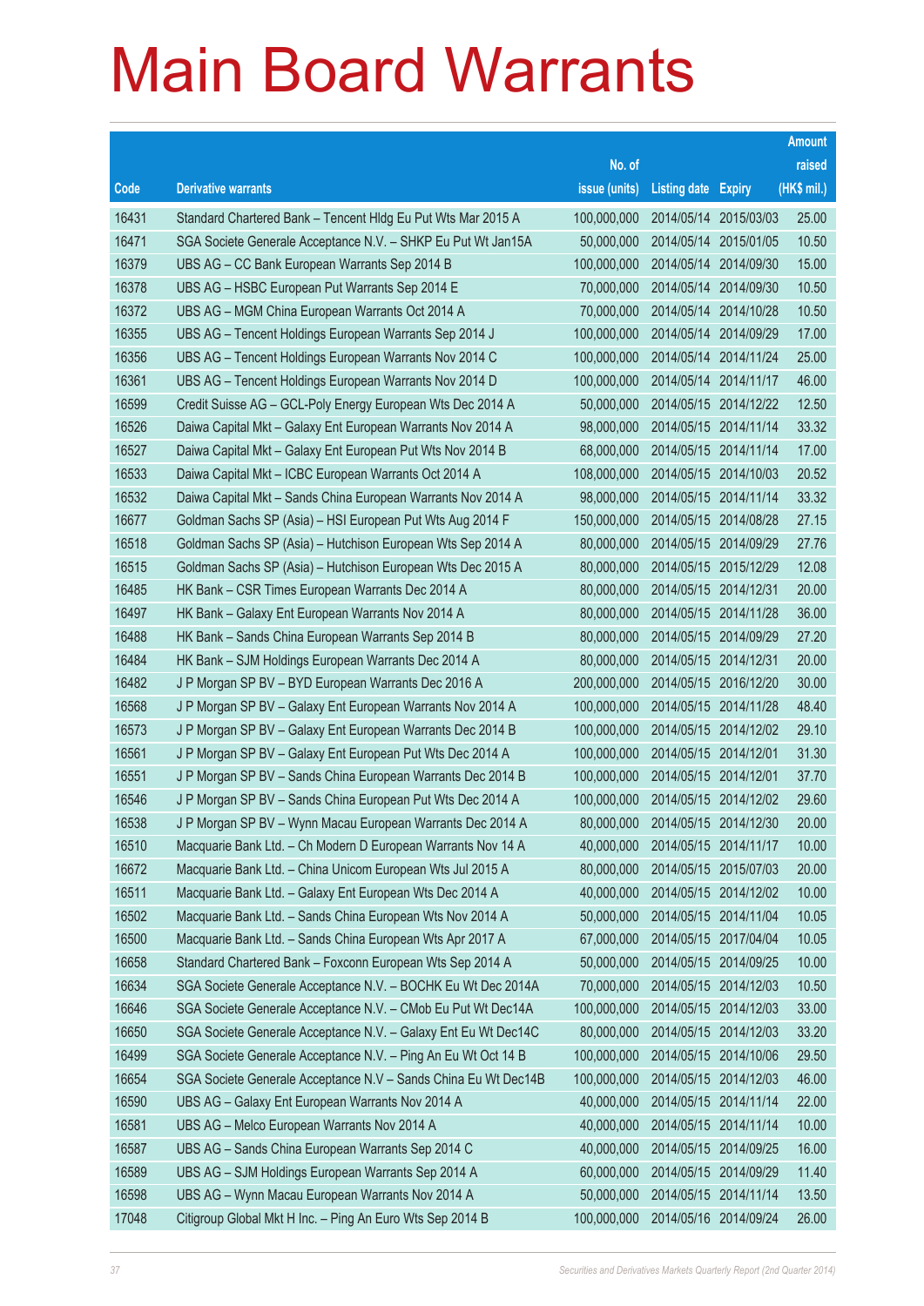# Main Board Warrants

| Code | Derivative warrants | No. of issue (units) | Listing date | Expiry | Amount raised (HK$ mil.) |
|---|---|---|---|---|---|
| 16431 | Standard Chartered Bank – Tencent Hldg Eu Put Wts Mar 2015 A | 100,000,000 | 2014/05/14 | 2015/03/03 | 25.00 |
| 16471 | SGA Societe Generale Acceptance N.V. – SHKP Eu Put Wt Jan15A | 50,000,000 | 2014/05/14 | 2015/01/05 | 10.50 |
| 16379 | UBS AG – CC Bank European Warrants Sep 2014 B | 100,000,000 | 2014/05/14 | 2014/09/30 | 15.00 |
| 16378 | UBS AG – HSBC European Put Warrants Sep 2014 E | 70,000,000 | 2014/05/14 | 2014/09/30 | 10.50 |
| 16372 | UBS AG – MGM China European Warrants Oct 2014 A | 70,000,000 | 2014/05/14 | 2014/10/28 | 10.50 |
| 16355 | UBS AG – Tencent Holdings European Warrants Sep 2014 J | 100,000,000 | 2014/05/14 | 2014/09/29 | 17.00 |
| 16356 | UBS AG – Tencent Holdings European Warrants Nov 2014 C | 100,000,000 | 2014/05/14 | 2014/11/24 | 25.00 |
| 16361 | UBS AG – Tencent Holdings European Warrants Nov 2014 D | 100,000,000 | 2014/05/14 | 2014/11/17 | 46.00 |
| 16599 | Credit Suisse AG – GCL-Poly Energy European Wts Dec 2014 A | 50,000,000 | 2014/05/15 | 2014/12/22 | 12.50 |
| 16526 | Daiwa Capital Mkt – Galaxy Ent European Warrants Nov 2014 A | 98,000,000 | 2014/05/15 | 2014/11/14 | 33.32 |
| 16527 | Daiwa Capital Mkt – Galaxy Ent European Put Wts Nov 2014 B | 68,000,000 | 2014/05/15 | 2014/11/14 | 17.00 |
| 16533 | Daiwa Capital Mkt – ICBC European Warrants Oct 2014 A | 108,000,000 | 2014/05/15 | 2014/10/03 | 20.52 |
| 16532 | Daiwa Capital Mkt – Sands China European Warrants Nov 2014 A | 98,000,000 | 2014/05/15 | 2014/11/14 | 33.32 |
| 16677 | Goldman Sachs SP (Asia) – HSI European Put Wts Aug 2014 F | 150,000,000 | 2014/05/15 | 2014/08/28 | 27.15 |
| 16518 | Goldman Sachs SP (Asia) – Hutchison European Wts Sep 2014 A | 80,000,000 | 2014/05/15 | 2014/09/29 | 27.76 |
| 16515 | Goldman Sachs SP (Asia) – Hutchison European Wts Dec 2015 A | 80,000,000 | 2014/05/15 | 2015/12/29 | 12.08 |
| 16485 | HK Bank – CSR Times European Warrants Dec 2014 A | 80,000,000 | 2014/05/15 | 2014/12/31 | 20.00 |
| 16497 | HK Bank – Galaxy Ent European Warrants Nov 2014 A | 80,000,000 | 2014/05/15 | 2014/11/28 | 36.00 |
| 16488 | HK Bank – Sands China European Warrants Sep 2014 B | 80,000,000 | 2014/05/15 | 2014/09/29 | 27.20 |
| 16484 | HK Bank – SJM Holdings European Warrants Dec 2014 A | 80,000,000 | 2014/05/15 | 2014/12/31 | 20.00 |
| 16482 | J P Morgan SP BV – BYD European Warrants Dec 2016 A | 200,000,000 | 2014/05/15 | 2016/12/20 | 30.00 |
| 16568 | J P Morgan SP BV – Galaxy Ent European Warrants Nov 2014 A | 100,000,000 | 2014/05/15 | 2014/11/28 | 48.40 |
| 16573 | J P Morgan SP BV – Galaxy Ent European Warrants Dec 2014 B | 100,000,000 | 2014/05/15 | 2014/12/02 | 29.10 |
| 16561 | J P Morgan SP BV – Galaxy Ent European Put Wts Dec 2014 A | 100,000,000 | 2014/05/15 | 2014/12/01 | 31.30 |
| 16551 | J P Morgan SP BV – Sands China European Warrants Dec 2014 B | 100,000,000 | 2014/05/15 | 2014/12/01 | 37.70 |
| 16546 | J P Morgan SP BV – Sands China European Put Wts Dec 2014 A | 100,000,000 | 2014/05/15 | 2014/12/02 | 29.60 |
| 16538 | J P Morgan SP BV – Wynn Macau European Warrants Dec 2014 A | 80,000,000 | 2014/05/15 | 2014/12/30 | 20.00 |
| 16510 | Macquarie Bank Ltd. – Ch Modern D European Warrants Nov 14 A | 40,000,000 | 2014/05/15 | 2014/11/17 | 10.00 |
| 16672 | Macquarie Bank Ltd. – China Unicom European Wts Jul 2015 A | 80,000,000 | 2014/05/15 | 2015/07/03 | 20.00 |
| 16511 | Macquarie Bank Ltd. – Galaxy Ent European Wts Dec 2014 A | 40,000,000 | 2014/05/15 | 2014/12/02 | 10.00 |
| 16502 | Macquarie Bank Ltd. – Sands China European Wts Nov 2014 A | 50,000,000 | 2014/05/15 | 2014/11/04 | 10.05 |
| 16500 | Macquarie Bank Ltd. – Sands China European Wts Apr 2017 A | 67,000,000 | 2014/05/15 | 2017/04/04 | 10.05 |
| 16658 | Standard Chartered Bank – Foxconn European Wts Sep 2014 A | 50,000,000 | 2014/05/15 | 2014/09/25 | 10.00 |
| 16634 | SGA Societe Generale Acceptance N.V. – BOCHK Eu Wt Dec 2014A | 70,000,000 | 2014/05/15 | 2014/12/03 | 10.50 |
| 16646 | SGA Societe Generale Acceptance N.V. – CMob Eu Put Wt Dec14A | 100,000,000 | 2014/05/15 | 2014/12/03 | 33.00 |
| 16650 | SGA Societe Generale Acceptance N.V. – Galaxy Ent Eu Wt Dec14C | 80,000,000 | 2014/05/15 | 2014/12/03 | 33.20 |
| 16499 | SGA Societe Generale Acceptance N.V. – Ping An Eu Wt Oct 14 B | 100,000,000 | 2014/05/15 | 2014/10/06 | 29.50 |
| 16654 | SGA Societe Generale Acceptance N.V – Sands China Eu Wt Dec14B | 100,000,000 | 2014/05/15 | 2014/12/03 | 46.00 |
| 16590 | UBS AG – Galaxy Ent European Warrants Nov 2014 A | 40,000,000 | 2014/05/15 | 2014/11/14 | 22.00 |
| 16581 | UBS AG – Melco European Warrants Nov 2014 A | 40,000,000 | 2014/05/15 | 2014/11/14 | 10.00 |
| 16587 | UBS AG – Sands China European Warrants Sep 2014 C | 40,000,000 | 2014/05/15 | 2014/09/25 | 16.00 |
| 16589 | UBS AG – SJM Holdings European Warrants Sep 2014 A | 60,000,000 | 2014/05/15 | 2014/09/29 | 11.40 |
| 16598 | UBS AG – Wynn Macau European Warrants Nov 2014 A | 50,000,000 | 2014/05/15 | 2014/11/14 | 13.50 |
| 17048 | Citigroup Global Mkt H Inc. – Ping An Euro Wts Sep 2014 B | 100,000,000 | 2014/05/16 | 2014/09/24 | 26.00 |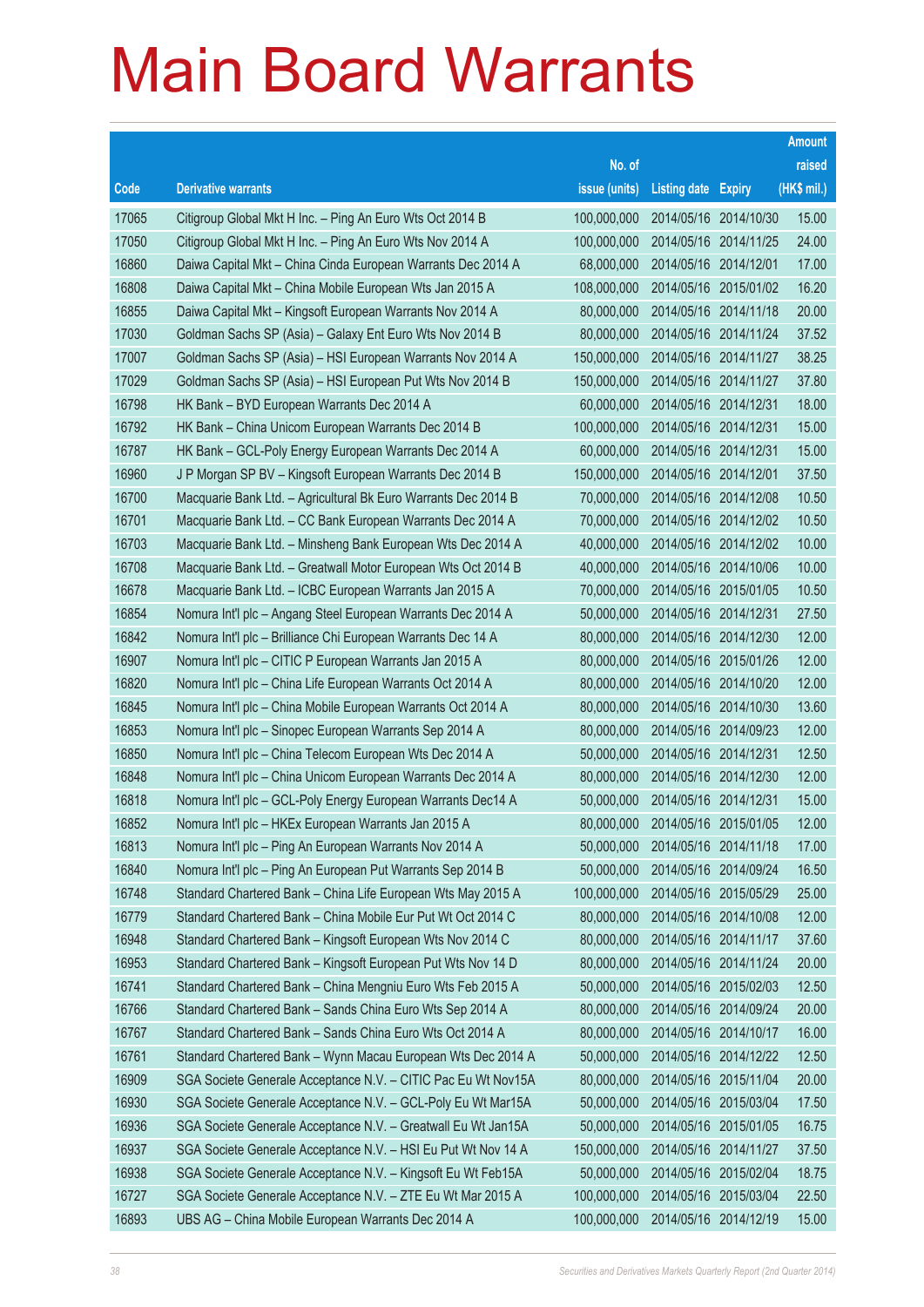# Main Board Warrants

| Code | Derivative warrants | No. of issue (units) | Listing date | Expiry | Amount raised (HK$ mil.) |
|---|---|---|---|---|---|
| 17065 | Citigroup Global Mkt H Inc. – Ping An Euro Wts Oct 2014 B | 100,000,000 | 2014/05/16 | 2014/10/30 | 15.00 |
| 17050 | Citigroup Global Mkt H Inc. – Ping An Euro Wts Nov 2014 A | 100,000,000 | 2014/05/16 | 2014/11/25 | 24.00 |
| 16860 | Daiwa Capital Mkt – China Cinda European Warrants Dec 2014 A | 68,000,000 | 2014/05/16 | 2014/12/01 | 17.00 |
| 16808 | Daiwa Capital Mkt – China Mobile European Wts Jan 2015 A | 108,000,000 | 2014/05/16 | 2015/01/02 | 16.20 |
| 16855 | Daiwa Capital Mkt – Kingsoft European Warrants Nov 2014 A | 80,000,000 | 2014/05/16 | 2014/11/18 | 20.00 |
| 17030 | Goldman Sachs SP (Asia) – Galaxy Ent Euro Wts Nov 2014 B | 80,000,000 | 2014/05/16 | 2014/11/24 | 37.52 |
| 17007 | Goldman Sachs SP (Asia) – HSI European Warrants Nov 2014 A | 150,000,000 | 2014/05/16 | 2014/11/27 | 38.25 |
| 17029 | Goldman Sachs SP (Asia) – HSI European Put Wts Nov 2014 B | 150,000,000 | 2014/05/16 | 2014/11/27 | 37.80 |
| 16798 | HK Bank – BYD European Warrants Dec 2014 A | 60,000,000 | 2014/05/16 | 2014/12/31 | 18.00 |
| 16792 | HK Bank – China Unicom European Warrants Dec 2014 B | 100,000,000 | 2014/05/16 | 2014/12/31 | 15.00 |
| 16787 | HK Bank – GCL-Poly Energy European Warrants Dec 2014 A | 60,000,000 | 2014/05/16 | 2014/12/31 | 15.00 |
| 16960 | J P Morgan SP BV – Kingsoft European Warrants Dec 2014 B | 150,000,000 | 2014/05/16 | 2014/12/01 | 37.50 |
| 16700 | Macquarie Bank Ltd. – Agricultural Bk Euro Warrants Dec 2014 B | 70,000,000 | 2014/05/16 | 2014/12/08 | 10.50 |
| 16701 | Macquarie Bank Ltd. – CC Bank European Warrants Dec 2014 A | 70,000,000 | 2014/05/16 | 2014/12/02 | 10.50 |
| 16703 | Macquarie Bank Ltd. – Minsheng Bank European Wts Dec 2014 A | 40,000,000 | 2014/05/16 | 2014/12/02 | 10.00 |
| 16708 | Macquarie Bank Ltd. – Greatwall Motor European Wts Oct 2014 B | 40,000,000 | 2014/05/16 | 2014/10/06 | 10.00 |
| 16678 | Macquarie Bank Ltd. – ICBC European Warrants Jan 2015 A | 70,000,000 | 2014/05/16 | 2015/01/05 | 10.50 |
| 16854 | Nomura Int'l plc – Angang Steel European Warrants Dec 2014 A | 50,000,000 | 2014/05/16 | 2014/12/31 | 27.50 |
| 16842 | Nomura Int'l plc – Brilliance Chi European Warrants Dec 14 A | 80,000,000 | 2014/05/16 | 2014/12/30 | 12.00 |
| 16907 | Nomura Int'l plc – CITIC P European Warrants Jan 2015 A | 80,000,000 | 2014/05/16 | 2015/01/26 | 12.00 |
| 16820 | Nomura Int'l plc – China Life European Warrants Oct 2014 A | 80,000,000 | 2014/05/16 | 2014/10/20 | 12.00 |
| 16845 | Nomura Int'l plc – China Mobile European Warrants Oct 2014 A | 80,000,000 | 2014/05/16 | 2014/10/30 | 13.60 |
| 16853 | Nomura Int'l plc – Sinopec European Warrants Sep 2014 A | 80,000,000 | 2014/05/16 | 2014/09/23 | 12.00 |
| 16850 | Nomura Int'l plc – China Telecom European Wts Dec 2014 A | 50,000,000 | 2014/05/16 | 2014/12/31 | 12.50 |
| 16848 | Nomura Int'l plc – China Unicom European Warrants Dec 2014 A | 80,000,000 | 2014/05/16 | 2014/12/30 | 12.00 |
| 16818 | Nomura Int'l plc – GCL-Poly Energy European Warrants Dec14 A | 50,000,000 | 2014/05/16 | 2014/12/31 | 15.00 |
| 16852 | Nomura Int'l plc – HKEx European Warrants Jan 2015 A | 80,000,000 | 2014/05/16 | 2015/01/05 | 12.00 |
| 16813 | Nomura Int'l plc – Ping An European Warrants Nov 2014 A | 50,000,000 | 2014/05/16 | 2014/11/18 | 17.00 |
| 16840 | Nomura Int'l plc – Ping An European Put Warrants Sep 2014 B | 50,000,000 | 2014/05/16 | 2014/09/24 | 16.50 |
| 16748 | Standard Chartered Bank – China Life European Wts May 2015 A | 100,000,000 | 2014/05/16 | 2015/05/29 | 25.00 |
| 16779 | Standard Chartered Bank – China Mobile Eur Put Wt Oct 2014 C | 80,000,000 | 2014/05/16 | 2014/10/08 | 12.00 |
| 16948 | Standard Chartered Bank – Kingsoft European Wts Nov 2014 C | 80,000,000 | 2014/05/16 | 2014/11/17 | 37.60 |
| 16953 | Standard Chartered Bank – Kingsoft European Put Wts Nov 14 D | 80,000,000 | 2014/05/16 | 2014/11/24 | 20.00 |
| 16741 | Standard Chartered Bank – China Mengniu Euro Wts Feb 2015 A | 50,000,000 | 2014/05/16 | 2015/02/03 | 12.50 |
| 16766 | Standard Chartered Bank – Sands China Euro Wts Sep 2014 A | 80,000,000 | 2014/05/16 | 2014/09/24 | 20.00 |
| 16767 | Standard Chartered Bank – Sands China Euro Wts Oct 2014 A | 80,000,000 | 2014/05/16 | 2014/10/17 | 16.00 |
| 16761 | Standard Chartered Bank – Wynn Macau European Wts Dec 2014 A | 50,000,000 | 2014/05/16 | 2014/12/22 | 12.50 |
| 16909 | SGA Societe Generale Acceptance N.V. – CITIC Pac Eu Wt Nov15A | 80,000,000 | 2014/05/16 | 2015/11/04 | 20.00 |
| 16930 | SGA Societe Generale Acceptance N.V. – GCL-Poly Eu Wt Mar15A | 50,000,000 | 2014/05/16 | 2015/03/04 | 17.50 |
| 16936 | SGA Societe Generale Acceptance N.V. – Greatwall Eu Wt Jan15A | 50,000,000 | 2014/05/16 | 2015/01/05 | 16.75 |
| 16937 | SGA Societe Generale Acceptance N.V. – HSI Eu Put Wt Nov 14 A | 150,000,000 | 2014/05/16 | 2014/11/27 | 37.50 |
| 16938 | SGA Societe Generale Acceptance N.V. – Kingsoft Eu Wt Feb15A | 50,000,000 | 2014/05/16 | 2015/02/04 | 18.75 |
| 16727 | SGA Societe Generale Acceptance N.V. – ZTE Eu Wt Mar 2015 A | 100,000,000 | 2014/05/16 | 2015/03/04 | 22.50 |
| 16893 | UBS AG – China Mobile European Warrants Dec 2014 A | 100,000,000 | 2014/05/16 | 2014/12/19 | 15.00 |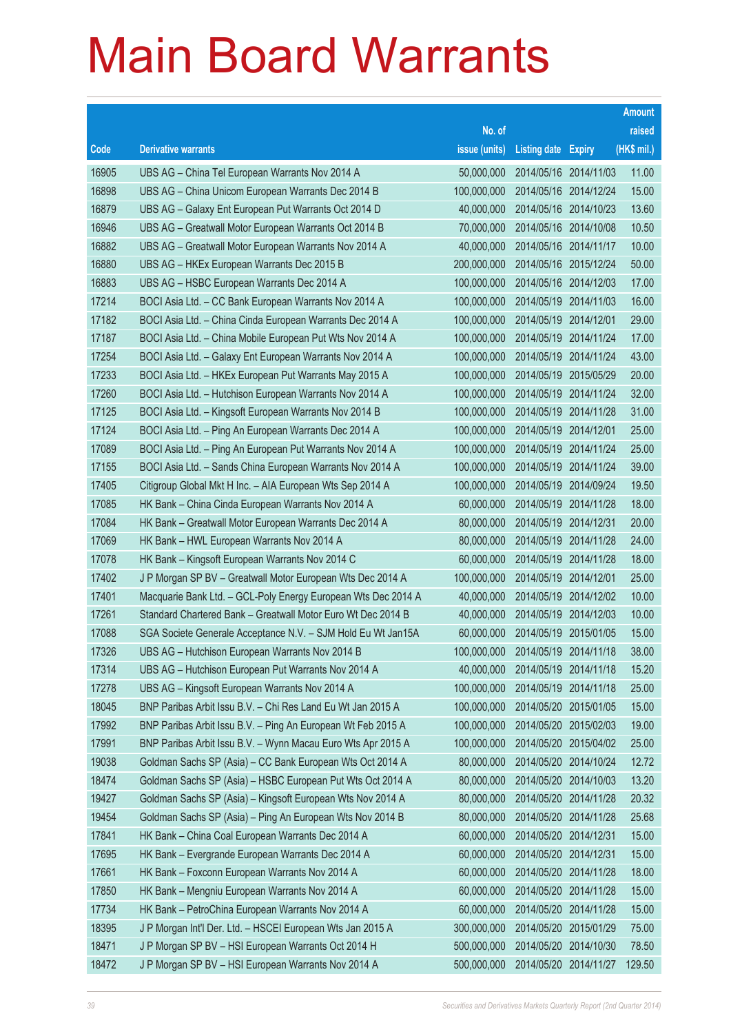# Main Board Warrants

| Code | Derivative warrants | No. of issue (units) | Listing date | Expiry | Amount raised (HK$ mil.) |
|---|---|---|---|---|---|
| 16905 | UBS AG – China Tel European Warrants Nov 2014 A | 50,000,000 | 2014/05/16 | 2014/11/03 | 11.00 |
| 16898 | UBS AG – China Unicom European Warrants Dec 2014 B | 100,000,000 | 2014/05/16 | 2014/12/24 | 15.00 |
| 16879 | UBS AG – Galaxy Ent European Put Warrants Oct 2014 D | 40,000,000 | 2014/05/16 | 2014/10/23 | 13.60 |
| 16946 | UBS AG – Greatwall Motor European Warrants Oct 2014 B | 70,000,000 | 2014/05/16 | 2014/10/08 | 10.50 |
| 16882 | UBS AG – Greatwall Motor European Warrants Nov 2014 A | 40,000,000 | 2014/05/16 | 2014/11/17 | 10.00 |
| 16880 | UBS AG – HKEx European Warrants Dec 2015 B | 200,000,000 | 2014/05/16 | 2015/12/24 | 50.00 |
| 16883 | UBS AG – HSBC European Warrants Dec 2014 A | 100,000,000 | 2014/05/16 | 2014/12/03 | 17.00 |
| 17214 | BOCI Asia Ltd. – CC Bank European Warrants Nov 2014 A | 100,000,000 | 2014/05/19 | 2014/11/03 | 16.00 |
| 17182 | BOCI Asia Ltd. – China Cinda European Warrants Dec 2014 A | 100,000,000 | 2014/05/19 | 2014/12/01 | 29.00 |
| 17187 | BOCI Asia Ltd. – China Mobile European Put Wts Nov 2014 A | 100,000,000 | 2014/05/19 | 2014/11/24 | 17.00 |
| 17254 | BOCI Asia Ltd. – Galaxy Ent European Warrants Nov 2014 A | 100,000,000 | 2014/05/19 | 2014/11/24 | 43.00 |
| 17233 | BOCI Asia Ltd. – HKEx European Put Warrants May 2015 A | 100,000,000 | 2014/05/19 | 2015/05/29 | 20.00 |
| 17260 | BOCI Asia Ltd. – Hutchison European Warrants Nov 2014 A | 100,000,000 | 2014/05/19 | 2014/11/24 | 32.00 |
| 17125 | BOCI Asia Ltd. – Kingsoft European Warrants Nov 2014 B | 100,000,000 | 2014/05/19 | 2014/11/28 | 31.00 |
| 17124 | BOCI Asia Ltd. – Ping An European Warrants Dec 2014 A | 100,000,000 | 2014/05/19 | 2014/12/01 | 25.00 |
| 17089 | BOCI Asia Ltd. – Ping An European Put Warrants Nov 2014 A | 100,000,000 | 2014/05/19 | 2014/11/24 | 25.00 |
| 17155 | BOCI Asia Ltd. – Sands China European Warrants Nov 2014 A | 100,000,000 | 2014/05/19 | 2014/11/24 | 39.00 |
| 17405 | Citigroup Global Mkt H Inc. – AIA European Wts Sep 2014 A | 100,000,000 | 2014/05/19 | 2014/09/24 | 19.50 |
| 17085 | HK Bank – China Cinda European Warrants Nov 2014 A | 60,000,000 | 2014/05/19 | 2014/11/28 | 18.00 |
| 17084 | HK Bank – Greatwall Motor European Warrants Dec 2014 A | 80,000,000 | 2014/05/19 | 2014/12/31 | 20.00 |
| 17069 | HK Bank – HWL European Warrants Nov 2014 A | 80,000,000 | 2014/05/19 | 2014/11/28 | 24.00 |
| 17078 | HK Bank – Kingsoft European Warrants Nov 2014 C | 60,000,000 | 2014/05/19 | 2014/11/28 | 18.00 |
| 17402 | J P Morgan SP BV – Greatwall Motor European Wts Dec 2014 A | 100,000,000 | 2014/05/19 | 2014/12/01 | 25.00 |
| 17401 | Macquarie Bank Ltd. – GCL-Poly Energy European Wts Dec 2014 A | 40,000,000 | 2014/05/19 | 2014/12/02 | 10.00 |
| 17261 | Standard Chartered Bank – Greatwall Motor Euro Wt Dec 2014 B | 40,000,000 | 2014/05/19 | 2014/12/03 | 10.00 |
| 17088 | SGA Societe Generale Acceptance N.V. – SJM Hold Eu Wt Jan15A | 60,000,000 | 2014/05/19 | 2015/01/05 | 15.00 |
| 17326 | UBS AG – Hutchison European Warrants Nov 2014 B | 100,000,000 | 2014/05/19 | 2014/11/18 | 38.00 |
| 17314 | UBS AG – Hutchison European Put Warrants Nov 2014 A | 40,000,000 | 2014/05/19 | 2014/11/18 | 15.20 |
| 17278 | UBS AG – Kingsoft European Warrants Nov 2014 A | 100,000,000 | 2014/05/19 | 2014/11/18 | 25.00 |
| 18045 | BNP Paribas Arbit Issu B.V. – Chi Res Land Eu Wt Jan 2015 A | 100,000,000 | 2014/05/20 | 2015/01/05 | 15.00 |
| 17992 | BNP Paribas Arbit Issu B.V. – Ping An European Wt Feb 2015 A | 100,000,000 | 2014/05/20 | 2015/02/03 | 19.00 |
| 17991 | BNP Paribas Arbit Issu B.V. – Wynn Macau Euro Wts Apr 2015 A | 100,000,000 | 2014/05/20 | 2015/04/02 | 25.00 |
| 19038 | Goldman Sachs SP (Asia) – CC Bank European Wts Oct 2014 A | 80,000,000 | 2014/05/20 | 2014/10/24 | 12.72 |
| 18474 | Goldman Sachs SP (Asia) – HSBC European Put Wts Oct 2014 A | 80,000,000 | 2014/05/20 | 2014/10/03 | 13.20 |
| 19427 | Goldman Sachs SP (Asia) – Kingsoft European Wts Nov 2014 A | 80,000,000 | 2014/05/20 | 2014/11/28 | 20.32 |
| 19454 | Goldman Sachs SP (Asia) – Ping An European Wts Nov 2014 B | 80,000,000 | 2014/05/20 | 2014/11/28 | 25.68 |
| 17841 | HK Bank – China Coal European Warrants Dec 2014 A | 60,000,000 | 2014/05/20 | 2014/12/31 | 15.00 |
| 17695 | HK Bank – Evergrande European Warrants Dec 2014 A | 60,000,000 | 2014/05/20 | 2014/12/31 | 15.00 |
| 17661 | HK Bank – Foxconn European Warrants Nov 2014 A | 60,000,000 | 2014/05/20 | 2014/11/28 | 18.00 |
| 17850 | HK Bank – Mengniu European Warrants Nov 2014 A | 60,000,000 | 2014/05/20 | 2014/11/28 | 15.00 |
| 17734 | HK Bank – PetroChina European Warrants Nov 2014 A | 60,000,000 | 2014/05/20 | 2014/11/28 | 15.00 |
| 18395 | J P Morgan Int'l Der. Ltd. – HSCEI European Wts Jan 2015 A | 300,000,000 | 2014/05/20 | 2015/01/29 | 75.00 |
| 18471 | J P Morgan SP BV – HSI European Warrants Oct 2014 H | 500,000,000 | 2014/05/20 | 2014/10/30 | 78.50 |
| 18472 | J P Morgan SP BV – HSI European Warrants Nov 2014 A | 500,000,000 | 2014/05/20 | 2014/11/27 | 129.50 |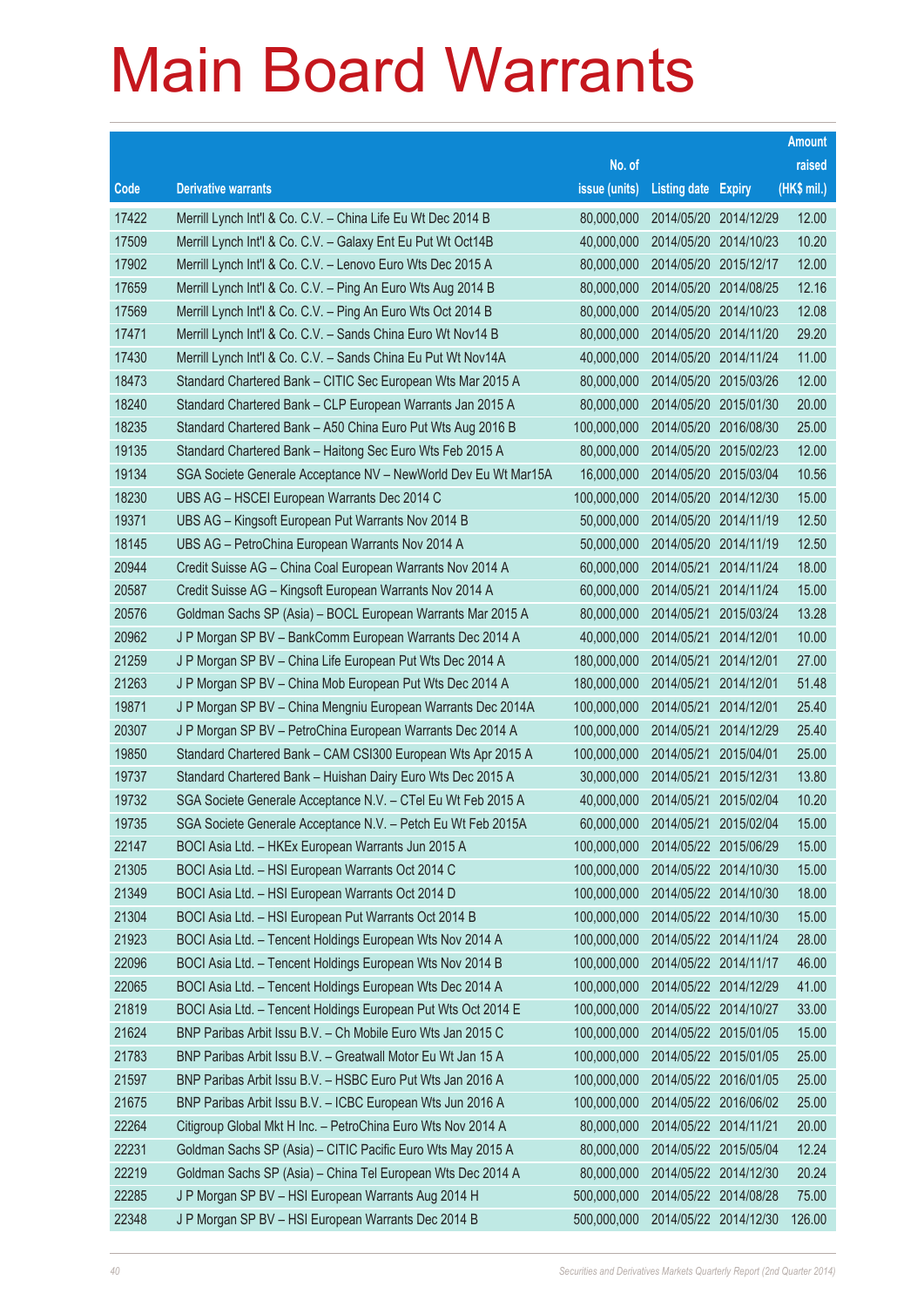# Main Board Warrants

| Code | Derivative warrants | No. of issue (units) | Listing date | Expiry | Amount raised (HK$ mil.) |
|---|---|---|---|---|---|
| 17422 | Merrill Lynch Int'l & Co. C.V. – China Life Eu Wt Dec 2014 B | 80,000,000 | 2014/05/20 | 2014/12/29 | 12.00 |
| 17509 | Merrill Lynch Int'l & Co. C.V. – Galaxy Ent Eu Put Wt Oct14B | 40,000,000 | 2014/05/20 | 2014/10/23 | 10.20 |
| 17902 | Merrill Lynch Int'l & Co. C.V. – Lenovo Euro Wts Dec 2015 A | 80,000,000 | 2014/05/20 | 2015/12/17 | 12.00 |
| 17659 | Merrill Lynch Int'l & Co. C.V. – Ping An Euro Wts Aug 2014 B | 80,000,000 | 2014/05/20 | 2014/08/25 | 12.16 |
| 17569 | Merrill Lynch Int'l & Co. C.V. – Ping An Euro Wts Oct 2014 B | 80,000,000 | 2014/05/20 | 2014/10/23 | 12.08 |
| 17471 | Merrill Lynch Int'l & Co. C.V. – Sands China Euro Wt Nov14 B | 80,000,000 | 2014/05/20 | 2014/11/20 | 29.20 |
| 17430 | Merrill Lynch Int'l & Co. C.V. – Sands China Eu Put Wt Nov14A | 40,000,000 | 2014/05/20 | 2014/11/24 | 11.00 |
| 18473 | Standard Chartered Bank – CITIC Sec European Wts Mar 2015 A | 80,000,000 | 2014/05/20 | 2015/03/26 | 12.00 |
| 18240 | Standard Chartered Bank – CLP European Warrants Jan 2015 A | 80,000,000 | 2014/05/20 | 2015/01/30 | 20.00 |
| 18235 | Standard Chartered Bank – A50 China Euro Put Wts Aug 2016 B | 100,000,000 | 2014/05/20 | 2016/08/30 | 25.00 |
| 19135 | Standard Chartered Bank – Haitong Sec Euro Wts Feb 2015 A | 80,000,000 | 2014/05/20 | 2015/02/23 | 12.00 |
| 19134 | SGA Societe Generale Acceptance NV – NewWorld Dev Eu Wt Mar15A | 16,000,000 | 2014/05/20 | 2015/03/04 | 10.56 |
| 18230 | UBS AG – HSCEI European Warrants Dec 2014 C | 100,000,000 | 2014/05/20 | 2014/12/30 | 15.00 |
| 19371 | UBS AG – Kingsoft European Put Warrants Nov 2014 B | 50,000,000 | 2014/05/20 | 2014/11/19 | 12.50 |
| 18145 | UBS AG – PetroChina European Warrants Nov 2014 A | 50,000,000 | 2014/05/20 | 2014/11/19 | 12.50 |
| 20944 | Credit Suisse AG – China Coal European Warrants Nov 2014 A | 60,000,000 | 2014/05/21 | 2014/11/24 | 18.00 |
| 20587 | Credit Suisse AG – Kingsoft European Warrants Nov 2014 A | 60,000,000 | 2014/05/21 | 2014/11/24 | 15.00 |
| 20576 | Goldman Sachs SP (Asia) – BOCL European Warrants Mar 2015 A | 80,000,000 | 2014/05/21 | 2015/03/24 | 13.28 |
| 20962 | J P Morgan SP BV – BankComm European Warrants Dec 2014 A | 40,000,000 | 2014/05/21 | 2014/12/01 | 10.00 |
| 21259 | J P Morgan SP BV – China Life European Put Wts Dec 2014 A | 180,000,000 | 2014/05/21 | 2014/12/01 | 27.00 |
| 21263 | J P Morgan SP BV – China Mob European Put Wts Dec 2014 A | 180,000,000 | 2014/05/21 | 2014/12/01 | 51.48 |
| 19871 | J P Morgan SP BV – China Mengniu European Warrants Dec 2014A | 100,000,000 | 2014/05/21 | 2014/12/01 | 25.40 |
| 20307 | J P Morgan SP BV – PetroChina European Warrants Dec 2014 A | 100,000,000 | 2014/05/21 | 2014/12/29 | 25.40 |
| 19850 | Standard Chartered Bank – CAM CSI300 European Wts Apr 2015 A | 100,000,000 | 2014/05/21 | 2015/04/01 | 25.00 |
| 19737 | Standard Chartered Bank – Huishan Dairy Euro Wts Dec 2015 A | 30,000,000 | 2014/05/21 | 2015/12/31 | 13.80 |
| 19732 | SGA Societe Generale Acceptance N.V. – CTel Eu Wt Feb 2015 A | 40,000,000 | 2014/05/21 | 2015/02/04 | 10.20 |
| 19735 | SGA Societe Generale Acceptance N.V. – Petch Eu Wt Feb 2015A | 60,000,000 | 2014/05/21 | 2015/02/04 | 15.00 |
| 22147 | BOCI Asia Ltd. – HKEx European Warrants Jun 2015 A | 100,000,000 | 2014/05/22 | 2015/06/29 | 15.00 |
| 21305 | BOCI Asia Ltd. – HSI European Warrants Oct 2014 C | 100,000,000 | 2014/05/22 | 2014/10/30 | 15.00 |
| 21349 | BOCI Asia Ltd. – HSI European Warrants Oct 2014 D | 100,000,000 | 2014/05/22 | 2014/10/30 | 18.00 |
| 21304 | BOCI Asia Ltd. – HSI European Put Warrants Oct 2014 B | 100,000,000 | 2014/05/22 | 2014/10/30 | 15.00 |
| 21923 | BOCI Asia Ltd. – Tencent Holdings European Wts Nov 2014 A | 100,000,000 | 2014/05/22 | 2014/11/24 | 28.00 |
| 22096 | BOCI Asia Ltd. – Tencent Holdings European Wts Nov 2014 B | 100,000,000 | 2014/05/22 | 2014/11/17 | 46.00 |
| 22065 | BOCI Asia Ltd. – Tencent Holdings European Wts Dec 2014 A | 100,000,000 | 2014/05/22 | 2014/12/29 | 41.00 |
| 21819 | BOCI Asia Ltd. – Tencent Holdings European Put Wts Oct 2014 E | 100,000,000 | 2014/05/22 | 2014/10/27 | 33.00 |
| 21624 | BNP Paribas Arbit Issu B.V. – Ch Mobile Euro Wts Jan 2015 C | 100,000,000 | 2014/05/22 | 2015/01/05 | 15.00 |
| 21783 | BNP Paribas Arbit Issu B.V. – Greatwall Motor Eu Wt Jan 15 A | 100,000,000 | 2014/05/22 | 2015/01/05 | 25.00 |
| 21597 | BNP Paribas Arbit Issu B.V. – HSBC Euro Put Wts Jan 2016 A | 100,000,000 | 2014/05/22 | 2016/01/05 | 25.00 |
| 21675 | BNP Paribas Arbit Issu B.V. – ICBC European Wts Jun 2016 A | 100,000,000 | 2014/05/22 | 2016/06/02 | 25.00 |
| 22264 | Citigroup Global Mkt H Inc. – PetroChina Euro Wts Nov 2014 A | 80,000,000 | 2014/05/22 | 2014/11/21 | 20.00 |
| 22231 | Goldman Sachs SP (Asia) – CITIC Pacific Euro Wts May 2015 A | 80,000,000 | 2014/05/22 | 2015/05/04 | 12.24 |
| 22219 | Goldman Sachs SP (Asia) – China Tel European Wts Dec 2014 A | 80,000,000 | 2014/05/22 | 2014/12/30 | 20.24 |
| 22285 | J P Morgan SP BV – HSI European Warrants Aug 2014 H | 500,000,000 | 2014/05/22 | 2014/08/28 | 75.00 |
| 22348 | J P Morgan SP BV – HSI European Warrants Dec 2014 B | 500,000,000 | 2014/05/22 | 2014/12/30 | 126.00 |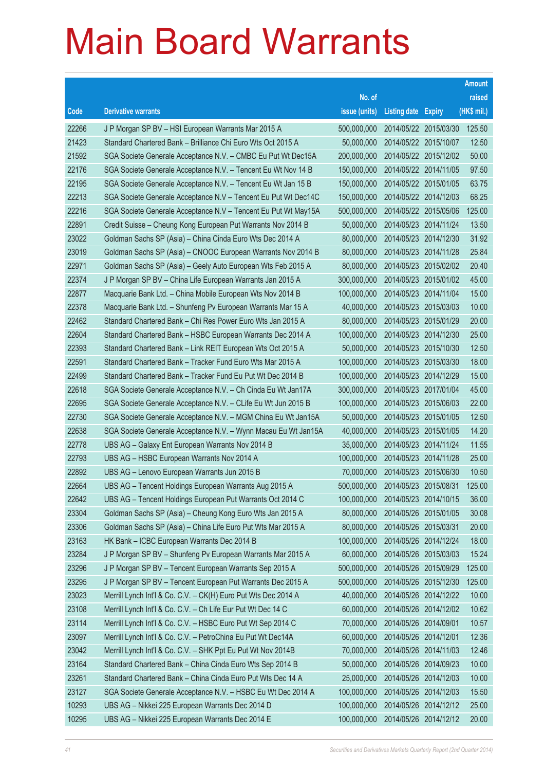# Main Board Warrants

| Code | Derivative warrants | No. of issue (units) | Listing date | Expiry | Amount raised (HK$ mil.) |
|---|---|---|---|---|---|
| 22266 | J P Morgan SP BV – HSI European Warrants Mar 2015 A | 500,000,000 | 2014/05/22 | 2015/03/30 | 125.50 |
| 21423 | Standard Chartered Bank – Brilliance Chi Euro Wts Oct 2015 A | 50,000,000 | 2014/05/22 | 2015/10/07 | 12.50 |
| 21592 | SGA Societe Generale Acceptance N.V. – CMBC Eu Put Wt Dec15A | 200,000,000 | 2014/05/22 | 2015/12/02 | 50.00 |
| 22176 | SGA Societe Generale Acceptance N.V. – Tencent Eu Wt Nov 14 B | 150,000,000 | 2014/05/22 | 2014/11/05 | 97.50 |
| 22195 | SGA Societe Generale Acceptance N.V. – Tencent Eu Wt Jan 15 B | 150,000,000 | 2014/05/22 | 2015/01/05 | 63.75 |
| 22213 | SGA Societe Generale Acceptance N.V – Tencent Eu Put Wt Dec14C | 150,000,000 | 2014/05/22 | 2014/12/03 | 68.25 |
| 22216 | SGA Societe Generale Acceptance N.V – Tencent Eu Put Wt May15A | 500,000,000 | 2014/05/22 | 2015/05/06 | 125.00 |
| 22891 | Credit Suisse – Cheung Kong European Put Warrants Nov 2014 B | 50,000,000 | 2014/05/23 | 2014/11/24 | 13.50 |
| 23022 | Goldman Sachs SP (Asia) – China Cinda Euro Wts Dec 2014 A | 80,000,000 | 2014/05/23 | 2014/12/30 | 31.92 |
| 23019 | Goldman Sachs SP (Asia) – CNOOC European Warrants Nov 2014 B | 80,000,000 | 2014/05/23 | 2014/11/28 | 25.84 |
| 22971 | Goldman Sachs SP (Asia) – Geely Auto European Wts Feb 2015 A | 80,000,000 | 2014/05/23 | 2015/02/02 | 20.40 |
| 22374 | J P Morgan SP BV – China Life European Warrants Jan 2015 A | 300,000,000 | 2014/05/23 | 2015/01/02 | 45.00 |
| 22877 | Macquarie Bank Ltd. – China Mobile European Wts Nov 2014 B | 100,000,000 | 2014/05/23 | 2014/11/04 | 15.00 |
| 22378 | Macquarie Bank Ltd. – Shunfeng Pv European Warrants Mar 15 A | 40,000,000 | 2014/05/23 | 2015/03/03 | 10.00 |
| 22462 | Standard Chartered Bank – Chi Res Power Euro Wts Jan 2015 A | 80,000,000 | 2014/05/23 | 2015/01/29 | 20.00 |
| 22604 | Standard Chartered Bank – HSBC European Warrants Dec 2014 A | 100,000,000 | 2014/05/23 | 2014/12/30 | 25.00 |
| 22393 | Standard Chartered Bank – Link REIT European Wts Oct 2015 A | 50,000,000 | 2014/05/23 | 2015/10/30 | 12.50 |
| 22591 | Standard Chartered Bank – Tracker Fund Euro Wts Mar 2015 A | 100,000,000 | 2014/05/23 | 2015/03/30 | 18.00 |
| 22499 | Standard Chartered Bank – Tracker Fund Eu Put Wt Dec 2014 B | 100,000,000 | 2014/05/23 | 2014/12/29 | 15.00 |
| 22618 | SGA Societe Generale Acceptance N.V. – Ch Cinda Eu Wt Jan17A | 300,000,000 | 2014/05/23 | 2017/01/04 | 45.00 |
| 22695 | SGA Societe Generale Acceptance N.V. – CLife Eu Wt Jun 2015 B | 100,000,000 | 2014/05/23 | 2015/06/03 | 22.00 |
| 22730 | SGA Societe Generale Acceptance N.V. – MGM China Eu Wt Jan15A | 50,000,000 | 2014/05/23 | 2015/01/05 | 12.50 |
| 22638 | SGA Societe Generale Acceptance N.V. – Wynn Macau Eu Wt Jan15A | 40,000,000 | 2014/05/23 | 2015/01/05 | 14.20 |
| 22778 | UBS AG – Galaxy Ent European Warrants Nov 2014 B | 35,000,000 | 2014/05/23 | 2014/11/24 | 11.55 |
| 22793 | UBS AG – HSBC European Warrants Nov 2014 A | 100,000,000 | 2014/05/23 | 2014/11/28 | 25.00 |
| 22892 | UBS AG – Lenovo European Warrants Jun 2015 B | 70,000,000 | 2014/05/23 | 2015/06/30 | 10.50 |
| 22664 | UBS AG – Tencent Holdings European Warrants Aug 2015 A | 500,000,000 | 2014/05/23 | 2015/08/31 | 125.00 |
| 22642 | UBS AG – Tencent Holdings European Put Warrants Oct 2014 C | 100,000,000 | 2014/05/23 | 2014/10/15 | 36.00 |
| 23304 | Goldman Sachs SP (Asia) – Cheung Kong Euro Wts Jan 2015 A | 80,000,000 | 2014/05/26 | 2015/01/05 | 30.08 |
| 23306 | Goldman Sachs SP (Asia) – China Life Euro Put Wts Mar 2015 A | 80,000,000 | 2014/05/26 | 2015/03/31 | 20.00 |
| 23163 | HK Bank – ICBC European Warrants Dec 2014 B | 100,000,000 | 2014/05/26 | 2014/12/24 | 18.00 |
| 23284 | J P Morgan SP BV – Shunfeng Pv European Warrants Mar 2015 A | 60,000,000 | 2014/05/26 | 2015/03/03 | 15.24 |
| 23296 | J P Morgan SP BV – Tencent European Warrants Sep 2015 A | 500,000,000 | 2014/05/26 | 2015/09/29 | 125.00 |
| 23295 | J P Morgan SP BV – Tencent European Put Warrants Dec 2015 A | 500,000,000 | 2014/05/26 | 2015/12/30 | 125.00 |
| 23023 | Merrill Lynch Int'l & Co. C.V. – CK(H) Euro Put Wts Dec 2014 A | 40,000,000 | 2014/05/26 | 2014/12/22 | 10.00 |
| 23108 | Merrill Lynch Int'l & Co. C.V. – Ch Life Eur Put Wt Dec 14 C | 60,000,000 | 2014/05/26 | 2014/12/02 | 10.62 |
| 23114 | Merrill Lynch Int'l & Co. C.V. – HSBC Euro Put Wt Sep 2014 C | 70,000,000 | 2014/05/26 | 2014/09/01 | 10.57 |
| 23097 | Merrill Lynch Int'l & Co. C.V. – PetroChina Eu Put Wt Dec14A | 60,000,000 | 2014/05/26 | 2014/12/01 | 12.36 |
| 23042 | Merrill Lynch Int'l & Co. C.V. – SHK Ppt Eu Put Wt Nov 2014B | 70,000,000 | 2014/05/26 | 2014/11/03 | 12.46 |
| 23164 | Standard Chartered Bank – China Cinda Euro Wts Sep 2014 B | 50,000,000 | 2014/05/26 | 2014/09/23 | 10.00 |
| 23261 | Standard Chartered Bank – China Cinda Euro Put Wts Dec 14 A | 25,000,000 | 2014/05/26 | 2014/12/03 | 10.00 |
| 23127 | SGA Societe Generale Acceptance N.V. – HSBC Eu Wt Dec 2014 A | 100,000,000 | 2014/05/26 | 2014/12/03 | 15.50 |
| 10293 | UBS AG – Nikkei 225 European Warrants Dec 2014 D | 100,000,000 | 2014/05/26 | 2014/12/12 | 25.00 |
| 10295 | UBS AG – Nikkei 225 European Warrants Dec 2014 E | 100,000,000 | 2014/05/26 | 2014/12/12 | 20.00 |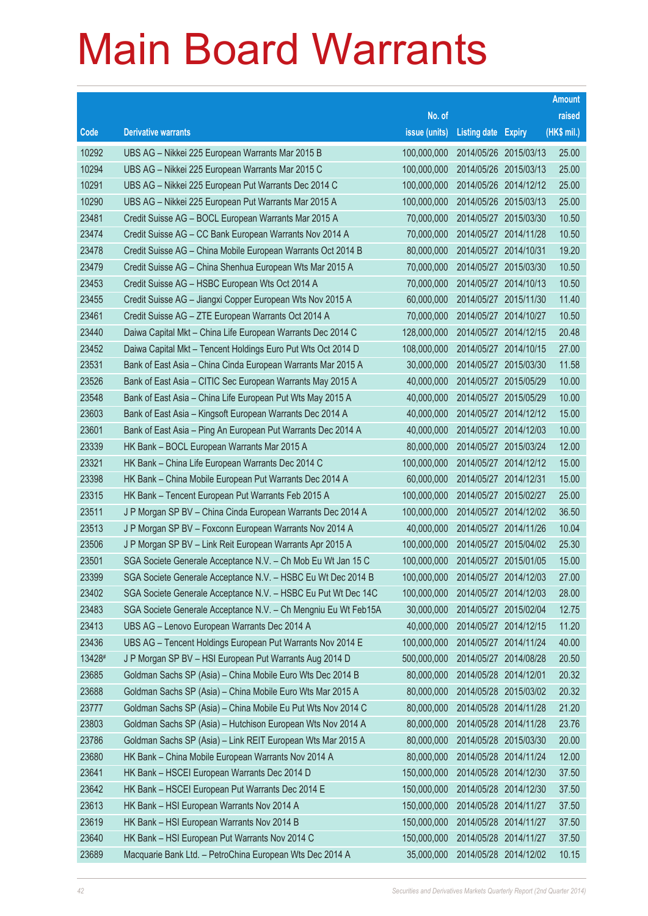# Main Board Warrants

| Code | Derivative warrants | No. of issue (units) | Listing date | Expiry | Amount raised (HK$ mil.) |
|---|---|---|---|---|---|
| 10292 | UBS AG – Nikkei 225 European Warrants Mar 2015 B | 100,000,000 | 2014/05/26 | 2015/03/13 | 25.00 |
| 10294 | UBS AG – Nikkei 225 European Warrants Mar 2015 C | 100,000,000 | 2014/05/26 | 2015/03/13 | 25.00 |
| 10291 | UBS AG – Nikkei 225 European Put Warrants Dec 2014 C | 100,000,000 | 2014/05/26 | 2014/12/12 | 25.00 |
| 10290 | UBS AG – Nikkei 225 European Put Warrants Mar 2015 A | 100,000,000 | 2014/05/26 | 2015/03/13 | 25.00 |
| 23481 | Credit Suisse AG – BOCL European Warrants Mar 2015 A | 70,000,000 | 2014/05/27 | 2015/03/30 | 10.50 |
| 23474 | Credit Suisse AG – CC Bank European Warrants Nov 2014 A | 70,000,000 | 2014/05/27 | 2014/11/28 | 10.50 |
| 23478 | Credit Suisse AG – China Mobile European Warrants Oct 2014 B | 80,000,000 | 2014/05/27 | 2014/10/31 | 19.20 |
| 23479 | Credit Suisse AG – China Shenhua European Wts Mar 2015 A | 70,000,000 | 2014/05/27 | 2015/03/30 | 10.50 |
| 23453 | Credit Suisse AG – HSBC European Wts Oct 2014 A | 70,000,000 | 2014/05/27 | 2014/10/13 | 10.50 |
| 23455 | Credit Suisse AG – Jiangxi Copper European Wts Nov 2015 A | 60,000,000 | 2014/05/27 | 2015/11/30 | 11.40 |
| 23461 | Credit Suisse AG – ZTE European Warrants Oct 2014 A | 70,000,000 | 2014/05/27 | 2014/10/27 | 10.50 |
| 23440 | Daiwa Capital Mkt – China Life European Warrants Dec 2014 C | 128,000,000 | 2014/05/27 | 2014/12/15 | 20.48 |
| 23452 | Daiwa Capital Mkt – Tencent Holdings Euro Put Wts Oct 2014 D | 108,000,000 | 2014/05/27 | 2014/10/15 | 27.00 |
| 23531 | Bank of East Asia – China Cinda European Warrants Mar 2015 A | 30,000,000 | 2014/05/27 | 2015/03/30 | 11.58 |
| 23526 | Bank of East Asia – CITIC Sec European Warrants May 2015 A | 40,000,000 | 2014/05/27 | 2015/05/29 | 10.00 |
| 23548 | Bank of East Asia – China Life European Put Wts May 2015 A | 40,000,000 | 2014/05/27 | 2015/05/29 | 10.00 |
| 23603 | Bank of East Asia – Kingsoft European Warrants Dec 2014 A | 40,000,000 | 2014/05/27 | 2014/12/12 | 15.00 |
| 23601 | Bank of East Asia – Ping An European Put Warrants Dec 2014 A | 40,000,000 | 2014/05/27 | 2014/12/03 | 10.00 |
| 23339 | HK Bank – BOCL European Warrants Mar 2015 A | 80,000,000 | 2014/05/27 | 2015/03/24 | 12.00 |
| 23321 | HK Bank – China Life European Warrants Dec 2014 C | 100,000,000 | 2014/05/27 | 2014/12/12 | 15.00 |
| 23398 | HK Bank – China Mobile European Put Warrants Dec 2014 A | 60,000,000 | 2014/05/27 | 2014/12/31 | 15.00 |
| 23315 | HK Bank – Tencent European Put Warrants Feb 2015 A | 100,000,000 | 2014/05/27 | 2015/02/27 | 25.00 |
| 23511 | J P Morgan SP BV – China Cinda European Warrants Dec 2014 A | 100,000,000 | 2014/05/27 | 2014/12/02 | 36.50 |
| 23513 | J P Morgan SP BV – Foxconn European Warrants Nov 2014 A | 40,000,000 | 2014/05/27 | 2014/11/26 | 10.04 |
| 23506 | J P Morgan SP BV – Link Reit European Warrants Apr 2015 A | 100,000,000 | 2014/05/27 | 2015/04/02 | 25.30 |
| 23501 | SGA Societe Generale Acceptance N.V. – Ch Mob Eu Wt Jan 15 C | 100,000,000 | 2014/05/27 | 2015/01/05 | 15.00 |
| 23399 | SGA Societe Generale Acceptance N.V. – HSBC Eu Wt Dec 2014 B | 100,000,000 | 2014/05/27 | 2014/12/03 | 27.00 |
| 23402 | SGA Societe Generale Acceptance N.V. – HSBC Eu Put Wt Dec 14C | 100,000,000 | 2014/05/27 | 2014/12/03 | 28.00 |
| 23483 | SGA Societe Generale Acceptance N.V. – Ch Mengniu Eu Wt Feb15A | 30,000,000 | 2014/05/27 | 2015/02/04 | 12.75 |
| 23413 | UBS AG – Lenovo European Warrants Dec 2014 A | 40,000,000 | 2014/05/27 | 2014/12/15 | 11.20 |
| 23436 | UBS AG – Tencent Holdings European Put Warrants Nov 2014 E | 100,000,000 | 2014/05/27 | 2014/11/24 | 40.00 |
| 13428# | J P Morgan SP BV – HSI European Put Warrants Aug 2014 D | 500,000,000 | 2014/05/27 | 2014/08/28 | 20.50 |
| 23685 | Goldman Sachs SP (Asia) – China Mobile Euro Wts Dec 2014 B | 80,000,000 | 2014/05/28 | 2014/12/01 | 20.32 |
| 23688 | Goldman Sachs SP (Asia) – China Mobile Euro Wts Mar 2015 A | 80,000,000 | 2014/05/28 | 2015/03/02 | 20.32 |
| 23777 | Goldman Sachs SP (Asia) – China Mobile Eu Put Wts Nov 2014 C | 80,000,000 | 2014/05/28 | 2014/11/28 | 21.20 |
| 23803 | Goldman Sachs SP (Asia) – Hutchison European Wts Nov 2014 A | 80,000,000 | 2014/05/28 | 2014/11/28 | 23.76 |
| 23786 | Goldman Sachs SP (Asia) – Link REIT European Wts Mar 2015 A | 80,000,000 | 2014/05/28 | 2015/03/30 | 20.00 |
| 23680 | HK Bank – China Mobile European Warrants Nov 2014 A | 80,000,000 | 2014/05/28 | 2014/11/24 | 12.00 |
| 23641 | HK Bank – HSCEI European Warrants Dec 2014 D | 150,000,000 | 2014/05/28 | 2014/12/30 | 37.50 |
| 23642 | HK Bank – HSCEI European Put Warrants Dec 2014 E | 150,000,000 | 2014/05/28 | 2014/12/30 | 37.50 |
| 23613 | HK Bank – HSI European Warrants Nov 2014 A | 150,000,000 | 2014/05/28 | 2014/11/27 | 37.50 |
| 23619 | HK Bank – HSI European Warrants Nov 2014 B | 150,000,000 | 2014/05/28 | 2014/11/27 | 37.50 |
| 23640 | HK Bank – HSI European Put Warrants Nov 2014 C | 150,000,000 | 2014/05/28 | 2014/11/27 | 37.50 |
| 23689 | Macquarie Bank Ltd. – PetroChina European Wts Dec 2014 A | 35,000,000 | 2014/05/28 | 2014/12/02 | 10.15 |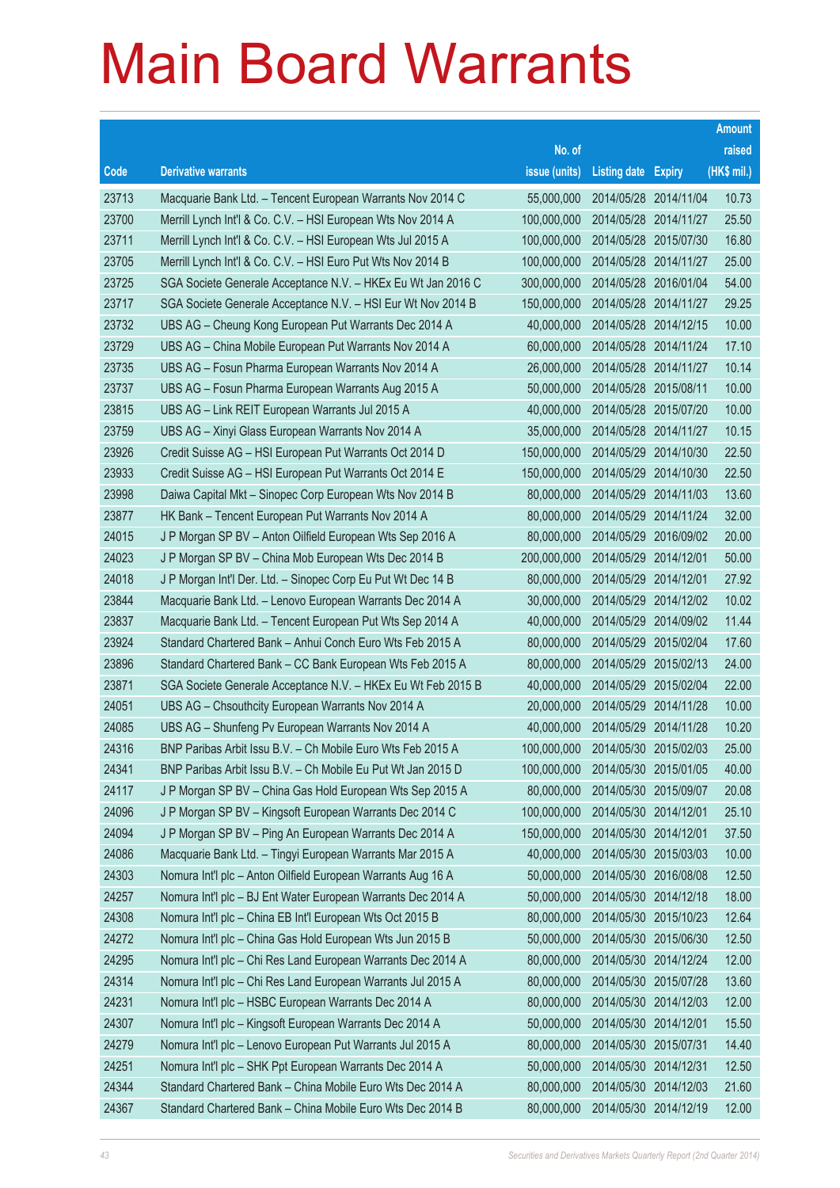# Main Board Warrants

| Code | Derivative warrants | No. of issue (units) | Listing date | Expiry | Amount raised (HK$ mil.) |
|---|---|---|---|---|---|
| 23713 | Macquarie Bank Ltd. – Tencent European Warrants Nov 2014 C | 55,000,000 | 2014/05/28 | 2014/11/04 | 10.73 |
| 23700 | Merrill Lynch Int'l & Co. C.V. – HSI European Wts Nov 2014 A | 100,000,000 | 2014/05/28 | 2014/11/27 | 25.50 |
| 23711 | Merrill Lynch Int'l & Co. C.V. – HSI European Wts Jul 2015 A | 100,000,000 | 2014/05/28 | 2015/07/30 | 16.80 |
| 23705 | Merrill Lynch Int'l & Co. C.V. – HSI Euro Put Wts Nov 2014 B | 100,000,000 | 2014/05/28 | 2014/11/27 | 25.00 |
| 23725 | SGA Societe Generale Acceptance N.V. – HKEx Eu Wt Jan 2016 C | 300,000,000 | 2014/05/28 | 2016/01/04 | 54.00 |
| 23717 | SGA Societe Generale Acceptance N.V. – HSI Eur Wt Nov 2014 B | 150,000,000 | 2014/05/28 | 2014/11/27 | 29.25 |
| 23732 | UBS AG – Cheung Kong European Put Warrants Dec 2014 A | 40,000,000 | 2014/05/28 | 2014/12/15 | 10.00 |
| 23729 | UBS AG – China Mobile European Put Warrants Nov 2014 A | 60,000,000 | 2014/05/28 | 2014/11/24 | 17.10 |
| 23735 | UBS AG – Fosun Pharma European Warrants Nov 2014 A | 26,000,000 | 2014/05/28 | 2014/11/27 | 10.14 |
| 23737 | UBS AG – Fosun Pharma European Warrants Aug 2015 A | 50,000,000 | 2014/05/28 | 2015/08/11 | 10.00 |
| 23815 | UBS AG – Link REIT European Warrants Jul 2015 A | 40,000,000 | 2014/05/28 | 2015/07/20 | 10.00 |
| 23759 | UBS AG – Xinyi Glass European Warrants Nov 2014 A | 35,000,000 | 2014/05/28 | 2014/11/27 | 10.15 |
| 23926 | Credit Suisse AG – HSI European Put Warrants Oct 2014 D | 150,000,000 | 2014/05/29 | 2014/10/30 | 22.50 |
| 23933 | Credit Suisse AG – HSI European Put Warrants Oct 2014 E | 150,000,000 | 2014/05/29 | 2014/10/30 | 22.50 |
| 23998 | Daiwa Capital Mkt – Sinopec Corp European Wts Nov 2014 B | 80,000,000 | 2014/05/29 | 2014/11/03 | 13.60 |
| 23877 | HK Bank – Tencent European Put Warrants Nov 2014 A | 80,000,000 | 2014/05/29 | 2014/11/24 | 32.00 |
| 24015 | J P Morgan SP BV – Anton Oilfield European Wts Sep 2016 A | 80,000,000 | 2014/05/29 | 2016/09/02 | 20.00 |
| 24023 | J P Morgan SP BV – China Mob European Wts Dec 2014 B | 200,000,000 | 2014/05/29 | 2014/12/01 | 50.00 |
| 24018 | J P Morgan Int'l Der. Ltd. – Sinopec Corp Eu Put Wt Dec 14 B | 80,000,000 | 2014/05/29 | 2014/12/01 | 27.92 |
| 23844 | Macquarie Bank Ltd. – Lenovo European Warrants Dec 2014 A | 30,000,000 | 2014/05/29 | 2014/12/02 | 10.02 |
| 23837 | Macquarie Bank Ltd. – Tencent European Put Wts Sep 2014 A | 40,000,000 | 2014/05/29 | 2014/09/02 | 11.44 |
| 23924 | Standard Chartered Bank – Anhui Conch Euro Wts Feb 2015 A | 80,000,000 | 2014/05/29 | 2015/02/04 | 17.60 |
| 23896 | Standard Chartered Bank – CC Bank European Wts Feb 2015 A | 80,000,000 | 2014/05/29 | 2015/02/13 | 24.00 |
| 23871 | SGA Societe Generale Acceptance N.V. – HKEx Eu Wt Feb 2015 B | 40,000,000 | 2014/05/29 | 2015/02/04 | 22.00 |
| 24051 | UBS AG – Chsouthcity European Warrants Nov 2014 A | 20,000,000 | 2014/05/29 | 2014/11/28 | 10.00 |
| 24085 | UBS AG – Shunfeng Pv European Warrants Nov 2014 A | 40,000,000 | 2014/05/29 | 2014/11/28 | 10.20 |
| 24316 | BNP Paribas Arbit Issu B.V. – Ch Mobile Euro Wts Feb 2015 A | 100,000,000 | 2014/05/30 | 2015/02/03 | 25.00 |
| 24341 | BNP Paribas Arbit Issu B.V. – Ch Mobile Eu Put Wt Jan 2015 D | 100,000,000 | 2014/05/30 | 2015/01/05 | 40.00 |
| 24117 | J P Morgan SP BV – China Gas Hold European Wts Sep 2015 A | 80,000,000 | 2014/05/30 | 2015/09/07 | 20.08 |
| 24096 | J P Morgan SP BV – Kingsoft European Warrants Dec 2014 C | 100,000,000 | 2014/05/30 | 2014/12/01 | 25.10 |
| 24094 | J P Morgan SP BV – Ping An European Warrants Dec 2014 A | 150,000,000 | 2014/05/30 | 2014/12/01 | 37.50 |
| 24086 | Macquarie Bank Ltd. – Tingyi European Warrants Mar 2015 A | 40,000,000 | 2014/05/30 | 2015/03/03 | 10.00 |
| 24303 | Nomura Int'l plc – Anton Oilfield European Warrants Aug 16 A | 50,000,000 | 2014/05/30 | 2016/08/08 | 12.50 |
| 24257 | Nomura Int'l plc – BJ Ent Water European Warrants Dec 2014 A | 50,000,000 | 2014/05/30 | 2014/12/18 | 18.00 |
| 24308 | Nomura Int'l plc – China EB Int'l European Wts Oct 2015 B | 80,000,000 | 2014/05/30 | 2015/10/23 | 12.64 |
| 24272 | Nomura Int'l plc – China Gas Hold European Wts Jun 2015 B | 50,000,000 | 2014/05/30 | 2015/06/30 | 12.50 |
| 24295 | Nomura Int'l plc – Chi Res Land European Warrants Dec 2014 A | 80,000,000 | 2014/05/30 | 2014/12/24 | 12.00 |
| 24314 | Nomura Int'l plc – Chi Res Land European Warrants Jul 2015 A | 80,000,000 | 2014/05/30 | 2015/07/28 | 13.60 |
| 24231 | Nomura Int'l plc – HSBC European Warrants Dec 2014 A | 80,000,000 | 2014/05/30 | 2014/12/03 | 12.00 |
| 24307 | Nomura Int'l plc – Kingsoft European Warrants Dec 2014 A | 50,000,000 | 2014/05/30 | 2014/12/01 | 15.50 |
| 24279 | Nomura Int'l plc – Lenovo European Put Warrants Jul 2015 A | 80,000,000 | 2014/05/30 | 2015/07/31 | 14.40 |
| 24251 | Nomura Int'l plc – SHK Ppt European Warrants Dec 2014 A | 50,000,000 | 2014/05/30 | 2014/12/31 | 12.50 |
| 24344 | Standard Chartered Bank – China Mobile Euro Wts Dec 2014 A | 80,000,000 | 2014/05/30 | 2014/12/03 | 21.60 |
| 24367 | Standard Chartered Bank – China Mobile Euro Wts Dec 2014 B | 80,000,000 | 2014/05/30 | 2014/12/19 | 12.00 |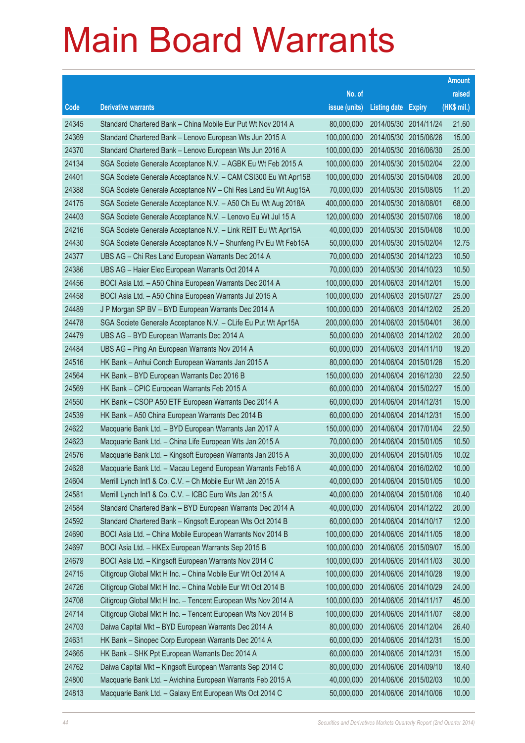# Main Board Warrants

| Code | Derivative warrants | No. of issue (units) | Listing date | Expiry | Amount raised (HK$ mil.) |
|---|---|---|---|---|---|
| 24345 | Standard Chartered Bank – China Mobile Eur Put Wt Nov 2014 A | 80,000,000 | 2014/05/30 | 2014/11/24 | 21.60 |
| 24369 | Standard Chartered Bank – Lenovo European Wts Jun 2015 A | 100,000,000 | 2014/05/30 | 2015/06/26 | 15.00 |
| 24370 | Standard Chartered Bank – Lenovo European Wts Jun 2016 A | 100,000,000 | 2014/05/30 | 2016/06/30 | 25.00 |
| 24134 | SGA Societe Generale Acceptance N.V. – AGBK Eu Wt Feb 2015 A | 100,000,000 | 2014/05/30 | 2015/02/04 | 22.00 |
| 24401 | SGA Societe Generale Acceptance N.V. – CAM CSI300 Eu Wt Apr15B | 100,000,000 | 2014/05/30 | 2015/04/08 | 20.00 |
| 24388 | SGA Societe Generale Acceptance NV – Chi Res Land Eu Wt Aug15A | 70,000,000 | 2014/05/30 | 2015/08/05 | 11.20 |
| 24175 | SGA Societe Generale Acceptance N.V. – A50 Ch Eu Wt Aug 2018A | 400,000,000 | 2014/05/30 | 2018/08/01 | 68.00 |
| 24403 | SGA Societe Generale Acceptance N.V. – Lenovo Eu Wt Jul 15 A | 120,000,000 | 2014/05/30 | 2015/07/06 | 18.00 |
| 24216 | SGA Societe Generale Acceptance N.V. – Link REIT Eu Wt Apr15A | 40,000,000 | 2014/05/30 | 2015/04/08 | 10.00 |
| 24430 | SGA Societe Generale Acceptance N.V – Shunfeng Pv Eu Wt Feb15A | 50,000,000 | 2014/05/30 | 2015/02/04 | 12.75 |
| 24377 | UBS AG – Chi Res Land European Warrants Dec 2014 A | 70,000,000 | 2014/05/30 | 2014/12/23 | 10.50 |
| 24386 | UBS AG – Haier Elec European Warrants Oct 2014 A | 70,000,000 | 2014/05/30 | 2014/10/23 | 10.50 |
| 24456 | BOCI Asia Ltd. – A50 China European Warrants Dec 2014 A | 100,000,000 | 2014/06/03 | 2014/12/01 | 15.00 |
| 24458 | BOCI Asia Ltd. – A50 China European Warrants Jul 2015 A | 100,000,000 | 2014/06/03 | 2015/07/27 | 25.00 |
| 24489 | J P Morgan SP BV – BYD European Warrants Dec 2014 A | 100,000,000 | 2014/06/03 | 2014/12/02 | 25.20 |
| 24478 | SGA Societe Generale Acceptance N.V. – CLife Eu Put Wt Apr15A | 200,000,000 | 2014/06/03 | 2015/04/01 | 36.00 |
| 24479 | UBS AG – BYD European Warrants Dec 2014 A | 50,000,000 | 2014/06/03 | 2014/12/02 | 20.00 |
| 24484 | UBS AG – Ping An European Warrants Nov 2014 A | 60,000,000 | 2014/06/03 | 2014/11/10 | 19.20 |
| 24516 | HK Bank – Anhui Conch European Warrants Jan 2015 A | 80,000,000 | 2014/06/04 | 2015/01/28 | 15.20 |
| 24564 | HK Bank – BYD European Warrants Dec 2016 B | 150,000,000 | 2014/06/04 | 2016/12/30 | 22.50 |
| 24569 | HK Bank – CPIC European Warrants Feb 2015 A | 60,000,000 | 2014/06/04 | 2015/02/27 | 15.00 |
| 24550 | HK Bank – CSOP A50 ETF European Warrants Dec 2014 A | 60,000,000 | 2014/06/04 | 2014/12/31 | 15.00 |
| 24539 | HK Bank – A50 China European Warrants Dec 2014 B | 60,000,000 | 2014/06/04 | 2014/12/31 | 15.00 |
| 24622 | Macquarie Bank Ltd. – BYD European Warrants Jan 2017 A | 150,000,000 | 2014/06/04 | 2017/01/04 | 22.50 |
| 24623 | Macquarie Bank Ltd. – China Life European Wts Jan 2015 A | 70,000,000 | 2014/06/04 | 2015/01/05 | 10.50 |
| 24576 | Macquarie Bank Ltd. – Kingsoft European Warrants Jan 2015 A | 30,000,000 | 2014/06/04 | 2015/01/05 | 10.02 |
| 24628 | Macquarie Bank Ltd. – Macau Legend European Warrants Feb16 A | 40,000,000 | 2014/06/04 | 2016/02/02 | 10.00 |
| 24604 | Merrill Lynch Int'l & Co. C.V. – Ch Mobile Eur Wt Jan 2015 A | 40,000,000 | 2014/06/04 | 2015/01/05 | 10.00 |
| 24581 | Merrill Lynch Int'l & Co. C.V. – ICBC Euro Wts Jan 2015 A | 40,000,000 | 2014/06/04 | 2015/01/06 | 10.40 |
| 24584 | Standard Chartered Bank – BYD European Warrants Dec 2014 A | 40,000,000 | 2014/06/04 | 2014/12/22 | 20.00 |
| 24592 | Standard Chartered Bank – Kingsoft European Wts Oct 2014 B | 60,000,000 | 2014/06/04 | 2014/10/17 | 12.00 |
| 24690 | BOCI Asia Ltd. – China Mobile European Warrants Nov 2014 B | 100,000,000 | 2014/06/05 | 2014/11/05 | 18.00 |
| 24697 | BOCI Asia Ltd. – HKEx European Warrants Sep 2015 B | 100,000,000 | 2014/06/05 | 2015/09/07 | 15.00 |
| 24679 | BOCI Asia Ltd. – Kingsoft European Warrants Nov 2014 C | 100,000,000 | 2014/06/05 | 2014/11/03 | 30.00 |
| 24715 | Citigroup Global Mkt H Inc. – China Mobile Eur Wt Oct 2014 A | 100,000,000 | 2014/06/05 | 2014/10/28 | 19.00 |
| 24726 | Citigroup Global Mkt H Inc. – China Mobile Eur Wt Oct 2014 B | 100,000,000 | 2014/06/05 | 2014/10/29 | 24.00 |
| 24708 | Citigroup Global Mkt H Inc. – Tencent European Wts Nov 2014 A | 100,000,000 | 2014/06/05 | 2014/11/17 | 45.00 |
| 24714 | Citigroup Global Mkt H Inc. – Tencent European Wts Nov 2014 B | 100,000,000 | 2014/06/05 | 2014/11/07 | 58.00 |
| 24703 | Daiwa Capital Mkt – BYD European Warrants Dec 2014 A | 80,000,000 | 2014/06/05 | 2014/12/04 | 26.40 |
| 24631 | HK Bank – Sinopec Corp European Warrants Dec 2014 A | 60,000,000 | 2014/06/05 | 2014/12/31 | 15.00 |
| 24665 | HK Bank – SHK Ppt European Warrants Dec 2014 A | 60,000,000 | 2014/06/05 | 2014/12/31 | 15.00 |
| 24762 | Daiwa Capital Mkt – Kingsoft European Warrants Sep 2014 C | 80,000,000 | 2014/06/06 | 2014/09/10 | 18.40 |
| 24800 | Macquarie Bank Ltd. – Avichina European Warrants Feb 2015 A | 40,000,000 | 2014/06/06 | 2015/02/03 | 10.00 |
| 24813 | Macquarie Bank Ltd. – Galaxy Ent European Wts Oct 2014 C | 50,000,000 | 2014/06/06 | 2014/10/06 | 10.00 |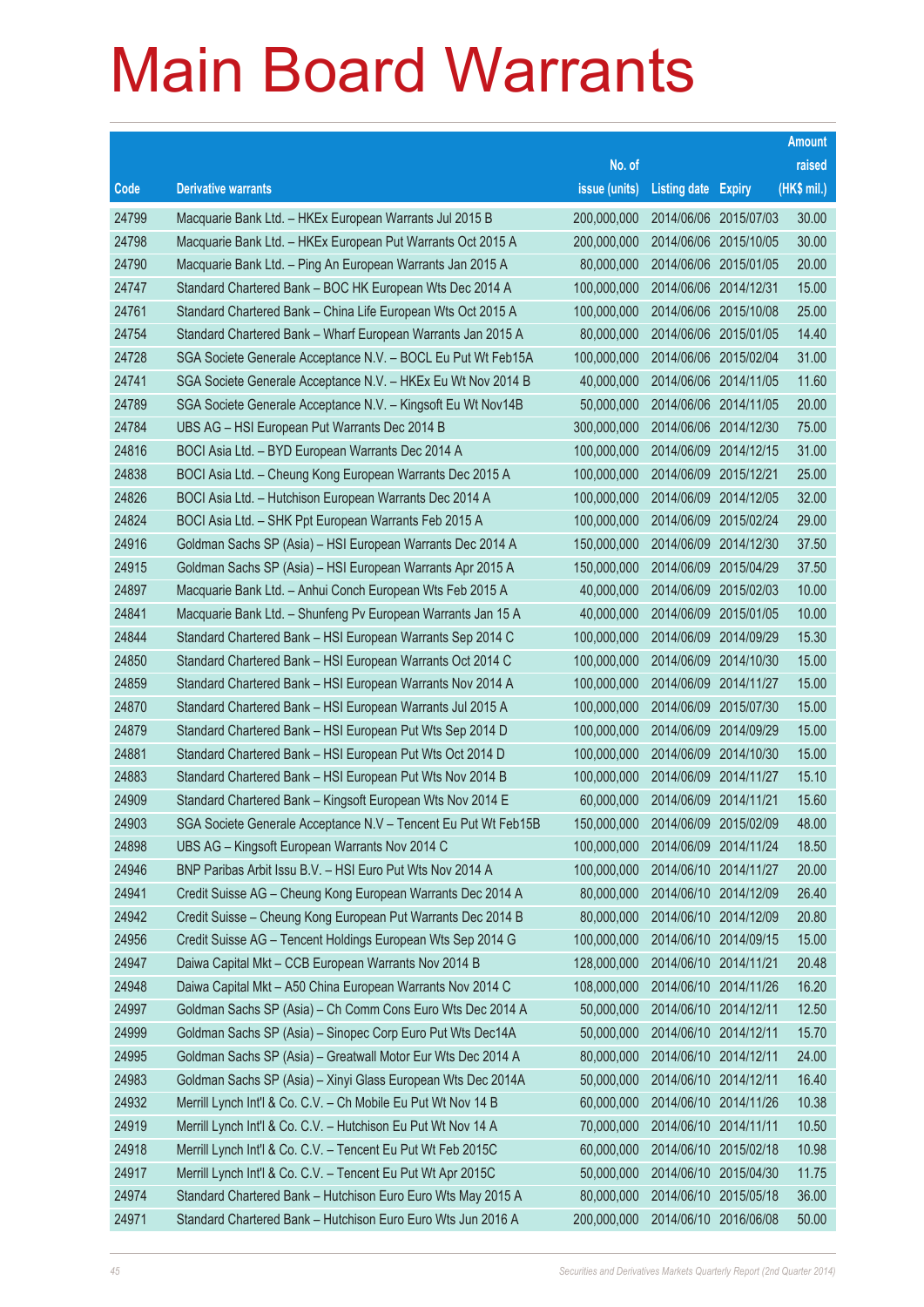# Main Board Warrants

| Code | Derivative warrants | No. of issue (units) | Listing date | Expiry | Amount raised (HK$ mil.) |
|---|---|---|---|---|---|
| 24799 | Macquarie Bank Ltd. – HKEx European Warrants Jul 2015 B | 200,000,000 | 2014/06/06 | 2015/07/03 | 30.00 |
| 24798 | Macquarie Bank Ltd. – HKEx European Put Warrants Oct 2015 A | 200,000,000 | 2014/06/06 | 2015/10/05 | 30.00 |
| 24790 | Macquarie Bank Ltd. – Ping An European Warrants Jan 2015 A | 80,000,000 | 2014/06/06 | 2015/01/05 | 20.00 |
| 24747 | Standard Chartered Bank – BOC HK European Wts Dec 2014 A | 100,000,000 | 2014/06/06 | 2014/12/31 | 15.00 |
| 24761 | Standard Chartered Bank – China Life European Wts Oct 2015 A | 100,000,000 | 2014/06/06 | 2015/10/08 | 25.00 |
| 24754 | Standard Chartered Bank – Wharf European Warrants Jan 2015 A | 80,000,000 | 2014/06/06 | 2015/01/05 | 14.40 |
| 24728 | SGA Societe Generale Acceptance N.V. – BOCL Eu Put Wt Feb15A | 100,000,000 | 2014/06/06 | 2015/02/04 | 31.00 |
| 24741 | SGA Societe Generale Acceptance N.V. – HKEx Eu Wt Nov 2014 B | 40,000,000 | 2014/06/06 | 2014/11/05 | 11.60 |
| 24789 | SGA Societe Generale Acceptance N.V. – Kingsoft Eu Wt Nov14B | 50,000,000 | 2014/06/06 | 2014/11/05 | 20.00 |
| 24784 | UBS AG – HSI European Put Warrants Dec 2014 B | 300,000,000 | 2014/06/06 | 2014/12/30 | 75.00 |
| 24816 | BOCI Asia Ltd. – BYD European Warrants Dec 2014 A | 100,000,000 | 2014/06/09 | 2014/12/15 | 31.00 |
| 24838 | BOCI Asia Ltd. – Cheung Kong European Warrants Dec 2015 A | 100,000,000 | 2014/06/09 | 2015/12/21 | 25.00 |
| 24826 | BOCI Asia Ltd. – Hutchison European Warrants Dec 2014 A | 100,000,000 | 2014/06/09 | 2014/12/05 | 32.00 |
| 24824 | BOCI Asia Ltd. – SHK Ppt European Warrants Feb 2015 A | 100,000,000 | 2014/06/09 | 2015/02/24 | 29.00 |
| 24916 | Goldman Sachs SP (Asia) – HSI European Warrants Dec 2014 A | 150,000,000 | 2014/06/09 | 2014/12/30 | 37.50 |
| 24915 | Goldman Sachs SP (Asia) – HSI European Warrants Apr 2015 A | 150,000,000 | 2014/06/09 | 2015/04/29 | 37.50 |
| 24897 | Macquarie Bank Ltd. – Anhui Conch European Wts Feb 2015 A | 40,000,000 | 2014/06/09 | 2015/02/03 | 10.00 |
| 24841 | Macquarie Bank Ltd. – Shunfeng Pv European Warrants Jan 15 A | 40,000,000 | 2014/06/09 | 2015/01/05 | 10.00 |
| 24844 | Standard Chartered Bank – HSI European Warrants Sep 2014 C | 100,000,000 | 2014/06/09 | 2014/09/29 | 15.30 |
| 24850 | Standard Chartered Bank – HSI European Warrants Oct 2014 C | 100,000,000 | 2014/06/09 | 2014/10/30 | 15.00 |
| 24859 | Standard Chartered Bank – HSI European Warrants Nov 2014 A | 100,000,000 | 2014/06/09 | 2014/11/27 | 15.00 |
| 24870 | Standard Chartered Bank – HSI European Warrants Jul 2015 A | 100,000,000 | 2014/06/09 | 2015/07/30 | 15.00 |
| 24879 | Standard Chartered Bank – HSI European Put Wts Sep 2014 D | 100,000,000 | 2014/06/09 | 2014/09/29 | 15.00 |
| 24881 | Standard Chartered Bank – HSI European Put Wts Oct 2014 D | 100,000,000 | 2014/06/09 | 2014/10/30 | 15.00 |
| 24883 | Standard Chartered Bank – HSI European Put Wts Nov 2014 B | 100,000,000 | 2014/06/09 | 2014/11/27 | 15.10 |
| 24909 | Standard Chartered Bank – Kingsoft European Wts Nov 2014 E | 60,000,000 | 2014/06/09 | 2014/11/21 | 15.60 |
| 24903 | SGA Societe Generale Acceptance N.V – Tencent Eu Put Wt Feb15B | 150,000,000 | 2014/06/09 | 2015/02/09 | 48.00 |
| 24898 | UBS AG – Kingsoft European Warrants Nov 2014 C | 100,000,000 | 2014/06/09 | 2014/11/24 | 18.50 |
| 24946 | BNP Paribas Arbit Issu B.V. – HSI Euro Put Wts Nov 2014 A | 100,000,000 | 2014/06/10 | 2014/11/27 | 20.00 |
| 24941 | Credit Suisse AG – Cheung Kong European Warrants Dec 2014 A | 80,000,000 | 2014/06/10 | 2014/12/09 | 26.40 |
| 24942 | Credit Suisse – Cheung Kong European Put Warrants Dec 2014 B | 80,000,000 | 2014/06/10 | 2014/12/09 | 20.80 |
| 24956 | Credit Suisse AG – Tencent Holdings European Wts Sep 2014 G | 100,000,000 | 2014/06/10 | 2014/09/15 | 15.00 |
| 24947 | Daiwa Capital Mkt – CCB European Warrants Nov 2014 B | 128,000,000 | 2014/06/10 | 2014/11/21 | 20.48 |
| 24948 | Daiwa Capital Mkt – A50 China European Warrants Nov 2014 C | 108,000,000 | 2014/06/10 | 2014/11/26 | 16.20 |
| 24997 | Goldman Sachs SP (Asia) – Ch Comm Cons Euro Wts Dec 2014 A | 50,000,000 | 2014/06/10 | 2014/12/11 | 12.50 |
| 24999 | Goldman Sachs SP (Asia) – Sinopec Corp Euro Put Wts Dec14A | 50,000,000 | 2014/06/10 | 2014/12/11 | 15.70 |
| 24995 | Goldman Sachs SP (Asia) – Greatwall Motor Eur Wts Dec 2014 A | 80,000,000 | 2014/06/10 | 2014/12/11 | 24.00 |
| 24983 | Goldman Sachs SP (Asia) – Xinyi Glass European Wts Dec 2014A | 50,000,000 | 2014/06/10 | 2014/12/11 | 16.40 |
| 24932 | Merrill Lynch Int'l & Co. C.V. – Ch Mobile Eu Put Wt Nov 14 B | 60,000,000 | 2014/06/10 | 2014/11/26 | 10.38 |
| 24919 | Merrill Lynch Int'l & Co. C.V. – Hutchison Eu Put Wt Nov 14 A | 70,000,000 | 2014/06/10 | 2014/11/11 | 10.50 |
| 24918 | Merrill Lynch Int'l & Co. C.V. – Tencent Eu Put Wt Feb 2015C | 60,000,000 | 2014/06/10 | 2015/02/18 | 10.98 |
| 24917 | Merrill Lynch Int'l & Co. C.V. – Tencent Eu Put Wt Apr 2015C | 50,000,000 | 2014/06/10 | 2015/04/30 | 11.75 |
| 24974 | Standard Chartered Bank – Hutchison Euro Euro Wts May 2015 A | 80,000,000 | 2014/06/10 | 2015/05/18 | 36.00 |
| 24971 | Standard Chartered Bank – Hutchison Euro Euro Wts Jun 2016 A | 200,000,000 | 2014/06/10 | 2016/06/08 | 50.00 |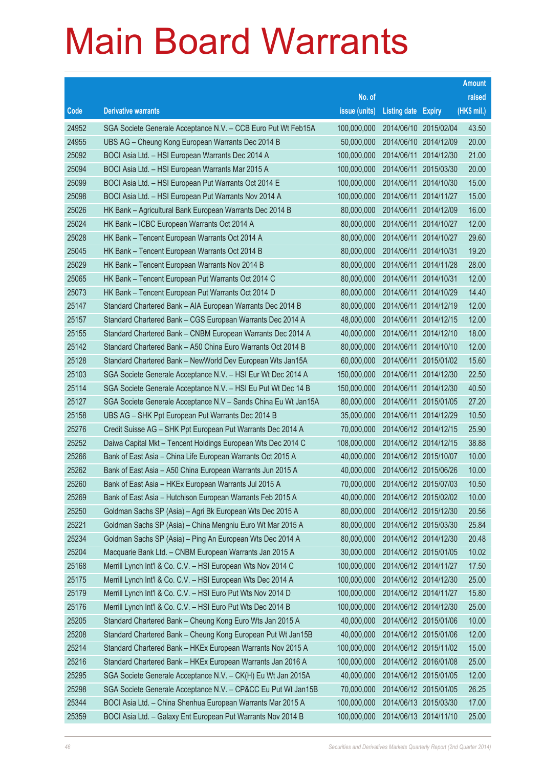# Main Board Warrants

| Code | Derivative warrants | No. of issue (units) | Listing date | Expiry | Amount raised (HK$ mil.) |
|---|---|---|---|---|---|
| 24952 | SGA Societe Generale Acceptance N.V. – CCB Euro Put Wt Feb15A | 100,000,000 | 2014/06/10 | 2015/02/04 | 43.50 |
| 24955 | UBS AG – Cheung Kong European Warrants Dec 2014 B | 50,000,000 | 2014/06/10 | 2014/12/09 | 20.00 |
| 25092 | BOCI Asia Ltd. – HSI European Warrants Dec 2014 A | 100,000,000 | 2014/06/11 | 2014/12/30 | 21.00 |
| 25094 | BOCI Asia Ltd. – HSI European Warrants Mar 2015 A | 100,000,000 | 2014/06/11 | 2015/03/30 | 20.00 |
| 25099 | BOCI Asia Ltd. – HSI European Put Warrants Oct 2014 E | 100,000,000 | 2014/06/11 | 2014/10/30 | 15.00 |
| 25098 | BOCI Asia Ltd. – HSI European Put Warrants Nov 2014 A | 100,000,000 | 2014/06/11 | 2014/11/27 | 15.00 |
| 25026 | HK Bank – Agricultural Bank European Warrants Dec 2014 B | 80,000,000 | 2014/06/11 | 2014/12/09 | 16.00 |
| 25024 | HK Bank – ICBC European Warrants Oct 2014 A | 80,000,000 | 2014/06/11 | 2014/10/27 | 12.00 |
| 25028 | HK Bank – Tencent European Warrants Oct 2014 A | 80,000,000 | 2014/06/11 | 2014/10/27 | 29.60 |
| 25045 | HK Bank – Tencent European Warrants Oct 2014 B | 80,000,000 | 2014/06/11 | 2014/10/31 | 19.20 |
| 25029 | HK Bank – Tencent European Warrants Nov 2014 B | 80,000,000 | 2014/06/11 | 2014/11/28 | 28.00 |
| 25065 | HK Bank – Tencent European Put Warrants Oct 2014 C | 80,000,000 | 2014/06/11 | 2014/10/31 | 12.00 |
| 25073 | HK Bank – Tencent European Put Warrants Oct 2014 D | 80,000,000 | 2014/06/11 | 2014/10/29 | 14.40 |
| 25147 | Standard Chartered Bank – AIA European Warrants Dec 2014 B | 80,000,000 | 2014/06/11 | 2014/12/19 | 12.00 |
| 25157 | Standard Chartered Bank – CGS European Warrants Dec 2014 A | 48,000,000 | 2014/06/11 | 2014/12/15 | 12.00 |
| 25155 | Standard Chartered Bank – CNBM European Warrants Dec 2014 A | 40,000,000 | 2014/06/11 | 2014/12/10 | 18.00 |
| 25142 | Standard Chartered Bank – A50 China Euro Warrants Oct 2014 B | 80,000,000 | 2014/06/11 | 2014/10/10 | 12.00 |
| 25128 | Standard Chartered Bank – NewWorld Dev European Wts Jan15A | 60,000,000 | 2014/06/11 | 2015/01/02 | 15.60 |
| 25103 | SGA Societe Generale Acceptance N.V. – HSI Eur Wt Dec 2014 A | 150,000,000 | 2014/06/11 | 2014/12/30 | 22.50 |
| 25114 | SGA Societe Generale Acceptance N.V. – HSI Eu Put Wt Dec 14 B | 150,000,000 | 2014/06/11 | 2014/12/30 | 40.50 |
| 25127 | SGA Societe Generale Acceptance N.V – Sands China Eu Wt Jan15A | 80,000,000 | 2014/06/11 | 2015/01/05 | 27.20 |
| 25158 | UBS AG – SHK Ppt European Put Warrants Dec 2014 B | 35,000,000 | 2014/06/11 | 2014/12/29 | 10.50 |
| 25276 | Credit Suisse AG – SHK Ppt European Put Warrants Dec 2014 A | 70,000,000 | 2014/06/12 | 2014/12/15 | 25.90 |
| 25252 | Daiwa Capital Mkt – Tencent Holdings European Wts Dec 2014 C | 108,000,000 | 2014/06/12 | 2014/12/15 | 38.88 |
| 25266 | Bank of East Asia – China Life European Warrants Oct 2015 A | 40,000,000 | 2014/06/12 | 2015/10/07 | 10.00 |
| 25262 | Bank of East Asia – A50 China European Warrants Jun 2015 A | 40,000,000 | 2014/06/12 | 2015/06/26 | 10.00 |
| 25260 | Bank of East Asia – HKEx European Warrants Jul 2015 A | 70,000,000 | 2014/06/12 | 2015/07/03 | 10.50 |
| 25269 | Bank of East Asia – Hutchison European Warrants Feb 2015 A | 40,000,000 | 2014/06/12 | 2015/02/02 | 10.00 |
| 25250 | Goldman Sachs SP (Asia) – Agri Bk European Wts Dec 2015 A | 80,000,000 | 2014/06/12 | 2015/12/30 | 20.56 |
| 25221 | Goldman Sachs SP (Asia) – China Mengniu Euro Wt Mar 2015 A | 80,000,000 | 2014/06/12 | 2015/03/30 | 25.84 |
| 25234 | Goldman Sachs SP (Asia) – Ping An European Wts Dec 2014 A | 80,000,000 | 2014/06/12 | 2014/12/30 | 20.48 |
| 25204 | Macquarie Bank Ltd. – CNBM European Warrants Jan 2015 A | 30,000,000 | 2014/06/12 | 2015/01/05 | 10.02 |
| 25168 | Merrill Lynch Int'l & Co. C.V. – HSI European Wts Nov 2014 C | 100,000,000 | 2014/06/12 | 2014/11/27 | 17.50 |
| 25175 | Merrill Lynch Int'l & Co. C.V. – HSI European Wts Dec 2014 A | 100,000,000 | 2014/06/12 | 2014/12/30 | 25.00 |
| 25179 | Merrill Lynch Int'l & Co. C.V. – HSI Euro Put Wts Nov 2014 D | 100,000,000 | 2014/06/12 | 2014/11/27 | 15.80 |
| 25176 | Merrill Lynch Int'l & Co. C.V. – HSI Euro Put Wts Dec 2014 B | 100,000,000 | 2014/06/12 | 2014/12/30 | 25.00 |
| 25205 | Standard Chartered Bank – Cheung Kong Euro Wts Jan 2015 A | 40,000,000 | 2014/06/12 | 2015/01/06 | 10.00 |
| 25208 | Standard Chartered Bank – Cheung Kong European Put Wt Jan15B | 40,000,000 | 2014/06/12 | 2015/01/06 | 12.00 |
| 25214 | Standard Chartered Bank – HKEx European Warrants Nov 2015 A | 100,000,000 | 2014/06/12 | 2015/11/02 | 15.00 |
| 25216 | Standard Chartered Bank – HKEx European Warrants Jan 2016 A | 100,000,000 | 2014/06/12 | 2016/01/08 | 25.00 |
| 25295 | SGA Societe Generale Acceptance N.V. – CK(H) Eu Wt Jan 2015A | 40,000,000 | 2014/06/12 | 2015/01/05 | 12.00 |
| 25298 | SGA Societe Generale Acceptance N.V. – CP&CC Eu Put Wt Jan15B | 70,000,000 | 2014/06/12 | 2015/01/05 | 26.25 |
| 25344 | BOCI Asia Ltd. – China Shenhua European Warrants Mar 2015 A | 100,000,000 | 2014/06/13 | 2015/03/30 | 17.00 |
| 25359 | BOCI Asia Ltd. – Galaxy Ent European Put Warrants Nov 2014 B | 100,000,000 | 2014/06/13 | 2014/11/10 | 25.00 |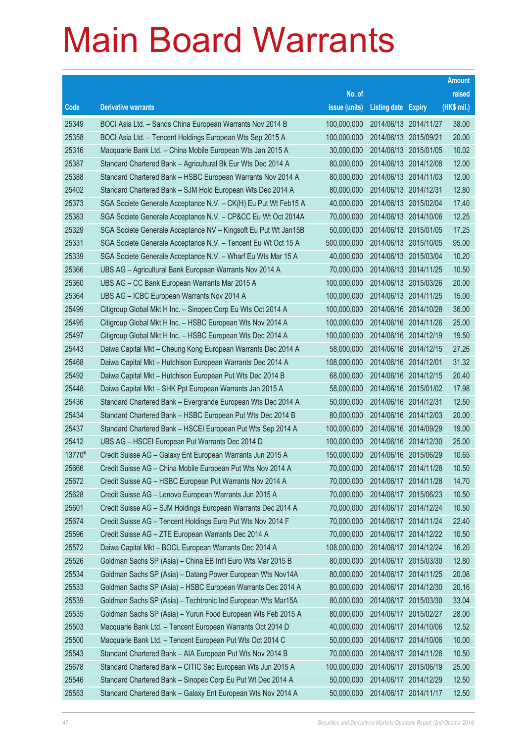# Main Board Warrants

| Code | Derivative warrants | No. of issue (units) | Listing date | Expiry | Amount raised (HK$ mil.) |
|---|---|---|---|---|---|
| 25349 | BOCI Asia Ltd. – Sands China European Warrants Nov 2014 B | 100,000,000 | 2014/06/13 | 2014/11/27 | 38.00 |
| 25358 | BOCI Asia Ltd. – Tencent Holdings European Wts Sep 2015 A | 100,000,000 | 2014/06/13 | 2015/09/21 | 20.00 |
| 25316 | Macquarie Bank Ltd. – China Mobile European Wts Jan 2015 A | 30,000,000 | 2014/06/13 | 2015/01/05 | 10.02 |
| 25387 | Standard Chartered Bank – Agricultural Bk Eur Wts Dec 2014 A | 80,000,000 | 2014/06/13 | 2014/12/08 | 12.00 |
| 25388 | Standard Chartered Bank – HSBC European Warrants Nov 2014 A | 80,000,000 | 2014/06/13 | 2014/11/03 | 12.00 |
| 25402 | Standard Chartered Bank – SJM Hold European Wts Dec 2014 A | 80,000,000 | 2014/06/13 | 2014/12/31 | 12.80 |
| 25373 | SGA Societe Generale Acceptance N.V. – CK(H) Eu Put Wt Feb15 A | 40,000,000 | 2014/06/13 | 2015/02/04 | 17.40 |
| 25383 | SGA Societe Generale Acceptance N.V. – CP&CC Eu Wt Oct 2014A | 70,000,000 | 2014/06/13 | 2014/10/06 | 12.25 |
| 25329 | SGA Societe Generale Acceptance NV – Kingsoft Eu Put Wt Jan15B | 50,000,000 | 2014/06/13 | 2015/01/05 | 17.25 |
| 25331 | SGA Societe Generale Acceptance N.V. – Tencent Eu Wt Oct 15 A | 500,000,000 | 2014/06/13 | 2015/10/05 | 95.00 |
| 25339 | SGA Societe Generale Acceptance N.V. – Wharf Eu Wts Mar 15 A | 40,000,000 | 2014/06/13 | 2015/03/04 | 10.20 |
| 25366 | UBS AG – Agricultural Bank European Warrants Nov 2014 A | 70,000,000 | 2014/06/13 | 2014/11/25 | 10.50 |
| 25360 | UBS AG – CC Bank European Warrants Mar 2015 A | 100,000,000 | 2014/06/13 | 2015/03/26 | 20.00 |
| 25364 | UBS AG – ICBC European Warrants Nov 2014 A | 100,000,000 | 2014/06/13 | 2014/11/25 | 15.00 |
| 25499 | Citigroup Global Mkt H Inc. – Sinopec Corp Eu Wts Oct 2014 A | 100,000,000 | 2014/06/16 | 2014/10/28 | 36.00 |
| 25495 | Citigroup Global Mkt H Inc. – HSBC European Wts Nov 2014 A | 100,000,000 | 2014/06/16 | 2014/11/26 | 25.00 |
| 25497 | Citigroup Global Mkt H Inc. – HSBC European Wts Dec 2014 A | 100,000,000 | 2014/06/16 | 2014/12/19 | 19.50 |
| 25443 | Daiwa Capital Mkt – Cheung Kong European Warrants Dec 2014 A | 58,000,000 | 2014/06/16 | 2014/12/15 | 27.26 |
| 25468 | Daiwa Capital Mkt – Hutchison European Warrants Dec 2014 A | 108,000,000 | 2014/06/16 | 2014/12/01 | 31.32 |
| 25492 | Daiwa Capital Mkt – Hutchison European Put Wts Dec 2014 B | 68,000,000 | 2014/06/16 | 2014/12/15 | 20.40 |
| 25448 | Daiwa Capital Mkt – SHK Ppt European Warrants Jan 2015 A | 58,000,000 | 2014/06/16 | 2015/01/02 | 17.98 |
| 25436 | Standard Chartered Bank – Evergrande European Wts Dec 2014 A | 50,000,000 | 2014/06/16 | 2014/12/31 | 12.50 |
| 25434 | Standard Chartered Bank – HSBC European Put Wts Dec 2014 B | 80,000,000 | 2014/06/16 | 2014/12/03 | 20.00 |
| 25437 | Standard Chartered Bank – HSCEI European Put Wts Sep 2014 A | 100,000,000 | 2014/06/16 | 2014/09/29 | 19.00 |
| 25412 | UBS AG – HSCEI European Put Warrants Dec 2014 D | 100,000,000 | 2014/06/16 | 2014/12/30 | 25.00 |
| 13770# | Credit Suisse AG – Galaxy Ent European Warrants Jun 2015 A | 150,000,000 | 2014/06/16 | 2015/06/29 | 10.65 |
| 25666 | Credit Suisse AG – China Mobile European Put Wts Nov 2014 A | 70,000,000 | 2014/06/17 | 2014/11/28 | 10.50 |
| 25672 | Credit Suisse AG – HSBC European Put Warrants Nov 2014 A | 70,000,000 | 2014/06/17 | 2014/11/28 | 14.70 |
| 25628 | Credit Suisse AG – Lenovo European Warrants Jun 2015 A | 70,000,000 | 2014/06/17 | 2015/06/23 | 10.50 |
| 25601 | Credit Suisse AG – SJM Holdings European Warrants Dec 2014 A | 70,000,000 | 2014/06/17 | 2014/12/24 | 10.50 |
| 25674 | Credit Suisse AG – Tencent Holdings Euro Put Wts Nov 2014 F | 70,000,000 | 2014/06/17 | 2014/11/24 | 22.40 |
| 25596 | Credit Suisse AG – ZTE European Warrants Dec 2014 A | 70,000,000 | 2014/06/17 | 2014/12/22 | 10.50 |
| 25572 | Daiwa Capital Mkt – BOCL European Warrants Dec 2014 A | 108,000,000 | 2014/06/17 | 2014/12/24 | 16.20 |
| 25526 | Goldman Sachs SP (Asia) – China EB Int'l Euro Wts Mar 2015 B | 80,000,000 | 2014/06/17 | 2015/03/30 | 12.80 |
| 25534 | Goldman Sachs SP (Asia) – Datang Power European Wts Nov14A | 80,000,000 | 2014/06/17 | 2014/11/25 | 20.08 |
| 25533 | Goldman Sachs SP (Asia) – HSBC European Warrants Dec 2014 A | 80,000,000 | 2014/06/17 | 2014/12/30 | 20.16 |
| 25539 | Goldman Sachs SP (Asia) – Techtronic Ind European Wts Mar15A | 80,000,000 | 2014/06/17 | 2015/03/30 | 33.04 |
| 25535 | Goldman Sachs SP (Asia) – Yurun Food European Wts Feb 2015 A | 80,000,000 | 2014/06/17 | 2015/02/27 | 28.00 |
| 25503 | Macquarie Bank Ltd. – Tencent European Warrants Oct 2014 D | 40,000,000 | 2014/06/17 | 2014/10/06 | 12.52 |
| 25500 | Macquarie Bank Ltd. – Tencent European Put Wts Oct 2014 C | 50,000,000 | 2014/06/17 | 2014/10/06 | 10.00 |
| 25543 | Standard Chartered Bank – AIA European Put Wts Nov 2014 B | 70,000,000 | 2014/06/17 | 2014/11/26 | 10.50 |
| 25678 | Standard Chartered Bank – CITIC Sec European Wts Jun 2015 A | 100,000,000 | 2014/06/17 | 2015/06/19 | 25.00 |
| 25546 | Standard Chartered Bank – Sinopec Corp Eu Put Wt Dec 2014 A | 50,000,000 | 2014/06/17 | 2014/12/29 | 12.50 |
| 25553 | Standard Chartered Bank – Galaxy Ent European Wts Nov 2014 A | 50,000,000 | 2014/06/17 | 2014/11/17 | 12.50 |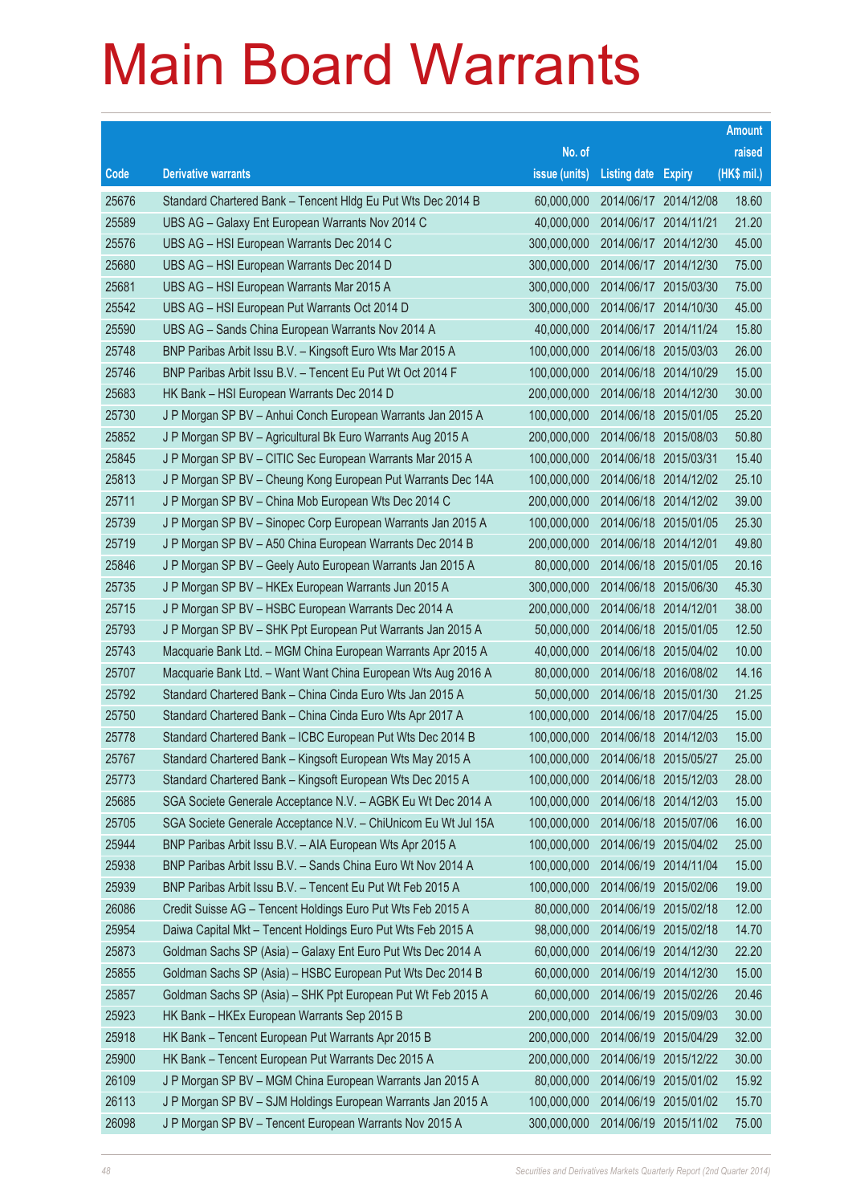# Main Board Warrants

| Code | Derivative warrants | No. of issue (units) | Listing date | Expiry | Amount raised (HK$ mil.) |
|---|---|---|---|---|---|
| 25676 | Standard Chartered Bank – Tencent Hldg Eu Put Wts Dec 2014 B | 60,000,000 | 2014/06/17 | 2014/12/08 | 18.60 |
| 25589 | UBS AG – Galaxy Ent European Warrants Nov 2014 C | 40,000,000 | 2014/06/17 | 2014/11/21 | 21.20 |
| 25576 | UBS AG – HSI European Warrants Dec 2014 C | 300,000,000 | 2014/06/17 | 2014/12/30 | 45.00 |
| 25680 | UBS AG – HSI European Warrants Dec 2014 D | 300,000,000 | 2014/06/17 | 2014/12/30 | 75.00 |
| 25681 | UBS AG – HSI European Warrants Mar 2015 A | 300,000,000 | 2014/06/17 | 2015/03/30 | 75.00 |
| 25542 | UBS AG – HSI European Put Warrants Oct 2014 D | 300,000,000 | 2014/06/17 | 2014/10/30 | 45.00 |
| 25590 | UBS AG – Sands China European Warrants Nov 2014 A | 40,000,000 | 2014/06/17 | 2014/11/24 | 15.80 |
| 25748 | BNP Paribas Arbit Issu B.V. – Kingsoft Euro Wts Mar 2015 A | 100,000,000 | 2014/06/18 | 2015/03/03 | 26.00 |
| 25746 | BNP Paribas Arbit Issu B.V. – Tencent Eu Put Wt Oct 2014 F | 100,000,000 | 2014/06/18 | 2014/10/29 | 15.00 |
| 25683 | HK Bank – HSI European Warrants Dec 2014 D | 200,000,000 | 2014/06/18 | 2014/12/30 | 30.00 |
| 25730 | J P Morgan SP BV – Anhui Conch European Warrants Jan 2015 A | 100,000,000 | 2014/06/18 | 2015/01/05 | 25.20 |
| 25852 | J P Morgan SP BV – Agricultural Bk Euro Warrants Aug 2015 A | 200,000,000 | 2014/06/18 | 2015/08/03 | 50.80 |
| 25845 | J P Morgan SP BV – CITIC Sec European Warrants Mar 2015 A | 100,000,000 | 2014/06/18 | 2015/03/31 | 15.40 |
| 25813 | J P Morgan SP BV – Cheung Kong European Put Warrants Dec 14A | 100,000,000 | 2014/06/18 | 2014/12/02 | 25.10 |
| 25711 | J P Morgan SP BV – China Mob European Wts Dec 2014 C | 200,000,000 | 2014/06/18 | 2014/12/02 | 39.00 |
| 25739 | J P Morgan SP BV – Sinopec Corp European Warrants Jan 2015 A | 100,000,000 | 2014/06/18 | 2015/01/05 | 25.30 |
| 25719 | J P Morgan SP BV – A50 China European Warrants Dec 2014 B | 200,000,000 | 2014/06/18 | 2014/12/01 | 49.80 |
| 25846 | J P Morgan SP BV – Geely Auto European Warrants Jan 2015 A | 80,000,000 | 2014/06/18 | 2015/01/05 | 20.16 |
| 25735 | J P Morgan SP BV – HKEx European Warrants Jun 2015 A | 300,000,000 | 2014/06/18 | 2015/06/30 | 45.30 |
| 25715 | J P Morgan SP BV – HSBC European Warrants Dec 2014 A | 200,000,000 | 2014/06/18 | 2014/12/01 | 38.00 |
| 25793 | J P Morgan SP BV – SHK Ppt European Put Warrants Jan 2015 A | 50,000,000 | 2014/06/18 | 2015/01/05 | 12.50 |
| 25743 | Macquarie Bank Ltd. – MGM China European Warrants Apr 2015 A | 40,000,000 | 2014/06/18 | 2015/04/02 | 10.00 |
| 25707 | Macquarie Bank Ltd. – Want Want China European Wts Aug 2016 A | 80,000,000 | 2014/06/18 | 2016/08/02 | 14.16 |
| 25792 | Standard Chartered Bank – China Cinda Euro Wts Jan 2015 A | 50,000,000 | 2014/06/18 | 2015/01/30 | 21.25 |
| 25750 | Standard Chartered Bank – China Cinda Euro Wts Apr 2017 A | 100,000,000 | 2014/06/18 | 2017/04/25 | 15.00 |
| 25778 | Standard Chartered Bank – ICBC European Put Wts Dec 2014 B | 100,000,000 | 2014/06/18 | 2014/12/03 | 15.00 |
| 25767 | Standard Chartered Bank – Kingsoft European Wts May 2015 A | 100,000,000 | 2014/06/18 | 2015/05/27 | 25.00 |
| 25773 | Standard Chartered Bank – Kingsoft European Wts Dec 2015 A | 100,000,000 | 2014/06/18 | 2015/12/03 | 28.00 |
| 25685 | SGA Societe Generale Acceptance N.V. – AGBK Eu Wt Dec 2014 A | 100,000,000 | 2014/06/18 | 2014/12/03 | 15.00 |
| 25705 | SGA Societe Generale Acceptance N.V. – ChiUnicom Eu Wt Jul 15A | 100,000,000 | 2014/06/18 | 2015/07/06 | 16.00 |
| 25944 | BNP Paribas Arbit Issu B.V. – AIA European Wts Apr 2015 A | 100,000,000 | 2014/06/19 | 2015/04/02 | 25.00 |
| 25938 | BNP Paribas Arbit Issu B.V. – Sands China Euro Wt Nov 2014 A | 100,000,000 | 2014/06/19 | 2014/11/04 | 15.00 |
| 25939 | BNP Paribas Arbit Issu B.V. – Tencent Eu Put Wt Feb 2015 A | 100,000,000 | 2014/06/19 | 2015/02/06 | 19.00 |
| 26086 | Credit Suisse AG – Tencent Holdings Euro Put Wts Feb 2015 A | 80,000,000 | 2014/06/19 | 2015/02/18 | 12.00 |
| 25954 | Daiwa Capital Mkt – Tencent Holdings Euro Put Wts Feb 2015 A | 98,000,000 | 2014/06/19 | 2015/02/18 | 14.70 |
| 25873 | Goldman Sachs SP (Asia) – Galaxy Ent Euro Put Wts Dec 2014 A | 60,000,000 | 2014/06/19 | 2014/12/30 | 22.20 |
| 25855 | Goldman Sachs SP (Asia) – HSBC European Put Wts Dec 2014 B | 60,000,000 | 2014/06/19 | 2014/12/30 | 15.00 |
| 25857 | Goldman Sachs SP (Asia) – SHK Ppt European Put Wt Feb 2015 A | 60,000,000 | 2014/06/19 | 2015/02/26 | 20.46 |
| 25923 | HK Bank – HKEx European Warrants Sep 2015 B | 200,000,000 | 2014/06/19 | 2015/09/03 | 30.00 |
| 25918 | HK Bank – Tencent European Put Warrants Apr 2015 B | 200,000,000 | 2014/06/19 | 2015/04/29 | 32.00 |
| 25900 | HK Bank – Tencent European Put Warrants Dec 2015 A | 200,000,000 | 2014/06/19 | 2015/12/22 | 30.00 |
| 26109 | J P Morgan SP BV – MGM China European Warrants Jan 2015 A | 80,000,000 | 2014/06/19 | 2015/01/02 | 15.92 |
| 26113 | J P Morgan SP BV – SJM Holdings European Warrants Jan 2015 A | 100,000,000 | 2014/06/19 | 2015/01/02 | 15.70 |
| 26098 | J P Morgan SP BV – Tencent European Warrants Nov 2015 A | 300,000,000 | 2014/06/19 | 2015/11/02 | 75.00 |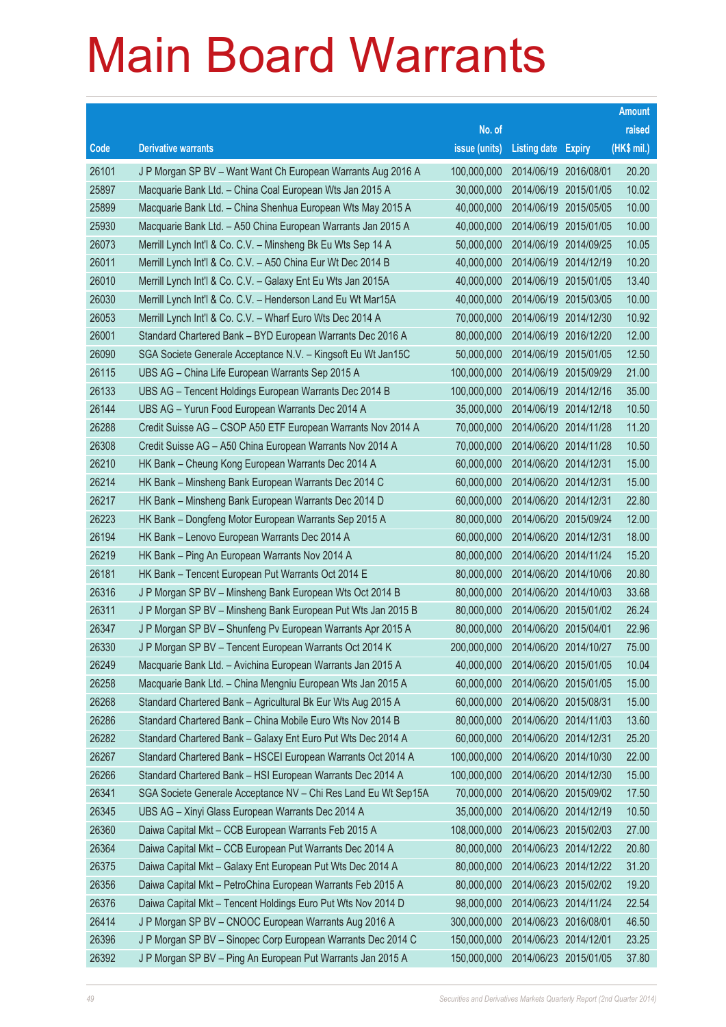# Main Board Warrants

| Code | Derivative warrants | No. of issue (units) | Listing date | Expiry | Amount raised (HK$ mil.) |
|---|---|---|---|---|---|
| 26101 | J P Morgan SP BV – Want Want Ch European Warrants Aug 2016 A | 100,000,000 | 2014/06/19 | 2016/08/01 | 20.20 |
| 25897 | Macquarie Bank Ltd. – China Coal European Wts Jan 2015 A | 30,000,000 | 2014/06/19 | 2015/01/05 | 10.02 |
| 25899 | Macquarie Bank Ltd. – China Shenhua European Wts May 2015 A | 40,000,000 | 2014/06/19 | 2015/05/05 | 10.00 |
| 25930 | Macquarie Bank Ltd. – A50 China European Warrants Jan 2015 A | 40,000,000 | 2014/06/19 | 2015/01/05 | 10.00 |
| 26073 | Merrill Lynch Int'l & Co. C.V. – Minsheng Bk Eu Wts Sep 14 A | 50,000,000 | 2014/06/19 | 2014/09/25 | 10.05 |
| 26011 | Merrill Lynch Int'l & Co. C.V. – A50 China Eur Wt Dec 2014 B | 40,000,000 | 2014/06/19 | 2014/12/19 | 10.20 |
| 26010 | Merrill Lynch Int'l & Co. C.V. – Galaxy Ent Eu Wts Jan 2015A | 40,000,000 | 2014/06/19 | 2015/01/05 | 13.40 |
| 26030 | Merrill Lynch Int'l & Co. C.V. – Henderson Land Eu Wt Mar15A | 40,000,000 | 2014/06/19 | 2015/03/05 | 10.00 |
| 26053 | Merrill Lynch Int'l & Co. C.V. – Wharf Euro Wts Dec 2014 A | 70,000,000 | 2014/06/19 | 2014/12/30 | 10.92 |
| 26001 | Standard Chartered Bank – BYD European Warrants Dec 2016 A | 80,000,000 | 2014/06/19 | 2016/12/20 | 12.00 |
| 26090 | SGA Societe Generale Acceptance N.V. – Kingsoft Eu Wt Jan15C | 50,000,000 | 2014/06/19 | 2015/01/05 | 12.50 |
| 26115 | UBS AG – China Life European Warrants Sep 2015 A | 100,000,000 | 2014/06/19 | 2015/09/29 | 21.00 |
| 26133 | UBS AG – Tencent Holdings European Warrants Dec 2014 B | 100,000,000 | 2014/06/19 | 2014/12/16 | 35.00 |
| 26144 | UBS AG – Yurun Food European Warrants Dec 2014 A | 35,000,000 | 2014/06/19 | 2014/12/18 | 10.50 |
| 26288 | Credit Suisse AG – CSOP A50 ETF European Warrants Nov 2014 A | 70,000,000 | 2014/06/20 | 2014/11/28 | 11.20 |
| 26308 | Credit Suisse AG – A50 China European Warrants Nov 2014 A | 70,000,000 | 2014/06/20 | 2014/11/28 | 10.50 |
| 26210 | HK Bank – Cheung Kong European Warrants Dec 2014 A | 60,000,000 | 2014/06/20 | 2014/12/31 | 15.00 |
| 26214 | HK Bank – Minsheng Bank European Warrants Dec 2014 C | 60,000,000 | 2014/06/20 | 2014/12/31 | 15.00 |
| 26217 | HK Bank – Minsheng Bank European Warrants Dec 2014 D | 60,000,000 | 2014/06/20 | 2014/12/31 | 22.80 |
| 26223 | HK Bank – Dongfeng Motor European Warrants Sep 2015 A | 80,000,000 | 2014/06/20 | 2015/09/24 | 12.00 |
| 26194 | HK Bank – Lenovo European Warrants Dec 2014 A | 60,000,000 | 2014/06/20 | 2014/12/31 | 18.00 |
| 26219 | HK Bank – Ping An European Warrants Nov 2014 A | 80,000,000 | 2014/06/20 | 2014/11/24 | 15.20 |
| 26181 | HK Bank – Tencent European Put Warrants Oct 2014 E | 80,000,000 | 2014/06/20 | 2014/10/06 | 20.80 |
| 26316 | J P Morgan SP BV – Minsheng Bank European Wts Oct 2014 B | 80,000,000 | 2014/06/20 | 2014/10/03 | 33.68 |
| 26311 | J P Morgan SP BV – Minsheng Bank European Put Wts Jan 2015 B | 80,000,000 | 2014/06/20 | 2015/01/02 | 26.24 |
| 26347 | J P Morgan SP BV – Shunfeng Pv European Warrants Apr 2015 A | 80,000,000 | 2014/06/20 | 2015/04/01 | 22.96 |
| 26330 | J P Morgan SP BV – Tencent European Warrants Oct 2014 K | 200,000,000 | 2014/06/20 | 2014/10/27 | 75.00 |
| 26249 | Macquarie Bank Ltd. – Avichina European Warrants Jan 2015 A | 40,000,000 | 2014/06/20 | 2015/01/05 | 10.04 |
| 26258 | Macquarie Bank Ltd. – China Mengniu European Wts Jan 2015 A | 60,000,000 | 2014/06/20 | 2015/01/05 | 15.00 |
| 26268 | Standard Chartered Bank – Agricultural Bk Eur Wts Aug 2015 A | 60,000,000 | 2014/06/20 | 2015/08/31 | 15.00 |
| 26286 | Standard Chartered Bank – China Mobile Euro Wts Nov 2014 B | 80,000,000 | 2014/06/20 | 2014/11/03 | 13.60 |
| 26282 | Standard Chartered Bank – Galaxy Ent Euro Put Wts Dec 2014 A | 60,000,000 | 2014/06/20 | 2014/12/31 | 25.20 |
| 26267 | Standard Chartered Bank – HSCEI European Warrants Oct 2014 A | 100,000,000 | 2014/06/20 | 2014/10/30 | 22.00 |
| 26266 | Standard Chartered Bank – HSI European Warrants Dec 2014 A | 100,000,000 | 2014/06/20 | 2014/12/30 | 15.00 |
| 26341 | SGA Societe Generale Acceptance NV – Chi Res Land Eu Wt Sep15A | 70,000,000 | 2014/06/20 | 2015/09/02 | 17.50 |
| 26345 | UBS AG – Xinyi Glass European Warrants Dec 2014 A | 35,000,000 | 2014/06/20 | 2014/12/19 | 10.50 |
| 26360 | Daiwa Capital Mkt – CCB European Warrants Feb 2015 A | 108,000,000 | 2014/06/23 | 2015/02/03 | 27.00 |
| 26364 | Daiwa Capital Mkt – CCB European Put Warrants Dec 2014 A | 80,000,000 | 2014/06/23 | 2014/12/22 | 20.80 |
| 26375 | Daiwa Capital Mkt – Galaxy Ent European Put Wts Dec 2014 A | 80,000,000 | 2014/06/23 | 2014/12/22 | 31.20 |
| 26356 | Daiwa Capital Mkt – PetroChina European Warrants Feb 2015 A | 80,000,000 | 2014/06/23 | 2015/02/02 | 19.20 |
| 26376 | Daiwa Capital Mkt – Tencent Holdings Euro Put Wts Nov 2014 D | 98,000,000 | 2014/06/23 | 2014/11/24 | 22.54 |
| 26414 | J P Morgan SP BV – CNOOC European Warrants Aug 2016 A | 300,000,000 | 2014/06/23 | 2016/08/01 | 46.50 |
| 26396 | J P Morgan SP BV – Sinopec Corp European Warrants Dec 2014 C | 150,000,000 | 2014/06/23 | 2014/12/01 | 23.25 |
| 26392 | J P Morgan SP BV – Ping An European Put Warrants Jan 2015 A | 150,000,000 | 2014/06/23 | 2015/01/05 | 37.80 |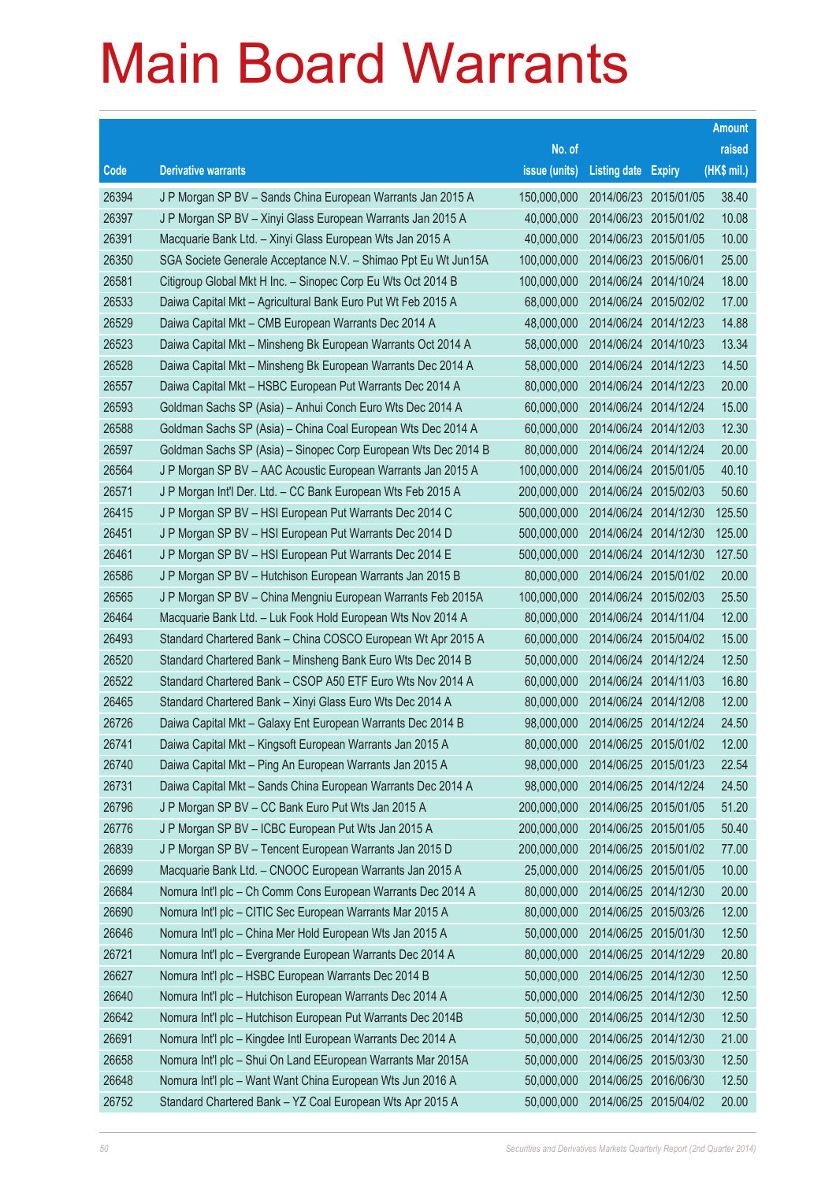# Main Board Warrants

| Code | Derivative warrants | No. of issue (units) | Listing date | Expiry | Amount raised (HK$ mil.) |
|---|---|---|---|---|---|
| 26394 | J P Morgan SP BV – Sands China European Warrants Jan 2015 A | 150,000,000 | 2014/06/23 | 2015/01/05 | 38.40 |
| 26397 | J P Morgan SP BV – Xinyi Glass European Warrants Jan 2015 A | 40,000,000 | 2014/06/23 | 2015/01/02 | 10.08 |
| 26391 | Macquarie Bank Ltd. – Xinyi Glass European Wts Jan 2015 A | 40,000,000 | 2014/06/23 | 2015/01/05 | 10.00 |
| 26350 | SGA Societe Generale Acceptance N.V. – Shimao Ppt Eu Wt Jun15A | 100,000,000 | 2014/06/23 | 2015/06/01 | 25.00 |
| 26581 | Citigroup Global Mkt H Inc. – Sinopec Corp Eu Wts Oct 2014 B | 100,000,000 | 2014/06/24 | 2014/10/24 | 18.00 |
| 26533 | Daiwa Capital Mkt – Agricultural Bank Euro Put Wt Feb 2015 A | 68,000,000 | 2014/06/24 | 2015/02/02 | 17.00 |
| 26529 | Daiwa Capital Mkt – CMB European Warrants Dec 2014 A | 48,000,000 | 2014/06/24 | 2014/12/23 | 14.88 |
| 26523 | Daiwa Capital Mkt – Minsheng Bk European Warrants Oct 2014 A | 58,000,000 | 2014/06/24 | 2014/10/23 | 13.34 |
| 26528 | Daiwa Capital Mkt – Minsheng Bk European Warrants Dec 2014 A | 58,000,000 | 2014/06/24 | 2014/12/23 | 14.50 |
| 26557 | Daiwa Capital Mkt – HSBC European Put Warrants Dec 2014 A | 80,000,000 | 2014/06/24 | 2014/12/23 | 20.00 |
| 26593 | Goldman Sachs SP (Asia) – Anhui Conch Euro Wts Dec 2014 A | 60,000,000 | 2014/06/24 | 2014/12/24 | 15.00 |
| 26588 | Goldman Sachs SP (Asia) – China Coal European Wts Dec 2014 A | 60,000,000 | 2014/06/24 | 2014/12/03 | 12.30 |
| 26597 | Goldman Sachs SP (Asia) – Sinopec Corp European Wts Dec 2014 B | 80,000,000 | 2014/06/24 | 2014/12/24 | 20.00 |
| 26564 | J P Morgan SP BV – AAC Acoustic European Warrants Jan 2015 A | 100,000,000 | 2014/06/24 | 2015/01/05 | 40.10 |
| 26571 | J P Morgan Int'l Der. Ltd. – CC Bank European Wts Feb 2015 A | 200,000,000 | 2014/06/24 | 2015/02/03 | 50.60 |
| 26415 | J P Morgan SP BV – HSI European Put Warrants Dec 2014 C | 500,000,000 | 2014/06/24 | 2014/12/30 | 125.50 |
| 26451 | J P Morgan SP BV – HSI European Put Warrants Dec 2014 D | 500,000,000 | 2014/06/24 | 2014/12/30 | 125.00 |
| 26461 | J P Morgan SP BV – HSI European Put Warrants Dec 2014 E | 500,000,000 | 2014/06/24 | 2014/12/30 | 127.50 |
| 26586 | J P Morgan SP BV – Hutchison European Warrants Jan 2015 B | 80,000,000 | 2014/06/24 | 2015/01/02 | 20.00 |
| 26565 | J P Morgan SP BV – China Mengniu European Warrants Feb 2015A | 100,000,000 | 2014/06/24 | 2015/02/03 | 25.50 |
| 26464 | Macquarie Bank Ltd. – Luk Fook Hold European Wts Nov 2014 A | 80,000,000 | 2014/06/24 | 2014/11/04 | 12.00 |
| 26493 | Standard Chartered Bank – China COSCO European Wt Apr 2015 A | 60,000,000 | 2014/06/24 | 2015/04/02 | 15.00 |
| 26520 | Standard Chartered Bank – Minsheng Bank Euro Wts Dec 2014 B | 50,000,000 | 2014/06/24 | 2014/12/24 | 12.50 |
| 26522 | Standard Chartered Bank – CSOP A50 ETF Euro Wts Nov 2014 A | 60,000,000 | 2014/06/24 | 2014/11/03 | 16.80 |
| 26465 | Standard Chartered Bank – Xinyi Glass Euro Wts Dec 2014 A | 80,000,000 | 2014/06/24 | 2014/12/08 | 12.00 |
| 26726 | Daiwa Capital Mkt – Galaxy Ent European Warrants Dec 2014 B | 98,000,000 | 2014/06/25 | 2014/12/24 | 24.50 |
| 26741 | Daiwa Capital Mkt – Kingsoft European Warrants Jan 2015 A | 80,000,000 | 2014/06/25 | 2015/01/02 | 12.00 |
| 26740 | Daiwa Capital Mkt – Ping An European Warrants Jan 2015 A | 98,000,000 | 2014/06/25 | 2015/01/23 | 22.54 |
| 26731 | Daiwa Capital Mkt – Sands China European Warrants Dec 2014 A | 98,000,000 | 2014/06/25 | 2014/12/24 | 24.50 |
| 26796 | J P Morgan SP BV – CC Bank Euro Put Wts Jan 2015 A | 200,000,000 | 2014/06/25 | 2015/01/05 | 51.20 |
| 26776 | J P Morgan SP BV – ICBC European Put Wts Jan 2015 A | 200,000,000 | 2014/06/25 | 2015/01/05 | 50.40 |
| 26839 | J P Morgan SP BV – Tencent European Warrants Jan 2015 D | 200,000,000 | 2014/06/25 | 2015/01/02 | 77.00 |
| 26699 | Macquarie Bank Ltd. – CNOOC European Warrants Jan 2015 A | 25,000,000 | 2014/06/25 | 2015/01/05 | 10.00 |
| 26684 | Nomura Int'l plc – Ch Comm Cons European Warrants Dec 2014 A | 80,000,000 | 2014/06/25 | 2014/12/30 | 20.00 |
| 26690 | Nomura Int'l plc – CITIC Sec European Warrants Mar 2015 A | 80,000,000 | 2014/06/25 | 2015/03/26 | 12.00 |
| 26646 | Nomura Int'l plc – China Mer Hold European Wts Jan 2015 A | 50,000,000 | 2014/06/25 | 2015/01/30 | 12.50 |
| 26721 | Nomura Int'l plc – Evergrande European Warrants Dec 2014 A | 80,000,000 | 2014/06/25 | 2014/12/29 | 20.80 |
| 26627 | Nomura Int'l plc – HSBC European Warrants Dec 2014 B | 50,000,000 | 2014/06/25 | 2014/12/30 | 12.50 |
| 26640 | Nomura Int'l plc – Hutchison European Warrants Dec 2014 A | 50,000,000 | 2014/06/25 | 2014/12/30 | 12.50 |
| 26642 | Nomura Int'l plc – Hutchison European Put Warrants Dec 2014B | 50,000,000 | 2014/06/25 | 2014/12/30 | 12.50 |
| 26691 | Nomura Int'l plc – Kingdee Intl European Warrants Dec 2014 A | 50,000,000 | 2014/06/25 | 2014/12/30 | 21.00 |
| 26658 | Nomura Int'l plc – Shui On Land EEuropean Warrants Mar 2015A | 50,000,000 | 2014/06/25 | 2015/03/30 | 12.50 |
| 26648 | Nomura Int'l plc – Want Want China European Wts Jun 2016 A | 50,000,000 | 2014/06/25 | 2016/06/30 | 12.50 |
| 26752 | Standard Chartered Bank – YZ Coal European Wts Apr 2015 A | 50,000,000 | 2014/06/25 | 2015/04/02 | 20.00 |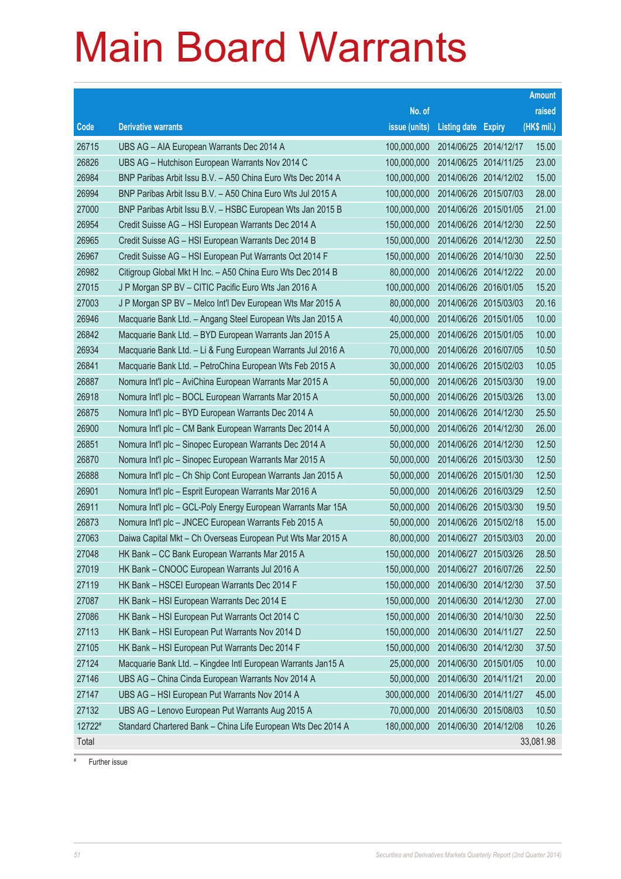# Main Board Warrants

| Code | Derivative warrants | No. of issue (units) | Listing date | Expiry | Amount raised (HK$ mil.) |
|---|---|---|---|---|---|
| 26715 | UBS AG – AIA European Warrants Dec 2014 A | 100,000,000 | 2014/06/25 | 2014/12/17 | 15.00 |
| 26826 | UBS AG – Hutchison European Warrants Nov 2014 C | 100,000,000 | 2014/06/25 | 2014/11/25 | 23.00 |
| 26984 | BNP Paribas Arbit Issu B.V. – A50 China Euro Wts Dec 2014 A | 100,000,000 | 2014/06/26 | 2014/12/02 | 15.00 |
| 26994 | BNP Paribas Arbit Issu B.V. – A50 China Euro Wts Jul 2015 A | 100,000,000 | 2014/06/26 | 2015/07/03 | 28.00 |
| 27000 | BNP Paribas Arbit Issu B.V. – HSBC European Wts Jan 2015 B | 100,000,000 | 2014/06/26 | 2015/01/05 | 21.00 |
| 26954 | Credit Suisse AG – HSI European Warrants Dec 2014 A | 150,000,000 | 2014/06/26 | 2014/12/30 | 22.50 |
| 26965 | Credit Suisse AG – HSI European Warrants Dec 2014 B | 150,000,000 | 2014/06/26 | 2014/12/30 | 22.50 |
| 26967 | Credit Suisse AG – HSI European Put Warrants Oct 2014 F | 150,000,000 | 2014/06/26 | 2014/10/30 | 22.50 |
| 26982 | Citigroup Global Mkt H Inc. – A50 China Euro Wts Dec 2014 B | 80,000,000 | 2014/06/26 | 2014/12/22 | 20.00 |
| 27015 | J P Morgan SP BV – CITIC Pacific Euro Wts Jan 2016 A | 100,000,000 | 2014/06/26 | 2016/01/05 | 15.20 |
| 27003 | J P Morgan SP BV – Melco Int'l Dev European Wts Mar 2015 A | 80,000,000 | 2014/06/26 | 2015/03/03 | 20.16 |
| 26946 | Macquarie Bank Ltd. – Angang Steel European Wts Jan 2015 A | 40,000,000 | 2014/06/26 | 2015/01/05 | 10.00 |
| 26842 | Macquarie Bank Ltd. – BYD European Warrants Jan 2015 A | 25,000,000 | 2014/06/26 | 2015/01/05 | 10.00 |
| 26934 | Macquarie Bank Ltd. – Li & Fung European Warrants Jul 2016 A | 70,000,000 | 2014/06/26 | 2016/07/05 | 10.50 |
| 26841 | Macquarie Bank Ltd. – PetroChina European Wts Feb 2015 A | 30,000,000 | 2014/06/26 | 2015/02/03 | 10.05 |
| 26887 | Nomura Int'l plc – AviChina European Warrants Mar 2015 A | 50,000,000 | 2014/06/26 | 2015/03/30 | 19.00 |
| 26918 | Nomura Int'l plc – BOCL European Warrants Mar 2015 A | 50,000,000 | 2014/06/26 | 2015/03/26 | 13.00 |
| 26875 | Nomura Int'l plc – BYD European Warrants Dec 2014 A | 50,000,000 | 2014/06/26 | 2014/12/30 | 25.50 |
| 26900 | Nomura Int'l plc – CM Bank European Warrants Dec 2014 A | 50,000,000 | 2014/06/26 | 2014/12/30 | 26.00 |
| 26851 | Nomura Int'l plc – Sinopec European Warrants Dec 2014 A | 50,000,000 | 2014/06/26 | 2014/12/30 | 12.50 |
| 26870 | Nomura Int'l plc – Sinopec European Warrants Mar 2015 A | 50,000,000 | 2014/06/26 | 2015/03/30 | 12.50 |
| 26888 | Nomura Int'l plc – Ch Ship Cont European Warrants Jan 2015 A | 50,000,000 | 2014/06/26 | 2015/01/30 | 12.50 |
| 26901 | Nomura Int'l plc – Esprit European Warrants Mar 2016 A | 50,000,000 | 2014/06/26 | 2016/03/29 | 12.50 |
| 26911 | Nomura Int'l plc – GCL-Poly Energy European Warrants Mar 15A | 50,000,000 | 2014/06/26 | 2015/03/30 | 19.50 |
| 26873 | Nomura Int'l plc – JNCEC European Warrants Feb 2015 A | 50,000,000 | 2014/06/26 | 2015/02/18 | 15.00 |
| 27063 | Daiwa Capital Mkt – Ch Overseas European Put Wts Mar 2015 A | 80,000,000 | 2014/06/27 | 2015/03/03 | 20.00 |
| 27048 | HK Bank – CC Bank European Warrants Mar 2015 A | 150,000,000 | 2014/06/27 | 2015/03/26 | 28.50 |
| 27019 | HK Bank – CNOOC European Warrants Jul 2016 A | 150,000,000 | 2014/06/27 | 2016/07/26 | 22.50 |
| 27119 | HK Bank – HSCEI European Warrants Dec 2014 F | 150,000,000 | 2014/06/30 | 2014/12/30 | 37.50 |
| 27087 | HK Bank – HSI European Warrants Dec 2014 E | 150,000,000 | 2014/06/30 | 2014/12/30 | 27.00 |
| 27086 | HK Bank – HSI European Put Warrants Oct 2014 C | 150,000,000 | 2014/06/30 | 2014/10/30 | 22.50 |
| 27113 | HK Bank – HSI European Put Warrants Nov 2014 D | 150,000,000 | 2014/06/30 | 2014/11/27 | 22.50 |
| 27105 | HK Bank – HSI European Put Warrants Dec 2014 F | 150,000,000 | 2014/06/30 | 2014/12/30 | 37.50 |
| 27124 | Macquarie Bank Ltd. – Kingdee Intl European Warrants Jan15 A | 25,000,000 | 2014/06/30 | 2015/01/05 | 10.00 |
| 27146 | UBS AG – China Cinda European Warrants Nov 2014 A | 50,000,000 | 2014/06/30 | 2014/11/21 | 20.00 |
| 27147 | UBS AG – HSI European Put Warrants Nov 2014 A | 300,000,000 | 2014/06/30 | 2014/11/27 | 45.00 |
| 27132 | UBS AG – Lenovo European Put Warrants Aug 2015 A | 70,000,000 | 2014/06/30 | 2015/08/03 | 10.50 |
| 12722# | Standard Chartered Bank – China Life European Wts Dec 2014 A | 180,000,000 | 2014/06/30 | 2014/12/08 | 10.26 |
| Total | | | | | 33,081.98 |

# Further issue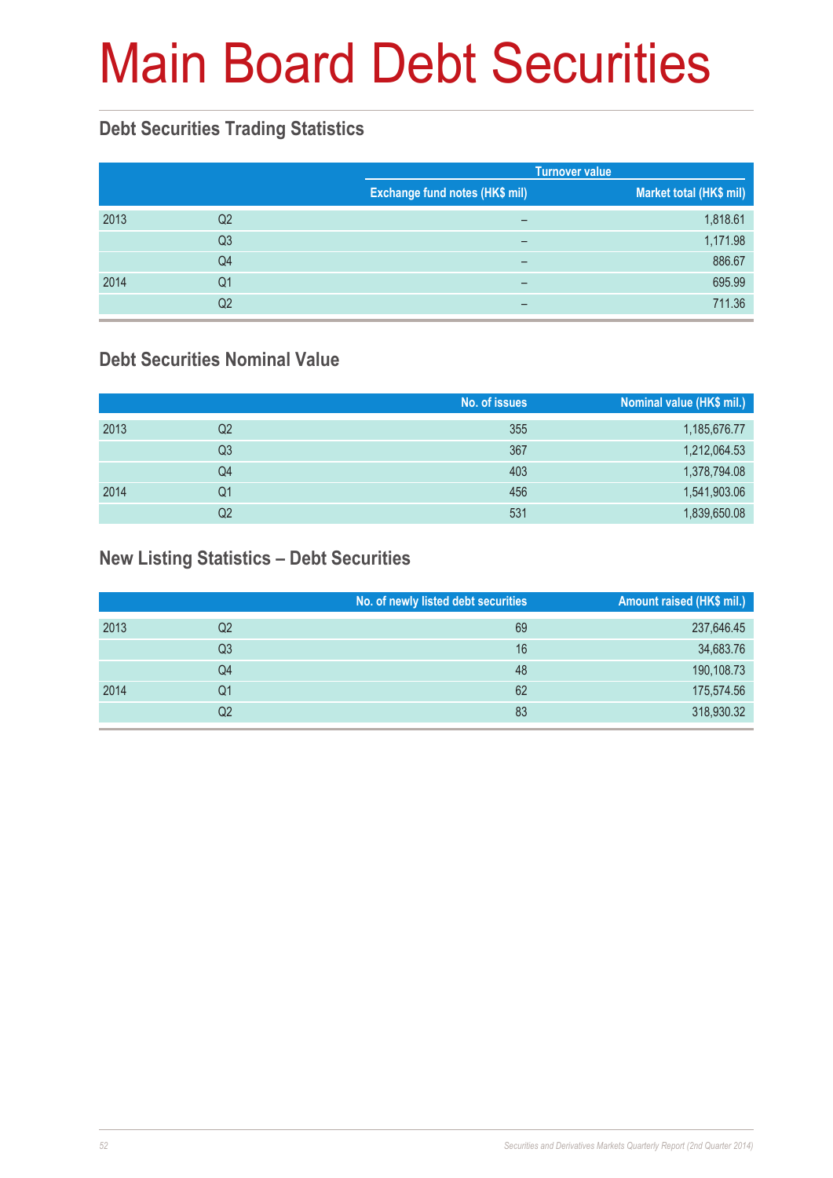# Main Board Debt Securities

## Debt Securities Trading Statistics

| | | Turnover value | |
|---|---|---|---|
| | | Exchange fund notes (HK$ mil) | Market total (HK$ mil) |
| 2013 | Q2 | – | 1,818.61 |
| | Q3 | – | 1,171.98 |
| | Q4 | – | 886.67 |
| 2014 | Q1 | – | 695.99 |
| | Q2 | – | 711.36 |

## Debt Securities Nominal Value

| | | No. of issues | Nominal value (HK$ mil.) |
|---|---|---|---|
| 2013 | Q2 | 355 | 1,185,676.77 |
| | Q3 | 367 | 1,212,064.53 |
| | Q4 | 403 | 1,378,794.08 |
| 2014 | Q1 | 456 | 1,541,903.06 |
| | Q2 | 531 | 1,839,650.08 |

## New Listing Statistics – Debt Securities

| | | No. of newly listed debt securities | Amount raised (HK$ mil.) |
|---|---|---|---|
| 2013 | Q2 | 69 | 237,646.45 |
| | Q3 | 16 | 34,683.76 |
| | Q4 | 48 | 190,108.73 |
| 2014 | Q1 | 62 | 175,574.56 |
| | Q2 | 83 | 318,930.32 |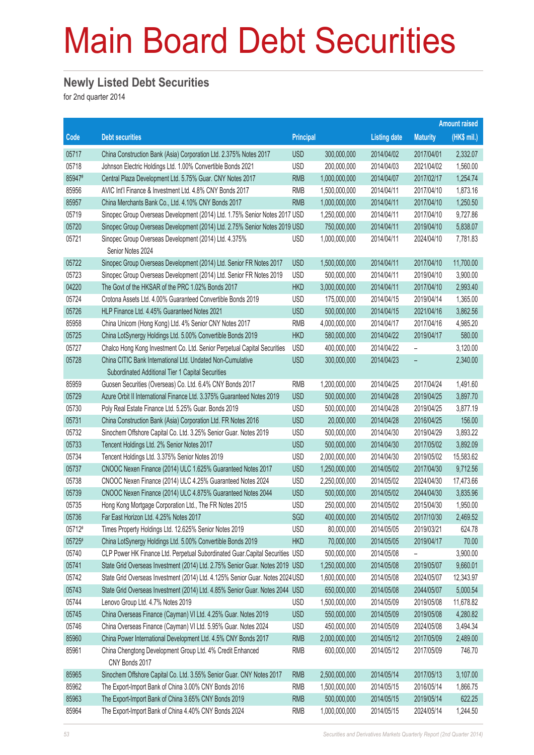# Main Board Debt Securities

## Newly Listed Debt Securities

for 2nd quarter 2014

| Code | Debt securities | Principal | | Listing date | Maturity | Amount raised (HK$ mil.) |
|---|---|---|---|---|---|---|
| 05717 | China Construction Bank (Asia) Corporation Ltd. 2.375% Notes 2017 | USD | 300,000,000 | 2014/04/02 | 2017/04/01 | 2,332.07 |
| 05718 | Johnson Electric Holdings Ltd. 1.00% Convertible Bonds 2021 | USD | 200,000,000 | 2014/04/03 | 2021/04/02 | 1,560.00 |
| 85947# | Central Plaza Development Ltd. 5.75% Guar. CNY Notes 2017 | RMB | 1,000,000,000 | 2014/04/07 | 2017/02/17 | 1,254.74 |
| 85956 | AVIC Int'l Finance & Investment Ltd. 4.8% CNY Bonds 2017 | RMB | 1,500,000,000 | 2014/04/11 | 2017/04/10 | 1,873.16 |
| 85957 | China Merchants Bank Co., Ltd. 4.10% CNY Bonds 2017 | RMB | 1,000,000,000 | 2014/04/11 | 2017/04/10 | 1,250.50 |
| 05719 | Sinopec Group Overseas Development (2014) Ltd. 1.75% Senior Notes 2017 | USD | 1,250,000,000 | 2014/04/11 | 2017/04/10 | 9,727.86 |
| 05720 | Sinopec Group Overseas Development (2014) Ltd. 2.75% Senior Notes 2019 | USD | 750,000,000 | 2014/04/11 | 2019/04/10 | 5,838.07 |
| 05721 | Sinopec Group Overseas Development (2014) Ltd. 4.375% Senior Notes 2024 | USD | 1,000,000,000 | 2014/04/11 | 2024/04/10 | 7,781.83 |
| 05722 | Sinopec Group Overseas Development (2014) Ltd. Senior FR Notes 2017 | USD | 1,500,000,000 | 2014/04/11 | 2017/04/10 | 11,700.00 |
| 05723 | Sinopec Group Overseas Development (2014) Ltd. Senior FR Notes 2019 | USD | 500,000,000 | 2014/04/11 | 2019/04/10 | 3,900.00 |
| 04220 | The Govt of the HKSAR of the PRC 1.02% Bonds 2017 | HKD | 3,000,000,000 | 2014/04/11 | 2017/04/10 | 2,993.40 |
| 05724 | Crotona Assets Ltd. 4.00% Guaranteed Convertible Bonds 2019 | USD | 175,000,000 | 2014/04/15 | 2019/04/14 | 1,365.00 |
| 05726 | HLP Finance Ltd. 4.45% Guaranteed Notes 2021 | USD | 500,000,000 | 2014/04/15 | 2021/04/16 | 3,862.56 |
| 85958 | China Unicom (Hong Kong) Ltd. 4% Senior CNY Notes 2017 | RMB | 4,000,000,000 | 2014/04/17 | 2017/04/16 | 4,985.20 |
| 05725 | China LotSynergy Holdings Ltd. 5.00% Convertible Bonds 2019 | HKD | 580,000,000 | 2014/04/22 | 2019/04/17 | 580.00 |
| 05727 | Chalco Hong Kong Investment Co. Ltd. Senior Perpetual Capital Securities | USD | 400,000,000 | 2014/04/22 | – | 3,120.00 |
| 05728 | China CITIC Bank International Ltd. Undated Non-Cumulative Subordinated Additional Tier 1 Capital Securities | USD | 300,000,000 | 2014/04/23 | – | 2,340.00 |
| 85959 | Guosen Securities (Overseas) Co. Ltd. 6.4% CNY Bonds 2017 | RMB | 1,200,000,000 | 2014/04/25 | 2017/04/24 | 1,491.60 |
| 05729 | Azure Orbit II International Finance Ltd. 3.375% Guaranteed Notes 2019 | USD | 500,000,000 | 2014/04/28 | 2019/04/25 | 3,897.70 |
| 05730 | Poly Real Estate Finance Ltd. 5.25% Guar. Bonds 2019 | USD | 500,000,000 | 2014/04/28 | 2019/04/25 | 3,877.19 |
| 05731 | China Construction Bank (Asia) Corporation Ltd. FR Notes 2016 | USD | 20,000,000 | 2014/04/28 | 2016/04/25 | 156.00 |
| 05732 | Sinochem Offshore Capital Co. Ltd. 3.25% Senior Guar. Notes 2019 | USD | 500,000,000 | 2014/04/30 | 2019/04/29 | 3,893.22 |
| 05733 | Tencent Holdings Ltd. 2% Senior Notes 2017 | USD | 500,000,000 | 2014/04/30 | 2017/05/02 | 3,892.09 |
| 05734 | Tencent Holdings Ltd. 3.375% Senior Notes 2019 | USD | 2,000,000,000 | 2014/04/30 | 2019/05/02 | 15,583.62 |
| 05737 | CNOOC Nexen Finance (2014) ULC 1.625% Guaranteed Notes 2017 | USD | 1,250,000,000 | 2014/05/02 | 2017/04/30 | 9,712.56 |
| 05738 | CNOOC Nexen Finance (2014) ULC 4.25% Guaranteed Notes 2024 | USD | 2,250,000,000 | 2014/05/02 | 2024/04/30 | 17,473.66 |
| 05739 | CNOOC Nexen Finance (2014) ULC 4.875% Guaranteed Notes 2044 | USD | 500,000,000 | 2014/05/02 | 2044/04/30 | 3,835.96 |
| 05735 | Hong Kong Mortgage Corporation Ltd., The FR Notes 2015 | USD | 250,000,000 | 2014/05/02 | 2015/04/30 | 1,950.00 |
| 05736 | Far East Horizon Ltd. 4.25% Notes 2017 | SGD | 400,000,000 | 2014/05/02 | 2017/10/30 | 2,469.52 |
| 05712# | Times Property Holdings Ltd. 12.625% Senior Notes 2019 | USD | 80,000,000 | 2014/05/05 | 2019/03/21 | 624.78 |
| 05725# | China LotSynergy Holdings Ltd. 5.00% Convertible Bonds 2019 | HKD | 70,000,000 | 2014/05/05 | 2019/04/17 | 70.00 |
| 05740 | CLP Power HK Finance Ltd. Perpetual Subordinated Guar.Capital Securities | USD | 500,000,000 | 2014/05/08 | – | 3,900.00 |
| 05741 | State Grid Overseas Investment (2014) Ltd. 2.75% Senior Guar. Notes 2019 | USD | 1,250,000,000 | 2014/05/08 | 2019/05/07 | 9,660.01 |
| 05742 | State Grid Overseas Investment (2014) Ltd. 4.125% Senior Guar. Notes 2024 | USD | 1,600,000,000 | 2014/05/08 | 2024/05/07 | 12,343.97 |
| 05743 | State Grid Overseas Investment (2014) Ltd. 4.85% Senior Guar. Notes 2044 | USD | 650,000,000 | 2014/05/08 | 2044/05/07 | 5,000.54 |
| 05744 | Lenovo Group Ltd. 4.7% Notes 2019 | USD | 1,500,000,000 | 2014/05/09 | 2019/05/08 | 11,678.82 |
| 05745 | China Overseas Finance (Cayman) VI Ltd. 4.25% Guar. Notes 2019 | USD | 550,000,000 | 2014/05/09 | 2019/05/08 | 4,280.82 |
| 05746 | China Overseas Finance (Cayman) VI Ltd. 5.95% Guar. Notes 2024 | USD | 450,000,000 | 2014/05/09 | 2024/05/08 | 3,494.34 |
| 85960 | China Power International Development Ltd. 4.5% CNY Bonds 2017 | RMB | 2,000,000,000 | 2014/05/12 | 2017/05/09 | 2,489.00 |
| 85961 | China Chengtong Development Group Ltd. 4% Credit Enhanced CNY Bonds 2017 | RMB | 600,000,000 | 2014/05/12 | 2017/05/09 | 746.70 |
| 85965 | Sinochem Offshore Capital Co. Ltd. 3.55% Senior Guar. CNY Notes 2017 | RMB | 2,500,000,000 | 2014/05/14 | 2017/05/13 | 3,107.00 |
| 85962 | The Export-Import Bank of China 3.00% CNY Bonds 2016 | RMB | 1,500,000,000 | 2014/05/15 | 2016/05/14 | 1,866.75 |
| 85963 | The Export-Import Bank of China 3.65% CNY Bonds 2019 | RMB | 500,000,000 | 2014/05/15 | 2019/05/14 | 622.25 |
| 85964 | The Export-Import Bank of China 4.40% CNY Bonds 2024 | RMB | 1,000,000,000 | 2014/05/15 | 2024/05/14 | 1,244.50 |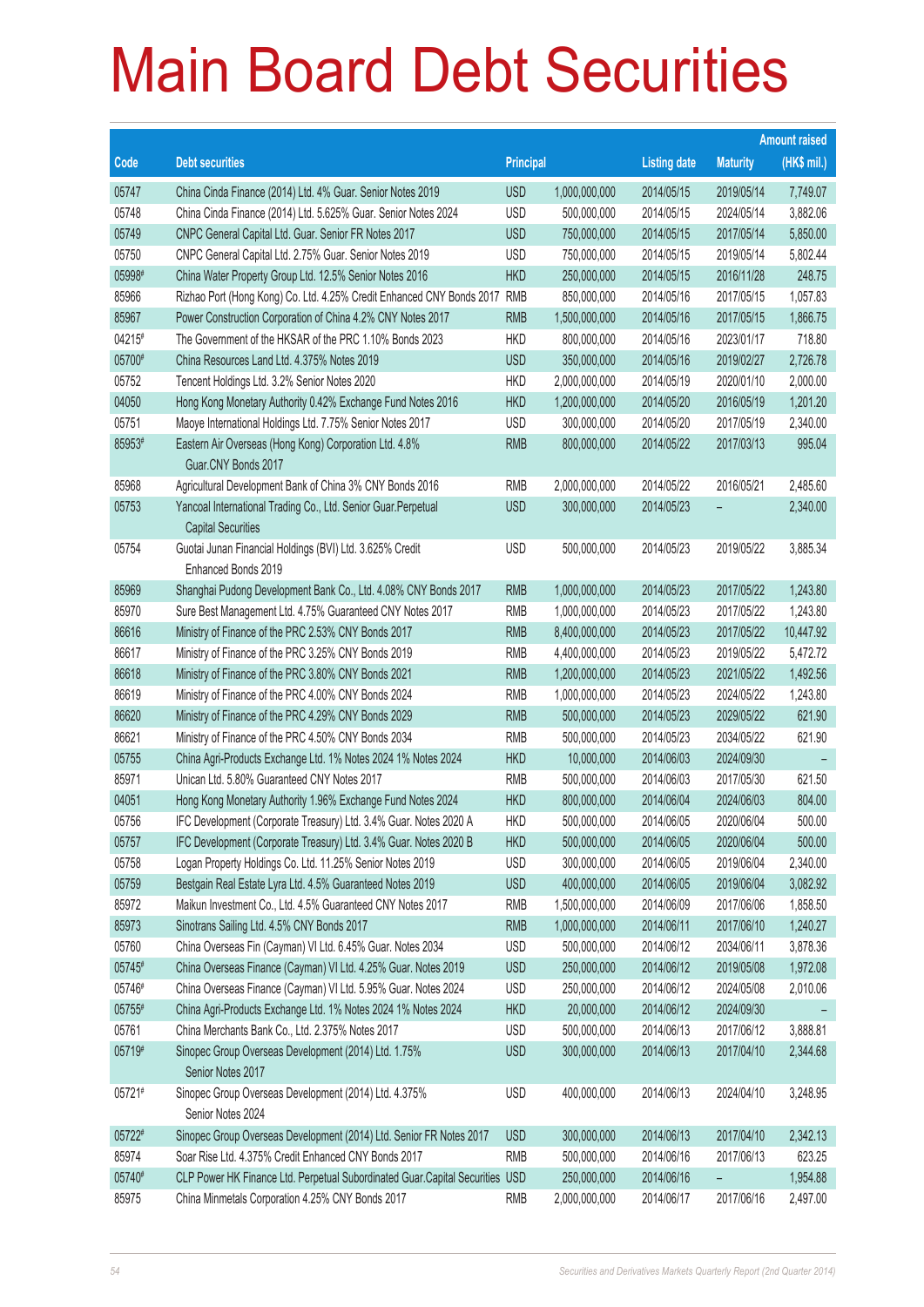# Main Board Debt Securities

| Code | Debt securities | Principal | | Listing date | Maturity | Amount raised (HK$ mil.) |
|---|---|---|---|---|---|---|
| 05747 | China Cinda Finance (2014) Ltd. 4% Guar. Senior Notes 2019 | USD | 1,000,000,000 | 2014/05/15 | 2019/05/14 | 7,749.07 |
| 05748 | China Cinda Finance (2014) Ltd. 5.625% Guar. Senior Notes 2024 | USD | 500,000,000 | 2014/05/15 | 2024/05/14 | 3,882.06 |
| 05749 | CNPC General Capital Ltd. Guar. Senior FR Notes 2017 | USD | 750,000,000 | 2014/05/15 | 2017/05/14 | 5,850.00 |
| 05750 | CNPC General Capital Ltd. 2.75% Guar. Senior Notes 2019 | USD | 750,000,000 | 2014/05/15 | 2019/05/14 | 5,802.44 |
| 05998# | China Water Property Group Ltd. 12.5% Senior Notes 2016 | HKD | 250,000,000 | 2014/05/15 | 2016/11/28 | 248.75 |
| 85966 | Rizhao Port (Hong Kong) Co. Ltd. 4.25% Credit Enhanced CNY Bonds 2017 | RMB | 850,000,000 | 2014/05/16 | 2017/05/15 | 1,057.83 |
| 85967 | Power Construction Corporation of China 4.2% CNY Notes 2017 | RMB | 1,500,000,000 | 2014/05/16 | 2017/05/15 | 1,866.75 |
| 04215# | The Government of the HKSAR of the PRC 1.10% Bonds 2023 | HKD | 800,000,000 | 2014/05/16 | 2023/01/17 | 718.80 |
| 05700# | China Resources Land Ltd. 4.375% Notes 2019 | USD | 350,000,000 | 2014/05/16 | 2019/02/27 | 2,726.78 |
| 05752 | Tencent Holdings Ltd. 3.2% Senior Notes 2020 | HKD | 2,000,000,000 | 2014/05/19 | 2020/01/10 | 2,000.00 |
| 04050 | Hong Kong Monetary Authority 0.42% Exchange Fund Notes 2016 | HKD | 1,200,000,000 | 2014/05/20 | 2016/05/19 | 1,201.20 |
| 05751 | Maoye International Holdings Ltd. 7.75% Senior Notes 2017 | USD | 300,000,000 | 2014/05/20 | 2017/05/19 | 2,340.00 |
| 85953# | Eastern Air Overseas (Hong Kong) Corporation Ltd. 4.8% Guar.CNY Bonds 2017 | RMB | 800,000,000 | 2014/05/22 | 2017/03/13 | 995.04 |
| 85968 | Agricultural Development Bank of China 3% CNY Bonds 2016 | RMB | 2,000,000,000 | 2014/05/22 | 2016/05/21 | 2,485.60 |
| 05753 | Yancoal International Trading Co., Ltd. Senior Guar.Perpetual Capital Securities | USD | 300,000,000 | 2014/05/23 | – | 2,340.00 |
| 05754 | Guotai Junan Financial Holdings (BVI) Ltd. 3.625% Credit Enhanced Bonds 2019 | USD | 500,000,000 | 2014/05/23 | 2019/05/22 | 3,885.34 |
| 85969 | Shanghai Pudong Development Bank Co., Ltd. 4.08% CNY Bonds 2017 | RMB | 1,000,000,000 | 2014/05/23 | 2017/05/22 | 1,243.80 |
| 85970 | Sure Best Management Ltd. 4.75% Guaranteed CNY Notes 2017 | RMB | 1,000,000,000 | 2014/05/23 | 2017/05/22 | 1,243.80 |
| 86616 | Ministry of Finance of the PRC 2.53% CNY Bonds 2017 | RMB | 8,400,000,000 | 2014/05/23 | 2017/05/22 | 10,447.92 |
| 86617 | Ministry of Finance of the PRC 3.25% CNY Bonds 2019 | RMB | 4,400,000,000 | 2014/05/23 | 2019/05/22 | 5,472.72 |
| 86618 | Ministry of Finance of the PRC 3.80% CNY Bonds 2021 | RMB | 1,200,000,000 | 2014/05/23 | 2021/05/22 | 1,492.56 |
| 86619 | Ministry of Finance of the PRC 4.00% CNY Bonds 2024 | RMB | 1,000,000,000 | 2014/05/23 | 2024/05/22 | 1,243.80 |
| 86620 | Ministry of Finance of the PRC 4.29% CNY Bonds 2029 | RMB | 500,000,000 | 2014/05/23 | 2029/05/22 | 621.90 |
| 86621 | Ministry of Finance of the PRC 4.50% CNY Bonds 2034 | RMB | 500,000,000 | 2014/05/23 | 2034/05/22 | 621.90 |
| 05755 | China Agri-Products Exchange Ltd. 1% Notes 2024 1% Notes 2024 | HKD | 10,000,000 | 2014/06/03 | 2024/09/30 | – |
| 85971 | Unican Ltd. 5.80% Guaranteed CNY Notes 2017 | RMB | 500,000,000 | 2014/06/03 | 2017/05/30 | 621.50 |
| 04051 | Hong Kong Monetary Authority 1.96% Exchange Fund Notes 2024 | HKD | 800,000,000 | 2014/06/04 | 2024/06/03 | 804.00 |
| 05756 | IFC Development (Corporate Treasury) Ltd. 3.4% Guar. Notes 2020 A | HKD | 500,000,000 | 2014/06/05 | 2020/06/04 | 500.00 |
| 05757 | IFC Development (Corporate Treasury) Ltd. 3.4% Guar. Notes 2020 B | HKD | 500,000,000 | 2014/06/05 | 2020/06/04 | 500.00 |
| 05758 | Logan Property Holdings Co. Ltd. 11.25% Senior Notes 2019 | USD | 300,000,000 | 2014/06/05 | 2019/06/04 | 2,340.00 |
| 05759 | Bestgain Real Estate Lyra Ltd. 4.5% Guaranteed Notes 2019 | USD | 400,000,000 | 2014/06/05 | 2019/06/04 | 3,082.92 |
| 85972 | Maikun Investment Co., Ltd. 4.5% Guaranteed CNY Notes 2017 | RMB | 1,500,000,000 | 2014/06/09 | 2017/06/06 | 1,858.50 |
| 85973 | Sinotrans Sailing Ltd. 4.5% CNY Bonds 2017 | RMB | 1,000,000,000 | 2014/06/11 | 2017/06/10 | 1,240.27 |
| 05760 | China Overseas Fin (Cayman) VI Ltd. 6.45% Guar. Notes 2034 | USD | 500,000,000 | 2014/06/12 | 2034/06/11 | 3,878.36 |
| 05745# | China Overseas Finance (Cayman) VI Ltd. 4.25% Guar. Notes 2019 | USD | 250,000,000 | 2014/06/12 | 2019/05/08 | 1,972.08 |
| 05746# | China Overseas Finance (Cayman) VI Ltd. 5.95% Guar. Notes 2024 | USD | 250,000,000 | 2014/06/12 | 2024/05/08 | 2,010.06 |
| 05755# | China Agri-Products Exchange Ltd. 1% Notes 2024 1% Notes 2024 | HKD | 20,000,000 | 2014/06/12 | 2024/09/30 | – |
| 05761 | China Merchants Bank Co., Ltd. 2.375% Notes 2017 | USD | 500,000,000 | 2014/06/13 | 2017/06/12 | 3,888.81 |
| 05719# | Sinopec Group Overseas Development (2014) Ltd. 1.75% Senior Notes 2017 | USD | 300,000,000 | 2014/06/13 | 2017/04/10 | 2,344.68 |
| 05721# | Sinopec Group Overseas Development (2014) Ltd. 4.375% Senior Notes 2024 | USD | 400,000,000 | 2014/06/13 | 2024/04/10 | 3,248.95 |
| 05722# | Sinopec Group Overseas Development (2014) Ltd. Senior FR Notes 2017 | USD | 300,000,000 | 2014/06/13 | 2017/04/10 | 2,342.13 |
| 85974 | Soar Rise Ltd. 4.375% Credit Enhanced CNY Bonds 2017 | RMB | 500,000,000 | 2014/06/16 | 2017/06/13 | 623.25 |
| 05740# | CLP Power HK Finance Ltd. Perpetual Subordinated Guar.Capital Securities | USD | 250,000,000 | 2014/06/16 | – | 1,954.88 |
| 85975 | China Minmetals Corporation 4.25% CNY Bonds 2017 | RMB | 2,000,000,000 | 2014/06/17 | 2017/06/16 | 2,497.00 |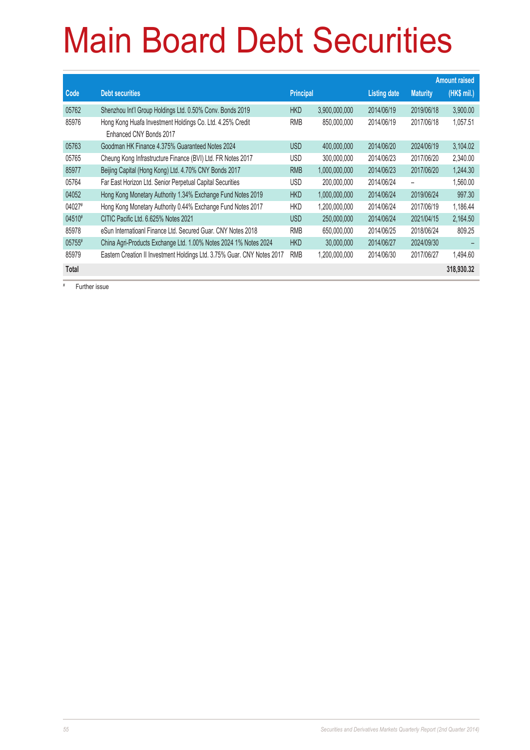# Main Board Debt Securities

| Code | Debt securities | Principal | | Listing date | Maturity | Amount raised (HK$ mil.) |
|---|---|---|---|---|---|---|
| 05762 | Shenzhou Int'l Group Holdings Ltd. 0.50% Conv. Bonds 2019 | HKD | 3,900,000,000 | 2014/06/19 | 2019/06/18 | 3,900.00 |
| 85976 | Hong Kong Huafa Investment Holdings Co. Ltd. 4.25% Credit Enhanced CNY Bonds 2017 | RMB | 850,000,000 | 2014/06/19 | 2017/06/18 | 1,057.51 |
| 05763 | Goodman HK Finance 4.375% Guaranteed Notes 2024 | USD | 400,000,000 | 2014/06/20 | 2024/06/19 | 3,104.02 |
| 05765 | Cheung Kong Infrastructure Finance (BVI) Ltd. FR Notes 2017 | USD | 300,000,000 | 2014/06/23 | 2017/06/20 | 2,340.00 |
| 85977 | Beijing Capital (Hong Kong) Ltd. 4.70% CNY Bonds 2017 | RMB | 1,000,000,000 | 2014/06/23 | 2017/06/20 | 1,244.30 |
| 05764 | Far East Horizon Ltd. Senior Perpetual Capital Securities | USD | 200,000,000 | 2014/06/24 | – | 1,560.00 |
| 04052 | Hong Kong Monetary Authority 1.34% Exchange Fund Notes 2019 | HKD | 1,000,000,000 | 2014/06/24 | 2019/06/24 | 997.30 |
| 04027# | Hong Kong Monetary Authority 0.44% Exchange Fund Notes 2017 | HKD | 1,200,000,000 | 2014/06/24 | 2017/06/19 | 1,186.44 |
| 04510# | CITIC Pacific Ltd. 6.625% Notes 2021 | USD | 250,000,000 | 2014/06/24 | 2021/04/15 | 2,164.50 |
| 85978 | eSun Internatioanl Finance Ltd. Secured Guar. CNY Notes 2018 | RMB | 650,000,000 | 2014/06/25 | 2018/06/24 | 809.25 |
| 05755# | China Agri-Products Exchange Ltd. 1.00% Notes 2024 1% Notes 2024 | HKD | 30,000,000 | 2014/06/27 | 2024/09/30 | – |
| 85979 | Eastern Creation II Investment Holdings Ltd. 3.75% Guar. CNY Notes 2017 | RMB | 1,200,000,000 | 2014/06/30 | 2017/06/27 | 1,494.60 |
| **Total** | | | | | | **318,930.32** |

# Further issue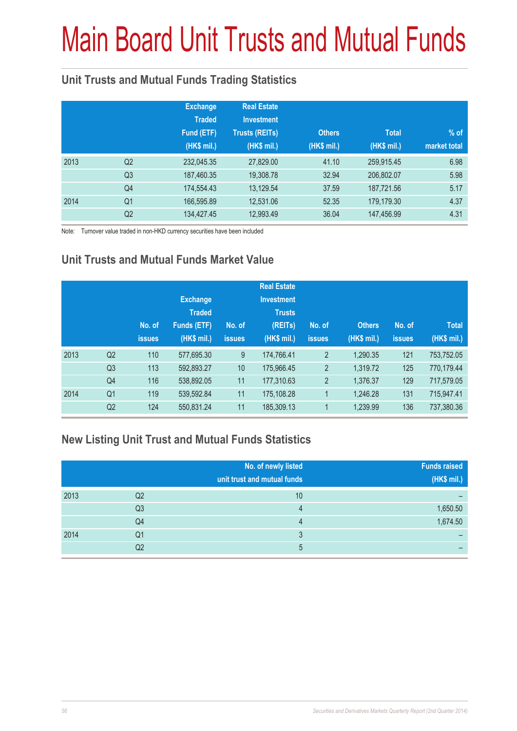# Main Board Unit Trusts and Mutual Funds

## Unit Trusts and Mutual Funds Trading Statistics

| | | Exchange Traded Fund (ETF) (HK$ mil.) | Real Estate Investment Trusts (REITs) (HK$ mil.) | Others (HK$ mil.) | Total (HK$ mil.) | % of market total |
|---|---|---|---|---|---|---|
| 2013 | Q2 | 232,045.35 | 27,829.00 | 41.10 | 259,915.45 | 6.98 |
| | Q3 | 187,460.35 | 19,308.78 | 32.94 | 206,802.07 | 5.98 |
| | Q4 | 174,554.43 | 13,129.54 | 37.59 | 187,721.56 | 5.17 |
| 2014 | Q1 | 166,595.89 | 12,531.06 | 52.35 | 179,179.30 | 4.37 |
| | Q2 | 134,427.45 | 12,993.49 | 36.04 | 147,456.99 | 4.31 |

Note: Turnover value traded in non-HKD currency securities have been included

## Unit Trusts and Mutual Funds Market Value

| | | No. of issues | Exchange Traded Funds (ETF) (HK$ mil.) | No. of issues | Real Estate Investment Trusts (REITs) (HK$ mil.) | No. of issues | Others (HK$ mil.) | No. of issues | Total (HK$ mil.) |
|---|---|---|---|---|---|---|---|---|---|
| 2013 | Q2 | 110 | 577,695.30 | 9 | 174,766.41 | 2 | 1,290.35 | 121 | 753,752.05 |
| | Q3 | 113 | 592,893.27 | 10 | 175,966.45 | 2 | 1,319.72 | 125 | 770,179.44 |
| | Q4 | 116 | 538,892.05 | 11 | 177,310.63 | 2 | 1,376.37 | 129 | 717,579.05 |
| 2014 | Q1 | 119 | 539,592.84 | 11 | 175,108.28 | 1 | 1,246.28 | 131 | 715,947.41 |
| | Q2 | 124 | 550,831.24 | 11 | 185,309.13 | 1 | 1,239.99 | 136 | 737,380.36 |

## New Listing Unit Trust and Mutual Funds Statistics

| | | No. of newly listed unit trust and mutual funds | Funds raised (HK$ mil.) |
|---|---|---|---|
| 2013 | Q2 | 10 | – |
| | Q3 | 4 | 1,650.50 |
| | Q4 | 4 | 1,674.50 |
| 2014 | Q1 | 3 | – |
| | Q2 | 5 | – |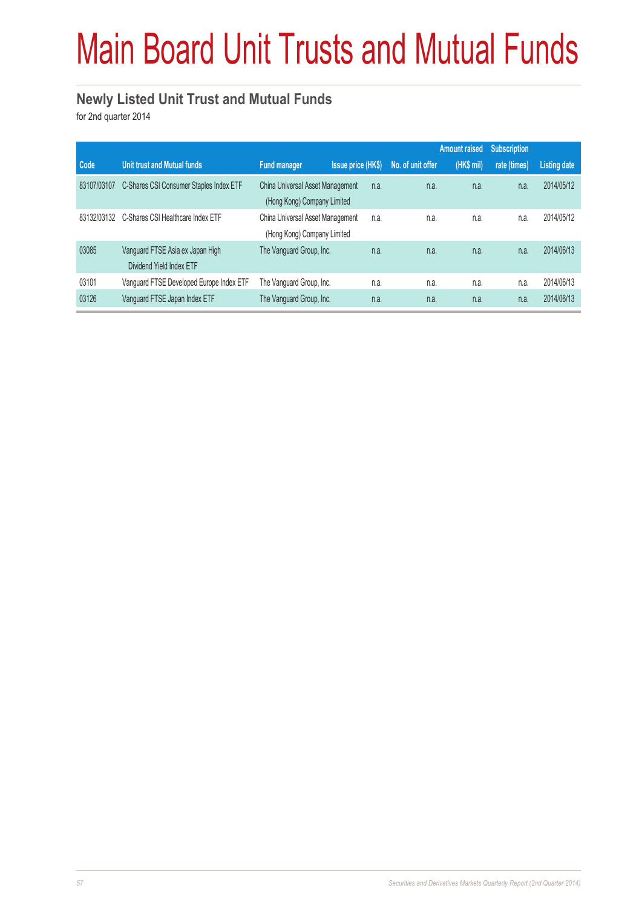# Main Board Unit Trusts and Mutual Funds

## Newly Listed Unit Trust and Mutual Funds

for 2nd quarter 2014

| Code | Unit trust and Mutual funds | Fund manager | Issue price (HK$) | No. of unit offer | Amount raised (HK$ mil) | Subscription rate (times) | Listing date |
|---|---|---|---|---|---|---|---|
| 83107/03107 | C-Shares CSI Consumer Staples Index ETF | China Universal Asset Management (Hong Kong) Company Limited | n.a. | n.a. | n.a. | n.a. | 2014/05/12 |
| 83132/03132 | C-Shares CSI Healthcare Index ETF | China Universal Asset Management (Hong Kong) Company Limited | n.a. | n.a. | n.a. | n.a. | 2014/05/12 |
| 03085 | Vanguard FTSE Asia ex Japan High Dividend Yield Index ETF | The Vanguard Group, Inc. | n.a. | n.a. | n.a. | n.a. | 2014/06/13 |
| 03101 | Vanguard FTSE Developed Europe Index ETF | The Vanguard Group, Inc. | n.a. | n.a. | n.a. | n.a. | 2014/06/13 |
| 03126 | Vanguard FTSE Japan Index ETF | The Vanguard Group, Inc. | n.a. | n.a. | n.a. | n.a. | 2014/06/13 |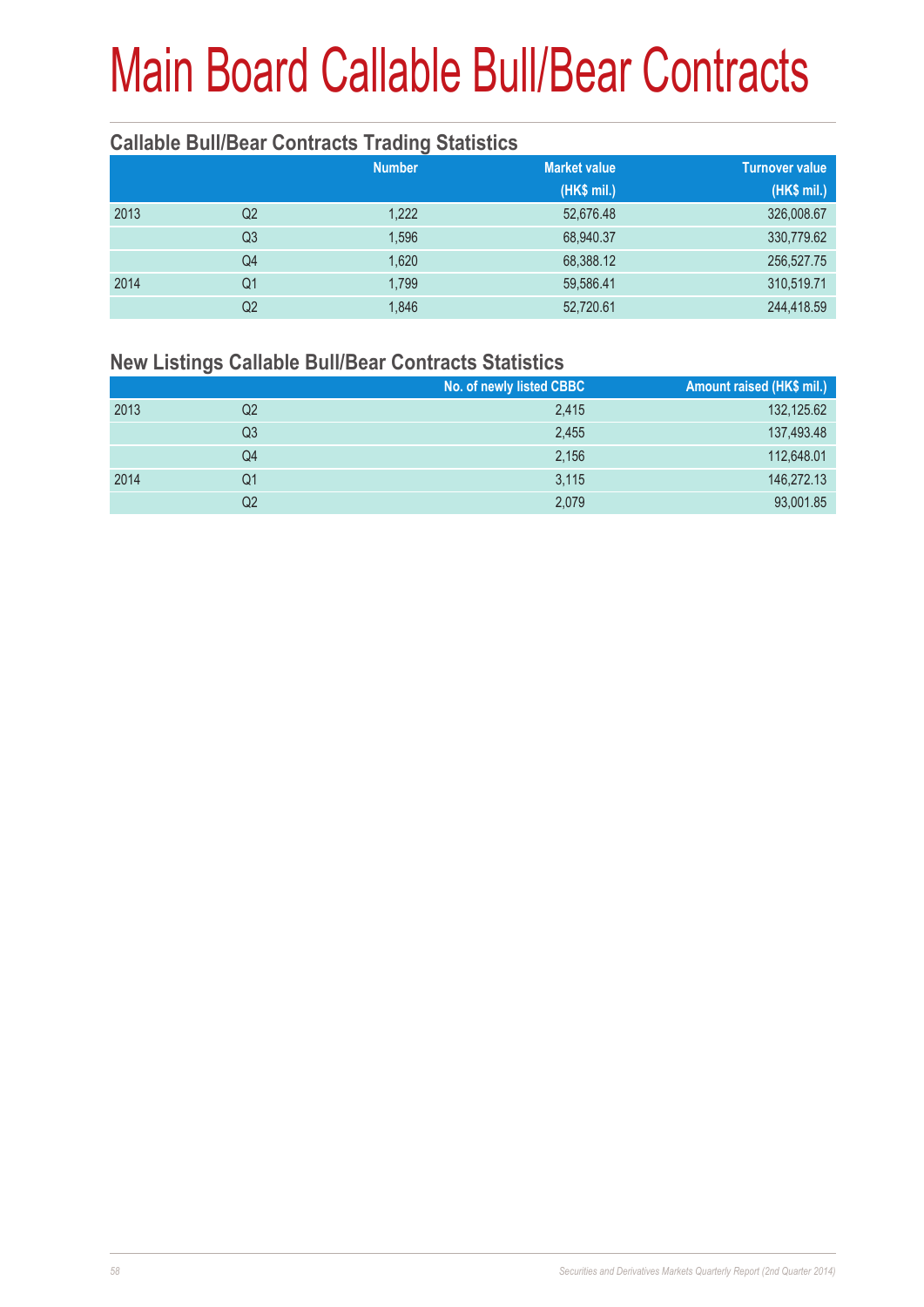# Main Board Callable Bull/Bear Contracts

## Callable Bull/Bear Contracts Trading Statistics

| | | Number | Market value (HK$ mil.) | Turnover value (HK$ mil.) |
|---|---|---|---|---|
| 2013 | Q2 | 1,222 | 52,676.48 | 326,008.67 |
| | Q3 | 1,596 | 68,940.37 | 330,779.62 |
| | Q4 | 1,620 | 68,388.12 | 256,527.75 |
| 2014 | Q1 | 1,799 | 59,586.41 | 310,519.71 |
| | Q2 | 1,846 | 52,720.61 | 244,418.59 |

## New Listings Callable Bull/Bear Contracts Statistics

| | | No. of newly listed CBBC | Amount raised (HK$ mil.) |
|---|---|---|---|
| 2013 | Q2 | 2,415 | 132,125.62 |
| | Q3 | 2,455 | 137,493.48 |
| | Q4 | 2,156 | 112,648.01 |
| 2014 | Q1 | 3,115 | 146,272.13 |
| | Q2 | 2,079 | 93,001.85 |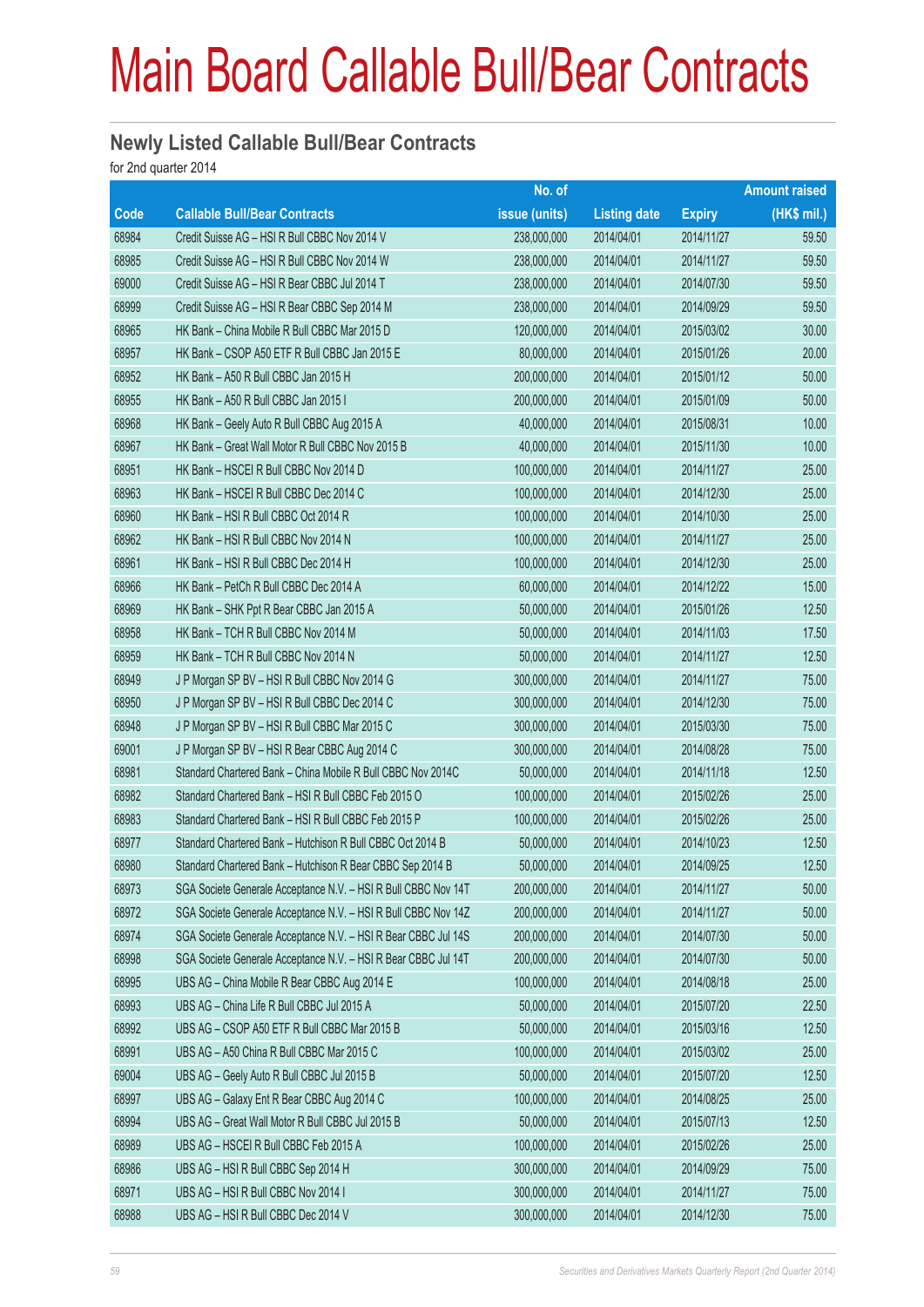# Main Board Callable Bull/Bear Contracts

## Newly Listed Callable Bull/Bear Contracts

for 2nd quarter 2014

| Code | Callable Bull/Bear Contracts | No. of issue (units) | Listing date | Expiry | Amount raised (HK$ mil.) |
|---|---|---|---|---|---|
| 68984 | Credit Suisse AG – HSI R Bull CBBC Nov 2014 V | 238,000,000 | 2014/04/01 | 2014/11/27 | 59.50 |
| 68985 | Credit Suisse AG – HSI R Bull CBBC Nov 2014 W | 238,000,000 | 2014/04/01 | 2014/11/27 | 59.50 |
| 69000 | Credit Suisse AG – HSI R Bear CBBC Jul 2014 T | 238,000,000 | 2014/04/01 | 2014/07/30 | 59.50 |
| 68999 | Credit Suisse AG – HSI R Bear CBBC Sep 2014 M | 238,000,000 | 2014/04/01 | 2014/09/29 | 59.50 |
| 68965 | HK Bank – China Mobile R Bull CBBC Mar 2015 D | 120,000,000 | 2014/04/01 | 2015/03/02 | 30.00 |
| 68957 | HK Bank – CSOP A50 ETF R Bull CBBC Jan 2015 E | 80,000,000 | 2014/04/01 | 2015/01/26 | 20.00 |
| 68952 | HK Bank – A50 R Bull CBBC Jan 2015 H | 200,000,000 | 2014/04/01 | 2015/01/12 | 50.00 |
| 68955 | HK Bank – A50 R Bull CBBC Jan 2015 I | 200,000,000 | 2014/04/01 | 2015/01/09 | 50.00 |
| 68968 | HK Bank – Geely Auto R Bull CBBC Aug 2015 A | 40,000,000 | 2014/04/01 | 2015/08/31 | 10.00 |
| 68967 | HK Bank – Great Wall Motor R Bull CBBC Nov 2015 B | 40,000,000 | 2014/04/01 | 2015/11/30 | 10.00 |
| 68951 | HK Bank – HSCEI R Bull CBBC Nov 2014 D | 100,000,000 | 2014/04/01 | 2014/11/27 | 25.00 |
| 68963 | HK Bank – HSCEI R Bull CBBC Dec 2014 C | 100,000,000 | 2014/04/01 | 2014/12/30 | 25.00 |
| 68960 | HK Bank – HSI R Bull CBBC Oct 2014 R | 100,000,000 | 2014/04/01 | 2014/10/30 | 25.00 |
| 68962 | HK Bank – HSI R Bull CBBC Nov 2014 N | 100,000,000 | 2014/04/01 | 2014/11/27 | 25.00 |
| 68961 | HK Bank – HSI R Bull CBBC Dec 2014 H | 100,000,000 | 2014/04/01 | 2014/12/30 | 25.00 |
| 68966 | HK Bank – PetCh R Bull CBBC Dec 2014 A | 60,000,000 | 2014/04/01 | 2014/12/22 | 15.00 |
| 68969 | HK Bank – SHK Ppt R Bear CBBC Jan 2015 A | 50,000,000 | 2014/04/01 | 2015/01/26 | 12.50 |
| 68958 | HK Bank – TCH R Bull CBBC Nov 2014 M | 50,000,000 | 2014/04/01 | 2014/11/03 | 17.50 |
| 68959 | HK Bank – TCH R Bull CBBC Nov 2014 N | 50,000,000 | 2014/04/01 | 2014/11/27 | 12.50 |
| 68949 | J P Morgan SP BV – HSI R Bull CBBC Nov 2014 G | 300,000,000 | 2014/04/01 | 2014/11/27 | 75.00 |
| 68950 | J P Morgan SP BV – HSI R Bull CBBC Dec 2014 C | 300,000,000 | 2014/04/01 | 2014/12/30 | 75.00 |
| 68948 | J P Morgan SP BV – HSI R Bull CBBC Mar 2015 C | 300,000,000 | 2014/04/01 | 2015/03/30 | 75.00 |
| 69001 | J P Morgan SP BV – HSI R Bear CBBC Aug 2014 C | 300,000,000 | 2014/04/01 | 2014/08/28 | 75.00 |
| 68981 | Standard Chartered Bank – China Mobile R Bull CBBC Nov 2014C | 50,000,000 | 2014/04/01 | 2014/11/18 | 12.50 |
| 68982 | Standard Chartered Bank – HSI R Bull CBBC Feb 2015 O | 100,000,000 | 2014/04/01 | 2015/02/26 | 25.00 |
| 68983 | Standard Chartered Bank – HSI R Bull CBBC Feb 2015 P | 100,000,000 | 2014/04/01 | 2015/02/26 | 25.00 |
| 68977 | Standard Chartered Bank – Hutchison R Bull CBBC Oct 2014 B | 50,000,000 | 2014/04/01 | 2014/10/23 | 12.50 |
| 68980 | Standard Chartered Bank – Hutchison R Bear CBBC Sep 2014 B | 50,000,000 | 2014/04/01 | 2014/09/25 | 12.50 |
| 68973 | SGA Societe Generale Acceptance N.V. – HSI R Bull CBBC Nov 14T | 200,000,000 | 2014/04/01 | 2014/11/27 | 50.00 |
| 68972 | SGA Societe Generale Acceptance N.V. – HSI R Bull CBBC Nov 14Z | 200,000,000 | 2014/04/01 | 2014/11/27 | 50.00 |
| 68974 | SGA Societe Generale Acceptance N.V. – HSI R Bear CBBC Jul 14S | 200,000,000 | 2014/04/01 | 2014/07/30 | 50.00 |
| 68998 | SGA Societe Generale Acceptance N.V. – HSI R Bear CBBC Jul 14T | 200,000,000 | 2014/04/01 | 2014/07/30 | 50.00 |
| 68995 | UBS AG – China Mobile R Bear CBBC Aug 2014 E | 100,000,000 | 2014/04/01 | 2014/08/18 | 25.00 |
| 68993 | UBS AG – China Life R Bull CBBC Jul 2015 A | 50,000,000 | 2014/04/01 | 2015/07/20 | 22.50 |
| 68992 | UBS AG – CSOP A50 ETF R Bull CBBC Mar 2015 B | 50,000,000 | 2014/04/01 | 2015/03/16 | 12.50 |
| 68991 | UBS AG – A50 China R Bull CBBC Mar 2015 C | 100,000,000 | 2014/04/01 | 2015/03/02 | 25.00 |
| 69004 | UBS AG – Geely Auto R Bull CBBC Jul 2015 B | 50,000,000 | 2014/04/01 | 2015/07/20 | 12.50 |
| 68997 | UBS AG – Galaxy Ent R Bear CBBC Aug 2014 C | 100,000,000 | 2014/04/01 | 2014/08/25 | 25.00 |
| 68994 | UBS AG – Great Wall Motor R Bull CBBC Jul 2015 B | 50,000,000 | 2014/04/01 | 2015/07/13 | 12.50 |
| 68989 | UBS AG – HSCEI R Bull CBBC Feb 2015 A | 100,000,000 | 2014/04/01 | 2015/02/26 | 25.00 |
| 68986 | UBS AG – HSI R Bull CBBC Sep 2014 H | 300,000,000 | 2014/04/01 | 2014/09/29 | 75.00 |
| 68971 | UBS AG – HSI R Bull CBBC Nov 2014 I | 300,000,000 | 2014/04/01 | 2014/11/27 | 75.00 |
| 68988 | UBS AG – HSI R Bull CBBC Dec 2014 V | 300,000,000 | 2014/04/01 | 2014/12/30 | 75.00 |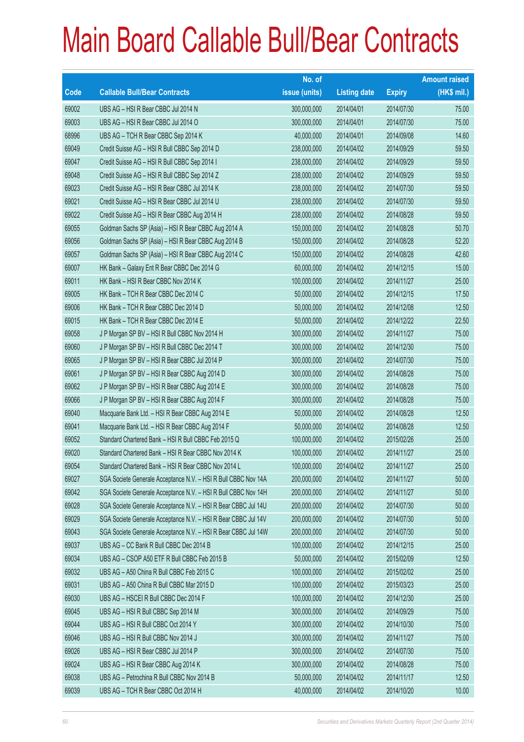# Main Board Callable Bull/Bear Contracts

| Code | Callable Bull/Bear Contracts | No. of issue (units) | Listing date | Expiry | Amount raised (HK$ mil.) |
|---|---|---|---|---|---|
| 69002 | UBS AG – HSI R Bear CBBC Jul 2014 N | 300,000,000 | 2014/04/01 | 2014/07/30 | 75.00 |
| 69003 | UBS AG – HSI R Bear CBBC Jul 2014 O | 300,000,000 | 2014/04/01 | 2014/07/30 | 75.00 |
| 68996 | UBS AG – TCH R Bear CBBC Sep 2014 K | 40,000,000 | 2014/04/01 | 2014/09/08 | 14.60 |
| 69049 | Credit Suisse AG – HSI R Bull CBBC Sep 2014 D | 238,000,000 | 2014/04/02 | 2014/09/29 | 59.50 |
| 69047 | Credit Suisse AG – HSI R Bull CBBC Sep 2014 I | 238,000,000 | 2014/04/02 | 2014/09/29 | 59.50 |
| 69048 | Credit Suisse AG – HSI R Bull CBBC Sep 2014 Z | 238,000,000 | 2014/04/02 | 2014/09/29 | 59.50 |
| 69023 | Credit Suisse AG – HSI R Bear CBBC Jul 2014 K | 238,000,000 | 2014/04/02 | 2014/07/30 | 59.50 |
| 69021 | Credit Suisse AG – HSI R Bear CBBC Jul 2014 U | 238,000,000 | 2014/04/02 | 2014/07/30 | 59.50 |
| 69022 | Credit Suisse AG – HSI R Bear CBBC Aug 2014 H | 238,000,000 | 2014/04/02 | 2014/08/28 | 59.50 |
| 69055 | Goldman Sachs SP (Asia) – HSI R Bear CBBC Aug 2014 A | 150,000,000 | 2014/04/02 | 2014/08/28 | 50.70 |
| 69056 | Goldman Sachs SP (Asia) – HSI R Bear CBBC Aug 2014 B | 150,000,000 | 2014/04/02 | 2014/08/28 | 52.20 |
| 69057 | Goldman Sachs SP (Asia) – HSI R Bear CBBC Aug 2014 C | 150,000,000 | 2014/04/02 | 2014/08/28 | 42.60 |
| 69007 | HK Bank – Galaxy Ent R Bear CBBC Dec 2014 G | 60,000,000 | 2014/04/02 | 2014/12/15 | 15.00 |
| 69011 | HK Bank – HSI R Bear CBBC Nov 2014 K | 100,000,000 | 2014/04/02 | 2014/11/27 | 25.00 |
| 69005 | HK Bank – TCH R Bear CBBC Dec 2014 C | 50,000,000 | 2014/04/02 | 2014/12/15 | 17.50 |
| 69006 | HK Bank – TCH R Bear CBBC Dec 2014 D | 50,000,000 | 2014/04/02 | 2014/12/08 | 12.50 |
| 69015 | HK Bank – TCH R Bear CBBC Dec 2014 E | 50,000,000 | 2014/04/02 | 2014/12/22 | 22.50 |
| 69058 | J P Morgan SP BV – HSI R Bull CBBC Nov 2014 H | 300,000,000 | 2014/04/02 | 2014/11/27 | 75.00 |
| 69060 | J P Morgan SP BV – HSI R Bull CBBC Dec 2014 T | 300,000,000 | 2014/04/02 | 2014/12/30 | 75.00 |
| 69065 | J P Morgan SP BV – HSI R Bear CBBC Jul 2014 P | 300,000,000 | 2014/04/02 | 2014/07/30 | 75.00 |
| 69061 | J P Morgan SP BV – HSI R Bear CBBC Aug 2014 D | 300,000,000 | 2014/04/02 | 2014/08/28 | 75.00 |
| 69062 | J P Morgan SP BV – HSI R Bear CBBC Aug 2014 E | 300,000,000 | 2014/04/02 | 2014/08/28 | 75.00 |
| 69066 | J P Morgan SP BV – HSI R Bear CBBC Aug 2014 F | 300,000,000 | 2014/04/02 | 2014/08/28 | 75.00 |
| 69040 | Macquarie Bank Ltd. – HSI R Bear CBBC Aug 2014 E | 50,000,000 | 2014/04/02 | 2014/08/28 | 12.50 |
| 69041 | Macquarie Bank Ltd. – HSI R Bear CBBC Aug 2014 F | 50,000,000 | 2014/04/02 | 2014/08/28 | 12.50 |
| 69052 | Standard Chartered Bank – HSI R Bull CBBC Feb 2015 Q | 100,000,000 | 2014/04/02 | 2015/02/26 | 25.00 |
| 69020 | Standard Chartered Bank – HSI R Bear CBBC Nov 2014 K | 100,000,000 | 2014/04/02 | 2014/11/27 | 25.00 |
| 69054 | Standard Chartered Bank – HSI R Bear CBBC Nov 2014 L | 100,000,000 | 2014/04/02 | 2014/11/27 | 25.00 |
| 69027 | SGA Societe Generale Acceptance N.V. – HSI R Bull CBBC Nov 14A | 200,000,000 | 2014/04/02 | 2014/11/27 | 50.00 |
| 69042 | SGA Societe Generale Acceptance N.V. – HSI R Bull CBBC Nov 14H | 200,000,000 | 2014/04/02 | 2014/11/27 | 50.00 |
| 69028 | SGA Societe Generale Acceptance N.V. – HSI R Bear CBBC Jul 14U | 200,000,000 | 2014/04/02 | 2014/07/30 | 50.00 |
| 69029 | SGA Societe Generale Acceptance N.V. – HSI R Bear CBBC Jul 14V | 200,000,000 | 2014/04/02 | 2014/07/30 | 50.00 |
| 69043 | SGA Societe Generale Acceptance N.V. – HSI R Bear CBBC Jul 14W | 200,000,000 | 2014/04/02 | 2014/07/30 | 50.00 |
| 69037 | UBS AG – CC Bank R Bull CBBC Dec 2014 B | 100,000,000 | 2014/04/02 | 2014/12/15 | 25.00 |
| 69034 | UBS AG – CSOP A50 ETF R Bull CBBC Feb 2015 B | 50,000,000 | 2014/04/02 | 2015/02/09 | 12.50 |
| 69032 | UBS AG – A50 China R Bull CBBC Feb 2015 C | 100,000,000 | 2014/04/02 | 2015/02/02 | 25.00 |
| 69031 | UBS AG – A50 China R Bull CBBC Mar 2015 D | 100,000,000 | 2014/04/02 | 2015/03/23 | 25.00 |
| 69030 | UBS AG – HSCEI R Bull CBBC Dec 2014 F | 100,000,000 | 2014/04/02 | 2014/12/30 | 25.00 |
| 69045 | UBS AG – HSI R Bull CBBC Sep 2014 M | 300,000,000 | 2014/04/02 | 2014/09/29 | 75.00 |
| 69044 | UBS AG – HSI R Bull CBBC Oct 2014 Y | 300,000,000 | 2014/04/02 | 2014/10/30 | 75.00 |
| 69046 | UBS AG – HSI R Bull CBBC Nov 2014 J | 300,000,000 | 2014/04/02 | 2014/11/27 | 75.00 |
| 69026 | UBS AG – HSI R Bear CBBC Jul 2014 P | 300,000,000 | 2014/04/02 | 2014/07/30 | 75.00 |
| 69024 | UBS AG – HSI R Bear CBBC Aug 2014 K | 300,000,000 | 2014/04/02 | 2014/08/28 | 75.00 |
| 69038 | UBS AG – Petrochina R Bull CBBC Nov 2014 B | 50,000,000 | 2014/04/02 | 2014/11/17 | 12.50 |
| 69039 | UBS AG – TCH R Bear CBBC Oct 2014 H | 40,000,000 | 2014/04/02 | 2014/10/20 | 10.00 |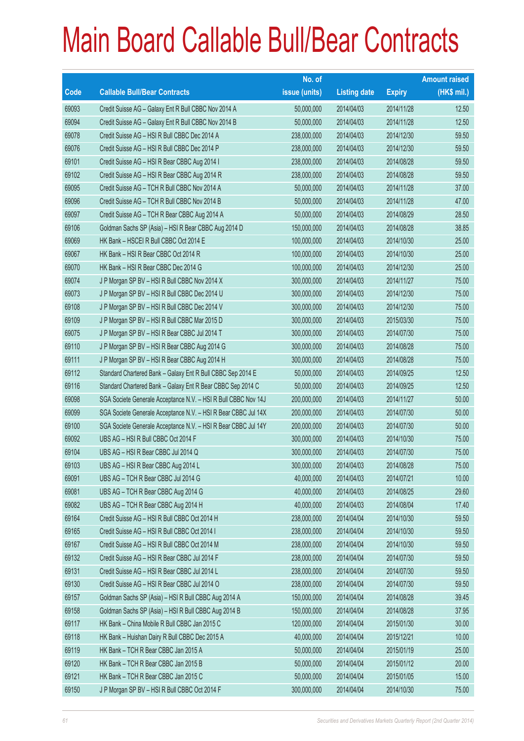# Main Board Callable Bull/Bear Contracts

| Code | Callable Bull/Bear Contracts | No. of issue (units) | Listing date | Expiry | Amount raised (HK$ mil.) |
|---|---|---|---|---|---|
| 69093 | Credit Suisse AG – Galaxy Ent R Bull CBBC Nov 2014 A | 50,000,000 | 2014/04/03 | 2014/11/28 | 12.50 |
| 69094 | Credit Suisse AG – Galaxy Ent R Bull CBBC Nov 2014 B | 50,000,000 | 2014/04/03 | 2014/11/28 | 12.50 |
| 69078 | Credit Suisse AG – HSI R Bull CBBC Dec 2014 A | 238,000,000 | 2014/04/03 | 2014/12/30 | 59.50 |
| 69076 | Credit Suisse AG – HSI R Bull CBBC Dec 2014 P | 238,000,000 | 2014/04/03 | 2014/12/30 | 59.50 |
| 69101 | Credit Suisse AG – HSI R Bear CBBC Aug 2014 I | 238,000,000 | 2014/04/03 | 2014/08/28 | 59.50 |
| 69102 | Credit Suisse AG – HSI R Bear CBBC Aug 2014 R | 238,000,000 | 2014/04/03 | 2014/08/28 | 59.50 |
| 69095 | Credit Suisse AG – TCH R Bull CBBC Nov 2014 A | 50,000,000 | 2014/04/03 | 2014/11/28 | 37.00 |
| 69096 | Credit Suisse AG – TCH R Bull CBBC Nov 2014 B | 50,000,000 | 2014/04/03 | 2014/11/28 | 47.00 |
| 69097 | Credit Suisse AG – TCH R Bear CBBC Aug 2014 A | 50,000,000 | 2014/04/03 | 2014/08/29 | 28.50 |
| 69106 | Goldman Sachs SP (Asia) – HSI R Bear CBBC Aug 2014 D | 150,000,000 | 2014/04/03 | 2014/08/28 | 38.85 |
| 69069 | HK Bank – HSCEI R Bull CBBC Oct 2014 E | 100,000,000 | 2014/04/03 | 2014/10/30 | 25.00 |
| 69067 | HK Bank – HSI R Bear CBBC Oct 2014 R | 100,000,000 | 2014/04/03 | 2014/10/30 | 25.00 |
| 69070 | HK Bank – HSI R Bear CBBC Dec 2014 G | 100,000,000 | 2014/04/03 | 2014/12/30 | 25.00 |
| 69074 | J P Morgan SP BV – HSI R Bull CBBC Nov 2014 X | 300,000,000 | 2014/04/03 | 2014/11/27 | 75.00 |
| 69073 | J P Morgan SP BV – HSI R Bull CBBC Dec 2014 U | 300,000,000 | 2014/04/03 | 2014/12/30 | 75.00 |
| 69108 | J P Morgan SP BV – HSI R Bull CBBC Dec 2014 V | 300,000,000 | 2014/04/03 | 2014/12/30 | 75.00 |
| 69109 | J P Morgan SP BV – HSI R Bull CBBC Mar 2015 D | 300,000,000 | 2014/04/03 | 2015/03/30 | 75.00 |
| 69075 | J P Morgan SP BV – HSI R Bear CBBC Jul 2014 T | 300,000,000 | 2014/04/03 | 2014/07/30 | 75.00 |
| 69110 | J P Morgan SP BV – HSI R Bear CBBC Aug 2014 G | 300,000,000 | 2014/04/03 | 2014/08/28 | 75.00 |
| 69111 | J P Morgan SP BV – HSI R Bear CBBC Aug 2014 H | 300,000,000 | 2014/04/03 | 2014/08/28 | 75.00 |
| 69112 | Standard Chartered Bank – Galaxy Ent R Bull CBBC Sep 2014 E | 50,000,000 | 2014/04/03 | 2014/09/25 | 12.50 |
| 69116 | Standard Chartered Bank – Galaxy Ent R Bear CBBC Sep 2014 C | 50,000,000 | 2014/04/03 | 2014/09/25 | 12.50 |
| 69098 | SGA Societe Generale Acceptance N.V. – HSI R Bull CBBC Nov 14J | 200,000,000 | 2014/04/03 | 2014/11/27 | 50.00 |
| 69099 | SGA Societe Generale Acceptance N.V. – HSI R Bear CBBC Jul 14X | 200,000,000 | 2014/04/03 | 2014/07/30 | 50.00 |
| 69100 | SGA Societe Generale Acceptance N.V. – HSI R Bear CBBC Jul 14Y | 200,000,000 | 2014/04/03 | 2014/07/30 | 50.00 |
| 69092 | UBS AG – HSI R Bull CBBC Oct 2014 F | 300,000,000 | 2014/04/03 | 2014/10/30 | 75.00 |
| 69104 | UBS AG – HSI R Bear CBBC Jul 2014 Q | 300,000,000 | 2014/04/03 | 2014/07/30 | 75.00 |
| 69103 | UBS AG – HSI R Bear CBBC Aug 2014 L | 300,000,000 | 2014/04/03 | 2014/08/28 | 75.00 |
| 69091 | UBS AG – TCH R Bear CBBC Jul 2014 G | 40,000,000 | 2014/04/03 | 2014/07/21 | 10.00 |
| 69081 | UBS AG – TCH R Bear CBBC Aug 2014 G | 40,000,000 | 2014/04/03 | 2014/08/25 | 29.60 |
| 69082 | UBS AG – TCH R Bear CBBC Aug 2014 H | 40,000,000 | 2014/04/03 | 2014/08/04 | 17.40 |
| 69164 | Credit Suisse AG – HSI R Bull CBBC Oct 2014 H | 238,000,000 | 2014/04/04 | 2014/10/30 | 59.50 |
| 69165 | Credit Suisse AG – HSI R Bull CBBC Oct 2014 I | 238,000,000 | 2014/04/04 | 2014/10/30 | 59.50 |
| 69167 | Credit Suisse AG – HSI R Bull CBBC Oct 2014 M | 238,000,000 | 2014/04/04 | 2014/10/30 | 59.50 |
| 69132 | Credit Suisse AG – HSI R Bear CBBC Jul 2014 F | 238,000,000 | 2014/04/04 | 2014/07/30 | 59.50 |
| 69131 | Credit Suisse AG – HSI R Bear CBBC Jul 2014 L | 238,000,000 | 2014/04/04 | 2014/07/30 | 59.50 |
| 69130 | Credit Suisse AG – HSI R Bear CBBC Jul 2014 O | 238,000,000 | 2014/04/04 | 2014/07/30 | 59.50 |
| 69157 | Goldman Sachs SP (Asia) – HSI R Bull CBBC Aug 2014 A | 150,000,000 | 2014/04/04 | 2014/08/28 | 39.45 |
| 69158 | Goldman Sachs SP (Asia) – HSI R Bull CBBC Aug 2014 B | 150,000,000 | 2014/04/04 | 2014/08/28 | 37.95 |
| 69117 | HK Bank – China Mobile R Bull CBBC Jan 2015 C | 120,000,000 | 2014/04/04 | 2015/01/30 | 30.00 |
| 69118 | HK Bank – Huishan Dairy R Bull CBBC Dec 2015 A | 40,000,000 | 2014/04/04 | 2015/12/21 | 10.00 |
| 69119 | HK Bank – TCH R Bear CBBC Jan 2015 A | 50,000,000 | 2014/04/04 | 2015/01/19 | 25.00 |
| 69120 | HK Bank – TCH R Bear CBBC Jan 2015 B | 50,000,000 | 2014/04/04 | 2015/01/12 | 20.00 |
| 69121 | HK Bank – TCH R Bear CBBC Jan 2015 C | 50,000,000 | 2014/04/04 | 2015/01/05 | 15.00 |
| 69150 | J P Morgan SP BV – HSI R Bull CBBC Oct 2014 F | 300,000,000 | 2014/04/04 | 2014/10/30 | 75.00 |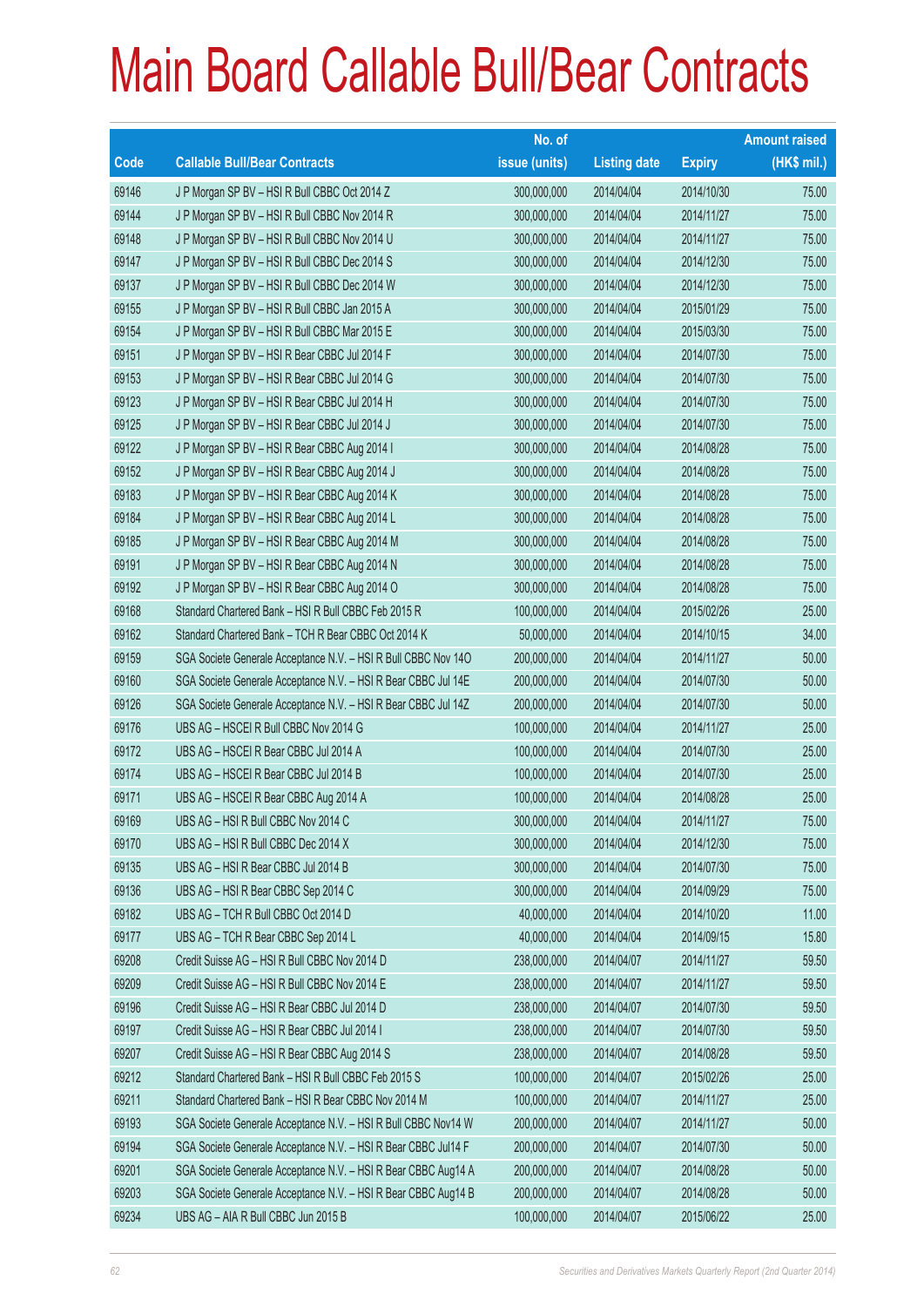# Main Board Callable Bull/Bear Contracts

| Code | Callable Bull/Bear Contracts | No. of issue (units) | Listing date | Expiry | Amount raised (HK$ mil.) |
|---|---|---|---|---|---|
| 69146 | J P Morgan SP BV – HSI R Bull CBBC Oct 2014 Z | 300,000,000 | 2014/04/04 | 2014/10/30 | 75.00 |
| 69144 | J P Morgan SP BV – HSI R Bull CBBC Nov 2014 R | 300,000,000 | 2014/04/04 | 2014/11/27 | 75.00 |
| 69148 | J P Morgan SP BV – HSI R Bull CBBC Nov 2014 U | 300,000,000 | 2014/04/04 | 2014/11/27 | 75.00 |
| 69147 | J P Morgan SP BV – HSI R Bull CBBC Dec 2014 S | 300,000,000 | 2014/04/04 | 2014/12/30 | 75.00 |
| 69137 | J P Morgan SP BV – HSI R Bull CBBC Dec 2014 W | 300,000,000 | 2014/04/04 | 2014/12/30 | 75.00 |
| 69155 | J P Morgan SP BV – HSI R Bull CBBC Jan 2015 A | 300,000,000 | 2014/04/04 | 2015/01/29 | 75.00 |
| 69154 | J P Morgan SP BV – HSI R Bull CBBC Mar 2015 E | 300,000,000 | 2014/04/04 | 2015/03/30 | 75.00 |
| 69151 | J P Morgan SP BV – HSI R Bear CBBC Jul 2014 F | 300,000,000 | 2014/04/04 | 2014/07/30 | 75.00 |
| 69153 | J P Morgan SP BV – HSI R Bear CBBC Jul 2014 G | 300,000,000 | 2014/04/04 | 2014/07/30 | 75.00 |
| 69123 | J P Morgan SP BV – HSI R Bear CBBC Jul 2014 H | 300,000,000 | 2014/04/04 | 2014/07/30 | 75.00 |
| 69125 | J P Morgan SP BV – HSI R Bear CBBC Jul 2014 J | 300,000,000 | 2014/04/04 | 2014/07/30 | 75.00 |
| 69122 | J P Morgan SP BV – HSI R Bear CBBC Aug 2014 I | 300,000,000 | 2014/04/04 | 2014/08/28 | 75.00 |
| 69152 | J P Morgan SP BV – HSI R Bear CBBC Aug 2014 J | 300,000,000 | 2014/04/04 | 2014/08/28 | 75.00 |
| 69183 | J P Morgan SP BV – HSI R Bear CBBC Aug 2014 K | 300,000,000 | 2014/04/04 | 2014/08/28 | 75.00 |
| 69184 | J P Morgan SP BV – HSI R Bear CBBC Aug 2014 L | 300,000,000 | 2014/04/04 | 2014/08/28 | 75.00 |
| 69185 | J P Morgan SP BV – HSI R Bear CBBC Aug 2014 M | 300,000,000 | 2014/04/04 | 2014/08/28 | 75.00 |
| 69191 | J P Morgan SP BV – HSI R Bear CBBC Aug 2014 N | 300,000,000 | 2014/04/04 | 2014/08/28 | 75.00 |
| 69192 | J P Morgan SP BV – HSI R Bear CBBC Aug 2014 O | 300,000,000 | 2014/04/04 | 2014/08/28 | 75.00 |
| 69168 | Standard Chartered Bank – HSI R Bull CBBC Feb 2015 R | 100,000,000 | 2014/04/04 | 2015/02/26 | 25.00 |
| 69162 | Standard Chartered Bank – TCH R Bear CBBC Oct 2014 K | 50,000,000 | 2014/04/04 | 2014/10/15 | 34.00 |
| 69159 | SGA Societe Generale Acceptance N.V. – HSI R Bull CBBC Nov 14O | 200,000,000 | 2014/04/04 | 2014/11/27 | 50.00 |
| 69160 | SGA Societe Generale Acceptance N.V. – HSI R Bear CBBC Jul 14E | 200,000,000 | 2014/04/04 | 2014/07/30 | 50.00 |
| 69126 | SGA Societe Generale Acceptance N.V. – HSI R Bear CBBC Jul 14Z | 200,000,000 | 2014/04/04 | 2014/07/30 | 50.00 |
| 69176 | UBS AG – HSCEI R Bull CBBC Nov 2014 G | 100,000,000 | 2014/04/04 | 2014/11/27 | 25.00 |
| 69172 | UBS AG – HSCEI R Bear CBBC Jul 2014 A | 100,000,000 | 2014/04/04 | 2014/07/30 | 25.00 |
| 69174 | UBS AG – HSCEI R Bear CBBC Jul 2014 B | 100,000,000 | 2014/04/04 | 2014/07/30 | 25.00 |
| 69171 | UBS AG – HSCEI R Bear CBBC Aug 2014 A | 100,000,000 | 2014/04/04 | 2014/08/28 | 25.00 |
| 69169 | UBS AG – HSI R Bull CBBC Nov 2014 C | 300,000,000 | 2014/04/04 | 2014/11/27 | 75.00 |
| 69170 | UBS AG – HSI R Bull CBBC Dec 2014 X | 300,000,000 | 2014/04/04 | 2014/12/30 | 75.00 |
| 69135 | UBS AG – HSI R Bear CBBC Jul 2014 B | 300,000,000 | 2014/04/04 | 2014/07/30 | 75.00 |
| 69136 | UBS AG – HSI R Bear CBBC Sep 2014 C | 300,000,000 | 2014/04/04 | 2014/09/29 | 75.00 |
| 69182 | UBS AG – TCH R Bull CBBC Oct 2014 D | 40,000,000 | 2014/04/04 | 2014/10/20 | 11.00 |
| 69177 | UBS AG – TCH R Bear CBBC Sep 2014 L | 40,000,000 | 2014/04/04 | 2014/09/15 | 15.80 |
| 69208 | Credit Suisse AG – HSI R Bull CBBC Nov 2014 D | 238,000,000 | 2014/04/07 | 2014/11/27 | 59.50 |
| 69209 | Credit Suisse AG – HSI R Bull CBBC Nov 2014 E | 238,000,000 | 2014/04/07 | 2014/11/27 | 59.50 |
| 69196 | Credit Suisse AG – HSI R Bear CBBC Jul 2014 D | 238,000,000 | 2014/04/07 | 2014/07/30 | 59.50 |
| 69197 | Credit Suisse AG – HSI R Bear CBBC Jul 2014 I | 238,000,000 | 2014/04/07 | 2014/07/30 | 59.50 |
| 69207 | Credit Suisse AG – HSI R Bear CBBC Aug 2014 S | 238,000,000 | 2014/04/07 | 2014/08/28 | 59.50 |
| 69212 | Standard Chartered Bank – HSI R Bull CBBC Feb 2015 S | 100,000,000 | 2014/04/07 | 2015/02/26 | 25.00 |
| 69211 | Standard Chartered Bank – HSI R Bear CBBC Nov 2014 M | 100,000,000 | 2014/04/07 | 2014/11/27 | 25.00 |
| 69193 | SGA Societe Generale Acceptance N.V. – HSI R Bull CBBC Nov14 W | 200,000,000 | 2014/04/07 | 2014/11/27 | 50.00 |
| 69194 | SGA Societe Generale Acceptance N.V. – HSI R Bear CBBC Jul14 F | 200,000,000 | 2014/04/07 | 2014/07/30 | 50.00 |
| 69201 | SGA Societe Generale Acceptance N.V. – HSI R Bear CBBC Aug14 A | 200,000,000 | 2014/04/07 | 2014/08/28 | 50.00 |
| 69203 | SGA Societe Generale Acceptance N.V. – HSI R Bear CBBC Aug14 B | 200,000,000 | 2014/04/07 | 2014/08/28 | 50.00 |
| 69234 | UBS AG – AIA R Bull CBBC Jun 2015 B | 100,000,000 | 2014/04/07 | 2015/06/22 | 25.00 |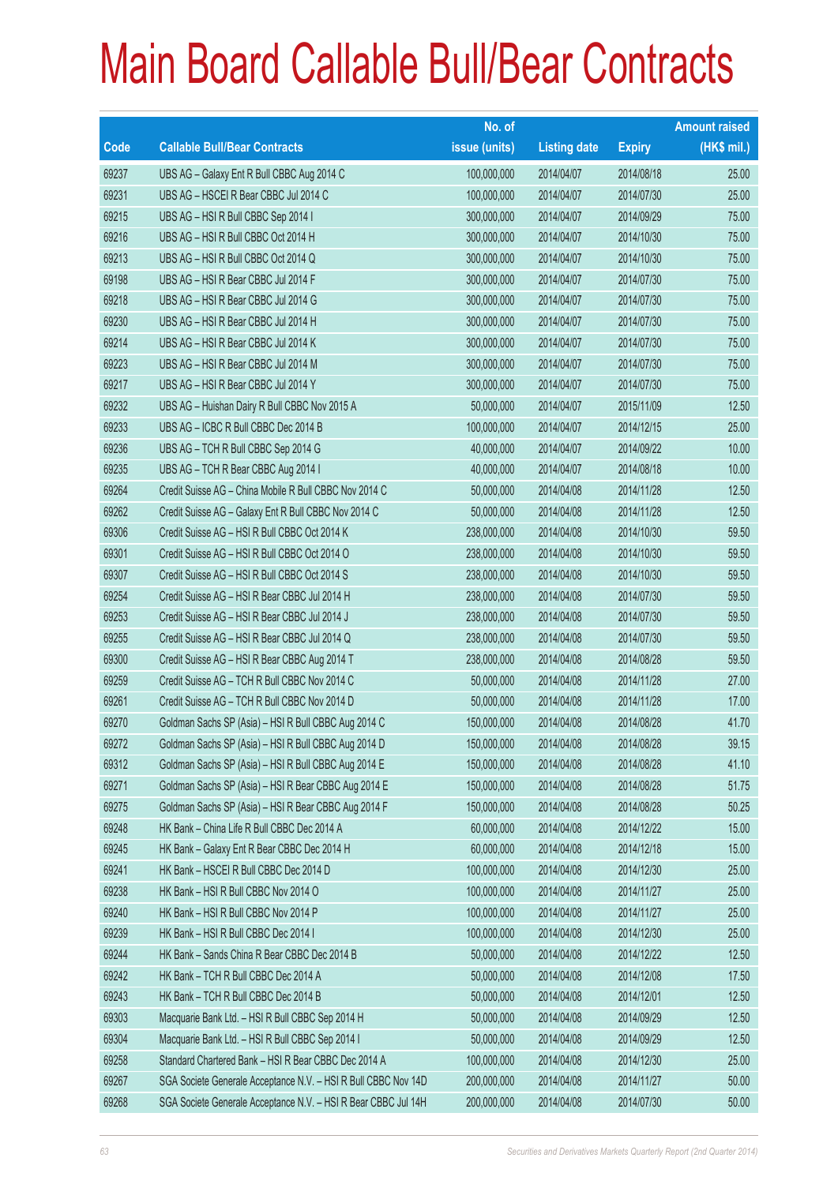# Main Board Callable Bull/Bear Contracts

| Code | Callable Bull/Bear Contracts | No. of issue (units) | Listing date | Expiry | Amount raised (HK$ mil.) |
|---|---|---|---|---|---|
| 69237 | UBS AG – Galaxy Ent R Bull CBBC Aug 2014 C | 100,000,000 | 2014/04/07 | 2014/08/18 | 25.00 |
| 69231 | UBS AG – HSCEI R Bear CBBC Jul 2014 C | 100,000,000 | 2014/04/07 | 2014/07/30 | 25.00 |
| 69215 | UBS AG – HSI R Bull CBBC Sep 2014 I | 300,000,000 | 2014/04/07 | 2014/09/29 | 75.00 |
| 69216 | UBS AG – HSI R Bull CBBC Oct 2014 H | 300,000,000 | 2014/04/07 | 2014/10/30 | 75.00 |
| 69213 | UBS AG – HSI R Bull CBBC Oct 2014 Q | 300,000,000 | 2014/04/07 | 2014/10/30 | 75.00 |
| 69198 | UBS AG – HSI R Bear CBBC Jul 2014 F | 300,000,000 | 2014/04/07 | 2014/07/30 | 75.00 |
| 69218 | UBS AG – HSI R Bear CBBC Jul 2014 G | 300,000,000 | 2014/04/07 | 2014/07/30 | 75.00 |
| 69230 | UBS AG – HSI R Bear CBBC Jul 2014 H | 300,000,000 | 2014/04/07 | 2014/07/30 | 75.00 |
| 69214 | UBS AG – HSI R Bear CBBC Jul 2014 K | 300,000,000 | 2014/04/07 | 2014/07/30 | 75.00 |
| 69223 | UBS AG – HSI R Bear CBBC Jul 2014 M | 300,000,000 | 2014/04/07 | 2014/07/30 | 75.00 |
| 69217 | UBS AG – HSI R Bear CBBC Jul 2014 Y | 300,000,000 | 2014/04/07 | 2014/07/30 | 75.00 |
| 69232 | UBS AG – Huishan Dairy R Bull CBBC Nov 2015 A | 50,000,000 | 2014/04/07 | 2015/11/09 | 12.50 |
| 69233 | UBS AG – ICBC R Bull CBBC Dec 2014 B | 100,000,000 | 2014/04/07 | 2014/12/15 | 25.00 |
| 69236 | UBS AG – TCH R Bull CBBC Sep 2014 G | 40,000,000 | 2014/04/07 | 2014/09/22 | 10.00 |
| 69235 | UBS AG – TCH R Bear CBBC Aug 2014 I | 40,000,000 | 2014/04/07 | 2014/08/18 | 10.00 |
| 69264 | Credit Suisse AG – China Mobile R Bull CBBC Nov 2014 C | 50,000,000 | 2014/04/08 | 2014/11/28 | 12.50 |
| 69262 | Credit Suisse AG – Galaxy Ent R Bull CBBC Nov 2014 C | 50,000,000 | 2014/04/08 | 2014/11/28 | 12.50 |
| 69306 | Credit Suisse AG – HSI R Bull CBBC Oct 2014 K | 238,000,000 | 2014/04/08 | 2014/10/30 | 59.50 |
| 69301 | Credit Suisse AG – HSI R Bull CBBC Oct 2014 O | 238,000,000 | 2014/04/08 | 2014/10/30 | 59.50 |
| 69307 | Credit Suisse AG – HSI R Bull CBBC Oct 2014 S | 238,000,000 | 2014/04/08 | 2014/10/30 | 59.50 |
| 69254 | Credit Suisse AG – HSI R Bear CBBC Jul 2014 H | 238,000,000 | 2014/04/08 | 2014/07/30 | 59.50 |
| 69253 | Credit Suisse AG – HSI R Bear CBBC Jul 2014 J | 238,000,000 | 2014/04/08 | 2014/07/30 | 59.50 |
| 69255 | Credit Suisse AG – HSI R Bear CBBC Jul 2014 Q | 238,000,000 | 2014/04/08 | 2014/07/30 | 59.50 |
| 69300 | Credit Suisse AG – HSI R Bear CBBC Aug 2014 T | 238,000,000 | 2014/04/08 | 2014/08/28 | 59.50 |
| 69259 | Credit Suisse AG – TCH R Bull CBBC Nov 2014 C | 50,000,000 | 2014/04/08 | 2014/11/28 | 27.00 |
| 69261 | Credit Suisse AG – TCH R Bull CBBC Nov 2014 D | 50,000,000 | 2014/04/08 | 2014/11/28 | 17.00 |
| 69270 | Goldman Sachs SP (Asia) – HSI R Bull CBBC Aug 2014 C | 150,000,000 | 2014/04/08 | 2014/08/28 | 41.70 |
| 69272 | Goldman Sachs SP (Asia) – HSI R Bull CBBC Aug 2014 D | 150,000,000 | 2014/04/08 | 2014/08/28 | 39.15 |
| 69312 | Goldman Sachs SP (Asia) – HSI R Bull CBBC Aug 2014 E | 150,000,000 | 2014/04/08 | 2014/08/28 | 41.10 |
| 69271 | Goldman Sachs SP (Asia) – HSI R Bear CBBC Aug 2014 E | 150,000,000 | 2014/04/08 | 2014/08/28 | 51.75 |
| 69275 | Goldman Sachs SP (Asia) – HSI R Bear CBBC Aug 2014 F | 150,000,000 | 2014/04/08 | 2014/08/28 | 50.25 |
| 69248 | HK Bank – China Life R Bull CBBC Dec 2014 A | 60,000,000 | 2014/04/08 | 2014/12/22 | 15.00 |
| 69245 | HK Bank – Galaxy Ent R Bear CBBC Dec 2014 H | 60,000,000 | 2014/04/08 | 2014/12/18 | 15.00 |
| 69241 | HK Bank – HSCEI R Bull CBBC Dec 2014 D | 100,000,000 | 2014/04/08 | 2014/12/30 | 25.00 |
| 69238 | HK Bank – HSI R Bull CBBC Nov 2014 O | 100,000,000 | 2014/04/08 | 2014/11/27 | 25.00 |
| 69240 | HK Bank – HSI R Bull CBBC Nov 2014 P | 100,000,000 | 2014/04/08 | 2014/11/27 | 25.00 |
| 69239 | HK Bank – HSI R Bull CBBC Dec 2014 I | 100,000,000 | 2014/04/08 | 2014/12/30 | 25.00 |
| 69244 | HK Bank – Sands China R Bear CBBC Dec 2014 B | 50,000,000 | 2014/04/08 | 2014/12/22 | 12.50 |
| 69242 | HK Bank – TCH R Bull CBBC Dec 2014 A | 50,000,000 | 2014/04/08 | 2014/12/08 | 17.50 |
| 69243 | HK Bank – TCH R Bull CBBC Dec 2014 B | 50,000,000 | 2014/04/08 | 2014/12/01 | 12.50 |
| 69303 | Macquarie Bank Ltd. – HSI R Bull CBBC Sep 2014 H | 50,000,000 | 2014/04/08 | 2014/09/29 | 12.50 |
| 69304 | Macquarie Bank Ltd. – HSI R Bull CBBC Sep 2014 I | 50,000,000 | 2014/04/08 | 2014/09/29 | 12.50 |
| 69258 | Standard Chartered Bank – HSI R Bear CBBC Dec 2014 A | 100,000,000 | 2014/04/08 | 2014/12/30 | 25.00 |
| 69267 | SGA Societe Generale Acceptance N.V. – HSI R Bull CBBC Nov 14D | 200,000,000 | 2014/04/08 | 2014/11/27 | 50.00 |
| 69268 | SGA Societe Generale Acceptance N.V. – HSI R Bear CBBC Jul 14H | 200,000,000 | 2014/04/08 | 2014/07/30 | 50.00 |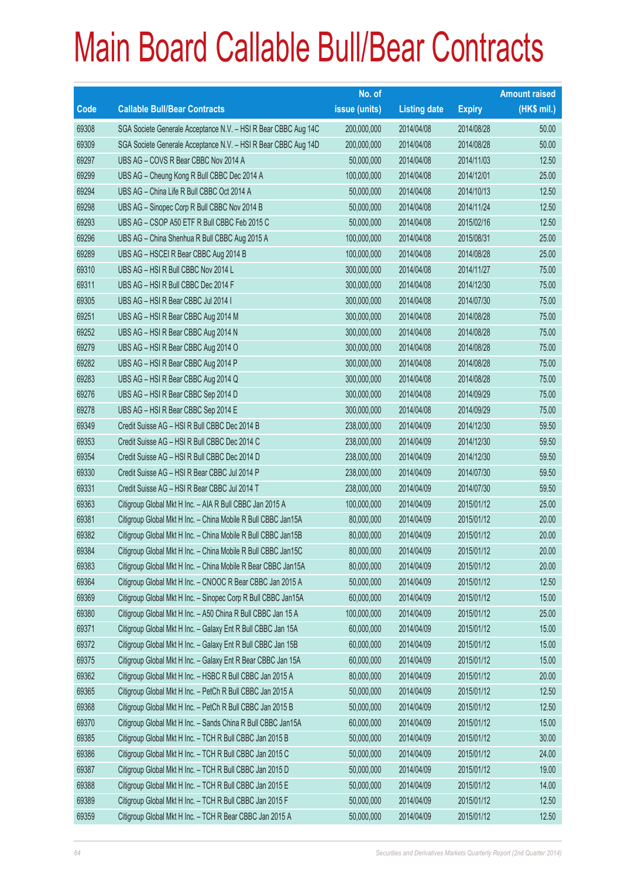# Main Board Callable Bull/Bear Contracts

| Code | Callable Bull/Bear Contracts | No. of issue (units) | Listing date | Expiry | Amount raised (HK$ mil.) |
|---|---|---|---|---|---|
| 69308 | SGA Societe Generale Acceptance N.V. – HSI R Bear CBBC Aug 14C | 200,000,000 | 2014/04/08 | 2014/08/28 | 50.00 |
| 69309 | SGA Societe Generale Acceptance N.V. – HSI R Bear CBBC Aug 14D | 200,000,000 | 2014/04/08 | 2014/08/28 | 50.00 |
| 69297 | UBS AG – COVS R Bear CBBC Nov 2014 A | 50,000,000 | 2014/04/08 | 2014/11/03 | 12.50 |
| 69299 | UBS AG – Cheung Kong R Bull CBBC Dec 2014 A | 100,000,000 | 2014/04/08 | 2014/12/01 | 25.00 |
| 69294 | UBS AG – China Life R Bull CBBC Oct 2014 A | 50,000,000 | 2014/04/08 | 2014/10/13 | 12.50 |
| 69298 | UBS AG – Sinopec Corp R Bull CBBC Nov 2014 B | 50,000,000 | 2014/04/08 | 2014/11/24 | 12.50 |
| 69293 | UBS AG – CSOP A50 ETF R Bull CBBC Feb 2015 C | 50,000,000 | 2014/04/08 | 2015/02/16 | 12.50 |
| 69296 | UBS AG – China Shenhua R Bull CBBC Aug 2015 A | 100,000,000 | 2014/04/08 | 2015/08/31 | 25.00 |
| 69289 | UBS AG – HSCEI R Bear CBBC Aug 2014 B | 100,000,000 | 2014/04/08 | 2014/08/28 | 25.00 |
| 69310 | UBS AG – HSI R Bull CBBC Nov 2014 L | 300,000,000 | 2014/04/08 | 2014/11/27 | 75.00 |
| 69311 | UBS AG – HSI R Bull CBBC Dec 2014 F | 300,000,000 | 2014/04/08 | 2014/12/30 | 75.00 |
| 69305 | UBS AG – HSI R Bear CBBC Jul 2014 I | 300,000,000 | 2014/04/08 | 2014/07/30 | 75.00 |
| 69251 | UBS AG – HSI R Bear CBBC Aug 2014 M | 300,000,000 | 2014/04/08 | 2014/08/28 | 75.00 |
| 69252 | UBS AG – HSI R Bear CBBC Aug 2014 N | 300,000,000 | 2014/04/08 | 2014/08/28 | 75.00 |
| 69279 | UBS AG – HSI R Bear CBBC Aug 2014 O | 300,000,000 | 2014/04/08 | 2014/08/28 | 75.00 |
| 69282 | UBS AG – HSI R Bear CBBC Aug 2014 P | 300,000,000 | 2014/04/08 | 2014/08/28 | 75.00 |
| 69283 | UBS AG – HSI R Bear CBBC Aug 2014 Q | 300,000,000 | 2014/04/08 | 2014/08/28 | 75.00 |
| 69276 | UBS AG – HSI R Bear CBBC Sep 2014 D | 300,000,000 | 2014/04/08 | 2014/09/29 | 75.00 |
| 69278 | UBS AG – HSI R Bear CBBC Sep 2014 E | 300,000,000 | 2014/04/08 | 2014/09/29 | 75.00 |
| 69349 | Credit Suisse AG – HSI R Bull CBBC Dec 2014 B | 238,000,000 | 2014/04/09 | 2014/12/30 | 59.50 |
| 69353 | Credit Suisse AG – HSI R Bull CBBC Dec 2014 C | 238,000,000 | 2014/04/09 | 2014/12/30 | 59.50 |
| 69354 | Credit Suisse AG – HSI R Bull CBBC Dec 2014 D | 238,000,000 | 2014/04/09 | 2014/12/30 | 59.50 |
| 69330 | Credit Suisse AG – HSI R Bear CBBC Jul 2014 P | 238,000,000 | 2014/04/09 | 2014/07/30 | 59.50 |
| 69331 | Credit Suisse AG – HSI R Bear CBBC Jul 2014 T | 238,000,000 | 2014/04/09 | 2014/07/30 | 59.50 |
| 69363 | Citigroup Global Mkt H Inc. – AIA R Bull CBBC Jan 2015 A | 100,000,000 | 2014/04/09 | 2015/01/12 | 25.00 |
| 69381 | Citigroup Global Mkt H Inc. – China Mobile R Bull CBBC Jan15A | 80,000,000 | 2014/04/09 | 2015/01/12 | 20.00 |
| 69382 | Citigroup Global Mkt H Inc. – China Mobile R Bull CBBC Jan15B | 80,000,000 | 2014/04/09 | 2015/01/12 | 20.00 |
| 69384 | Citigroup Global Mkt H Inc. – China Mobile R Bull CBBC Jan15C | 80,000,000 | 2014/04/09 | 2015/01/12 | 20.00 |
| 69383 | Citigroup Global Mkt H Inc. – China Mobile R Bear CBBC Jan15A | 80,000,000 | 2014/04/09 | 2015/01/12 | 20.00 |
| 69364 | Citigroup Global Mkt H Inc. – CNOOC R Bear CBBC Jan 2015 A | 50,000,000 | 2014/04/09 | 2015/01/12 | 12.50 |
| 69369 | Citigroup Global Mkt H Inc. – Sinopec Corp R Bull CBBC Jan15A | 60,000,000 | 2014/04/09 | 2015/01/12 | 15.00 |
| 69380 | Citigroup Global Mkt H Inc. – A50 China R Bull CBBC Jan 15 A | 100,000,000 | 2014/04/09 | 2015/01/12 | 25.00 |
| 69371 | Citigroup Global Mkt H Inc. – Galaxy Ent R Bull CBBC Jan 15A | 60,000,000 | 2014/04/09 | 2015/01/12 | 15.00 |
| 69372 | Citigroup Global Mkt H Inc. – Galaxy Ent R Bull CBBC Jan 15B | 60,000,000 | 2014/04/09 | 2015/01/12 | 15.00 |
| 69375 | Citigroup Global Mkt H Inc. – Galaxy Ent R Bear CBBC Jan 15A | 60,000,000 | 2014/04/09 | 2015/01/12 | 15.00 |
| 69362 | Citigroup Global Mkt H Inc. – HSBC R Bull CBBC Jan 2015 A | 80,000,000 | 2014/04/09 | 2015/01/12 | 20.00 |
| 69365 | Citigroup Global Mkt H Inc. – PetCh R Bull CBBC Jan 2015 A | 50,000,000 | 2014/04/09 | 2015/01/12 | 12.50 |
| 69368 | Citigroup Global Mkt H Inc. – PetCh R Bull CBBC Jan 2015 B | 50,000,000 | 2014/04/09 | 2015/01/12 | 12.50 |
| 69370 | Citigroup Global Mkt H Inc. – Sands China R Bull CBBC Jan15A | 60,000,000 | 2014/04/09 | 2015/01/12 | 15.00 |
| 69385 | Citigroup Global Mkt H Inc. – TCH R Bull CBBC Jan 2015 B | 50,000,000 | 2014/04/09 | 2015/01/12 | 30.00 |
| 69386 | Citigroup Global Mkt H Inc. – TCH R Bull CBBC Jan 2015 C | 50,000,000 | 2014/04/09 | 2015/01/12 | 24.00 |
| 69387 | Citigroup Global Mkt H Inc. – TCH R Bull CBBC Jan 2015 D | 50,000,000 | 2014/04/09 | 2015/01/12 | 19.00 |
| 69388 | Citigroup Global Mkt H Inc. – TCH R Bull CBBC Jan 2015 E | 50,000,000 | 2014/04/09 | 2015/01/12 | 14.00 |
| 69389 | Citigroup Global Mkt H Inc. – TCH R Bull CBBC Jan 2015 F | 50,000,000 | 2014/04/09 | 2015/01/12 | 12.50 |
| 69359 | Citigroup Global Mkt H Inc. – TCH R Bear CBBC Jan 2015 A | 50,000,000 | 2014/04/09 | 2015/01/12 | 12.50 |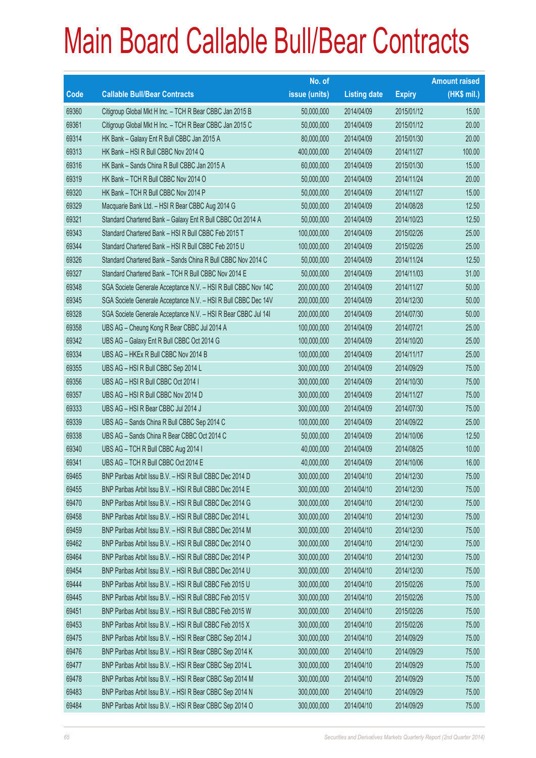# Main Board Callable Bull/Bear Contracts

| Code | Callable Bull/Bear Contracts | No. of issue (units) | Listing date | Expiry | Amount raised (HK$ mil.) |
|---|---|---|---|---|---|
| 69360 | Citigroup Global Mkt H Inc. – TCH R Bear CBBC Jan 2015 B | 50,000,000 | 2014/04/09 | 2015/01/12 | 15.00 |
| 69361 | Citigroup Global Mkt H Inc. – TCH R Bear CBBC Jan 2015 C | 50,000,000 | 2014/04/09 | 2015/01/12 | 20.00 |
| 69314 | HK Bank – Galaxy Ent R Bull CBBC Jan 2015 A | 80,000,000 | 2014/04/09 | 2015/01/30 | 20.00 |
| 69313 | HK Bank – HSI R Bull CBBC Nov 2014 Q | 400,000,000 | 2014/04/09 | 2014/11/27 | 100.00 |
| 69316 | HK Bank – Sands China R Bull CBBC Jan 2015 A | 60,000,000 | 2014/04/09 | 2015/01/30 | 15.00 |
| 69319 | HK Bank – TCH R Bull CBBC Nov 2014 O | 50,000,000 | 2014/04/09 | 2014/11/24 | 20.00 |
| 69320 | HK Bank – TCH R Bull CBBC Nov 2014 P | 50,000,000 | 2014/04/09 | 2014/11/27 | 15.00 |
| 69329 | Macquarie Bank Ltd. – HSI R Bear CBBC Aug 2014 G | 50,000,000 | 2014/04/09 | 2014/08/28 | 12.50 |
| 69321 | Standard Chartered Bank – Galaxy Ent R Bull CBBC Oct 2014 A | 50,000,000 | 2014/04/09 | 2014/10/23 | 12.50 |
| 69343 | Standard Chartered Bank – HSI R Bull CBBC Feb 2015 T | 100,000,000 | 2014/04/09 | 2015/02/26 | 25.00 |
| 69344 | Standard Chartered Bank – HSI R Bull CBBC Feb 2015 U | 100,000,000 | 2014/04/09 | 2015/02/26 | 25.00 |
| 69326 | Standard Chartered Bank – Sands China R Bull CBBC Nov 2014 C | 50,000,000 | 2014/04/09 | 2014/11/24 | 12.50 |
| 69327 | Standard Chartered Bank – TCH R Bull CBBC Nov 2014 E | 50,000,000 | 2014/04/09 | 2014/11/03 | 31.00 |
| 69348 | SGA Societe Generale Acceptance N.V. – HSI R Bull CBBC Nov 14C | 200,000,000 | 2014/04/09 | 2014/11/27 | 50.00 |
| 69345 | SGA Societe Generale Acceptance N.V. – HSI R Bull CBBC Dec 14V | 200,000,000 | 2014/04/09 | 2014/12/30 | 50.00 |
| 69328 | SGA Societe Generale Acceptance N.V. – HSI R Bear CBBC Jul 14I | 200,000,000 | 2014/04/09 | 2014/07/30 | 50.00 |
| 69358 | UBS AG – Cheung Kong R Bear CBBC Jul 2014 A | 100,000,000 | 2014/04/09 | 2014/07/21 | 25.00 |
| 69342 | UBS AG – Galaxy Ent R Bull CBBC Oct 2014 G | 100,000,000 | 2014/04/09 | 2014/10/20 | 25.00 |
| 69334 | UBS AG – HKEx R Bull CBBC Nov 2014 B | 100,000,000 | 2014/04/09 | 2014/11/17 | 25.00 |
| 69355 | UBS AG – HSI R Bull CBBC Sep 2014 L | 300,000,000 | 2014/04/09 | 2014/09/29 | 75.00 |
| 69356 | UBS AG – HSI R Bull CBBC Oct 2014 I | 300,000,000 | 2014/04/09 | 2014/10/30 | 75.00 |
| 69357 | UBS AG – HSI R Bull CBBC Nov 2014 D | 300,000,000 | 2014/04/09 | 2014/11/27 | 75.00 |
| 69333 | UBS AG – HSI R Bear CBBC Jul 2014 J | 300,000,000 | 2014/04/09 | 2014/07/30 | 75.00 |
| 69339 | UBS AG – Sands China R Bull CBBC Sep 2014 C | 100,000,000 | 2014/04/09 | 2014/09/22 | 25.00 |
| 69338 | UBS AG – Sands China R Bear CBBC Oct 2014 C | 50,000,000 | 2014/04/09 | 2014/10/06 | 12.50 |
| 69340 | UBS AG – TCH R Bull CBBC Aug 2014 I | 40,000,000 | 2014/04/09 | 2014/08/25 | 10.00 |
| 69341 | UBS AG – TCH R Bull CBBC Oct 2014 E | 40,000,000 | 2014/04/09 | 2014/10/06 | 16.00 |
| 69465 | BNP Paribas Arbit Issu B.V. – HSI R Bull CBBC Dec 2014 D | 300,000,000 | 2014/04/10 | 2014/12/30 | 75.00 |
| 69455 | BNP Paribas Arbit Issu B.V. – HSI R Bull CBBC Dec 2014 E | 300,000,000 | 2014/04/10 | 2014/12/30 | 75.00 |
| 69470 | BNP Paribas Arbit Issu B.V. – HSI R Bull CBBC Dec 2014 G | 300,000,000 | 2014/04/10 | 2014/12/30 | 75.00 |
| 69458 | BNP Paribas Arbit Issu B.V. – HSI R Bull CBBC Dec 2014 L | 300,000,000 | 2014/04/10 | 2014/12/30 | 75.00 |
| 69459 | BNP Paribas Arbit Issu B.V. – HSI R Bull CBBC Dec 2014 M | 300,000,000 | 2014/04/10 | 2014/12/30 | 75.00 |
| 69462 | BNP Paribas Arbit Issu B.V. – HSI R Bull CBBC Dec 2014 O | 300,000,000 | 2014/04/10 | 2014/12/30 | 75.00 |
| 69464 | BNP Paribas Arbit Issu B.V. – HSI R Bull CBBC Dec 2014 P | 300,000,000 | 2014/04/10 | 2014/12/30 | 75.00 |
| 69454 | BNP Paribas Arbit Issu B.V. – HSI R Bull CBBC Dec 2014 U | 300,000,000 | 2014/04/10 | 2014/12/30 | 75.00 |
| 69444 | BNP Paribas Arbit Issu B.V. – HSI R Bull CBBC Feb 2015 U | 300,000,000 | 2014/04/10 | 2015/02/26 | 75.00 |
| 69445 | BNP Paribas Arbit Issu B.V. – HSI R Bull CBBC Feb 2015 V | 300,000,000 | 2014/04/10 | 2015/02/26 | 75.00 |
| 69451 | BNP Paribas Arbit Issu B.V. – HSI R Bull CBBC Feb 2015 W | 300,000,000 | 2014/04/10 | 2015/02/26 | 75.00 |
| 69453 | BNP Paribas Arbit Issu B.V. – HSI R Bull CBBC Feb 2015 X | 300,000,000 | 2014/04/10 | 2015/02/26 | 75.00 |
| 69475 | BNP Paribas Arbit Issu B.V. – HSI R Bear CBBC Sep 2014 J | 300,000,000 | 2014/04/10 | 2014/09/29 | 75.00 |
| 69476 | BNP Paribas Arbit Issu B.V. – HSI R Bear CBBC Sep 2014 K | 300,000,000 | 2014/04/10 | 2014/09/29 | 75.00 |
| 69477 | BNP Paribas Arbit Issu B.V. – HSI R Bear CBBC Sep 2014 L | 300,000,000 | 2014/04/10 | 2014/09/29 | 75.00 |
| 69478 | BNP Paribas Arbit Issu B.V. – HSI R Bear CBBC Sep 2014 M | 300,000,000 | 2014/04/10 | 2014/09/29 | 75.00 |
| 69483 | BNP Paribas Arbit Issu B.V. – HSI R Bear CBBC Sep 2014 N | 300,000,000 | 2014/04/10 | 2014/09/29 | 75.00 |
| 69484 | BNP Paribas Arbit Issu B.V. – HSI R Bear CBBC Sep 2014 O | 300,000,000 | 2014/04/10 | 2014/09/29 | 75.00 |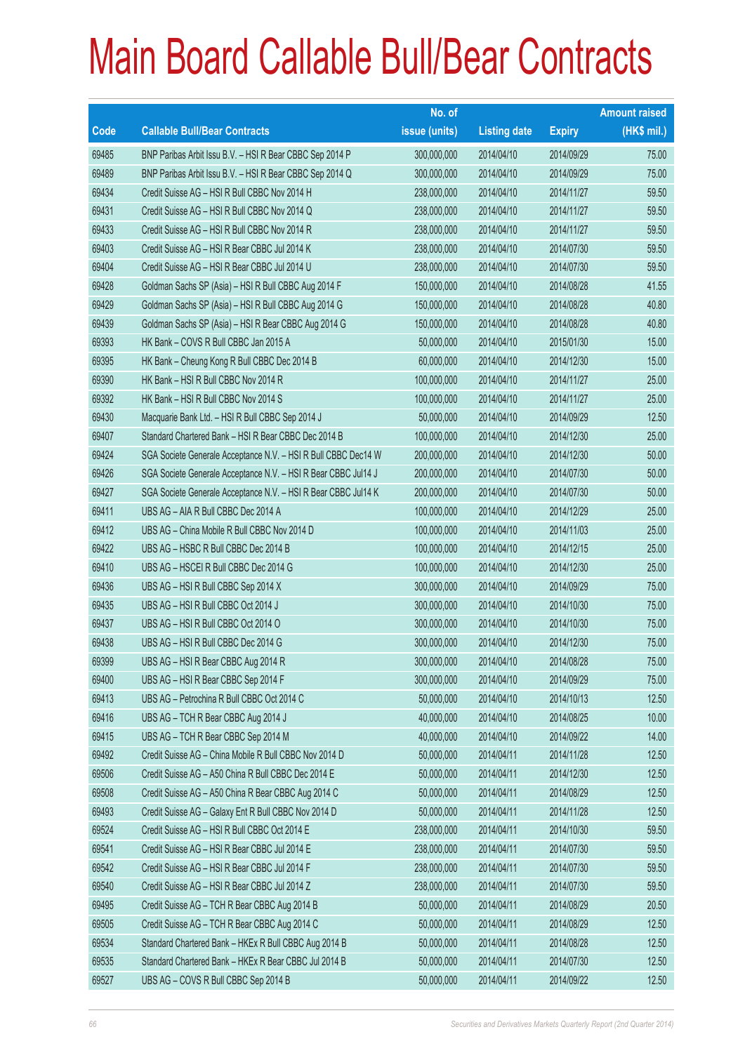# Main Board Callable Bull/Bear Contracts

| Code | Callable Bull/Bear Contracts | No. of issue (units) | Listing date | Expiry | Amount raised (HK$ mil.) |
|---|---|---|---|---|---|
| 69485 | BNP Paribas Arbit Issu B.V. – HSI R Bear CBBC Sep 2014 P | 300,000,000 | 2014/04/10 | 2014/09/29 | 75.00 |
| 69489 | BNP Paribas Arbit Issu B.V. – HSI R Bear CBBC Sep 2014 Q | 300,000,000 | 2014/04/10 | 2014/09/29 | 75.00 |
| 69434 | Credit Suisse AG – HSI R Bull CBBC Nov 2014 H | 238,000,000 | 2014/04/10 | 2014/11/27 | 59.50 |
| 69431 | Credit Suisse AG – HSI R Bull CBBC Nov 2014 Q | 238,000,000 | 2014/04/10 | 2014/11/27 | 59.50 |
| 69433 | Credit Suisse AG – HSI R Bull CBBC Nov 2014 R | 238,000,000 | 2014/04/10 | 2014/11/27 | 59.50 |
| 69403 | Credit Suisse AG – HSI R Bear CBBC Jul 2014 K | 238,000,000 | 2014/04/10 | 2014/07/30 | 59.50 |
| 69404 | Credit Suisse AG – HSI R Bear CBBC Jul 2014 U | 238,000,000 | 2014/04/10 | 2014/07/30 | 59.50 |
| 69428 | Goldman Sachs SP (Asia) – HSI R Bull CBBC Aug 2014 F | 150,000,000 | 2014/04/10 | 2014/08/28 | 41.55 |
| 69429 | Goldman Sachs SP (Asia) – HSI R Bull CBBC Aug 2014 G | 150,000,000 | 2014/04/10 | 2014/08/28 | 40.80 |
| 69439 | Goldman Sachs SP (Asia) – HSI R Bear CBBC Aug 2014 G | 150,000,000 | 2014/04/10 | 2014/08/28 | 40.80 |
| 69393 | HK Bank – COVS R Bull CBBC Jan 2015 A | 50,000,000 | 2014/04/10 | 2015/01/30 | 15.00 |
| 69395 | HK Bank – Cheung Kong R Bull CBBC Dec 2014 B | 60,000,000 | 2014/04/10 | 2014/12/30 | 15.00 |
| 69390 | HK Bank – HSI R Bull CBBC Nov 2014 R | 100,000,000 | 2014/04/10 | 2014/11/27 | 25.00 |
| 69392 | HK Bank – HSI R Bull CBBC Nov 2014 S | 100,000,000 | 2014/04/10 | 2014/11/27 | 25.00 |
| 69430 | Macquarie Bank Ltd. – HSI R Bull CBBC Sep 2014 J | 50,000,000 | 2014/04/10 | 2014/09/29 | 12.50 |
| 69407 | Standard Chartered Bank – HSI R Bear CBBC Dec 2014 B | 100,000,000 | 2014/04/10 | 2014/12/30 | 25.00 |
| 69424 | SGA Societe Generale Acceptance N.V. – HSI R Bull CBBC Dec14 W | 200,000,000 | 2014/04/10 | 2014/12/30 | 50.00 |
| 69426 | SGA Societe Generale Acceptance N.V. – HSI R Bear CBBC Jul14 J | 200,000,000 | 2014/04/10 | 2014/07/30 | 50.00 |
| 69427 | SGA Societe Generale Acceptance N.V. – HSI R Bear CBBC Jul14 K | 200,000,000 | 2014/04/10 | 2014/07/30 | 50.00 |
| 69411 | UBS AG – AIA R Bull CBBC Dec 2014 A | 100,000,000 | 2014/04/10 | 2014/12/29 | 25.00 |
| 69412 | UBS AG – China Mobile R Bull CBBC Nov 2014 D | 100,000,000 | 2014/04/10 | 2014/11/03 | 25.00 |
| 69422 | UBS AG – HSBC R Bull CBBC Dec 2014 B | 100,000,000 | 2014/04/10 | 2014/12/15 | 25.00 |
| 69410 | UBS AG – HSCEI R Bull CBBC Dec 2014 G | 100,000,000 | 2014/04/10 | 2014/12/30 | 25.00 |
| 69436 | UBS AG – HSI R Bull CBBC Sep 2014 X | 300,000,000 | 2014/04/10 | 2014/09/29 | 75.00 |
| 69435 | UBS AG – HSI R Bull CBBC Oct 2014 J | 300,000,000 | 2014/04/10 | 2014/10/30 | 75.00 |
| 69437 | UBS AG – HSI R Bull CBBC Oct 2014 O | 300,000,000 | 2014/04/10 | 2014/10/30 | 75.00 |
| 69438 | UBS AG – HSI R Bull CBBC Dec 2014 G | 300,000,000 | 2014/04/10 | 2014/12/30 | 75.00 |
| 69399 | UBS AG – HSI R Bear CBBC Aug 2014 R | 300,000,000 | 2014/04/10 | 2014/08/28 | 75.00 |
| 69400 | UBS AG – HSI R Bear CBBC Sep 2014 F | 300,000,000 | 2014/04/10 | 2014/09/29 | 75.00 |
| 69413 | UBS AG – Petrochina R Bull CBBC Oct 2014 C | 50,000,000 | 2014/04/10 | 2014/10/13 | 12.50 |
| 69416 | UBS AG – TCH R Bear CBBC Aug 2014 J | 40,000,000 | 2014/04/10 | 2014/08/25 | 10.00 |
| 69415 | UBS AG – TCH R Bear CBBC Sep 2014 M | 40,000,000 | 2014/04/10 | 2014/09/22 | 14.00 |
| 69492 | Credit Suisse AG – China Mobile R Bull CBBC Nov 2014 D | 50,000,000 | 2014/04/11 | 2014/11/28 | 12.50 |
| 69506 | Credit Suisse AG – A50 China R Bull CBBC Dec 2014 E | 50,000,000 | 2014/04/11 | 2014/12/30 | 12.50 |
| 69508 | Credit Suisse AG – A50 China R Bear CBBC Aug 2014 C | 50,000,000 | 2014/04/11 | 2014/08/29 | 12.50 |
| 69493 | Credit Suisse AG – Galaxy Ent R Bull CBBC Nov 2014 D | 50,000,000 | 2014/04/11 | 2014/11/28 | 12.50 |
| 69524 | Credit Suisse AG – HSI R Bull CBBC Oct 2014 E | 238,000,000 | 2014/04/11 | 2014/10/30 | 59.50 |
| 69541 | Credit Suisse AG – HSI R Bear CBBC Jul 2014 E | 238,000,000 | 2014/04/11 | 2014/07/30 | 59.50 |
| 69542 | Credit Suisse AG – HSI R Bear CBBC Jul 2014 F | 238,000,000 | 2014/04/11 | 2014/07/30 | 59.50 |
| 69540 | Credit Suisse AG – HSI R Bear CBBC Jul 2014 Z | 238,000,000 | 2014/04/11 | 2014/07/30 | 59.50 |
| 69495 | Credit Suisse AG – TCH R Bear CBBC Aug 2014 B | 50,000,000 | 2014/04/11 | 2014/08/29 | 20.50 |
| 69505 | Credit Suisse AG – TCH R Bear CBBC Aug 2014 C | 50,000,000 | 2014/04/11 | 2014/08/29 | 12.50 |
| 69534 | Standard Chartered Bank – HKEx R Bull CBBC Aug 2014 B | 50,000,000 | 2014/04/11 | 2014/08/28 | 12.50 |
| 69535 | Standard Chartered Bank – HKEx R Bear CBBC Jul 2014 B | 50,000,000 | 2014/04/11 | 2014/07/30 | 12.50 |
| 69527 | UBS AG – COVS R Bull CBBC Sep 2014 B | 50,000,000 | 2014/04/11 | 2014/09/22 | 12.50 |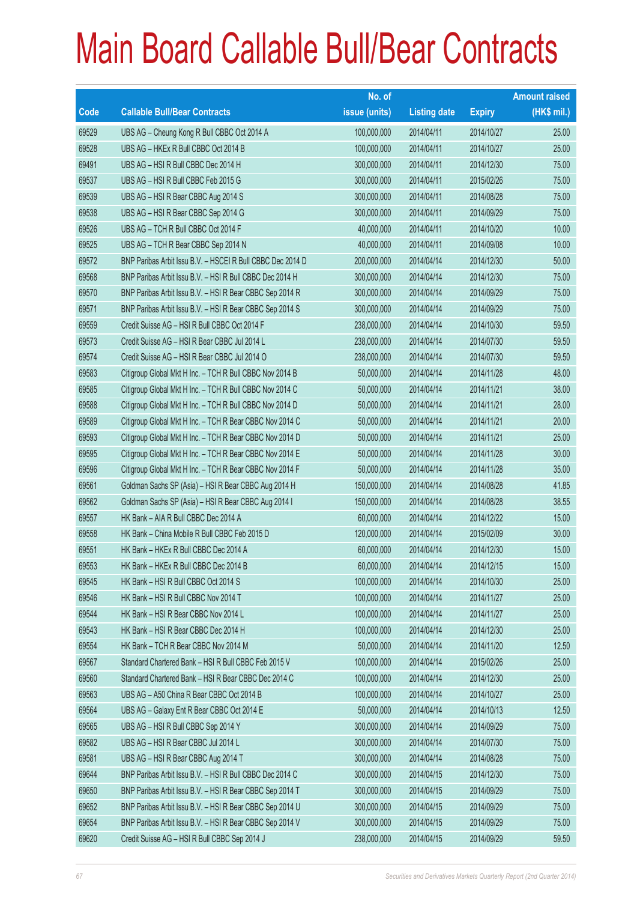# Main Board Callable Bull/Bear Contracts

| Code | Callable Bull/Bear Contracts | No. of issue (units) | Listing date | Expiry | Amount raised (HK$ mil.) |
|---|---|---|---|---|---|
| 69529 | UBS AG – Cheung Kong R Bull CBBC Oct 2014 A | 100,000,000 | 2014/04/11 | 2014/10/27 | 25.00 |
| 69528 | UBS AG – HKEx R Bull CBBC Oct 2014 B | 100,000,000 | 2014/04/11 | 2014/10/27 | 25.00 |
| 69491 | UBS AG – HSI R Bull CBBC Dec 2014 H | 300,000,000 | 2014/04/11 | 2014/12/30 | 75.00 |
| 69537 | UBS AG – HSI R Bull CBBC Feb 2015 G | 300,000,000 | 2014/04/11 | 2015/02/26 | 75.00 |
| 69539 | UBS AG – HSI R Bear CBBC Aug 2014 S | 300,000,000 | 2014/04/11 | 2014/08/28 | 75.00 |
| 69538 | UBS AG – HSI R Bear CBBC Sep 2014 G | 300,000,000 | 2014/04/11 | 2014/09/29 | 75.00 |
| 69526 | UBS AG – TCH R Bull CBBC Oct 2014 F | 40,000,000 | 2014/04/11 | 2014/10/20 | 10.00 |
| 69525 | UBS AG – TCH R Bear CBBC Sep 2014 N | 40,000,000 | 2014/04/11 | 2014/09/08 | 10.00 |
| 69572 | BNP Paribas Arbit Issu B.V. – HSCEI R Bull CBBC Dec 2014 D | 200,000,000 | 2014/04/14 | 2014/12/30 | 50.00 |
| 69568 | BNP Paribas Arbit Issu B.V. – HSI R Bull CBBC Dec 2014 H | 300,000,000 | 2014/04/14 | 2014/12/30 | 75.00 |
| 69570 | BNP Paribas Arbit Issu B.V. – HSI R Bear CBBC Sep 2014 R | 300,000,000 | 2014/04/14 | 2014/09/29 | 75.00 |
| 69571 | BNP Paribas Arbit Issu B.V. – HSI R Bear CBBC Sep 2014 S | 300,000,000 | 2014/04/14 | 2014/09/29 | 75.00 |
| 69559 | Credit Suisse AG – HSI R Bull CBBC Oct 2014 F | 238,000,000 | 2014/04/14 | 2014/10/30 | 59.50 |
| 69573 | Credit Suisse AG – HSI R Bear CBBC Jul 2014 L | 238,000,000 | 2014/04/14 | 2014/07/30 | 59.50 |
| 69574 | Credit Suisse AG – HSI R Bear CBBC Jul 2014 O | 238,000,000 | 2014/04/14 | 2014/07/30 | 59.50 |
| 69583 | Citigroup Global Mkt H Inc. – TCH R Bull CBBC Nov 2014 B | 50,000,000 | 2014/04/14 | 2014/11/28 | 48.00 |
| 69585 | Citigroup Global Mkt H Inc. – TCH R Bull CBBC Nov 2014 C | 50,000,000 | 2014/04/14 | 2014/11/21 | 38.00 |
| 69588 | Citigroup Global Mkt H Inc. – TCH R Bull CBBC Nov 2014 D | 50,000,000 | 2014/04/14 | 2014/11/21 | 28.00 |
| 69589 | Citigroup Global Mkt H Inc. – TCH R Bear CBBC Nov 2014 C | 50,000,000 | 2014/04/14 | 2014/11/21 | 20.00 |
| 69593 | Citigroup Global Mkt H Inc. – TCH R Bear CBBC Nov 2014 D | 50,000,000 | 2014/04/14 | 2014/11/21 | 25.00 |
| 69595 | Citigroup Global Mkt H Inc. – TCH R Bear CBBC Nov 2014 E | 50,000,000 | 2014/04/14 | 2014/11/28 | 30.00 |
| 69596 | Citigroup Global Mkt H Inc. – TCH R Bear CBBC Nov 2014 F | 50,000,000 | 2014/04/14 | 2014/11/28 | 35.00 |
| 69561 | Goldman Sachs SP (Asia) – HSI R Bear CBBC Aug 2014 H | 150,000,000 | 2014/04/14 | 2014/08/28 | 41.85 |
| 69562 | Goldman Sachs SP (Asia) – HSI R Bear CBBC Aug 2014 I | 150,000,000 | 2014/04/14 | 2014/08/28 | 38.55 |
| 69557 | HK Bank – AIA R Bull CBBC Dec 2014 A | 60,000,000 | 2014/04/14 | 2014/12/22 | 15.00 |
| 69558 | HK Bank – China Mobile R Bull CBBC Feb 2015 D | 120,000,000 | 2014/04/14 | 2015/02/09 | 30.00 |
| 69551 | HK Bank – HKEx R Bull CBBC Dec 2014 A | 60,000,000 | 2014/04/14 | 2014/12/30 | 15.00 |
| 69553 | HK Bank – HKEx R Bull CBBC Dec 2014 B | 60,000,000 | 2014/04/14 | 2014/12/15 | 15.00 |
| 69545 | HK Bank – HSI R Bull CBBC Oct 2014 S | 100,000,000 | 2014/04/14 | 2014/10/30 | 25.00 |
| 69546 | HK Bank – HSI R Bull CBBC Nov 2014 T | 100,000,000 | 2014/04/14 | 2014/11/27 | 25.00 |
| 69544 | HK Bank – HSI R Bear CBBC Nov 2014 L | 100,000,000 | 2014/04/14 | 2014/11/27 | 25.00 |
| 69543 | HK Bank – HSI R Bear CBBC Dec 2014 H | 100,000,000 | 2014/04/14 | 2014/12/30 | 25.00 |
| 69554 | HK Bank – TCH R Bear CBBC Nov 2014 M | 50,000,000 | 2014/04/14 | 2014/11/20 | 12.50 |
| 69567 | Standard Chartered Bank – HSI R Bull CBBC Feb 2015 V | 100,000,000 | 2014/04/14 | 2015/02/26 | 25.00 |
| 69560 | Standard Chartered Bank – HSI R Bear CBBC Dec 2014 C | 100,000,000 | 2014/04/14 | 2014/12/30 | 25.00 |
| 69563 | UBS AG – A50 China R Bear CBBC Oct 2014 B | 100,000,000 | 2014/04/14 | 2014/10/27 | 25.00 |
| 69564 | UBS AG – Galaxy Ent R Bear CBBC Oct 2014 E | 50,000,000 | 2014/04/14 | 2014/10/13 | 12.50 |
| 69565 | UBS AG – HSI R Bull CBBC Sep 2014 Y | 300,000,000 | 2014/04/14 | 2014/09/29 | 75.00 |
| 69582 | UBS AG – HSI R Bear CBBC Jul 2014 L | 300,000,000 | 2014/04/14 | 2014/07/30 | 75.00 |
| 69581 | UBS AG – HSI R Bear CBBC Aug 2014 T | 300,000,000 | 2014/04/14 | 2014/08/28 | 75.00 |
| 69644 | BNP Paribas Arbit Issu B.V. – HSI R Bull CBBC Dec 2014 C | 300,000,000 | 2014/04/15 | 2014/12/30 | 75.00 |
| 69650 | BNP Paribas Arbit Issu B.V. – HSI R Bear CBBC Sep 2014 T | 300,000,000 | 2014/04/15 | 2014/09/29 | 75.00 |
| 69652 | BNP Paribas Arbit Issu B.V. – HSI R Bear CBBC Sep 2014 U | 300,000,000 | 2014/04/15 | 2014/09/29 | 75.00 |
| 69654 | BNP Paribas Arbit Issu B.V. – HSI R Bear CBBC Sep 2014 V | 300,000,000 | 2014/04/15 | 2014/09/29 | 75.00 |
| 69620 | Credit Suisse AG – HSI R Bull CBBC Sep 2014 J | 238,000,000 | 2014/04/15 | 2014/09/29 | 59.50 |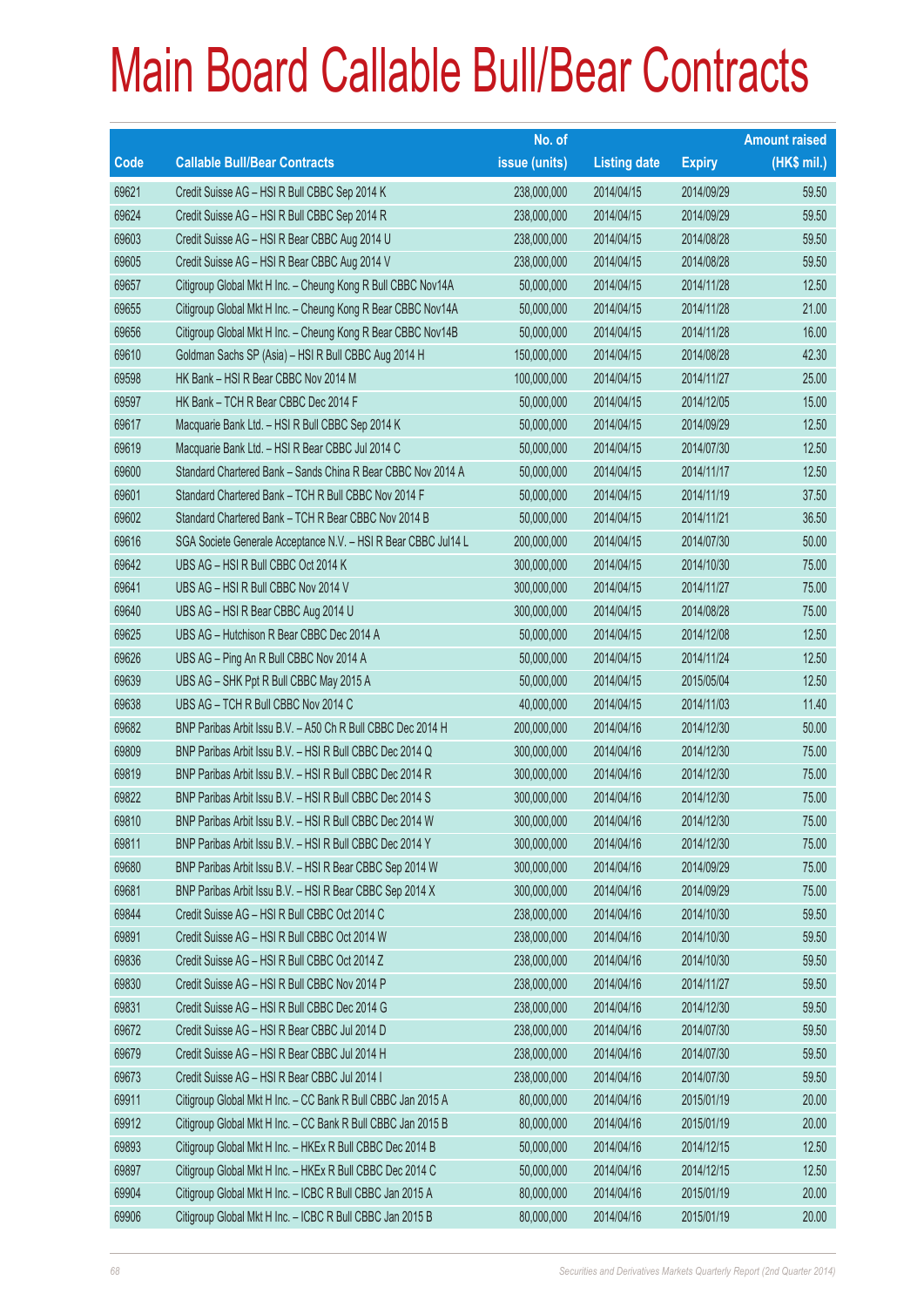# Main Board Callable Bull/Bear Contracts

| Code | Callable Bull/Bear Contracts | No. of issue (units) | Listing date | Expiry | Amount raised (HK$ mil.) |
|---|---|---|---|---|---|
| 69621 | Credit Suisse AG – HSI R Bull CBBC Sep 2014 K | 238,000,000 | 2014/04/15 | 2014/09/29 | 59.50 |
| 69624 | Credit Suisse AG – HSI R Bull CBBC Sep 2014 R | 238,000,000 | 2014/04/15 | 2014/09/29 | 59.50 |
| 69603 | Credit Suisse AG – HSI R Bear CBBC Aug 2014 U | 238,000,000 | 2014/04/15 | 2014/08/28 | 59.50 |
| 69605 | Credit Suisse AG – HSI R Bear CBBC Aug 2014 V | 238,000,000 | 2014/04/15 | 2014/08/28 | 59.50 |
| 69657 | Citigroup Global Mkt H Inc. – Cheung Kong R Bull CBBC Nov14A | 50,000,000 | 2014/04/15 | 2014/11/28 | 12.50 |
| 69655 | Citigroup Global Mkt H Inc. – Cheung Kong R Bear CBBC Nov14A | 50,000,000 | 2014/04/15 | 2014/11/28 | 21.00 |
| 69656 | Citigroup Global Mkt H Inc. – Cheung Kong R Bear CBBC Nov14B | 50,000,000 | 2014/04/15 | 2014/11/28 | 16.00 |
| 69610 | Goldman Sachs SP (Asia) – HSI R Bull CBBC Aug 2014 H | 150,000,000 | 2014/04/15 | 2014/08/28 | 42.30 |
| 69598 | HK Bank – HSI R Bear CBBC Nov 2014 M | 100,000,000 | 2014/04/15 | 2014/11/27 | 25.00 |
| 69597 | HK Bank – TCH R Bear CBBC Dec 2014 F | 50,000,000 | 2014/04/15 | 2014/12/05 | 15.00 |
| 69617 | Macquarie Bank Ltd. – HSI R Bull CBBC Sep 2014 K | 50,000,000 | 2014/04/15 | 2014/09/29 | 12.50 |
| 69619 | Macquarie Bank Ltd. – HSI R Bear CBBC Jul 2014 C | 50,000,000 | 2014/04/15 | 2014/07/30 | 12.50 |
| 69600 | Standard Chartered Bank – Sands China R Bear CBBC Nov 2014 A | 50,000,000 | 2014/04/15 | 2014/11/17 | 12.50 |
| 69601 | Standard Chartered Bank – TCH R Bull CBBC Nov 2014 F | 50,000,000 | 2014/04/15 | 2014/11/19 | 37.50 |
| 69602 | Standard Chartered Bank – TCH R Bear CBBC Nov 2014 B | 50,000,000 | 2014/04/15 | 2014/11/21 | 36.50 |
| 69616 | SGA Societe Generale Acceptance N.V. – HSI R Bear CBBC Jul14 L | 200,000,000 | 2014/04/15 | 2014/07/30 | 50.00 |
| 69642 | UBS AG – HSI R Bull CBBC Oct 2014 K | 300,000,000 | 2014/04/15 | 2014/10/30 | 75.00 |
| 69641 | UBS AG – HSI R Bull CBBC Nov 2014 V | 300,000,000 | 2014/04/15 | 2014/11/27 | 75.00 |
| 69640 | UBS AG – HSI R Bear CBBC Aug 2014 U | 300,000,000 | 2014/04/15 | 2014/08/28 | 75.00 |
| 69625 | UBS AG – Hutchison R Bear CBBC Dec 2014 A | 50,000,000 | 2014/04/15 | 2014/12/08 | 12.50 |
| 69626 | UBS AG – Ping An R Bull CBBC Nov 2014 A | 50,000,000 | 2014/04/15 | 2014/11/24 | 12.50 |
| 69639 | UBS AG – SHK Ppt R Bull CBBC May 2015 A | 50,000,000 | 2014/04/15 | 2015/05/04 | 12.50 |
| 69638 | UBS AG – TCH R Bull CBBC Nov 2014 C | 40,000,000 | 2014/04/15 | 2014/11/03 | 11.40 |
| 69682 | BNP Paribas Arbit Issu B.V. – A50 Ch R Bull CBBC Dec 2014 H | 200,000,000 | 2014/04/16 | 2014/12/30 | 50.00 |
| 69809 | BNP Paribas Arbit Issu B.V. – HSI R Bull CBBC Dec 2014 Q | 300,000,000 | 2014/04/16 | 2014/12/30 | 75.00 |
| 69819 | BNP Paribas Arbit Issu B.V. – HSI R Bull CBBC Dec 2014 R | 300,000,000 | 2014/04/16 | 2014/12/30 | 75.00 |
| 69822 | BNP Paribas Arbit Issu B.V. – HSI R Bull CBBC Dec 2014 S | 300,000,000 | 2014/04/16 | 2014/12/30 | 75.00 |
| 69810 | BNP Paribas Arbit Issu B.V. – HSI R Bull CBBC Dec 2014 W | 300,000,000 | 2014/04/16 | 2014/12/30 | 75.00 |
| 69811 | BNP Paribas Arbit Issu B.V. – HSI R Bull CBBC Dec 2014 Y | 300,000,000 | 2014/04/16 | 2014/12/30 | 75.00 |
| 69680 | BNP Paribas Arbit Issu B.V. – HSI R Bear CBBC Sep 2014 W | 300,000,000 | 2014/04/16 | 2014/09/29 | 75.00 |
| 69681 | BNP Paribas Arbit Issu B.V. – HSI R Bear CBBC Sep 2014 X | 300,000,000 | 2014/04/16 | 2014/09/29 | 75.00 |
| 69844 | Credit Suisse AG – HSI R Bull CBBC Oct 2014 C | 238,000,000 | 2014/04/16 | 2014/10/30 | 59.50 |
| 69891 | Credit Suisse AG – HSI R Bull CBBC Oct 2014 W | 238,000,000 | 2014/04/16 | 2014/10/30 | 59.50 |
| 69836 | Credit Suisse AG – HSI R Bull CBBC Oct 2014 Z | 238,000,000 | 2014/04/16 | 2014/10/30 | 59.50 |
| 69830 | Credit Suisse AG – HSI R Bull CBBC Nov 2014 P | 238,000,000 | 2014/04/16 | 2014/11/27 | 59.50 |
| 69831 | Credit Suisse AG – HSI R Bull CBBC Dec 2014 G | 238,000,000 | 2014/04/16 | 2014/12/30 | 59.50 |
| 69672 | Credit Suisse AG – HSI R Bear CBBC Jul 2014 D | 238,000,000 | 2014/04/16 | 2014/07/30 | 59.50 |
| 69679 | Credit Suisse AG – HSI R Bear CBBC Jul 2014 H | 238,000,000 | 2014/04/16 | 2014/07/30 | 59.50 |
| 69673 | Credit Suisse AG – HSI R Bear CBBC Jul 2014 I | 238,000,000 | 2014/04/16 | 2014/07/30 | 59.50 |
| 69911 | Citigroup Global Mkt H Inc. – CC Bank R Bull CBBC Jan 2015 A | 80,000,000 | 2014/04/16 | 2015/01/19 | 20.00 |
| 69912 | Citigroup Global Mkt H Inc. – CC Bank R Bull CBBC Jan 2015 B | 80,000,000 | 2014/04/16 | 2015/01/19 | 20.00 |
| 69893 | Citigroup Global Mkt H Inc. – HKEx R Bull CBBC Dec 2014 B | 50,000,000 | 2014/04/16 | 2014/12/15 | 12.50 |
| 69897 | Citigroup Global Mkt H Inc. – HKEx R Bull CBBC Dec 2014 C | 50,000,000 | 2014/04/16 | 2014/12/15 | 12.50 |
| 69904 | Citigroup Global Mkt H Inc. – ICBC R Bull CBBC Jan 2015 A | 80,000,000 | 2014/04/16 | 2015/01/19 | 20.00 |
| 69906 | Citigroup Global Mkt H Inc. – ICBC R Bull CBBC Jan 2015 B | 80,000,000 | 2014/04/16 | 2015/01/19 | 20.00 |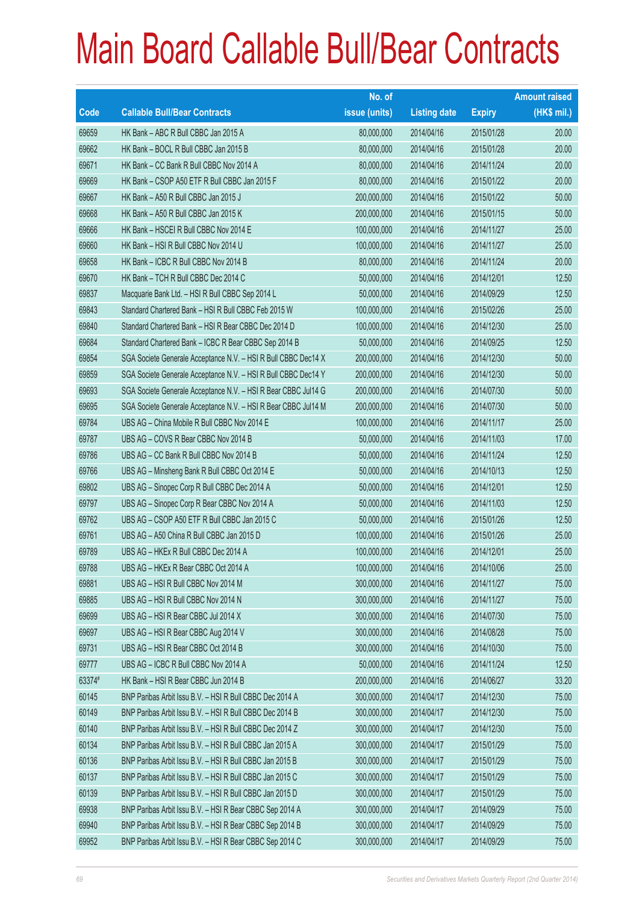# Main Board Callable Bull/Bear Contracts

| Code | Callable Bull/Bear Contracts | No. of issue (units) | Listing date | Expiry | Amount raised (HK$ mil.) |
|---|---|---|---|---|---|
| 69659 | HK Bank – ABC R Bull CBBC Jan 2015 A | 80,000,000 | 2014/04/16 | 2015/01/28 | 20.00 |
| 69662 | HK Bank – BOCL R Bull CBBC Jan 2015 B | 80,000,000 | 2014/04/16 | 2015/01/28 | 20.00 |
| 69671 | HK Bank – CC Bank R Bull CBBC Nov 2014 A | 80,000,000 | 2014/04/16 | 2014/11/24 | 20.00 |
| 69669 | HK Bank – CSOP A50 ETF R Bull CBBC Jan 2015 F | 80,000,000 | 2014/04/16 | 2015/01/22 | 20.00 |
| 69667 | HK Bank – A50 R Bull CBBC Jan 2015 J | 200,000,000 | 2014/04/16 | 2015/01/22 | 50.00 |
| 69668 | HK Bank – A50 R Bull CBBC Jan 2015 K | 200,000,000 | 2014/04/16 | 2015/01/15 | 50.00 |
| 69666 | HK Bank – HSCEI R Bull CBBC Nov 2014 E | 100,000,000 | 2014/04/16 | 2014/11/27 | 25.00 |
| 69660 | HK Bank – HSI R Bull CBBC Nov 2014 U | 100,000,000 | 2014/04/16 | 2014/11/27 | 25.00 |
| 69658 | HK Bank – ICBC R Bull CBBC Nov 2014 B | 80,000,000 | 2014/04/16 | 2014/11/24 | 20.00 |
| 69670 | HK Bank – TCH R Bull CBBC Dec 2014 C | 50,000,000 | 2014/04/16 | 2014/12/01 | 12.50 |
| 69837 | Macquarie Bank Ltd. – HSI R Bull CBBC Sep 2014 L | 50,000,000 | 2014/04/16 | 2014/09/29 | 12.50 |
| 69843 | Standard Chartered Bank – HSI R Bull CBBC Feb 2015 W | 100,000,000 | 2014/04/16 | 2015/02/26 | 25.00 |
| 69840 | Standard Chartered Bank – HSI R Bear CBBC Dec 2014 D | 100,000,000 | 2014/04/16 | 2014/12/30 | 25.00 |
| 69684 | Standard Chartered Bank – ICBC R Bear CBBC Sep 2014 B | 50,000,000 | 2014/04/16 | 2014/09/25 | 12.50 |
| 69854 | SGA Societe Generale Acceptance N.V. – HSI R Bull CBBC Dec14 X | 200,000,000 | 2014/04/16 | 2014/12/30 | 50.00 |
| 69859 | SGA Societe Generale Acceptance N.V. – HSI R Bull CBBC Dec14 Y | 200,000,000 | 2014/04/16 | 2014/12/30 | 50.00 |
| 69693 | SGA Societe Generale Acceptance N.V. – HSI R Bear CBBC Jul14 G | 200,000,000 | 2014/04/16 | 2014/07/30 | 50.00 |
| 69695 | SGA Societe Generale Acceptance N.V. – HSI R Bear CBBC Jul14 M | 200,000,000 | 2014/04/16 | 2014/07/30 | 50.00 |
| 69784 | UBS AG – China Mobile R Bull CBBC Nov 2014 E | 100,000,000 | 2014/04/16 | 2014/11/17 | 25.00 |
| 69787 | UBS AG – COVS R Bear CBBC Nov 2014 B | 50,000,000 | 2014/04/16 | 2014/11/03 | 17.00 |
| 69786 | UBS AG – CC Bank R Bull CBBC Nov 2014 B | 50,000,000 | 2014/04/16 | 2014/11/24 | 12.50 |
| 69766 | UBS AG – Minsheng Bank R Bull CBBC Oct 2014 E | 50,000,000 | 2014/04/16 | 2014/10/13 | 12.50 |
| 69802 | UBS AG – Sinopec Corp R Bull CBBC Dec 2014 A | 50,000,000 | 2014/04/16 | 2014/12/01 | 12.50 |
| 69797 | UBS AG – Sinopec Corp R Bear CBBC Nov 2014 A | 50,000,000 | 2014/04/16 | 2014/11/03 | 12.50 |
| 69762 | UBS AG – CSOP A50 ETF R Bull CBBC Jan 2015 C | 50,000,000 | 2014/04/16 | 2015/01/26 | 12.50 |
| 69761 | UBS AG – A50 China R Bull CBBC Jan 2015 D | 100,000,000 | 2014/04/16 | 2015/01/26 | 25.00 |
| 69789 | UBS AG – HKEx R Bull CBBC Dec 2014 A | 100,000,000 | 2014/04/16 | 2014/12/01 | 25.00 |
| 69788 | UBS AG – HKEx R Bear CBBC Oct 2014 A | 100,000,000 | 2014/04/16 | 2014/10/06 | 25.00 |
| 69881 | UBS AG – HSI R Bull CBBC Nov 2014 M | 300,000,000 | 2014/04/16 | 2014/11/27 | 75.00 |
| 69885 | UBS AG – HSI R Bull CBBC Nov 2014 N | 300,000,000 | 2014/04/16 | 2014/11/27 | 75.00 |
| 69699 | UBS AG – HSI R Bear CBBC Jul 2014 X | 300,000,000 | 2014/04/16 | 2014/07/30 | 75.00 |
| 69697 | UBS AG – HSI R Bear CBBC Aug 2014 V | 300,000,000 | 2014/04/16 | 2014/08/28 | 75.00 |
| 69731 | UBS AG – HSI R Bear CBBC Oct 2014 B | 300,000,000 | 2014/04/16 | 2014/10/30 | 75.00 |
| 69777 | UBS AG – ICBC R Bull CBBC Nov 2014 A | 50,000,000 | 2014/04/16 | 2014/11/24 | 12.50 |
| 63374# | HK Bank – HSI R Bear CBBC Jun 2014 B | 200,000,000 | 2014/04/16 | 2014/06/27 | 33.20 |
| 60145 | BNP Paribas Arbit Issu B.V. – HSI R Bull CBBC Dec 2014 A | 300,000,000 | 2014/04/17 | 2014/12/30 | 75.00 |
| 60149 | BNP Paribas Arbit Issu B.V. – HSI R Bull CBBC Dec 2014 B | 300,000,000 | 2014/04/17 | 2014/12/30 | 75.00 |
| 60140 | BNP Paribas Arbit Issu B.V. – HSI R Bull CBBC Dec 2014 Z | 300,000,000 | 2014/04/17 | 2014/12/30 | 75.00 |
| 60134 | BNP Paribas Arbit Issu B.V. – HSI R Bull CBBC Jan 2015 A | 300,000,000 | 2014/04/17 | 2015/01/29 | 75.00 |
| 60136 | BNP Paribas Arbit Issu B.V. – HSI R Bull CBBC Jan 2015 B | 300,000,000 | 2014/04/17 | 2015/01/29 | 75.00 |
| 60137 | BNP Paribas Arbit Issu B.V. – HSI R Bull CBBC Jan 2015 C | 300,000,000 | 2014/04/17 | 2015/01/29 | 75.00 |
| 60139 | BNP Paribas Arbit Issu B.V. – HSI R Bull CBBC Jan 2015 D | 300,000,000 | 2014/04/17 | 2015/01/29 | 75.00 |
| 69938 | BNP Paribas Arbit Issu B.V. – HSI R Bear CBBC Sep 2014 A | 300,000,000 | 2014/04/17 | 2014/09/29 | 75.00 |
| 69940 | BNP Paribas Arbit Issu B.V. – HSI R Bear CBBC Sep 2014 B | 300,000,000 | 2014/04/17 | 2014/09/29 | 75.00 |
| 69952 | BNP Paribas Arbit Issu B.V. – HSI R Bear CBBC Sep 2014 C | 300,000,000 | 2014/04/17 | 2014/09/29 | 75.00 |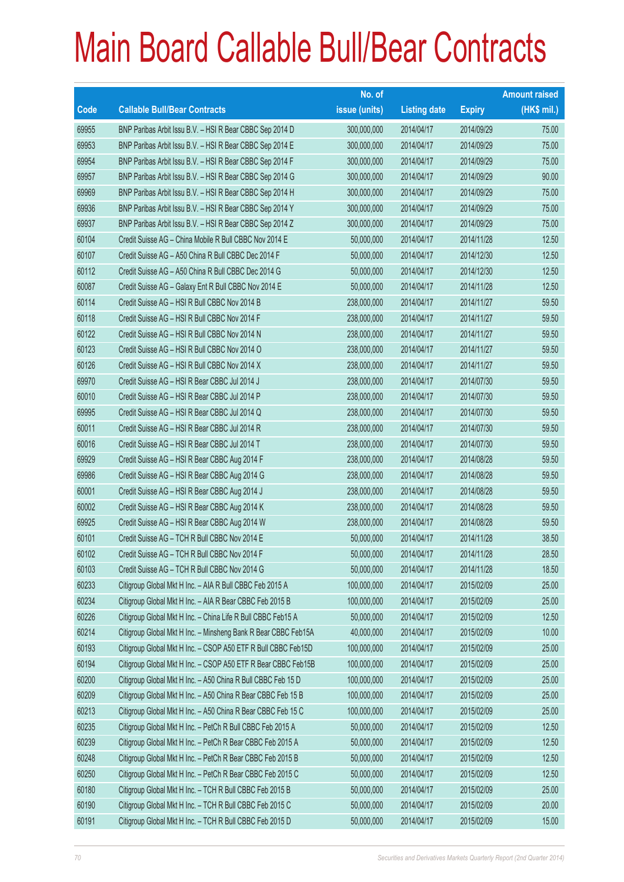# Main Board Callable Bull/Bear Contracts

| Code | Callable Bull/Bear Contracts | No. of issue (units) | Listing date | Expiry | Amount raised (HK$ mil.) |
|---|---|---|---|---|---|
| 69955 | BNP Paribas Arbit Issu B.V. – HSI R Bear CBBC Sep 2014 D | 300,000,000 | 2014/04/17 | 2014/09/29 | 75.00 |
| 69953 | BNP Paribas Arbit Issu B.V. – HSI R Bear CBBC Sep 2014 E | 300,000,000 | 2014/04/17 | 2014/09/29 | 75.00 |
| 69954 | BNP Paribas Arbit Issu B.V. – HSI R Bear CBBC Sep 2014 F | 300,000,000 | 2014/04/17 | 2014/09/29 | 75.00 |
| 69957 | BNP Paribas Arbit Issu B.V. – HSI R Bear CBBC Sep 2014 G | 300,000,000 | 2014/04/17 | 2014/09/29 | 90.00 |
| 69969 | BNP Paribas Arbit Issu B.V. – HSI R Bear CBBC Sep 2014 H | 300,000,000 | 2014/04/17 | 2014/09/29 | 75.00 |
| 69936 | BNP Paribas Arbit Issu B.V. – HSI R Bear CBBC Sep 2014 Y | 300,000,000 | 2014/04/17 | 2014/09/29 | 75.00 |
| 69937 | BNP Paribas Arbit Issu B.V. – HSI R Bear CBBC Sep 2014 Z | 300,000,000 | 2014/04/17 | 2014/09/29 | 75.00 |
| 60104 | Credit Suisse AG – China Mobile R Bull CBBC Nov 2014 E | 50,000,000 | 2014/04/17 | 2014/11/28 | 12.50 |
| 60107 | Credit Suisse AG – A50 China R Bull CBBC Dec 2014 F | 50,000,000 | 2014/04/17 | 2014/12/30 | 12.50 |
| 60112 | Credit Suisse AG – A50 China R Bull CBBC Dec 2014 G | 50,000,000 | 2014/04/17 | 2014/12/30 | 12.50 |
| 60087 | Credit Suisse AG – Galaxy Ent R Bull CBBC Nov 2014 E | 50,000,000 | 2014/04/17 | 2014/11/28 | 12.50 |
| 60114 | Credit Suisse AG – HSI R Bull CBBC Nov 2014 B | 238,000,000 | 2014/04/17 | 2014/11/27 | 59.50 |
| 60118 | Credit Suisse AG – HSI R Bull CBBC Nov 2014 F | 238,000,000 | 2014/04/17 | 2014/11/27 | 59.50 |
| 60122 | Credit Suisse AG – HSI R Bull CBBC Nov 2014 N | 238,000,000 | 2014/04/17 | 2014/11/27 | 59.50 |
| 60123 | Credit Suisse AG – HSI R Bull CBBC Nov 2014 O | 238,000,000 | 2014/04/17 | 2014/11/27 | 59.50 |
| 60126 | Credit Suisse AG – HSI R Bull CBBC Nov 2014 X | 238,000,000 | 2014/04/17 | 2014/11/27 | 59.50 |
| 69970 | Credit Suisse AG – HSI R Bear CBBC Jul 2014 J | 238,000,000 | 2014/04/17 | 2014/07/30 | 59.50 |
| 60010 | Credit Suisse AG – HSI R Bear CBBC Jul 2014 P | 238,000,000 | 2014/04/17 | 2014/07/30 | 59.50 |
| 69995 | Credit Suisse AG – HSI R Bear CBBC Jul 2014 Q | 238,000,000 | 2014/04/17 | 2014/07/30 | 59.50 |
| 60011 | Credit Suisse AG – HSI R Bear CBBC Jul 2014 R | 238,000,000 | 2014/04/17 | 2014/07/30 | 59.50 |
| 60016 | Credit Suisse AG – HSI R Bear CBBC Jul 2014 T | 238,000,000 | 2014/04/17 | 2014/07/30 | 59.50 |
| 69929 | Credit Suisse AG – HSI R Bear CBBC Aug 2014 F | 238,000,000 | 2014/04/17 | 2014/08/28 | 59.50 |
| 69986 | Credit Suisse AG – HSI R Bear CBBC Aug 2014 G | 238,000,000 | 2014/04/17 | 2014/08/28 | 59.50 |
| 60001 | Credit Suisse AG – HSI R Bear CBBC Aug 2014 J | 238,000,000 | 2014/04/17 | 2014/08/28 | 59.50 |
| 60002 | Credit Suisse AG – HSI R Bear CBBC Aug 2014 K | 238,000,000 | 2014/04/17 | 2014/08/28 | 59.50 |
| 69925 | Credit Suisse AG – HSI R Bear CBBC Aug 2014 W | 238,000,000 | 2014/04/17 | 2014/08/28 | 59.50 |
| 60101 | Credit Suisse AG – TCH R Bull CBBC Nov 2014 E | 50,000,000 | 2014/04/17 | 2014/11/28 | 38.50 |
| 60102 | Credit Suisse AG – TCH R Bull CBBC Nov 2014 F | 50,000,000 | 2014/04/17 | 2014/11/28 | 28.50 |
| 60103 | Credit Suisse AG – TCH R Bull CBBC Nov 2014 G | 50,000,000 | 2014/04/17 | 2014/11/28 | 18.50 |
| 60233 | Citigroup Global Mkt H Inc. – AIA R Bull CBBC Feb 2015 A | 100,000,000 | 2014/04/17 | 2015/02/09 | 25.00 |
| 60234 | Citigroup Global Mkt H Inc. – AIA R Bear CBBC Feb 2015 B | 100,000,000 | 2014/04/17 | 2015/02/09 | 25.00 |
| 60226 | Citigroup Global Mkt H Inc. – China Life R Bull CBBC Feb15 A | 50,000,000 | 2014/04/17 | 2015/02/09 | 12.50 |
| 60214 | Citigroup Global Mkt H Inc. – Minsheng Bank R Bear CBBC Feb15A | 40,000,000 | 2014/04/17 | 2015/02/09 | 10.00 |
| 60193 | Citigroup Global Mkt H Inc. – CSOP A50 ETF R Bull CBBC Feb15D | 100,000,000 | 2014/04/17 | 2015/02/09 | 25.00 |
| 60194 | Citigroup Global Mkt H Inc. – CSOP A50 ETF R Bear CBBC Feb15B | 100,000,000 | 2014/04/17 | 2015/02/09 | 25.00 |
| 60200 | Citigroup Global Mkt H Inc. – A50 China R Bull CBBC Feb 15 D | 100,000,000 | 2014/04/17 | 2015/02/09 | 25.00 |
| 60209 | Citigroup Global Mkt H Inc. – A50 China R Bear CBBC Feb 15 B | 100,000,000 | 2014/04/17 | 2015/02/09 | 25.00 |
| 60213 | Citigroup Global Mkt H Inc. – A50 China R Bear CBBC Feb 15 C | 100,000,000 | 2014/04/17 | 2015/02/09 | 25.00 |
| 60235 | Citigroup Global Mkt H Inc. – PetCh R Bull CBBC Feb 2015 A | 50,000,000 | 2014/04/17 | 2015/02/09 | 12.50 |
| 60239 | Citigroup Global Mkt H Inc. – PetCh R Bear CBBC Feb 2015 A | 50,000,000 | 2014/04/17 | 2015/02/09 | 12.50 |
| 60248 | Citigroup Global Mkt H Inc. – PetCh R Bear CBBC Feb 2015 B | 50,000,000 | 2014/04/17 | 2015/02/09 | 12.50 |
| 60250 | Citigroup Global Mkt H Inc. – PetCh R Bear CBBC Feb 2015 C | 50,000,000 | 2014/04/17 | 2015/02/09 | 12.50 |
| 60180 | Citigroup Global Mkt H Inc. – TCH R Bull CBBC Feb 2015 B | 50,000,000 | 2014/04/17 | 2015/02/09 | 25.00 |
| 60190 | Citigroup Global Mkt H Inc. – TCH R Bull CBBC Feb 2015 C | 50,000,000 | 2014/04/17 | 2015/02/09 | 20.00 |
| 60191 | Citigroup Global Mkt H Inc. – TCH R Bull CBBC Feb 2015 D | 50,000,000 | 2014/04/17 | 2015/02/09 | 15.00 |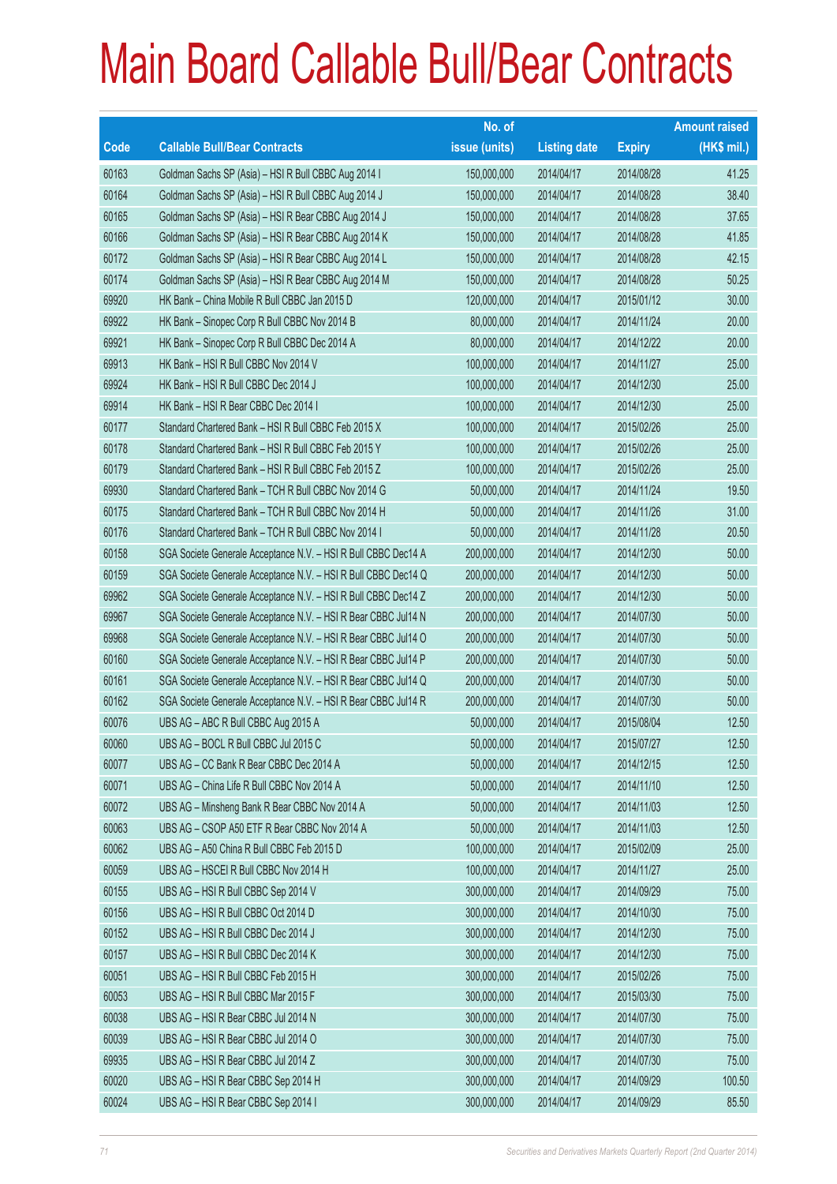# Main Board Callable Bull/Bear Contracts

| Code | Callable Bull/Bear Contracts | No. of issue (units) | Listing date | Expiry | Amount raised (HK$ mil.) |
|---|---|---|---|---|---|
| 60163 | Goldman Sachs SP (Asia) – HSI R Bull CBBC Aug 2014 I | 150,000,000 | 2014/04/17 | 2014/08/28 | 41.25 |
| 60164 | Goldman Sachs SP (Asia) – HSI R Bull CBBC Aug 2014 J | 150,000,000 | 2014/04/17 | 2014/08/28 | 38.40 |
| 60165 | Goldman Sachs SP (Asia) – HSI R Bear CBBC Aug 2014 J | 150,000,000 | 2014/04/17 | 2014/08/28 | 37.65 |
| 60166 | Goldman Sachs SP (Asia) – HSI R Bear CBBC Aug 2014 K | 150,000,000 | 2014/04/17 | 2014/08/28 | 41.85 |
| 60172 | Goldman Sachs SP (Asia) – HSI R Bear CBBC Aug 2014 L | 150,000,000 | 2014/04/17 | 2014/08/28 | 42.15 |
| 60174 | Goldman Sachs SP (Asia) – HSI R Bear CBBC Aug 2014 M | 150,000,000 | 2014/04/17 | 2014/08/28 | 50.25 |
| 69920 | HK Bank – China Mobile R Bull CBBC Jan 2015 D | 120,000,000 | 2014/04/17 | 2015/01/12 | 30.00 |
| 69922 | HK Bank – Sinopec Corp R Bull CBBC Nov 2014 B | 80,000,000 | 2014/04/17 | 2014/11/24 | 20.00 |
| 69921 | HK Bank – Sinopec Corp R Bull CBBC Dec 2014 A | 80,000,000 | 2014/04/17 | 2014/12/22 | 20.00 |
| 69913 | HK Bank – HSI R Bull CBBC Nov 2014 V | 100,000,000 | 2014/04/17 | 2014/11/27 | 25.00 |
| 69924 | HK Bank – HSI R Bull CBBC Dec 2014 J | 100,000,000 | 2014/04/17 | 2014/12/30 | 25.00 |
| 69914 | HK Bank – HSI R Bear CBBC Dec 2014 I | 100,000,000 | 2014/04/17 | 2014/12/30 | 25.00 |
| 60177 | Standard Chartered Bank – HSI R Bull CBBC Feb 2015 X | 100,000,000 | 2014/04/17 | 2015/02/26 | 25.00 |
| 60178 | Standard Chartered Bank – HSI R Bull CBBC Feb 2015 Y | 100,000,000 | 2014/04/17 | 2015/02/26 | 25.00 |
| 60179 | Standard Chartered Bank – HSI R Bull CBBC Feb 2015 Z | 100,000,000 | 2014/04/17 | 2015/02/26 | 25.00 |
| 69930 | Standard Chartered Bank – TCH R Bull CBBC Nov 2014 G | 50,000,000 | 2014/04/17 | 2014/11/24 | 19.50 |
| 60175 | Standard Chartered Bank – TCH R Bull CBBC Nov 2014 H | 50,000,000 | 2014/04/17 | 2014/11/26 | 31.00 |
| 60176 | Standard Chartered Bank – TCH R Bull CBBC Nov 2014 I | 50,000,000 | 2014/04/17 | 2014/11/28 | 20.50 |
| 60158 | SGA Societe Generale Acceptance N.V. – HSI R Bull CBBC Dec14 A | 200,000,000 | 2014/04/17 | 2014/12/30 | 50.00 |
| 60159 | SGA Societe Generale Acceptance N.V. – HSI R Bull CBBC Dec14 Q | 200,000,000 | 2014/04/17 | 2014/12/30 | 50.00 |
| 69962 | SGA Societe Generale Acceptance N.V. – HSI R Bull CBBC Dec14 Z | 200,000,000 | 2014/04/17 | 2014/12/30 | 50.00 |
| 69967 | SGA Societe Generale Acceptance N.V. – HSI R Bear CBBC Jul14 N | 200,000,000 | 2014/04/17 | 2014/07/30 | 50.00 |
| 69968 | SGA Societe Generale Acceptance N.V. – HSI R Bear CBBC Jul14 O | 200,000,000 | 2014/04/17 | 2014/07/30 | 50.00 |
| 60160 | SGA Societe Generale Acceptance N.V. – HSI R Bear CBBC Jul14 P | 200,000,000 | 2014/04/17 | 2014/07/30 | 50.00 |
| 60161 | SGA Societe Generale Acceptance N.V. – HSI R Bear CBBC Jul14 Q | 200,000,000 | 2014/04/17 | 2014/07/30 | 50.00 |
| 60162 | SGA Societe Generale Acceptance N.V. – HSI R Bear CBBC Jul14 R | 200,000,000 | 2014/04/17 | 2014/07/30 | 50.00 |
| 60076 | UBS AG – ABC R Bull CBBC Aug 2015 A | 50,000,000 | 2014/04/17 | 2015/08/04 | 12.50 |
| 60060 | UBS AG – BOCL R Bull CBBC Jul 2015 C | 50,000,000 | 2014/04/17 | 2015/07/27 | 12.50 |
| 60077 | UBS AG – CC Bank R Bear CBBC Dec 2014 A | 50,000,000 | 2014/04/17 | 2014/12/15 | 12.50 |
| 60071 | UBS AG – China Life R Bull CBBC Nov 2014 A | 50,000,000 | 2014/04/17 | 2014/11/10 | 12.50 |
| 60072 | UBS AG – Minsheng Bank R Bear CBBC Nov 2014 A | 50,000,000 | 2014/04/17 | 2014/11/03 | 12.50 |
| 60063 | UBS AG – CSOP A50 ETF R Bear CBBC Nov 2014 A | 50,000,000 | 2014/04/17 | 2014/11/03 | 12.50 |
| 60062 | UBS AG – A50 China R Bull CBBC Feb 2015 D | 100,000,000 | 2014/04/17 | 2015/02/09 | 25.00 |
| 60059 | UBS AG – HSCEI R Bull CBBC Nov 2014 H | 100,000,000 | 2014/04/17 | 2014/11/27 | 25.00 |
| 60155 | UBS AG – HSI R Bull CBBC Sep 2014 V | 300,000,000 | 2014/04/17 | 2014/09/29 | 75.00 |
| 60156 | UBS AG – HSI R Bull CBBC Oct 2014 D | 300,000,000 | 2014/04/17 | 2014/10/30 | 75.00 |
| 60152 | UBS AG – HSI R Bull CBBC Dec 2014 J | 300,000,000 | 2014/04/17 | 2014/12/30 | 75.00 |
| 60157 | UBS AG – HSI R Bull CBBC Dec 2014 K | 300,000,000 | 2014/04/17 | 2014/12/30 | 75.00 |
| 60051 | UBS AG – HSI R Bull CBBC Feb 2015 H | 300,000,000 | 2014/04/17 | 2015/02/26 | 75.00 |
| 60053 | UBS AG – HSI R Bull CBBC Mar 2015 F | 300,000,000 | 2014/04/17 | 2015/03/30 | 75.00 |
| 60038 | UBS AG – HSI R Bear CBBC Jul 2014 N | 300,000,000 | 2014/04/17 | 2014/07/30 | 75.00 |
| 60039 | UBS AG – HSI R Bear CBBC Jul 2014 O | 300,000,000 | 2014/04/17 | 2014/07/30 | 75.00 |
| 69935 | UBS AG – HSI R Bear CBBC Jul 2014 Z | 300,000,000 | 2014/04/17 | 2014/07/30 | 75.00 |
| 60020 | UBS AG – HSI R Bear CBBC Sep 2014 H | 300,000,000 | 2014/04/17 | 2014/09/29 | 100.50 |
| 60024 | UBS AG – HSI R Bear CBBC Sep 2014 I | 300,000,000 | 2014/04/17 | 2014/09/29 | 85.50 |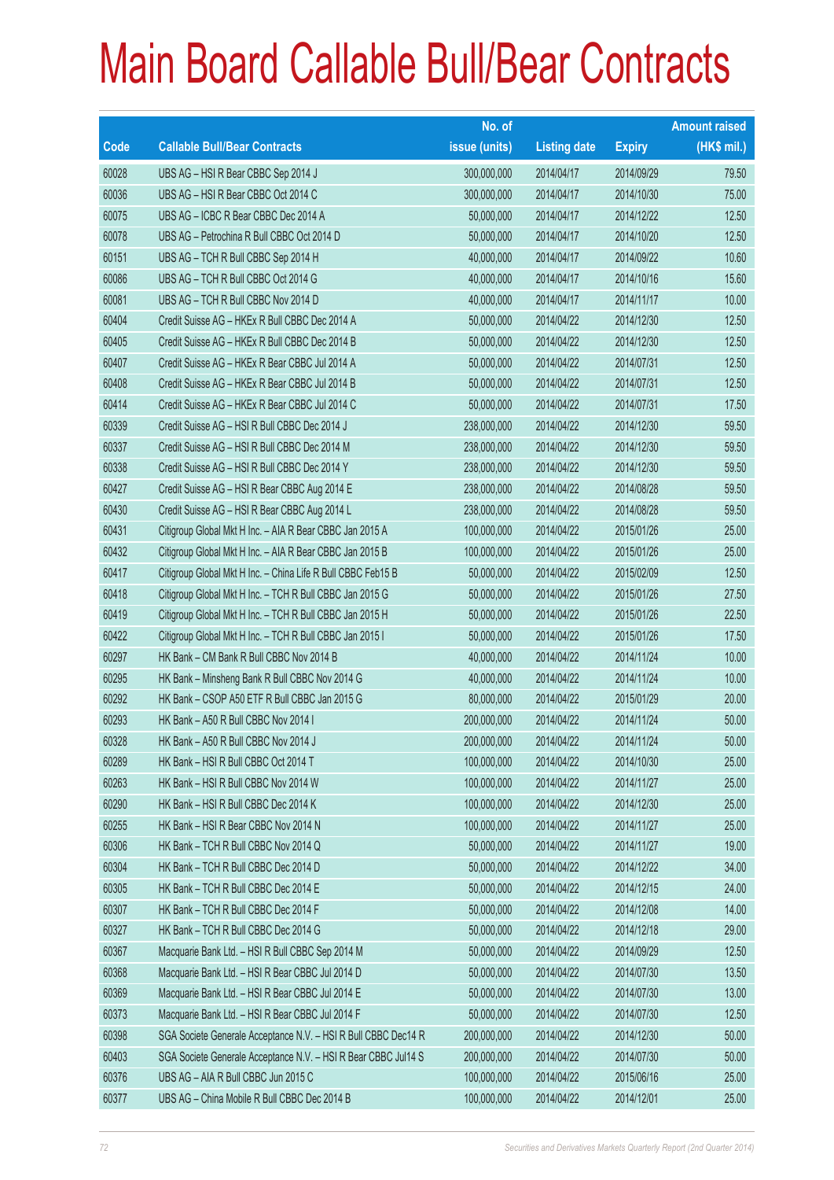# Main Board Callable Bull/Bear Contracts

| Code | Callable Bull/Bear Contracts | No. of issue (units) | Listing date | Expiry | Amount raised (HK$ mil.) |
|---|---|---|---|---|---|
| 60028 | UBS AG – HSI R Bear CBBC Sep 2014 J | 300,000,000 | 2014/04/17 | 2014/09/29 | 79.50 |
| 60036 | UBS AG – HSI R Bear CBBC Oct 2014 C | 300,000,000 | 2014/04/17 | 2014/10/30 | 75.00 |
| 60075 | UBS AG – ICBC R Bear CBBC Dec 2014 A | 50,000,000 | 2014/04/17 | 2014/12/22 | 12.50 |
| 60078 | UBS AG – Petrochina R Bull CBBC Oct 2014 D | 50,000,000 | 2014/04/17 | 2014/10/20 | 12.50 |
| 60151 | UBS AG – TCH R Bull CBBC Sep 2014 H | 40,000,000 | 2014/04/17 | 2014/09/22 | 10.60 |
| 60086 | UBS AG – TCH R Bull CBBC Oct 2014 G | 40,000,000 | 2014/04/17 | 2014/10/16 | 15.60 |
| 60081 | UBS AG – TCH R Bull CBBC Nov 2014 D | 40,000,000 | 2014/04/17 | 2014/11/17 | 10.00 |
| 60404 | Credit Suisse AG – HKEx R Bull CBBC Dec 2014 A | 50,000,000 | 2014/04/22 | 2014/12/30 | 12.50 |
| 60405 | Credit Suisse AG – HKEx R Bull CBBC Dec 2014 B | 50,000,000 | 2014/04/22 | 2014/12/30 | 12.50 |
| 60407 | Credit Suisse AG – HKEx R Bear CBBC Jul 2014 A | 50,000,000 | 2014/04/22 | 2014/07/31 | 12.50 |
| 60408 | Credit Suisse AG – HKEx R Bear CBBC Jul 2014 B | 50,000,000 | 2014/04/22 | 2014/07/31 | 12.50 |
| 60414 | Credit Suisse AG – HKEx R Bear CBBC Jul 2014 C | 50,000,000 | 2014/04/22 | 2014/07/31 | 17.50 |
| 60339 | Credit Suisse AG – HSI R Bull CBBC Dec 2014 J | 238,000,000 | 2014/04/22 | 2014/12/30 | 59.50 |
| 60337 | Credit Suisse AG – HSI R Bull CBBC Dec 2014 M | 238,000,000 | 2014/04/22 | 2014/12/30 | 59.50 |
| 60338 | Credit Suisse AG – HSI R Bull CBBC Dec 2014 Y | 238,000,000 | 2014/04/22 | 2014/12/30 | 59.50 |
| 60427 | Credit Suisse AG – HSI R Bear CBBC Aug 2014 E | 238,000,000 | 2014/04/22 | 2014/08/28 | 59.50 |
| 60430 | Credit Suisse AG – HSI R Bear CBBC Aug 2014 L | 238,000,000 | 2014/04/22 | 2014/08/28 | 59.50 |
| 60431 | Citigroup Global Mkt H Inc. – AIA R Bear CBBC Jan 2015 A | 100,000,000 | 2014/04/22 | 2015/01/26 | 25.00 |
| 60432 | Citigroup Global Mkt H Inc. – AIA R Bear CBBC Jan 2015 B | 100,000,000 | 2014/04/22 | 2015/01/26 | 25.00 |
| 60417 | Citigroup Global Mkt H Inc. – China Life R Bull CBBC Feb15 B | 50,000,000 | 2014/04/22 | 2015/02/09 | 12.50 |
| 60418 | Citigroup Global Mkt H Inc. – TCH R Bull CBBC Jan 2015 G | 50,000,000 | 2014/04/22 | 2015/01/26 | 27.50 |
| 60419 | Citigroup Global Mkt H Inc. – TCH R Bull CBBC Jan 2015 H | 50,000,000 | 2014/04/22 | 2015/01/26 | 22.50 |
| 60422 | Citigroup Global Mkt H Inc. – TCH R Bull CBBC Jan 2015 I | 50,000,000 | 2014/04/22 | 2015/01/26 | 17.50 |
| 60297 | HK Bank – CM Bank R Bull CBBC Nov 2014 B | 40,000,000 | 2014/04/22 | 2014/11/24 | 10.00 |
| 60295 | HK Bank – Minsheng Bank R Bull CBBC Nov 2014 G | 40,000,000 | 2014/04/22 | 2014/11/24 | 10.00 |
| 60292 | HK Bank – CSOP A50 ETF R Bull CBBC Jan 2015 G | 80,000,000 | 2014/04/22 | 2015/01/29 | 20.00 |
| 60293 | HK Bank – A50 R Bull CBBC Nov 2014 I | 200,000,000 | 2014/04/22 | 2014/11/24 | 50.00 |
| 60328 | HK Bank – A50 R Bull CBBC Nov 2014 J | 200,000,000 | 2014/04/22 | 2014/11/24 | 50.00 |
| 60289 | HK Bank – HSI R Bull CBBC Oct 2014 T | 100,000,000 | 2014/04/22 | 2014/10/30 | 25.00 |
| 60263 | HK Bank – HSI R Bull CBBC Nov 2014 W | 100,000,000 | 2014/04/22 | 2014/11/27 | 25.00 |
| 60290 | HK Bank – HSI R Bull CBBC Dec 2014 K | 100,000,000 | 2014/04/22 | 2014/12/30 | 25.00 |
| 60255 | HK Bank – HSI R Bear CBBC Nov 2014 N | 100,000,000 | 2014/04/22 | 2014/11/27 | 25.00 |
| 60306 | HK Bank – TCH R Bull CBBC Nov 2014 Q | 50,000,000 | 2014/04/22 | 2014/11/27 | 19.00 |
| 60304 | HK Bank – TCH R Bull CBBC Dec 2014 D | 50,000,000 | 2014/04/22 | 2014/12/22 | 34.00 |
| 60305 | HK Bank – TCH R Bull CBBC Dec 2014 E | 50,000,000 | 2014/04/22 | 2014/12/15 | 24.00 |
| 60307 | HK Bank – TCH R Bull CBBC Dec 2014 F | 50,000,000 | 2014/04/22 | 2014/12/08 | 14.00 |
| 60327 | HK Bank – TCH R Bull CBBC Dec 2014 G | 50,000,000 | 2014/04/22 | 2014/12/18 | 29.00 |
| 60367 | Macquarie Bank Ltd. – HSI R Bull CBBC Sep 2014 M | 50,000,000 | 2014/04/22 | 2014/09/29 | 12.50 |
| 60368 | Macquarie Bank Ltd. – HSI R Bear CBBC Jul 2014 D | 50,000,000 | 2014/04/22 | 2014/07/30 | 13.50 |
| 60369 | Macquarie Bank Ltd. – HSI R Bear CBBC Jul 2014 E | 50,000,000 | 2014/04/22 | 2014/07/30 | 13.00 |
| 60373 | Macquarie Bank Ltd. – HSI R Bear CBBC Jul 2014 F | 50,000,000 | 2014/04/22 | 2014/07/30 | 12.50 |
| 60398 | SGA Societe Generale Acceptance N.V. – HSI R Bull CBBC Dec14 R | 200,000,000 | 2014/04/22 | 2014/12/30 | 50.00 |
| 60403 | SGA Societe Generale Acceptance N.V. – HSI R Bear CBBC Jul14 S | 200,000,000 | 2014/04/22 | 2014/07/30 | 50.00 |
| 60376 | UBS AG – AIA R Bull CBBC Jun 2015 C | 100,000,000 | 2014/04/22 | 2015/06/16 | 25.00 |
| 60377 | UBS AG – China Mobile R Bull CBBC Dec 2014 B | 100,000,000 | 2014/04/22 | 2014/12/01 | 25.00 |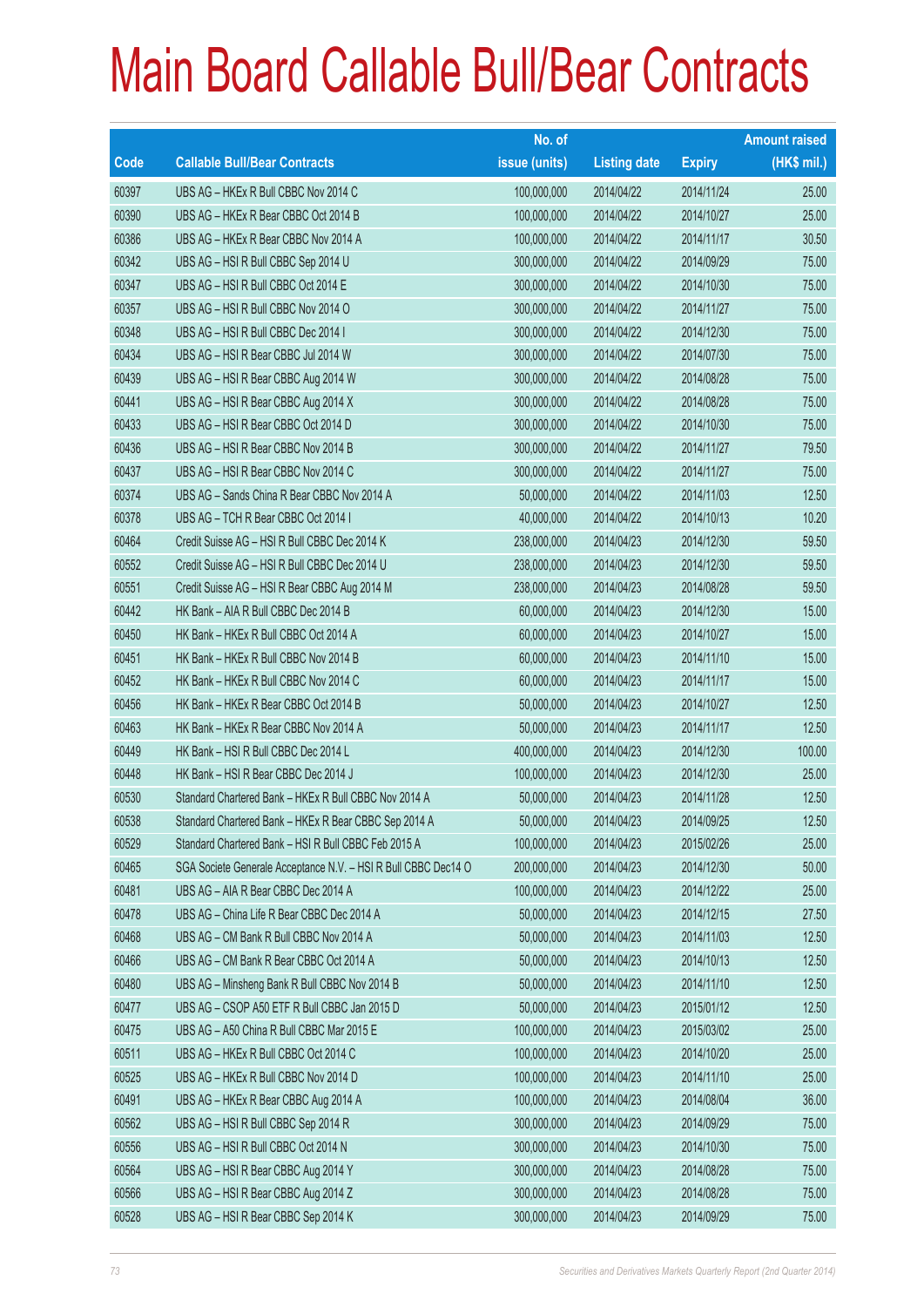# Main Board Callable Bull/Bear Contracts

| Code | Callable Bull/Bear Contracts | No. of issue (units) | Listing date | Expiry | Amount raised (HK$ mil.) |
|---|---|---|---|---|---|
| 60397 | UBS AG – HKEx R Bull CBBC Nov 2014 C | 100,000,000 | 2014/04/22 | 2014/11/24 | 25.00 |
| 60390 | UBS AG – HKEx R Bear CBBC Oct 2014 B | 100,000,000 | 2014/04/22 | 2014/10/27 | 25.00 |
| 60386 | UBS AG – HKEx R Bear CBBC Nov 2014 A | 100,000,000 | 2014/04/22 | 2014/11/17 | 30.50 |
| 60342 | UBS AG – HSI R Bull CBBC Sep 2014 U | 300,000,000 | 2014/04/22 | 2014/09/29 | 75.00 |
| 60347 | UBS AG – HSI R Bull CBBC Oct 2014 E | 300,000,000 | 2014/04/22 | 2014/10/30 | 75.00 |
| 60357 | UBS AG – HSI R Bull CBBC Nov 2014 O | 300,000,000 | 2014/04/22 | 2014/11/27 | 75.00 |
| 60348 | UBS AG – HSI R Bull CBBC Dec 2014 I | 300,000,000 | 2014/04/22 | 2014/12/30 | 75.00 |
| 60434 | UBS AG – HSI R Bear CBBC Jul 2014 W | 300,000,000 | 2014/04/22 | 2014/07/30 | 75.00 |
| 60439 | UBS AG – HSI R Bear CBBC Aug 2014 W | 300,000,000 | 2014/04/22 | 2014/08/28 | 75.00 |
| 60441 | UBS AG – HSI R Bear CBBC Aug 2014 X | 300,000,000 | 2014/04/22 | 2014/08/28 | 75.00 |
| 60433 | UBS AG – HSI R Bear CBBC Oct 2014 D | 300,000,000 | 2014/04/22 | 2014/10/30 | 75.00 |
| 60436 | UBS AG – HSI R Bear CBBC Nov 2014 B | 300,000,000 | 2014/04/22 | 2014/11/27 | 79.50 |
| 60437 | UBS AG – HSI R Bear CBBC Nov 2014 C | 300,000,000 | 2014/04/22 | 2014/11/27 | 75.00 |
| 60374 | UBS AG – Sands China R Bear CBBC Nov 2014 A | 50,000,000 | 2014/04/22 | 2014/11/03 | 12.50 |
| 60378 | UBS AG – TCH R Bear CBBC Oct 2014 I | 40,000,000 | 2014/04/22 | 2014/10/13 | 10.20 |
| 60464 | Credit Suisse AG – HSI R Bull CBBC Dec 2014 K | 238,000,000 | 2014/04/23 | 2014/12/30 | 59.50 |
| 60552 | Credit Suisse AG – HSI R Bull CBBC Dec 2014 U | 238,000,000 | 2014/04/23 | 2014/12/30 | 59.50 |
| 60551 | Credit Suisse AG – HSI R Bear CBBC Aug 2014 M | 238,000,000 | 2014/04/23 | 2014/08/28 | 59.50 |
| 60442 | HK Bank – AIA R Bull CBBC Dec 2014 B | 60,000,000 | 2014/04/23 | 2014/12/30 | 15.00 |
| 60450 | HK Bank – HKEx R Bull CBBC Oct 2014 A | 60,000,000 | 2014/04/23 | 2014/10/27 | 15.00 |
| 60451 | HK Bank – HKEx R Bull CBBC Nov 2014 B | 60,000,000 | 2014/04/23 | 2014/11/10 | 15.00 |
| 60452 | HK Bank – HKEx R Bull CBBC Nov 2014 C | 60,000,000 | 2014/04/23 | 2014/11/17 | 15.00 |
| 60456 | HK Bank – HKEx R Bear CBBC Oct 2014 B | 50,000,000 | 2014/04/23 | 2014/10/27 | 12.50 |
| 60463 | HK Bank – HKEx R Bear CBBC Nov 2014 A | 50,000,000 | 2014/04/23 | 2014/11/17 | 12.50 |
| 60449 | HK Bank – HSI R Bull CBBC Dec 2014 L | 400,000,000 | 2014/04/23 | 2014/12/30 | 100.00 |
| 60448 | HK Bank – HSI R Bear CBBC Dec 2014 J | 100,000,000 | 2014/04/23 | 2014/12/30 | 25.00 |
| 60530 | Standard Chartered Bank – HKEx R Bull CBBC Nov 2014 A | 50,000,000 | 2014/04/23 | 2014/11/28 | 12.50 |
| 60538 | Standard Chartered Bank – HKEx R Bear CBBC Sep 2014 A | 50,000,000 | 2014/04/23 | 2014/09/25 | 12.50 |
| 60529 | Standard Chartered Bank – HSI R Bull CBBC Feb 2015 A | 100,000,000 | 2014/04/23 | 2015/02/26 | 25.00 |
| 60465 | SGA Societe Generale Acceptance N.V. – HSI R Bull CBBC Dec14 O | 200,000,000 | 2014/04/23 | 2014/12/30 | 50.00 |
| 60481 | UBS AG – AIA R Bear CBBC Dec 2014 A | 100,000,000 | 2014/04/23 | 2014/12/22 | 25.00 |
| 60478 | UBS AG – China Life R Bear CBBC Dec 2014 A | 50,000,000 | 2014/04/23 | 2014/12/15 | 27.50 |
| 60468 | UBS AG – CM Bank R Bull CBBC Nov 2014 A | 50,000,000 | 2014/04/23 | 2014/11/03 | 12.50 |
| 60466 | UBS AG – CM Bank R Bear CBBC Oct 2014 A | 50,000,000 | 2014/04/23 | 2014/10/13 | 12.50 |
| 60480 | UBS AG – Minsheng Bank R Bull CBBC Nov 2014 B | 50,000,000 | 2014/04/23 | 2014/11/10 | 12.50 |
| 60477 | UBS AG – CSOP A50 ETF R Bull CBBC Jan 2015 D | 50,000,000 | 2014/04/23 | 2015/01/12 | 12.50 |
| 60475 | UBS AG – A50 China R Bull CBBC Mar 2015 E | 100,000,000 | 2014/04/23 | 2015/03/02 | 25.00 |
| 60511 | UBS AG – HKEx R Bull CBBC Oct 2014 C | 100,000,000 | 2014/04/23 | 2014/10/20 | 25.00 |
| 60525 | UBS AG – HKEx R Bull CBBC Nov 2014 D | 100,000,000 | 2014/04/23 | 2014/11/10 | 25.00 |
| 60491 | UBS AG – HKEx R Bear CBBC Aug 2014 A | 100,000,000 | 2014/04/23 | 2014/08/04 | 36.00 |
| 60562 | UBS AG – HSI R Bull CBBC Sep 2014 R | 300,000,000 | 2014/04/23 | 2014/09/29 | 75.00 |
| 60556 | UBS AG – HSI R Bull CBBC Oct 2014 N | 300,000,000 | 2014/04/23 | 2014/10/30 | 75.00 |
| 60564 | UBS AG – HSI R Bear CBBC Aug 2014 Y | 300,000,000 | 2014/04/23 | 2014/08/28 | 75.00 |
| 60566 | UBS AG – HSI R Bear CBBC Aug 2014 Z | 300,000,000 | 2014/04/23 | 2014/08/28 | 75.00 |
| 60528 | UBS AG – HSI R Bear CBBC Sep 2014 K | 300,000,000 | 2014/04/23 | 2014/09/29 | 75.00 |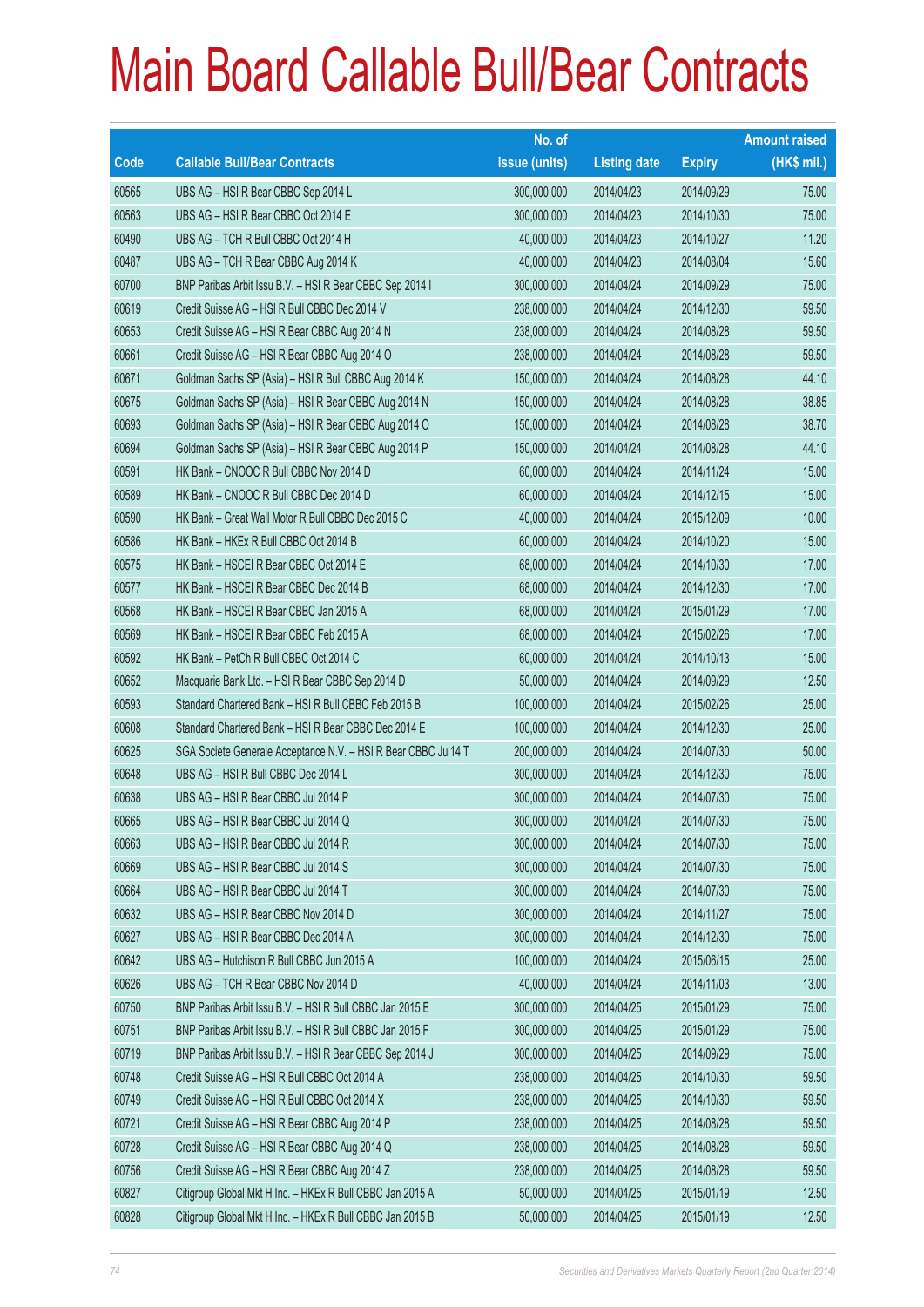# Main Board Callable Bull/Bear Contracts

| Code | Callable Bull/Bear Contracts | No. of issue (units) | Listing date | Expiry | Amount raised (HK$ mil.) |
|---|---|---|---|---|---|
| 60565 | UBS AG – HSI R Bear CBBC Sep 2014 L | 300,000,000 | 2014/04/23 | 2014/09/29 | 75.00 |
| 60563 | UBS AG – HSI R Bear CBBC Oct 2014 E | 300,000,000 | 2014/04/23 | 2014/10/30 | 75.00 |
| 60490 | UBS AG – TCH R Bull CBBC Oct 2014 H | 40,000,000 | 2014/04/23 | 2014/10/27 | 11.20 |
| 60487 | UBS AG – TCH R Bear CBBC Aug 2014 K | 40,000,000 | 2014/04/23 | 2014/08/04 | 15.60 |
| 60700 | BNP Paribas Arbit Issu B.V. – HSI R Bear CBBC Sep 2014 I | 300,000,000 | 2014/04/24 | 2014/09/29 | 75.00 |
| 60619 | Credit Suisse AG – HSI R Bull CBBC Dec 2014 V | 238,000,000 | 2014/04/24 | 2014/12/30 | 59.50 |
| 60653 | Credit Suisse AG – HSI R Bear CBBC Aug 2014 N | 238,000,000 | 2014/04/24 | 2014/08/28 | 59.50 |
| 60661 | Credit Suisse AG – HSI R Bear CBBC Aug 2014 O | 238,000,000 | 2014/04/24 | 2014/08/28 | 59.50 |
| 60671 | Goldman Sachs SP (Asia) – HSI R Bull CBBC Aug 2014 K | 150,000,000 | 2014/04/24 | 2014/08/28 | 44.10 |
| 60675 | Goldman Sachs SP (Asia) – HSI R Bear CBBC Aug 2014 N | 150,000,000 | 2014/04/24 | 2014/08/28 | 38.85 |
| 60693 | Goldman Sachs SP (Asia) – HSI R Bear CBBC Aug 2014 O | 150,000,000 | 2014/04/24 | 2014/08/28 | 38.70 |
| 60694 | Goldman Sachs SP (Asia) – HSI R Bear CBBC Aug 2014 P | 150,000,000 | 2014/04/24 | 2014/08/28 | 44.10 |
| 60591 | HK Bank – CNOOC R Bull CBBC Nov 2014 D | 60,000,000 | 2014/04/24 | 2014/11/24 | 15.00 |
| 60589 | HK Bank – CNOOC R Bull CBBC Dec 2014 D | 60,000,000 | 2014/04/24 | 2014/12/15 | 15.00 |
| 60590 | HK Bank – Great Wall Motor R Bull CBBC Dec 2015 C | 40,000,000 | 2014/04/24 | 2015/12/09 | 10.00 |
| 60586 | HK Bank – HKEx R Bull CBBC Oct 2014 B | 60,000,000 | 2014/04/24 | 2014/10/20 | 15.00 |
| 60575 | HK Bank – HSCEI R Bear CBBC Oct 2014 E | 68,000,000 | 2014/04/24 | 2014/10/30 | 17.00 |
| 60577 | HK Bank – HSCEI R Bear CBBC Dec 2014 B | 68,000,000 | 2014/04/24 | 2014/12/30 | 17.00 |
| 60568 | HK Bank – HSCEI R Bear CBBC Jan 2015 A | 68,000,000 | 2014/04/24 | 2015/01/29 | 17.00 |
| 60569 | HK Bank – HSCEI R Bear CBBC Feb 2015 A | 68,000,000 | 2014/04/24 | 2015/02/26 | 17.00 |
| 60592 | HK Bank – PetCh R Bull CBBC Oct 2014 C | 60,000,000 | 2014/04/24 | 2014/10/13 | 15.00 |
| 60652 | Macquarie Bank Ltd. – HSI R Bear CBBC Sep 2014 D | 50,000,000 | 2014/04/24 | 2014/09/29 | 12.50 |
| 60593 | Standard Chartered Bank – HSI R Bull CBBC Feb 2015 B | 100,000,000 | 2014/04/24 | 2015/02/26 | 25.00 |
| 60608 | Standard Chartered Bank – HSI R Bear CBBC Dec 2014 E | 100,000,000 | 2014/04/24 | 2014/12/30 | 25.00 |
| 60625 | SGA Societe Generale Acceptance N.V. – HSI R Bear CBBC Jul14 T | 200,000,000 | 2014/04/24 | 2014/07/30 | 50.00 |
| 60648 | UBS AG – HSI R Bull CBBC Dec 2014 L | 300,000,000 | 2014/04/24 | 2014/12/30 | 75.00 |
| 60638 | UBS AG – HSI R Bear CBBC Jul 2014 P | 300,000,000 | 2014/04/24 | 2014/07/30 | 75.00 |
| 60665 | UBS AG – HSI R Bear CBBC Jul 2014 Q | 300,000,000 | 2014/04/24 | 2014/07/30 | 75.00 |
| 60663 | UBS AG – HSI R Bear CBBC Jul 2014 R | 300,000,000 | 2014/04/24 | 2014/07/30 | 75.00 |
| 60669 | UBS AG – HSI R Bear CBBC Jul 2014 S | 300,000,000 | 2014/04/24 | 2014/07/30 | 75.00 |
| 60664 | UBS AG – HSI R Bear CBBC Jul 2014 T | 300,000,000 | 2014/04/24 | 2014/07/30 | 75.00 |
| 60632 | UBS AG – HSI R Bear CBBC Nov 2014 D | 300,000,000 | 2014/04/24 | 2014/11/27 | 75.00 |
| 60627 | UBS AG – HSI R Bear CBBC Dec 2014 A | 300,000,000 | 2014/04/24 | 2014/12/30 | 75.00 |
| 60642 | UBS AG – Hutchison R Bull CBBC Jun 2015 A | 100,000,000 | 2014/04/24 | 2015/06/15 | 25.00 |
| 60626 | UBS AG – TCH R Bear CBBC Nov 2014 D | 40,000,000 | 2014/04/24 | 2014/11/03 | 13.00 |
| 60750 | BNP Paribas Arbit Issu B.V. – HSI R Bull CBBC Jan 2015 E | 300,000,000 | 2014/04/25 | 2015/01/29 | 75.00 |
| 60751 | BNP Paribas Arbit Issu B.V. – HSI R Bull CBBC Jan 2015 F | 300,000,000 | 2014/04/25 | 2015/01/29 | 75.00 |
| 60719 | BNP Paribas Arbit Issu B.V. – HSI R Bear CBBC Sep 2014 J | 300,000,000 | 2014/04/25 | 2014/09/29 | 75.00 |
| 60748 | Credit Suisse AG – HSI R Bull CBBC Oct 2014 A | 238,000,000 | 2014/04/25 | 2014/10/30 | 59.50 |
| 60749 | Credit Suisse AG – HSI R Bull CBBC Oct 2014 X | 238,000,000 | 2014/04/25 | 2014/10/30 | 59.50 |
| 60721 | Credit Suisse AG – HSI R Bear CBBC Aug 2014 P | 238,000,000 | 2014/04/25 | 2014/08/28 | 59.50 |
| 60728 | Credit Suisse AG – HSI R Bear CBBC Aug 2014 Q | 238,000,000 | 2014/04/25 | 2014/08/28 | 59.50 |
| 60756 | Credit Suisse AG – HSI R Bear CBBC Aug 2014 Z | 238,000,000 | 2014/04/25 | 2014/08/28 | 59.50 |
| 60827 | Citigroup Global Mkt H Inc. – HKEx R Bull CBBC Jan 2015 A | 50,000,000 | 2014/04/25 | 2015/01/19 | 12.50 |
| 60828 | Citigroup Global Mkt H Inc. – HKEx R Bull CBBC Jan 2015 B | 50,000,000 | 2014/04/25 | 2015/01/19 | 12.50 |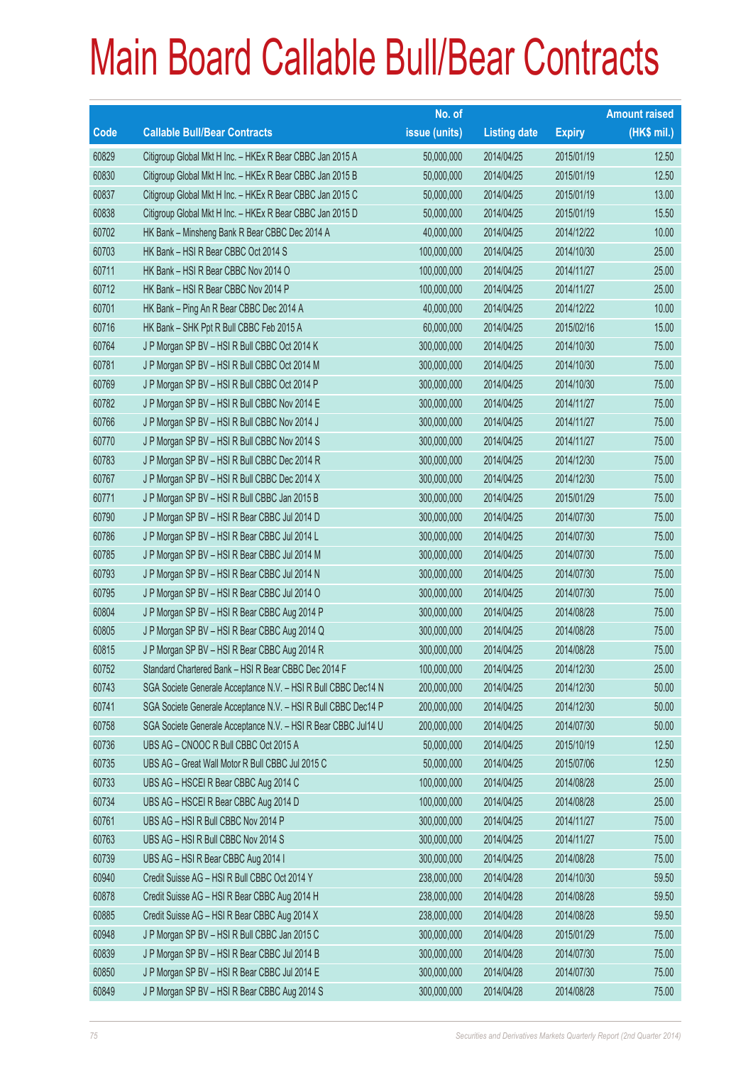# Main Board Callable Bull/Bear Contracts

| Code | Callable Bull/Bear Contracts | No. of issue (units) | Listing date | Expiry | Amount raised (HK$ mil.) |
|---|---|---|---|---|---|
| 60829 | Citigroup Global Mkt H Inc. – HKEx R Bear CBBC Jan 2015 A | 50,000,000 | 2014/04/25 | 2015/01/19 | 12.50 |
| 60830 | Citigroup Global Mkt H Inc. – HKEx R Bear CBBC Jan 2015 B | 50,000,000 | 2014/04/25 | 2015/01/19 | 12.50 |
| 60837 | Citigroup Global Mkt H Inc. – HKEx R Bear CBBC Jan 2015 C | 50,000,000 | 2014/04/25 | 2015/01/19 | 13.00 |
| 60838 | Citigroup Global Mkt H Inc. – HKEx R Bear CBBC Jan 2015 D | 50,000,000 | 2014/04/25 | 2015/01/19 | 15.50 |
| 60702 | HK Bank – Minsheng Bank R Bear CBBC Dec 2014 A | 40,000,000 | 2014/04/25 | 2014/12/22 | 10.00 |
| 60703 | HK Bank – HSI R Bear CBBC Oct 2014 S | 100,000,000 | 2014/04/25 | 2014/10/30 | 25.00 |
| 60711 | HK Bank – HSI R Bear CBBC Nov 2014 O | 100,000,000 | 2014/04/25 | 2014/11/27 | 25.00 |
| 60712 | HK Bank – HSI R Bear CBBC Nov 2014 P | 100,000,000 | 2014/04/25 | 2014/11/27 | 25.00 |
| 60701 | HK Bank – Ping An R Bear CBBC Dec 2014 A | 40,000,000 | 2014/04/25 | 2014/12/22 | 10.00 |
| 60716 | HK Bank – SHK Ppt R Bull CBBC Feb 2015 A | 60,000,000 | 2014/04/25 | 2015/02/16 | 15.00 |
| 60764 | J P Morgan SP BV – HSI R Bull CBBC Oct 2014 K | 300,000,000 | 2014/04/25 | 2014/10/30 | 75.00 |
| 60781 | J P Morgan SP BV – HSI R Bull CBBC Oct 2014 M | 300,000,000 | 2014/04/25 | 2014/10/30 | 75.00 |
| 60769 | J P Morgan SP BV – HSI R Bull CBBC Oct 2014 P | 300,000,000 | 2014/04/25 | 2014/10/30 | 75.00 |
| 60782 | J P Morgan SP BV – HSI R Bull CBBC Nov 2014 E | 300,000,000 | 2014/04/25 | 2014/11/27 | 75.00 |
| 60766 | J P Morgan SP BV – HSI R Bull CBBC Nov 2014 J | 300,000,000 | 2014/04/25 | 2014/11/27 | 75.00 |
| 60770 | J P Morgan SP BV – HSI R Bull CBBC Nov 2014 S | 300,000,000 | 2014/04/25 | 2014/11/27 | 75.00 |
| 60783 | J P Morgan SP BV – HSI R Bull CBBC Dec 2014 R | 300,000,000 | 2014/04/25 | 2014/12/30 | 75.00 |
| 60767 | J P Morgan SP BV – HSI R Bull CBBC Dec 2014 X | 300,000,000 | 2014/04/25 | 2014/12/30 | 75.00 |
| 60771 | J P Morgan SP BV – HSI R Bull CBBC Jan 2015 B | 300,000,000 | 2014/04/25 | 2015/01/29 | 75.00 |
| 60790 | J P Morgan SP BV – HSI R Bear CBBC Jul 2014 D | 300,000,000 | 2014/04/25 | 2014/07/30 | 75.00 |
| 60786 | J P Morgan SP BV – HSI R Bear CBBC Jul 2014 L | 300,000,000 | 2014/04/25 | 2014/07/30 | 75.00 |
| 60785 | J P Morgan SP BV – HSI R Bear CBBC Jul 2014 M | 300,000,000 | 2014/04/25 | 2014/07/30 | 75.00 |
| 60793 | J P Morgan SP BV – HSI R Bear CBBC Jul 2014 N | 300,000,000 | 2014/04/25 | 2014/07/30 | 75.00 |
| 60795 | J P Morgan SP BV – HSI R Bear CBBC Jul 2014 O | 300,000,000 | 2014/04/25 | 2014/07/30 | 75.00 |
| 60804 | J P Morgan SP BV – HSI R Bear CBBC Aug 2014 P | 300,000,000 | 2014/04/25 | 2014/08/28 | 75.00 |
| 60805 | J P Morgan SP BV – HSI R Bear CBBC Aug 2014 Q | 300,000,000 | 2014/04/25 | 2014/08/28 | 75.00 |
| 60815 | J P Morgan SP BV – HSI R Bear CBBC Aug 2014 R | 300,000,000 | 2014/04/25 | 2014/08/28 | 75.00 |
| 60752 | Standard Chartered Bank – HSI R Bear CBBC Dec 2014 F | 100,000,000 | 2014/04/25 | 2014/12/30 | 25.00 |
| 60743 | SGA Societe Generale Acceptance N.V. – HSI R Bull CBBC Dec14 N | 200,000,000 | 2014/04/25 | 2014/12/30 | 50.00 |
| 60741 | SGA Societe Generale Acceptance N.V. – HSI R Bull CBBC Dec14 P | 200,000,000 | 2014/04/25 | 2014/12/30 | 50.00 |
| 60758 | SGA Societe Generale Acceptance N.V. – HSI R Bear CBBC Jul14 U | 200,000,000 | 2014/04/25 | 2014/07/30 | 50.00 |
| 60736 | UBS AG – CNOOC R Bull CBBC Oct 2015 A | 50,000,000 | 2014/04/25 | 2015/10/19 | 12.50 |
| 60735 | UBS AG – Great Wall Motor R Bull CBBC Jul 2015 C | 50,000,000 | 2014/04/25 | 2015/07/06 | 12.50 |
| 60733 | UBS AG – HSCEI R Bear CBBC Aug 2014 C | 100,000,000 | 2014/04/25 | 2014/08/28 | 25.00 |
| 60734 | UBS AG – HSCEI R Bear CBBC Aug 2014 D | 100,000,000 | 2014/04/25 | 2014/08/28 | 25.00 |
| 60761 | UBS AG – HSI R Bull CBBC Nov 2014 P | 300,000,000 | 2014/04/25 | 2014/11/27 | 75.00 |
| 60763 | UBS AG – HSI R Bull CBBC Nov 2014 S | 300,000,000 | 2014/04/25 | 2014/11/27 | 75.00 |
| 60739 | UBS AG – HSI R Bear CBBC Aug 2014 I | 300,000,000 | 2014/04/25 | 2014/08/28 | 75.00 |
| 60940 | Credit Suisse AG – HSI R Bull CBBC Oct 2014 Y | 238,000,000 | 2014/04/28 | 2014/10/30 | 59.50 |
| 60878 | Credit Suisse AG – HSI R Bear CBBC Aug 2014 H | 238,000,000 | 2014/04/28 | 2014/08/28 | 59.50 |
| 60885 | Credit Suisse AG – HSI R Bear CBBC Aug 2014 X | 238,000,000 | 2014/04/28 | 2014/08/28 | 59.50 |
| 60948 | J P Morgan SP BV – HSI R Bull CBBC Jan 2015 C | 300,000,000 | 2014/04/28 | 2015/01/29 | 75.00 |
| 60839 | J P Morgan SP BV – HSI R Bear CBBC Jul 2014 B | 300,000,000 | 2014/04/28 | 2014/07/30 | 75.00 |
| 60850 | J P Morgan SP BV – HSI R Bear CBBC Jul 2014 E | 300,000,000 | 2014/04/28 | 2014/07/30 | 75.00 |
| 60849 | J P Morgan SP BV – HSI R Bear CBBC Aug 2014 S | 300,000,000 | 2014/04/28 | 2014/08/28 | 75.00 |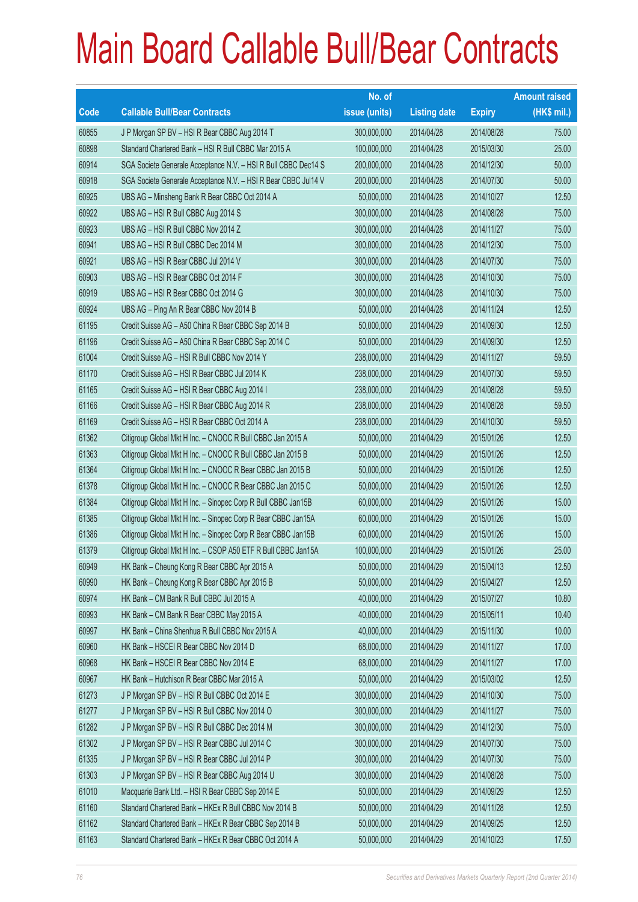# Main Board Callable Bull/Bear Contracts

| Code | Callable Bull/Bear Contracts | No. of issue (units) | Listing date | Expiry | Amount raised (HK$ mil.) |
|---|---|---|---|---|---|
| 60855 | J P Morgan SP BV – HSI R Bear CBBC Aug 2014 T | 300,000,000 | 2014/04/28 | 2014/08/28 | 75.00 |
| 60898 | Standard Chartered Bank – HSI R Bull CBBC Mar 2015 A | 100,000,000 | 2014/04/28 | 2015/03/30 | 25.00 |
| 60914 | SGA Societe Generale Acceptance N.V. – HSI R Bull CBBC Dec14 S | 200,000,000 | 2014/04/28 | 2014/12/30 | 50.00 |
| 60918 | SGA Societe Generale Acceptance N.V. – HSI R Bear CBBC Jul14 V | 200,000,000 | 2014/04/28 | 2014/07/30 | 50.00 |
| 60925 | UBS AG – Minsheng Bank R Bear CBBC Oct 2014 A | 50,000,000 | 2014/04/28 | 2014/10/27 | 12.50 |
| 60922 | UBS AG – HSI R Bull CBBC Aug 2014 S | 300,000,000 | 2014/04/28 | 2014/08/28 | 75.00 |
| 60923 | UBS AG – HSI R Bull CBBC Nov 2014 Z | 300,000,000 | 2014/04/28 | 2014/11/27 | 75.00 |
| 60941 | UBS AG – HSI R Bull CBBC Dec 2014 M | 300,000,000 | 2014/04/28 | 2014/12/30 | 75.00 |
| 60921 | UBS AG – HSI R Bear CBBC Jul 2014 V | 300,000,000 | 2014/04/28 | 2014/07/30 | 75.00 |
| 60903 | UBS AG – HSI R Bear CBBC Oct 2014 F | 300,000,000 | 2014/04/28 | 2014/10/30 | 75.00 |
| 60919 | UBS AG – HSI R Bear CBBC Oct 2014 G | 300,000,000 | 2014/04/28 | 2014/10/30 | 75.00 |
| 60924 | UBS AG – Ping An R Bear CBBC Nov 2014 B | 50,000,000 | 2014/04/28 | 2014/11/24 | 12.50 |
| 61195 | Credit Suisse AG – A50 China R Bear CBBC Sep 2014 B | 50,000,000 | 2014/04/29 | 2014/09/30 | 12.50 |
| 61196 | Credit Suisse AG – A50 China R Bear CBBC Sep 2014 C | 50,000,000 | 2014/04/29 | 2014/09/30 | 12.50 |
| 61004 | Credit Suisse AG – HSI R Bull CBBC Nov 2014 Y | 238,000,000 | 2014/04/29 | 2014/11/27 | 59.50 |
| 61170 | Credit Suisse AG – HSI R Bear CBBC Jul 2014 K | 238,000,000 | 2014/04/29 | 2014/07/30 | 59.50 |
| 61165 | Credit Suisse AG – HSI R Bear CBBC Aug 2014 I | 238,000,000 | 2014/04/29 | 2014/08/28 | 59.50 |
| 61166 | Credit Suisse AG – HSI R Bear CBBC Aug 2014 R | 238,000,000 | 2014/04/29 | 2014/08/28 | 59.50 |
| 61169 | Credit Suisse AG – HSI R Bear CBBC Oct 2014 A | 238,000,000 | 2014/04/29 | 2014/10/30 | 59.50 |
| 61362 | Citigroup Global Mkt H Inc. – CNOOC R Bull CBBC Jan 2015 A | 50,000,000 | 2014/04/29 | 2015/01/26 | 12.50 |
| 61363 | Citigroup Global Mkt H Inc. – CNOOC R Bull CBBC Jan 2015 B | 50,000,000 | 2014/04/29 | 2015/01/26 | 12.50 |
| 61364 | Citigroup Global Mkt H Inc. – CNOOC R Bear CBBC Jan 2015 B | 50,000,000 | 2014/04/29 | 2015/01/26 | 12.50 |
| 61378 | Citigroup Global Mkt H Inc. – CNOOC R Bear CBBC Jan 2015 C | 50,000,000 | 2014/04/29 | 2015/01/26 | 12.50 |
| 61384 | Citigroup Global Mkt H Inc. – Sinopec Corp R Bull CBBC Jan15B | 60,000,000 | 2014/04/29 | 2015/01/26 | 15.00 |
| 61385 | Citigroup Global Mkt H Inc. – Sinopec Corp R Bear CBBC Jan15A | 60,000,000 | 2014/04/29 | 2015/01/26 | 15.00 |
| 61386 | Citigroup Global Mkt H Inc. – Sinopec Corp R Bear CBBC Jan15B | 60,000,000 | 2014/04/29 | 2015/01/26 | 15.00 |
| 61379 | Citigroup Global Mkt H Inc. – CSOP A50 ETF R Bull CBBC Jan15A | 100,000,000 | 2014/04/29 | 2015/01/26 | 25.00 |
| 60949 | HK Bank – Cheung Kong R Bear CBBC Apr 2015 A | 50,000,000 | 2014/04/29 | 2015/04/13 | 12.50 |
| 60990 | HK Bank – Cheung Kong R Bear CBBC Apr 2015 B | 50,000,000 | 2014/04/29 | 2015/04/27 | 12.50 |
| 60974 | HK Bank – CM Bank R Bull CBBC Jul 2015 A | 40,000,000 | 2014/04/29 | 2015/07/27 | 10.80 |
| 60993 | HK Bank – CM Bank R Bear CBBC May 2015 A | 40,000,000 | 2014/04/29 | 2015/05/11 | 10.40 |
| 60997 | HK Bank – China Shenhua R Bull CBBC Nov 2015 A | 40,000,000 | 2014/04/29 | 2015/11/30 | 10.00 |
| 60960 | HK Bank – HSCEI R Bear CBBC Nov 2014 D | 68,000,000 | 2014/04/29 | 2014/11/27 | 17.00 |
| 60968 | HK Bank – HSCEI R Bear CBBC Nov 2014 E | 68,000,000 | 2014/04/29 | 2014/11/27 | 17.00 |
| 60967 | HK Bank – Hutchison R Bear CBBC Mar 2015 A | 50,000,000 | 2014/04/29 | 2015/03/02 | 12.50 |
| 61273 | J P Morgan SP BV – HSI R Bull CBBC Oct 2014 E | 300,000,000 | 2014/04/29 | 2014/10/30 | 75.00 |
| 61277 | J P Morgan SP BV – HSI R Bull CBBC Nov 2014 O | 300,000,000 | 2014/04/29 | 2014/11/27 | 75.00 |
| 61282 | J P Morgan SP BV – HSI R Bull CBBC Dec 2014 M | 300,000,000 | 2014/04/29 | 2014/12/30 | 75.00 |
| 61302 | J P Morgan SP BV – HSI R Bear CBBC Jul 2014 C | 300,000,000 | 2014/04/29 | 2014/07/30 | 75.00 |
| 61335 | J P Morgan SP BV – HSI R Bear CBBC Jul 2014 P | 300,000,000 | 2014/04/29 | 2014/07/30 | 75.00 |
| 61303 | J P Morgan SP BV – HSI R Bear CBBC Aug 2014 U | 300,000,000 | 2014/04/29 | 2014/08/28 | 75.00 |
| 61010 | Macquarie Bank Ltd. – HSI R Bear CBBC Sep 2014 E | 50,000,000 | 2014/04/29 | 2014/09/29 | 12.50 |
| 61160 | Standard Chartered Bank – HKEx R Bull CBBC Nov 2014 B | 50,000,000 | 2014/04/29 | 2014/11/28 | 12.50 |
| 61162 | Standard Chartered Bank – HKEx R Bear CBBC Sep 2014 B | 50,000,000 | 2014/04/29 | 2014/09/25 | 12.50 |
| 61163 | Standard Chartered Bank – HKEx R Bear CBBC Oct 2014 A | 50,000,000 | 2014/04/29 | 2014/10/23 | 17.50 |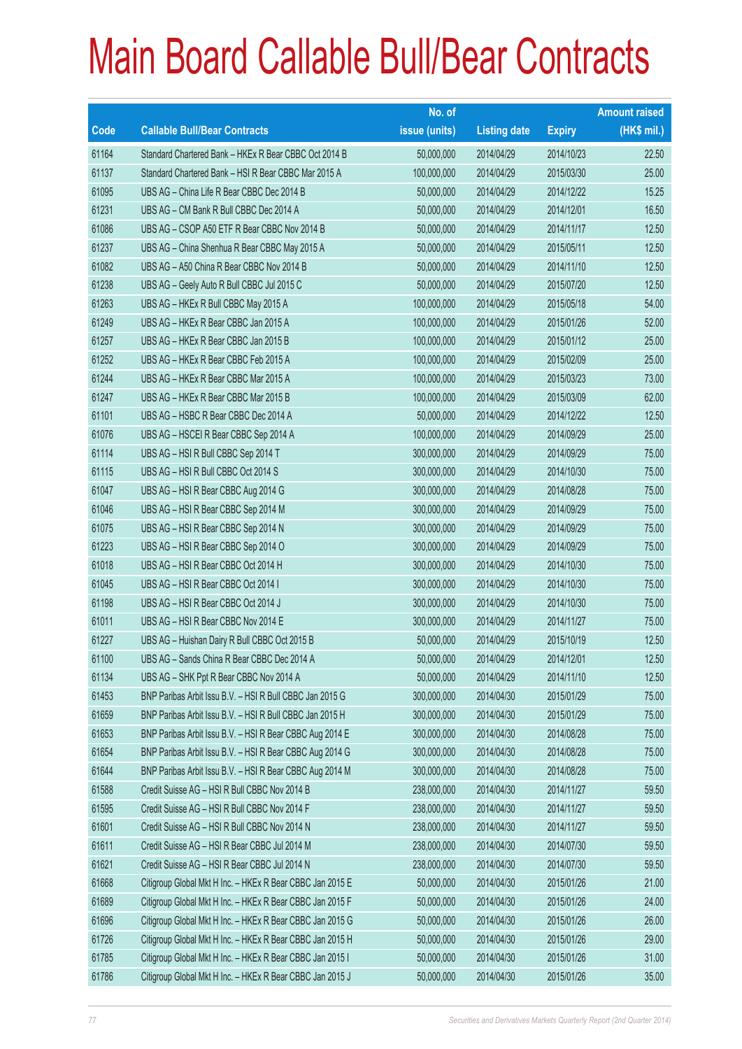# Main Board Callable Bull/Bear Contracts

| Code | Callable Bull/Bear Contracts | No. of issue (units) | Listing date | Expiry | Amount raised (HK$ mil.) |
|---|---|---|---|---|---|
| 61164 | Standard Chartered Bank – HKEx R Bear CBBC Oct 2014 B | 50,000,000 | 2014/04/29 | 2014/10/23 | 22.50 |
| 61137 | Standard Chartered Bank – HSI R Bear CBBC Mar 2015 A | 100,000,000 | 2014/04/29 | 2015/03/30 | 25.00 |
| 61095 | UBS AG – China Life R Bear CBBC Dec 2014 B | 50,000,000 | 2014/04/29 | 2014/12/22 | 15.25 |
| 61231 | UBS AG – CM Bank R Bull CBBC Dec 2014 A | 50,000,000 | 2014/04/29 | 2014/12/01 | 16.50 |
| 61086 | UBS AG – CSOP A50 ETF R Bear CBBC Nov 2014 B | 50,000,000 | 2014/04/29 | 2014/11/17 | 12.50 |
| 61237 | UBS AG – China Shenhua R Bear CBBC May 2015 A | 50,000,000 | 2014/04/29 | 2015/05/11 | 12.50 |
| 61082 | UBS AG – A50 China R Bear CBBC Nov 2014 B | 50,000,000 | 2014/04/29 | 2014/11/10 | 12.50 |
| 61238 | UBS AG – Geely Auto R Bull CBBC Jul 2015 C | 50,000,000 | 2014/04/29 | 2015/07/20 | 12.50 |
| 61263 | UBS AG – HKEx R Bull CBBC May 2015 A | 100,000,000 | 2014/04/29 | 2015/05/18 | 54.00 |
| 61249 | UBS AG – HKEx R Bear CBBC Jan 2015 A | 100,000,000 | 2014/04/29 | 2015/01/26 | 52.00 |
| 61257 | UBS AG – HKEx R Bear CBBC Jan 2015 B | 100,000,000 | 2014/04/29 | 2015/01/12 | 25.00 |
| 61252 | UBS AG – HKEx R Bear CBBC Feb 2015 A | 100,000,000 | 2014/04/29 | 2015/02/09 | 25.00 |
| 61244 | UBS AG – HKEx R Bear CBBC Mar 2015 A | 100,000,000 | 2014/04/29 | 2015/03/23 | 73.00 |
| 61247 | UBS AG – HKEx R Bear CBBC Mar 2015 B | 100,000,000 | 2014/04/29 | 2015/03/09 | 62.00 |
| 61101 | UBS AG – HSBC R Bear CBBC Dec 2014 A | 50,000,000 | 2014/04/29 | 2014/12/22 | 12.50 |
| 61076 | UBS AG – HSCEI R Bear CBBC Sep 2014 A | 100,000,000 | 2014/04/29 | 2014/09/29 | 25.00 |
| 61114 | UBS AG – HSI R Bull CBBC Sep 2014 T | 300,000,000 | 2014/04/29 | 2014/09/29 | 75.00 |
| 61115 | UBS AG – HSI R Bull CBBC Oct 2014 S | 300,000,000 | 2014/04/29 | 2014/10/30 | 75.00 |
| 61047 | UBS AG – HSI R Bear CBBC Aug 2014 G | 300,000,000 | 2014/04/29 | 2014/08/28 | 75.00 |
| 61046 | UBS AG – HSI R Bear CBBC Sep 2014 M | 300,000,000 | 2014/04/29 | 2014/09/29 | 75.00 |
| 61075 | UBS AG – HSI R Bear CBBC Sep 2014 N | 300,000,000 | 2014/04/29 | 2014/09/29 | 75.00 |
| 61223 | UBS AG – HSI R Bear CBBC Sep 2014 O | 300,000,000 | 2014/04/29 | 2014/09/29 | 75.00 |
| 61018 | UBS AG – HSI R Bear CBBC Oct 2014 H | 300,000,000 | 2014/04/29 | 2014/10/30 | 75.00 |
| 61045 | UBS AG – HSI R Bear CBBC Oct 2014 I | 300,000,000 | 2014/04/29 | 2014/10/30 | 75.00 |
| 61198 | UBS AG – HSI R Bear CBBC Oct 2014 J | 300,000,000 | 2014/04/29 | 2014/10/30 | 75.00 |
| 61011 | UBS AG – HSI R Bear CBBC Nov 2014 E | 300,000,000 | 2014/04/29 | 2014/11/27 | 75.00 |
| 61227 | UBS AG – Huishan Dairy R Bull CBBC Oct 2015 B | 50,000,000 | 2014/04/29 | 2015/10/19 | 12.50 |
| 61100 | UBS AG – Sands China R Bear CBBC Dec 2014 A | 50,000,000 | 2014/04/29 | 2014/12/01 | 12.50 |
| 61134 | UBS AG – SHK Ppt R Bear CBBC Nov 2014 A | 50,000,000 | 2014/04/29 | 2014/11/10 | 12.50 |
| 61453 | BNP Paribas Arbit Issu B.V. – HSI R Bull CBBC Jan 2015 G | 300,000,000 | 2014/04/30 | 2015/01/29 | 75.00 |
| 61659 | BNP Paribas Arbit Issu B.V. – HSI R Bull CBBC Jan 2015 H | 300,000,000 | 2014/04/30 | 2015/01/29 | 75.00 |
| 61653 | BNP Paribas Arbit Issu B.V. – HSI R Bear CBBC Aug 2014 E | 300,000,000 | 2014/04/30 | 2014/08/28 | 75.00 |
| 61654 | BNP Paribas Arbit Issu B.V. – HSI R Bear CBBC Aug 2014 G | 300,000,000 | 2014/04/30 | 2014/08/28 | 75.00 |
| 61644 | BNP Paribas Arbit Issu B.V. – HSI R Bear CBBC Aug 2014 M | 300,000,000 | 2014/04/30 | 2014/08/28 | 75.00 |
| 61588 | Credit Suisse AG – HSI R Bull CBBC Nov 2014 B | 238,000,000 | 2014/04/30 | 2014/11/27 | 59.50 |
| 61595 | Credit Suisse AG – HSI R Bull CBBC Nov 2014 F | 238,000,000 | 2014/04/30 | 2014/11/27 | 59.50 |
| 61601 | Credit Suisse AG – HSI R Bull CBBC Nov 2014 N | 238,000,000 | 2014/04/30 | 2014/11/27 | 59.50 |
| 61611 | Credit Suisse AG – HSI R Bear CBBC Jul 2014 M | 238,000,000 | 2014/04/30 | 2014/07/30 | 59.50 |
| 61621 | Credit Suisse AG – HSI R Bear CBBC Jul 2014 N | 238,000,000 | 2014/04/30 | 2014/07/30 | 59.50 |
| 61668 | Citigroup Global Mkt H Inc. – HKEx R Bear CBBC Jan 2015 E | 50,000,000 | 2014/04/30 | 2015/01/26 | 21.00 |
| 61689 | Citigroup Global Mkt H Inc. – HKEx R Bear CBBC Jan 2015 F | 50,000,000 | 2014/04/30 | 2015/01/26 | 24.00 |
| 61696 | Citigroup Global Mkt H Inc. – HKEx R Bear CBBC Jan 2015 G | 50,000,000 | 2014/04/30 | 2015/01/26 | 26.00 |
| 61726 | Citigroup Global Mkt H Inc. – HKEx R Bear CBBC Jan 2015 H | 50,000,000 | 2014/04/30 | 2015/01/26 | 29.00 |
| 61785 | Citigroup Global Mkt H Inc. – HKEx R Bear CBBC Jan 2015 I | 50,000,000 | 2014/04/30 | 2015/01/26 | 31.00 |
| 61786 | Citigroup Global Mkt H Inc. – HKEx R Bear CBBC Jan 2015 J | 50,000,000 | 2014/04/30 | 2015/01/26 | 35.00 |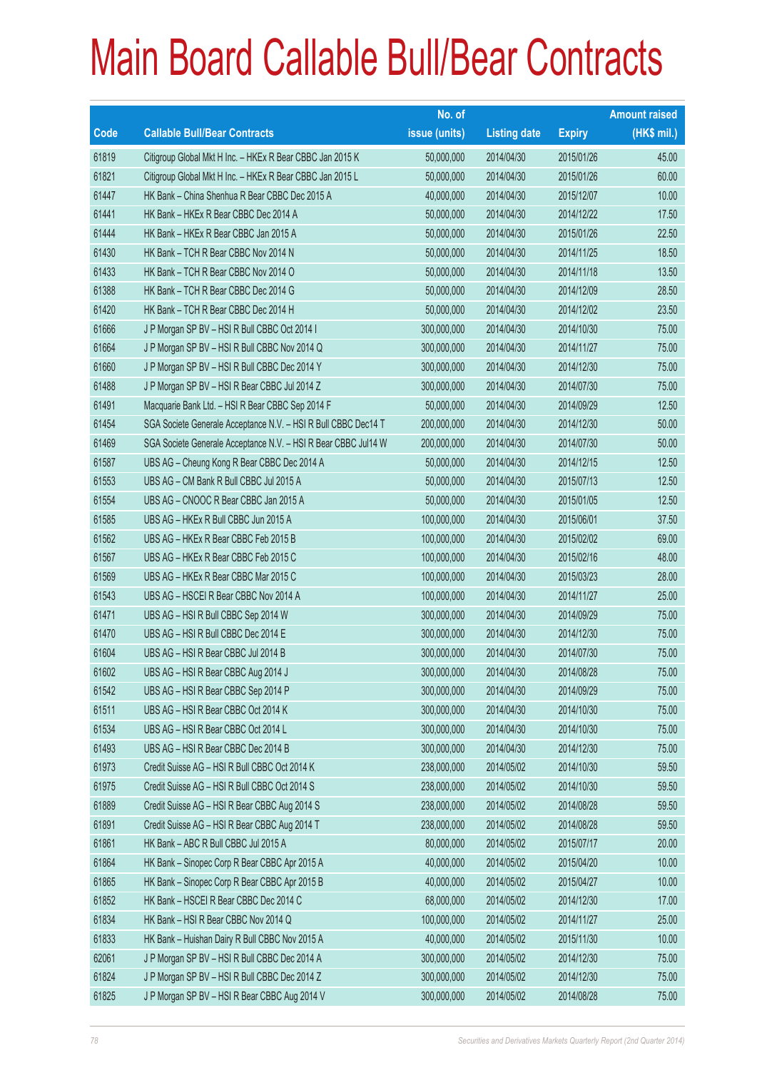# Main Board Callable Bull/Bear Contracts

| Code | Callable Bull/Bear Contracts | No. of issue (units) | Listing date | Expiry | Amount raised (HK$ mil.) |
|---|---|---|---|---|---|
| 61819 | Citigroup Global Mkt H Inc. – HKEx R Bear CBBC Jan 2015 K | 50,000,000 | 2014/04/30 | 2015/01/26 | 45.00 |
| 61821 | Citigroup Global Mkt H Inc. – HKEx R Bear CBBC Jan 2015 L | 50,000,000 | 2014/04/30 | 2015/01/26 | 60.00 |
| 61447 | HK Bank – China Shenhua R Bear CBBC Dec 2015 A | 40,000,000 | 2014/04/30 | 2015/12/07 | 10.00 |
| 61441 | HK Bank – HKEx R Bear CBBC Dec 2014 A | 50,000,000 | 2014/04/30 | 2014/12/22 | 17.50 |
| 61444 | HK Bank – HKEx R Bear CBBC Jan 2015 A | 50,000,000 | 2014/04/30 | 2015/01/26 | 22.50 |
| 61430 | HK Bank – TCH R Bear CBBC Nov 2014 N | 50,000,000 | 2014/04/30 | 2014/11/25 | 18.50 |
| 61433 | HK Bank – TCH R Bear CBBC Nov 2014 O | 50,000,000 | 2014/04/30 | 2014/11/18 | 13.50 |
| 61388 | HK Bank – TCH R Bear CBBC Dec 2014 G | 50,000,000 | 2014/04/30 | 2014/12/09 | 28.50 |
| 61420 | HK Bank – TCH R Bear CBBC Dec 2014 H | 50,000,000 | 2014/04/30 | 2014/12/02 | 23.50 |
| 61666 | J P Morgan SP BV – HSI R Bull CBBC Oct 2014 I | 300,000,000 | 2014/04/30 | 2014/10/30 | 75.00 |
| 61664 | J P Morgan SP BV – HSI R Bull CBBC Nov 2014 Q | 300,000,000 | 2014/04/30 | 2014/11/27 | 75.00 |
| 61660 | J P Morgan SP BV – HSI R Bull CBBC Dec 2014 Y | 300,000,000 | 2014/04/30 | 2014/12/30 | 75.00 |
| 61488 | J P Morgan SP BV – HSI R Bear CBBC Jul 2014 Z | 300,000,000 | 2014/04/30 | 2014/07/30 | 75.00 |
| 61491 | Macquarie Bank Ltd. – HSI R Bear CBBC Sep 2014 F | 50,000,000 | 2014/04/30 | 2014/09/29 | 12.50 |
| 61454 | SGA Societe Generale Acceptance N.V. – HSI R Bull CBBC Dec14 T | 200,000,000 | 2014/04/30 | 2014/12/30 | 50.00 |
| 61469 | SGA Societe Generale Acceptance N.V. – HSI R Bear CBBC Jul14 W | 200,000,000 | 2014/04/30 | 2014/07/30 | 50.00 |
| 61587 | UBS AG – Cheung Kong R Bear CBBC Dec 2014 A | 50,000,000 | 2014/04/30 | 2014/12/15 | 12.50 |
| 61553 | UBS AG – CM Bank R Bull CBBC Jul 2015 A | 50,000,000 | 2014/04/30 | 2015/07/13 | 12.50 |
| 61554 | UBS AG – CNOOC R Bear CBBC Jan 2015 A | 50,000,000 | 2014/04/30 | 2015/01/05 | 12.50 |
| 61585 | UBS AG – HKEx R Bull CBBC Jun 2015 A | 100,000,000 | 2014/04/30 | 2015/06/01 | 37.50 |
| 61562 | UBS AG – HKEx R Bear CBBC Feb 2015 B | 100,000,000 | 2014/04/30 | 2015/02/02 | 69.00 |
| 61567 | UBS AG – HKEx R Bear CBBC Feb 2015 C | 100,000,000 | 2014/04/30 | 2015/02/16 | 48.00 |
| 61569 | UBS AG – HKEx R Bear CBBC Mar 2015 C | 100,000,000 | 2014/04/30 | 2015/03/23 | 28.00 |
| 61543 | UBS AG – HSCEI R Bear CBBC Nov 2014 A | 100,000,000 | 2014/04/30 | 2014/11/27 | 25.00 |
| 61471 | UBS AG – HSI R Bull CBBC Sep 2014 W | 300,000,000 | 2014/04/30 | 2014/09/29 | 75.00 |
| 61470 | UBS AG – HSI R Bull CBBC Dec 2014 E | 300,000,000 | 2014/04/30 | 2014/12/30 | 75.00 |
| 61604 | UBS AG – HSI R Bear CBBC Jul 2014 B | 300,000,000 | 2014/04/30 | 2014/07/30 | 75.00 |
| 61602 | UBS AG – HSI R Bear CBBC Aug 2014 J | 300,000,000 | 2014/04/30 | 2014/08/28 | 75.00 |
| 61542 | UBS AG – HSI R Bear CBBC Sep 2014 P | 300,000,000 | 2014/04/30 | 2014/09/29 | 75.00 |
| 61511 | UBS AG – HSI R Bear CBBC Oct 2014 K | 300,000,000 | 2014/04/30 | 2014/10/30 | 75.00 |
| 61534 | UBS AG – HSI R Bear CBBC Oct 2014 L | 300,000,000 | 2014/04/30 | 2014/10/30 | 75.00 |
| 61493 | UBS AG – HSI R Bear CBBC Dec 2014 B | 300,000,000 | 2014/04/30 | 2014/12/30 | 75.00 |
| 61973 | Credit Suisse AG – HSI R Bull CBBC Oct 2014 K | 238,000,000 | 2014/05/02 | 2014/10/30 | 59.50 |
| 61975 | Credit Suisse AG – HSI R Bull CBBC Oct 2014 S | 238,000,000 | 2014/05/02 | 2014/10/30 | 59.50 |
| 61889 | Credit Suisse AG – HSI R Bear CBBC Aug 2014 S | 238,000,000 | 2014/05/02 | 2014/08/28 | 59.50 |
| 61891 | Credit Suisse AG – HSI R Bear CBBC Aug 2014 T | 238,000,000 | 2014/05/02 | 2014/08/28 | 59.50 |
| 61861 | HK Bank – ABC R Bull CBBC Jul 2015 A | 80,000,000 | 2014/05/02 | 2015/07/17 | 20.00 |
| 61864 | HK Bank – Sinopec Corp R Bear CBBC Apr 2015 A | 40,000,000 | 2014/05/02 | 2015/04/20 | 10.00 |
| 61865 | HK Bank – Sinopec Corp R Bear CBBC Apr 2015 B | 40,000,000 | 2014/05/02 | 2015/04/27 | 10.00 |
| 61852 | HK Bank – HSCEI R Bear CBBC Dec 2014 C | 68,000,000 | 2014/05/02 | 2014/12/30 | 17.00 |
| 61834 | HK Bank – HSI R Bear CBBC Nov 2014 Q | 100,000,000 | 2014/05/02 | 2014/11/27 | 25.00 |
| 61833 | HK Bank – Huishan Dairy R Bull CBBC Nov 2015 A | 40,000,000 | 2014/05/02 | 2015/11/30 | 10.00 |
| 62061 | J P Morgan SP BV – HSI R Bull CBBC Dec 2014 A | 300,000,000 | 2014/05/02 | 2014/12/30 | 75.00 |
| 61824 | J P Morgan SP BV – HSI R Bull CBBC Dec 2014 Z | 300,000,000 | 2014/05/02 | 2014/12/30 | 75.00 |
| 61825 | J P Morgan SP BV – HSI R Bear CBBC Aug 2014 V | 300,000,000 | 2014/05/02 | 2014/08/28 | 75.00 |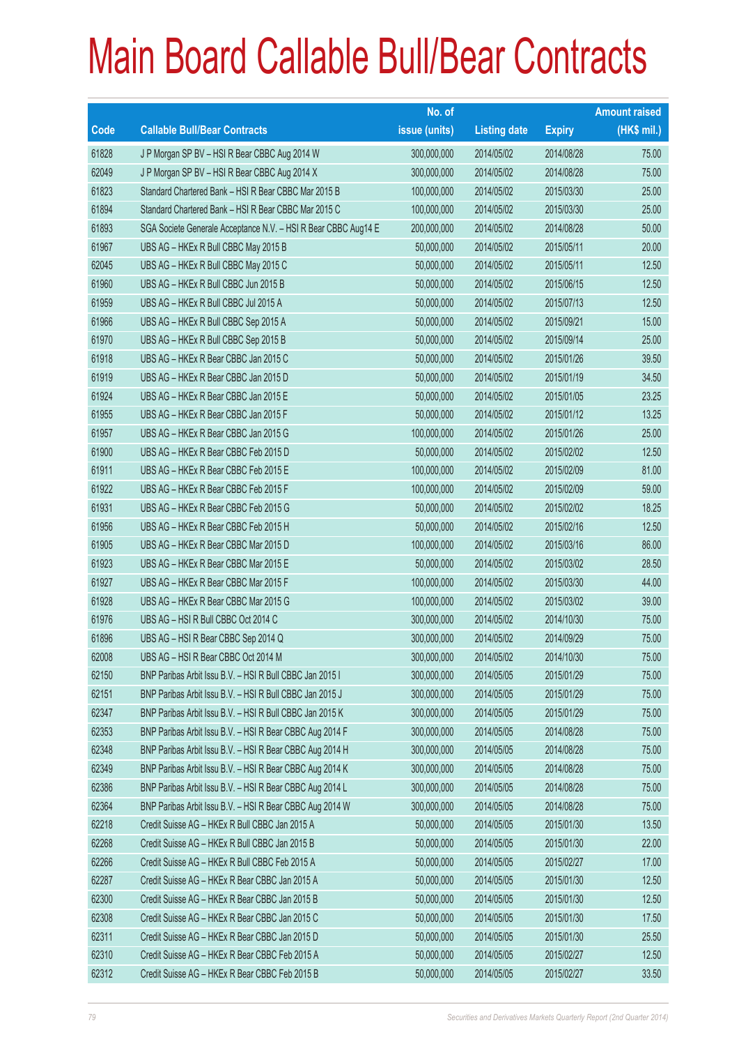# Main Board Callable Bull/Bear Contracts

| Code | Callable Bull/Bear Contracts | No. of issue (units) | Listing date | Expiry | Amount raised (HK$ mil.) |
|---|---|---|---|---|---|
| 61828 | J P Morgan SP BV – HSI R Bear CBBC Aug 2014 W | 300,000,000 | 2014/05/02 | 2014/08/28 | 75.00 |
| 62049 | J P Morgan SP BV – HSI R Bear CBBC Aug 2014 X | 300,000,000 | 2014/05/02 | 2014/08/28 | 75.00 |
| 61823 | Standard Chartered Bank – HSI R Bear CBBC Mar 2015 B | 100,000,000 | 2014/05/02 | 2015/03/30 | 25.00 |
| 61894 | Standard Chartered Bank – HSI R Bear CBBC Mar 2015 C | 100,000,000 | 2014/05/02 | 2015/03/30 | 25.00 |
| 61893 | SGA Societe Generale Acceptance N.V. – HSI R Bear CBBC Aug14 E | 200,000,000 | 2014/05/02 | 2014/08/28 | 50.00 |
| 61967 | UBS AG – HKEx R Bull CBBC May 2015 B | 50,000,000 | 2014/05/02 | 2015/05/11 | 20.00 |
| 62045 | UBS AG – HKEx R Bull CBBC May 2015 C | 50,000,000 | 2014/05/02 | 2015/05/11 | 12.50 |
| 61960 | UBS AG – HKEx R Bull CBBC Jun 2015 B | 50,000,000 | 2014/05/02 | 2015/06/15 | 12.50 |
| 61959 | UBS AG – HKEx R Bull CBBC Jul 2015 A | 50,000,000 | 2014/05/02 | 2015/07/13 | 12.50 |
| 61966 | UBS AG – HKEx R Bull CBBC Sep 2015 A | 50,000,000 | 2014/05/02 | 2015/09/21 | 15.00 |
| 61970 | UBS AG – HKEx R Bull CBBC Sep 2015 B | 50,000,000 | 2014/05/02 | 2015/09/14 | 25.00 |
| 61918 | UBS AG – HKEx R Bear CBBC Jan 2015 C | 50,000,000 | 2014/05/02 | 2015/01/26 | 39.50 |
| 61919 | UBS AG – HKEx R Bear CBBC Jan 2015 D | 50,000,000 | 2014/05/02 | 2015/01/19 | 34.50 |
| 61924 | UBS AG – HKEx R Bear CBBC Jan 2015 E | 50,000,000 | 2014/05/02 | 2015/01/05 | 23.25 |
| 61955 | UBS AG – HKEx R Bear CBBC Jan 2015 F | 50,000,000 | 2014/05/02 | 2015/01/12 | 13.25 |
| 61957 | UBS AG – HKEx R Bear CBBC Jan 2015 G | 100,000,000 | 2014/05/02 | 2015/01/26 | 25.00 |
| 61900 | UBS AG – HKEx R Bear CBBC Feb 2015 D | 50,000,000 | 2014/05/02 | 2015/02/02 | 12.50 |
| 61911 | UBS AG – HKEx R Bear CBBC Feb 2015 E | 100,000,000 | 2014/05/02 | 2015/02/09 | 81.00 |
| 61922 | UBS AG – HKEx R Bear CBBC Feb 2015 F | 100,000,000 | 2014/05/02 | 2015/02/09 | 59.00 |
| 61931 | UBS AG – HKEx R Bear CBBC Feb 2015 G | 50,000,000 | 2014/05/02 | 2015/02/02 | 18.25 |
| 61956 | UBS AG – HKEx R Bear CBBC Feb 2015 H | 50,000,000 | 2014/05/02 | 2015/02/16 | 12.50 |
| 61905 | UBS AG – HKEx R Bear CBBC Mar 2015 D | 100,000,000 | 2014/05/02 | 2015/03/16 | 86.00 |
| 61923 | UBS AG – HKEx R Bear CBBC Mar 2015 E | 50,000,000 | 2014/05/02 | 2015/03/02 | 28.50 |
| 61927 | UBS AG – HKEx R Bear CBBC Mar 2015 F | 100,000,000 | 2014/05/02 | 2015/03/30 | 44.00 |
| 61928 | UBS AG – HKEx R Bear CBBC Mar 2015 G | 100,000,000 | 2014/05/02 | 2015/03/02 | 39.00 |
| 61976 | UBS AG – HSI R Bull CBBC Oct 2014 C | 300,000,000 | 2014/05/02 | 2014/10/30 | 75.00 |
| 61896 | UBS AG – HSI R Bear CBBC Sep 2014 Q | 300,000,000 | 2014/05/02 | 2014/09/29 | 75.00 |
| 62008 | UBS AG – HSI R Bear CBBC Oct 2014 M | 300,000,000 | 2014/05/02 | 2014/10/30 | 75.00 |
| 62150 | BNP Paribas Arbit Issu B.V. – HSI R Bull CBBC Jan 2015 I | 300,000,000 | 2014/05/05 | 2015/01/29 | 75.00 |
| 62151 | BNP Paribas Arbit Issu B.V. – HSI R Bull CBBC Jan 2015 J | 300,000,000 | 2014/05/05 | 2015/01/29 | 75.00 |
| 62347 | BNP Paribas Arbit Issu B.V. – HSI R Bull CBBC Jan 2015 K | 300,000,000 | 2014/05/05 | 2015/01/29 | 75.00 |
| 62353 | BNP Paribas Arbit Issu B.V. – HSI R Bear CBBC Aug 2014 F | 300,000,000 | 2014/05/05 | 2014/08/28 | 75.00 |
| 62348 | BNP Paribas Arbit Issu B.V. – HSI R Bear CBBC Aug 2014 H | 300,000,000 | 2014/05/05 | 2014/08/28 | 75.00 |
| 62349 | BNP Paribas Arbit Issu B.V. – HSI R Bear CBBC Aug 2014 K | 300,000,000 | 2014/05/05 | 2014/08/28 | 75.00 |
| 62386 | BNP Paribas Arbit Issu B.V. – HSI R Bear CBBC Aug 2014 L | 300,000,000 | 2014/05/05 | 2014/08/28 | 75.00 |
| 62364 | BNP Paribas Arbit Issu B.V. – HSI R Bear CBBC Aug 2014 W | 300,000,000 | 2014/05/05 | 2014/08/28 | 75.00 |
| 62218 | Credit Suisse AG – HKEx R Bull CBBC Jan 2015 A | 50,000,000 | 2014/05/05 | 2015/01/30 | 13.50 |
| 62268 | Credit Suisse AG – HKEx R Bull CBBC Jan 2015 B | 50,000,000 | 2014/05/05 | 2015/01/30 | 22.00 |
| 62266 | Credit Suisse AG – HKEx R Bull CBBC Feb 2015 A | 50,000,000 | 2014/05/05 | 2015/02/27 | 17.00 |
| 62287 | Credit Suisse AG – HKEx R Bear CBBC Jan 2015 A | 50,000,000 | 2014/05/05 | 2015/01/30 | 12.50 |
| 62300 | Credit Suisse AG – HKEx R Bear CBBC Jan 2015 B | 50,000,000 | 2014/05/05 | 2015/01/30 | 12.50 |
| 62308 | Credit Suisse AG – HKEx R Bear CBBC Jan 2015 C | 50,000,000 | 2014/05/05 | 2015/01/30 | 17.50 |
| 62311 | Credit Suisse AG – HKEx R Bear CBBC Jan 2015 D | 50,000,000 | 2014/05/05 | 2015/01/30 | 25.50 |
| 62310 | Credit Suisse AG – HKEx R Bear CBBC Feb 2015 A | 50,000,000 | 2014/05/05 | 2015/02/27 | 12.50 |
| 62312 | Credit Suisse AG – HKEx R Bear CBBC Feb 2015 B | 50,000,000 | 2014/05/05 | 2015/02/27 | 33.50 |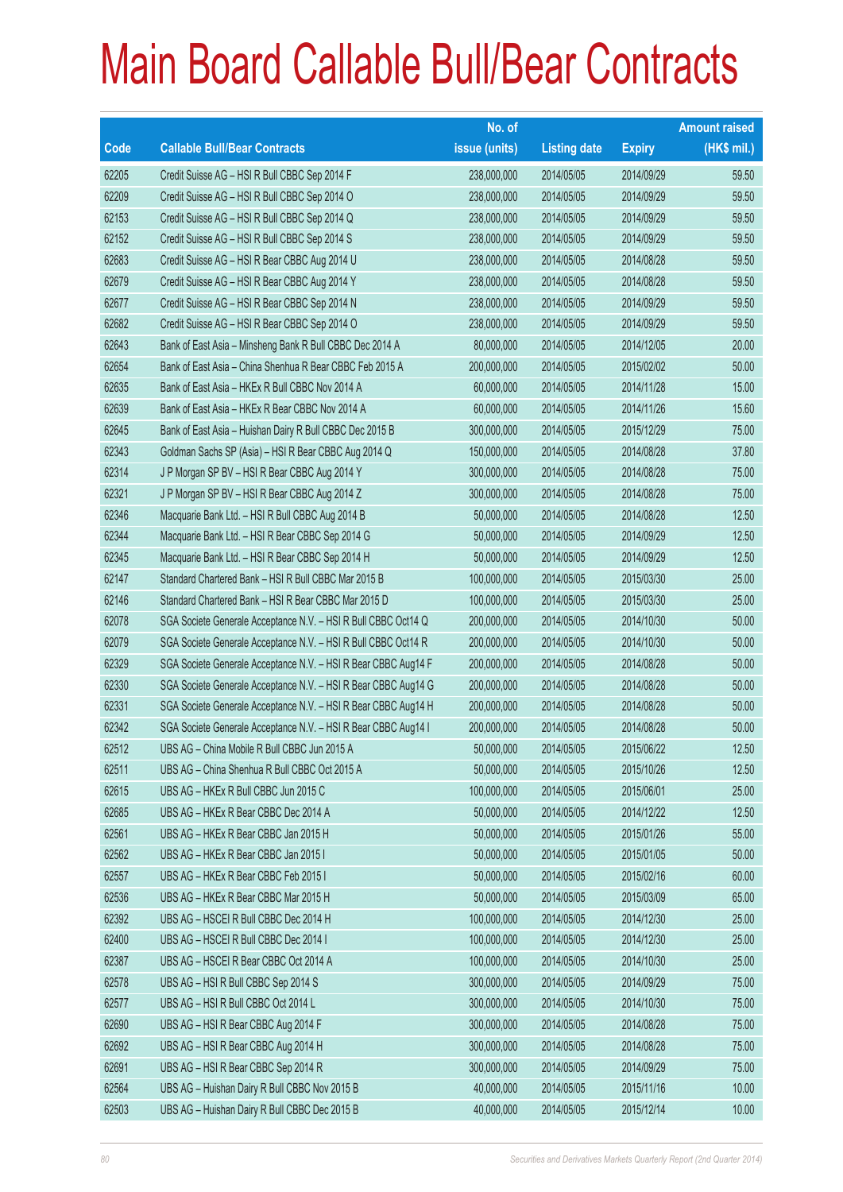# Main Board Callable Bull/Bear Contracts

| Code | Callable Bull/Bear Contracts | No. of issue (units) | Listing date | Expiry | Amount raised (HK$ mil.) |
|---|---|---|---|---|---|
| 62205 | Credit Suisse AG – HSI R Bull CBBC Sep 2014 F | 238,000,000 | 2014/05/05 | 2014/09/29 | 59.50 |
| 62209 | Credit Suisse AG – HSI R Bull CBBC Sep 2014 O | 238,000,000 | 2014/05/05 | 2014/09/29 | 59.50 |
| 62153 | Credit Suisse AG – HSI R Bull CBBC Sep 2014 Q | 238,000,000 | 2014/05/05 | 2014/09/29 | 59.50 |
| 62152 | Credit Suisse AG – HSI R Bull CBBC Sep 2014 S | 238,000,000 | 2014/05/05 | 2014/09/29 | 59.50 |
| 62683 | Credit Suisse AG – HSI R Bear CBBC Aug 2014 U | 238,000,000 | 2014/05/05 | 2014/08/28 | 59.50 |
| 62679 | Credit Suisse AG – HSI R Bear CBBC Aug 2014 Y | 238,000,000 | 2014/05/05 | 2014/08/28 | 59.50 |
| 62677 | Credit Suisse AG – HSI R Bear CBBC Sep 2014 N | 238,000,000 | 2014/05/05 | 2014/09/29 | 59.50 |
| 62682 | Credit Suisse AG – HSI R Bear CBBC Sep 2014 O | 238,000,000 | 2014/05/05 | 2014/09/29 | 59.50 |
| 62643 | Bank of East Asia – Minsheng Bank R Bull CBBC Dec 2014 A | 80,000,000 | 2014/05/05 | 2014/12/05 | 20.00 |
| 62654 | Bank of East Asia – China Shenhua R Bear CBBC Feb 2015 A | 200,000,000 | 2014/05/05 | 2015/02/02 | 50.00 |
| 62635 | Bank of East Asia – HKEx R Bull CBBC Nov 2014 A | 60,000,000 | 2014/05/05 | 2014/11/28 | 15.00 |
| 62639 | Bank of East Asia – HKEx R Bear CBBC Nov 2014 A | 60,000,000 | 2014/05/05 | 2014/11/26 | 15.60 |
| 62645 | Bank of East Asia – Huishan Dairy R Bull CBBC Dec 2015 B | 300,000,000 | 2014/05/05 | 2015/12/29 | 75.00 |
| 62343 | Goldman Sachs SP (Asia) – HSI R Bear CBBC Aug 2014 Q | 150,000,000 | 2014/05/05 | 2014/08/28 | 37.80 |
| 62314 | J P Morgan SP BV – HSI R Bear CBBC Aug 2014 Y | 300,000,000 | 2014/05/05 | 2014/08/28 | 75.00 |
| 62321 | J P Morgan SP BV – HSI R Bear CBBC Aug 2014 Z | 300,000,000 | 2014/05/05 | 2014/08/28 | 75.00 |
| 62346 | Macquarie Bank Ltd. – HSI R Bull CBBC Aug 2014 B | 50,000,000 | 2014/05/05 | 2014/08/28 | 12.50 |
| 62344 | Macquarie Bank Ltd. – HSI R Bear CBBC Sep 2014 G | 50,000,000 | 2014/05/05 | 2014/09/29 | 12.50 |
| 62345 | Macquarie Bank Ltd. – HSI R Bear CBBC Sep 2014 H | 50,000,000 | 2014/05/05 | 2014/09/29 | 12.50 |
| 62147 | Standard Chartered Bank – HSI R Bull CBBC Mar 2015 B | 100,000,000 | 2014/05/05 | 2015/03/30 | 25.00 |
| 62146 | Standard Chartered Bank – HSI R Bear CBBC Mar 2015 D | 100,000,000 | 2014/05/05 | 2015/03/30 | 25.00 |
| 62078 | SGA Societe Generale Acceptance N.V. – HSI R Bull CBBC Oct14 Q | 200,000,000 | 2014/05/05 | 2014/10/30 | 50.00 |
| 62079 | SGA Societe Generale Acceptance N.V. – HSI R Bull CBBC Oct14 R | 200,000,000 | 2014/05/05 | 2014/10/30 | 50.00 |
| 62329 | SGA Societe Generale Acceptance N.V. – HSI R Bear CBBC Aug14 F | 200,000,000 | 2014/05/05 | 2014/08/28 | 50.00 |
| 62330 | SGA Societe Generale Acceptance N.V. – HSI R Bear CBBC Aug14 G | 200,000,000 | 2014/05/05 | 2014/08/28 | 50.00 |
| 62331 | SGA Societe Generale Acceptance N.V. – HSI R Bear CBBC Aug14 H | 200,000,000 | 2014/05/05 | 2014/08/28 | 50.00 |
| 62342 | SGA Societe Generale Acceptance N.V. – HSI R Bear CBBC Aug14 I | 200,000,000 | 2014/05/05 | 2014/08/28 | 50.00 |
| 62512 | UBS AG – China Mobile R Bull CBBC Jun 2015 A | 50,000,000 | 2014/05/05 | 2015/06/22 | 12.50 |
| 62511 | UBS AG – China Shenhua R Bull CBBC Oct 2015 A | 50,000,000 | 2014/05/05 | 2015/10/26 | 12.50 |
| 62615 | UBS AG – HKEx R Bull CBBC Jun 2015 C | 100,000,000 | 2014/05/05 | 2015/06/01 | 25.00 |
| 62685 | UBS AG – HKEx R Bear CBBC Dec 2014 A | 50,000,000 | 2014/05/05 | 2014/12/22 | 12.50 |
| 62561 | UBS AG – HKEx R Bear CBBC Jan 2015 H | 50,000,000 | 2014/05/05 | 2015/01/26 | 55.00 |
| 62562 | UBS AG – HKEx R Bear CBBC Jan 2015 I | 50,000,000 | 2014/05/05 | 2015/01/05 | 50.00 |
| 62557 | UBS AG – HKEx R Bear CBBC Feb 2015 I | 50,000,000 | 2014/05/05 | 2015/02/16 | 60.00 |
| 62536 | UBS AG – HKEx R Bear CBBC Mar 2015 H | 50,000,000 | 2014/05/05 | 2015/03/09 | 65.00 |
| 62392 | UBS AG – HSCEI R Bull CBBC Dec 2014 H | 100,000,000 | 2014/05/05 | 2014/12/30 | 25.00 |
| 62400 | UBS AG – HSCEI R Bull CBBC Dec 2014 I | 100,000,000 | 2014/05/05 | 2014/12/30 | 25.00 |
| 62387 | UBS AG – HSCEI R Bear CBBC Oct 2014 A | 100,000,000 | 2014/05/05 | 2014/10/30 | 25.00 |
| 62578 | UBS AG – HSI R Bull CBBC Sep 2014 S | 300,000,000 | 2014/05/05 | 2014/09/29 | 75.00 |
| 62577 | UBS AG – HSI R Bull CBBC Oct 2014 L | 300,000,000 | 2014/05/05 | 2014/10/30 | 75.00 |
| 62690 | UBS AG – HSI R Bear CBBC Aug 2014 F | 300,000,000 | 2014/05/05 | 2014/08/28 | 75.00 |
| 62692 | UBS AG – HSI R Bear CBBC Aug 2014 H | 300,000,000 | 2014/05/05 | 2014/08/28 | 75.00 |
| 62691 | UBS AG – HSI R Bear CBBC Sep 2014 R | 300,000,000 | 2014/05/05 | 2014/09/29 | 75.00 |
| 62564 | UBS AG – Huishan Dairy R Bull CBBC Nov 2015 B | 40,000,000 | 2014/05/05 | 2015/11/16 | 10.00 |
| 62503 | UBS AG – Huishan Dairy R Bull CBBC Dec 2015 B | 40,000,000 | 2014/05/05 | 2015/12/14 | 10.00 |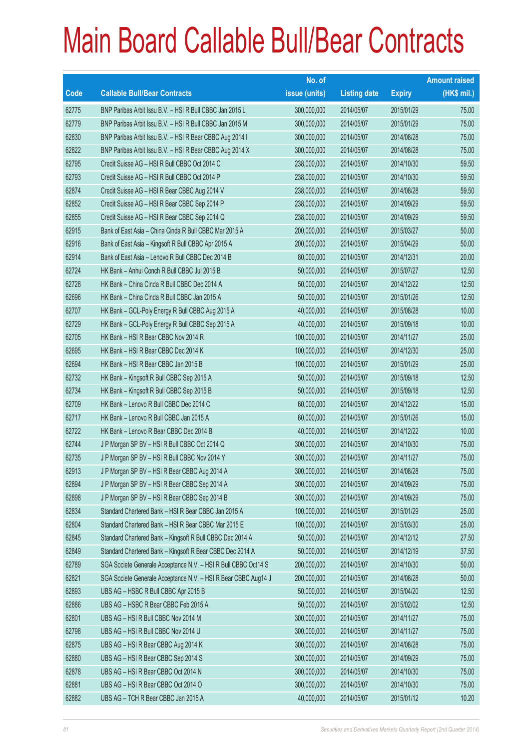# Main Board Callable Bull/Bear Contracts

| Code | Callable Bull/Bear Contracts | No. of issue (units) | Listing date | Expiry | Amount raised (HK$ mil.) |
|---|---|---|---|---|---|
| 62775 | BNP Paribas Arbit Issu B.V. – HSI R Bull CBBC Jan 2015 L | 300,000,000 | 2014/05/07 | 2015/01/29 | 75.00 |
| 62779 | BNP Paribas Arbit Issu B.V. – HSI R Bull CBBC Jan 2015 M | 300,000,000 | 2014/05/07 | 2015/01/29 | 75.00 |
| 62830 | BNP Paribas Arbit Issu B.V. – HSI R Bear CBBC Aug 2014 I | 300,000,000 | 2014/05/07 | 2014/08/28 | 75.00 |
| 62822 | BNP Paribas Arbit Issu B.V. – HSI R Bear CBBC Aug 2014 X | 300,000,000 | 2014/05/07 | 2014/08/28 | 75.00 |
| 62795 | Credit Suisse AG – HSI R Bull CBBC Oct 2014 C | 238,000,000 | 2014/05/07 | 2014/10/30 | 59.50 |
| 62793 | Credit Suisse AG – HSI R Bull CBBC Oct 2014 P | 238,000,000 | 2014/05/07 | 2014/10/30 | 59.50 |
| 62874 | Credit Suisse AG – HSI R Bear CBBC Aug 2014 V | 238,000,000 | 2014/05/07 | 2014/08/28 | 59.50 |
| 62852 | Credit Suisse AG – HSI R Bear CBBC Sep 2014 P | 238,000,000 | 2014/05/07 | 2014/09/29 | 59.50 |
| 62855 | Credit Suisse AG – HSI R Bear CBBC Sep 2014 Q | 238,000,000 | 2014/05/07 | 2014/09/29 | 59.50 |
| 62915 | Bank of East Asia – China Cinda R Bull CBBC Mar 2015 A | 200,000,000 | 2014/05/07 | 2015/03/27 | 50.00 |
| 62916 | Bank of East Asia – Kingsoft R Bull CBBC Apr 2015 A | 200,000,000 | 2014/05/07 | 2015/04/29 | 50.00 |
| 62914 | Bank of East Asia – Lenovo R Bull CBBC Dec 2014 B | 80,000,000 | 2014/05/07 | 2014/12/31 | 20.00 |
| 62724 | HK Bank – Anhui Conch R Bull CBBC Jul 2015 B | 50,000,000 | 2014/05/07 | 2015/07/27 | 12.50 |
| 62728 | HK Bank – China Cinda R Bull CBBC Dec 2014 A | 50,000,000 | 2014/05/07 | 2014/12/22 | 12.50 |
| 62696 | HK Bank – China Cinda R Bull CBBC Jan 2015 A | 50,000,000 | 2014/05/07 | 2015/01/26 | 12.50 |
| 62707 | HK Bank – GCL-Poly Energy R Bull CBBC Aug 2015 A | 40,000,000 | 2014/05/07 | 2015/08/28 | 10.00 |
| 62729 | HK Bank – GCL-Poly Energy R Bull CBBC Sep 2015 A | 40,000,000 | 2014/05/07 | 2015/09/18 | 10.00 |
| 62705 | HK Bank – HSI R Bear CBBC Nov 2014 R | 100,000,000 | 2014/05/07 | 2014/11/27 | 25.00 |
| 62695 | HK Bank – HSI R Bear CBBC Dec 2014 K | 100,000,000 | 2014/05/07 | 2014/12/30 | 25.00 |
| 62694 | HK Bank – HSI R Bear CBBC Jan 2015 B | 100,000,000 | 2014/05/07 | 2015/01/29 | 25.00 |
| 62732 | HK Bank – Kingsoft R Bull CBBC Sep 2015 A | 50,000,000 | 2014/05/07 | 2015/09/18 | 12.50 |
| 62734 | HK Bank – Kingsoft R Bull CBBC Sep 2015 B | 50,000,000 | 2014/05/07 | 2015/09/18 | 12.50 |
| 62709 | HK Bank – Lenovo R Bull CBBC Dec 2014 C | 60,000,000 | 2014/05/07 | 2014/12/22 | 15.00 |
| 62717 | HK Bank – Lenovo R Bull CBBC Jan 2015 A | 60,000,000 | 2014/05/07 | 2015/01/26 | 15.00 |
| 62722 | HK Bank – Lenovo R Bear CBBC Dec 2014 B | 40,000,000 | 2014/05/07 | 2014/12/22 | 10.00 |
| 62744 | J P Morgan SP BV – HSI R Bull CBBC Oct 2014 Q | 300,000,000 | 2014/05/07 | 2014/10/30 | 75.00 |
| 62735 | J P Morgan SP BV – HSI R Bull CBBC Nov 2014 Y | 300,000,000 | 2014/05/07 | 2014/11/27 | 75.00 |
| 62913 | J P Morgan SP BV – HSI R Bear CBBC Aug 2014 A | 300,000,000 | 2014/05/07 | 2014/08/28 | 75.00 |
| 62894 | J P Morgan SP BV – HSI R Bear CBBC Sep 2014 A | 300,000,000 | 2014/05/07 | 2014/09/29 | 75.00 |
| 62898 | J P Morgan SP BV – HSI R Bear CBBC Sep 2014 B | 300,000,000 | 2014/05/07 | 2014/09/29 | 75.00 |
| 62834 | Standard Chartered Bank – HSI R Bear CBBC Jan 2015 A | 100,000,000 | 2014/05/07 | 2015/01/29 | 25.00 |
| 62804 | Standard Chartered Bank – HSI R Bear CBBC Mar 2015 E | 100,000,000 | 2014/05/07 | 2015/03/30 | 25.00 |
| 62845 | Standard Chartered Bank – Kingsoft R Bull CBBC Dec 2014 A | 50,000,000 | 2014/05/07 | 2014/12/12 | 27.50 |
| 62849 | Standard Chartered Bank – Kingsoft R Bear CBBC Dec 2014 A | 50,000,000 | 2014/05/07 | 2014/12/19 | 37.50 |
| 62789 | SGA Societe Generale Acceptance N.V. – HSI R Bull CBBC Oct14 S | 200,000,000 | 2014/05/07 | 2014/10/30 | 50.00 |
| 62821 | SGA Societe Generale Acceptance N.V. – HSI R Bear CBBC Aug14 J | 200,000,000 | 2014/05/07 | 2014/08/28 | 50.00 |
| 62893 | UBS AG – HSBC R Bull CBBC Apr 2015 B | 50,000,000 | 2014/05/07 | 2015/04/20 | 12.50 |
| 62886 | UBS AG – HSBC R Bear CBBC Feb 2015 A | 50,000,000 | 2014/05/07 | 2015/02/02 | 12.50 |
| 62801 | UBS AG – HSI R Bull CBBC Nov 2014 M | 300,000,000 | 2014/05/07 | 2014/11/27 | 75.00 |
| 62798 | UBS AG – HSI R Bull CBBC Nov 2014 U | 300,000,000 | 2014/05/07 | 2014/11/27 | 75.00 |
| 62875 | UBS AG – HSI R Bear CBBC Aug 2014 K | 300,000,000 | 2014/05/07 | 2014/08/28 | 75.00 |
| 62880 | UBS AG – HSI R Bear CBBC Sep 2014 S | 300,000,000 | 2014/05/07 | 2014/09/29 | 75.00 |
| 62878 | UBS AG – HSI R Bear CBBC Oct 2014 N | 300,000,000 | 2014/05/07 | 2014/10/30 | 75.00 |
| 62881 | UBS AG – HSI R Bear CBBC Oct 2014 O | 300,000,000 | 2014/05/07 | 2014/10/30 | 75.00 |
| 62882 | UBS AG – TCH R Bear CBBC Jan 2015 A | 40,000,000 | 2014/05/07 | 2015/01/12 | 10.20 |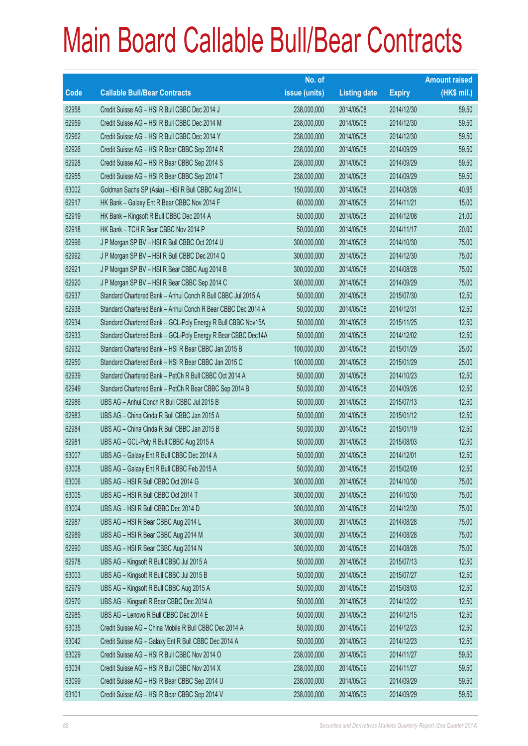# Main Board Callable Bull/Bear Contracts

| Code | Callable Bull/Bear Contracts | No. of issue (units) | Listing date | Expiry | Amount raised (HK$ mil.) |
|---|---|---|---|---|---|
| 62958 | Credit Suisse AG – HSI R Bull CBBC Dec 2014 J | 238,000,000 | 2014/05/08 | 2014/12/30 | 59.50 |
| 62959 | Credit Suisse AG – HSI R Bull CBBC Dec 2014 M | 238,000,000 | 2014/05/08 | 2014/12/30 | 59.50 |
| 62962 | Credit Suisse AG – HSI R Bull CBBC Dec 2014 Y | 238,000,000 | 2014/05/08 | 2014/12/30 | 59.50 |
| 62926 | Credit Suisse AG – HSI R Bear CBBC Sep 2014 R | 238,000,000 | 2014/05/08 | 2014/09/29 | 59.50 |
| 62928 | Credit Suisse AG – HSI R Bear CBBC Sep 2014 S | 238,000,000 | 2014/05/08 | 2014/09/29 | 59.50 |
| 62955 | Credit Suisse AG – HSI R Bear CBBC Sep 2014 T | 238,000,000 | 2014/05/08 | 2014/09/29 | 59.50 |
| 63002 | Goldman Sachs SP (Asia) – HSI R Bull CBBC Aug 2014 L | 150,000,000 | 2014/05/08 | 2014/08/28 | 40.95 |
| 62917 | HK Bank – Galaxy Ent R Bear CBBC Nov 2014 F | 60,000,000 | 2014/05/08 | 2014/11/21 | 15.00 |
| 62919 | HK Bank – Kingsoft R Bull CBBC Dec 2014 A | 50,000,000 | 2014/05/08 | 2014/12/08 | 21.00 |
| 62918 | HK Bank – TCH R Bear CBBC Nov 2014 P | 50,000,000 | 2014/05/08 | 2014/11/17 | 20.00 |
| 62996 | J P Morgan SP BV – HSI R Bull CBBC Oct 2014 U | 300,000,000 | 2014/05/08 | 2014/10/30 | 75.00 |
| 62992 | J P Morgan SP BV – HSI R Bull CBBC Dec 2014 Q | 300,000,000 | 2014/05/08 | 2014/12/30 | 75.00 |
| 62921 | J P Morgan SP BV – HSI R Bear CBBC Aug 2014 B | 300,000,000 | 2014/05/08 | 2014/08/28 | 75.00 |
| 62920 | J P Morgan SP BV – HSI R Bear CBBC Sep 2014 C | 300,000,000 | 2014/05/08 | 2014/09/29 | 75.00 |
| 62937 | Standard Chartered Bank – Anhui Conch R Bull CBBC Jul 2015 A | 50,000,000 | 2014/05/08 | 2015/07/30 | 12.50 |
| 62938 | Standard Chartered Bank – Anhui Conch R Bear CBBC Dec 2014 A | 50,000,000 | 2014/05/08 | 2014/12/31 | 12.50 |
| 62934 | Standard Chartered Bank – GCL-Poly Energy R Bull CBBC Nov15A | 50,000,000 | 2014/05/08 | 2015/11/25 | 12.50 |
| 62933 | Standard Chartered Bank – GCL-Poly Energy R Bear CBBC Dec14A | 50,000,000 | 2014/05/08 | 2014/12/02 | 12.50 |
| 62932 | Standard Chartered Bank – HSI R Bear CBBC Jan 2015 B | 100,000,000 | 2014/05/08 | 2015/01/29 | 25.00 |
| 62950 | Standard Chartered Bank – HSI R Bear CBBC Jan 2015 C | 100,000,000 | 2014/05/08 | 2015/01/29 | 25.00 |
| 62939 | Standard Chartered Bank – PetCh R Bull CBBC Oct 2014 A | 50,000,000 | 2014/05/08 | 2014/10/23 | 12.50 |
| 62949 | Standard Chartered Bank – PetCh R Bear CBBC Sep 2014 B | 50,000,000 | 2014/05/08 | 2014/09/26 | 12.50 |
| 62986 | UBS AG – Anhui Conch R Bull CBBC Jul 2015 B | 50,000,000 | 2014/05/08 | 2015/07/13 | 12.50 |
| 62983 | UBS AG – China Cinda R Bull CBBC Jan 2015 A | 50,000,000 | 2014/05/08 | 2015/01/12 | 12.50 |
| 62984 | UBS AG – China Cinda R Bull CBBC Jan 2015 B | 50,000,000 | 2014/05/08 | 2015/01/19 | 12.50 |
| 62981 | UBS AG – GCL-Poly R Bull CBBC Aug 2015 A | 50,000,000 | 2014/05/08 | 2015/08/03 | 12.50 |
| 63007 | UBS AG – Galaxy Ent R Bull CBBC Dec 2014 A | 50,000,000 | 2014/05/08 | 2014/12/01 | 12.50 |
| 63008 | UBS AG – Galaxy Ent R Bull CBBC Feb 2015 A | 50,000,000 | 2014/05/08 | 2015/02/09 | 12.50 |
| 63006 | UBS AG – HSI R Bull CBBC Oct 2014 G | 300,000,000 | 2014/05/08 | 2014/10/30 | 75.00 |
| 63005 | UBS AG – HSI R Bull CBBC Oct 2014 T | 300,000,000 | 2014/05/08 | 2014/10/30 | 75.00 |
| 63004 | UBS AG – HSI R Bull CBBC Dec 2014 D | 300,000,000 | 2014/05/08 | 2014/12/30 | 75.00 |
| 62987 | UBS AG – HSI R Bear CBBC Aug 2014 L | 300,000,000 | 2014/05/08 | 2014/08/28 | 75.00 |
| 62989 | UBS AG – HSI R Bear CBBC Aug 2014 M | 300,000,000 | 2014/05/08 | 2014/08/28 | 75.00 |
| 62990 | UBS AG – HSI R Bear CBBC Aug 2014 N | 300,000,000 | 2014/05/08 | 2014/08/28 | 75.00 |
| 62978 | UBS AG – Kingsoft R Bull CBBC Jul 2015 A | 50,000,000 | 2014/05/08 | 2015/07/13 | 12.50 |
| 63003 | UBS AG – Kingsoft R Bull CBBC Jul 2015 B | 50,000,000 | 2014/05/08 | 2015/07/27 | 12.50 |
| 62979 | UBS AG – Kingsoft R Bull CBBC Aug 2015 A | 50,000,000 | 2014/05/08 | 2015/08/03 | 12.50 |
| 62970 | UBS AG – Kingsoft R Bear CBBC Dec 2014 A | 50,000,000 | 2014/05/08 | 2014/12/22 | 12.50 |
| 62985 | UBS AG – Lenovo R Bull CBBC Dec 2014 E | 50,000,000 | 2014/05/08 | 2014/12/15 | 12.50 |
| 63035 | Credit Suisse AG – China Mobile R Bull CBBC Dec 2014 A | 50,000,000 | 2014/05/09 | 2014/12/23 | 12.50 |
| 63042 | Credit Suisse AG – Galaxy Ent R Bull CBBC Dec 2014 A | 50,000,000 | 2014/05/09 | 2014/12/23 | 12.50 |
| 63029 | Credit Suisse AG – HSI R Bull CBBC Nov 2014 O | 238,000,000 | 2014/05/09 | 2014/11/27 | 59.50 |
| 63034 | Credit Suisse AG – HSI R Bull CBBC Nov 2014 X | 238,000,000 | 2014/05/09 | 2014/11/27 | 59.50 |
| 63099 | Credit Suisse AG – HSI R Bear CBBC Sep 2014 U | 238,000,000 | 2014/05/09 | 2014/09/29 | 59.50 |
| 63101 | Credit Suisse AG – HSI R Bear CBBC Sep 2014 V | 238,000,000 | 2014/05/09 | 2014/09/29 | 59.50 |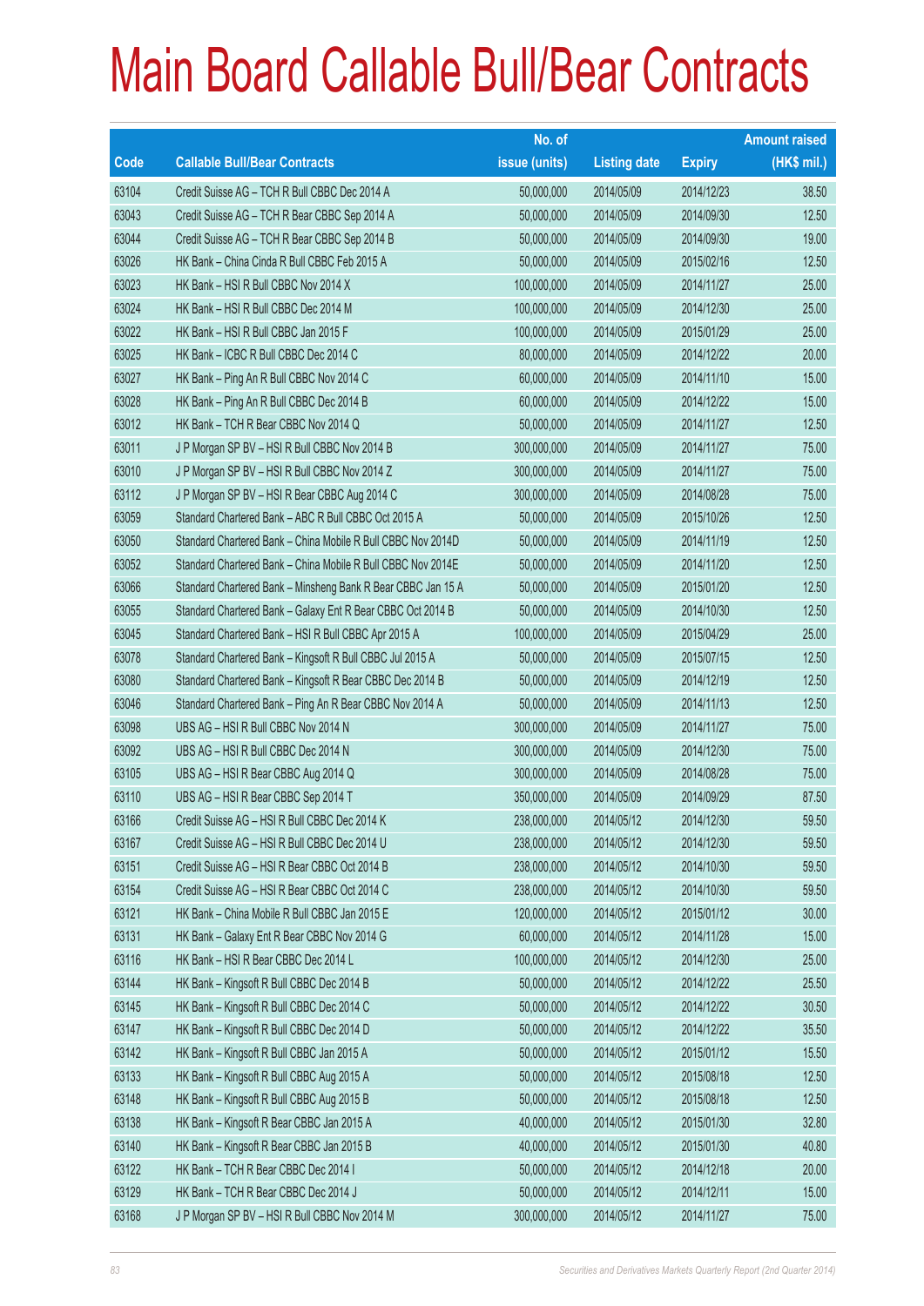# Main Board Callable Bull/Bear Contracts

| Code | Callable Bull/Bear Contracts | No. of issue (units) | Listing date | Expiry | Amount raised (HK$ mil.) |
|---|---|---|---|---|---|
| 63104 | Credit Suisse AG – TCH R Bull CBBC Dec 2014 A | 50,000,000 | 2014/05/09 | 2014/12/23 | 38.50 |
| 63043 | Credit Suisse AG – TCH R Bear CBBC Sep 2014 A | 50,000,000 | 2014/05/09 | 2014/09/30 | 12.50 |
| 63044 | Credit Suisse AG – TCH R Bear CBBC Sep 2014 B | 50,000,000 | 2014/05/09 | 2014/09/30 | 19.00 |
| 63026 | HK Bank – China Cinda R Bull CBBC Feb 2015 A | 50,000,000 | 2014/05/09 | 2015/02/16 | 12.50 |
| 63023 | HK Bank – HSI R Bull CBBC Nov 2014 X | 100,000,000 | 2014/05/09 | 2014/11/27 | 25.00 |
| 63024 | HK Bank – HSI R Bull CBBC Dec 2014 M | 100,000,000 | 2014/05/09 | 2014/12/30 | 25.00 |
| 63022 | HK Bank – HSI R Bull CBBC Jan 2015 F | 100,000,000 | 2014/05/09 | 2015/01/29 | 25.00 |
| 63025 | HK Bank – ICBC R Bull CBBC Dec 2014 C | 80,000,000 | 2014/05/09 | 2014/12/22 | 20.00 |
| 63027 | HK Bank – Ping An R Bull CBBC Nov 2014 C | 60,000,000 | 2014/05/09 | 2014/11/10 | 15.00 |
| 63028 | HK Bank – Ping An R Bull CBBC Dec 2014 B | 60,000,000 | 2014/05/09 | 2014/12/22 | 15.00 |
| 63012 | HK Bank – TCH R Bear CBBC Nov 2014 Q | 50,000,000 | 2014/05/09 | 2014/11/27 | 12.50 |
| 63011 | J P Morgan SP BV – HSI R Bull CBBC Nov 2014 B | 300,000,000 | 2014/05/09 | 2014/11/27 | 75.00 |
| 63010 | J P Morgan SP BV – HSI R Bull CBBC Nov 2014 Z | 300,000,000 | 2014/05/09 | 2014/11/27 | 75.00 |
| 63112 | J P Morgan SP BV – HSI R Bear CBBC Aug 2014 C | 300,000,000 | 2014/05/09 | 2014/08/28 | 75.00 |
| 63059 | Standard Chartered Bank – ABC R Bull CBBC Oct 2015 A | 50,000,000 | 2014/05/09 | 2015/10/26 | 12.50 |
| 63050 | Standard Chartered Bank – China Mobile R Bull CBBC Nov 2014D | 50,000,000 | 2014/05/09 | 2014/11/19 | 12.50 |
| 63052 | Standard Chartered Bank – China Mobile R Bull CBBC Nov 2014E | 50,000,000 | 2014/05/09 | 2014/11/20 | 12.50 |
| 63066 | Standard Chartered Bank – Minsheng Bank R Bear CBBC Jan 15 A | 50,000,000 | 2014/05/09 | 2015/01/20 | 12.50 |
| 63055 | Standard Chartered Bank – Galaxy Ent R Bear CBBC Oct 2014 B | 50,000,000 | 2014/05/09 | 2014/10/30 | 12.50 |
| 63045 | Standard Chartered Bank – HSI R Bull CBBC Apr 2015 A | 100,000,000 | 2014/05/09 | 2015/04/29 | 25.00 |
| 63078 | Standard Chartered Bank – Kingsoft R Bull CBBC Jul 2015 A | 50,000,000 | 2014/05/09 | 2015/07/15 | 12.50 |
| 63080 | Standard Chartered Bank – Kingsoft R Bear CBBC Dec 2014 B | 50,000,000 | 2014/05/09 | 2014/12/19 | 12.50 |
| 63046 | Standard Chartered Bank – Ping An R Bear CBBC Nov 2014 A | 50,000,000 | 2014/05/09 | 2014/11/13 | 12.50 |
| 63098 | UBS AG – HSI R Bull CBBC Nov 2014 N | 300,000,000 | 2014/05/09 | 2014/11/27 | 75.00 |
| 63092 | UBS AG – HSI R Bull CBBC Dec 2014 N | 300,000,000 | 2014/05/09 | 2014/12/30 | 75.00 |
| 63105 | UBS AG – HSI R Bear CBBC Aug 2014 Q | 300,000,000 | 2014/05/09 | 2014/08/28 | 75.00 |
| 63110 | UBS AG – HSI R Bear CBBC Sep 2014 T | 350,000,000 | 2014/05/09 | 2014/09/29 | 87.50 |
| 63166 | Credit Suisse AG – HSI R Bull CBBC Dec 2014 K | 238,000,000 | 2014/05/12 | 2014/12/30 | 59.50 |
| 63167 | Credit Suisse AG – HSI R Bull CBBC Dec 2014 U | 238,000,000 | 2014/05/12 | 2014/12/30 | 59.50 |
| 63151 | Credit Suisse AG – HSI R Bear CBBC Oct 2014 B | 238,000,000 | 2014/05/12 | 2014/10/30 | 59.50 |
| 63154 | Credit Suisse AG – HSI R Bear CBBC Oct 2014 C | 238,000,000 | 2014/05/12 | 2014/10/30 | 59.50 |
| 63121 | HK Bank – China Mobile R Bull CBBC Jan 2015 E | 120,000,000 | 2014/05/12 | 2015/01/12 | 30.00 |
| 63131 | HK Bank – Galaxy Ent R Bear CBBC Nov 2014 G | 60,000,000 | 2014/05/12 | 2014/11/28 | 15.00 |
| 63116 | HK Bank – HSI R Bear CBBC Dec 2014 L | 100,000,000 | 2014/05/12 | 2014/12/30 | 25.00 |
| 63144 | HK Bank – Kingsoft R Bull CBBC Dec 2014 B | 50,000,000 | 2014/05/12 | 2014/12/22 | 25.50 |
| 63145 | HK Bank – Kingsoft R Bull CBBC Dec 2014 C | 50,000,000 | 2014/05/12 | 2014/12/22 | 30.50 |
| 63147 | HK Bank – Kingsoft R Bull CBBC Dec 2014 D | 50,000,000 | 2014/05/12 | 2014/12/22 | 35.50 |
| 63142 | HK Bank – Kingsoft R Bull CBBC Jan 2015 A | 50,000,000 | 2014/05/12 | 2015/01/12 | 15.50 |
| 63133 | HK Bank – Kingsoft R Bull CBBC Aug 2015 A | 50,000,000 | 2014/05/12 | 2015/08/18 | 12.50 |
| 63148 | HK Bank – Kingsoft R Bull CBBC Aug 2015 B | 50,000,000 | 2014/05/12 | 2015/08/18 | 12.50 |
| 63138 | HK Bank – Kingsoft R Bear CBBC Jan 2015 A | 40,000,000 | 2014/05/12 | 2015/01/30 | 32.80 |
| 63140 | HK Bank – Kingsoft R Bear CBBC Jan 2015 B | 40,000,000 | 2014/05/12 | 2015/01/30 | 40.80 |
| 63122 | HK Bank – TCH R Bear CBBC Dec 2014 I | 50,000,000 | 2014/05/12 | 2014/12/18 | 20.00 |
| 63129 | HK Bank – TCH R Bear CBBC Dec 2014 J | 50,000,000 | 2014/05/12 | 2014/12/11 | 15.00 |
| 63168 | J P Morgan SP BV – HSI R Bull CBBC Nov 2014 M | 300,000,000 | 2014/05/12 | 2014/11/27 | 75.00 |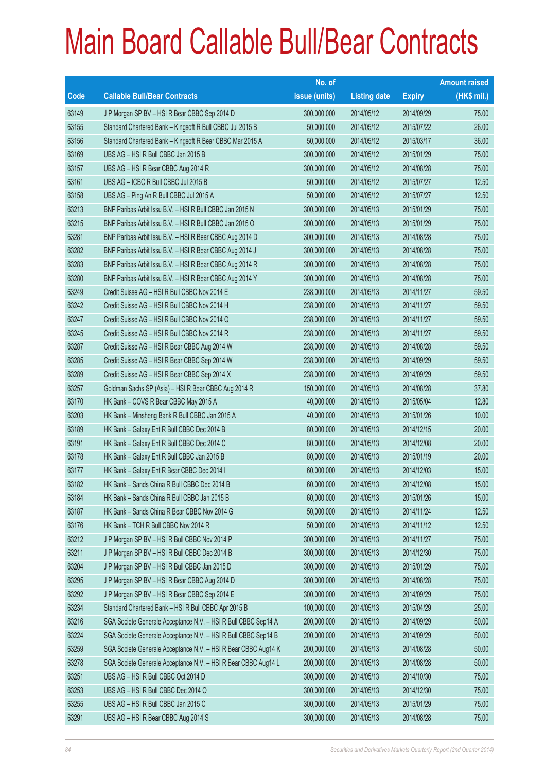# Main Board Callable Bull/Bear Contracts

| Code | Callable Bull/Bear Contracts | No. of issue (units) | Listing date | Expiry | Amount raised (HK$ mil.) |
|---|---|---|---|---|---|
| 63149 | J P Morgan SP BV – HSI R Bear CBBC Sep 2014 D | 300,000,000 | 2014/05/12 | 2014/09/29 | 75.00 |
| 63155 | Standard Chartered Bank – Kingsoft R Bull CBBC Jul 2015 B | 50,000,000 | 2014/05/12 | 2015/07/22 | 26.00 |
| 63156 | Standard Chartered Bank – Kingsoft R Bear CBBC Mar 2015 A | 50,000,000 | 2014/05/12 | 2015/03/17 | 36.00 |
| 63169 | UBS AG – HSI R Bull CBBC Jan 2015 B | 300,000,000 | 2014/05/12 | 2015/01/29 | 75.00 |
| 63157 | UBS AG – HSI R Bear CBBC Aug 2014 R | 300,000,000 | 2014/05/12 | 2014/08/28 | 75.00 |
| 63161 | UBS AG – ICBC R Bull CBBC Jul 2015 B | 50,000,000 | 2014/05/12 | 2015/07/27 | 12.50 |
| 63158 | UBS AG – Ping An R Bull CBBC Jul 2015 A | 50,000,000 | 2014/05/12 | 2015/07/27 | 12.50 |
| 63213 | BNP Paribas Arbit Issu B.V. – HSI R Bull CBBC Jan 2015 N | 300,000,000 | 2014/05/13 | 2015/01/29 | 75.00 |
| 63215 | BNP Paribas Arbit Issu B.V. – HSI R Bull CBBC Jan 2015 O | 300,000,000 | 2014/05/13 | 2015/01/29 | 75.00 |
| 63281 | BNP Paribas Arbit Issu B.V. – HSI R Bear CBBC Aug 2014 D | 300,000,000 | 2014/05/13 | 2014/08/28 | 75.00 |
| 63282 | BNP Paribas Arbit Issu B.V. – HSI R Bear CBBC Aug 2014 J | 300,000,000 | 2014/05/13 | 2014/08/28 | 75.00 |
| 63283 | BNP Paribas Arbit Issu B.V. – HSI R Bear CBBC Aug 2014 R | 300,000,000 | 2014/05/13 | 2014/08/28 | 75.00 |
| 63280 | BNP Paribas Arbit Issu B.V. – HSI R Bear CBBC Aug 2014 Y | 300,000,000 | 2014/05/13 | 2014/08/28 | 75.00 |
| 63249 | Credit Suisse AG – HSI R Bull CBBC Nov 2014 E | 238,000,000 | 2014/05/13 | 2014/11/27 | 59.50 |
| 63242 | Credit Suisse AG – HSI R Bull CBBC Nov 2014 H | 238,000,000 | 2014/05/13 | 2014/11/27 | 59.50 |
| 63247 | Credit Suisse AG – HSI R Bull CBBC Nov 2014 Q | 238,000,000 | 2014/05/13 | 2014/11/27 | 59.50 |
| 63245 | Credit Suisse AG – HSI R Bull CBBC Nov 2014 R | 238,000,000 | 2014/05/13 | 2014/11/27 | 59.50 |
| 63287 | Credit Suisse AG – HSI R Bear CBBC Aug 2014 W | 238,000,000 | 2014/05/13 | 2014/08/28 | 59.50 |
| 63285 | Credit Suisse AG – HSI R Bear CBBC Sep 2014 W | 238,000,000 | 2014/05/13 | 2014/09/29 | 59.50 |
| 63289 | Credit Suisse AG – HSI R Bear CBBC Sep 2014 X | 238,000,000 | 2014/05/13 | 2014/09/29 | 59.50 |
| 63257 | Goldman Sachs SP (Asia) – HSI R Bear CBBC Aug 2014 R | 150,000,000 | 2014/05/13 | 2014/08/28 | 37.80 |
| 63170 | HK Bank – COVS R Bear CBBC May 2015 A | 40,000,000 | 2014/05/13 | 2015/05/04 | 12.80 |
| 63203 | HK Bank – Minsheng Bank R Bull CBBC Jan 2015 A | 40,000,000 | 2014/05/13 | 2015/01/26 | 10.00 |
| 63189 | HK Bank – Galaxy Ent R Bull CBBC Dec 2014 B | 80,000,000 | 2014/05/13 | 2014/12/15 | 20.00 |
| 63191 | HK Bank – Galaxy Ent R Bull CBBC Dec 2014 C | 80,000,000 | 2014/05/13 | 2014/12/08 | 20.00 |
| 63178 | HK Bank – Galaxy Ent R Bull CBBC Jan 2015 B | 80,000,000 | 2014/05/13 | 2015/01/19 | 20.00 |
| 63177 | HK Bank – Galaxy Ent R Bear CBBC Dec 2014 I | 60,000,000 | 2014/05/13 | 2014/12/03 | 15.00 |
| 63182 | HK Bank – Sands China R Bull CBBC Dec 2014 B | 60,000,000 | 2014/05/13 | 2014/12/08 | 15.00 |
| 63184 | HK Bank – Sands China R Bull CBBC Jan 2015 B | 60,000,000 | 2014/05/13 | 2015/01/26 | 15.00 |
| 63187 | HK Bank – Sands China R Bear CBBC Nov 2014 G | 50,000,000 | 2014/05/13 | 2014/11/24 | 12.50 |
| 63176 | HK Bank – TCH R Bull CBBC Nov 2014 R | 50,000,000 | 2014/05/13 | 2014/11/12 | 12.50 |
| 63212 | J P Morgan SP BV – HSI R Bull CBBC Nov 2014 P | 300,000,000 | 2014/05/13 | 2014/11/27 | 75.00 |
| 63211 | J P Morgan SP BV – HSI R Bull CBBC Dec 2014 B | 300,000,000 | 2014/05/13 | 2014/12/30 | 75.00 |
| 63204 | J P Morgan SP BV – HSI R Bull CBBC Jan 2015 D | 300,000,000 | 2014/05/13 | 2015/01/29 | 75.00 |
| 63295 | J P Morgan SP BV – HSI R Bear CBBC Aug 2014 D | 300,000,000 | 2014/05/13 | 2014/08/28 | 75.00 |
| 63292 | J P Morgan SP BV – HSI R Bear CBBC Sep 2014 E | 300,000,000 | 2014/05/13 | 2014/09/29 | 75.00 |
| 63234 | Standard Chartered Bank – HSI R Bull CBBC Apr 2015 B | 100,000,000 | 2014/05/13 | 2015/04/29 | 25.00 |
| 63216 | SGA Societe Generale Acceptance N.V. – HSI R Bull CBBC Sep14 A | 200,000,000 | 2014/05/13 | 2014/09/29 | 50.00 |
| 63224 | SGA Societe Generale Acceptance N.V. – HSI R Bull CBBC Sep14 B | 200,000,000 | 2014/05/13 | 2014/09/29 | 50.00 |
| 63259 | SGA Societe Generale Acceptance N.V. – HSI R Bear CBBC Aug14 K | 200,000,000 | 2014/05/13 | 2014/08/28 | 50.00 |
| 63278 | SGA Societe Generale Acceptance N.V. – HSI R Bear CBBC Aug14 L | 200,000,000 | 2014/05/13 | 2014/08/28 | 50.00 |
| 63251 | UBS AG – HSI R Bull CBBC Oct 2014 D | 300,000,000 | 2014/05/13 | 2014/10/30 | 75.00 |
| 63253 | UBS AG – HSI R Bull CBBC Dec 2014 O | 300,000,000 | 2014/05/13 | 2014/12/30 | 75.00 |
| 63255 | UBS AG – HSI R Bull CBBC Jan 2015 C | 300,000,000 | 2014/05/13 | 2015/01/29 | 75.00 |
| 63291 | UBS AG – HSI R Bear CBBC Aug 2014 S | 300,000,000 | 2014/05/13 | 2014/08/28 | 75.00 |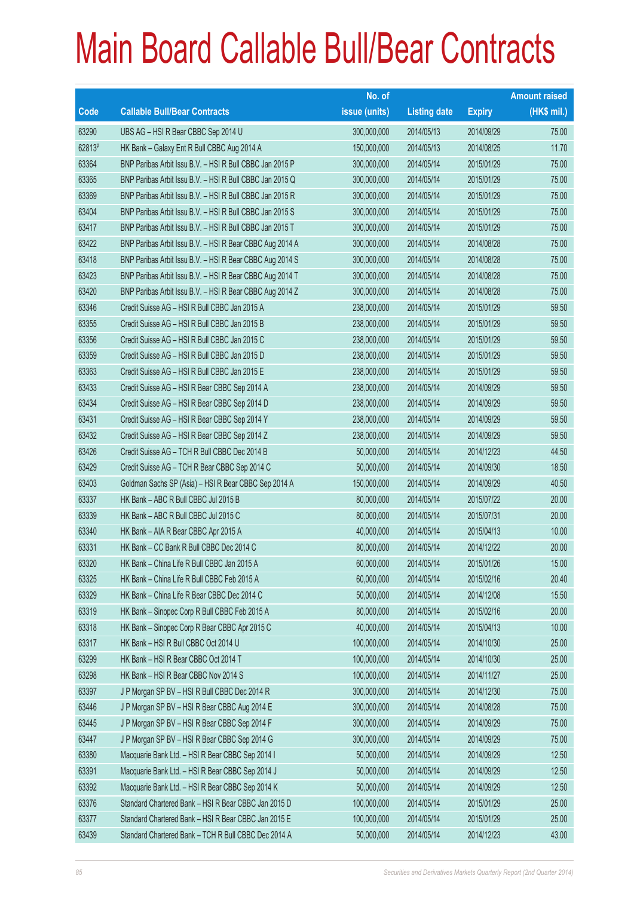# Main Board Callable Bull/Bear Contracts

| Code | Callable Bull/Bear Contracts | No. of issue (units) | Listing date | Expiry | Amount raised (HK$ mil.) |
|---|---|---|---|---|---|
| 63290 | UBS AG – HSI R Bear CBBC Sep 2014 U | 300,000,000 | 2014/05/13 | 2014/09/29 | 75.00 |
| 62813# | HK Bank – Galaxy Ent R Bull CBBC Aug 2014 A | 150,000,000 | 2014/05/13 | 2014/08/25 | 11.70 |
| 63364 | BNP Paribas Arbit Issu B.V. – HSI R Bull CBBC Jan 2015 P | 300,000,000 | 2014/05/14 | 2015/01/29 | 75.00 |
| 63365 | BNP Paribas Arbit Issu B.V. – HSI R Bull CBBC Jan 2015 Q | 300,000,000 | 2014/05/14 | 2015/01/29 | 75.00 |
| 63369 | BNP Paribas Arbit Issu B.V. – HSI R Bull CBBC Jan 2015 R | 300,000,000 | 2014/05/14 | 2015/01/29 | 75.00 |
| 63404 | BNP Paribas Arbit Issu B.V. – HSI R Bull CBBC Jan 2015 S | 300,000,000 | 2014/05/14 | 2015/01/29 | 75.00 |
| 63417 | BNP Paribas Arbit Issu B.V. – HSI R Bull CBBC Jan 2015 T | 300,000,000 | 2014/05/14 | 2015/01/29 | 75.00 |
| 63422 | BNP Paribas Arbit Issu B.V. – HSI R Bear CBBC Aug 2014 A | 300,000,000 | 2014/05/14 | 2014/08/28 | 75.00 |
| 63418 | BNP Paribas Arbit Issu B.V. – HSI R Bear CBBC Aug 2014 S | 300,000,000 | 2014/05/14 | 2014/08/28 | 75.00 |
| 63423 | BNP Paribas Arbit Issu B.V. – HSI R Bear CBBC Aug 2014 T | 300,000,000 | 2014/05/14 | 2014/08/28 | 75.00 |
| 63420 | BNP Paribas Arbit Issu B.V. – HSI R Bear CBBC Aug 2014 Z | 300,000,000 | 2014/05/14 | 2014/08/28 | 75.00 |
| 63346 | Credit Suisse AG – HSI R Bull CBBC Jan 2015 A | 238,000,000 | 2014/05/14 | 2015/01/29 | 59.50 |
| 63355 | Credit Suisse AG – HSI R Bull CBBC Jan 2015 B | 238,000,000 | 2014/05/14 | 2015/01/29 | 59.50 |
| 63356 | Credit Suisse AG – HSI R Bull CBBC Jan 2015 C | 238,000,000 | 2014/05/14 | 2015/01/29 | 59.50 |
| 63359 | Credit Suisse AG – HSI R Bull CBBC Jan 2015 D | 238,000,000 | 2014/05/14 | 2015/01/29 | 59.50 |
| 63363 | Credit Suisse AG – HSI R Bull CBBC Jan 2015 E | 238,000,000 | 2014/05/14 | 2015/01/29 | 59.50 |
| 63433 | Credit Suisse AG – HSI R Bear CBBC Sep 2014 A | 238,000,000 | 2014/05/14 | 2014/09/29 | 59.50 |
| 63434 | Credit Suisse AG – HSI R Bear CBBC Sep 2014 D | 238,000,000 | 2014/05/14 | 2014/09/29 | 59.50 |
| 63431 | Credit Suisse AG – HSI R Bear CBBC Sep 2014 Y | 238,000,000 | 2014/05/14 | 2014/09/29 | 59.50 |
| 63432 | Credit Suisse AG – HSI R Bear CBBC Sep 2014 Z | 238,000,000 | 2014/05/14 | 2014/09/29 | 59.50 |
| 63426 | Credit Suisse AG – TCH R Bull CBBC Dec 2014 B | 50,000,000 | 2014/05/14 | 2014/12/23 | 44.50 |
| 63429 | Credit Suisse AG – TCH R Bear CBBC Sep 2014 C | 50,000,000 | 2014/05/14 | 2014/09/30 | 18.50 |
| 63403 | Goldman Sachs SP (Asia) – HSI R Bear CBBC Sep 2014 A | 150,000,000 | 2014/05/14 | 2014/09/29 | 40.50 |
| 63337 | HK Bank – ABC R Bull CBBC Jul 2015 B | 80,000,000 | 2014/05/14 | 2015/07/22 | 20.00 |
| 63339 | HK Bank – ABC R Bull CBBC Jul 2015 C | 80,000,000 | 2014/05/14 | 2015/07/31 | 20.00 |
| 63340 | HK Bank – AIA R Bear CBBC Apr 2015 A | 40,000,000 | 2014/05/14 | 2015/04/13 | 10.00 |
| 63331 | HK Bank – CC Bank R Bull CBBC Dec 2014 C | 80,000,000 | 2014/05/14 | 2014/12/22 | 20.00 |
| 63320 | HK Bank – China Life R Bull CBBC Jan 2015 A | 60,000,000 | 2014/05/14 | 2015/01/26 | 15.00 |
| 63325 | HK Bank – China Life R Bull CBBC Feb 2015 A | 60,000,000 | 2014/05/14 | 2015/02/16 | 20.40 |
| 63329 | HK Bank – China Life R Bear CBBC Dec 2014 C | 50,000,000 | 2014/05/14 | 2014/12/08 | 15.50 |
| 63319 | HK Bank – Sinopec Corp R Bull CBBC Feb 2015 A | 80,000,000 | 2014/05/14 | 2015/02/16 | 20.00 |
| 63318 | HK Bank – Sinopec Corp R Bear CBBC Apr 2015 C | 40,000,000 | 2014/05/14 | 2015/04/13 | 10.00 |
| 63317 | HK Bank – HSI R Bull CBBC Oct 2014 U | 100,000,000 | 2014/05/14 | 2014/10/30 | 25.00 |
| 63299 | HK Bank – HSI R Bear CBBC Oct 2014 T | 100,000,000 | 2014/05/14 | 2014/10/30 | 25.00 |
| 63298 | HK Bank – HSI R Bear CBBC Nov 2014 S | 100,000,000 | 2014/05/14 | 2014/11/27 | 25.00 |
| 63397 | J P Morgan SP BV – HSI R Bull CBBC Dec 2014 R | 300,000,000 | 2014/05/14 | 2014/12/30 | 75.00 |
| 63446 | J P Morgan SP BV – HSI R Bear CBBC Aug 2014 E | 300,000,000 | 2014/05/14 | 2014/08/28 | 75.00 |
| 63445 | J P Morgan SP BV – HSI R Bear CBBC Sep 2014 F | 300,000,000 | 2014/05/14 | 2014/09/29 | 75.00 |
| 63447 | J P Morgan SP BV – HSI R Bear CBBC Sep 2014 G | 300,000,000 | 2014/05/14 | 2014/09/29 | 75.00 |
| 63380 | Macquarie Bank Ltd. – HSI R Bear CBBC Sep 2014 I | 50,000,000 | 2014/05/14 | 2014/09/29 | 12.50 |
| 63391 | Macquarie Bank Ltd. – HSI R Bear CBBC Sep 2014 J | 50,000,000 | 2014/05/14 | 2014/09/29 | 12.50 |
| 63392 | Macquarie Bank Ltd. – HSI R Bear CBBC Sep 2014 K | 50,000,000 | 2014/05/14 | 2014/09/29 | 12.50 |
| 63376 | Standard Chartered Bank – HSI R Bear CBBC Jan 2015 D | 100,000,000 | 2014/05/14 | 2015/01/29 | 25.00 |
| 63377 | Standard Chartered Bank – HSI R Bear CBBC Jan 2015 E | 100,000,000 | 2014/05/14 | 2015/01/29 | 25.00 |
| 63439 | Standard Chartered Bank – TCH R Bull CBBC Dec 2014 A | 50,000,000 | 2014/05/14 | 2014/12/23 | 43.00 |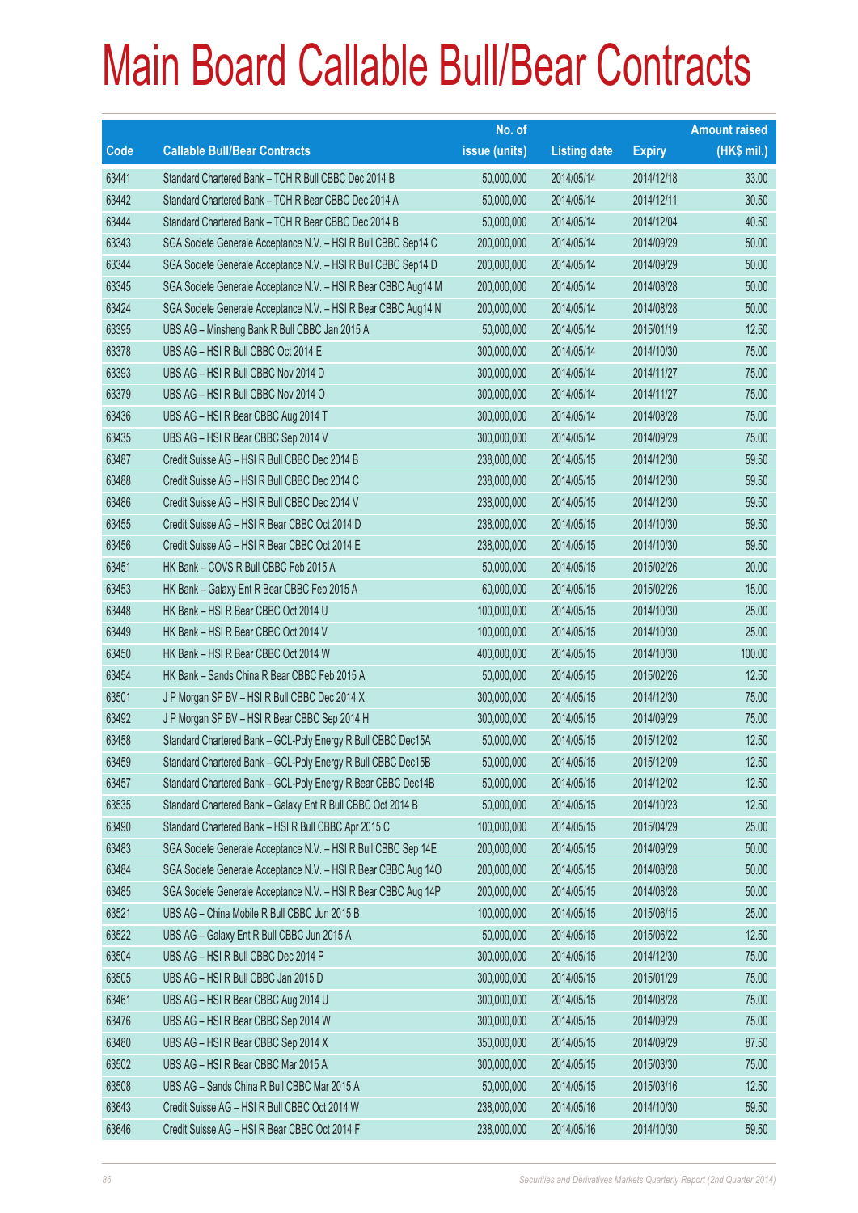# Main Board Callable Bull/Bear Contracts

| Code | Callable Bull/Bear Contracts | No. of issue (units) | Listing date | Expiry | Amount raised (HK$ mil.) |
|---|---|---|---|---|---|
| 63441 | Standard Chartered Bank – TCH R Bull CBBC Dec 2014 B | 50,000,000 | 2014/05/14 | 2014/12/18 | 33.00 |
| 63442 | Standard Chartered Bank – TCH R Bear CBBC Dec 2014 A | 50,000,000 | 2014/05/14 | 2014/12/11 | 30.50 |
| 63444 | Standard Chartered Bank – TCH R Bear CBBC Dec 2014 B | 50,000,000 | 2014/05/14 | 2014/12/04 | 40.50 |
| 63343 | SGA Societe Generale Acceptance N.V. – HSI R Bull CBBC Sep14 C | 200,000,000 | 2014/05/14 | 2014/09/29 | 50.00 |
| 63344 | SGA Societe Generale Acceptance N.V. – HSI R Bull CBBC Sep14 D | 200,000,000 | 2014/05/14 | 2014/09/29 | 50.00 |
| 63345 | SGA Societe Generale Acceptance N.V. – HSI R Bear CBBC Aug14 M | 200,000,000 | 2014/05/14 | 2014/08/28 | 50.00 |
| 63424 | SGA Societe Generale Acceptance N.V. – HSI R Bear CBBC Aug14 N | 200,000,000 | 2014/05/14 | 2014/08/28 | 50.00 |
| 63395 | UBS AG – Minsheng Bank R Bull CBBC Jan 2015 A | 50,000,000 | 2014/05/14 | 2015/01/19 | 12.50 |
| 63378 | UBS AG – HSI R Bull CBBC Oct 2014 E | 300,000,000 | 2014/05/14 | 2014/10/30 | 75.00 |
| 63393 | UBS AG – HSI R Bull CBBC Nov 2014 D | 300,000,000 | 2014/05/14 | 2014/11/27 | 75.00 |
| 63379 | UBS AG – HSI R Bull CBBC Nov 2014 O | 300,000,000 | 2014/05/14 | 2014/11/27 | 75.00 |
| 63436 | UBS AG – HSI R Bear CBBC Aug 2014 T | 300,000,000 | 2014/05/14 | 2014/08/28 | 75.00 |
| 63435 | UBS AG – HSI R Bear CBBC Sep 2014 V | 300,000,000 | 2014/05/14 | 2014/09/29 | 75.00 |
| 63487 | Credit Suisse AG – HSI R Bull CBBC Dec 2014 B | 238,000,000 | 2014/05/15 | 2014/12/30 | 59.50 |
| 63488 | Credit Suisse AG – HSI R Bull CBBC Dec 2014 C | 238,000,000 | 2014/05/15 | 2014/12/30 | 59.50 |
| 63486 | Credit Suisse AG – HSI R Bull CBBC Dec 2014 V | 238,000,000 | 2014/05/15 | 2014/12/30 | 59.50 |
| 63455 | Credit Suisse AG – HSI R Bear CBBC Oct 2014 D | 238,000,000 | 2014/05/15 | 2014/10/30 | 59.50 |
| 63456 | Credit Suisse AG – HSI R Bear CBBC Oct 2014 E | 238,000,000 | 2014/05/15 | 2014/10/30 | 59.50 |
| 63451 | HK Bank – COVS R Bull CBBC Feb 2015 A | 50,000,000 | 2014/05/15 | 2015/02/26 | 20.00 |
| 63453 | HK Bank – Galaxy Ent R Bear CBBC Feb 2015 A | 60,000,000 | 2014/05/15 | 2015/02/26 | 15.00 |
| 63448 | HK Bank – HSI R Bear CBBC Oct 2014 U | 100,000,000 | 2014/05/15 | 2014/10/30 | 25.00 |
| 63449 | HK Bank – HSI R Bear CBBC Oct 2014 V | 100,000,000 | 2014/05/15 | 2014/10/30 | 25.00 |
| 63450 | HK Bank – HSI R Bear CBBC Oct 2014 W | 400,000,000 | 2014/05/15 | 2014/10/30 | 100.00 |
| 63454 | HK Bank – Sands China R Bear CBBC Feb 2015 A | 50,000,000 | 2014/05/15 | 2015/02/26 | 12.50 |
| 63501 | J P Morgan SP BV – HSI R Bull CBBC Dec 2014 X | 300,000,000 | 2014/05/15 | 2014/12/30 | 75.00 |
| 63492 | J P Morgan SP BV – HSI R Bear CBBC Sep 2014 H | 300,000,000 | 2014/05/15 | 2014/09/29 | 75.00 |
| 63458 | Standard Chartered Bank – GCL-Poly Energy R Bull CBBC Dec15A | 50,000,000 | 2014/05/15 | 2015/12/02 | 12.50 |
| 63459 | Standard Chartered Bank – GCL-Poly Energy R Bull CBBC Dec15B | 50,000,000 | 2014/05/15 | 2015/12/09 | 12.50 |
| 63457 | Standard Chartered Bank – GCL-Poly Energy R Bear CBBC Dec14B | 50,000,000 | 2014/05/15 | 2014/12/02 | 12.50 |
| 63535 | Standard Chartered Bank – Galaxy Ent R Bull CBBC Oct 2014 B | 50,000,000 | 2014/05/15 | 2014/10/23 | 12.50 |
| 63490 | Standard Chartered Bank – HSI R Bull CBBC Apr 2015 C | 100,000,000 | 2014/05/15 | 2015/04/29 | 25.00 |
| 63483 | SGA Societe Generale Acceptance N.V. – HSI R Bull CBBC Sep 14E | 200,000,000 | 2014/05/15 | 2014/09/29 | 50.00 |
| 63484 | SGA Societe Generale Acceptance N.V. – HSI R Bear CBBC Aug 14O | 200,000,000 | 2014/05/15 | 2014/08/28 | 50.00 |
| 63485 | SGA Societe Generale Acceptance N.V. – HSI R Bear CBBC Aug 14P | 200,000,000 | 2014/05/15 | 2014/08/28 | 50.00 |
| 63521 | UBS AG – China Mobile R Bull CBBC Jun 2015 B | 100,000,000 | 2014/05/15 | 2015/06/15 | 25.00 |
| 63522 | UBS AG – Galaxy Ent R Bull CBBC Jun 2015 A | 50,000,000 | 2014/05/15 | 2015/06/22 | 12.50 |
| 63504 | UBS AG – HSI R Bull CBBC Dec 2014 P | 300,000,000 | 2014/05/15 | 2014/12/30 | 75.00 |
| 63505 | UBS AG – HSI R Bull CBBC Jan 2015 D | 300,000,000 | 2014/05/15 | 2015/01/29 | 75.00 |
| 63461 | UBS AG – HSI R Bear CBBC Aug 2014 U | 300,000,000 | 2014/05/15 | 2014/08/28 | 75.00 |
| 63476 | UBS AG – HSI R Bear CBBC Sep 2014 W | 300,000,000 | 2014/05/15 | 2014/09/29 | 75.00 |
| 63480 | UBS AG – HSI R Bear CBBC Sep 2014 X | 350,000,000 | 2014/05/15 | 2014/09/29 | 87.50 |
| 63502 | UBS AG – HSI R Bear CBBC Mar 2015 A | 300,000,000 | 2014/05/15 | 2015/03/30 | 75.00 |
| 63508 | UBS AG – Sands China R Bull CBBC Mar 2015 A | 50,000,000 | 2014/05/15 | 2015/03/16 | 12.50 |
| 63643 | Credit Suisse AG – HSI R Bull CBBC Oct 2014 W | 238,000,000 | 2014/05/16 | 2014/10/30 | 59.50 |
| 63646 | Credit Suisse AG – HSI R Bear CBBC Oct 2014 F | 238,000,000 | 2014/05/16 | 2014/10/30 | 59.50 |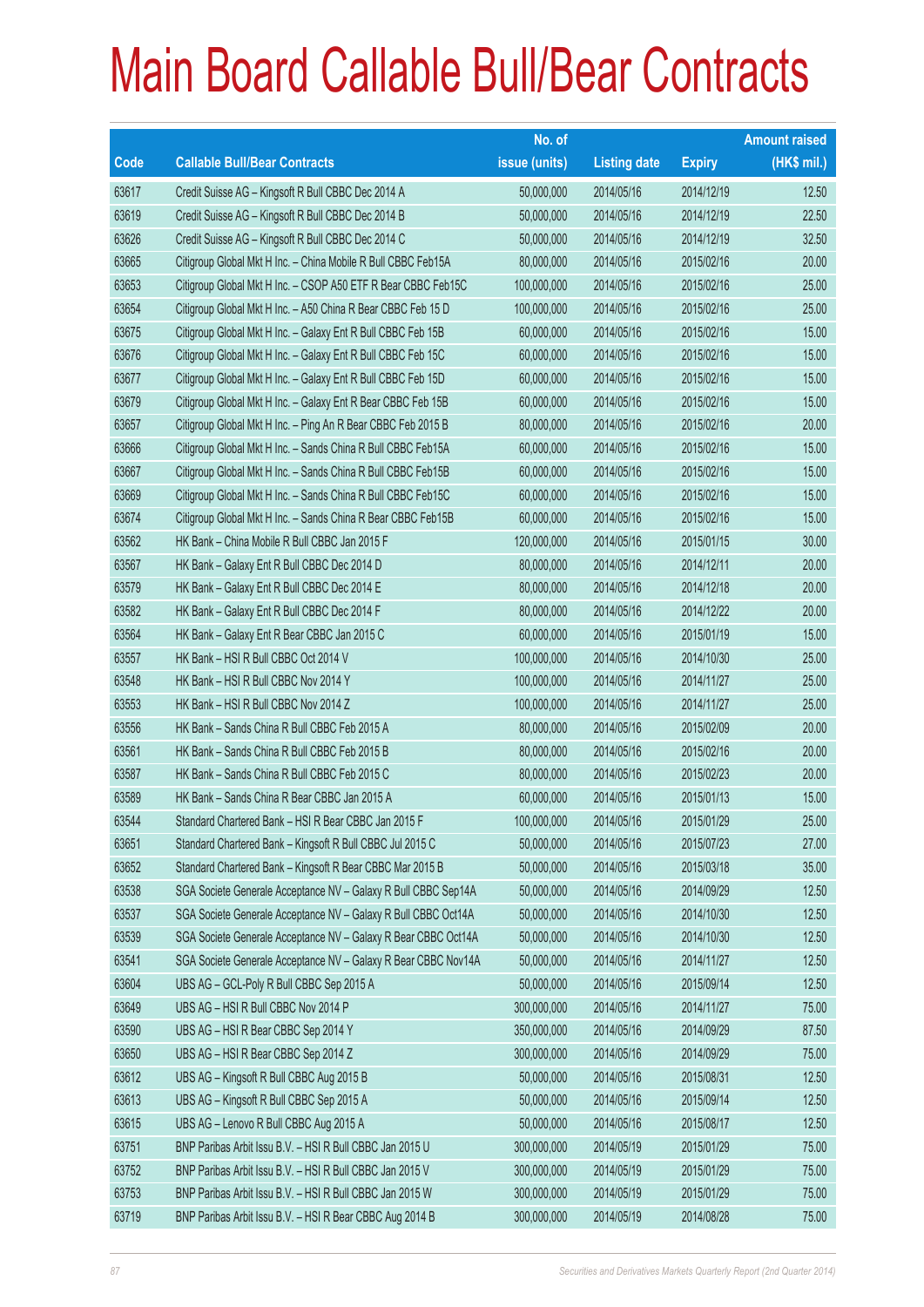# Main Board Callable Bull/Bear Contracts

| Code | Callable Bull/Bear Contracts | No. of issue (units) | Listing date | Expiry | Amount raised (HK$ mil.) |
|---|---|---|---|---|---|
| 63617 | Credit Suisse AG – Kingsoft R Bull CBBC Dec 2014 A | 50,000,000 | 2014/05/16 | 2014/12/19 | 12.50 |
| 63619 | Credit Suisse AG – Kingsoft R Bull CBBC Dec 2014 B | 50,000,000 | 2014/05/16 | 2014/12/19 | 22.50 |
| 63626 | Credit Suisse AG – Kingsoft R Bull CBBC Dec 2014 C | 50,000,000 | 2014/05/16 | 2014/12/19 | 32.50 |
| 63665 | Citigroup Global Mkt H Inc. – China Mobile R Bull CBBC Feb15A | 80,000,000 | 2014/05/16 | 2015/02/16 | 20.00 |
| 63653 | Citigroup Global Mkt H Inc. – CSOP A50 ETF R Bear CBBC Feb15C | 100,000,000 | 2014/05/16 | 2015/02/16 | 25.00 |
| 63654 | Citigroup Global Mkt H Inc. – A50 China R Bear CBBC Feb 15 D | 100,000,000 | 2014/05/16 | 2015/02/16 | 25.00 |
| 63675 | Citigroup Global Mkt H Inc. – Galaxy Ent R Bull CBBC Feb 15B | 60,000,000 | 2014/05/16 | 2015/02/16 | 15.00 |
| 63676 | Citigroup Global Mkt H Inc. – Galaxy Ent R Bull CBBC Feb 15C | 60,000,000 | 2014/05/16 | 2015/02/16 | 15.00 |
| 63677 | Citigroup Global Mkt H Inc. – Galaxy Ent R Bull CBBC Feb 15D | 60,000,000 | 2014/05/16 | 2015/02/16 | 15.00 |
| 63679 | Citigroup Global Mkt H Inc. – Galaxy Ent R Bear CBBC Feb 15B | 60,000,000 | 2014/05/16 | 2015/02/16 | 15.00 |
| 63657 | Citigroup Global Mkt H Inc. – Ping An R Bear CBBC Feb 2015 B | 80,000,000 | 2014/05/16 | 2015/02/16 | 20.00 |
| 63666 | Citigroup Global Mkt H Inc. – Sands China R Bull CBBC Feb15A | 60,000,000 | 2014/05/16 | 2015/02/16 | 15.00 |
| 63667 | Citigroup Global Mkt H Inc. – Sands China R Bull CBBC Feb15B | 60,000,000 | 2014/05/16 | 2015/02/16 | 15.00 |
| 63669 | Citigroup Global Mkt H Inc. – Sands China R Bull CBBC Feb15C | 60,000,000 | 2014/05/16 | 2015/02/16 | 15.00 |
| 63674 | Citigroup Global Mkt H Inc. – Sands China R Bear CBBC Feb15B | 60,000,000 | 2014/05/16 | 2015/02/16 | 15.00 |
| 63562 | HK Bank – China Mobile R Bull CBBC Jan 2015 F | 120,000,000 | 2014/05/16 | 2015/01/15 | 30.00 |
| 63567 | HK Bank – Galaxy Ent R Bull CBBC Dec 2014 D | 80,000,000 | 2014/05/16 | 2014/12/11 | 20.00 |
| 63579 | HK Bank – Galaxy Ent R Bull CBBC Dec 2014 E | 80,000,000 | 2014/05/16 | 2014/12/18 | 20.00 |
| 63582 | HK Bank – Galaxy Ent R Bull CBBC Dec 2014 F | 80,000,000 | 2014/05/16 | 2014/12/22 | 20.00 |
| 63564 | HK Bank – Galaxy Ent R Bear CBBC Jan 2015 C | 60,000,000 | 2014/05/16 | 2015/01/19 | 15.00 |
| 63557 | HK Bank – HSI R Bull CBBC Oct 2014 V | 100,000,000 | 2014/05/16 | 2014/10/30 | 25.00 |
| 63548 | HK Bank – HSI R Bull CBBC Nov 2014 Y | 100,000,000 | 2014/05/16 | 2014/11/27 | 25.00 |
| 63553 | HK Bank – HSI R Bull CBBC Nov 2014 Z | 100,000,000 | 2014/05/16 | 2014/11/27 | 25.00 |
| 63556 | HK Bank – Sands China R Bull CBBC Feb 2015 A | 80,000,000 | 2014/05/16 | 2015/02/09 | 20.00 |
| 63561 | HK Bank – Sands China R Bull CBBC Feb 2015 B | 80,000,000 | 2014/05/16 | 2015/02/16 | 20.00 |
| 63587 | HK Bank – Sands China R Bull CBBC Feb 2015 C | 80,000,000 | 2014/05/16 | 2015/02/23 | 20.00 |
| 63589 | HK Bank – Sands China R Bear CBBC Jan 2015 A | 60,000,000 | 2014/05/16 | 2015/01/13 | 15.00 |
| 63544 | Standard Chartered Bank – HSI R Bear CBBC Jan 2015 F | 100,000,000 | 2014/05/16 | 2015/01/29 | 25.00 |
| 63651 | Standard Chartered Bank – Kingsoft R Bull CBBC Jul 2015 C | 50,000,000 | 2014/05/16 | 2015/07/23 | 27.00 |
| 63652 | Standard Chartered Bank – Kingsoft R Bear CBBC Mar 2015 B | 50,000,000 | 2014/05/16 | 2015/03/18 | 35.00 |
| 63538 | SGA Societe Generale Acceptance NV – Galaxy R Bull CBBC Sep14A | 50,000,000 | 2014/05/16 | 2014/09/29 | 12.50 |
| 63537 | SGA Societe Generale Acceptance NV – Galaxy R Bull CBBC Oct14A | 50,000,000 | 2014/05/16 | 2014/10/30 | 12.50 |
| 63539 | SGA Societe Generale Acceptance NV – Galaxy R Bear CBBC Oct14A | 50,000,000 | 2014/05/16 | 2014/10/30 | 12.50 |
| 63541 | SGA Societe Generale Acceptance NV – Galaxy R Bear CBBC Nov14A | 50,000,000 | 2014/05/16 | 2014/11/27 | 12.50 |
| 63604 | UBS AG – GCL-Poly R Bull CBBC Sep 2015 A | 50,000,000 | 2014/05/16 | 2015/09/14 | 12.50 |
| 63649 | UBS AG – HSI R Bull CBBC Nov 2014 P | 300,000,000 | 2014/05/16 | 2014/11/27 | 75.00 |
| 63590 | UBS AG – HSI R Bear CBBC Sep 2014 Y | 350,000,000 | 2014/05/16 | 2014/09/29 | 87.50 |
| 63650 | UBS AG – HSI R Bear CBBC Sep 2014 Z | 300,000,000 | 2014/05/16 | 2014/09/29 | 75.00 |
| 63612 | UBS AG – Kingsoft R Bull CBBC Aug 2015 B | 50,000,000 | 2014/05/16 | 2015/08/31 | 12.50 |
| 63613 | UBS AG – Kingsoft R Bull CBBC Sep 2015 A | 50,000,000 | 2014/05/16 | 2015/09/14 | 12.50 |
| 63615 | UBS AG – Lenovo R Bull CBBC Aug 2015 A | 50,000,000 | 2014/05/16 | 2015/08/17 | 12.50 |
| 63751 | BNP Paribas Arbit Issu B.V. – HSI R Bull CBBC Jan 2015 U | 300,000,000 | 2014/05/19 | 2015/01/29 | 75.00 |
| 63752 | BNP Paribas Arbit Issu B.V. – HSI R Bull CBBC Jan 2015 V | 300,000,000 | 2014/05/19 | 2015/01/29 | 75.00 |
| 63753 | BNP Paribas Arbit Issu B.V. – HSI R Bull CBBC Jan 2015 W | 300,000,000 | 2014/05/19 | 2015/01/29 | 75.00 |
| 63719 | BNP Paribas Arbit Issu B.V. – HSI R Bear CBBC Aug 2014 B | 300,000,000 | 2014/05/19 | 2014/08/28 | 75.00 |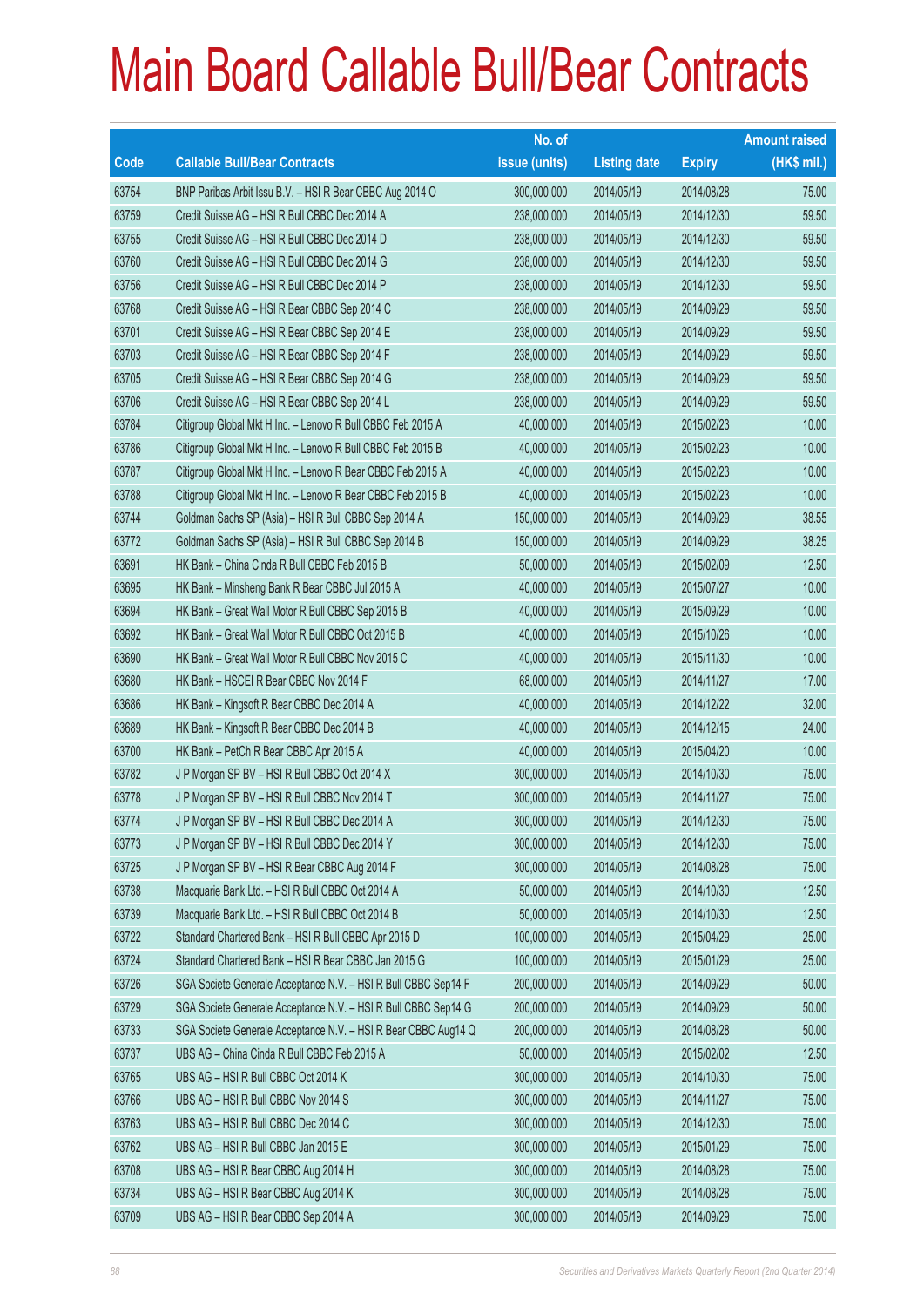# Main Board Callable Bull/Bear Contracts

| Code | Callable Bull/Bear Contracts | No. of issue (units) | Listing date | Expiry | Amount raised (HK$ mil.) |
|---|---|---|---|---|---|
| 63754 | BNP Paribas Arbit Issu B.V. – HSI R Bear CBBC Aug 2014 O | 300,000,000 | 2014/05/19 | 2014/08/28 | 75.00 |
| 63759 | Credit Suisse AG – HSI R Bull CBBC Dec 2014 A | 238,000,000 | 2014/05/19 | 2014/12/30 | 59.50 |
| 63755 | Credit Suisse AG – HSI R Bull CBBC Dec 2014 D | 238,000,000 | 2014/05/19 | 2014/12/30 | 59.50 |
| 63760 | Credit Suisse AG – HSI R Bull CBBC Dec 2014 G | 238,000,000 | 2014/05/19 | 2014/12/30 | 59.50 |
| 63756 | Credit Suisse AG – HSI R Bull CBBC Dec 2014 P | 238,000,000 | 2014/05/19 | 2014/12/30 | 59.50 |
| 63768 | Credit Suisse AG – HSI R Bear CBBC Sep 2014 C | 238,000,000 | 2014/05/19 | 2014/09/29 | 59.50 |
| 63701 | Credit Suisse AG – HSI R Bear CBBC Sep 2014 E | 238,000,000 | 2014/05/19 | 2014/09/29 | 59.50 |
| 63703 | Credit Suisse AG – HSI R Bear CBBC Sep 2014 F | 238,000,000 | 2014/05/19 | 2014/09/29 | 59.50 |
| 63705 | Credit Suisse AG – HSI R Bear CBBC Sep 2014 G | 238,000,000 | 2014/05/19 | 2014/09/29 | 59.50 |
| 63706 | Credit Suisse AG – HSI R Bear CBBC Sep 2014 L | 238,000,000 | 2014/05/19 | 2014/09/29 | 59.50 |
| 63784 | Citigroup Global Mkt H Inc. – Lenovo R Bull CBBC Feb 2015 A | 40,000,000 | 2014/05/19 | 2015/02/23 | 10.00 |
| 63786 | Citigroup Global Mkt H Inc. – Lenovo R Bull CBBC Feb 2015 B | 40,000,000 | 2014/05/19 | 2015/02/23 | 10.00 |
| 63787 | Citigroup Global Mkt H Inc. – Lenovo R Bear CBBC Feb 2015 A | 40,000,000 | 2014/05/19 | 2015/02/23 | 10.00 |
| 63788 | Citigroup Global Mkt H Inc. – Lenovo R Bear CBBC Feb 2015 B | 40,000,000 | 2014/05/19 | 2015/02/23 | 10.00 |
| 63744 | Goldman Sachs SP (Asia) – HSI R Bull CBBC Sep 2014 A | 150,000,000 | 2014/05/19 | 2014/09/29 | 38.55 |
| 63772 | Goldman Sachs SP (Asia) – HSI R Bull CBBC Sep 2014 B | 150,000,000 | 2014/05/19 | 2014/09/29 | 38.25 |
| 63691 | HK Bank – China Cinda R Bull CBBC Feb 2015 B | 50,000,000 | 2014/05/19 | 2015/02/09 | 12.50 |
| 63695 | HK Bank – Minsheng Bank R Bear CBBC Jul 2015 A | 40,000,000 | 2014/05/19 | 2015/07/27 | 10.00 |
| 63694 | HK Bank – Great Wall Motor R Bull CBBC Sep 2015 B | 40,000,000 | 2014/05/19 | 2015/09/29 | 10.00 |
| 63692 | HK Bank – Great Wall Motor R Bull CBBC Oct 2015 B | 40,000,000 | 2014/05/19 | 2015/10/26 | 10.00 |
| 63690 | HK Bank – Great Wall Motor R Bull CBBC Nov 2015 C | 40,000,000 | 2014/05/19 | 2015/11/30 | 10.00 |
| 63680 | HK Bank – HSCEI R Bear CBBC Nov 2014 F | 68,000,000 | 2014/05/19 | 2014/11/27 | 17.00 |
| 63686 | HK Bank – Kingsoft R Bear CBBC Dec 2014 A | 40,000,000 | 2014/05/19 | 2014/12/22 | 32.00 |
| 63689 | HK Bank – Kingsoft R Bear CBBC Dec 2014 B | 40,000,000 | 2014/05/19 | 2014/12/15 | 24.00 |
| 63700 | HK Bank – PetCh R Bear CBBC Apr 2015 A | 40,000,000 | 2014/05/19 | 2015/04/20 | 10.00 |
| 63782 | J P Morgan SP BV – HSI R Bull CBBC Oct 2014 X | 300,000,000 | 2014/05/19 | 2014/10/30 | 75.00 |
| 63778 | J P Morgan SP BV – HSI R Bull CBBC Nov 2014 T | 300,000,000 | 2014/05/19 | 2014/11/27 | 75.00 |
| 63774 | J P Morgan SP BV – HSI R Bull CBBC Dec 2014 A | 300,000,000 | 2014/05/19 | 2014/12/30 | 75.00 |
| 63773 | J P Morgan SP BV – HSI R Bull CBBC Dec 2014 Y | 300,000,000 | 2014/05/19 | 2014/12/30 | 75.00 |
| 63725 | J P Morgan SP BV – HSI R Bear CBBC Aug 2014 F | 300,000,000 | 2014/05/19 | 2014/08/28 | 75.00 |
| 63738 | Macquarie Bank Ltd. – HSI R Bull CBBC Oct 2014 A | 50,000,000 | 2014/05/19 | 2014/10/30 | 12.50 |
| 63739 | Macquarie Bank Ltd. – HSI R Bull CBBC Oct 2014 B | 50,000,000 | 2014/05/19 | 2014/10/30 | 12.50 |
| 63722 | Standard Chartered Bank – HSI R Bull CBBC Apr 2015 D | 100,000,000 | 2014/05/19 | 2015/04/29 | 25.00 |
| 63724 | Standard Chartered Bank – HSI R Bear CBBC Jan 2015 G | 100,000,000 | 2014/05/19 | 2015/01/29 | 25.00 |
| 63726 | SGA Societe Generale Acceptance N.V. – HSI R Bull CBBC Sep14 F | 200,000,000 | 2014/05/19 | 2014/09/29 | 50.00 |
| 63729 | SGA Societe Generale Acceptance N.V. – HSI R Bull CBBC Sep14 G | 200,000,000 | 2014/05/19 | 2014/09/29 | 50.00 |
| 63733 | SGA Societe Generale Acceptance N.V. – HSI R Bear CBBC Aug14 Q | 200,000,000 | 2014/05/19 | 2014/08/28 | 50.00 |
| 63737 | UBS AG – China Cinda R Bull CBBC Feb 2015 A | 50,000,000 | 2014/05/19 | 2015/02/02 | 12.50 |
| 63765 | UBS AG – HSI R Bull CBBC Oct 2014 K | 300,000,000 | 2014/05/19 | 2014/10/30 | 75.00 |
| 63766 | UBS AG – HSI R Bull CBBC Nov 2014 S | 300,000,000 | 2014/05/19 | 2014/11/27 | 75.00 |
| 63763 | UBS AG – HSI R Bull CBBC Dec 2014 C | 300,000,000 | 2014/05/19 | 2014/12/30 | 75.00 |
| 63762 | UBS AG – HSI R Bull CBBC Jan 2015 E | 300,000,000 | 2014/05/19 | 2015/01/29 | 75.00 |
| 63708 | UBS AG – HSI R Bear CBBC Aug 2014 H | 300,000,000 | 2014/05/19 | 2014/08/28 | 75.00 |
| 63734 | UBS AG – HSI R Bear CBBC Aug 2014 K | 300,000,000 | 2014/05/19 | 2014/08/28 | 75.00 |
| 63709 | UBS AG – HSI R Bear CBBC Sep 2014 A | 300,000,000 | 2014/05/19 | 2014/09/29 | 75.00 |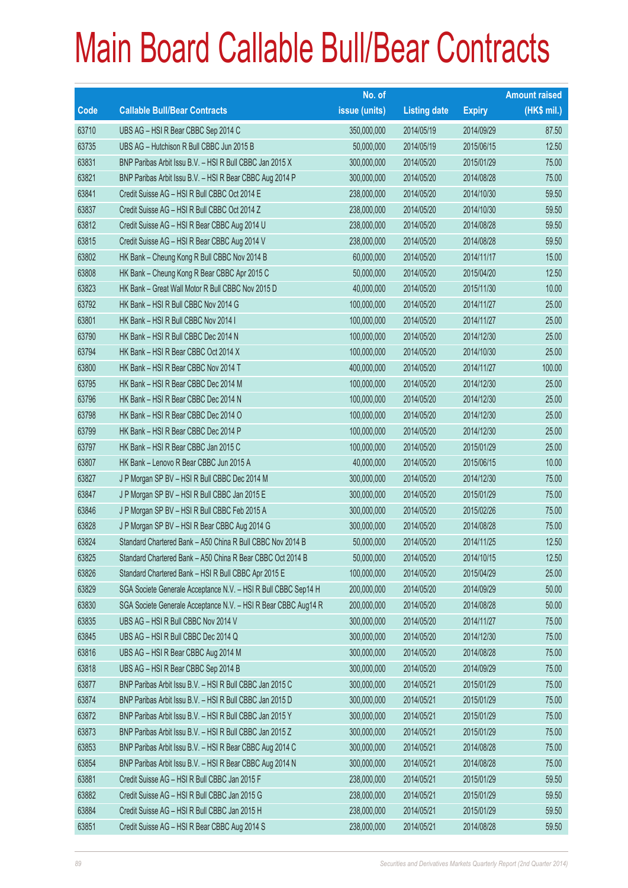# Main Board Callable Bull/Bear Contracts

| Code | Callable Bull/Bear Contracts | No. of issue (units) | Listing date | Expiry | Amount raised (HK$ mil.) |
|---|---|---|---|---|---|
| 63710 | UBS AG – HSI R Bear CBBC Sep 2014 C | 350,000,000 | 2014/05/19 | 2014/09/29 | 87.50 |
| 63735 | UBS AG – Hutchison R Bull CBBC Jun 2015 B | 50,000,000 | 2014/05/19 | 2015/06/15 | 12.50 |
| 63831 | BNP Paribas Arbit Issu B.V. – HSI R Bull CBBC Jan 2015 X | 300,000,000 | 2014/05/20 | 2015/01/29 | 75.00 |
| 63821 | BNP Paribas Arbit Issu B.V. – HSI R Bear CBBC Aug 2014 P | 300,000,000 | 2014/05/20 | 2014/08/28 | 75.00 |
| 63841 | Credit Suisse AG – HSI R Bull CBBC Oct 2014 E | 238,000,000 | 2014/05/20 | 2014/10/30 | 59.50 |
| 63837 | Credit Suisse AG – HSI R Bull CBBC Oct 2014 Z | 238,000,000 | 2014/05/20 | 2014/10/30 | 59.50 |
| 63812 | Credit Suisse AG – HSI R Bear CBBC Aug 2014 U | 238,000,000 | 2014/05/20 | 2014/08/28 | 59.50 |
| 63815 | Credit Suisse AG – HSI R Bear CBBC Aug 2014 V | 238,000,000 | 2014/05/20 | 2014/08/28 | 59.50 |
| 63802 | HK Bank – Cheung Kong R Bull CBBC Nov 2014 B | 60,000,000 | 2014/05/20 | 2014/11/17 | 15.00 |
| 63808 | HK Bank – Cheung Kong R Bear CBBC Apr 2015 C | 50,000,000 | 2014/05/20 | 2015/04/20 | 12.50 |
| 63823 | HK Bank – Great Wall Motor R Bull CBBC Nov 2015 D | 40,000,000 | 2014/05/20 | 2015/11/30 | 10.00 |
| 63792 | HK Bank – HSI R Bull CBBC Nov 2014 G | 100,000,000 | 2014/05/20 | 2014/11/27 | 25.00 |
| 63801 | HK Bank – HSI R Bull CBBC Nov 2014 I | 100,000,000 | 2014/05/20 | 2014/11/27 | 25.00 |
| 63790 | HK Bank – HSI R Bull CBBC Dec 2014 N | 100,000,000 | 2014/05/20 | 2014/12/30 | 25.00 |
| 63794 | HK Bank – HSI R Bear CBBC Oct 2014 X | 100,000,000 | 2014/05/20 | 2014/10/30 | 25.00 |
| 63800 | HK Bank – HSI R Bear CBBC Nov 2014 T | 400,000,000 | 2014/05/20 | 2014/11/27 | 100.00 |
| 63795 | HK Bank – HSI R Bear CBBC Dec 2014 M | 100,000,000 | 2014/05/20 | 2014/12/30 | 25.00 |
| 63796 | HK Bank – HSI R Bear CBBC Dec 2014 N | 100,000,000 | 2014/05/20 | 2014/12/30 | 25.00 |
| 63798 | HK Bank – HSI R Bear CBBC Dec 2014 O | 100,000,000 | 2014/05/20 | 2014/12/30 | 25.00 |
| 63799 | HK Bank – HSI R Bear CBBC Dec 2014 P | 100,000,000 | 2014/05/20 | 2014/12/30 | 25.00 |
| 63797 | HK Bank – HSI R Bear CBBC Jan 2015 C | 100,000,000 | 2014/05/20 | 2015/01/29 | 25.00 |
| 63807 | HK Bank – Lenovo R Bear CBBC Jun 2015 A | 40,000,000 | 2014/05/20 | 2015/06/15 | 10.00 |
| 63827 | J P Morgan SP BV – HSI R Bull CBBC Dec 2014 M | 300,000,000 | 2014/05/20 | 2014/12/30 | 75.00 |
| 63847 | J P Morgan SP BV – HSI R Bull CBBC Jan 2015 E | 300,000,000 | 2014/05/20 | 2015/01/29 | 75.00 |
| 63846 | J P Morgan SP BV – HSI R Bull CBBC Feb 2015 A | 300,000,000 | 2014/05/20 | 2015/02/26 | 75.00 |
| 63828 | J P Morgan SP BV – HSI R Bear CBBC Aug 2014 G | 300,000,000 | 2014/05/20 | 2014/08/28 | 75.00 |
| 63824 | Standard Chartered Bank – A50 China R Bull CBBC Nov 2014 B | 50,000,000 | 2014/05/20 | 2014/11/25 | 12.50 |
| 63825 | Standard Chartered Bank – A50 China R Bear CBBC Oct 2014 B | 50,000,000 | 2014/05/20 | 2014/10/15 | 12.50 |
| 63826 | Standard Chartered Bank – HSI R Bull CBBC Apr 2015 E | 100,000,000 | 2014/05/20 | 2015/04/29 | 25.00 |
| 63829 | SGA Societe Generale Acceptance N.V. – HSI R Bull CBBC Sep14 H | 200,000,000 | 2014/05/20 | 2014/09/29 | 50.00 |
| 63830 | SGA Societe Generale Acceptance N.V. – HSI R Bear CBBC Aug14 R | 200,000,000 | 2014/05/20 | 2014/08/28 | 50.00 |
| 63835 | UBS AG – HSI R Bull CBBC Nov 2014 V | 300,000,000 | 2014/05/20 | 2014/11/27 | 75.00 |
| 63845 | UBS AG – HSI R Bull CBBC Dec 2014 Q | 300,000,000 | 2014/05/20 | 2014/12/30 | 75.00 |
| 63816 | UBS AG – HSI R Bear CBBC Aug 2014 M | 300,000,000 | 2014/05/20 | 2014/08/28 | 75.00 |
| 63818 | UBS AG – HSI R Bear CBBC Sep 2014 B | 300,000,000 | 2014/05/20 | 2014/09/29 | 75.00 |
| 63877 | BNP Paribas Arbit Issu B.V. – HSI R Bull CBBC Jan 2015 C | 300,000,000 | 2014/05/21 | 2015/01/29 | 75.00 |
| 63874 | BNP Paribas Arbit Issu B.V. – HSI R Bull CBBC Jan 2015 D | 300,000,000 | 2014/05/21 | 2015/01/29 | 75.00 |
| 63872 | BNP Paribas Arbit Issu B.V. – HSI R Bull CBBC Jan 2015 Y | 300,000,000 | 2014/05/21 | 2015/01/29 | 75.00 |
| 63873 | BNP Paribas Arbit Issu B.V. – HSI R Bull CBBC Jan 2015 Z | 300,000,000 | 2014/05/21 | 2015/01/29 | 75.00 |
| 63853 | BNP Paribas Arbit Issu B.V. – HSI R Bear CBBC Aug 2014 C | 300,000,000 | 2014/05/21 | 2014/08/28 | 75.00 |
| 63854 | BNP Paribas Arbit Issu B.V. – HSI R Bear CBBC Aug 2014 N | 300,000,000 | 2014/05/21 | 2014/08/28 | 75.00 |
| 63881 | Credit Suisse AG – HSI R Bull CBBC Jan 2015 F | 238,000,000 | 2014/05/21 | 2015/01/29 | 59.50 |
| 63882 | Credit Suisse AG – HSI R Bull CBBC Jan 2015 G | 238,000,000 | 2014/05/21 | 2015/01/29 | 59.50 |
| 63884 | Credit Suisse AG – HSI R Bull CBBC Jan 2015 H | 238,000,000 | 2014/05/21 | 2015/01/29 | 59.50 |
| 63851 | Credit Suisse AG – HSI R Bear CBBC Aug 2014 S | 238,000,000 | 2014/05/21 | 2014/08/28 | 59.50 |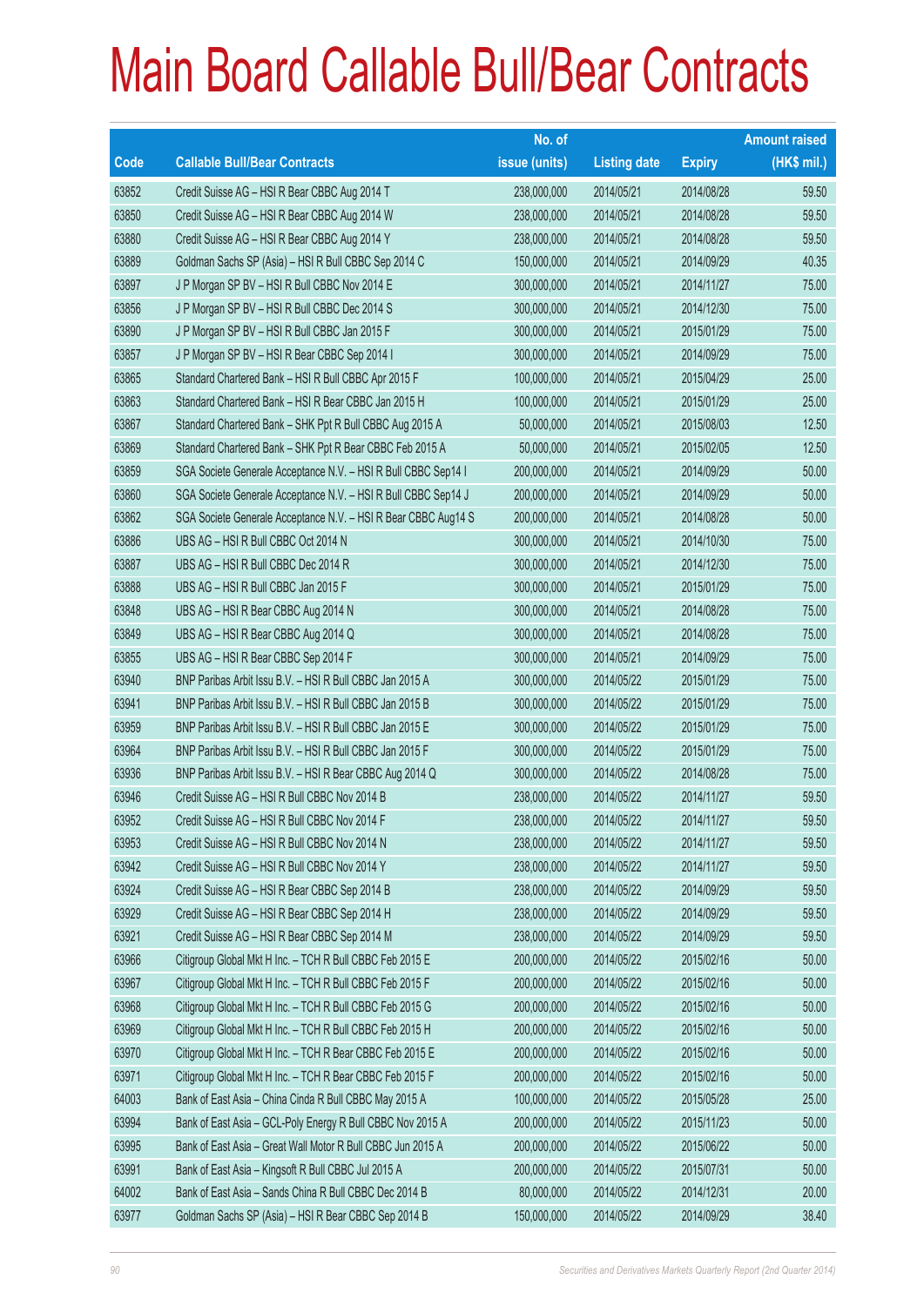# Main Board Callable Bull/Bear Contracts

| Code | Callable Bull/Bear Contracts | No. of issue (units) | Listing date | Expiry | Amount raised (HK$ mil.) |
|---|---|---|---|---|---|
| 63852 | Credit Suisse AG – HSI R Bear CBBC Aug 2014 T | 238,000,000 | 2014/05/21 | 2014/08/28 | 59.50 |
| 63850 | Credit Suisse AG – HSI R Bear CBBC Aug 2014 W | 238,000,000 | 2014/05/21 | 2014/08/28 | 59.50 |
| 63880 | Credit Suisse AG – HSI R Bear CBBC Aug 2014 Y | 238,000,000 | 2014/05/21 | 2014/08/28 | 59.50 |
| 63889 | Goldman Sachs SP (Asia) – HSI R Bull CBBC Sep 2014 C | 150,000,000 | 2014/05/21 | 2014/09/29 | 40.35 |
| 63897 | J P Morgan SP BV – HSI R Bull CBBC Nov 2014 E | 300,000,000 | 2014/05/21 | 2014/11/27 | 75.00 |
| 63856 | J P Morgan SP BV – HSI R Bull CBBC Dec 2014 S | 300,000,000 | 2014/05/21 | 2014/12/30 | 75.00 |
| 63890 | J P Morgan SP BV – HSI R Bull CBBC Jan 2015 F | 300,000,000 | 2014/05/21 | 2015/01/29 | 75.00 |
| 63857 | J P Morgan SP BV – HSI R Bear CBBC Sep 2014 I | 300,000,000 | 2014/05/21 | 2014/09/29 | 75.00 |
| 63865 | Standard Chartered Bank – HSI R Bull CBBC Apr 2015 F | 100,000,000 | 2014/05/21 | 2015/04/29 | 25.00 |
| 63863 | Standard Chartered Bank – HSI R Bear CBBC Jan 2015 H | 100,000,000 | 2014/05/21 | 2015/01/29 | 25.00 |
| 63867 | Standard Chartered Bank – SHK Ppt R Bull CBBC Aug 2015 A | 50,000,000 | 2014/05/21 | 2015/08/03 | 12.50 |
| 63869 | Standard Chartered Bank – SHK Ppt R Bear CBBC Feb 2015 A | 50,000,000 | 2014/05/21 | 2015/02/05 | 12.50 |
| 63859 | SGA Societe Generale Acceptance N.V. – HSI R Bull CBBC Sep14 I | 200,000,000 | 2014/05/21 | 2014/09/29 | 50.00 |
| 63860 | SGA Societe Generale Acceptance N.V. – HSI R Bull CBBC Sep14 J | 200,000,000 | 2014/05/21 | 2014/09/29 | 50.00 |
| 63862 | SGA Societe Generale Acceptance N.V. – HSI R Bear CBBC Aug14 S | 200,000,000 | 2014/05/21 | 2014/08/28 | 50.00 |
| 63886 | UBS AG – HSI R Bull CBBC Oct 2014 N | 300,000,000 | 2014/05/21 | 2014/10/30 | 75.00 |
| 63887 | UBS AG – HSI R Bull CBBC Dec 2014 R | 300,000,000 | 2014/05/21 | 2014/12/30 | 75.00 |
| 63888 | UBS AG – HSI R Bull CBBC Jan 2015 F | 300,000,000 | 2014/05/21 | 2015/01/29 | 75.00 |
| 63848 | UBS AG – HSI R Bear CBBC Aug 2014 N | 300,000,000 | 2014/05/21 | 2014/08/28 | 75.00 |
| 63849 | UBS AG – HSI R Bear CBBC Aug 2014 Q | 300,000,000 | 2014/05/21 | 2014/08/28 | 75.00 |
| 63855 | UBS AG – HSI R Bear CBBC Sep 2014 F | 300,000,000 | 2014/05/21 | 2014/09/29 | 75.00 |
| 63940 | BNP Paribas Arbit Issu B.V. – HSI R Bull CBBC Jan 2015 A | 300,000,000 | 2014/05/22 | 2015/01/29 | 75.00 |
| 63941 | BNP Paribas Arbit Issu B.V. – HSI R Bull CBBC Jan 2015 B | 300,000,000 | 2014/05/22 | 2015/01/29 | 75.00 |
| 63959 | BNP Paribas Arbit Issu B.V. – HSI R Bull CBBC Jan 2015 E | 300,000,000 | 2014/05/22 | 2015/01/29 | 75.00 |
| 63964 | BNP Paribas Arbit Issu B.V. – HSI R Bull CBBC Jan 2015 F | 300,000,000 | 2014/05/22 | 2015/01/29 | 75.00 |
| 63936 | BNP Paribas Arbit Issu B.V. – HSI R Bear CBBC Aug 2014 Q | 300,000,000 | 2014/05/22 | 2014/08/28 | 75.00 |
| 63946 | Credit Suisse AG – HSI R Bull CBBC Nov 2014 B | 238,000,000 | 2014/05/22 | 2014/11/27 | 59.50 |
| 63952 | Credit Suisse AG – HSI R Bull CBBC Nov 2014 F | 238,000,000 | 2014/05/22 | 2014/11/27 | 59.50 |
| 63953 | Credit Suisse AG – HSI R Bull CBBC Nov 2014 N | 238,000,000 | 2014/05/22 | 2014/11/27 | 59.50 |
| 63942 | Credit Suisse AG – HSI R Bull CBBC Nov 2014 Y | 238,000,000 | 2014/05/22 | 2014/11/27 | 59.50 |
| 63924 | Credit Suisse AG – HSI R Bear CBBC Sep 2014 B | 238,000,000 | 2014/05/22 | 2014/09/29 | 59.50 |
| 63929 | Credit Suisse AG – HSI R Bear CBBC Sep 2014 H | 238,000,000 | 2014/05/22 | 2014/09/29 | 59.50 |
| 63921 | Credit Suisse AG – HSI R Bear CBBC Sep 2014 M | 238,000,000 | 2014/05/22 | 2014/09/29 | 59.50 |
| 63966 | Citigroup Global Mkt H Inc. – TCH R Bull CBBC Feb 2015 E | 200,000,000 | 2014/05/22 | 2015/02/16 | 50.00 |
| 63967 | Citigroup Global Mkt H Inc. – TCH R Bull CBBC Feb 2015 F | 200,000,000 | 2014/05/22 | 2015/02/16 | 50.00 |
| 63968 | Citigroup Global Mkt H Inc. – TCH R Bull CBBC Feb 2015 G | 200,000,000 | 2014/05/22 | 2015/02/16 | 50.00 |
| 63969 | Citigroup Global Mkt H Inc. – TCH R Bull CBBC Feb 2015 H | 200,000,000 | 2014/05/22 | 2015/02/16 | 50.00 |
| 63970 | Citigroup Global Mkt H Inc. – TCH R Bear CBBC Feb 2015 E | 200,000,000 | 2014/05/22 | 2015/02/16 | 50.00 |
| 63971 | Citigroup Global Mkt H Inc. – TCH R Bear CBBC Feb 2015 F | 200,000,000 | 2014/05/22 | 2015/02/16 | 50.00 |
| 64003 | Bank of East Asia – China Cinda R Bull CBBC May 2015 A | 100,000,000 | 2014/05/22 | 2015/05/28 | 25.00 |
| 63994 | Bank of East Asia – GCL-Poly Energy R Bull CBBC Nov 2015 A | 200,000,000 | 2014/05/22 | 2015/11/23 | 50.00 |
| 63995 | Bank of East Asia – Great Wall Motor R Bull CBBC Jun 2015 A | 200,000,000 | 2014/05/22 | 2015/06/22 | 50.00 |
| 63991 | Bank of East Asia – Kingsoft R Bull CBBC Jul 2015 A | 200,000,000 | 2014/05/22 | 2015/07/31 | 50.00 |
| 64002 | Bank of East Asia – Sands China R Bull CBBC Dec 2014 B | 80,000,000 | 2014/05/22 | 2014/12/31 | 20.00 |
| 63977 | Goldman Sachs SP (Asia) – HSI R Bear CBBC Sep 2014 B | 150,000,000 | 2014/05/22 | 2014/09/29 | 38.40 |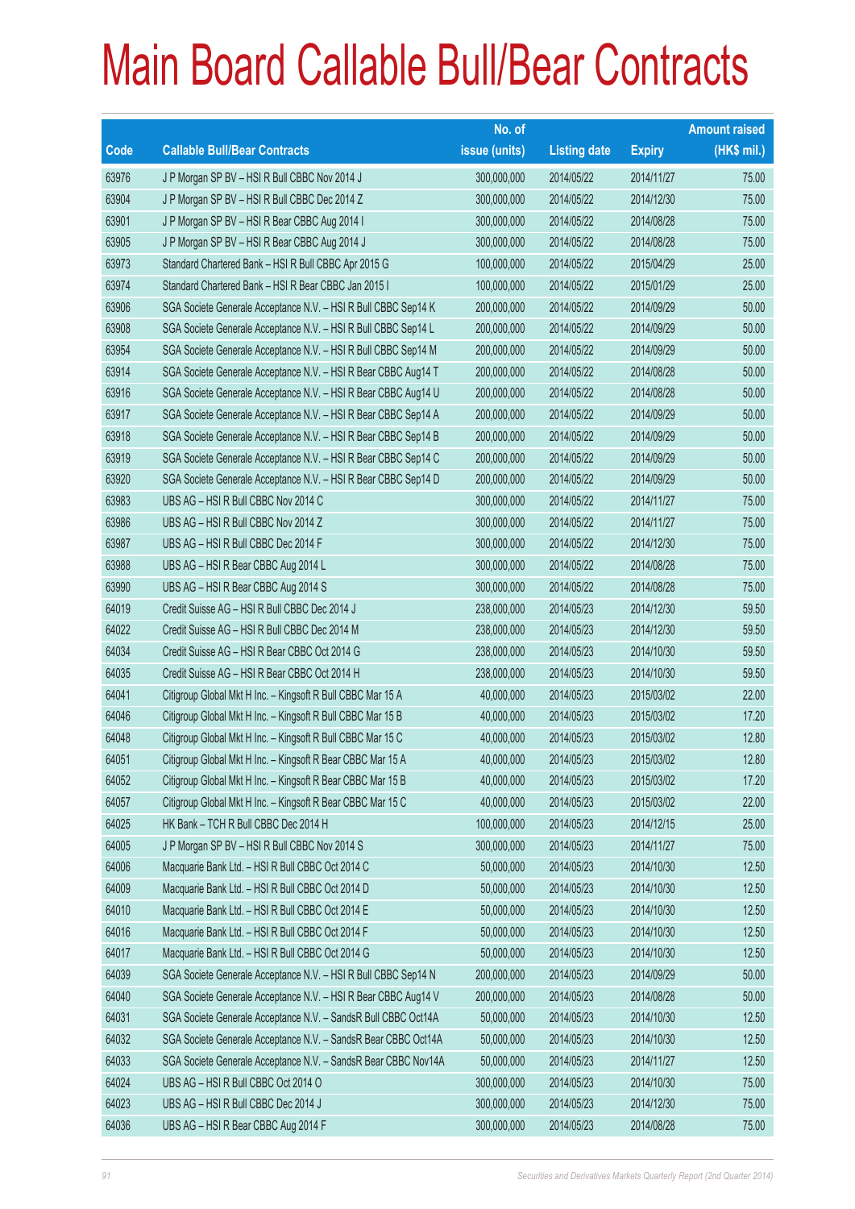# Main Board Callable Bull/Bear Contracts

| Code | Callable Bull/Bear Contracts | No. of issue (units) | Listing date | Expiry | Amount raised (HK$ mil.) |
|---|---|---|---|---|---|
| 63976 | J P Morgan SP BV – HSI R Bull CBBC Nov 2014 J | 300,000,000 | 2014/05/22 | 2014/11/27 | 75.00 |
| 63904 | J P Morgan SP BV – HSI R Bull CBBC Dec 2014 Z | 300,000,000 | 2014/05/22 | 2014/12/30 | 75.00 |
| 63901 | J P Morgan SP BV – HSI R Bear CBBC Aug 2014 I | 300,000,000 | 2014/05/22 | 2014/08/28 | 75.00 |
| 63905 | J P Morgan SP BV – HSI R Bear CBBC Aug 2014 J | 300,000,000 | 2014/05/22 | 2014/08/28 | 75.00 |
| 63973 | Standard Chartered Bank – HSI R Bull CBBC Apr 2015 G | 100,000,000 | 2014/05/22 | 2015/04/29 | 25.00 |
| 63974 | Standard Chartered Bank – HSI R Bear CBBC Jan 2015 I | 100,000,000 | 2014/05/22 | 2015/01/29 | 25.00 |
| 63906 | SGA Societe Generale Acceptance N.V. – HSI R Bull CBBC Sep14 K | 200,000,000 | 2014/05/22 | 2014/09/29 | 50.00 |
| 63908 | SGA Societe Generale Acceptance N.V. – HSI R Bull CBBC Sep14 L | 200,000,000 | 2014/05/22 | 2014/09/29 | 50.00 |
| 63954 | SGA Societe Generale Acceptance N.V. – HSI R Bull CBBC Sep14 M | 200,000,000 | 2014/05/22 | 2014/09/29 | 50.00 |
| 63914 | SGA Societe Generale Acceptance N.V. – HSI R Bear CBBC Aug14 T | 200,000,000 | 2014/05/22 | 2014/08/28 | 50.00 |
| 63916 | SGA Societe Generale Acceptance N.V. – HSI R Bear CBBC Aug14 U | 200,000,000 | 2014/05/22 | 2014/08/28 | 50.00 |
| 63917 | SGA Societe Generale Acceptance N.V. – HSI R Bear CBBC Sep14 A | 200,000,000 | 2014/05/22 | 2014/09/29 | 50.00 |
| 63918 | SGA Societe Generale Acceptance N.V. – HSI R Bear CBBC Sep14 B | 200,000,000 | 2014/05/22 | 2014/09/29 | 50.00 |
| 63919 | SGA Societe Generale Acceptance N.V. – HSI R Bear CBBC Sep14 C | 200,000,000 | 2014/05/22 | 2014/09/29 | 50.00 |
| 63920 | SGA Societe Generale Acceptance N.V. – HSI R Bear CBBC Sep14 D | 200,000,000 | 2014/05/22 | 2014/09/29 | 50.00 |
| 63983 | UBS AG – HSI R Bull CBBC Nov 2014 C | 300,000,000 | 2014/05/22 | 2014/11/27 | 75.00 |
| 63986 | UBS AG – HSI R Bull CBBC Nov 2014 Z | 300,000,000 | 2014/05/22 | 2014/11/27 | 75.00 |
| 63987 | UBS AG – HSI R Bull CBBC Dec 2014 F | 300,000,000 | 2014/05/22 | 2014/12/30 | 75.00 |
| 63988 | UBS AG – HSI R Bear CBBC Aug 2014 L | 300,000,000 | 2014/05/22 | 2014/08/28 | 75.00 |
| 63990 | UBS AG – HSI R Bear CBBC Aug 2014 S | 300,000,000 | 2014/05/22 | 2014/08/28 | 75.00 |
| 64019 | Credit Suisse AG – HSI R Bull CBBC Dec 2014 J | 238,000,000 | 2014/05/23 | 2014/12/30 | 59.50 |
| 64022 | Credit Suisse AG – HSI R Bull CBBC Dec 2014 M | 238,000,000 | 2014/05/23 | 2014/12/30 | 59.50 |
| 64034 | Credit Suisse AG – HSI R Bear CBBC Oct 2014 G | 238,000,000 | 2014/05/23 | 2014/10/30 | 59.50 |
| 64035 | Credit Suisse AG – HSI R Bear CBBC Oct 2014 H | 238,000,000 | 2014/05/23 | 2014/10/30 | 59.50 |
| 64041 | Citigroup Global Mkt H Inc. – Kingsoft R Bull CBBC Mar 15 A | 40,000,000 | 2014/05/23 | 2015/03/02 | 22.00 |
| 64046 | Citigroup Global Mkt H Inc. – Kingsoft R Bull CBBC Mar 15 B | 40,000,000 | 2014/05/23 | 2015/03/02 | 17.20 |
| 64048 | Citigroup Global Mkt H Inc. – Kingsoft R Bull CBBC Mar 15 C | 40,000,000 | 2014/05/23 | 2015/03/02 | 12.80 |
| 64051 | Citigroup Global Mkt H Inc. – Kingsoft R Bear CBBC Mar 15 A | 40,000,000 | 2014/05/23 | 2015/03/02 | 12.80 |
| 64052 | Citigroup Global Mkt H Inc. – Kingsoft R Bear CBBC Mar 15 B | 40,000,000 | 2014/05/23 | 2015/03/02 | 17.20 |
| 64057 | Citigroup Global Mkt H Inc. – Kingsoft R Bear CBBC Mar 15 C | 40,000,000 | 2014/05/23 | 2015/03/02 | 22.00 |
| 64025 | HK Bank – TCH R Bull CBBC Dec 2014 H | 100,000,000 | 2014/05/23 | 2014/12/15 | 25.00 |
| 64005 | J P Morgan SP BV – HSI R Bull CBBC Nov 2014 S | 300,000,000 | 2014/05/23 | 2014/11/27 | 75.00 |
| 64006 | Macquarie Bank Ltd. – HSI R Bull CBBC Oct 2014 C | 50,000,000 | 2014/05/23 | 2014/10/30 | 12.50 |
| 64009 | Macquarie Bank Ltd. – HSI R Bull CBBC Oct 2014 D | 50,000,000 | 2014/05/23 | 2014/10/30 | 12.50 |
| 64010 | Macquarie Bank Ltd. – HSI R Bull CBBC Oct 2014 E | 50,000,000 | 2014/05/23 | 2014/10/30 | 12.50 |
| 64016 | Macquarie Bank Ltd. – HSI R Bull CBBC Oct 2014 F | 50,000,000 | 2014/05/23 | 2014/10/30 | 12.50 |
| 64017 | Macquarie Bank Ltd. – HSI R Bull CBBC Oct 2014 G | 50,000,000 | 2014/05/23 | 2014/10/30 | 12.50 |
| 64039 | SGA Societe Generale Acceptance N.V. – HSI R Bull CBBC Sep14 N | 200,000,000 | 2014/05/23 | 2014/09/29 | 50.00 |
| 64040 | SGA Societe Generale Acceptance N.V. – HSI R Bear CBBC Aug14 V | 200,000,000 | 2014/05/23 | 2014/08/28 | 50.00 |
| 64031 | SGA Societe Generale Acceptance N.V. – SandsR Bull CBBC Oct14A | 50,000,000 | 2014/05/23 | 2014/10/30 | 12.50 |
| 64032 | SGA Societe Generale Acceptance N.V. – SandsR Bear CBBC Oct14A | 50,000,000 | 2014/05/23 | 2014/10/30 | 12.50 |
| 64033 | SGA Societe Generale Acceptance N.V. – SandsR Bear CBBC Nov14A | 50,000,000 | 2014/05/23 | 2014/11/27 | 12.50 |
| 64024 | UBS AG – HSI R Bull CBBC Oct 2014 O | 300,000,000 | 2014/05/23 | 2014/10/30 | 75.00 |
| 64023 | UBS AG – HSI R Bull CBBC Dec 2014 J | 300,000,000 | 2014/05/23 | 2014/12/30 | 75.00 |
| 64036 | UBS AG – HSI R Bear CBBC Aug 2014 F | 300,000,000 | 2014/05/23 | 2014/08/28 | 75.00 |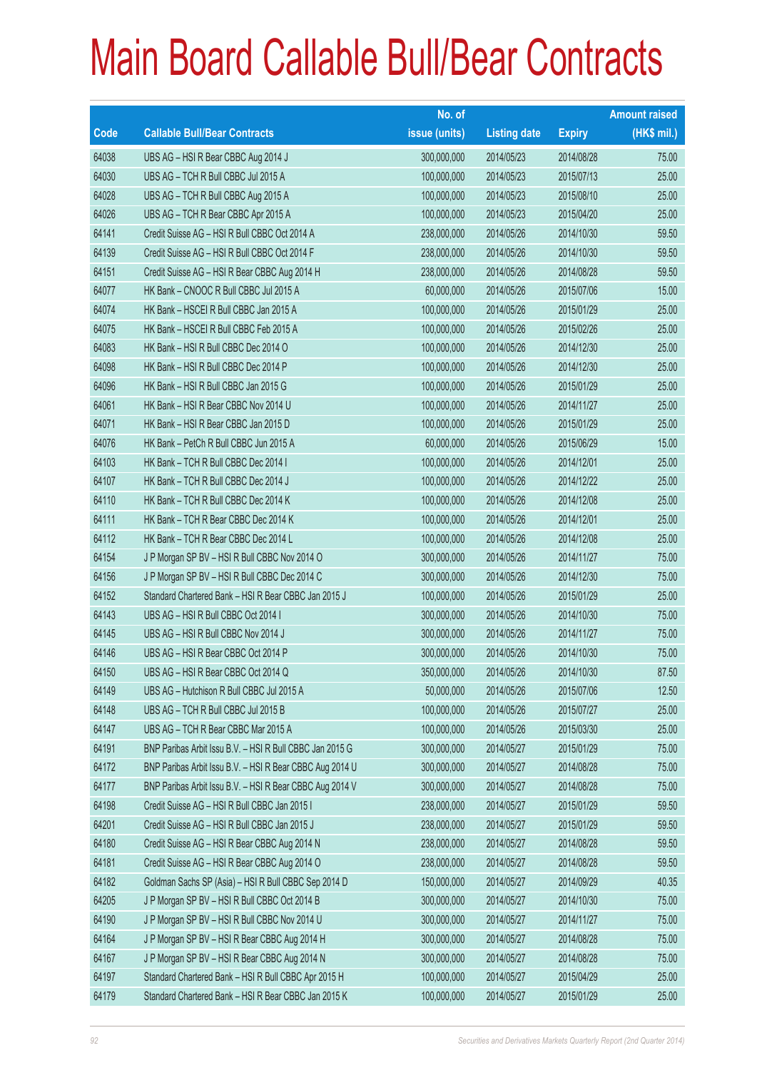# Main Board Callable Bull/Bear Contracts

| Code | Callable Bull/Bear Contracts | No. of issue (units) | Listing date | Expiry | Amount raised (HK$ mil.) |
|---|---|---|---|---|---|
| 64038 | UBS AG – HSI R Bear CBBC Aug 2014 J | 300,000,000 | 2014/05/23 | 2014/08/28 | 75.00 |
| 64030 | UBS AG – TCH R Bull CBBC Jul 2015 A | 100,000,000 | 2014/05/23 | 2015/07/13 | 25.00 |
| 64028 | UBS AG – TCH R Bull CBBC Aug 2015 A | 100,000,000 | 2014/05/23 | 2015/08/10 | 25.00 |
| 64026 | UBS AG – TCH R Bear CBBC Apr 2015 A | 100,000,000 | 2014/05/23 | 2015/04/20 | 25.00 |
| 64141 | Credit Suisse AG – HSI R Bull CBBC Oct 2014 A | 238,000,000 | 2014/05/26 | 2014/10/30 | 59.50 |
| 64139 | Credit Suisse AG – HSI R Bull CBBC Oct 2014 F | 238,000,000 | 2014/05/26 | 2014/10/30 | 59.50 |
| 64151 | Credit Suisse AG – HSI R Bear CBBC Aug 2014 H | 238,000,000 | 2014/05/26 | 2014/08/28 | 59.50 |
| 64077 | HK Bank – CNOOC R Bull CBBC Jul 2015 A | 60,000,000 | 2014/05/26 | 2015/07/06 | 15.00 |
| 64074 | HK Bank – HSCEI R Bull CBBC Jan 2015 A | 100,000,000 | 2014/05/26 | 2015/01/29 | 25.00 |
| 64075 | HK Bank – HSCEI R Bull CBBC Feb 2015 A | 100,000,000 | 2014/05/26 | 2015/02/26 | 25.00 |
| 64083 | HK Bank – HSI R Bull CBBC Dec 2014 O | 100,000,000 | 2014/05/26 | 2014/12/30 | 25.00 |
| 64098 | HK Bank – HSI R Bull CBBC Dec 2014 P | 100,000,000 | 2014/05/26 | 2014/12/30 | 25.00 |
| 64096 | HK Bank – HSI R Bull CBBC Jan 2015 G | 100,000,000 | 2014/05/26 | 2015/01/29 | 25.00 |
| 64061 | HK Bank – HSI R Bear CBBC Nov 2014 U | 100,000,000 | 2014/05/26 | 2014/11/27 | 25.00 |
| 64071 | HK Bank – HSI R Bear CBBC Jan 2015 D | 100,000,000 | 2014/05/26 | 2015/01/29 | 25.00 |
| 64076 | HK Bank – PetCh R Bull CBBC Jun 2015 A | 60,000,000 | 2014/05/26 | 2015/06/29 | 15.00 |
| 64103 | HK Bank – TCH R Bull CBBC Dec 2014 I | 100,000,000 | 2014/05/26 | 2014/12/01 | 25.00 |
| 64107 | HK Bank – TCH R Bull CBBC Dec 2014 J | 100,000,000 | 2014/05/26 | 2014/12/22 | 25.00 |
| 64110 | HK Bank – TCH R Bull CBBC Dec 2014 K | 100,000,000 | 2014/05/26 | 2014/12/08 | 25.00 |
| 64111 | HK Bank – TCH R Bear CBBC Dec 2014 K | 100,000,000 | 2014/05/26 | 2014/12/01 | 25.00 |
| 64112 | HK Bank – TCH R Bear CBBC Dec 2014 L | 100,000,000 | 2014/05/26 | 2014/12/08 | 25.00 |
| 64154 | J P Morgan SP BV – HSI R Bull CBBC Nov 2014 O | 300,000,000 | 2014/05/26 | 2014/11/27 | 75.00 |
| 64156 | J P Morgan SP BV – HSI R Bull CBBC Dec 2014 C | 300,000,000 | 2014/05/26 | 2014/12/30 | 75.00 |
| 64152 | Standard Chartered Bank – HSI R Bear CBBC Jan 2015 J | 100,000,000 | 2014/05/26 | 2015/01/29 | 25.00 |
| 64143 | UBS AG – HSI R Bull CBBC Oct 2014 I | 300,000,000 | 2014/05/26 | 2014/10/30 | 75.00 |
| 64145 | UBS AG – HSI R Bull CBBC Nov 2014 J | 300,000,000 | 2014/05/26 | 2014/11/27 | 75.00 |
| 64146 | UBS AG – HSI R Bear CBBC Oct 2014 P | 300,000,000 | 2014/05/26 | 2014/10/30 | 75.00 |
| 64150 | UBS AG – HSI R Bear CBBC Oct 2014 Q | 350,000,000 | 2014/05/26 | 2014/10/30 | 87.50 |
| 64149 | UBS AG – Hutchison R Bull CBBC Jul 2015 A | 50,000,000 | 2014/05/26 | 2015/07/06 | 12.50 |
| 64148 | UBS AG – TCH R Bull CBBC Jul 2015 B | 100,000,000 | 2014/05/26 | 2015/07/27 | 25.00 |
| 64147 | UBS AG – TCH R Bear CBBC Mar 2015 A | 100,000,000 | 2014/05/26 | 2015/03/30 | 25.00 |
| 64191 | BNP Paribas Arbit Issu B.V. – HSI R Bull CBBC Jan 2015 G | 300,000,000 | 2014/05/27 | 2015/01/29 | 75.00 |
| 64172 | BNP Paribas Arbit Issu B.V. – HSI R Bear CBBC Aug 2014 U | 300,000,000 | 2014/05/27 | 2014/08/28 | 75.00 |
| 64177 | BNP Paribas Arbit Issu B.V. – HSI R Bear CBBC Aug 2014 V | 300,000,000 | 2014/05/27 | 2014/08/28 | 75.00 |
| 64198 | Credit Suisse AG – HSI R Bull CBBC Jan 2015 I | 238,000,000 | 2014/05/27 | 2015/01/29 | 59.50 |
| 64201 | Credit Suisse AG – HSI R Bull CBBC Jan 2015 J | 238,000,000 | 2014/05/27 | 2015/01/29 | 59.50 |
| 64180 | Credit Suisse AG – HSI R Bear CBBC Aug 2014 N | 238,000,000 | 2014/05/27 | 2014/08/28 | 59.50 |
| 64181 | Credit Suisse AG – HSI R Bear CBBC Aug 2014 O | 238,000,000 | 2014/05/27 | 2014/08/28 | 59.50 |
| 64182 | Goldman Sachs SP (Asia) – HSI R Bull CBBC Sep 2014 D | 150,000,000 | 2014/05/27 | 2014/09/29 | 40.35 |
| 64205 | J P Morgan SP BV – HSI R Bull CBBC Oct 2014 B | 300,000,000 | 2014/05/27 | 2014/10/30 | 75.00 |
| 64190 | J P Morgan SP BV – HSI R Bull CBBC Nov 2014 U | 300,000,000 | 2014/05/27 | 2014/11/27 | 75.00 |
| 64164 | J P Morgan SP BV – HSI R Bear CBBC Aug 2014 H | 300,000,000 | 2014/05/27 | 2014/08/28 | 75.00 |
| 64167 | J P Morgan SP BV – HSI R Bear CBBC Aug 2014 N | 300,000,000 | 2014/05/27 | 2014/08/28 | 75.00 |
| 64197 | Standard Chartered Bank – HSI R Bull CBBC Apr 2015 H | 100,000,000 | 2014/05/27 | 2015/04/29 | 25.00 |
| 64179 | Standard Chartered Bank – HSI R Bear CBBC Jan 2015 K | 100,000,000 | 2014/05/27 | 2015/01/29 | 25.00 |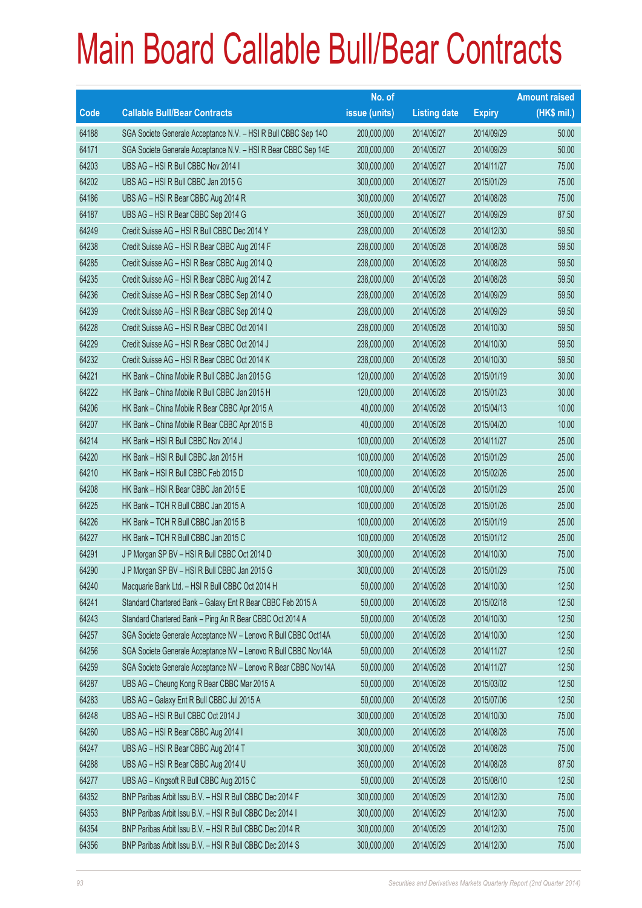# Main Board Callable Bull/Bear Contracts

| Code | Callable Bull/Bear Contracts | No. of issue (units) | Listing date | Expiry | Amount raised (HK$ mil.) |
|---|---|---|---|---|---|
| 64188 | SGA Societe Generale Acceptance N.V. – HSI R Bull CBBC Sep 14O | 200,000,000 | 2014/05/27 | 2014/09/29 | 50.00 |
| 64171 | SGA Societe Generale Acceptance N.V. – HSI R Bear CBBC Sep 14E | 200,000,000 | 2014/05/27 | 2014/09/29 | 50.00 |
| 64203 | UBS AG – HSI R Bull CBBC Nov 2014 I | 300,000,000 | 2014/05/27 | 2014/11/27 | 75.00 |
| 64202 | UBS AG – HSI R Bull CBBC Jan 2015 G | 300,000,000 | 2014/05/27 | 2015/01/29 | 75.00 |
| 64186 | UBS AG – HSI R Bear CBBC Aug 2014 R | 300,000,000 | 2014/05/27 | 2014/08/28 | 75.00 |
| 64187 | UBS AG – HSI R Bear CBBC Sep 2014 G | 350,000,000 | 2014/05/27 | 2014/09/29 | 87.50 |
| 64249 | Credit Suisse AG – HSI R Bull CBBC Dec 2014 Y | 238,000,000 | 2014/05/28 | 2014/12/30 | 59.50 |
| 64238 | Credit Suisse AG – HSI R Bear CBBC Aug 2014 F | 238,000,000 | 2014/05/28 | 2014/08/28 | 59.50 |
| 64285 | Credit Suisse AG – HSI R Bear CBBC Aug 2014 Q | 238,000,000 | 2014/05/28 | 2014/08/28 | 59.50 |
| 64235 | Credit Suisse AG – HSI R Bear CBBC Aug 2014 Z | 238,000,000 | 2014/05/28 | 2014/08/28 | 59.50 |
| 64236 | Credit Suisse AG – HSI R Bear CBBC Sep 2014 O | 238,000,000 | 2014/05/28 | 2014/09/29 | 59.50 |
| 64239 | Credit Suisse AG – HSI R Bear CBBC Sep 2014 Q | 238,000,000 | 2014/05/28 | 2014/09/29 | 59.50 |
| 64228 | Credit Suisse AG – HSI R Bear CBBC Oct 2014 I | 238,000,000 | 2014/05/28 | 2014/10/30 | 59.50 |
| 64229 | Credit Suisse AG – HSI R Bear CBBC Oct 2014 J | 238,000,000 | 2014/05/28 | 2014/10/30 | 59.50 |
| 64232 | Credit Suisse AG – HSI R Bear CBBC Oct 2014 K | 238,000,000 | 2014/05/28 | 2014/10/30 | 59.50 |
| 64221 | HK Bank – China Mobile R Bull CBBC Jan 2015 G | 120,000,000 | 2014/05/28 | 2015/01/19 | 30.00 |
| 64222 | HK Bank – China Mobile R Bull CBBC Jan 2015 H | 120,000,000 | 2014/05/28 | 2015/01/23 | 30.00 |
| 64206 | HK Bank – China Mobile R Bear CBBC Apr 2015 A | 40,000,000 | 2014/05/28 | 2015/04/13 | 10.00 |
| 64207 | HK Bank – China Mobile R Bear CBBC Apr 2015 B | 40,000,000 | 2014/05/28 | 2015/04/20 | 10.00 |
| 64214 | HK Bank – HSI R Bull CBBC Nov 2014 J | 100,000,000 | 2014/05/28 | 2014/11/27 | 25.00 |
| 64220 | HK Bank – HSI R Bull CBBC Jan 2015 H | 100,000,000 | 2014/05/28 | 2015/01/29 | 25.00 |
| 64210 | HK Bank – HSI R Bull CBBC Feb 2015 D | 100,000,000 | 2014/05/28 | 2015/02/26 | 25.00 |
| 64208 | HK Bank – HSI R Bear CBBC Jan 2015 E | 100,000,000 | 2014/05/28 | 2015/01/29 | 25.00 |
| 64225 | HK Bank – TCH R Bull CBBC Jan 2015 A | 100,000,000 | 2014/05/28 | 2015/01/26 | 25.00 |
| 64226 | HK Bank – TCH R Bull CBBC Jan 2015 B | 100,000,000 | 2014/05/28 | 2015/01/19 | 25.00 |
| 64227 | HK Bank – TCH R Bull CBBC Jan 2015 C | 100,000,000 | 2014/05/28 | 2015/01/12 | 25.00 |
| 64291 | J P Morgan SP BV – HSI R Bull CBBC Oct 2014 D | 300,000,000 | 2014/05/28 | 2014/10/30 | 75.00 |
| 64290 | J P Morgan SP BV – HSI R Bull CBBC Jan 2015 G | 300,000,000 | 2014/05/28 | 2015/01/29 | 75.00 |
| 64240 | Macquarie Bank Ltd. – HSI R Bull CBBC Oct 2014 H | 50,000,000 | 2014/05/28 | 2014/10/30 | 12.50 |
| 64241 | Standard Chartered Bank – Galaxy Ent R Bear CBBC Feb 2015 A | 50,000,000 | 2014/05/28 | 2015/02/18 | 12.50 |
| 64243 | Standard Chartered Bank – Ping An R Bear CBBC Oct 2014 A | 50,000,000 | 2014/05/28 | 2014/10/30 | 12.50 |
| 64257 | SGA Societe Generale Acceptance NV – Lenovo R Bull CBBC Oct14A | 50,000,000 | 2014/05/28 | 2014/10/30 | 12.50 |
| 64256 | SGA Societe Generale Acceptance NV – Lenovo R Bull CBBC Nov14A | 50,000,000 | 2014/05/28 | 2014/11/27 | 12.50 |
| 64259 | SGA Societe Generale Acceptance NV – Lenovo R Bear CBBC Nov14A | 50,000,000 | 2014/05/28 | 2014/11/27 | 12.50 |
| 64287 | UBS AG – Cheung Kong R Bear CBBC Mar 2015 A | 50,000,000 | 2014/05/28 | 2015/03/02 | 12.50 |
| 64283 | UBS AG – Galaxy Ent R Bull CBBC Jul 2015 A | 50,000,000 | 2014/05/28 | 2015/07/06 | 12.50 |
| 64248 | UBS AG – HSI R Bull CBBC Oct 2014 J | 300,000,000 | 2014/05/28 | 2014/10/30 | 75.00 |
| 64260 | UBS AG – HSI R Bear CBBC Aug 2014 I | 300,000,000 | 2014/05/28 | 2014/08/28 | 75.00 |
| 64247 | UBS AG – HSI R Bear CBBC Aug 2014 T | 300,000,000 | 2014/05/28 | 2014/08/28 | 75.00 |
| 64288 | UBS AG – HSI R Bear CBBC Aug 2014 U | 350,000,000 | 2014/05/28 | 2014/08/28 | 87.50 |
| 64277 | UBS AG – Kingsoft R Bull CBBC Aug 2015 C | 50,000,000 | 2014/05/28 | 2015/08/10 | 12.50 |
| 64352 | BNP Paribas Arbit Issu B.V. – HSI R Bull CBBC Dec 2014 F | 300,000,000 | 2014/05/29 | 2014/12/30 | 75.00 |
| 64353 | BNP Paribas Arbit Issu B.V. – HSI R Bull CBBC Dec 2014 I | 300,000,000 | 2014/05/29 | 2014/12/30 | 75.00 |
| 64354 | BNP Paribas Arbit Issu B.V. – HSI R Bull CBBC Dec 2014 R | 300,000,000 | 2014/05/29 | 2014/12/30 | 75.00 |
| 64356 | BNP Paribas Arbit Issu B.V. – HSI R Bull CBBC Dec 2014 S | 300,000,000 | 2014/05/29 | 2014/12/30 | 75.00 |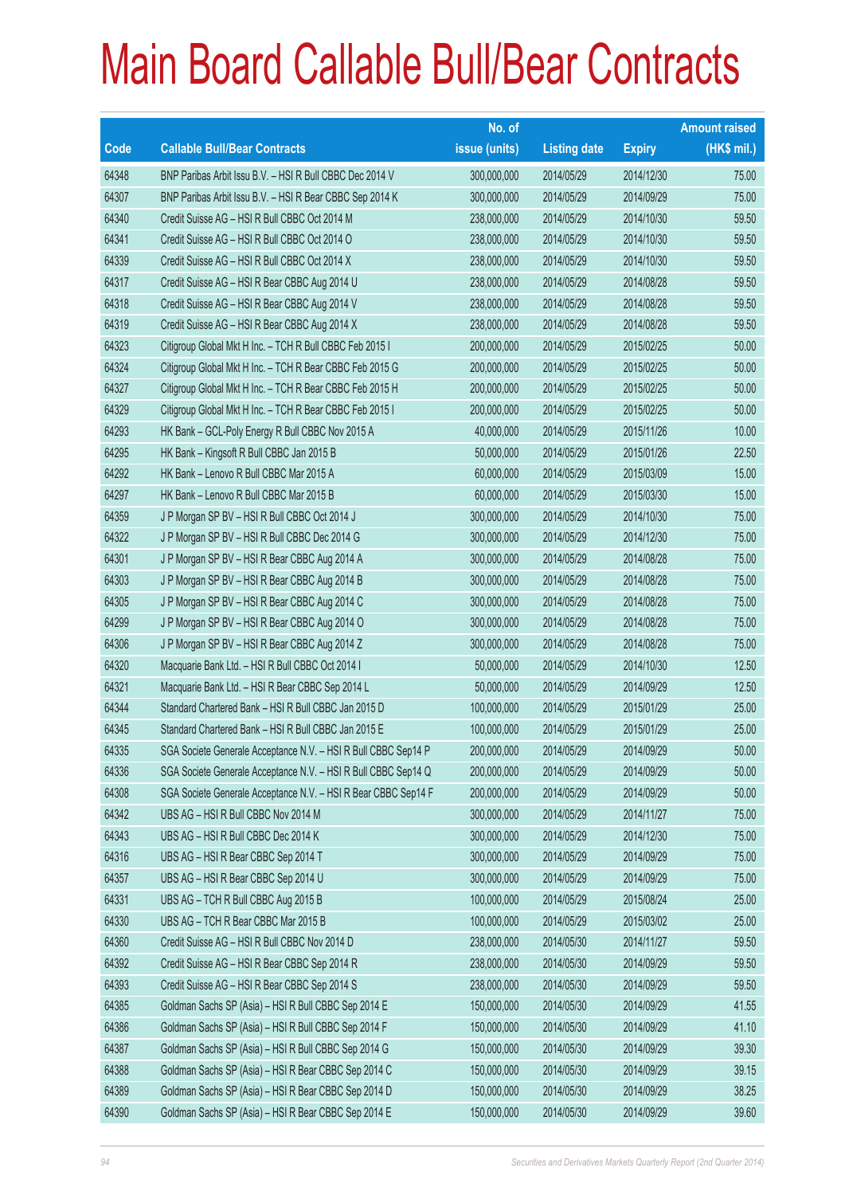# Main Board Callable Bull/Bear Contracts

| Code | Callable Bull/Bear Contracts | No. of issue (units) | Listing date | Expiry | Amount raised (HK$ mil.) |
|---|---|---|---|---|---|
| 64348 | BNP Paribas Arbit Issu B.V. – HSI R Bull CBBC Dec 2014 V | 300,000,000 | 2014/05/29 | 2014/12/30 | 75.00 |
| 64307 | BNP Paribas Arbit Issu B.V. – HSI R Bear CBBC Sep 2014 K | 300,000,000 | 2014/05/29 | 2014/09/29 | 75.00 |
| 64340 | Credit Suisse AG – HSI R Bull CBBC Oct 2014 M | 238,000,000 | 2014/05/29 | 2014/10/30 | 59.50 |
| 64341 | Credit Suisse AG – HSI R Bull CBBC Oct 2014 O | 238,000,000 | 2014/05/29 | 2014/10/30 | 59.50 |
| 64339 | Credit Suisse AG – HSI R Bull CBBC Oct 2014 X | 238,000,000 | 2014/05/29 | 2014/10/30 | 59.50 |
| 64317 | Credit Suisse AG – HSI R Bear CBBC Aug 2014 U | 238,000,000 | 2014/05/29 | 2014/08/28 | 59.50 |
| 64318 | Credit Suisse AG – HSI R Bear CBBC Aug 2014 V | 238,000,000 | 2014/05/29 | 2014/08/28 | 59.50 |
| 64319 | Credit Suisse AG – HSI R Bear CBBC Aug 2014 X | 238,000,000 | 2014/05/29 | 2014/08/28 | 59.50 |
| 64323 | Citigroup Global Mkt H Inc. – TCH R Bull CBBC Feb 2015 I | 200,000,000 | 2014/05/29 | 2015/02/25 | 50.00 |
| 64324 | Citigroup Global Mkt H Inc. – TCH R Bear CBBC Feb 2015 G | 200,000,000 | 2014/05/29 | 2015/02/25 | 50.00 |
| 64327 | Citigroup Global Mkt H Inc. – TCH R Bear CBBC Feb 2015 H | 200,000,000 | 2014/05/29 | 2015/02/25 | 50.00 |
| 64329 | Citigroup Global Mkt H Inc. – TCH R Bear CBBC Feb 2015 I | 200,000,000 | 2014/05/29 | 2015/02/25 | 50.00 |
| 64293 | HK Bank – GCL-Poly Energy R Bull CBBC Nov 2015 A | 40,000,000 | 2014/05/29 | 2015/11/26 | 10.00 |
| 64295 | HK Bank – Kingsoft R Bull CBBC Jan 2015 B | 50,000,000 | 2014/05/29 | 2015/01/26 | 22.50 |
| 64292 | HK Bank – Lenovo R Bull CBBC Mar 2015 A | 60,000,000 | 2014/05/29 | 2015/03/09 | 15.00 |
| 64297 | HK Bank – Lenovo R Bull CBBC Mar 2015 B | 60,000,000 | 2014/05/29 | 2015/03/30 | 15.00 |
| 64359 | J P Morgan SP BV – HSI R Bull CBBC Oct 2014 J | 300,000,000 | 2014/05/29 | 2014/10/30 | 75.00 |
| 64322 | J P Morgan SP BV – HSI R Bull CBBC Dec 2014 G | 300,000,000 | 2014/05/29 | 2014/12/30 | 75.00 |
| 64301 | J P Morgan SP BV – HSI R Bear CBBC Aug 2014 A | 300,000,000 | 2014/05/29 | 2014/08/28 | 75.00 |
| 64303 | J P Morgan SP BV – HSI R Bear CBBC Aug 2014 B | 300,000,000 | 2014/05/29 | 2014/08/28 | 75.00 |
| 64305 | J P Morgan SP BV – HSI R Bear CBBC Aug 2014 C | 300,000,000 | 2014/05/29 | 2014/08/28 | 75.00 |
| 64299 | J P Morgan SP BV – HSI R Bear CBBC Aug 2014 O | 300,000,000 | 2014/05/29 | 2014/08/28 | 75.00 |
| 64306 | J P Morgan SP BV – HSI R Bear CBBC Aug 2014 Z | 300,000,000 | 2014/05/29 | 2014/08/28 | 75.00 |
| 64320 | Macquarie Bank Ltd. – HSI R Bull CBBC Oct 2014 I | 50,000,000 | 2014/05/29 | 2014/10/30 | 12.50 |
| 64321 | Macquarie Bank Ltd. – HSI R Bear CBBC Sep 2014 L | 50,000,000 | 2014/05/29 | 2014/09/29 | 12.50 |
| 64344 | Standard Chartered Bank – HSI R Bull CBBC Jan 2015 D | 100,000,000 | 2014/05/29 | 2015/01/29 | 25.00 |
| 64345 | Standard Chartered Bank – HSI R Bull CBBC Jan 2015 E | 100,000,000 | 2014/05/29 | 2015/01/29 | 25.00 |
| 64335 | SGA Societe Generale Acceptance N.V. – HSI R Bull CBBC Sep14 P | 200,000,000 | 2014/05/29 | 2014/09/29 | 50.00 |
| 64336 | SGA Societe Generale Acceptance N.V. – HSI R Bull CBBC Sep14 Q | 200,000,000 | 2014/05/29 | 2014/09/29 | 50.00 |
| 64308 | SGA Societe Generale Acceptance N.V. – HSI R Bear CBBC Sep14 F | 200,000,000 | 2014/05/29 | 2014/09/29 | 50.00 |
| 64342 | UBS AG – HSI R Bull CBBC Nov 2014 M | 300,000,000 | 2014/05/29 | 2014/11/27 | 75.00 |
| 64343 | UBS AG – HSI R Bull CBBC Dec 2014 K | 300,000,000 | 2014/05/29 | 2014/12/30 | 75.00 |
| 64316 | UBS AG – HSI R Bear CBBC Sep 2014 T | 300,000,000 | 2014/05/29 | 2014/09/29 | 75.00 |
| 64357 | UBS AG – HSI R Bear CBBC Sep 2014 U | 300,000,000 | 2014/05/29 | 2014/09/29 | 75.00 |
| 64331 | UBS AG – TCH R Bull CBBC Aug 2015 B | 100,000,000 | 2014/05/29 | 2015/08/24 | 25.00 |
| 64330 | UBS AG – TCH R Bear CBBC Mar 2015 B | 100,000,000 | 2014/05/29 | 2015/03/02 | 25.00 |
| 64360 | Credit Suisse AG – HSI R Bull CBBC Nov 2014 D | 238,000,000 | 2014/05/30 | 2014/11/27 | 59.50 |
| 64392 | Credit Suisse AG – HSI R Bear CBBC Sep 2014 R | 238,000,000 | 2014/05/30 | 2014/09/29 | 59.50 |
| 64393 | Credit Suisse AG – HSI R Bear CBBC Sep 2014 S | 238,000,000 | 2014/05/30 | 2014/09/29 | 59.50 |
| 64385 | Goldman Sachs SP (Asia) – HSI R Bull CBBC Sep 2014 E | 150,000,000 | 2014/05/30 | 2014/09/29 | 41.55 |
| 64386 | Goldman Sachs SP (Asia) – HSI R Bull CBBC Sep 2014 F | 150,000,000 | 2014/05/30 | 2014/09/29 | 41.10 |
| 64387 | Goldman Sachs SP (Asia) – HSI R Bull CBBC Sep 2014 G | 150,000,000 | 2014/05/30 | 2014/09/29 | 39.30 |
| 64388 | Goldman Sachs SP (Asia) – HSI R Bear CBBC Sep 2014 C | 150,000,000 | 2014/05/30 | 2014/09/29 | 39.15 |
| 64389 | Goldman Sachs SP (Asia) – HSI R Bear CBBC Sep 2014 D | 150,000,000 | 2014/05/30 | 2014/09/29 | 38.25 |
| 64390 | Goldman Sachs SP (Asia) – HSI R Bear CBBC Sep 2014 E | 150,000,000 | 2014/05/30 | 2014/09/29 | 39.60 |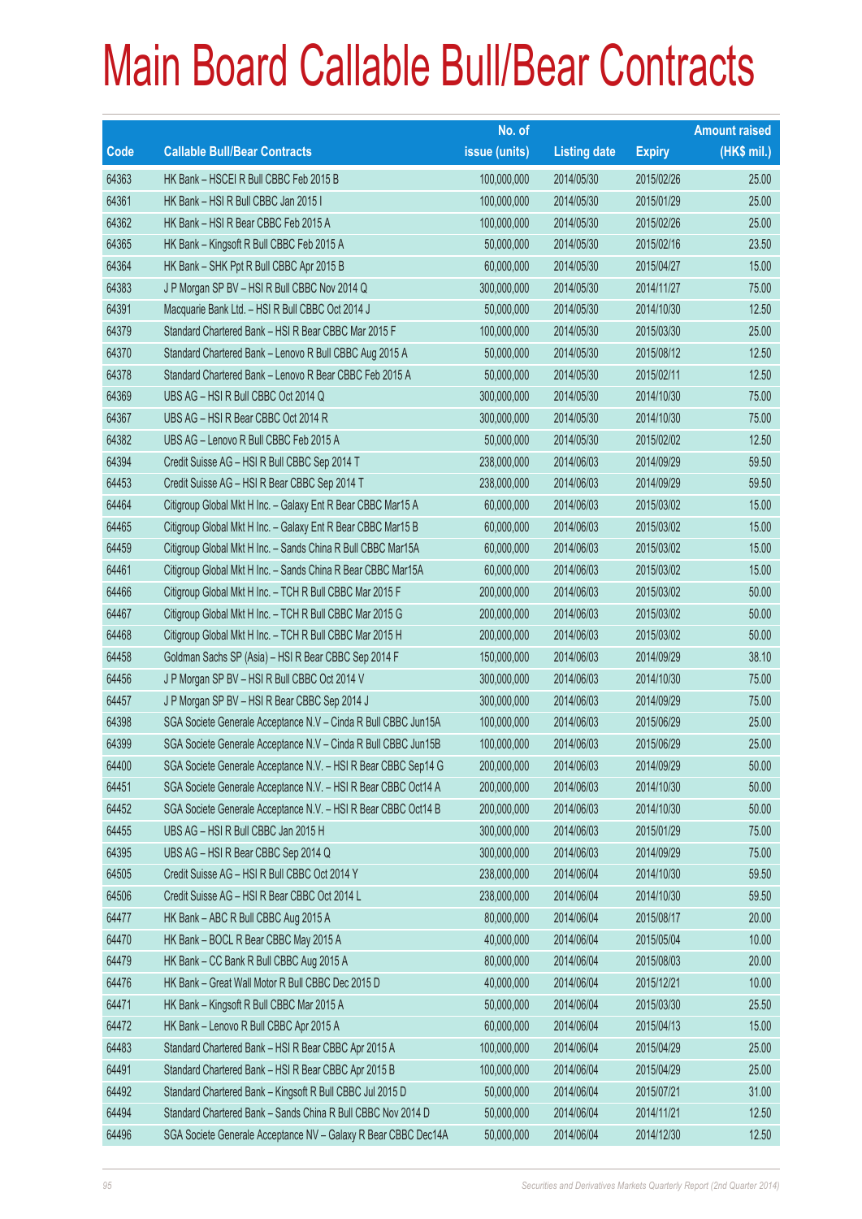# Main Board Callable Bull/Bear Contracts

| Code | Callable Bull/Bear Contracts | No. of issue (units) | Listing date | Expiry | Amount raised (HK$ mil.) |
|---|---|---|---|---|---|
| 64363 | HK Bank – HSCEI R Bull CBBC Feb 2015 B | 100,000,000 | 2014/05/30 | 2015/02/26 | 25.00 |
| 64361 | HK Bank – HSI R Bull CBBC Jan 2015 I | 100,000,000 | 2014/05/30 | 2015/01/29 | 25.00 |
| 64362 | HK Bank – HSI R Bear CBBC Feb 2015 A | 100,000,000 | 2014/05/30 | 2015/02/26 | 25.00 |
| 64365 | HK Bank – Kingsoft R Bull CBBC Feb 2015 A | 50,000,000 | 2014/05/30 | 2015/02/16 | 23.50 |
| 64364 | HK Bank – SHK Ppt R Bull CBBC Apr 2015 B | 60,000,000 | 2014/05/30 | 2015/04/27 | 15.00 |
| 64383 | J P Morgan SP BV – HSI R Bull CBBC Nov 2014 Q | 300,000,000 | 2014/05/30 | 2014/11/27 | 75.00 |
| 64391 | Macquarie Bank Ltd. – HSI R Bull CBBC Oct 2014 J | 50,000,000 | 2014/05/30 | 2014/10/30 | 12.50 |
| 64379 | Standard Chartered Bank – HSI R Bear CBBC Mar 2015 F | 100,000,000 | 2014/05/30 | 2015/03/30 | 25.00 |
| 64370 | Standard Chartered Bank – Lenovo R Bull CBBC Aug 2015 A | 50,000,000 | 2014/05/30 | 2015/08/12 | 12.50 |
| 64378 | Standard Chartered Bank – Lenovo R Bear CBBC Feb 2015 A | 50,000,000 | 2014/05/30 | 2015/02/11 | 12.50 |
| 64369 | UBS AG – HSI R Bull CBBC Oct 2014 Q | 300,000,000 | 2014/05/30 | 2014/10/30 | 75.00 |
| 64367 | UBS AG – HSI R Bear CBBC Oct 2014 R | 300,000,000 | 2014/05/30 | 2014/10/30 | 75.00 |
| 64382 | UBS AG – Lenovo R Bull CBBC Feb 2015 A | 50,000,000 | 2014/05/30 | 2015/02/02 | 12.50 |
| 64394 | Credit Suisse AG – HSI R Bull CBBC Sep 2014 T | 238,000,000 | 2014/06/03 | 2014/09/29 | 59.50 |
| 64453 | Credit Suisse AG – HSI R Bear CBBC Sep 2014 T | 238,000,000 | 2014/06/03 | 2014/09/29 | 59.50 |
| 64464 | Citigroup Global Mkt H Inc. – Galaxy Ent R Bear CBBC Mar15 A | 60,000,000 | 2014/06/03 | 2015/03/02 | 15.00 |
| 64465 | Citigroup Global Mkt H Inc. – Galaxy Ent R Bear CBBC Mar15 B | 60,000,000 | 2014/06/03 | 2015/03/02 | 15.00 |
| 64459 | Citigroup Global Mkt H Inc. – Sands China R Bull CBBC Mar15A | 60,000,000 | 2014/06/03 | 2015/03/02 | 15.00 |
| 64461 | Citigroup Global Mkt H Inc. – Sands China R Bear CBBC Mar15A | 60,000,000 | 2014/06/03 | 2015/03/02 | 15.00 |
| 64466 | Citigroup Global Mkt H Inc. – TCH R Bull CBBC Mar 2015 F | 200,000,000 | 2014/06/03 | 2015/03/02 | 50.00 |
| 64467 | Citigroup Global Mkt H Inc. – TCH R Bull CBBC Mar 2015 G | 200,000,000 | 2014/06/03 | 2015/03/02 | 50.00 |
| 64468 | Citigroup Global Mkt H Inc. – TCH R Bull CBBC Mar 2015 H | 200,000,000 | 2014/06/03 | 2015/03/02 | 50.00 |
| 64458 | Goldman Sachs SP (Asia) – HSI R Bear CBBC Sep 2014 F | 150,000,000 | 2014/06/03 | 2014/09/29 | 38.10 |
| 64456 | J P Morgan SP BV – HSI R Bull CBBC Oct 2014 V | 300,000,000 | 2014/06/03 | 2014/10/30 | 75.00 |
| 64457 | J P Morgan SP BV – HSI R Bear CBBC Sep 2014 J | 300,000,000 | 2014/06/03 | 2014/09/29 | 75.00 |
| 64398 | SGA Societe Generale Acceptance N.V – Cinda R Bull CBBC Jun15A | 100,000,000 | 2014/06/03 | 2015/06/29 | 25.00 |
| 64399 | SGA Societe Generale Acceptance N.V – Cinda R Bull CBBC Jun15B | 100,000,000 | 2014/06/03 | 2015/06/29 | 25.00 |
| 64400 | SGA Societe Generale Acceptance N.V. – HSI R Bear CBBC Sep14 G | 200,000,000 | 2014/06/03 | 2014/09/29 | 50.00 |
| 64451 | SGA Societe Generale Acceptance N.V. – HSI R Bear CBBC Oct14 A | 200,000,000 | 2014/06/03 | 2014/10/30 | 50.00 |
| 64452 | SGA Societe Generale Acceptance N.V. – HSI R Bear CBBC Oct14 B | 200,000,000 | 2014/06/03 | 2014/10/30 | 50.00 |
| 64455 | UBS AG – HSI R Bull CBBC Jan 2015 H | 300,000,000 | 2014/06/03 | 2015/01/29 | 75.00 |
| 64395 | UBS AG – HSI R Bear CBBC Sep 2014 Q | 300,000,000 | 2014/06/03 | 2014/09/29 | 75.00 |
| 64505 | Credit Suisse AG – HSI R Bull CBBC Oct 2014 Y | 238,000,000 | 2014/06/04 | 2014/10/30 | 59.50 |
| 64506 | Credit Suisse AG – HSI R Bear CBBC Oct 2014 L | 238,000,000 | 2014/06/04 | 2014/10/30 | 59.50 |
| 64477 | HK Bank – ABC R Bull CBBC Aug 2015 A | 80,000,000 | 2014/06/04 | 2015/08/17 | 20.00 |
| 64470 | HK Bank – BOCL R Bear CBBC May 2015 A | 40,000,000 | 2014/06/04 | 2015/05/04 | 10.00 |
| 64479 | HK Bank – CC Bank R Bull CBBC Aug 2015 A | 80,000,000 | 2014/06/04 | 2015/08/03 | 20.00 |
| 64476 | HK Bank – Great Wall Motor R Bull CBBC Dec 2015 D | 40,000,000 | 2014/06/04 | 2015/12/21 | 10.00 |
| 64471 | HK Bank – Kingsoft R Bull CBBC Mar 2015 A | 50,000,000 | 2014/06/04 | 2015/03/30 | 25.50 |
| 64472 | HK Bank – Lenovo R Bull CBBC Apr 2015 A | 60,000,000 | 2014/06/04 | 2015/04/13 | 15.00 |
| 64483 | Standard Chartered Bank – HSI R Bear CBBC Apr 2015 A | 100,000,000 | 2014/06/04 | 2015/04/29 | 25.00 |
| 64491 | Standard Chartered Bank – HSI R Bear CBBC Apr 2015 B | 100,000,000 | 2014/06/04 | 2015/04/29 | 25.00 |
| 64492 | Standard Chartered Bank – Kingsoft R Bull CBBC Jul 2015 D | 50,000,000 | 2014/06/04 | 2015/07/21 | 31.00 |
| 64494 | Standard Chartered Bank – Sands China R Bull CBBC Nov 2014 D | 50,000,000 | 2014/06/04 | 2014/11/21 | 12.50 |
| 64496 | SGA Societe Generale Acceptance NV – Galaxy R Bear CBBC Dec14A | 50,000,000 | 2014/06/04 | 2014/12/30 | 12.50 |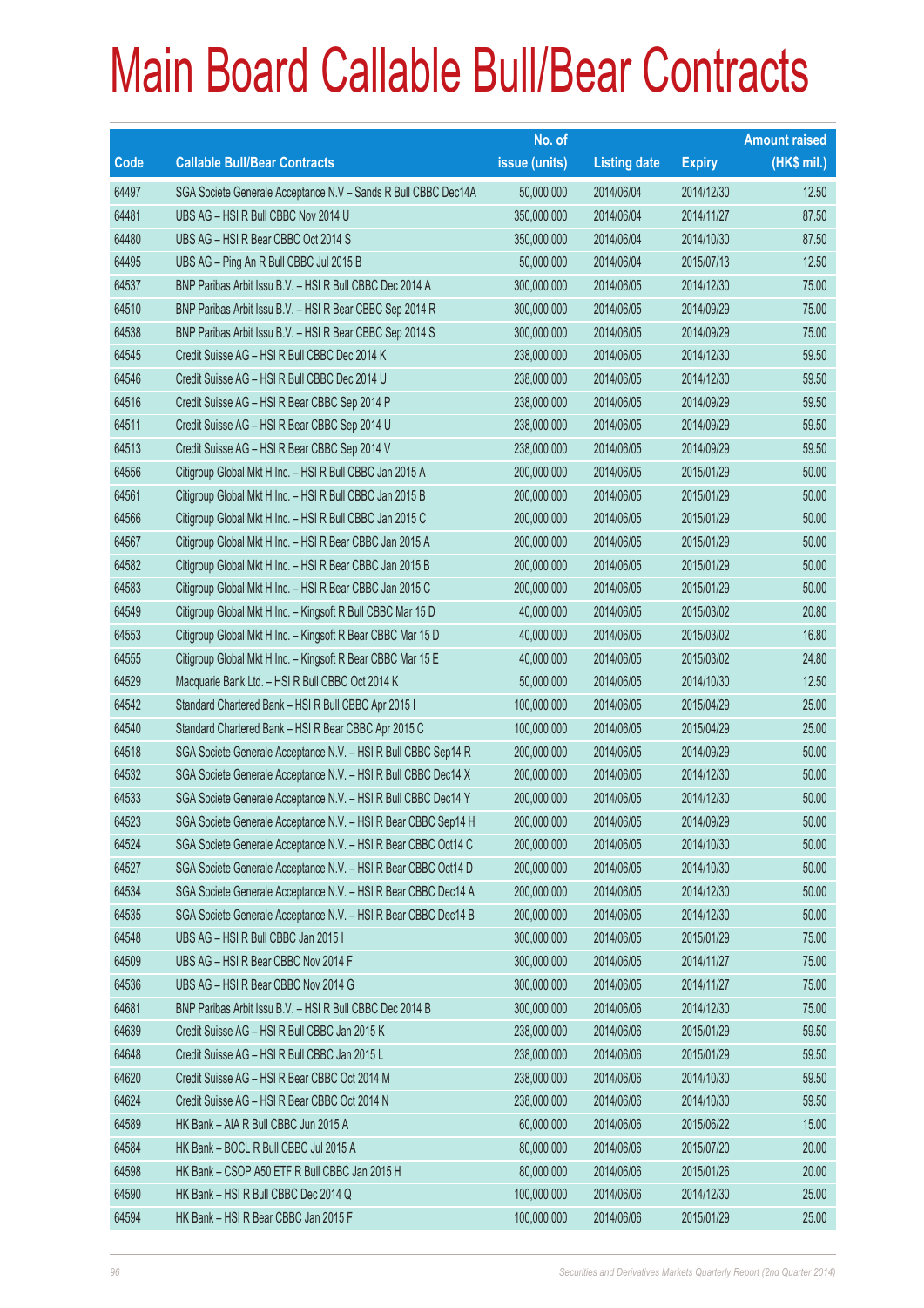# Main Board Callable Bull/Bear Contracts

| Code | Callable Bull/Bear Contracts | No. of issue (units) | Listing date | Expiry | Amount raised (HK$ mil.) |
|---|---|---|---|---|---|
| 64497 | SGA Societe Generale Acceptance N.V – Sands R Bull CBBC Dec14A | 50,000,000 | 2014/06/04 | 2014/12/30 | 12.50 |
| 64481 | UBS AG – HSI R Bull CBBC Nov 2014 U | 350,000,000 | 2014/06/04 | 2014/11/27 | 87.50 |
| 64480 | UBS AG – HSI R Bear CBBC Oct 2014 S | 350,000,000 | 2014/06/04 | 2014/10/30 | 87.50 |
| 64495 | UBS AG – Ping An R Bull CBBC Jul 2015 B | 50,000,000 | 2014/06/04 | 2015/07/13 | 12.50 |
| 64537 | BNP Paribas Arbit Issu B.V. – HSI R Bull CBBC Dec 2014 A | 300,000,000 | 2014/06/05 | 2014/12/30 | 75.00 |
| 64510 | BNP Paribas Arbit Issu B.V. – HSI R Bear CBBC Sep 2014 R | 300,000,000 | 2014/06/05 | 2014/09/29 | 75.00 |
| 64538 | BNP Paribas Arbit Issu B.V. – HSI R Bear CBBC Sep 2014 S | 300,000,000 | 2014/06/05 | 2014/09/29 | 75.00 |
| 64545 | Credit Suisse AG – HSI R Bull CBBC Dec 2014 K | 238,000,000 | 2014/06/05 | 2014/12/30 | 59.50 |
| 64546 | Credit Suisse AG – HSI R Bull CBBC Dec 2014 U | 238,000,000 | 2014/06/05 | 2014/12/30 | 59.50 |
| 64516 | Credit Suisse AG – HSI R Bear CBBC Sep 2014 P | 238,000,000 | 2014/06/05 | 2014/09/29 | 59.50 |
| 64511 | Credit Suisse AG – HSI R Bear CBBC Sep 2014 U | 238,000,000 | 2014/06/05 | 2014/09/29 | 59.50 |
| 64513 | Credit Suisse AG – HSI R Bear CBBC Sep 2014 V | 238,000,000 | 2014/06/05 | 2014/09/29 | 59.50 |
| 64556 | Citigroup Global Mkt H Inc. – HSI R Bull CBBC Jan 2015 A | 200,000,000 | 2014/06/05 | 2015/01/29 | 50.00 |
| 64561 | Citigroup Global Mkt H Inc. – HSI R Bull CBBC Jan 2015 B | 200,000,000 | 2014/06/05 | 2015/01/29 | 50.00 |
| 64566 | Citigroup Global Mkt H Inc. – HSI R Bull CBBC Jan 2015 C | 200,000,000 | 2014/06/05 | 2015/01/29 | 50.00 |
| 64567 | Citigroup Global Mkt H Inc. – HSI R Bear CBBC Jan 2015 A | 200,000,000 | 2014/06/05 | 2015/01/29 | 50.00 |
| 64582 | Citigroup Global Mkt H Inc. – HSI R Bear CBBC Jan 2015 B | 200,000,000 | 2014/06/05 | 2015/01/29 | 50.00 |
| 64583 | Citigroup Global Mkt H Inc. – HSI R Bear CBBC Jan 2015 C | 200,000,000 | 2014/06/05 | 2015/01/29 | 50.00 |
| 64549 | Citigroup Global Mkt H Inc. – Kingsoft R Bull CBBC Mar 15 D | 40,000,000 | 2014/06/05 | 2015/03/02 | 20.80 |
| 64553 | Citigroup Global Mkt H Inc. – Kingsoft R Bear CBBC Mar 15 D | 40,000,000 | 2014/06/05 | 2015/03/02 | 16.80 |
| 64555 | Citigroup Global Mkt H Inc. – Kingsoft R Bear CBBC Mar 15 E | 40,000,000 | 2014/06/05 | 2015/03/02 | 24.80 |
| 64529 | Macquarie Bank Ltd. – HSI R Bull CBBC Oct 2014 K | 50,000,000 | 2014/06/05 | 2014/10/30 | 12.50 |
| 64542 | Standard Chartered Bank – HSI R Bull CBBC Apr 2015 I | 100,000,000 | 2014/06/05 | 2015/04/29 | 25.00 |
| 64540 | Standard Chartered Bank – HSI R Bear CBBC Apr 2015 C | 100,000,000 | 2014/06/05 | 2015/04/29 | 25.00 |
| 64518 | SGA Societe Generale Acceptance N.V. – HSI R Bull CBBC Sep14 R | 200,000,000 | 2014/06/05 | 2014/09/29 | 50.00 |
| 64532 | SGA Societe Generale Acceptance N.V. – HSI R Bull CBBC Dec14 X | 200,000,000 | 2014/06/05 | 2014/12/30 | 50.00 |
| 64533 | SGA Societe Generale Acceptance N.V. – HSI R Bull CBBC Dec14 Y | 200,000,000 | 2014/06/05 | 2014/12/30 | 50.00 |
| 64523 | SGA Societe Generale Acceptance N.V. – HSI R Bear CBBC Sep14 H | 200,000,000 | 2014/06/05 | 2014/09/29 | 50.00 |
| 64524 | SGA Societe Generale Acceptance N.V. – HSI R Bear CBBC Oct14 C | 200,000,000 | 2014/06/05 | 2014/10/30 | 50.00 |
| 64527 | SGA Societe Generale Acceptance N.V. – HSI R Bear CBBC Oct14 D | 200,000,000 | 2014/06/05 | 2014/10/30 | 50.00 |
| 64534 | SGA Societe Generale Acceptance N.V. – HSI R Bear CBBC Dec14 A | 200,000,000 | 2014/06/05 | 2014/12/30 | 50.00 |
| 64535 | SGA Societe Generale Acceptance N.V. – HSI R Bear CBBC Dec14 B | 200,000,000 | 2014/06/05 | 2014/12/30 | 50.00 |
| 64548 | UBS AG – HSI R Bull CBBC Jan 2015 I | 300,000,000 | 2014/06/05 | 2015/01/29 | 75.00 |
| 64509 | UBS AG – HSI R Bear CBBC Nov 2014 F | 300,000,000 | 2014/06/05 | 2014/11/27 | 75.00 |
| 64536 | UBS AG – HSI R Bear CBBC Nov 2014 G | 300,000,000 | 2014/06/05 | 2014/11/27 | 75.00 |
| 64681 | BNP Paribas Arbit Issu B.V. – HSI R Bull CBBC Dec 2014 B | 300,000,000 | 2014/06/06 | 2014/12/30 | 75.00 |
| 64639 | Credit Suisse AG – HSI R Bull CBBC Jan 2015 K | 238,000,000 | 2014/06/06 | 2015/01/29 | 59.50 |
| 64648 | Credit Suisse AG – HSI R Bull CBBC Jan 2015 L | 238,000,000 | 2014/06/06 | 2015/01/29 | 59.50 |
| 64620 | Credit Suisse AG – HSI R Bear CBBC Oct 2014 M | 238,000,000 | 2014/06/06 | 2014/10/30 | 59.50 |
| 64624 | Credit Suisse AG – HSI R Bear CBBC Oct 2014 N | 238,000,000 | 2014/06/06 | 2014/10/30 | 59.50 |
| 64589 | HK Bank – AIA R Bull CBBC Jun 2015 A | 60,000,000 | 2014/06/06 | 2015/06/22 | 15.00 |
| 64584 | HK Bank – BOCL R Bull CBBC Jul 2015 A | 80,000,000 | 2014/06/06 | 2015/07/20 | 20.00 |
| 64598 | HK Bank – CSOP A50 ETF R Bull CBBC Jan 2015 H | 80,000,000 | 2014/06/06 | 2015/01/26 | 20.00 |
| 64590 | HK Bank – HSI R Bull CBBC Dec 2014 Q | 100,000,000 | 2014/06/06 | 2014/12/30 | 25.00 |
| 64594 | HK Bank – HSI R Bear CBBC Jan 2015 F | 100,000,000 | 2014/06/06 | 2015/01/29 | 25.00 |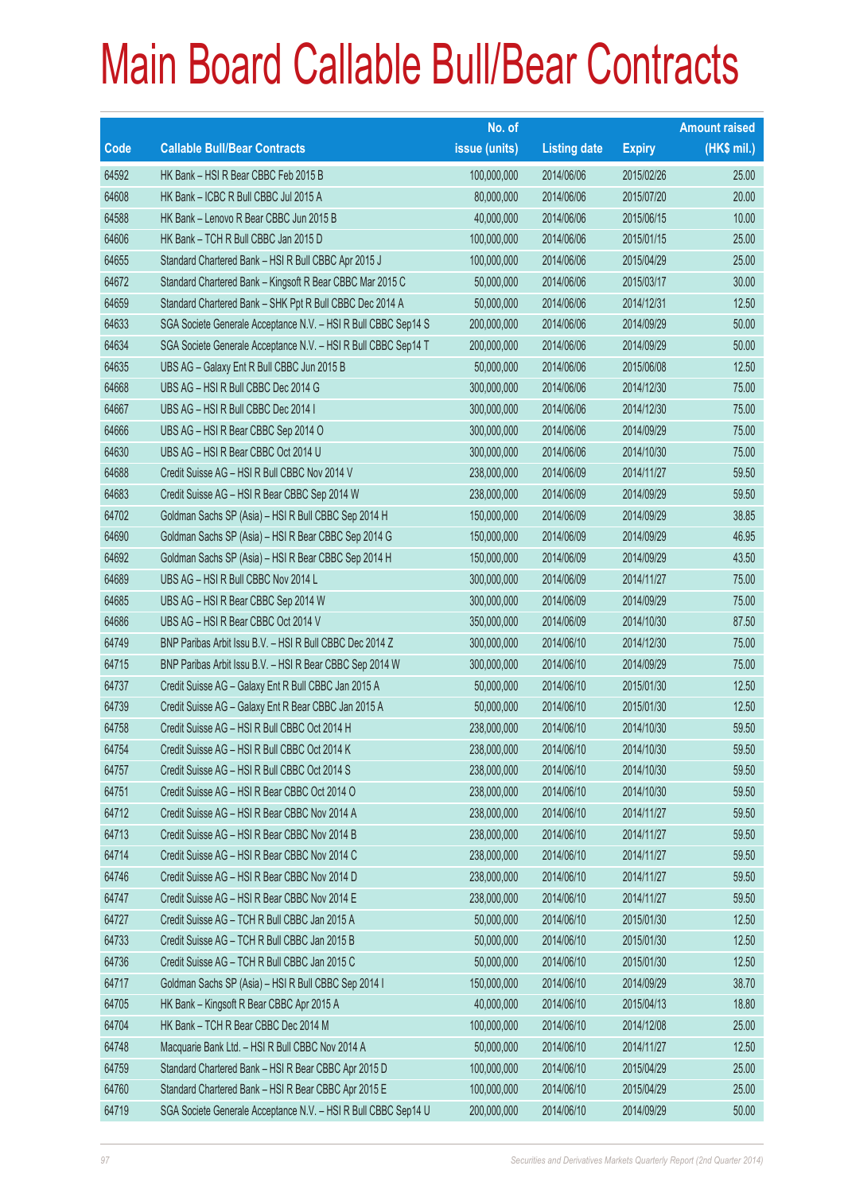# Main Board Callable Bull/Bear Contracts

| Code | Callable Bull/Bear Contracts | No. of issue (units) | Listing date | Expiry | Amount raised (HK$ mil.) |
|---|---|---|---|---|---|
| 64592 | HK Bank – HSI R Bear CBBC Feb 2015 B | 100,000,000 | 2014/06/06 | 2015/02/26 | 25.00 |
| 64608 | HK Bank – ICBC R Bull CBBC Jul 2015 A | 80,000,000 | 2014/06/06 | 2015/07/20 | 20.00 |
| 64588 | HK Bank – Lenovo R Bear CBBC Jun 2015 B | 40,000,000 | 2014/06/06 | 2015/06/15 | 10.00 |
| 64606 | HK Bank – TCH R Bull CBBC Jan 2015 D | 100,000,000 | 2014/06/06 | 2015/01/15 | 25.00 |
| 64655 | Standard Chartered Bank – HSI R Bull CBBC Apr 2015 J | 100,000,000 | 2014/06/06 | 2015/04/29 | 25.00 |
| 64672 | Standard Chartered Bank – Kingsoft R Bear CBBC Mar 2015 C | 50,000,000 | 2014/06/06 | 2015/03/17 | 30.00 |
| 64659 | Standard Chartered Bank – SHK Ppt R Bull CBBC Dec 2014 A | 50,000,000 | 2014/06/06 | 2014/12/31 | 12.50 |
| 64633 | SGA Societe Generale Acceptance N.V. – HSI R Bull CBBC Sep14 S | 200,000,000 | 2014/06/06 | 2014/09/29 | 50.00 |
| 64634 | SGA Societe Generale Acceptance N.V. – HSI R Bull CBBC Sep14 T | 200,000,000 | 2014/06/06 | 2014/09/29 | 50.00 |
| 64635 | UBS AG – Galaxy Ent R Bull CBBC Jun 2015 B | 50,000,000 | 2014/06/06 | 2015/06/08 | 12.50 |
| 64668 | UBS AG – HSI R Bull CBBC Dec 2014 G | 300,000,000 | 2014/06/06 | 2014/12/30 | 75.00 |
| 64667 | UBS AG – HSI R Bull CBBC Dec 2014 I | 300,000,000 | 2014/06/06 | 2014/12/30 | 75.00 |
| 64666 | UBS AG – HSI R Bear CBBC Sep 2014 O | 300,000,000 | 2014/06/06 | 2014/09/29 | 75.00 |
| 64630 | UBS AG – HSI R Bear CBBC Oct 2014 U | 300,000,000 | 2014/06/06 | 2014/10/30 | 75.00 |
| 64688 | Credit Suisse AG – HSI R Bull CBBC Nov 2014 V | 238,000,000 | 2014/06/09 | 2014/11/27 | 59.50 |
| 64683 | Credit Suisse AG – HSI R Bear CBBC Sep 2014 W | 238,000,000 | 2014/06/09 | 2014/09/29 | 59.50 |
| 64702 | Goldman Sachs SP (Asia) – HSI R Bull CBBC Sep 2014 H | 150,000,000 | 2014/06/09 | 2014/09/29 | 38.85 |
| 64690 | Goldman Sachs SP (Asia) – HSI R Bear CBBC Sep 2014 G | 150,000,000 | 2014/06/09 | 2014/09/29 | 46.95 |
| 64692 | Goldman Sachs SP (Asia) – HSI R Bear CBBC Sep 2014 H | 150,000,000 | 2014/06/09 | 2014/09/29 | 43.50 |
| 64689 | UBS AG – HSI R Bull CBBC Nov 2014 L | 300,000,000 | 2014/06/09 | 2014/11/27 | 75.00 |
| 64685 | UBS AG – HSI R Bear CBBC Sep 2014 W | 300,000,000 | 2014/06/09 | 2014/09/29 | 75.00 |
| 64686 | UBS AG – HSI R Bear CBBC Oct 2014 V | 350,000,000 | 2014/06/09 | 2014/10/30 | 87.50 |
| 64749 | BNP Paribas Arbit Issu B.V. – HSI R Bull CBBC Dec 2014 Z | 300,000,000 | 2014/06/10 | 2014/12/30 | 75.00 |
| 64715 | BNP Paribas Arbit Issu B.V. – HSI R Bear CBBC Sep 2014 W | 300,000,000 | 2014/06/10 | 2014/09/29 | 75.00 |
| 64737 | Credit Suisse AG – Galaxy Ent R Bull CBBC Jan 2015 A | 50,000,000 | 2014/06/10 | 2015/01/30 | 12.50 |
| 64739 | Credit Suisse AG – Galaxy Ent R Bear CBBC Jan 2015 A | 50,000,000 | 2014/06/10 | 2015/01/30 | 12.50 |
| 64758 | Credit Suisse AG – HSI R Bull CBBC Oct 2014 H | 238,000,000 | 2014/06/10 | 2014/10/30 | 59.50 |
| 64754 | Credit Suisse AG – HSI R Bull CBBC Oct 2014 K | 238,000,000 | 2014/06/10 | 2014/10/30 | 59.50 |
| 64757 | Credit Suisse AG – HSI R Bull CBBC Oct 2014 S | 238,000,000 | 2014/06/10 | 2014/10/30 | 59.50 |
| 64751 | Credit Suisse AG – HSI R Bear CBBC Oct 2014 O | 238,000,000 | 2014/06/10 | 2014/10/30 | 59.50 |
| 64712 | Credit Suisse AG – HSI R Bear CBBC Nov 2014 A | 238,000,000 | 2014/06/10 | 2014/11/27 | 59.50 |
| 64713 | Credit Suisse AG – HSI R Bear CBBC Nov 2014 B | 238,000,000 | 2014/06/10 | 2014/11/27 | 59.50 |
| 64714 | Credit Suisse AG – HSI R Bear CBBC Nov 2014 C | 238,000,000 | 2014/06/10 | 2014/11/27 | 59.50 |
| 64746 | Credit Suisse AG – HSI R Bear CBBC Nov 2014 D | 238,000,000 | 2014/06/10 | 2014/11/27 | 59.50 |
| 64747 | Credit Suisse AG – HSI R Bear CBBC Nov 2014 E | 238,000,000 | 2014/06/10 | 2014/11/27 | 59.50 |
| 64727 | Credit Suisse AG – TCH R Bull CBBC Jan 2015 A | 50,000,000 | 2014/06/10 | 2015/01/30 | 12.50 |
| 64733 | Credit Suisse AG – TCH R Bull CBBC Jan 2015 B | 50,000,000 | 2014/06/10 | 2015/01/30 | 12.50 |
| 64736 | Credit Suisse AG – TCH R Bull CBBC Jan 2015 C | 50,000,000 | 2014/06/10 | 2015/01/30 | 12.50 |
| 64717 | Goldman Sachs SP (Asia) – HSI R Bull CBBC Sep 2014 I | 150,000,000 | 2014/06/10 | 2014/09/29 | 38.70 |
| 64705 | HK Bank – Kingsoft R Bear CBBC Apr 2015 A | 40,000,000 | 2014/06/10 | 2015/04/13 | 18.80 |
| 64704 | HK Bank – TCH R Bear CBBC Dec 2014 M | 100,000,000 | 2014/06/10 | 2014/12/08 | 25.00 |
| 64748 | Macquarie Bank Ltd. – HSI R Bull CBBC Nov 2014 A | 50,000,000 | 2014/06/10 | 2014/11/27 | 12.50 |
| 64759 | Standard Chartered Bank – HSI R Bear CBBC Apr 2015 D | 100,000,000 | 2014/06/10 | 2015/04/29 | 25.00 |
| 64760 | Standard Chartered Bank – HSI R Bear CBBC Apr 2015 E | 100,000,000 | 2014/06/10 | 2015/04/29 | 25.00 |
| 64719 | SGA Societe Generale Acceptance N.V. – HSI R Bull CBBC Sep14 U | 200,000,000 | 2014/06/10 | 2014/09/29 | 50.00 |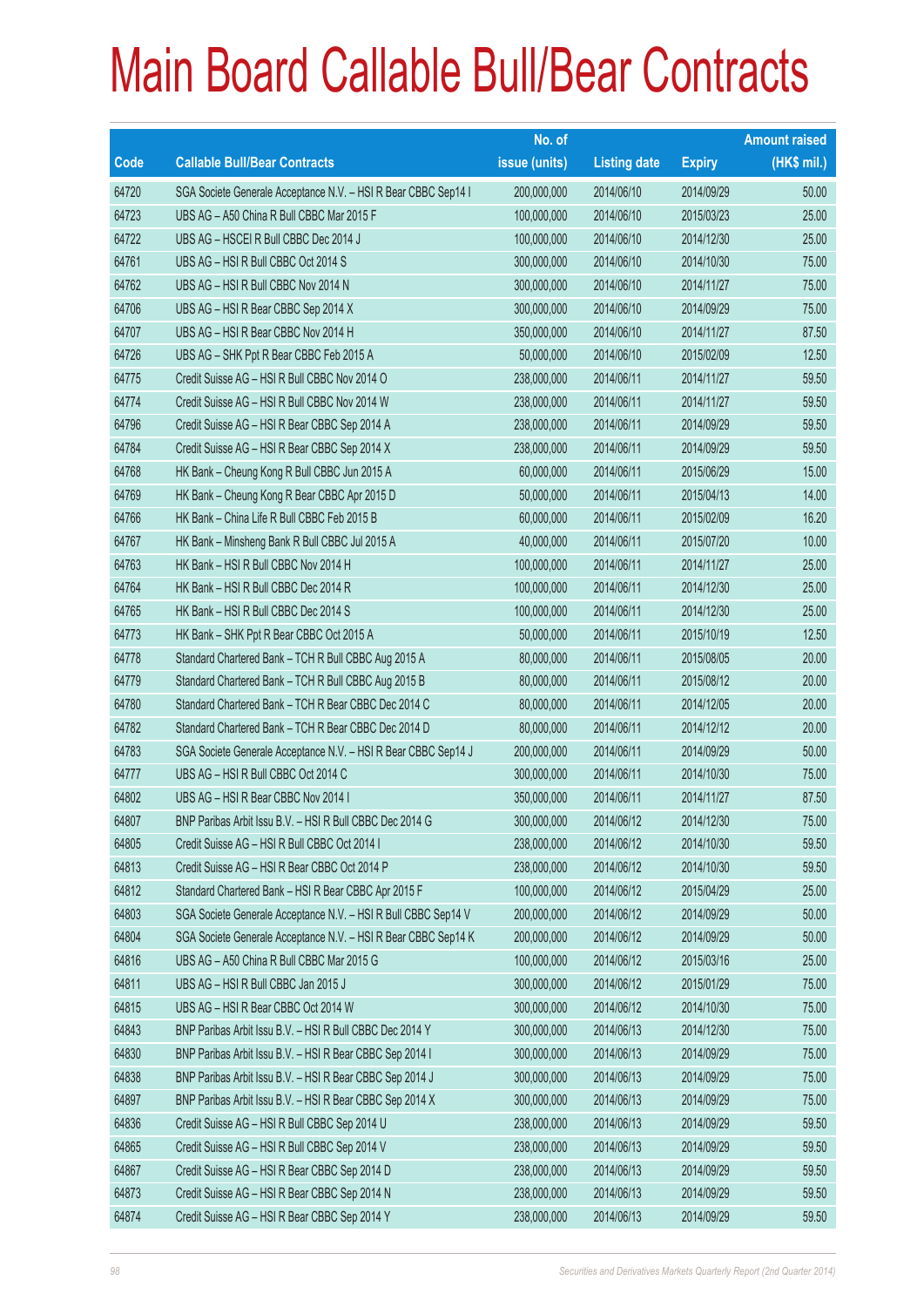# Main Board Callable Bull/Bear Contracts

| Code | Callable Bull/Bear Contracts | No. of issue (units) | Listing date | Expiry | Amount raised (HK$ mil.) |
|---|---|---|---|---|---|
| 64720 | SGA Societe Generale Acceptance N.V. – HSI R Bear CBBC Sep14 I | 200,000,000 | 2014/06/10 | 2014/09/29 | 50.00 |
| 64723 | UBS AG – A50 China R Bull CBBC Mar 2015 F | 100,000,000 | 2014/06/10 | 2015/03/23 | 25.00 |
| 64722 | UBS AG – HSCEI R Bull CBBC Dec 2014 J | 100,000,000 | 2014/06/10 | 2014/12/30 | 25.00 |
| 64761 | UBS AG – HSI R Bull CBBC Oct 2014 S | 300,000,000 | 2014/06/10 | 2014/10/30 | 75.00 |
| 64762 | UBS AG – HSI R Bull CBBC Nov 2014 N | 300,000,000 | 2014/06/10 | 2014/11/27 | 75.00 |
| 64706 | UBS AG – HSI R Bear CBBC Sep 2014 X | 300,000,000 | 2014/06/10 | 2014/09/29 | 75.00 |
| 64707 | UBS AG – HSI R Bear CBBC Nov 2014 H | 350,000,000 | 2014/06/10 | 2014/11/27 | 87.50 |
| 64726 | UBS AG – SHK Ppt R Bear CBBC Feb 2015 A | 50,000,000 | 2014/06/10 | 2015/02/09 | 12.50 |
| 64775 | Credit Suisse AG – HSI R Bull CBBC Nov 2014 O | 238,000,000 | 2014/06/11 | 2014/11/27 | 59.50 |
| 64774 | Credit Suisse AG – HSI R Bull CBBC Nov 2014 W | 238,000,000 | 2014/06/11 | 2014/11/27 | 59.50 |
| 64796 | Credit Suisse AG – HSI R Bear CBBC Sep 2014 A | 238,000,000 | 2014/06/11 | 2014/09/29 | 59.50 |
| 64784 | Credit Suisse AG – HSI R Bear CBBC Sep 2014 X | 238,000,000 | 2014/06/11 | 2014/09/29 | 59.50 |
| 64768 | HK Bank – Cheung Kong R Bull CBBC Jun 2015 A | 60,000,000 | 2014/06/11 | 2015/06/29 | 15.00 |
| 64769 | HK Bank – Cheung Kong R Bear CBBC Apr 2015 D | 50,000,000 | 2014/06/11 | 2015/04/13 | 14.00 |
| 64766 | HK Bank – China Life R Bull CBBC Feb 2015 B | 60,000,000 | 2014/06/11 | 2015/02/09 | 16.20 |
| 64767 | HK Bank – Minsheng Bank R Bull CBBC Jul 2015 A | 40,000,000 | 2014/06/11 | 2015/07/20 | 10.00 |
| 64763 | HK Bank – HSI R Bull CBBC Nov 2014 H | 100,000,000 | 2014/06/11 | 2014/11/27 | 25.00 |
| 64764 | HK Bank – HSI R Bull CBBC Dec 2014 R | 100,000,000 | 2014/06/11 | 2014/12/30 | 25.00 |
| 64765 | HK Bank – HSI R Bull CBBC Dec 2014 S | 100,000,000 | 2014/06/11 | 2014/12/30 | 25.00 |
| 64773 | HK Bank – SHK Ppt R Bear CBBC Oct 2015 A | 50,000,000 | 2014/06/11 | 2015/10/19 | 12.50 |
| 64778 | Standard Chartered Bank – TCH R Bull CBBC Aug 2015 A | 80,000,000 | 2014/06/11 | 2015/08/05 | 20.00 |
| 64779 | Standard Chartered Bank – TCH R Bull CBBC Aug 2015 B | 80,000,000 | 2014/06/11 | 2015/08/12 | 20.00 |
| 64780 | Standard Chartered Bank – TCH R Bear CBBC Dec 2014 C | 80,000,000 | 2014/06/11 | 2014/12/05 | 20.00 |
| 64782 | Standard Chartered Bank – TCH R Bear CBBC Dec 2014 D | 80,000,000 | 2014/06/11 | 2014/12/12 | 20.00 |
| 64783 | SGA Societe Generale Acceptance N.V. – HSI R Bear CBBC Sep14 J | 200,000,000 | 2014/06/11 | 2014/09/29 | 50.00 |
| 64777 | UBS AG – HSI R Bull CBBC Oct 2014 C | 300,000,000 | 2014/06/11 | 2014/10/30 | 75.00 |
| 64802 | UBS AG – HSI R Bear CBBC Nov 2014 I | 350,000,000 | 2014/06/11 | 2014/11/27 | 87.50 |
| 64807 | BNP Paribas Arbit Issu B.V. – HSI R Bull CBBC Dec 2014 G | 300,000,000 | 2014/06/12 | 2014/12/30 | 75.00 |
| 64805 | Credit Suisse AG – HSI R Bull CBBC Oct 2014 I | 238,000,000 | 2014/06/12 | 2014/10/30 | 59.50 |
| 64813 | Credit Suisse AG – HSI R Bear CBBC Oct 2014 P | 238,000,000 | 2014/06/12 | 2014/10/30 | 59.50 |
| 64812 | Standard Chartered Bank – HSI R Bear CBBC Apr 2015 F | 100,000,000 | 2014/06/12 | 2015/04/29 | 25.00 |
| 64803 | SGA Societe Generale Acceptance N.V. – HSI R Bull CBBC Sep14 V | 200,000,000 | 2014/06/12 | 2014/09/29 | 50.00 |
| 64804 | SGA Societe Generale Acceptance N.V. – HSI R Bear CBBC Sep14 K | 200,000,000 | 2014/06/12 | 2014/09/29 | 50.00 |
| 64816 | UBS AG – A50 China R Bull CBBC Mar 2015 G | 100,000,000 | 2014/06/12 | 2015/03/16 | 25.00 |
| 64811 | UBS AG – HSI R Bull CBBC Jan 2015 J | 300,000,000 | 2014/06/12 | 2015/01/29 | 75.00 |
| 64815 | UBS AG – HSI R Bear CBBC Oct 2014 W | 300,000,000 | 2014/06/12 | 2014/10/30 | 75.00 |
| 64843 | BNP Paribas Arbit Issu B.V. – HSI R Bull CBBC Dec 2014 Y | 300,000,000 | 2014/06/13 | 2014/12/30 | 75.00 |
| 64830 | BNP Paribas Arbit Issu B.V. – HSI R Bear CBBC Sep 2014 I | 300,000,000 | 2014/06/13 | 2014/09/29 | 75.00 |
| 64838 | BNP Paribas Arbit Issu B.V. – HSI R Bear CBBC Sep 2014 J | 300,000,000 | 2014/06/13 | 2014/09/29 | 75.00 |
| 64897 | BNP Paribas Arbit Issu B.V. – HSI R Bear CBBC Sep 2014 X | 300,000,000 | 2014/06/13 | 2014/09/29 | 75.00 |
| 64836 | Credit Suisse AG – HSI R Bull CBBC Sep 2014 U | 238,000,000 | 2014/06/13 | 2014/09/29 | 59.50 |
| 64865 | Credit Suisse AG – HSI R Bull CBBC Sep 2014 V | 238,000,000 | 2014/06/13 | 2014/09/29 | 59.50 |
| 64867 | Credit Suisse AG – HSI R Bear CBBC Sep 2014 D | 238,000,000 | 2014/06/13 | 2014/09/29 | 59.50 |
| 64873 | Credit Suisse AG – HSI R Bear CBBC Sep 2014 N | 238,000,000 | 2014/06/13 | 2014/09/29 | 59.50 |
| 64874 | Credit Suisse AG – HSI R Bear CBBC Sep 2014 Y | 238,000,000 | 2014/06/13 | 2014/09/29 | 59.50 |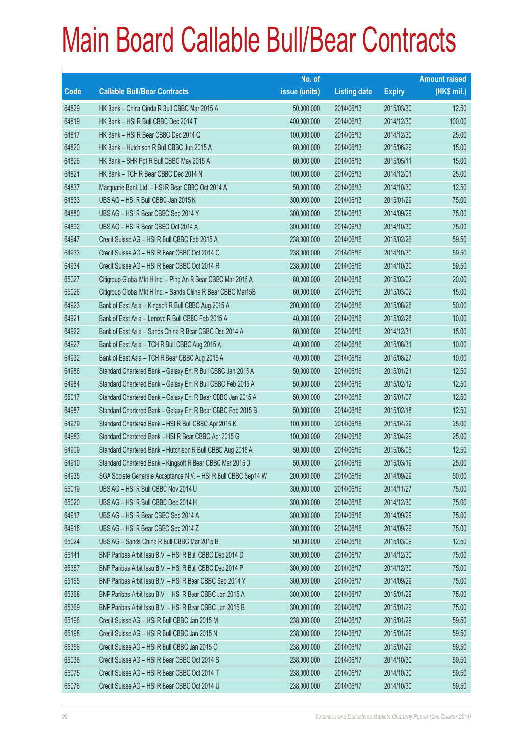# Main Board Callable Bull/Bear Contracts

| Code | Callable Bull/Bear Contracts | No. of issue (units) | Listing date | Expiry | Amount raised (HK$ mil.) |
|---|---|---|---|---|---|
| 64829 | HK Bank – China Cinda R Bull CBBC Mar 2015 A | 50,000,000 | 2014/06/13 | 2015/03/30 | 12.50 |
| 64819 | HK Bank – HSI R Bull CBBC Dec 2014 T | 400,000,000 | 2014/06/13 | 2014/12/30 | 100.00 |
| 64817 | HK Bank – HSI R Bear CBBC Dec 2014 Q | 100,000,000 | 2014/06/13 | 2014/12/30 | 25.00 |
| 64820 | HK Bank – Hutchison R Bull CBBC Jun 2015 A | 60,000,000 | 2014/06/13 | 2015/06/29 | 15.00 |
| 64826 | HK Bank – SHK Ppt R Bull CBBC May 2015 A | 60,000,000 | 2014/06/13 | 2015/05/11 | 15.00 |
| 64821 | HK Bank – TCH R Bear CBBC Dec 2014 N | 100,000,000 | 2014/06/13 | 2014/12/01 | 25.00 |
| 64837 | Macquarie Bank Ltd. – HSI R Bear CBBC Oct 2014 A | 50,000,000 | 2014/06/13 | 2014/10/30 | 12.50 |
| 64833 | UBS AG – HSI R Bull CBBC Jan 2015 K | 300,000,000 | 2014/06/13 | 2015/01/29 | 75.00 |
| 64880 | UBS AG – HSI R Bear CBBC Sep 2014 Y | 300,000,000 | 2014/06/13 | 2014/09/29 | 75.00 |
| 64892 | UBS AG – HSI R Bear CBBC Oct 2014 X | 300,000,000 | 2014/06/13 | 2014/10/30 | 75.00 |
| 64947 | Credit Suisse AG – HSI R Bull CBBC Feb 2015 A | 238,000,000 | 2014/06/16 | 2015/02/26 | 59.50 |
| 64933 | Credit Suisse AG – HSI R Bear CBBC Oct 2014 Q | 238,000,000 | 2014/06/16 | 2014/10/30 | 59.50 |
| 64934 | Credit Suisse AG – HSI R Bear CBBC Oct 2014 R | 238,000,000 | 2014/06/16 | 2014/10/30 | 59.50 |
| 65027 | Citigroup Global Mkt H Inc. – Ping An R Bear CBBC Mar 2015 A | 80,000,000 | 2014/06/16 | 2015/03/02 | 20.00 |
| 65026 | Citigroup Global Mkt H Inc. – Sands China R Bear CBBC Mar15B | 60,000,000 | 2014/06/16 | 2015/03/02 | 15.00 |
| 64923 | Bank of East Asia – Kingsoft R Bull CBBC Aug 2015 A | 200,000,000 | 2014/06/16 | 2015/08/26 | 50.00 |
| 64921 | Bank of East Asia – Lenovo R Bull CBBC Feb 2015 A | 40,000,000 | 2014/06/16 | 2015/02/26 | 10.00 |
| 64922 | Bank of East Asia – Sands China R Bear CBBC Dec 2014 A | 60,000,000 | 2014/06/16 | 2014/12/31 | 15.00 |
| 64927 | Bank of East Asia – TCH R Bull CBBC Aug 2015 A | 40,000,000 | 2014/06/16 | 2015/08/31 | 10.00 |
| 64932 | Bank of East Asia – TCH R Bear CBBC Aug 2015 A | 40,000,000 | 2014/06/16 | 2015/08/27 | 10.00 |
| 64986 | Standard Chartered Bank – Galaxy Ent R Bull CBBC Jan 2015 A | 50,000,000 | 2014/06/16 | 2015/01/21 | 12.50 |
| 64984 | Standard Chartered Bank – Galaxy Ent R Bull CBBC Feb 2015 A | 50,000,000 | 2014/06/16 | 2015/02/12 | 12.50 |
| 65017 | Standard Chartered Bank – Galaxy Ent R Bear CBBC Jan 2015 A | 50,000,000 | 2014/06/16 | 2015/01/07 | 12.50 |
| 64987 | Standard Chartered Bank – Galaxy Ent R Bear CBBC Feb 2015 B | 50,000,000 | 2014/06/16 | 2015/02/18 | 12.50 |
| 64979 | Standard Chartered Bank – HSI R Bull CBBC Apr 2015 K | 100,000,000 | 2014/06/16 | 2015/04/29 | 25.00 |
| 64983 | Standard Chartered Bank – HSI R Bear CBBC Apr 2015 G | 100,000,000 | 2014/06/16 | 2015/04/29 | 25.00 |
| 64909 | Standard Chartered Bank – Hutchison R Bull CBBC Aug 2015 A | 50,000,000 | 2014/06/16 | 2015/08/05 | 12.50 |
| 64910 | Standard Chartered Bank – Kingsoft R Bear CBBC Mar 2015 D | 50,000,000 | 2014/06/16 | 2015/03/19 | 25.00 |
| 64935 | SGA Societe Generale Acceptance N.V. – HSI R Bull CBBC Sep14 W | 200,000,000 | 2014/06/16 | 2014/09/29 | 50.00 |
| 65019 | UBS AG – HSI R Bull CBBC Nov 2014 U | 300,000,000 | 2014/06/16 | 2014/11/27 | 75.00 |
| 65020 | UBS AG – HSI R Bull CBBC Dec 2014 H | 300,000,000 | 2014/06/16 | 2014/12/30 | 75.00 |
| 64917 | UBS AG – HSI R Bear CBBC Sep 2014 A | 300,000,000 | 2014/06/16 | 2014/09/29 | 75.00 |
| 64916 | UBS AG – HSI R Bear CBBC Sep 2014 Z | 300,000,000 | 2014/06/16 | 2014/09/29 | 75.00 |
| 65024 | UBS AG – Sands China R Bull CBBC Mar 2015 B | 50,000,000 | 2014/06/16 | 2015/03/09 | 12.50 |
| 65141 | BNP Paribas Arbit Issu B.V. – HSI R Bull CBBC Dec 2014 D | 300,000,000 | 2014/06/17 | 2014/12/30 | 75.00 |
| 65367 | BNP Paribas Arbit Issu B.V. – HSI R Bull CBBC Dec 2014 P | 300,000,000 | 2014/06/17 | 2014/12/30 | 75.00 |
| 65165 | BNP Paribas Arbit Issu B.V. – HSI R Bear CBBC Sep 2014 Y | 300,000,000 | 2014/06/17 | 2014/09/29 | 75.00 |
| 65368 | BNP Paribas Arbit Issu B.V. – HSI R Bear CBBC Jan 2015 A | 300,000,000 | 2014/06/17 | 2015/01/29 | 75.00 |
| 65369 | BNP Paribas Arbit Issu B.V. – HSI R Bear CBBC Jan 2015 B | 300,000,000 | 2014/06/17 | 2015/01/29 | 75.00 |
| 65196 | Credit Suisse AG – HSI R Bull CBBC Jan 2015 M | 238,000,000 | 2014/06/17 | 2015/01/29 | 59.50 |
| 65198 | Credit Suisse AG – HSI R Bull CBBC Jan 2015 N | 238,000,000 | 2014/06/17 | 2015/01/29 | 59.50 |
| 65356 | Credit Suisse AG – HSI R Bull CBBC Jan 2015 O | 238,000,000 | 2014/06/17 | 2015/01/29 | 59.50 |
| 65036 | Credit Suisse AG – HSI R Bear CBBC Oct 2014 S | 238,000,000 | 2014/06/17 | 2014/10/30 | 59.50 |
| 65075 | Credit Suisse AG – HSI R Bear CBBC Oct 2014 T | 238,000,000 | 2014/06/17 | 2014/10/30 | 59.50 |
| 65076 | Credit Suisse AG – HSI R Bear CBBC Oct 2014 U | 238,000,000 | 2014/06/17 | 2014/10/30 | 59.50 |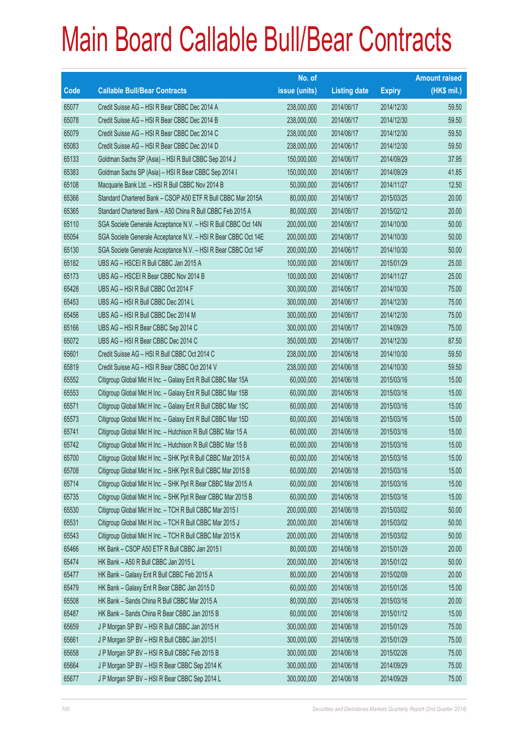# Main Board Callable Bull/Bear Contracts

| Code | Callable Bull/Bear Contracts | No. of issue (units) | Listing date | Expiry | Amount raised (HK$ mil.) |
|---|---|---|---|---|---|
| 65077 | Credit Suisse AG – HSI R Bear CBBC Dec 2014 A | 238,000,000 | 2014/06/17 | 2014/12/30 | 59.50 |
| 65078 | Credit Suisse AG – HSI R Bear CBBC Dec 2014 B | 238,000,000 | 2014/06/17 | 2014/12/30 | 59.50 |
| 65079 | Credit Suisse AG – HSI R Bear CBBC Dec 2014 C | 238,000,000 | 2014/06/17 | 2014/12/30 | 59.50 |
| 65083 | Credit Suisse AG – HSI R Bear CBBC Dec 2014 D | 238,000,000 | 2014/06/17 | 2014/12/30 | 59.50 |
| 65133 | Goldman Sachs SP (Asia) – HSI R Bull CBBC Sep 2014 J | 150,000,000 | 2014/06/17 | 2014/09/29 | 37.95 |
| 65383 | Goldman Sachs SP (Asia) – HSI R Bear CBBC Sep 2014 I | 150,000,000 | 2014/06/17 | 2014/09/29 | 41.85 |
| 65108 | Macquarie Bank Ltd. – HSI R Bull CBBC Nov 2014 B | 50,000,000 | 2014/06/17 | 2014/11/27 | 12.50 |
| 65366 | Standard Chartered Bank – CSOP A50 ETF R Bull CBBC Mar 2015A | 80,000,000 | 2014/06/17 | 2015/03/25 | 20.00 |
| 65365 | Standard Chartered Bank – A50 China R Bull CBBC Feb 2015 A | 80,000,000 | 2014/06/17 | 2015/02/12 | 20.00 |
| 65110 | SGA Societe Generale Acceptance N.V. – HSI R Bull CBBC Oct 14N | 200,000,000 | 2014/06/17 | 2014/10/30 | 50.00 |
| 65054 | SGA Societe Generale Acceptance N.V. – HSI R Bear CBBC Oct 14E | 200,000,000 | 2014/06/17 | 2014/10/30 | 50.00 |
| 65130 | SGA Societe Generale Acceptance N.V. – HSI R Bear CBBC Oct 14F | 200,000,000 | 2014/06/17 | 2014/10/30 | 50.00 |
| 65182 | UBS AG – HSCEI R Bull CBBC Jan 2015 A | 100,000,000 | 2014/06/17 | 2015/01/29 | 25.00 |
| 65173 | UBS AG – HSCEI R Bear CBBC Nov 2014 B | 100,000,000 | 2014/06/17 | 2014/11/27 | 25.00 |
| 65428 | UBS AG – HSI R Bull CBBC Oct 2014 F | 300,000,000 | 2014/06/17 | 2014/10/30 | 75.00 |
| 65453 | UBS AG – HSI R Bull CBBC Dec 2014 L | 300,000,000 | 2014/06/17 | 2014/12/30 | 75.00 |
| 65456 | UBS AG – HSI R Bull CBBC Dec 2014 M | 300,000,000 | 2014/06/17 | 2014/12/30 | 75.00 |
| 65166 | UBS AG – HSI R Bear CBBC Sep 2014 C | 300,000,000 | 2014/06/17 | 2014/09/29 | 75.00 |
| 65072 | UBS AG – HSI R Bear CBBC Dec 2014 C | 350,000,000 | 2014/06/17 | 2014/12/30 | 87.50 |
| 65601 | Credit Suisse AG – HSI R Bull CBBC Oct 2014 C | 238,000,000 | 2014/06/18 | 2014/10/30 | 59.50 |
| 65819 | Credit Suisse AG – HSI R Bear CBBC Oct 2014 V | 238,000,000 | 2014/06/18 | 2014/10/30 | 59.50 |
| 65552 | Citigroup Global Mkt H Inc. – Galaxy Ent R Bull CBBC Mar 15A | 60,000,000 | 2014/06/18 | 2015/03/16 | 15.00 |
| 65553 | Citigroup Global Mkt H Inc. – Galaxy Ent R Bull CBBC Mar 15B | 60,000,000 | 2014/06/18 | 2015/03/16 | 15.00 |
| 65571 | Citigroup Global Mkt H Inc. – Galaxy Ent R Bull CBBC Mar 15C | 60,000,000 | 2014/06/18 | 2015/03/16 | 15.00 |
| 65573 | Citigroup Global Mkt H Inc. – Galaxy Ent R Bull CBBC Mar 15D | 60,000,000 | 2014/06/18 | 2015/03/16 | 15.00 |
| 65741 | Citigroup Global Mkt H Inc. – Hutchison R Bull CBBC Mar 15 A | 60,000,000 | 2014/06/18 | 2015/03/16 | 15.00 |
| 65742 | Citigroup Global Mkt H Inc. – Hutchison R Bull CBBC Mar 15 B | 60,000,000 | 2014/06/18 | 2015/03/16 | 15.00 |
| 65700 | Citigroup Global Mkt H Inc. – SHK Ppt R Bull CBBC Mar 2015 A | 60,000,000 | 2014/06/18 | 2015/03/16 | 15.00 |
| 65708 | Citigroup Global Mkt H Inc. – SHK Ppt R Bull CBBC Mar 2015 B | 60,000,000 | 2014/06/18 | 2015/03/16 | 15.00 |
| 65714 | Citigroup Global Mkt H Inc. – SHK Ppt R Bear CBBC Mar 2015 A | 60,000,000 | 2014/06/18 | 2015/03/16 | 15.00 |
| 65735 | Citigroup Global Mkt H Inc. – SHK Ppt R Bear CBBC Mar 2015 B | 60,000,000 | 2014/06/18 | 2015/03/16 | 15.00 |
| 65530 | Citigroup Global Mkt H Inc. – TCH R Bull CBBC Mar 2015 I | 200,000,000 | 2014/06/18 | 2015/03/02 | 50.00 |
| 65531 | Citigroup Global Mkt H Inc. – TCH R Bull CBBC Mar 2015 J | 200,000,000 | 2014/06/18 | 2015/03/02 | 50.00 |
| 65543 | Citigroup Global Mkt H Inc. – TCH R Bull CBBC Mar 2015 K | 200,000,000 | 2014/06/18 | 2015/03/02 | 50.00 |
| 65466 | HK Bank – CSOP A50 ETF R Bull CBBC Jan 2015 I | 80,000,000 | 2014/06/18 | 2015/01/29 | 20.00 |
| 65474 | HK Bank – A50 R Bull CBBC Jan 2015 L | 200,000,000 | 2014/06/18 | 2015/01/22 | 50.00 |
| 65477 | HK Bank – Galaxy Ent R Bull CBBC Feb 2015 A | 80,000,000 | 2014/06/18 | 2015/02/09 | 20.00 |
| 65479 | HK Bank – Galaxy Ent R Bear CBBC Jan 2015 D | 60,000,000 | 2014/06/18 | 2015/01/26 | 15.00 |
| 65508 | HK Bank – Sands China R Bull CBBC Mar 2015 A | 80,000,000 | 2014/06/18 | 2015/03/16 | 20.00 |
| 65487 | HK Bank – Sands China R Bear CBBC Jan 2015 B | 60,000,000 | 2014/06/18 | 2015/01/12 | 15.00 |
| 65659 | J P Morgan SP BV – HSI R Bull CBBC Jan 2015 H | 300,000,000 | 2014/06/18 | 2015/01/29 | 75.00 |
| 65661 | J P Morgan SP BV – HSI R Bull CBBC Jan 2015 I | 300,000,000 | 2014/06/18 | 2015/01/29 | 75.00 |
| 65658 | J P Morgan SP BV – HSI R Bull CBBC Feb 2015 B | 300,000,000 | 2014/06/18 | 2015/02/26 | 75.00 |
| 65664 | J P Morgan SP BV – HSI R Bear CBBC Sep 2014 K | 300,000,000 | 2014/06/18 | 2014/09/29 | 75.00 |
| 65677 | J P Morgan SP BV – HSI R Bear CBBC Sep 2014 L | 300,000,000 | 2014/06/18 | 2014/09/29 | 75.00 |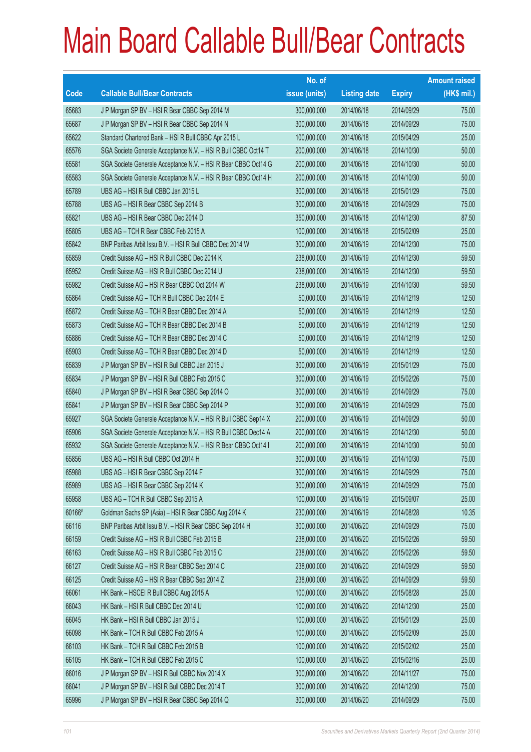# Main Board Callable Bull/Bear Contracts

| Code | Callable Bull/Bear Contracts | No. of issue (units) | Listing date | Expiry | Amount raised (HK$ mil.) |
|---|---|---|---|---|---|
| 65683 | J P Morgan SP BV – HSI R Bear CBBC Sep 2014 M | 300,000,000 | 2014/06/18 | 2014/09/29 | 75.00 |
| 65687 | J P Morgan SP BV – HSI R Bear CBBC Sep 2014 N | 300,000,000 | 2014/06/18 | 2014/09/29 | 75.00 |
| 65622 | Standard Chartered Bank – HSI R Bull CBBC Apr 2015 L | 100,000,000 | 2014/06/18 | 2015/04/29 | 25.00 |
| 65576 | SGA Societe Generale Acceptance N.V. – HSI R Bull CBBC Oct14 T | 200,000,000 | 2014/06/18 | 2014/10/30 | 50.00 |
| 65581 | SGA Societe Generale Acceptance N.V. – HSI R Bear CBBC Oct14 G | 200,000,000 | 2014/06/18 | 2014/10/30 | 50.00 |
| 65583 | SGA Societe Generale Acceptance N.V. – HSI R Bear CBBC Oct14 H | 200,000,000 | 2014/06/18 | 2014/10/30 | 50.00 |
| 65789 | UBS AG – HSI R Bull CBBC Jan 2015 L | 300,000,000 | 2014/06/18 | 2015/01/29 | 75.00 |
| 65788 | UBS AG – HSI R Bear CBBC Sep 2014 B | 300,000,000 | 2014/06/18 | 2014/09/29 | 75.00 |
| 65821 | UBS AG – HSI R Bear CBBC Dec 2014 D | 350,000,000 | 2014/06/18 | 2014/12/30 | 87.50 |
| 65805 | UBS AG – TCH R Bear CBBC Feb 2015 A | 100,000,000 | 2014/06/18 | 2015/02/09 | 25.00 |
| 65842 | BNP Paribas Arbit Issu B.V. – HSI R Bull CBBC Dec 2014 W | 300,000,000 | 2014/06/19 | 2014/12/30 | 75.00 |
| 65859 | Credit Suisse AG – HSI R Bull CBBC Dec 2014 K | 238,000,000 | 2014/06/19 | 2014/12/30 | 59.50 |
| 65952 | Credit Suisse AG – HSI R Bull CBBC Dec 2014 U | 238,000,000 | 2014/06/19 | 2014/12/30 | 59.50 |
| 65982 | Credit Suisse AG – HSI R Bear CBBC Oct 2014 W | 238,000,000 | 2014/06/19 | 2014/10/30 | 59.50 |
| 65864 | Credit Suisse AG – TCH R Bull CBBC Dec 2014 E | 50,000,000 | 2014/06/19 | 2014/12/19 | 12.50 |
| 65872 | Credit Suisse AG – TCH R Bear CBBC Dec 2014 A | 50,000,000 | 2014/06/19 | 2014/12/19 | 12.50 |
| 65873 | Credit Suisse AG – TCH R Bear CBBC Dec 2014 B | 50,000,000 | 2014/06/19 | 2014/12/19 | 12.50 |
| 65886 | Credit Suisse AG – TCH R Bear CBBC Dec 2014 C | 50,000,000 | 2014/06/19 | 2014/12/19 | 12.50 |
| 65903 | Credit Suisse AG – TCH R Bear CBBC Dec 2014 D | 50,000,000 | 2014/06/19 | 2014/12/19 | 12.50 |
| 65839 | J P Morgan SP BV – HSI R Bull CBBC Jan 2015 J | 300,000,000 | 2014/06/19 | 2015/01/29 | 75.00 |
| 65834 | J P Morgan SP BV – HSI R Bull CBBC Feb 2015 C | 300,000,000 | 2014/06/19 | 2015/02/26 | 75.00 |
| 65840 | J P Morgan SP BV – HSI R Bear CBBC Sep 2014 O | 300,000,000 | 2014/06/19 | 2014/09/29 | 75.00 |
| 65841 | J P Morgan SP BV – HSI R Bear CBBC Sep 2014 P | 300,000,000 | 2014/06/19 | 2014/09/29 | 75.00 |
| 65927 | SGA Societe Generale Acceptance N.V. – HSI R Bull CBBC Sep14 X | 200,000,000 | 2014/06/19 | 2014/09/29 | 50.00 |
| 65906 | SGA Societe Generale Acceptance N.V. – HSI R Bull CBBC Dec14 A | 200,000,000 | 2014/06/19 | 2014/12/30 | 50.00 |
| 65932 | SGA Societe Generale Acceptance N.V. – HSI R Bear CBBC Oct14 I | 200,000,000 | 2014/06/19 | 2014/10/30 | 50.00 |
| 65856 | UBS AG – HSI R Bull CBBC Oct 2014 H | 300,000,000 | 2014/06/19 | 2014/10/30 | 75.00 |
| 65988 | UBS AG – HSI R Bear CBBC Sep 2014 F | 300,000,000 | 2014/06/19 | 2014/09/29 | 75.00 |
| 65989 | UBS AG – HSI R Bear CBBC Sep 2014 K | 300,000,000 | 2014/06/19 | 2014/09/29 | 75.00 |
| 65958 | UBS AG – TCH R Bull CBBC Sep 2015 A | 100,000,000 | 2014/06/19 | 2015/09/07 | 25.00 |
| 60166# | Goldman Sachs SP (Asia) – HSI R Bear CBBC Aug 2014 K | 230,000,000 | 2014/06/19 | 2014/08/28 | 10.35 |
| 66116 | BNP Paribas Arbit Issu B.V. – HSI R Bear CBBC Sep 2014 H | 300,000,000 | 2014/06/20 | 2014/09/29 | 75.00 |
| 66159 | Credit Suisse AG – HSI R Bull CBBC Feb 2015 B | 238,000,000 | 2014/06/20 | 2015/02/26 | 59.50 |
| 66163 | Credit Suisse AG – HSI R Bull CBBC Feb 2015 C | 238,000,000 | 2014/06/20 | 2015/02/26 | 59.50 |
| 66127 | Credit Suisse AG – HSI R Bear CBBC Sep 2014 C | 238,000,000 | 2014/06/20 | 2014/09/29 | 59.50 |
| 66125 | Credit Suisse AG – HSI R Bear CBBC Sep 2014 Z | 238,000,000 | 2014/06/20 | 2014/09/29 | 59.50 |
| 66061 | HK Bank – HSCEI R Bull CBBC Aug 2015 A | 100,000,000 | 2014/06/20 | 2015/08/28 | 25.00 |
| 66043 | HK Bank – HSI R Bull CBBC Dec 2014 U | 100,000,000 | 2014/06/20 | 2014/12/30 | 25.00 |
| 66045 | HK Bank – HSI R Bull CBBC Jan 2015 J | 100,000,000 | 2014/06/20 | 2015/01/29 | 25.00 |
| 66098 | HK Bank – TCH R Bull CBBC Feb 2015 A | 100,000,000 | 2014/06/20 | 2015/02/09 | 25.00 |
| 66103 | HK Bank – TCH R Bull CBBC Feb 2015 B | 100,000,000 | 2014/06/20 | 2015/02/02 | 25.00 |
| 66105 | HK Bank – TCH R Bull CBBC Feb 2015 C | 100,000,000 | 2014/06/20 | 2015/02/16 | 25.00 |
| 66016 | J P Morgan SP BV – HSI R Bull CBBC Nov 2014 X | 300,000,000 | 2014/06/20 | 2014/11/27 | 75.00 |
| 66041 | J P Morgan SP BV – HSI R Bull CBBC Dec 2014 T | 300,000,000 | 2014/06/20 | 2014/12/30 | 75.00 |
| 65996 | J P Morgan SP BV – HSI R Bear CBBC Sep 2014 Q | 300,000,000 | 2014/06/20 | 2014/09/29 | 75.00 |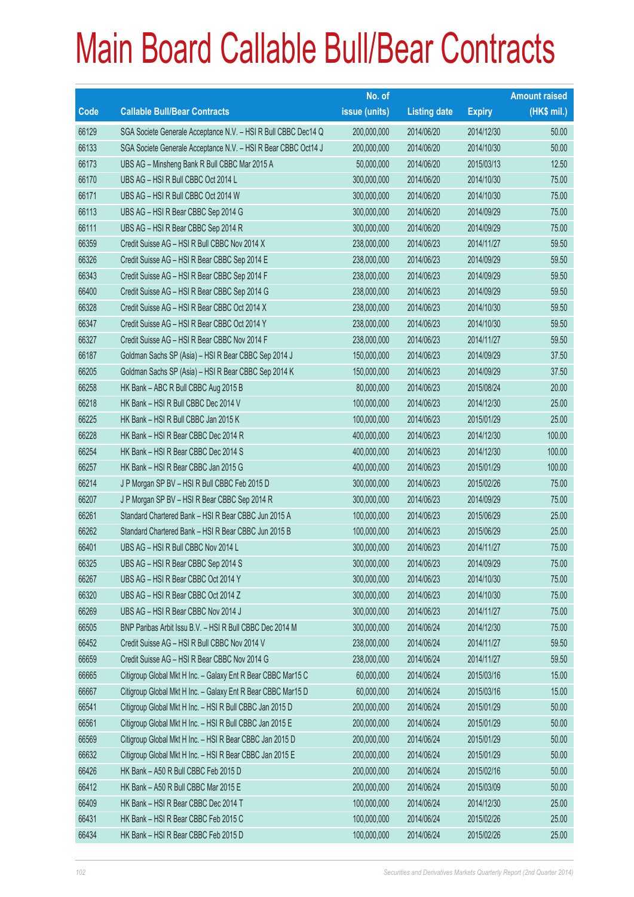# Main Board Callable Bull/Bear Contracts

| Code | Callable Bull/Bear Contracts | No. of issue (units) | Listing date | Expiry | Amount raised (HK$ mil.) |
|---|---|---|---|---|---|
| 66129 | SGA Societe Generale Acceptance N.V. – HSI R Bull CBBC Dec14 Q | 200,000,000 | 2014/06/20 | 2014/12/30 | 50.00 |
| 66133 | SGA Societe Generale Acceptance N.V. – HSI R Bear CBBC Oct14 J | 200,000,000 | 2014/06/20 | 2014/10/30 | 50.00 |
| 66173 | UBS AG – Minsheng Bank R Bull CBBC Mar 2015 A | 50,000,000 | 2014/06/20 | 2015/03/13 | 12.50 |
| 66170 | UBS AG – HSI R Bull CBBC Oct 2014 L | 300,000,000 | 2014/06/20 | 2014/10/30 | 75.00 |
| 66171 | UBS AG – HSI R Bull CBBC Oct 2014 W | 300,000,000 | 2014/06/20 | 2014/10/30 | 75.00 |
| 66113 | UBS AG – HSI R Bear CBBC Sep 2014 G | 300,000,000 | 2014/06/20 | 2014/09/29 | 75.00 |
| 66111 | UBS AG – HSI R Bear CBBC Sep 2014 R | 300,000,000 | 2014/06/20 | 2014/09/29 | 75.00 |
| 66359 | Credit Suisse AG – HSI R Bull CBBC Nov 2014 X | 238,000,000 | 2014/06/23 | 2014/11/27 | 59.50 |
| 66326 | Credit Suisse AG – HSI R Bear CBBC Sep 2014 E | 238,000,000 | 2014/06/23 | 2014/09/29 | 59.50 |
| 66343 | Credit Suisse AG – HSI R Bear CBBC Sep 2014 F | 238,000,000 | 2014/06/23 | 2014/09/29 | 59.50 |
| 66400 | Credit Suisse AG – HSI R Bear CBBC Sep 2014 G | 238,000,000 | 2014/06/23 | 2014/09/29 | 59.50 |
| 66328 | Credit Suisse AG – HSI R Bear CBBC Oct 2014 X | 238,000,000 | 2014/06/23 | 2014/10/30 | 59.50 |
| 66347 | Credit Suisse AG – HSI R Bear CBBC Oct 2014 Y | 238,000,000 | 2014/06/23 | 2014/10/30 | 59.50 |
| 66327 | Credit Suisse AG – HSI R Bear CBBC Nov 2014 F | 238,000,000 | 2014/06/23 | 2014/11/27 | 59.50 |
| 66187 | Goldman Sachs SP (Asia) – HSI R Bear CBBC Sep 2014 J | 150,000,000 | 2014/06/23 | 2014/09/29 | 37.50 |
| 66205 | Goldman Sachs SP (Asia) – HSI R Bear CBBC Sep 2014 K | 150,000,000 | 2014/06/23 | 2014/09/29 | 37.50 |
| 66258 | HK Bank – ABC R Bull CBBC Aug 2015 B | 80,000,000 | 2014/06/23 | 2015/08/24 | 20.00 |
| 66218 | HK Bank – HSI R Bull CBBC Dec 2014 V | 100,000,000 | 2014/06/23 | 2014/12/30 | 25.00 |
| 66225 | HK Bank – HSI R Bull CBBC Jan 2015 K | 100,000,000 | 2014/06/23 | 2015/01/29 | 25.00 |
| 66228 | HK Bank – HSI R Bear CBBC Dec 2014 R | 400,000,000 | 2014/06/23 | 2014/12/30 | 100.00 |
| 66254 | HK Bank – HSI R Bear CBBC Dec 2014 S | 400,000,000 | 2014/06/23 | 2014/12/30 | 100.00 |
| 66257 | HK Bank – HSI R Bear CBBC Jan 2015 G | 400,000,000 | 2014/06/23 | 2015/01/29 | 100.00 |
| 66214 | J P Morgan SP BV – HSI R Bull CBBC Feb 2015 D | 300,000,000 | 2014/06/23 | 2015/02/26 | 75.00 |
| 66207 | J P Morgan SP BV – HSI R Bear CBBC Sep 2014 R | 300,000,000 | 2014/06/23 | 2014/09/29 | 75.00 |
| 66261 | Standard Chartered Bank – HSI R Bear CBBC Jun 2015 A | 100,000,000 | 2014/06/23 | 2015/06/29 | 25.00 |
| 66262 | Standard Chartered Bank – HSI R Bear CBBC Jun 2015 B | 100,000,000 | 2014/06/23 | 2015/06/29 | 25.00 |
| 66401 | UBS AG – HSI R Bull CBBC Nov 2014 L | 300,000,000 | 2014/06/23 | 2014/11/27 | 75.00 |
| 66325 | UBS AG – HSI R Bear CBBC Sep 2014 S | 300,000,000 | 2014/06/23 | 2014/09/29 | 75.00 |
| 66267 | UBS AG – HSI R Bear CBBC Oct 2014 Y | 300,000,000 | 2014/06/23 | 2014/10/30 | 75.00 |
| 66320 | UBS AG – HSI R Bear CBBC Oct 2014 Z | 300,000,000 | 2014/06/23 | 2014/10/30 | 75.00 |
| 66269 | UBS AG – HSI R Bear CBBC Nov 2014 J | 300,000,000 | 2014/06/23 | 2014/11/27 | 75.00 |
| 66505 | BNP Paribas Arbit Issu B.V. – HSI R Bull CBBC Dec 2014 M | 300,000,000 | 2014/06/24 | 2014/12/30 | 75.00 |
| 66452 | Credit Suisse AG – HSI R Bull CBBC Nov 2014 V | 238,000,000 | 2014/06/24 | 2014/11/27 | 59.50 |
| 66659 | Credit Suisse AG – HSI R Bear CBBC Nov 2014 G | 238,000,000 | 2014/06/24 | 2014/11/27 | 59.50 |
| 66665 | Citigroup Global Mkt H Inc. – Galaxy Ent R Bear CBBC Mar15 C | 60,000,000 | 2014/06/24 | 2015/03/16 | 15.00 |
| 66667 | Citigroup Global Mkt H Inc. – Galaxy Ent R Bear CBBC Mar15 D | 60,000,000 | 2014/06/24 | 2015/03/16 | 15.00 |
| 66541 | Citigroup Global Mkt H Inc. – HSI R Bull CBBC Jan 2015 D | 200,000,000 | 2014/06/24 | 2015/01/29 | 50.00 |
| 66561 | Citigroup Global Mkt H Inc. – HSI R Bull CBBC Jan 2015 E | 200,000,000 | 2014/06/24 | 2015/01/29 | 50.00 |
| 66569 | Citigroup Global Mkt H Inc. – HSI R Bear CBBC Jan 2015 D | 200,000,000 | 2014/06/24 | 2015/01/29 | 50.00 |
| 66632 | Citigroup Global Mkt H Inc. – HSI R Bear CBBC Jan 2015 E | 200,000,000 | 2014/06/24 | 2015/01/29 | 50.00 |
| 66426 | HK Bank – A50 R Bull CBBC Feb 2015 D | 200,000,000 | 2014/06/24 | 2015/02/16 | 50.00 |
| 66412 | HK Bank – A50 R Bull CBBC Mar 2015 E | 200,000,000 | 2014/06/24 | 2015/03/09 | 50.00 |
| 66409 | HK Bank – HSI R Bear CBBC Dec 2014 T | 100,000,000 | 2014/06/24 | 2014/12/30 | 25.00 |
| 66431 | HK Bank – HSI R Bear CBBC Feb 2015 C | 100,000,000 | 2014/06/24 | 2015/02/26 | 25.00 |
| 66434 | HK Bank – HSI R Bear CBBC Feb 2015 D | 100,000,000 | 2014/06/24 | 2015/02/26 | 25.00 |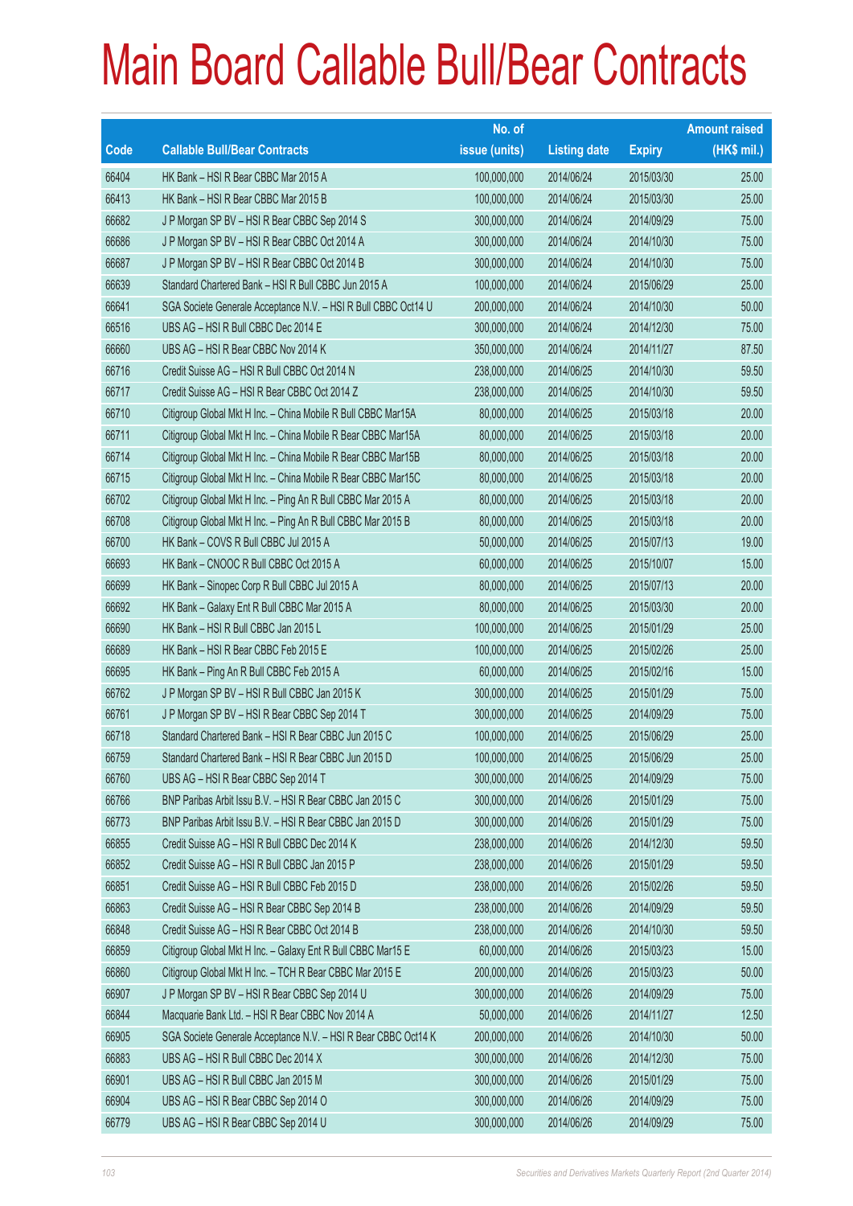# Main Board Callable Bull/Bear Contracts

| Code | Callable Bull/Bear Contracts | No. of issue (units) | Listing date | Expiry | Amount raised (HK$ mil.) |
|---|---|---|---|---|---|
| 66404 | HK Bank – HSI R Bear CBBC Mar 2015 A | 100,000,000 | 2014/06/24 | 2015/03/30 | 25.00 |
| 66413 | HK Bank – HSI R Bear CBBC Mar 2015 B | 100,000,000 | 2014/06/24 | 2015/03/30 | 25.00 |
| 66682 | J P Morgan SP BV – HSI R Bear CBBC Sep 2014 S | 300,000,000 | 2014/06/24 | 2014/09/29 | 75.00 |
| 66686 | J P Morgan SP BV – HSI R Bear CBBC Oct 2014 A | 300,000,000 | 2014/06/24 | 2014/10/30 | 75.00 |
| 66687 | J P Morgan SP BV – HSI R Bear CBBC Oct 2014 B | 300,000,000 | 2014/06/24 | 2014/10/30 | 75.00 |
| 66639 | Standard Chartered Bank – HSI R Bull CBBC Jun 2015 A | 100,000,000 | 2014/06/24 | 2015/06/29 | 25.00 |
| 66641 | SGA Societe Generale Acceptance N.V. – HSI R Bull CBBC Oct14 U | 200,000,000 | 2014/06/24 | 2014/10/30 | 50.00 |
| 66516 | UBS AG – HSI R Bull CBBC Dec 2014 E | 300,000,000 | 2014/06/24 | 2014/12/30 | 75.00 |
| 66660 | UBS AG – HSI R Bear CBBC Nov 2014 K | 350,000,000 | 2014/06/24 | 2014/11/27 | 87.50 |
| 66716 | Credit Suisse AG – HSI R Bull CBBC Oct 2014 N | 238,000,000 | 2014/06/25 | 2014/10/30 | 59.50 |
| 66717 | Credit Suisse AG – HSI R Bear CBBC Oct 2014 Z | 238,000,000 | 2014/06/25 | 2014/10/30 | 59.50 |
| 66710 | Citigroup Global Mkt H Inc. – China Mobile R Bull CBBC Mar15A | 80,000,000 | 2014/06/25 | 2015/03/18 | 20.00 |
| 66711 | Citigroup Global Mkt H Inc. – China Mobile R Bear CBBC Mar15A | 80,000,000 | 2014/06/25 | 2015/03/18 | 20.00 |
| 66714 | Citigroup Global Mkt H Inc. – China Mobile R Bear CBBC Mar15B | 80,000,000 | 2014/06/25 | 2015/03/18 | 20.00 |
| 66715 | Citigroup Global Mkt H Inc. – China Mobile R Bear CBBC Mar15C | 80,000,000 | 2014/06/25 | 2015/03/18 | 20.00 |
| 66702 | Citigroup Global Mkt H Inc. – Ping An R Bull CBBC Mar 2015 A | 80,000,000 | 2014/06/25 | 2015/03/18 | 20.00 |
| 66708 | Citigroup Global Mkt H Inc. – Ping An R Bull CBBC Mar 2015 B | 80,000,000 | 2014/06/25 | 2015/03/18 | 20.00 |
| 66700 | HK Bank – COVS R Bull CBBC Jul 2015 A | 50,000,000 | 2014/06/25 | 2015/07/13 | 19.00 |
| 66693 | HK Bank – CNOOC R Bull CBBC Oct 2015 A | 60,000,000 | 2014/06/25 | 2015/10/07 | 15.00 |
| 66699 | HK Bank – Sinopec Corp R Bull CBBC Jul 2015 A | 80,000,000 | 2014/06/25 | 2015/07/13 | 20.00 |
| 66692 | HK Bank – Galaxy Ent R Bull CBBC Mar 2015 A | 80,000,000 | 2014/06/25 | 2015/03/30 | 20.00 |
| 66690 | HK Bank – HSI R Bull CBBC Jan 2015 L | 100,000,000 | 2014/06/25 | 2015/01/29 | 25.00 |
| 66689 | HK Bank – HSI R Bear CBBC Feb 2015 E | 100,000,000 | 2014/06/25 | 2015/02/26 | 25.00 |
| 66695 | HK Bank – Ping An R Bull CBBC Feb 2015 A | 60,000,000 | 2014/06/25 | 2015/02/16 | 15.00 |
| 66762 | J P Morgan SP BV – HSI R Bull CBBC Jan 2015 K | 300,000,000 | 2014/06/25 | 2015/01/29 | 75.00 |
| 66761 | J P Morgan SP BV – HSI R Bear CBBC Sep 2014 T | 300,000,000 | 2014/06/25 | 2014/09/29 | 75.00 |
| 66718 | Standard Chartered Bank – HSI R Bear CBBC Jun 2015 C | 100,000,000 | 2014/06/25 | 2015/06/29 | 25.00 |
| 66759 | Standard Chartered Bank – HSI R Bear CBBC Jun 2015 D | 100,000,000 | 2014/06/25 | 2015/06/29 | 25.00 |
| 66760 | UBS AG – HSI R Bear CBBC Sep 2014 T | 300,000,000 | 2014/06/25 | 2014/09/29 | 75.00 |
| 66766 | BNP Paribas Arbit Issu B.V. – HSI R Bear CBBC Jan 2015 C | 300,000,000 | 2014/06/26 | 2015/01/29 | 75.00 |
| 66773 | BNP Paribas Arbit Issu B.V. – HSI R Bear CBBC Jan 2015 D | 300,000,000 | 2014/06/26 | 2015/01/29 | 75.00 |
| 66855 | Credit Suisse AG – HSI R Bull CBBC Dec 2014 K | 238,000,000 | 2014/06/26 | 2014/12/30 | 59.50 |
| 66852 | Credit Suisse AG – HSI R Bull CBBC Jan 2015 P | 238,000,000 | 2014/06/26 | 2015/01/29 | 59.50 |
| 66851 | Credit Suisse AG – HSI R Bull CBBC Feb 2015 D | 238,000,000 | 2014/06/26 | 2015/02/26 | 59.50 |
| 66863 | Credit Suisse AG – HSI R Bear CBBC Sep 2014 B | 238,000,000 | 2014/06/26 | 2014/09/29 | 59.50 |
| 66848 | Credit Suisse AG – HSI R Bear CBBC Oct 2014 B | 238,000,000 | 2014/06/26 | 2014/10/30 | 59.50 |
| 66859 | Citigroup Global Mkt H Inc. – Galaxy Ent R Bull CBBC Mar15 E | 60,000,000 | 2014/06/26 | 2015/03/23 | 15.00 |
| 66860 | Citigroup Global Mkt H Inc. – TCH R Bear CBBC Mar 2015 E | 200,000,000 | 2014/06/26 | 2015/03/23 | 50.00 |
| 66907 | J P Morgan SP BV – HSI R Bear CBBC Sep 2014 U | 300,000,000 | 2014/06/26 | 2014/09/29 | 75.00 |
| 66844 | Macquarie Bank Ltd. – HSI R Bear CBBC Nov 2014 A | 50,000,000 | 2014/06/26 | 2014/11/27 | 12.50 |
| 66905 | SGA Societe Generale Acceptance N.V. – HSI R Bear CBBC Oct14 K | 200,000,000 | 2014/06/26 | 2014/10/30 | 50.00 |
| 66883 | UBS AG – HSI R Bull CBBC Dec 2014 X | 300,000,000 | 2014/06/26 | 2014/12/30 | 75.00 |
| 66901 | UBS AG – HSI R Bull CBBC Jan 2015 M | 300,000,000 | 2014/06/26 | 2015/01/29 | 75.00 |
| 66904 | UBS AG – HSI R Bear CBBC Sep 2014 O | 300,000,000 | 2014/06/26 | 2014/09/29 | 75.00 |
| 66779 | UBS AG – HSI R Bear CBBC Sep 2014 U | 300,000,000 | 2014/06/26 | 2014/09/29 | 75.00 |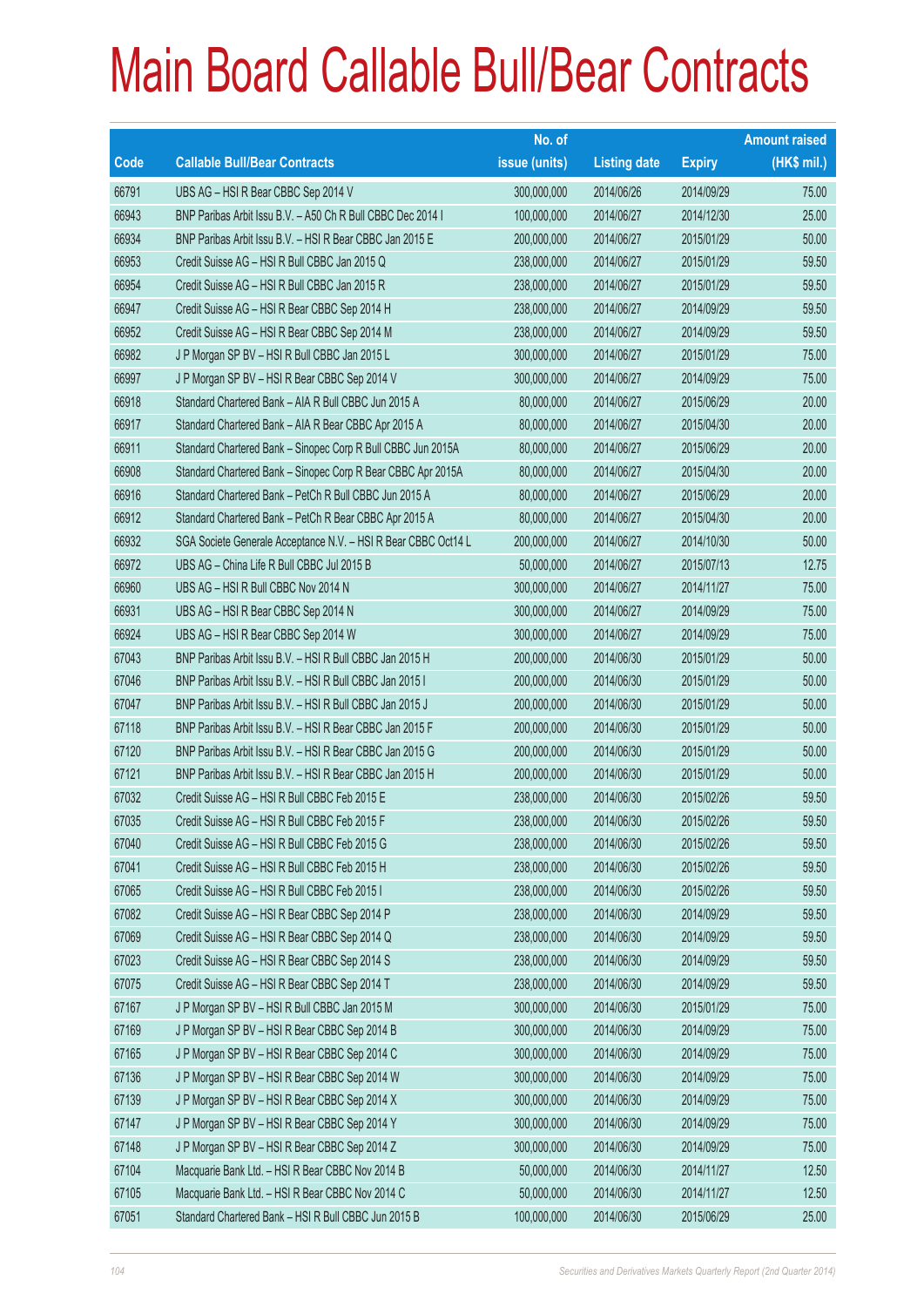# Main Board Callable Bull/Bear Contracts

| Code | Callable Bull/Bear Contracts | No. of issue (units) | Listing date | Expiry | Amount raised (HK$ mil.) |
|---|---|---|---|---|---|
| 66791 | UBS AG – HSI R Bear CBBC Sep 2014 V | 300,000,000 | 2014/06/26 | 2014/09/29 | 75.00 |
| 66943 | BNP Paribas Arbit Issu B.V. – A50 Ch R Bull CBBC Dec 2014 I | 100,000,000 | 2014/06/27 | 2014/12/30 | 25.00 |
| 66934 | BNP Paribas Arbit Issu B.V. – HSI R Bear CBBC Jan 2015 E | 200,000,000 | 2014/06/27 | 2015/01/29 | 50.00 |
| 66953 | Credit Suisse AG – HSI R Bull CBBC Jan 2015 Q | 238,000,000 | 2014/06/27 | 2015/01/29 | 59.50 |
| 66954 | Credit Suisse AG – HSI R Bull CBBC Jan 2015 R | 238,000,000 | 2014/06/27 | 2015/01/29 | 59.50 |
| 66947 | Credit Suisse AG – HSI R Bear CBBC Sep 2014 H | 238,000,000 | 2014/06/27 | 2014/09/29 | 59.50 |
| 66952 | Credit Suisse AG – HSI R Bear CBBC Sep 2014 M | 238,000,000 | 2014/06/27 | 2014/09/29 | 59.50 |
| 66982 | J P Morgan SP BV – HSI R Bull CBBC Jan 2015 L | 300,000,000 | 2014/06/27 | 2015/01/29 | 75.00 |
| 66997 | J P Morgan SP BV – HSI R Bear CBBC Sep 2014 V | 300,000,000 | 2014/06/27 | 2014/09/29 | 75.00 |
| 66918 | Standard Chartered Bank – AIA R Bull CBBC Jun 2015 A | 80,000,000 | 2014/06/27 | 2015/06/29 | 20.00 |
| 66917 | Standard Chartered Bank – AIA R Bear CBBC Apr 2015 A | 80,000,000 | 2014/06/27 | 2015/04/30 | 20.00 |
| 66911 | Standard Chartered Bank – Sinopec Corp R Bull CBBC Jun 2015A | 80,000,000 | 2014/06/27 | 2015/06/29 | 20.00 |
| 66908 | Standard Chartered Bank – Sinopec Corp R Bear CBBC Apr 2015A | 80,000,000 | 2014/06/27 | 2015/04/30 | 20.00 |
| 66916 | Standard Chartered Bank – PetCh R Bull CBBC Jun 2015 A | 80,000,000 | 2014/06/27 | 2015/06/29 | 20.00 |
| 66912 | Standard Chartered Bank – PetCh R Bear CBBC Apr 2015 A | 80,000,000 | 2014/06/27 | 2015/04/30 | 20.00 |
| 66932 | SGA Societe Generale Acceptance N.V. – HSI R Bear CBBC Oct14 L | 200,000,000 | 2014/06/27 | 2014/10/30 | 50.00 |
| 66972 | UBS AG – China Life R Bull CBBC Jul 2015 B | 50,000,000 | 2014/06/27 | 2015/07/13 | 12.75 |
| 66960 | UBS AG – HSI R Bull CBBC Nov 2014 N | 300,000,000 | 2014/06/27 | 2014/11/27 | 75.00 |
| 66931 | UBS AG – HSI R Bear CBBC Sep 2014 N | 300,000,000 | 2014/06/27 | 2014/09/29 | 75.00 |
| 66924 | UBS AG – HSI R Bear CBBC Sep 2014 W | 300,000,000 | 2014/06/27 | 2014/09/29 | 75.00 |
| 67043 | BNP Paribas Arbit Issu B.V. – HSI R Bull CBBC Jan 2015 H | 200,000,000 | 2014/06/30 | 2015/01/29 | 50.00 |
| 67046 | BNP Paribas Arbit Issu B.V. – HSI R Bull CBBC Jan 2015 I | 200,000,000 | 2014/06/30 | 2015/01/29 | 50.00 |
| 67047 | BNP Paribas Arbit Issu B.V. – HSI R Bull CBBC Jan 2015 J | 200,000,000 | 2014/06/30 | 2015/01/29 | 50.00 |
| 67118 | BNP Paribas Arbit Issu B.V. – HSI R Bear CBBC Jan 2015 F | 200,000,000 | 2014/06/30 | 2015/01/29 | 50.00 |
| 67120 | BNP Paribas Arbit Issu B.V. – HSI R Bear CBBC Jan 2015 G | 200,000,000 | 2014/06/30 | 2015/01/29 | 50.00 |
| 67121 | BNP Paribas Arbit Issu B.V. – HSI R Bear CBBC Jan 2015 H | 200,000,000 | 2014/06/30 | 2015/01/29 | 50.00 |
| 67032 | Credit Suisse AG – HSI R Bull CBBC Feb 2015 E | 238,000,000 | 2014/06/30 | 2015/02/26 | 59.50 |
| 67035 | Credit Suisse AG – HSI R Bull CBBC Feb 2015 F | 238,000,000 | 2014/06/30 | 2015/02/26 | 59.50 |
| 67040 | Credit Suisse AG – HSI R Bull CBBC Feb 2015 G | 238,000,000 | 2014/06/30 | 2015/02/26 | 59.50 |
| 67041 | Credit Suisse AG – HSI R Bull CBBC Feb 2015 H | 238,000,000 | 2014/06/30 | 2015/02/26 | 59.50 |
| 67065 | Credit Suisse AG – HSI R Bull CBBC Feb 2015 I | 238,000,000 | 2014/06/30 | 2015/02/26 | 59.50 |
| 67082 | Credit Suisse AG – HSI R Bear CBBC Sep 2014 P | 238,000,000 | 2014/06/30 | 2014/09/29 | 59.50 |
| 67069 | Credit Suisse AG – HSI R Bear CBBC Sep 2014 Q | 238,000,000 | 2014/06/30 | 2014/09/29 | 59.50 |
| 67023 | Credit Suisse AG – HSI R Bear CBBC Sep 2014 S | 238,000,000 | 2014/06/30 | 2014/09/29 | 59.50 |
| 67075 | Credit Suisse AG – HSI R Bear CBBC Sep 2014 T | 238,000,000 | 2014/06/30 | 2014/09/29 | 59.50 |
| 67167 | J P Morgan SP BV – HSI R Bull CBBC Jan 2015 M | 300,000,000 | 2014/06/30 | 2015/01/29 | 75.00 |
| 67169 | J P Morgan SP BV – HSI R Bear CBBC Sep 2014 B | 300,000,000 | 2014/06/30 | 2014/09/29 | 75.00 |
| 67165 | J P Morgan SP BV – HSI R Bear CBBC Sep 2014 C | 300,000,000 | 2014/06/30 | 2014/09/29 | 75.00 |
| 67136 | J P Morgan SP BV – HSI R Bear CBBC Sep 2014 W | 300,000,000 | 2014/06/30 | 2014/09/29 | 75.00 |
| 67139 | J P Morgan SP BV – HSI R Bear CBBC Sep 2014 X | 300,000,000 | 2014/06/30 | 2014/09/29 | 75.00 |
| 67147 | J P Morgan SP BV – HSI R Bear CBBC Sep 2014 Y | 300,000,000 | 2014/06/30 | 2014/09/29 | 75.00 |
| 67148 | J P Morgan SP BV – HSI R Bear CBBC Sep 2014 Z | 300,000,000 | 2014/06/30 | 2014/09/29 | 75.00 |
| 67104 | Macquarie Bank Ltd. – HSI R Bear CBBC Nov 2014 B | 50,000,000 | 2014/06/30 | 2014/11/27 | 12.50 |
| 67105 | Macquarie Bank Ltd. – HSI R Bear CBBC Nov 2014 C | 50,000,000 | 2014/06/30 | 2014/11/27 | 12.50 |
| 67051 | Standard Chartered Bank – HSI R Bull CBBC Jun 2015 B | 100,000,000 | 2014/06/30 | 2015/06/29 | 25.00 |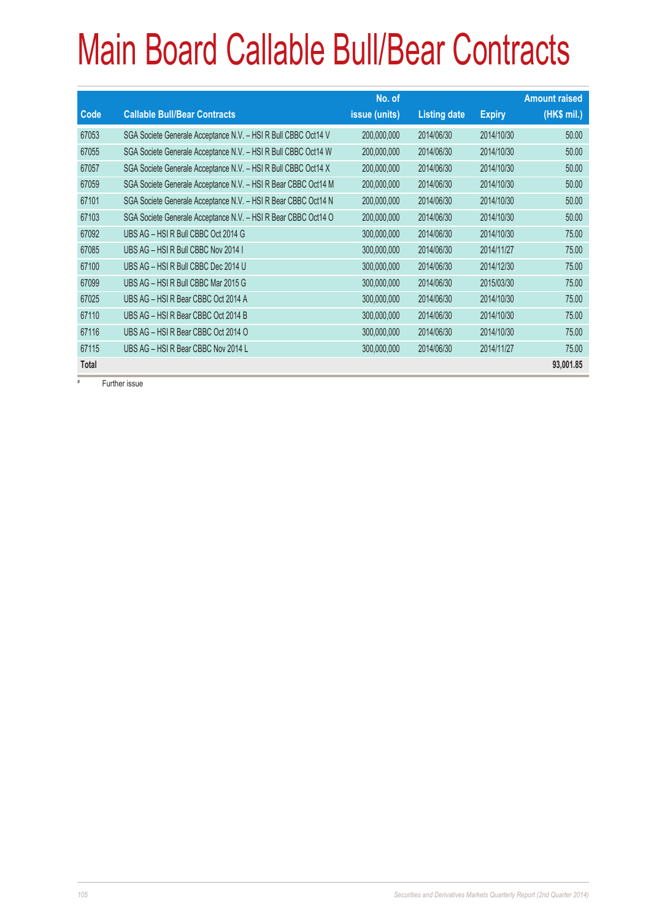# Main Board Callable Bull/Bear Contracts

| Code | Callable Bull/Bear Contracts | No. of issue (units) | Listing date | Expiry | Amount raised (HK$ mil.) |
|---|---|---|---|---|---|
| 67053 | SGA Societe Generale Acceptance N.V. – HSI R Bull CBBC Oct14 V | 200,000,000 | 2014/06/30 | 2014/10/30 | 50.00 |
| 67055 | SGA Societe Generale Acceptance N.V. – HSI R Bull CBBC Oct14 W | 200,000,000 | 2014/06/30 | 2014/10/30 | 50.00 |
| 67057 | SGA Societe Generale Acceptance N.V. – HSI R Bull CBBC Oct14 X | 200,000,000 | 2014/06/30 | 2014/10/30 | 50.00 |
| 67059 | SGA Societe Generale Acceptance N.V. – HSI R Bear CBBC Oct14 M | 200,000,000 | 2014/06/30 | 2014/10/30 | 50.00 |
| 67101 | SGA Societe Generale Acceptance N.V. – HSI R Bear CBBC Oct14 N | 200,000,000 | 2014/06/30 | 2014/10/30 | 50.00 |
| 67103 | SGA Societe Generale Acceptance N.V. – HSI R Bear CBBC Oct14 O | 200,000,000 | 2014/06/30 | 2014/10/30 | 50.00 |
| 67092 | UBS AG – HSI R Bull CBBC Oct 2014 G | 300,000,000 | 2014/06/30 | 2014/10/30 | 75.00 |
| 67085 | UBS AG – HSI R Bull CBBC Nov 2014 I | 300,000,000 | 2014/06/30 | 2014/11/27 | 75.00 |
| 67100 | UBS AG – HSI R Bull CBBC Dec 2014 U | 300,000,000 | 2014/06/30 | 2014/12/30 | 75.00 |
| 67099 | UBS AG – HSI R Bull CBBC Mar 2015 G | 300,000,000 | 2014/06/30 | 2015/03/30 | 75.00 |
| 67025 | UBS AG – HSI R Bear CBBC Oct 2014 A | 300,000,000 | 2014/06/30 | 2014/10/30 | 75.00 |
| 67110 | UBS AG – HSI R Bear CBBC Oct 2014 B | 300,000,000 | 2014/06/30 | 2014/10/30 | 75.00 |
| 67116 | UBS AG – HSI R Bear CBBC Oct 2014 O | 300,000,000 | 2014/06/30 | 2014/10/30 | 75.00 |
| 67115 | UBS AG – HSI R Bear CBBC Nov 2014 L | 300,000,000 | 2014/06/30 | 2014/11/27 | 75.00 |
| **Total** | | | | | **93,001.85** |

# Further issue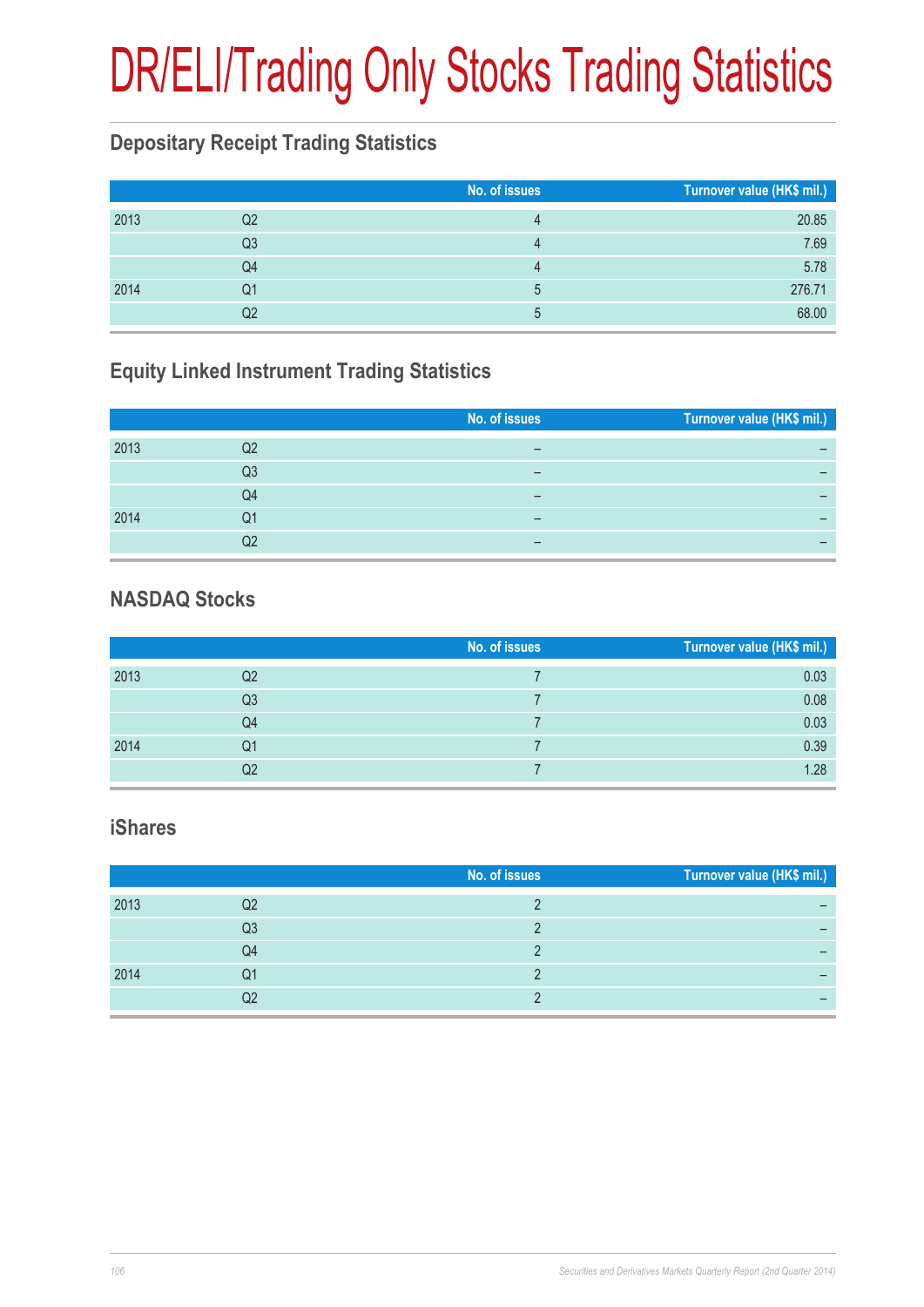# DR/ELI/Trading Only Stocks Trading Statistics

## Depositary Receipt Trading Statistics

| | | No. of issues | Turnover value (HK$ mil.) |
|---|---|---|---|
| 2013 | Q2 | 4 | 20.85 |
| | Q3 | 4 | 7.69 |
| | Q4 | 4 | 5.78 |
| 2014 | Q1 | 5 | 276.71 |
| | Q2 | 5 | 68.00 |

## Equity Linked Instrument Trading Statistics

| | | No. of issues | Turnover value (HK$ mil.) |
|---|---|---|---|
| 2013 | Q2 | – | – |
| | Q3 | – | – |
| | Q4 | – | – |
| 2014 | Q1 | – | – |
| | Q2 | – | – |

## NASDAQ Stocks

| | | No. of issues | Turnover value (HK$ mil.) |
|---|---|---|---|
| 2013 | Q2 | 7 | 0.03 |
| | Q3 | 7 | 0.08 |
| | Q4 | 7 | 0.03 |
| 2014 | Q1 | 7 | 0.39 |
| | Q2 | 7 | 1.28 |

## iShares

| | | No. of issues | Turnover value (HK$ mil.) |
|---|---|---|---|
| 2013 | Q2 | 2 | – |
| | Q3 | 2 | – |
| | Q4 | 2 | – |
| 2014 | Q1 | 2 | – |
| | Q2 | 2 | – |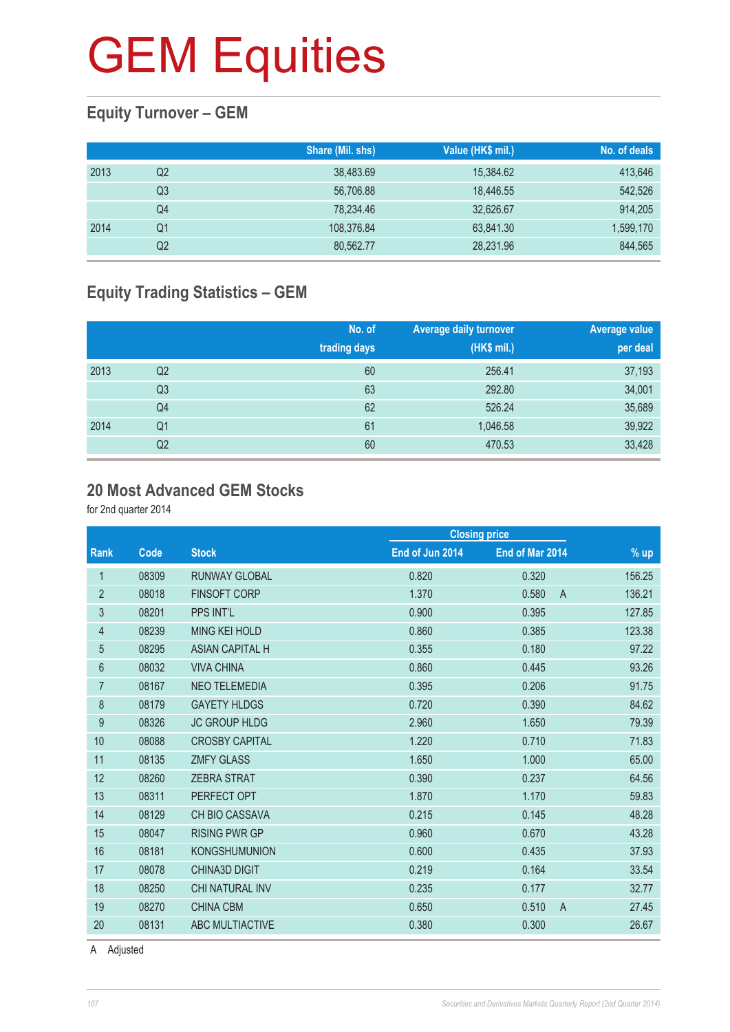# GEM Equities

## Equity Turnover – GEM

| | | Share (Mil. shs) | Value (HK$ mil.) | No. of deals |
|---|---|---|---|---|
| 2013 | Q2 | 38,483.69 | 15,384.62 | 413,646 |
| | Q3 | 56,706.88 | 18,446.55 | 542,526 |
| | Q4 | 78,234.46 | 32,626.67 | 914,205 |
| 2014 | Q1 | 108,376.84 | 63,841.30 | 1,599,170 |
| | Q2 | 80,562.77 | 28,231.96 | 844,565 |

## Equity Trading Statistics – GEM

| | | No. of trading days | Average daily turnover (HK$ mil.) | Average value per deal |
|---|---|---|---|---|
| 2013 | Q2 | 60 | 256.41 | 37,193 |
| | Q3 | 63 | 292.80 | 34,001 |
| | Q4 | 62 | 526.24 | 35,689 |
| 2014 | Q1 | 61 | 1,046.58 | 39,922 |
| | Q2 | 60 | 470.53 | 33,428 |

## 20 Most Advanced GEM Stocks

for 2nd quarter 2014

| | | | Closing price | | | |
|---|---|---|---|---|---|---|
| Rank | Code | Stock | End of Jun 2014 | End of Mar 2014 | | % up |
| 1 | 08309 | RUNWAY GLOBAL | 0.820 | 0.320 | | 156.25 |
| 2 | 08018 | FINSOFT CORP | 1.370 | 0.580 | A | 136.21 |
| 3 | 08201 | PPS INT'L | 0.900 | 0.395 | | 127.85 |
| 4 | 08239 | MING KEI HOLD | 0.860 | 0.385 | | 123.38 |
| 5 | 08295 | ASIAN CAPITAL H | 0.355 | 0.180 | | 97.22 |
| 6 | 08032 | VIVA CHINA | 0.860 | 0.445 | | 93.26 |
| 7 | 08167 | NEO TELEMEDIA | 0.395 | 0.206 | | 91.75 |
| 8 | 08179 | GAYETY HLDGS | 0.720 | 0.390 | | 84.62 |
| 9 | 08326 | JC GROUP HLDG | 2.960 | 1.650 | | 79.39 |
| 10 | 08088 | CROSBY CAPITAL | 1.220 | 0.710 | | 71.83 |
| 11 | 08135 | ZMFY GLASS | 1.650 | 1.000 | | 65.00 |
| 12 | 08260 | ZEBRA STRAT | 0.390 | 0.237 | | 64.56 |
| 13 | 08311 | PERFECT OPT | 1.870 | 1.170 | | 59.83 |
| 14 | 08129 | CH BIO CASSAVA | 0.215 | 0.145 | | 48.28 |
| 15 | 08047 | RISING PWR GP | 0.960 | 0.670 | | 43.28 |
| 16 | 08181 | KONGSHUMUNION | 0.600 | 0.435 | | 37.93 |
| 17 | 08078 | CHINA3D DIGIT | 0.219 | 0.164 | | 33.54 |
| 18 | 08250 | CHI NATURAL INV | 0.235 | 0.177 | | 32.77 |
| 19 | 08270 | CHINA CBM | 0.650 | 0.510 | A | 27.45 |
| 20 | 08131 | ABC MULTIACTIVE | 0.380 | 0.300 | | 26.67 |

A Adjusted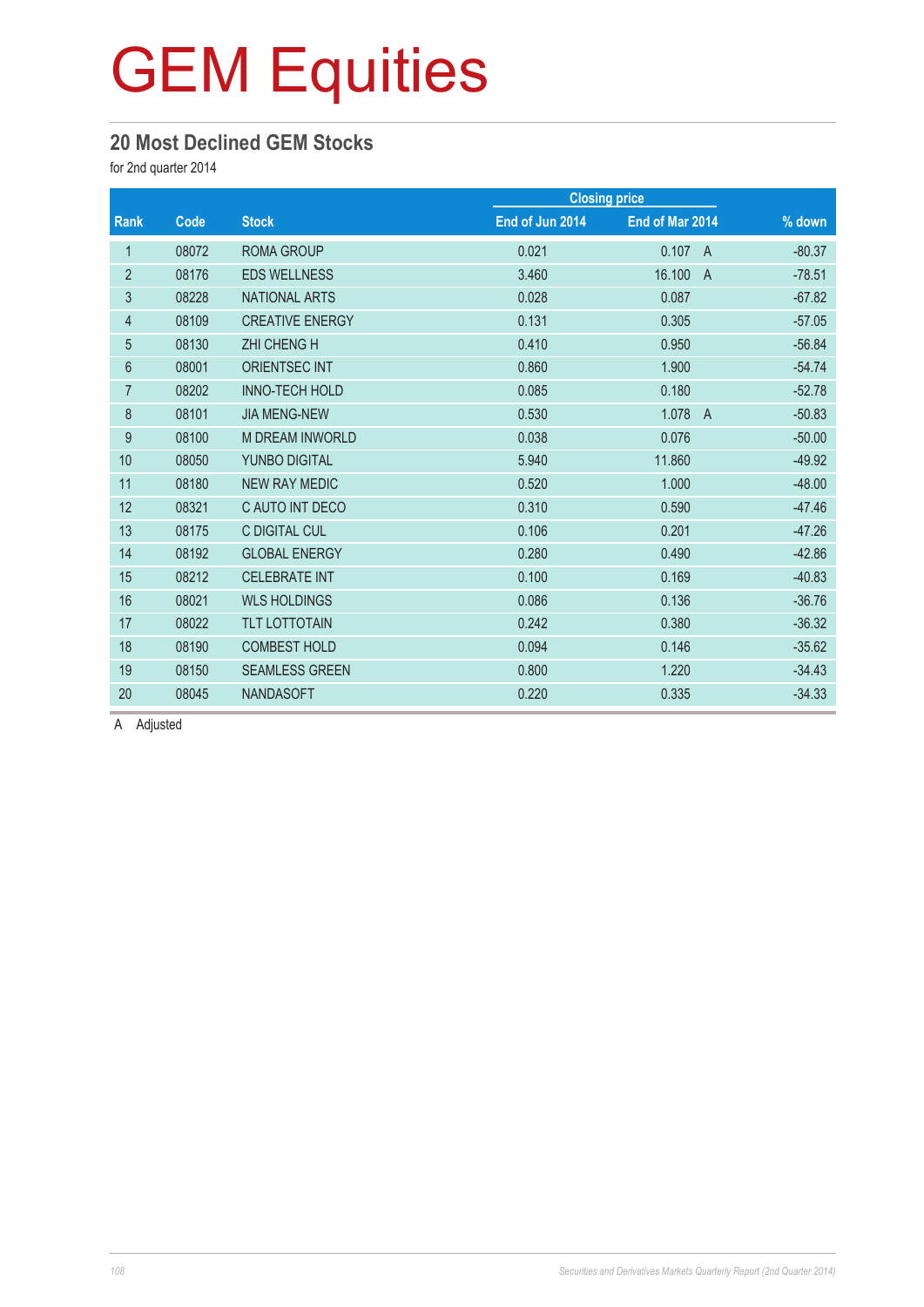# GEM Equities

## 20 Most Declined GEM Stocks

for 2nd quarter 2014

| Rank | Code | Stock | Closing price | | % down |
|---|---|---|---|---|---|
| | | | End of Jun 2014 | End of Mar 2014 | |
| 1 | 08072 | ROMA GROUP | 0.021 | 0.107 A | -80.37 |
| 2 | 08176 | EDS WELLNESS | 3.460 | 16.100 A | -78.51 |
| 3 | 08228 | NATIONAL ARTS | 0.028 | 0.087 | -67.82 |
| 4 | 08109 | CREATIVE ENERGY | 0.131 | 0.305 | -57.05 |
| 5 | 08130 | ZHI CHENG H | 0.410 | 0.950 | -56.84 |
| 6 | 08001 | ORIENTSEC INT | 0.860 | 1.900 | -54.74 |
| 7 | 08202 | INNO-TECH HOLD | 0.085 | 0.180 | -52.78 |
| 8 | 08101 | JIA MENG-NEW | 0.530 | 1.078 A | -50.83 |
| 9 | 08100 | M DREAM INWORLD | 0.038 | 0.076 | -50.00 |
| 10 | 08050 | YUNBO DIGITAL | 5.940 | 11.860 | -49.92 |
| 11 | 08180 | NEW RAY MEDIC | 0.520 | 1.000 | -48.00 |
| 12 | 08321 | C AUTO INT DECO | 0.310 | 0.590 | -47.46 |
| 13 | 08175 | C DIGITAL CUL | 0.106 | 0.201 | -47.26 |
| 14 | 08192 | GLOBAL ENERGY | 0.280 | 0.490 | -42.86 |
| 15 | 08212 | CELEBRATE INT | 0.100 | 0.169 | -40.83 |
| 16 | 08021 | WLS HOLDINGS | 0.086 | 0.136 | -36.76 |
| 17 | 08022 | TLT LOTTOTAIN | 0.242 | 0.380 | -36.32 |
| 18 | 08190 | COMBEST HOLD | 0.094 | 0.146 | -35.62 |
| 19 | 08150 | SEAMLESS GREEN | 0.800 | 1.220 | -34.43 |
| 20 | 08045 | NANDASOFT | 0.220 | 0.335 | -34.33 |

A Adjusted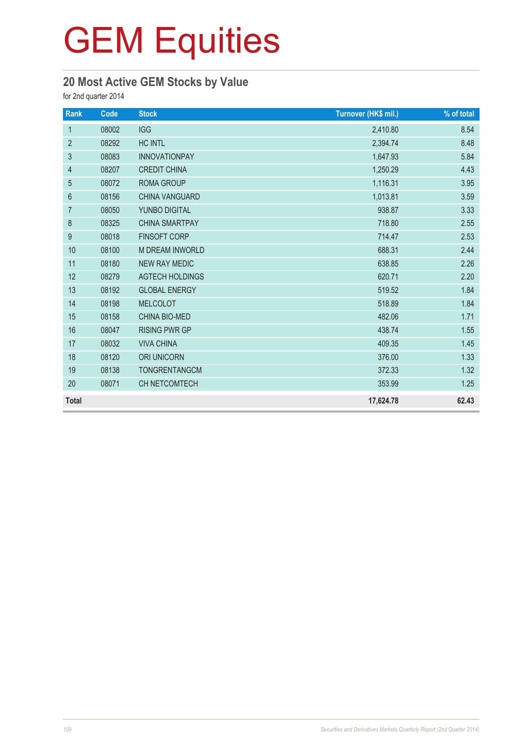# GEM Equities

## 20 Most Active GEM Stocks by Value

for 2nd quarter 2014

| Rank | Code | Stock | Turnover (HK$ mil.) | % of total |
|---|---|---|---|---|
| 1 | 08002 | IGG | 2,410.80 | 8.54 |
| 2 | 08292 | HC INTL | 2,394.74 | 8.48 |
| 3 | 08083 | INNOVATIONPAY | 1,647.93 | 5.84 |
| 4 | 08207 | CREDIT CHINA | 1,250.29 | 4.43 |
| 5 | 08072 | ROMA GROUP | 1,116.31 | 3.95 |
| 6 | 08156 | CHINA VANGUARD | 1,013.81 | 3.59 |
| 7 | 08050 | YUNBO DIGITAL | 938.87 | 3.33 |
| 8 | 08325 | CHINA SMARTPAY | 718.80 | 2.55 |
| 9 | 08018 | FINSOFT CORP | 714.47 | 2.53 |
| 10 | 08100 | M DREAM INWORLD | 688.31 | 2.44 |
| 11 | 08180 | NEW RAY MEDIC | 638.85 | 2.26 |
| 12 | 08279 | AGTECH HOLDINGS | 620.71 | 2.20 |
| 13 | 08192 | GLOBAL ENERGY | 519.52 | 1.84 |
| 14 | 08198 | MELCOLOT | 518.89 | 1.84 |
| 15 | 08158 | CHINA BIO-MED | 482.06 | 1.71 |
| 16 | 08047 | RISING PWR GP | 438.74 | 1.55 |
| 17 | 08032 | VIVA CHINA | 409.35 | 1.45 |
| 18 | 08120 | ORI UNICORN | 376.00 | 1.33 |
| 19 | 08138 | TONGRENTANGCM | 372.33 | 1.32 |
| 20 | 08071 | CH NETCOMTECH | 353.99 | 1.25 |
| **Total** | | | **17,624.78** | **62.43** |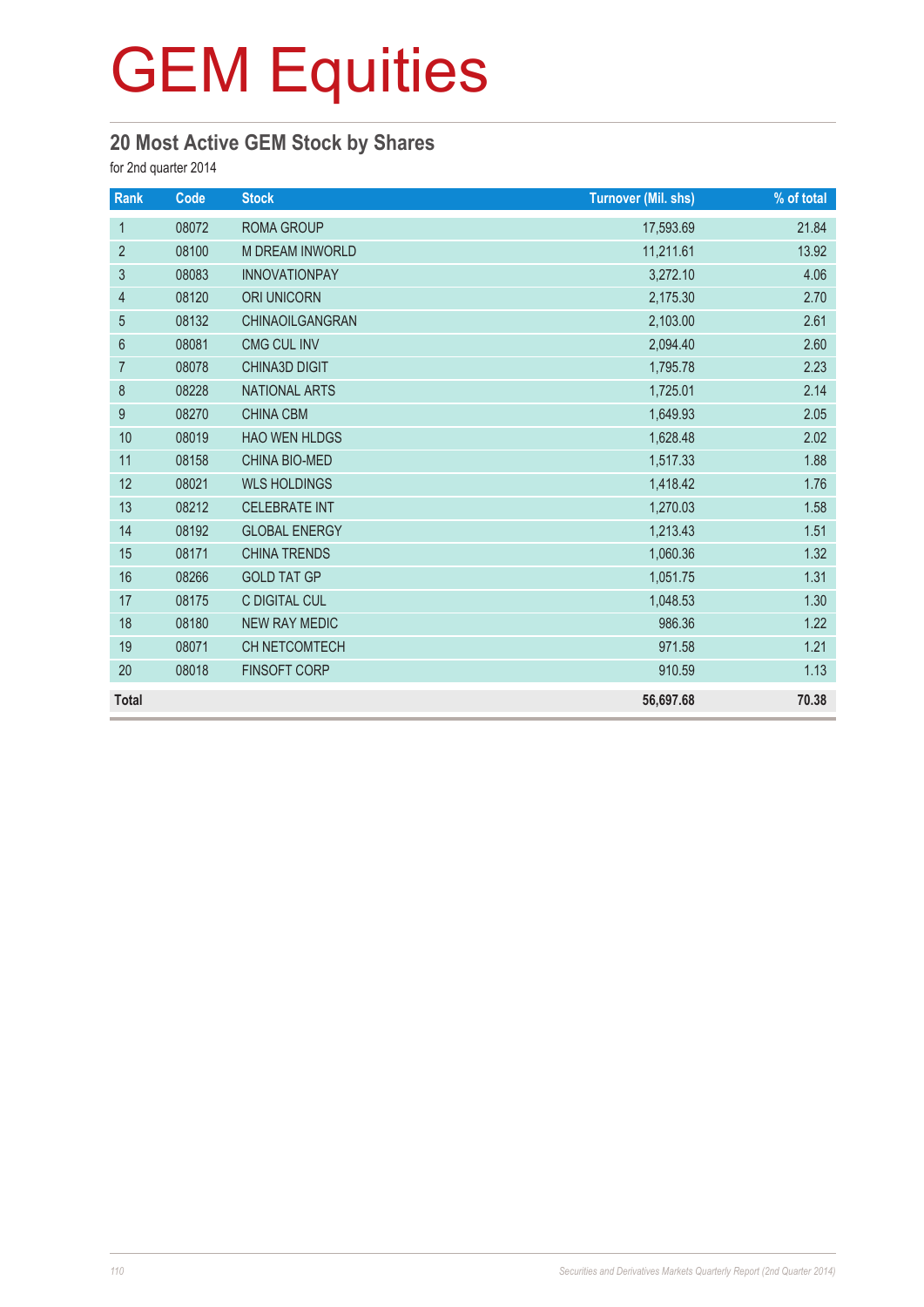# GEM Equities

## 20 Most Active GEM Stock by Shares

for 2nd quarter 2014

| Rank | Code | Stock | Turnover (Mil. shs) | % of total |
|---|---|---|---|---|
| 1 | 08072 | ROMA GROUP | 17,593.69 | 21.84 |
| 2 | 08100 | M DREAM INWORLD | 11,211.61 | 13.92 |
| 3 | 08083 | INNOVATIONPAY | 3,272.10 | 4.06 |
| 4 | 08120 | ORI UNICORN | 2,175.30 | 2.70 |
| 5 | 08132 | CHINAOILGANGRAN | 2,103.00 | 2.61 |
| 6 | 08081 | CMG CUL INV | 2,094.40 | 2.60 |
| 7 | 08078 | CHINA3D DIGIT | 1,795.78 | 2.23 |
| 8 | 08228 | NATIONAL ARTS | 1,725.01 | 2.14 |
| 9 | 08270 | CHINA CBM | 1,649.93 | 2.05 |
| 10 | 08019 | HAO WEN HLDGS | 1,628.48 | 2.02 |
| 11 | 08158 | CHINA BIO-MED | 1,517.33 | 1.88 |
| 12 | 08021 | WLS HOLDINGS | 1,418.42 | 1.76 |
| 13 | 08212 | CELEBRATE INT | 1,270.03 | 1.58 |
| 14 | 08192 | GLOBAL ENERGY | 1,213.43 | 1.51 |
| 15 | 08171 | CHINA TRENDS | 1,060.36 | 1.32 |
| 16 | 08266 | GOLD TAT GP | 1,051.75 | 1.31 |
| 17 | 08175 | C DIGITAL CUL | 1,048.53 | 1.30 |
| 18 | 08180 | NEW RAY MEDIC | 986.36 | 1.22 |
| 19 | 08071 | CH NETCOMTECH | 971.58 | 1.21 |
| 20 | 08018 | FINSOFT CORP | 910.59 | 1.13 |
| **Total** | | | **56,697.68** | **70.38** |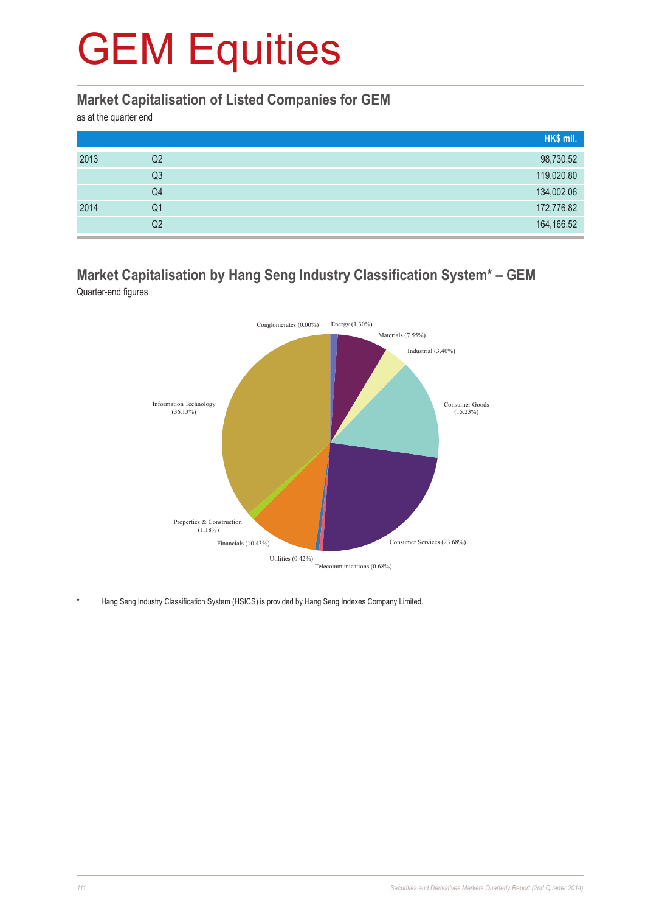# GEM Equities

## Market Capitalisation of Listed Companies for GEM

as at the quarter end

| | | HK$ mil. |
|---|---|---|
| 2013 | Q2 | 98,730.52 |
| | Q3 | 119,020.80 |
| | Q4 | 134,002.06 |
| 2014 | Q1 | 172,776.82 |
| | Q2 | 164,166.52 |

## Market Capitalisation by Hang Seng Industry Classification System* – GEM

Quarter-end figures

Conglomerates (0.00%)
Energy (1.30%)
Materials (7.55%)
Industrial (3.40%)
Consumer Goods (15.23%)
Consumer Services (23.68%)
Telecommunications (0.68%)
Utilities (0.42%)
Financials (10.43%)
Properties & Construction (1.18%)
Information Technology (36.13%)

\* Hang Seng Industry Classification System (HSICS) is provided by Hang Seng Indexes Company Limited.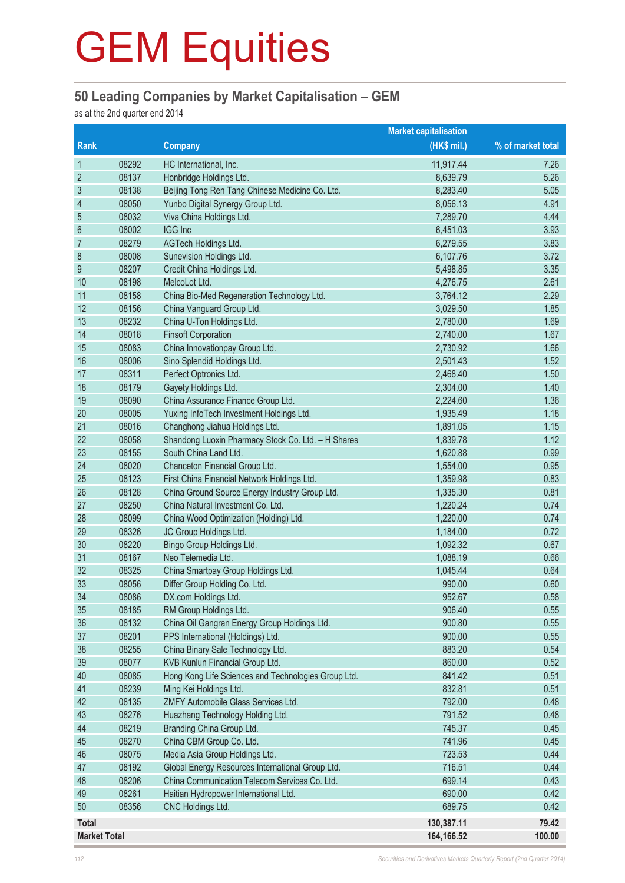# GEM Equities

## 50 Leading Companies by Market Capitalisation – GEM

as at the 2nd quarter end 2014

| Rank | | Company | Market capitalisation (HK$ mil.) | % of market total |
|---|---|---|---|---|
| 1 | 08292 | HC International, Inc. | 11,917.44 | 7.26 |
| 2 | 08137 | Honbridge Holdings Ltd. | 8,639.79 | 5.26 |
| 3 | 08138 | Beijing Tong Ren Tang Chinese Medicine Co. Ltd. | 8,283.40 | 5.05 |
| 4 | 08050 | Yunbo Digital Synergy Group Ltd. | 8,056.13 | 4.91 |
| 5 | 08032 | Viva China Holdings Ltd. | 7,289.70 | 4.44 |
| 6 | 08002 | IGG Inc | 6,451.03 | 3.93 |
| 7 | 08279 | AGTech Holdings Ltd. | 6,279.55 | 3.83 |
| 8 | 08008 | Sunevision Holdings Ltd. | 6,107.76 | 3.72 |
| 9 | 08207 | Credit China Holdings Ltd. | 5,498.85 | 3.35 |
| 10 | 08198 | MelcoLot Ltd. | 4,276.75 | 2.61 |
| 11 | 08158 | China Bio-Med Regeneration Technology Ltd. | 3,764.12 | 2.29 |
| 12 | 08156 | China Vanguard Group Ltd. | 3,029.50 | 1.85 |
| 13 | 08232 | China U-Ton Holdings Ltd. | 2,780.00 | 1.69 |
| 14 | 08018 | Finsoft Corporation | 2,740.00 | 1.67 |
| 15 | 08083 | China Innovationpay Group Ltd. | 2,730.92 | 1.66 |
| 16 | 08006 | Sino Splendid Holdings Ltd. | 2,501.43 | 1.52 |
| 17 | 08311 | Perfect Optronics Ltd. | 2,468.40 | 1.50 |
| 18 | 08179 | Gayety Holdings Ltd. | 2,304.00 | 1.40 |
| 19 | 08090 | China Assurance Finance Group Ltd. | 2,224.60 | 1.36 |
| 20 | 08005 | Yuxing InfoTech Investment Holdings Ltd. | 1,935.49 | 1.18 |
| 21 | 08016 | Changhong Jiahua Holdings Ltd. | 1,891.05 | 1.15 |
| 22 | 08058 | Shandong Luoxin Pharmacy Stock Co. Ltd. – H Shares | 1,839.78 | 1.12 |
| 23 | 08155 | South China Land Ltd. | 1,620.88 | 0.99 |
| 24 | 08020 | Chanceton Financial Group Ltd. | 1,554.00 | 0.95 |
| 25 | 08123 | First China Financial Network Holdings Ltd. | 1,359.98 | 0.83 |
| 26 | 08128 | China Ground Source Energy Industry Group Ltd. | 1,335.30 | 0.81 |
| 27 | 08250 | China Natural Investment Co. Ltd. | 1,220.24 | 0.74 |
| 28 | 08099 | China Wood Optimization (Holding) Ltd. | 1,220.00 | 0.74 |
| 29 | 08326 | JC Group Holdings Ltd. | 1,184.00 | 0.72 |
| 30 | 08220 | Bingo Group Holdings Ltd. | 1,092.32 | 0.67 |
| 31 | 08167 | Neo Telemedia Ltd. | 1,088.19 | 0.66 |
| 32 | 08325 | China Smartpay Group Holdings Ltd. | 1,045.44 | 0.64 |
| 33 | 08056 | Differ Group Holding Co. Ltd. | 990.00 | 0.60 |
| 34 | 08086 | DX.com Holdings Ltd. | 952.67 | 0.58 |
| 35 | 08185 | RM Group Holdings Ltd. | 906.40 | 0.55 |
| 36 | 08132 | China Oil Gangran Energy Group Holdings Ltd. | 900.80 | 0.55 |
| 37 | 08201 | PPS International (Holdings) Ltd. | 900.00 | 0.55 |
| 38 | 08255 | China Binary Sale Technology Ltd. | 883.20 | 0.54 |
| 39 | 08077 | KVB Kunlun Financial Group Ltd. | 860.00 | 0.52 |
| 40 | 08085 | Hong Kong Life Sciences and Technologies Group Ltd. | 841.42 | 0.51 |
| 41 | 08239 | Ming Kei Holdings Ltd. | 832.81 | 0.51 |
| 42 | 08135 | ZMFY Automobile Glass Services Ltd. | 792.00 | 0.48 |
| 43 | 08276 | Huazhang Technology Holding Ltd. | 791.52 | 0.48 |
| 44 | 08219 | Branding China Group Ltd. | 745.37 | 0.45 |
| 45 | 08270 | China CBM Group Co. Ltd. | 741.96 | 0.45 |
| 46 | 08075 | Media Asia Group Holdings Ltd. | 723.53 | 0.44 |
| 47 | 08192 | Global Energy Resources International Group Ltd. | 716.51 | 0.44 |
| 48 | 08206 | China Communication Telecom Services Co. Ltd. | 699.14 | 0.43 |
| 49 | 08261 | Haitian Hydropower International Ltd. | 690.00 | 0.42 |
| 50 | 08356 | CNC Holdings Ltd. | 689.75 | 0.42 |
| **Total** | | | **130,387.11** | **79.42** |
| **Market Total** | | | **164,166.52** | **100.00** |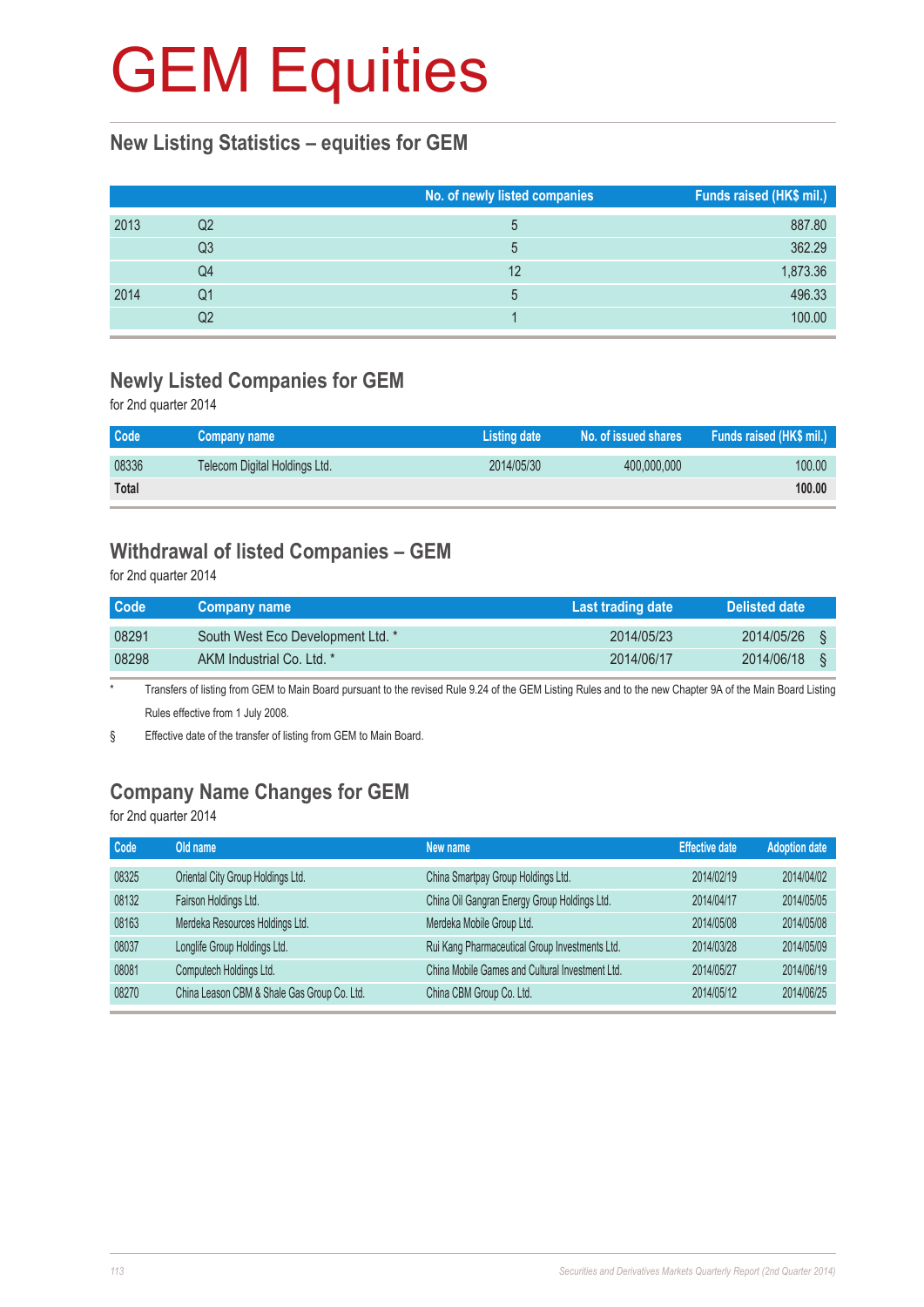# GEM Equities

## New Listing Statistics – equities for GEM

| | | No. of newly listed companies | Funds raised (HK$ mil.) |
|---|---|---|---|
| 2013 | Q2 | 5 | 887.80 |
| | Q3 | 5 | 362.29 |
| | Q4 | 12 | 1,873.36 |
| 2014 | Q1 | 5 | 496.33 |
| | Q2 | 1 | 100.00 |

## Newly Listed Companies for GEM

for 2nd quarter 2014

| Code | Company name | Listing date | No. of issued shares | Funds raised (HK$ mil.) |
|---|---|---|---|---|
| 08336 | Telecom Digital Holdings Ltd. | 2014/05/30 | 400,000,000 | 100.00 |
| **Total** | | | | **100.00** |

## Withdrawal of listed Companies – GEM

for 2nd quarter 2014

| Code | Company name | Last trading date | Delisted date |
|---|---|---|---|
| 08291 | South West Eco Development Ltd. * | 2014/05/23 | 2014/05/26 § |
| 08298 | AKM Industrial Co. Ltd. * | 2014/06/17 | 2014/06/18 § |

\* Transfers of listing from GEM to Main Board pursuant to the revised Rule 9.24 of the GEM Listing Rules and to the new Chapter 9A of the Main Board Listing Rules effective from 1 July 2008.

§ Effective date of the transfer of listing from GEM to Main Board.

## Company Name Changes for GEM

for 2nd quarter 2014

| Code | Old name | New name | Effective date | Adoption date |
|---|---|---|---|---|
| 08325 | Oriental City Group Holdings Ltd. | China Smartpay Group Holdings Ltd. | 2014/02/19 | 2014/04/02 |
| 08132 | Fairson Holdings Ltd. | China Oil Gangran Energy Group Holdings Ltd. | 2014/04/17 | 2014/05/05 |
| 08163 | Merdeka Resources Holdings Ltd. | Merdeka Mobile Group Ltd. | 2014/05/08 | 2014/05/08 |
| 08037 | Longlife Group Holdings Ltd. | Rui Kang Pharmaceutical Group Investments Ltd. | 2014/03/28 | 2014/05/09 |
| 08081 | Computech Holdings Ltd. | China Mobile Games and Cultural Investment Ltd. | 2014/05/27 | 2014/06/19 |
| 08270 | China Leason CBM & Shale Gas Group Co. Ltd. | China CBM Group Co. Ltd. | 2014/05/12 | 2014/06/25 |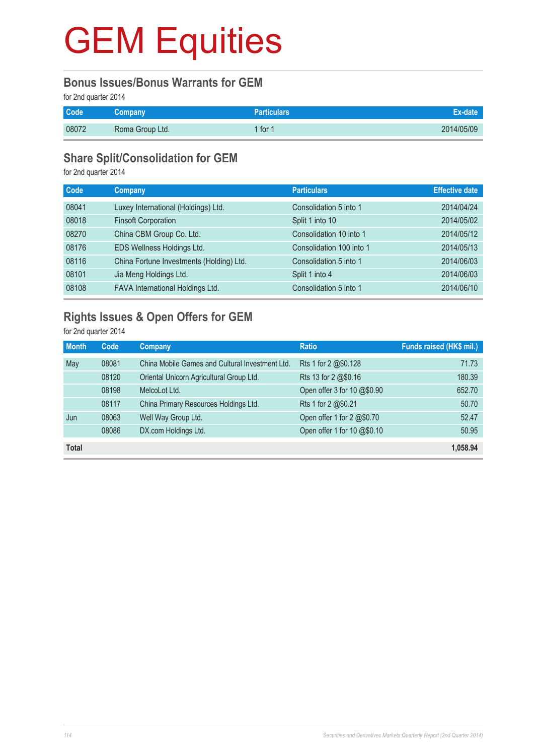# GEM Equities

## Bonus Issues/Bonus Warrants for GEM

for 2nd quarter 2014

| Code | Company | Particulars | Ex-date |
|---|---|---|---|
| 08072 | Roma Group Ltd. | 1 for 1 | 2014/05/09 |

## Share Split/Consolidation for GEM

for 2nd quarter 2014

| Code | Company | Particulars | Effective date |
|---|---|---|---|
| 08041 | Luxey International (Holdings) Ltd. | Consolidation 5 into 1 | 2014/04/24 |
| 08018 | Finsoft Corporation | Split 1 into 10 | 2014/05/02 |
| 08270 | China CBM Group Co. Ltd. | Consolidation 10 into 1 | 2014/05/12 |
| 08176 | EDS Wellness Holdings Ltd. | Consolidation 100 into 1 | 2014/05/13 |
| 08116 | China Fortune Investments (Holding) Ltd. | Consolidation 5 into 1 | 2014/06/03 |
| 08101 | Jia Meng Holdings Ltd. | Split 1 into 4 | 2014/06/03 |
| 08108 | FAVA International Holdings Ltd. | Consolidation 5 into 1 | 2014/06/10 |

## Rights Issues & Open Offers for GEM

for 2nd quarter 2014

| Month | Code | Company | Ratio | Funds raised (HK$ mil.) |
|---|---|---|---|---|
| May | 08081 | China Mobile Games and Cultural Investment Ltd. | Rts 1 for 2 @$0.128 | 71.73 |
| | 08120 | Oriental Unicorn Agricultural Group Ltd. | Rts 13 for 2 @$0.16 | 180.39 |
| | 08198 | MelcoLot Ltd. | Open offer 3 for 10 @$0.90 | 652.70 |
| | 08117 | China Primary Resources Holdings Ltd. | Rts 1 for 2 @$0.21 | 50.70 |
| Jun | 08063 | Well Way Group Ltd. | Open offer 1 for 2 @$0.70 | 52.47 |
| | 08086 | DX.com Holdings Ltd. | Open offer 1 for 10 @$0.10 | 50.95 |
| **Total** | | | | **1,058.94** |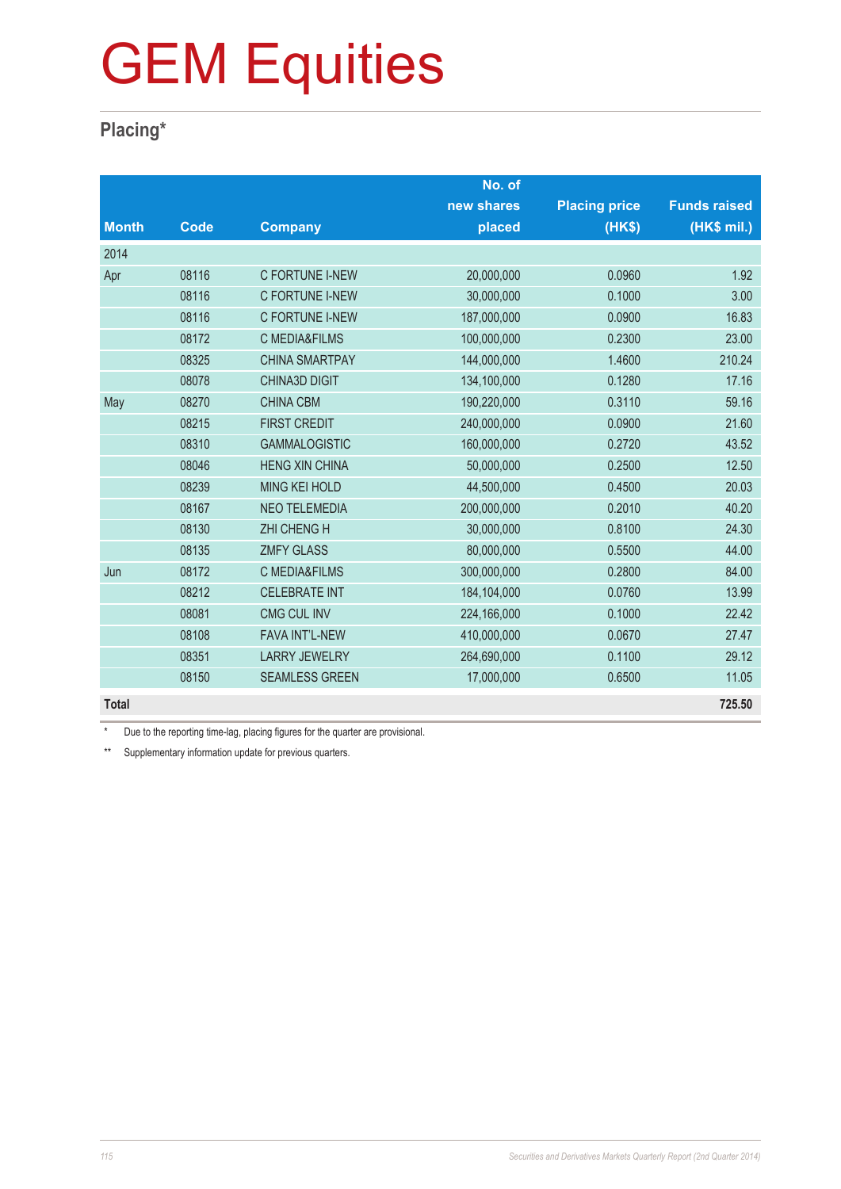# GEM Equities

## Placing*

| Month | Code | Company | No. of new shares placed | Placing price (HK$) | Funds raised (HK$ mil.) |
|---|---|---|---|---|---|
| 2014 | | | | | |
| Apr | 08116 | C FORTUNE I-NEW | 20,000,000 | 0.0960 | 1.92 |
| | 08116 | C FORTUNE I-NEW | 30,000,000 | 0.1000 | 3.00 |
| | 08116 | C FORTUNE I-NEW | 187,000,000 | 0.0900 | 16.83 |
| | 08172 | C MEDIA&FILMS | 100,000,000 | 0.2300 | 23.00 |
| | 08325 | CHINA SMARTPAY | 144,000,000 | 1.4600 | 210.24 |
| | 08078 | CHINA3D DIGIT | 134,100,000 | 0.1280 | 17.16 |
| May | 08270 | CHINA CBM | 190,220,000 | 0.3110 | 59.16 |
| | 08215 | FIRST CREDIT | 240,000,000 | 0.0900 | 21.60 |
| | 08310 | GAMMALOGISTIC | 160,000,000 | 0.2720 | 43.52 |
| | 08046 | HENG XIN CHINA | 50,000,000 | 0.2500 | 12.50 |
| | 08239 | MING KEI HOLD | 44,500,000 | 0.4500 | 20.03 |
| | 08167 | NEO TELEMEDIA | 200,000,000 | 0.2010 | 40.20 |
| | 08130 | ZHI CHENG H | 30,000,000 | 0.8100 | 24.30 |
| | 08135 | ZMFY GLASS | 80,000,000 | 0.5500 | 44.00 |
| Jun | 08172 | C MEDIA&FILMS | 300,000,000 | 0.2800 | 84.00 |
| | 08212 | CELEBRATE INT | 184,104,000 | 0.0760 | 13.99 |
| | 08081 | CMG CUL INV | 224,166,000 | 0.1000 | 22.42 |
| | 08108 | FAVA INT'L-NEW | 410,000,000 | 0.0670 | 27.47 |
| | 08351 | LARRY JEWELRY | 264,690,000 | 0.1100 | 29.12 |
| | 08150 | SEAMLESS GREEN | 17,000,000 | 0.6500 | 11.05 |
| **Total** | | | | | **725.50** |

\* Due to the reporting time-lag, placing figures for the quarter are provisional.

\*\* Supplementary information update for previous quarters.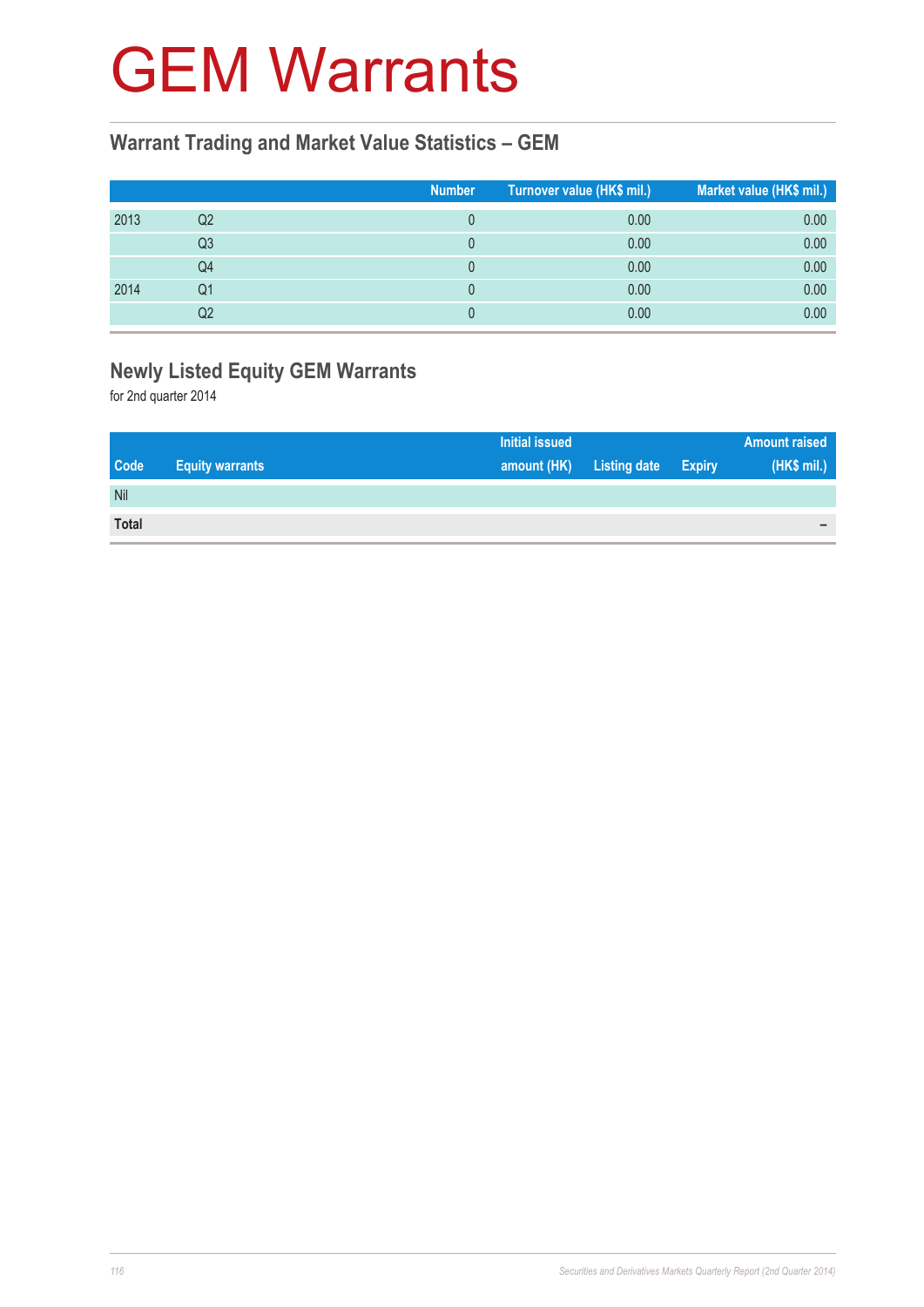# GEM Warrants

## Warrant Trading and Market Value Statistics – GEM

| | | Number | Turnover value (HK$ mil.) | Market value (HK$ mil.) |
|---|---|---|---|---|
| 2013 | Q2 | 0 | 0.00 | 0.00 |
| | Q3 | 0 | 0.00 | 0.00 |
| | Q4 | 0 | 0.00 | 0.00 |
| 2014 | Q1 | 0 | 0.00 | 0.00 |
| | Q2 | 0 | 0.00 | 0.00 |

## Newly Listed Equity GEM Warrants

for 2nd quarter 2014

| Code | Equity warrants | Initial issued amount (HK) | Listing date | Expiry | Amount raised (HK$ mil.) |
|---|---|---|---|---|---|
| Nil | | | | | |
| **Total** | | | | | – |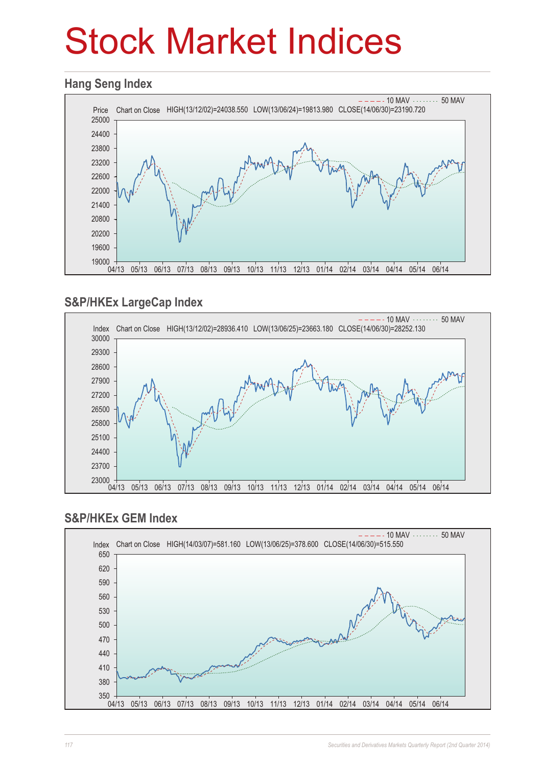# Stock Market Indices

## Hang Seng Index

10 MAV 50 MAV

Price Chart on Close HIGH(13/12/02)=24038.550 LOW(13/06/24)=19813.980 CLOSE(14/06/30)=23190.720

## S&P/HKEx LargeCap Index

10 MAV 50 MAV

Index Chart on Close HIGH(13/12/02)=28936.410 LOW(13/06/25)=23663.180 CLOSE(14/06/30)=28252.130

## S&P/HKEx GEM Index

10 MAV 50 MAV

Index Chart on Close HIGH(14/03/07)=581.160 LOW(13/06/25)=378.600 CLOSE(14/06/30)=515.550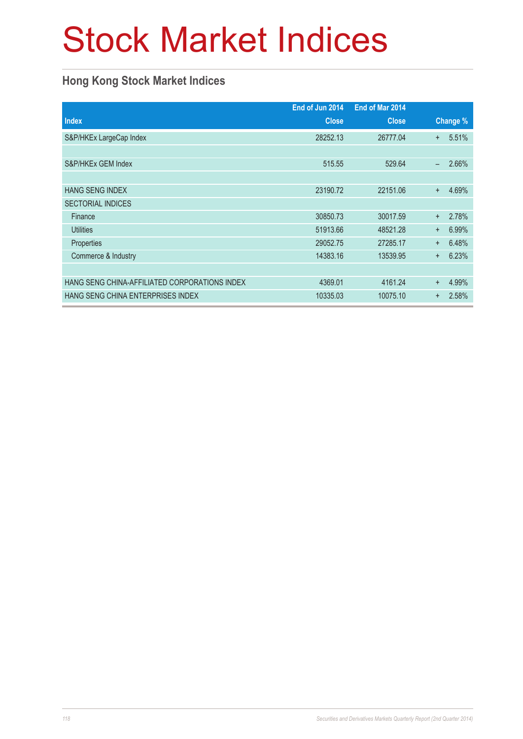# Stock Market Indices

## Hong Kong Stock Market Indices

| Index | End of Jun 2014 Close | End of Mar 2014 Close | Change % |
|---|---:|---:|---:|
| S&P/HKEx LargeCap Index | 28252.13 | 26777.04 | + 5.51% |
| | | | |
| S&P/HKEx GEM Index | 515.55 | 529.64 | – 2.66% |
| | | | |
| HANG SENG INDEX | 23190.72 | 22151.06 | + 4.69% |
| SECTORIAL INDICES | | | |
| Finance | 30850.73 | 30017.59 | + 2.78% |
| Utilities | 51913.66 | 48521.28 | + 6.99% |
| Properties | 29052.75 | 27285.17 | + 6.48% |
| Commerce & Industry | 14383.16 | 13539.95 | + 6.23% |
| | | | |
| HANG SENG CHINA-AFFILIATED CORPORATIONS INDEX | 4369.01 | 4161.24 | + 4.99% |
| HANG SENG CHINA ENTERPRISES INDEX | 10335.03 | 10075.10 | + 2.58% |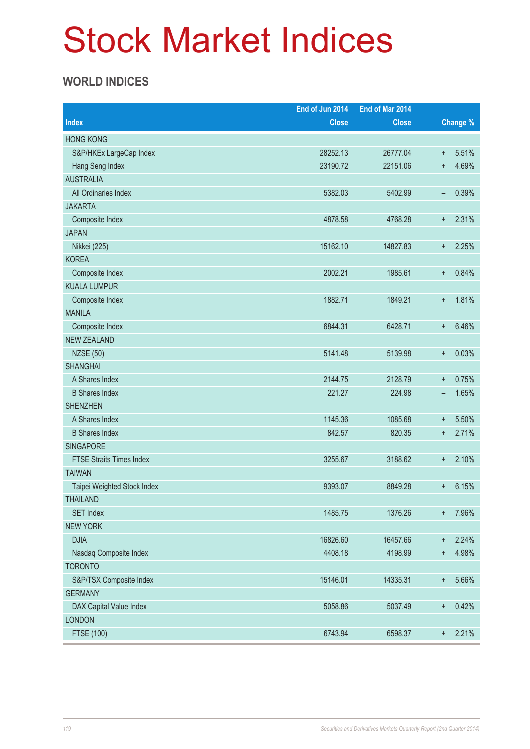# Stock Market Indices

## WORLD INDICES

| Index | End of Jun 2014 Close | End of Mar 2014 Close | Change % |
|---|---|---|---|
| HONG KONG | | | |
| S&P/HKEx LargeCap Index | 28252.13 | 26777.04 | + 5.51% |
| Hang Seng Index | 23190.72 | 22151.06 | + 4.69% |
| AUSTRALIA | | | |
| All Ordinaries Index | 5382.03 | 5402.99 | – 0.39% |
| JAKARTA | | | |
| Composite Index | 4878.58 | 4768.28 | + 2.31% |
| JAPAN | | | |
| Nikkei (225) | 15162.10 | 14827.83 | + 2.25% |
| KOREA | | | |
| Composite Index | 2002.21 | 1985.61 | + 0.84% |
| KUALA LUMPUR | | | |
| Composite Index | 1882.71 | 1849.21 | + 1.81% |
| MANILA | | | |
| Composite Index | 6844.31 | 6428.71 | + 6.46% |
| NEW ZEALAND | | | |
| NZSE (50) | 5141.48 | 5139.98 | + 0.03% |
| SHANGHAI | | | |
| A Shares Index | 2144.75 | 2128.79 | + 0.75% |
| B Shares Index | 221.27 | 224.98 | – 1.65% |
| SHENZHEN | | | |
| A Shares Index | 1145.36 | 1085.68 | + 5.50% |
| B Shares Index | 842.57 | 820.35 | + 2.71% |
| SINGAPORE | | | |
| FTSE Straits Times Index | 3255.67 | 3188.62 | + 2.10% |
| TAIWAN | | | |
| Taipei Weighted Stock Index | 9393.07 | 8849.28 | + 6.15% |
| THAILAND | | | |
| SET Index | 1485.75 | 1376.26 | + 7.96% |
| NEW YORK | | | |
| DJIA | 16826.60 | 16457.66 | + 2.24% |
| Nasdaq Composite Index | 4408.18 | 4198.99 | + 4.98% |
| TORONTO | | | |
| S&P/TSX Composite Index | 15146.01 | 14335.31 | + 5.66% |
| GERMANY | | | |
| DAX Capital Value Index | 5058.86 | 5037.49 | + 0.42% |
| LONDON | | | |
| FTSE (100) | 6743.94 | 6598.37 | + 2.21% |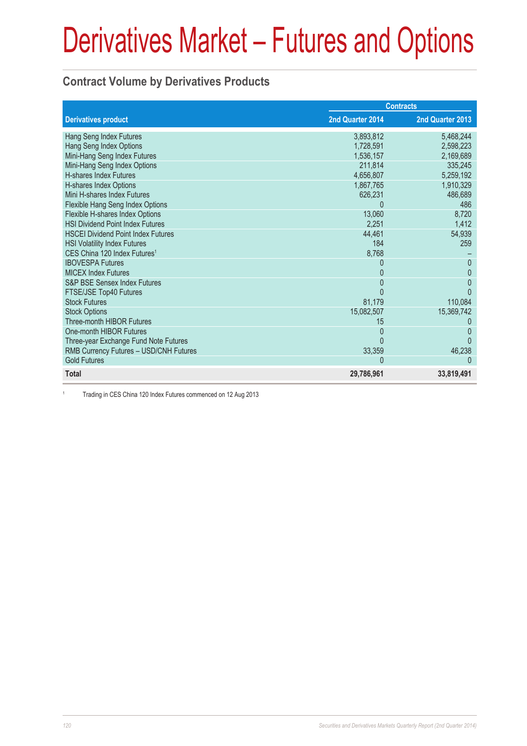# Derivatives Market – Futures and Options

## Contract Volume by Derivatives Products

| Derivatives product | Contracts | |
|---|---|---|
| | 2nd Quarter 2014 | 2nd Quarter 2013 |
| Hang Seng Index Futures | 3,893,812 | 5,468,244 |
| Hang Seng Index Options | 1,728,591 | 2,598,223 |
| Mini-Hang Seng Index Futures | 1,536,157 | 2,169,689 |
| Mini-Hang Seng Index Options | 211,814 | 335,245 |
| H-shares Index Futures | 4,656,807 | 5,259,192 |
| H-shares Index Options | 1,867,765 | 1,910,329 |
| Mini H-shares Index Futures | 626,231 | 486,689 |
| Flexible Hang Seng Index Options | 0 | 486 |
| Flexible H-shares Index Options | 13,060 | 8,720 |
| HSI Dividend Point Index Futures | 2,251 | 1,412 |
| HSCEI Dividend Point Index Futures | 44,461 | 54,939 |
| HSI Volatility Index Futures | 184 | 259 |
| CES China 120 Index Futures[1] | 8,768 | – |
| IBOVESPA Futures | 0 | 0 |
| MICEX Index Futures | 0 | 0 |
| S&P BSE Sensex Index Futures | 0 | 0 |
| FTSE/JSE Top40 Futures | 0 | 0 |
| Stock Futures | 81,179 | 110,084 |
| Stock Options | 15,082,507 | 15,369,742 |
| Three-month HIBOR Futures | 15 | 0 |
| One-month HIBOR Futures | 0 | 0 |
| Three-year Exchange Fund Note Futures | 0 | 0 |
| RMB Currency Futures – USD/CNH Futures | 33,359 | 46,238 |
| Gold Futures | 0 | 0 |
| **Total** | **29,786,961** | **33,819,491** |

[1] Trading in CES China 120 Index Futures commenced on 12 Aug 2013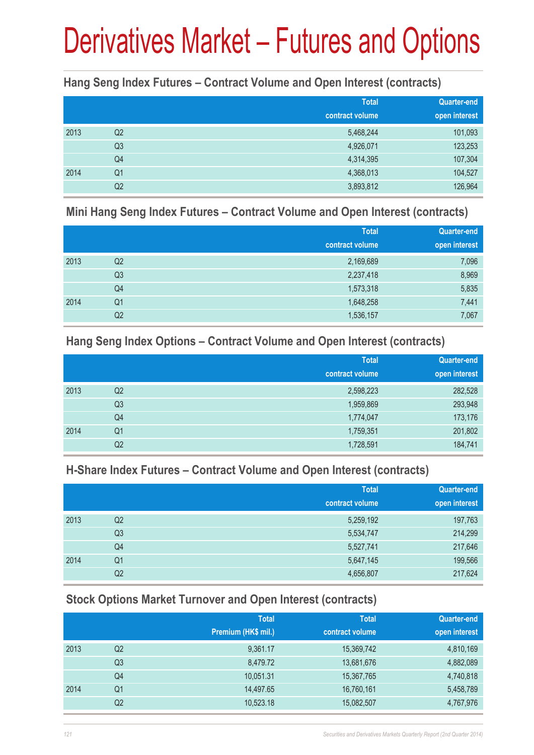# Derivatives Market – Futures and Options

### Hang Seng Index Futures – Contract Volume and Open Interest (contracts)

| | | Total contract volume | Quarter-end open interest |
|---|---|---|---|
| 2013 | Q2 | 5,468,244 | 101,093 |
| | Q3 | 4,926,071 | 123,253 |
| | Q4 | 4,314,395 | 107,304 |
| 2014 | Q1 | 4,368,013 | 104,527 |
| | Q2 | 3,893,812 | 126,964 |

### Mini Hang Seng Index Futures – Contract Volume and Open Interest (contracts)

| | | Total contract volume | Quarter-end open interest |
|---|---|---|---|
| 2013 | Q2 | 2,169,689 | 7,096 |
| | Q3 | 2,237,418 | 8,969 |
| | Q4 | 1,573,318 | 5,835 |
| 2014 | Q1 | 1,648,258 | 7,441 |
| | Q2 | 1,536,157 | 7,067 |

### Hang Seng Index Options – Contract Volume and Open Interest (contracts)

| | | Total contract volume | Quarter-end open interest |
|---|---|---|---|
| 2013 | Q2 | 2,598,223 | 282,528 |
| | Q3 | 1,959,869 | 293,948 |
| | Q4 | 1,774,047 | 173,176 |
| 2014 | Q1 | 1,759,351 | 201,802 |
| | Q2 | 1,728,591 | 184,741 |

### H-Share Index Futures – Contract Volume and Open Interest (contracts)

| | | Total contract volume | Quarter-end open interest |
|---|---|---|---|
| 2013 | Q2 | 5,259,192 | 197,763 |
| | Q3 | 5,534,747 | 214,299 |
| | Q4 | 5,527,741 | 217,646 |
| 2014 | Q1 | 5,647,145 | 199,566 |
| | Q2 | 4,656,807 | 217,624 |

### Stock Options Market Turnover and Open Interest (contracts)

| | | Total Premium (HK$ mil.) | Total contract volume | Quarter-end open interest |
|---|---|---|---|---|
| 2013 | Q2 | 9,361.17 | 15,369,742 | 4,810,169 |
| | Q3 | 8,479.72 | 13,681,676 | 4,882,089 |
| | Q4 | 10,051.31 | 15,367,765 | 4,740,818 |
| 2014 | Q1 | 14,497.65 | 16,760,161 | 5,458,789 |
| | Q2 | 10,523.18 | 15,082,507 | 4,767,976 |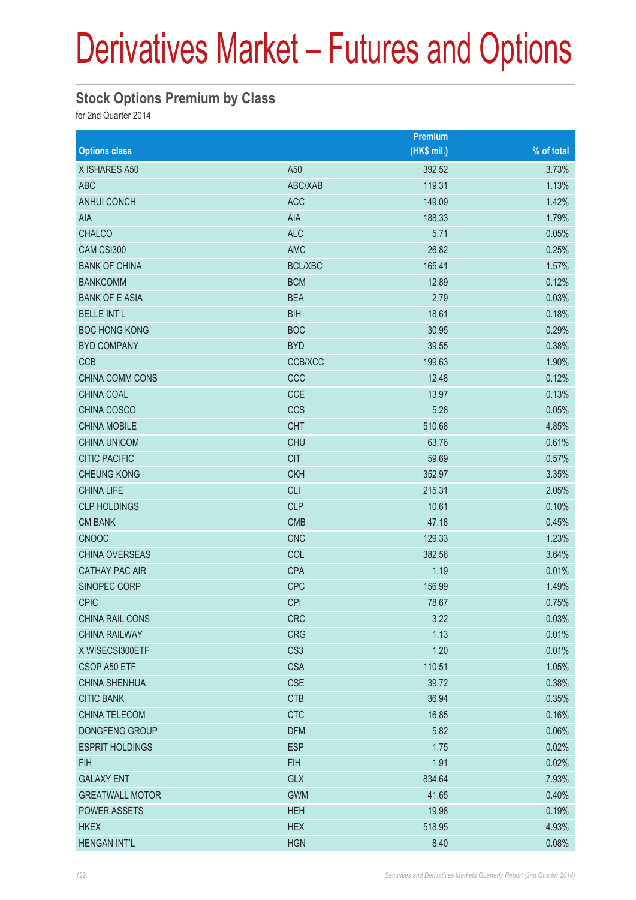# Derivatives Market – Futures and Options

## Stock Options Premium by Class

for 2nd Quarter 2014

| Options class | | Premium (HK$ mil.) | % of total |
|---|---|---|---|
| X ISHARES A50 | A50 | 392.52 | 3.73% |
| ABC | ABC/XAB | 119.31 | 1.13% |
| ANHUI CONCH | ACC | 149.09 | 1.42% |
| AIA | AIA | 188.33 | 1.79% |
| CHALCO | ALC | 5.71 | 0.05% |
| CAM CSI300 | AMC | 26.82 | 0.25% |
| BANK OF CHINA | BCL/XBC | 165.41 | 1.57% |
| BANKCOMM | BCM | 12.89 | 0.12% |
| BANK OF E ASIA | BEA | 2.79 | 0.03% |
| BELLE INT'L | BIH | 18.61 | 0.18% |
| BOC HONG KONG | BOC | 30.95 | 0.29% |
| BYD COMPANY | BYD | 39.55 | 0.38% |
| CCB | CCB/XCC | 199.63 | 1.90% |
| CHINA COMM CONS | CCC | 12.48 | 0.12% |
| CHINA COAL | CCE | 13.97 | 0.13% |
| CHINA COSCO | CCS | 5.28 | 0.05% |
| CHINA MOBILE | CHT | 510.68 | 4.85% |
| CHINA UNICOM | CHU | 63.76 | 0.61% |
| CITIC PACIFIC | CIT | 59.69 | 0.57% |
| CHEUNG KONG | CKH | 352.97 | 3.35% |
| CHINA LIFE | CLI | 215.31 | 2.05% |
| CLP HOLDINGS | CLP | 10.61 | 0.10% |
| CM BANK | CMB | 47.18 | 0.45% |
| CNOOC | CNC | 129.33 | 1.23% |
| CHINA OVERSEAS | COL | 382.56 | 3.64% |
| CATHAY PAC AIR | CPA | 1.19 | 0.01% |
| SINOPEC CORP | CPC | 156.99 | 1.49% |
| CPIC | CPI | 78.67 | 0.75% |
| CHINA RAIL CONS | CRC | 3.22 | 0.03% |
| CHINA RAILWAY | CRG | 1.13 | 0.01% |
| X WISECSI300ETF | CS3 | 1.20 | 0.01% |
| CSOP A50 ETF | CSA | 110.51 | 1.05% |
| CHINA SHENHUA | CSE | 39.72 | 0.38% |
| CITIC BANK | CTB | 36.94 | 0.35% |
| CHINA TELECOM | CTC | 16.85 | 0.16% |
| DONGFENG GROUP | DFM | 5.82 | 0.06% |
| ESPRIT HOLDINGS | ESP | 1.75 | 0.02% |
| FIH | FIH | 1.91 | 0.02% |
| GALAXY ENT | GLX | 834.64 | 7.93% |
| GREATWALL MOTOR | GWM | 41.65 | 0.40% |
| POWER ASSETS | HEH | 19.98 | 0.19% |
| HKEX | HEX | 518.95 | 4.93% |
| HENGAN INT'L | HGN | 8.40 | 0.08% |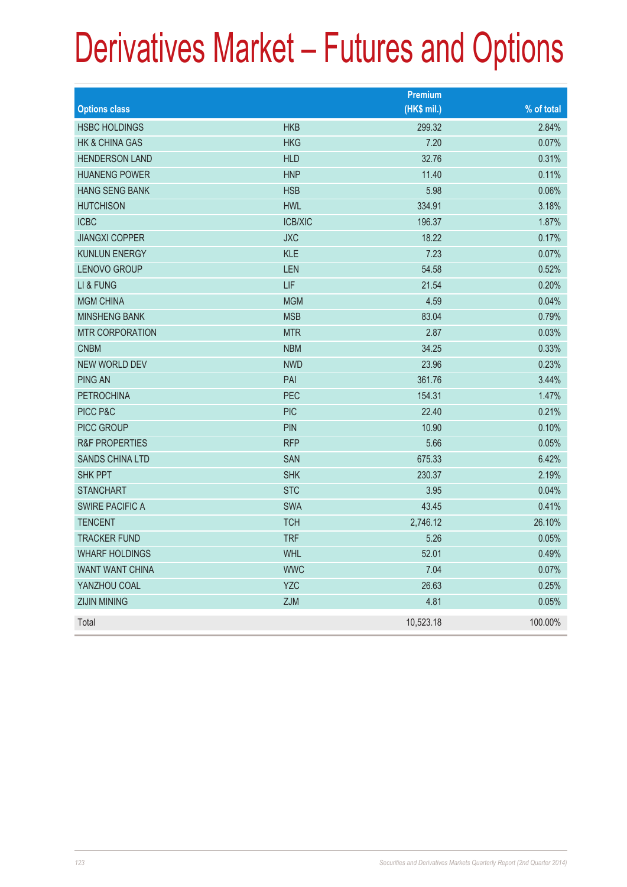# Derivatives Market – Futures and Options

| Options class | | Premium (HK$ mil.) | % of total |
|---|---|---|---|
| HSBC HOLDINGS | HKB | 299.32 | 2.84% |
| HK & CHINA GAS | HKG | 7.20 | 0.07% |
| HENDERSON LAND | HLD | 32.76 | 0.31% |
| HUANENG POWER | HNP | 11.40 | 0.11% |
| HANG SENG BANK | HSB | 5.98 | 0.06% |
| HUTCHISON | HWL | 334.91 | 3.18% |
| ICBC | ICB/XIC | 196.37 | 1.87% |
| JIANGXI COPPER | JXC | 18.22 | 0.17% |
| KUNLUN ENERGY | KLE | 7.23 | 0.07% |
| LENOVO GROUP | LEN | 54.58 | 0.52% |
| LI & FUNG | LIF | 21.54 | 0.20% |
| MGM CHINA | MGM | 4.59 | 0.04% |
| MINSHENG BANK | MSB | 83.04 | 0.79% |
| MTR CORPORATION | MTR | 2.87 | 0.03% |
| CNBM | NBM | 34.25 | 0.33% |
| NEW WORLD DEV | NWD | 23.96 | 0.23% |
| PING AN | PAI | 361.76 | 3.44% |
| PETROCHINA | PEC | 154.31 | 1.47% |
| PICC P&C | PIC | 22.40 | 0.21% |
| PICC GROUP | PIN | 10.90 | 0.10% |
| R&F PROPERTIES | RFP | 5.66 | 0.05% |
| SANDS CHINA LTD | SAN | 675.33 | 6.42% |
| SHK PPT | SHK | 230.37 | 2.19% |
| STANCHART | STC | 3.95 | 0.04% |
| SWIRE PACIFIC A | SWA | 43.45 | 0.41% |
| TENCENT | TCH | 2,746.12 | 26.10% |
| TRACKER FUND | TRF | 5.26 | 0.05% |
| WHARF HOLDINGS | WHL | 52.01 | 0.49% |
| WANT WANT CHINA | WWC | 7.04 | 0.07% |
| YANZHOU COAL | YZC | 26.63 | 0.25% |
| ZIJIN MINING | ZJM | 4.81 | 0.05% |
| Total | | 10,523.18 | 100.00% |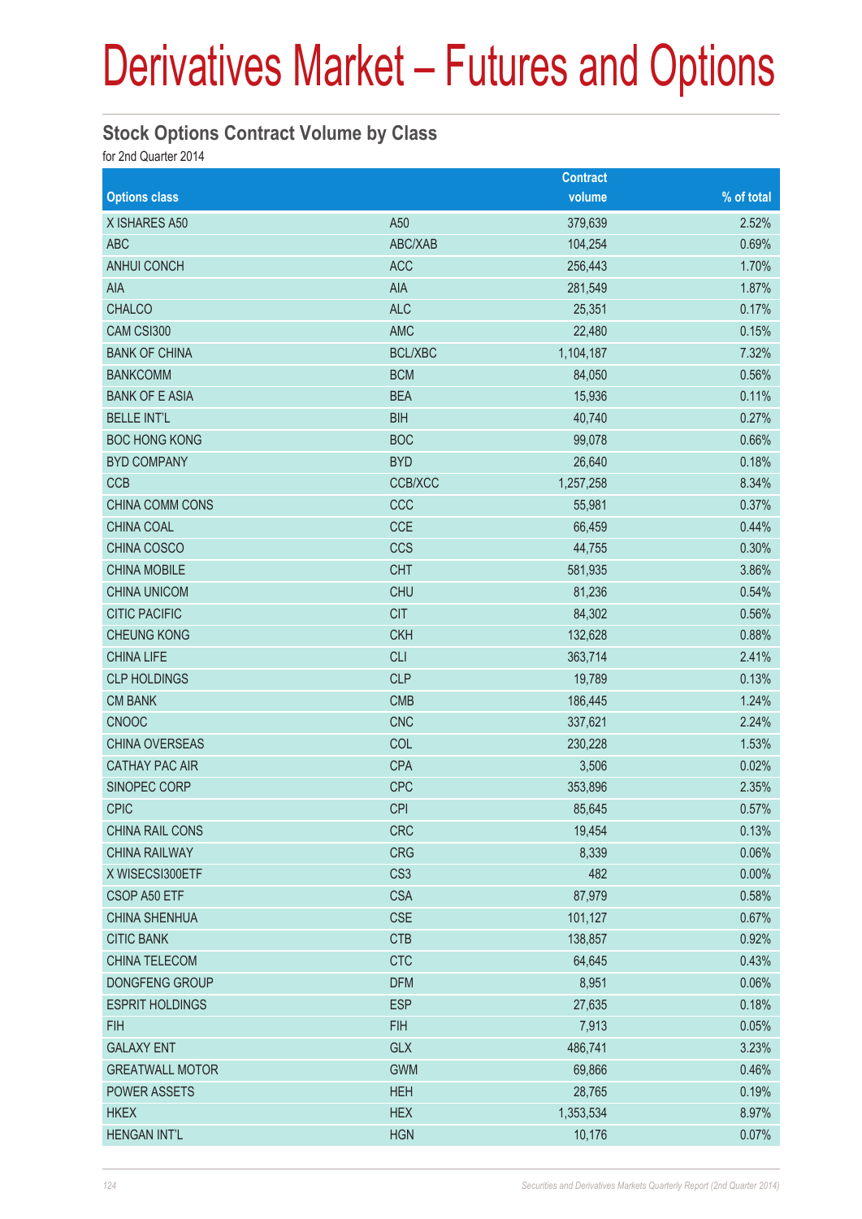# Derivatives Market – Futures and Options

## Stock Options Contract Volume by Class

for 2nd Quarter 2014

| Options class | | Contract volume | % of total |
|---|---|---|---|
| X ISHARES A50 | A50 | 379,639 | 2.52% |
| ABC | ABC/XAB | 104,254 | 0.69% |
| ANHUI CONCH | ACC | 256,443 | 1.70% |
| AIA | AIA | 281,549 | 1.87% |
| CHALCO | ALC | 25,351 | 0.17% |
| CAM CSI300 | AMC | 22,480 | 0.15% |
| BANK OF CHINA | BCL/XBC | 1,104,187 | 7.32% |
| BANKCOMM | BCM | 84,050 | 0.56% |
| BANK OF E ASIA | BEA | 15,936 | 0.11% |
| BELLE INT'L | BIH | 40,740 | 0.27% |
| BOC HONG KONG | BOC | 99,078 | 0.66% |
| BYD COMPANY | BYD | 26,640 | 0.18% |
| CCB | CCB/XCC | 1,257,258 | 8.34% |
| CHINA COMM CONS | CCC | 55,981 | 0.37% |
| CHINA COAL | CCE | 66,459 | 0.44% |
| CHINA COSCO | CCS | 44,755 | 0.30% |
| CHINA MOBILE | CHT | 581,935 | 3.86% |
| CHINA UNICOM | CHU | 81,236 | 0.54% |
| CITIC PACIFIC | CIT | 84,302 | 0.56% |
| CHEUNG KONG | CKH | 132,628 | 0.88% |
| CHINA LIFE | CLI | 363,714 | 2.41% |
| CLP HOLDINGS | CLP | 19,789 | 0.13% |
| CM BANK | CMB | 186,445 | 1.24% |
| CNOOC | CNC | 337,621 | 2.24% |
| CHINA OVERSEAS | COL | 230,228 | 1.53% |
| CATHAY PAC AIR | CPA | 3,506 | 0.02% |
| SINOPEC CORP | CPC | 353,896 | 2.35% |
| CPIC | CPI | 85,645 | 0.57% |
| CHINA RAIL CONS | CRC | 19,454 | 0.13% |
| CHINA RAILWAY | CRG | 8,339 | 0.06% |
| X WISECSI300ETF | CS3 | 482 | 0.00% |
| CSOP A50 ETF | CSA | 87,979 | 0.58% |
| CHINA SHENHUA | CSE | 101,127 | 0.67% |
| CITIC BANK | CTB | 138,857 | 0.92% |
| CHINA TELECOM | CTC | 64,645 | 0.43% |
| DONGFENG GROUP | DFM | 8,951 | 0.06% |
| ESPRIT HOLDINGS | ESP | 27,635 | 0.18% |
| FIH | FIH | 7,913 | 0.05% |
| GALAXY ENT | GLX | 486,741 | 3.23% |
| GREATWALL MOTOR | GWM | 69,866 | 0.46% |
| POWER ASSETS | HEH | 28,765 | 0.19% |
| HKEX | HEX | 1,353,534 | 8.97% |
| HENGAN INT'L | HGN | 10,176 | 0.07% |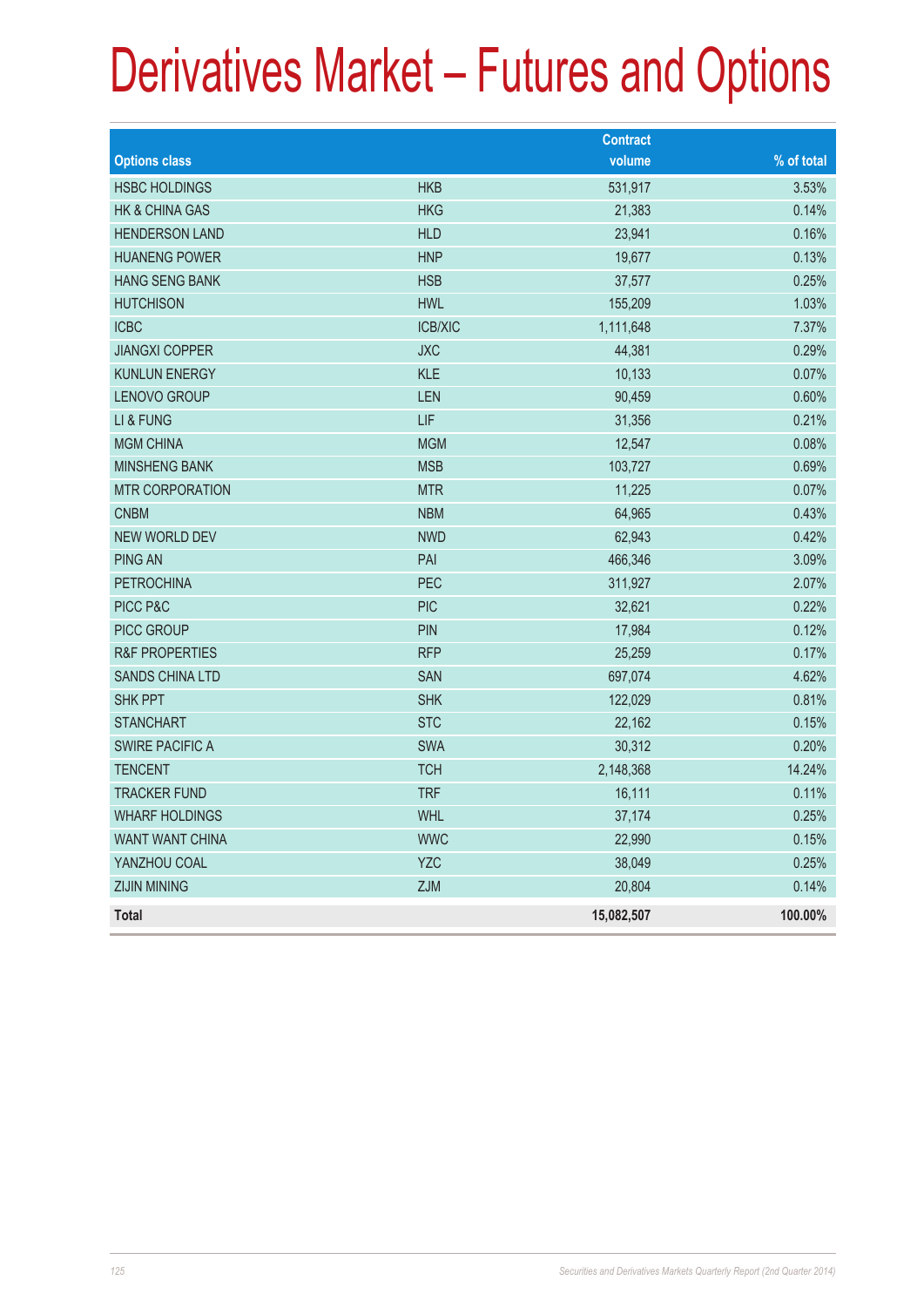# Derivatives Market – Futures and Options

| Options class | | Contract volume | % of total |
|---|---|---|---|
| HSBC HOLDINGS | HKB | 531,917 | 3.53% |
| HK & CHINA GAS | HKG | 21,383 | 0.14% |
| HENDERSON LAND | HLD | 23,941 | 0.16% |
| HUANENG POWER | HNP | 19,677 | 0.13% |
| HANG SENG BANK | HSB | 37,577 | 0.25% |
| HUTCHISON | HWL | 155,209 | 1.03% |
| ICBC | ICB/XIC | 1,111,648 | 7.37% |
| JIANGXI COPPER | JXC | 44,381 | 0.29% |
| KUNLUN ENERGY | KLE | 10,133 | 0.07% |
| LENOVO GROUP | LEN | 90,459 | 0.60% |
| LI & FUNG | LIF | 31,356 | 0.21% |
| MGM CHINA | MGM | 12,547 | 0.08% |
| MINSHENG BANK | MSB | 103,727 | 0.69% |
| MTR CORPORATION | MTR | 11,225 | 0.07% |
| CNBM | NBM | 64,965 | 0.43% |
| NEW WORLD DEV | NWD | 62,943 | 0.42% |
| PING AN | PAI | 466,346 | 3.09% |
| PETROCHINA | PEC | 311,927 | 2.07% |
| PICC P&C | PIC | 32,621 | 0.22% |
| PICC GROUP | PIN | 17,984 | 0.12% |
| R&F PROPERTIES | RFP | 25,259 | 0.17% |
| SANDS CHINA LTD | SAN | 697,074 | 4.62% |
| SHK PPT | SHK | 122,029 | 0.81% |
| STANCHART | STC | 22,162 | 0.15% |
| SWIRE PACIFIC A | SWA | 30,312 | 0.20% |
| TENCENT | TCH | 2,148,368 | 14.24% |
| TRACKER FUND | TRF | 16,111 | 0.11% |
| WHARF HOLDINGS | WHL | 37,174 | 0.25% |
| WANT WANT CHINA | WWC | 22,990 | 0.15% |
| YANZHOU COAL | YZC | 38,049 | 0.25% |
| ZIJIN MINING | ZJM | 20,804 | 0.14% |
| **Total** | | **15,082,507** | **100.00%** |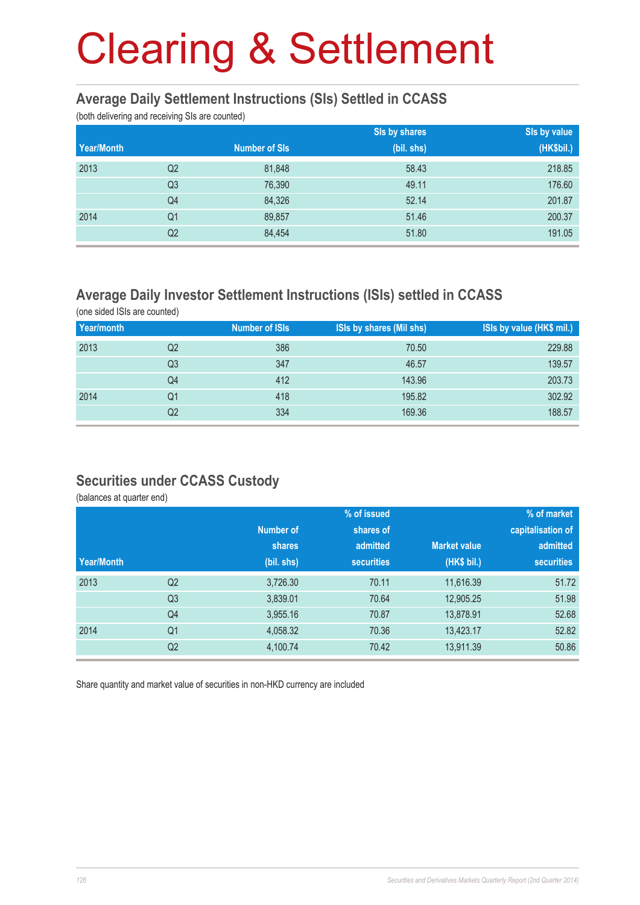# Clearing & Settlement

## Average Daily Settlement Instructions (SIs) Settled in CCASS

(both delivering and receiving SIs are counted)

| Year/Month | | Number of SIs | SIs by shares (bil. shs) | SIs by value (HK$bil.) |
|---|---|---|---|---|
| 2013 | Q2 | 81,848 | 58.43 | 218.85 |
| | Q3 | 76,390 | 49.11 | 176.60 |
| | Q4 | 84,326 | 52.14 | 201.87 |
| 2014 | Q1 | 89,857 | 51.46 | 200.37 |
| | Q2 | 84,454 | 51.80 | 191.05 |

## Average Daily Investor Settlement Instructions (ISIs) settled in CCASS

(one sided ISIs are counted)

| Year/month | | Number of ISIs | ISIs by shares (Mil shs) | ISIs by value (HK$ mil.) |
|---|---|---|---|---|
| 2013 | Q2 | 386 | 70.50 | 229.88 |
| | Q3 | 347 | 46.57 | 139.57 |
| | Q4 | 412 | 143.96 | 203.73 |
| 2014 | Q1 | 418 | 195.82 | 302.92 |
| | Q2 | 334 | 169.36 | 188.57 |

## Securities under CCASS Custody

(balances at quarter end)

| Year/Month | | Number of shares (bil. shs) | % of issued shares of admitted securities | Market value (HK$ bil.) | % of market capitalisation of admitted securities |
|---|---|---|---|---|---|
| 2013 | Q2 | 3,726.30 | 70.11 | 11,616.39 | 51.72 |
| | Q3 | 3,839.01 | 70.64 | 12,905.25 | 51.98 |
| | Q4 | 3,955.16 | 70.87 | 13,878.91 | 52.68 |
| 2014 | Q1 | 4,058.32 | 70.36 | 13,423.17 | 52.82 |
| | Q2 | 4,100.74 | 70.42 | 13,911.39 | 50.86 |

Share quantity and market value of securities in non-HKD currency are included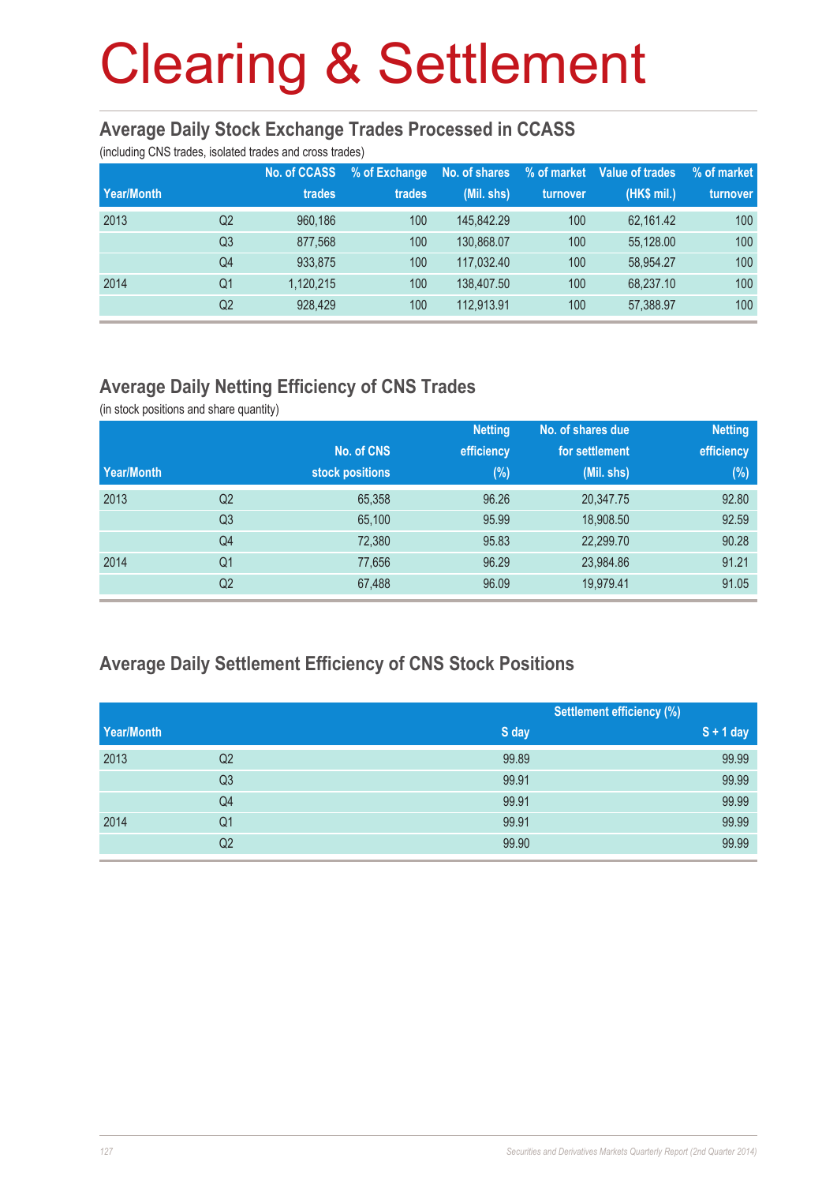# Clearing & Settlement

## Average Daily Stock Exchange Trades Processed in CCASS

(including CNS trades, isolated trades and cross trades)

| Year/Month | | No. of CCASS trades | % of Exchange trades | No. of shares (Mil. shs) | % of market turnover | Value of trades (HK$ mil.) | % of market turnover |
|---|---|---|---|---|---|---|---|
| 2013 | Q2 | 960,186 | 100 | 145,842.29 | 100 | 62,161.42 | 100 |
| | Q3 | 877,568 | 100 | 130,868.07 | 100 | 55,128.00 | 100 |
| | Q4 | 933,875 | 100 | 117,032.40 | 100 | 58,954.27 | 100 |
| 2014 | Q1 | 1,120,215 | 100 | 138,407.50 | 100 | 68,237.10 | 100 |
| | Q2 | 928,429 | 100 | 112,913.91 | 100 | 57,388.97 | 100 |

## Average Daily Netting Efficiency of CNS Trades

(in stock positions and share quantity)

| Year/Month | | No. of CNS stock positions | Netting efficiency (%) | No. of shares due for settlement (Mil. shs) | Netting efficiency (%) |
|---|---|---|---|---|---|
| 2013 | Q2 | 65,358 | 96.26 | 20,347.75 | 92.80 |
| | Q3 | 65,100 | 95.99 | 18,908.50 | 92.59 |
| | Q4 | 72,380 | 95.83 | 22,299.70 | 90.28 |
| 2014 | Q1 | 77,656 | 96.29 | 23,984.86 | 91.21 |
| | Q2 | 67,488 | 96.09 | 19,979.41 | 91.05 |

## Average Daily Settlement Efficiency of CNS Stock Positions

| | | Settlement efficiency (%) | |
|---|---|---|---|
| Year/Month | | S day | S + 1 day |
| 2013 | Q2 | 99.89 | 99.99 |
| | Q3 | 99.91 | 99.99 |
| | Q4 | 99.91 | 99.99 |
| 2014 | Q1 | 99.91 | 99.99 |
| | Q2 | 99.90 | 99.99 |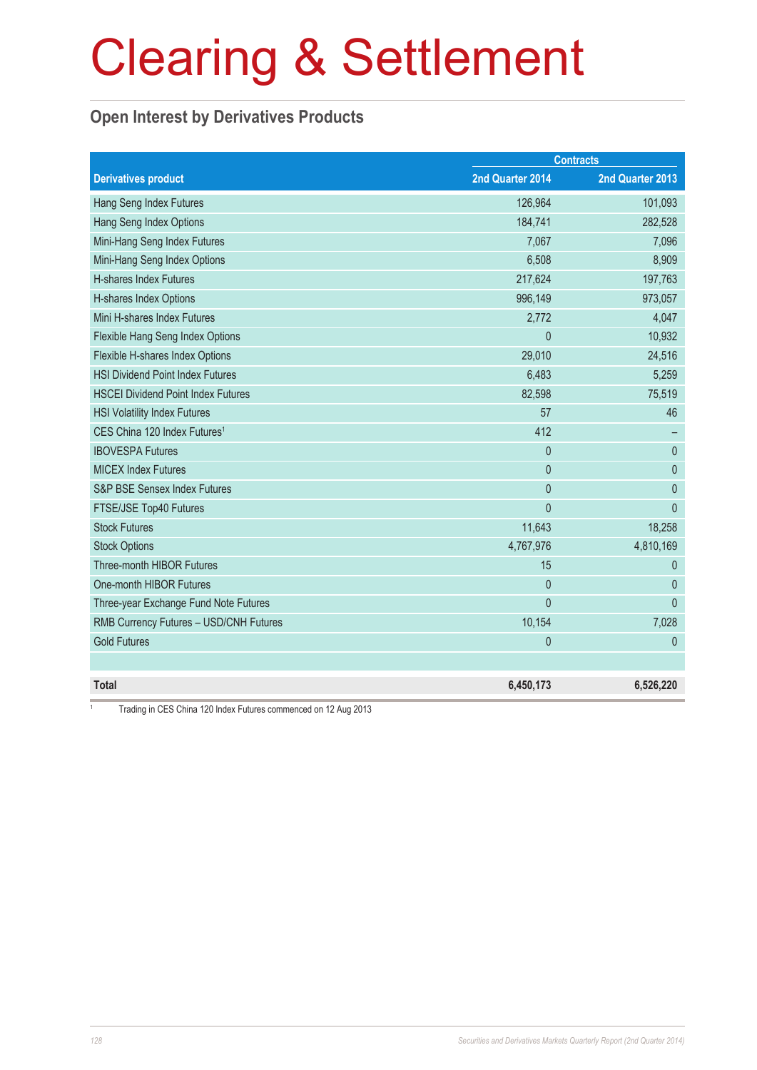# Clearing & Settlement

## Open Interest by Derivatives Products

| Derivatives product | Contracts | |
|---|---|---|
| | 2nd Quarter 2014 | 2nd Quarter 2013 |
| Hang Seng Index Futures | 126,964 | 101,093 |
| Hang Seng Index Options | 184,741 | 282,528 |
| Mini-Hang Seng Index Futures | 7,067 | 7,096 |
| Mini-Hang Seng Index Options | 6,508 | 8,909 |
| H-shares Index Futures | 217,624 | 197,763 |
| H-shares Index Options | 996,149 | 973,057 |
| Mini H-shares Index Futures | 2,772 | 4,047 |
| Flexible Hang Seng Index Options | 0 | 10,932 |
| Flexible H-shares Index Options | 29,010 | 24,516 |
| HSI Dividend Point Index Futures | 6,483 | 5,259 |
| HSCEI Dividend Point Index Futures | 82,598 | 75,519 |
| HSI Volatility Index Futures | 57 | 46 |
| CES China 120 Index Futures[1] | 412 | – |
| IBOVESPA Futures | 0 | 0 |
| MICEX Index Futures | 0 | 0 |
| S&P BSE Sensex Index Futures | 0 | 0 |
| FTSE/JSE Top40 Futures | 0 | 0 |
| Stock Futures | 11,643 | 18,258 |
| Stock Options | 4,767,976 | 4,810,169 |
| Three-month HIBOR Futures | 15 | 0 |
| One-month HIBOR Futures | 0 | 0 |
| Three-year Exchange Fund Note Futures | 0 | 0 |
| RMB Currency Futures – USD/CNH Futures | 10,154 | 7,028 |
| Gold Futures | 0 | 0 |
| | | |
| **Total** | **6,450,173** | **6,526,220** |

[1] Trading in CES China 120 Index Futures commenced on 12 Aug 2013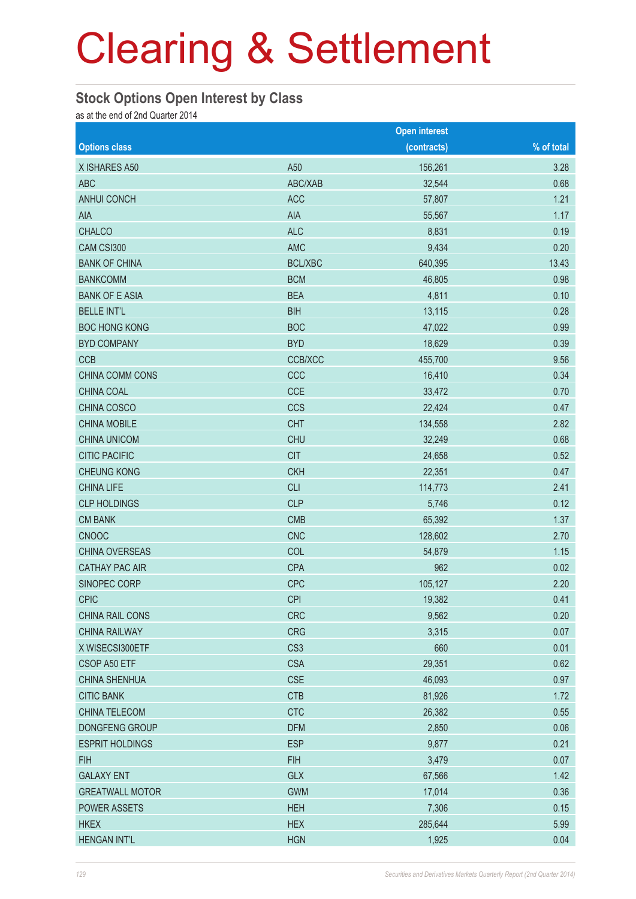# Clearing & Settlement

## Stock Options Open Interest by Class

as at the end of 2nd Quarter 2014

| Options class | | Open interest (contracts) | % of total |
|---|---|---|---|
| X ISHARES A50 | A50 | 156,261 | 3.28 |
| ABC | ABC/XAB | 32,544 | 0.68 |
| ANHUI CONCH | ACC | 57,807 | 1.21 |
| AIA | AIA | 55,567 | 1.17 |
| CHALCO | ALC | 8,831 | 0.19 |
| CAM CSI300 | AMC | 9,434 | 0.20 |
| BANK OF CHINA | BCL/XBC | 640,395 | 13.43 |
| BANKCOMM | BCM | 46,805 | 0.98 |
| BANK OF E ASIA | BEA | 4,811 | 0.10 |
| BELLE INT'L | BIH | 13,115 | 0.28 |
| BOC HONG KONG | BOC | 47,022 | 0.99 |
| BYD COMPANY | BYD | 18,629 | 0.39 |
| CCB | CCB/XCC | 455,700 | 9.56 |
| CHINA COMM CONS | CCC | 16,410 | 0.34 |
| CHINA COAL | CCE | 33,472 | 0.70 |
| CHINA COSCO | CCS | 22,424 | 0.47 |
| CHINA MOBILE | CHT | 134,558 | 2.82 |
| CHINA UNICOM | CHU | 32,249 | 0.68 |
| CITIC PACIFIC | CIT | 24,658 | 0.52 |
| CHEUNG KONG | CKH | 22,351 | 0.47 |
| CHINA LIFE | CLI | 114,773 | 2.41 |
| CLP HOLDINGS | CLP | 5,746 | 0.12 |
| CM BANK | CMB | 65,392 | 1.37 |
| CNOOC | CNC | 128,602 | 2.70 |
| CHINA OVERSEAS | COL | 54,879 | 1.15 |
| CATHAY PAC AIR | CPA | 962 | 0.02 |
| SINOPEC CORP | CPC | 105,127 | 2.20 |
| CPIC | CPI | 19,382 | 0.41 |
| CHINA RAIL CONS | CRC | 9,562 | 0.20 |
| CHINA RAILWAY | CRG | 3,315 | 0.07 |
| X WISECSI300ETF | CS3 | 660 | 0.01 |
| CSOP A50 ETF | CSA | 29,351 | 0.62 |
| CHINA SHENHUA | CSE | 46,093 | 0.97 |
| CITIC BANK | CTB | 81,926 | 1.72 |
| CHINA TELECOM | CTC | 26,382 | 0.55 |
| DONGFENG GROUP | DFM | 2,850 | 0.06 |
| ESPRIT HOLDINGS | ESP | 9,877 | 0.21 |
| FIH | FIH | 3,479 | 0.07 |
| GALAXY ENT | GLX | 67,566 | 1.42 |
| GREATWALL MOTOR | GWM | 17,014 | 0.36 |
| POWER ASSETS | HEH | 7,306 | 0.15 |
| HKEX | HEX | 285,644 | 5.99 |
| HENGAN INT'L | HGN | 1,925 | 0.04 |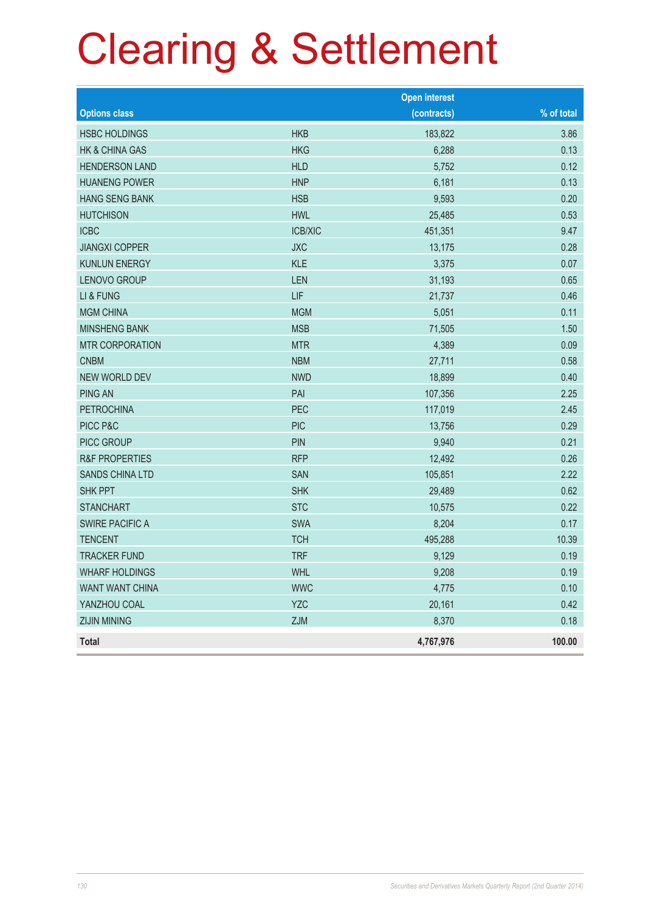# Clearing & Settlement

| Options class | | Open interest (contracts) | % of total |
|---|---|---|---|
| HSBC HOLDINGS | HKB | 183,822 | 3.86 |
| HK & CHINA GAS | HKG | 6,288 | 0.13 |
| HENDERSON LAND | HLD | 5,752 | 0.12 |
| HUANENG POWER | HNP | 6,181 | 0.13 |
| HANG SENG BANK | HSB | 9,593 | 0.20 |
| HUTCHISON | HWL | 25,485 | 0.53 |
| ICBC | ICB/XIC | 451,351 | 9.47 |
| JIANGXI COPPER | JXC | 13,175 | 0.28 |
| KUNLUN ENERGY | KLE | 3,375 | 0.07 |
| LENOVO GROUP | LEN | 31,193 | 0.65 |
| LI & FUNG | LIF | 21,737 | 0.46 |
| MGM CHINA | MGM | 5,051 | 0.11 |
| MINSHENG BANK | MSB | 71,505 | 1.50 |
| MTR CORPORATION | MTR | 4,389 | 0.09 |
| CNBM | NBM | 27,711 | 0.58 |
| NEW WORLD DEV | NWD | 18,899 | 0.40 |
| PING AN | PAI | 107,356 | 2.25 |
| PETROCHINA | PEC | 117,019 | 2.45 |
| PICC P&C | PIC | 13,756 | 0.29 |
| PICC GROUP | PIN | 9,940 | 0.21 |
| R&F PROPERTIES | RFP | 12,492 | 0.26 |
| SANDS CHINA LTD | SAN | 105,851 | 2.22 |
| SHK PPT | SHK | 29,489 | 0.62 |
| STANCHART | STC | 10,575 | 0.22 |
| SWIRE PACIFIC A | SWA | 8,204 | 0.17 |
| TENCENT | TCH | 495,288 | 10.39 |
| TRACKER FUND | TRF | 9,129 | 0.19 |
| WHARF HOLDINGS | WHL | 9,208 | 0.19 |
| WANT WANT CHINA | WWC | 4,775 | 0.10 |
| YANZHOU COAL | YZC | 20,161 | 0.42 |
| ZIJIN MINING | ZJM | 8,370 | 0.18 |
| **Total** | | **4,767,976** | **100.00** |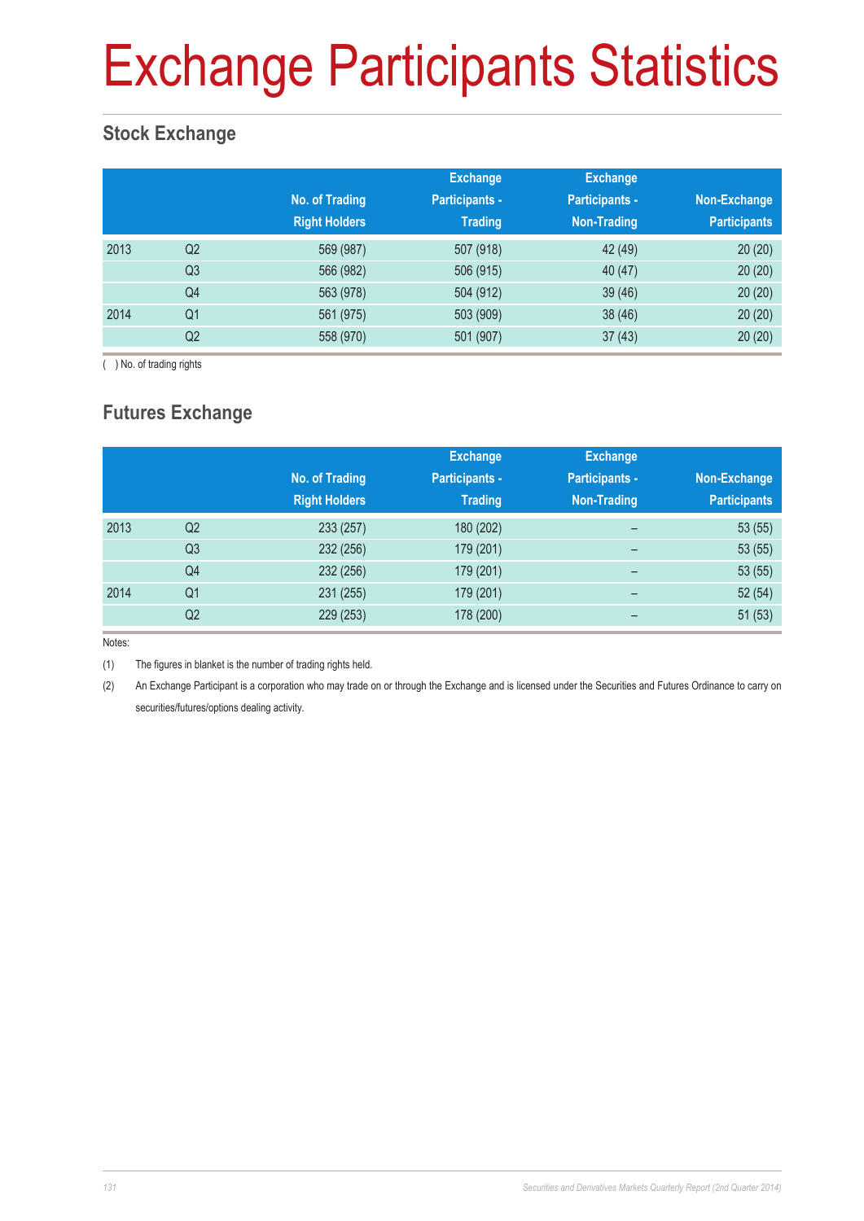# Exchange Participants Statistics

## Stock Exchange

| | | No. of Trading Right Holders | Exchange Participants - Trading | Exchange Participants - Non-Trading | Non-Exchange Participants |
|---|---|---|---|---|---|
| 2013 | Q2 | 569 (987) | 507 (918) | 42 (49) | 20 (20) |
| | Q3 | 566 (982) | 506 (915) | 40 (47) | 20 (20) |
| | Q4 | 563 (978) | 504 (912) | 39 (46) | 20 (20) |
| 2014 | Q1 | 561 (975) | 503 (909) | 38 (46) | 20 (20) |
| | Q2 | 558 (970) | 501 (907) | 37 (43) | 20 (20) |

( ) No. of trading rights

## Futures Exchange

| | | No. of Trading Right Holders | Exchange Participants - Trading | Exchange Participants - Non-Trading | Non-Exchange Participants |
|---|---|---|---|---|---|
| 2013 | Q2 | 233 (257) | 180 (202) | – | 53 (55) |
| | Q3 | 232 (256) | 179 (201) | – | 53 (55) |
| | Q4 | 232 (256) | 179 (201) | – | 53 (55) |
| 2014 | Q1 | 231 (255) | 179 (201) | – | 52 (54) |
| | Q2 | 229 (253) | 178 (200) | – | 51 (53) |

Notes:

(1) The figures in blanket is the number of trading rights held.

(2) An Exchange Participant is a corporation who may trade on or through the Exchange and is licensed under the Securities and Futures Ordinance to carry on securities/futures/options dealing activity.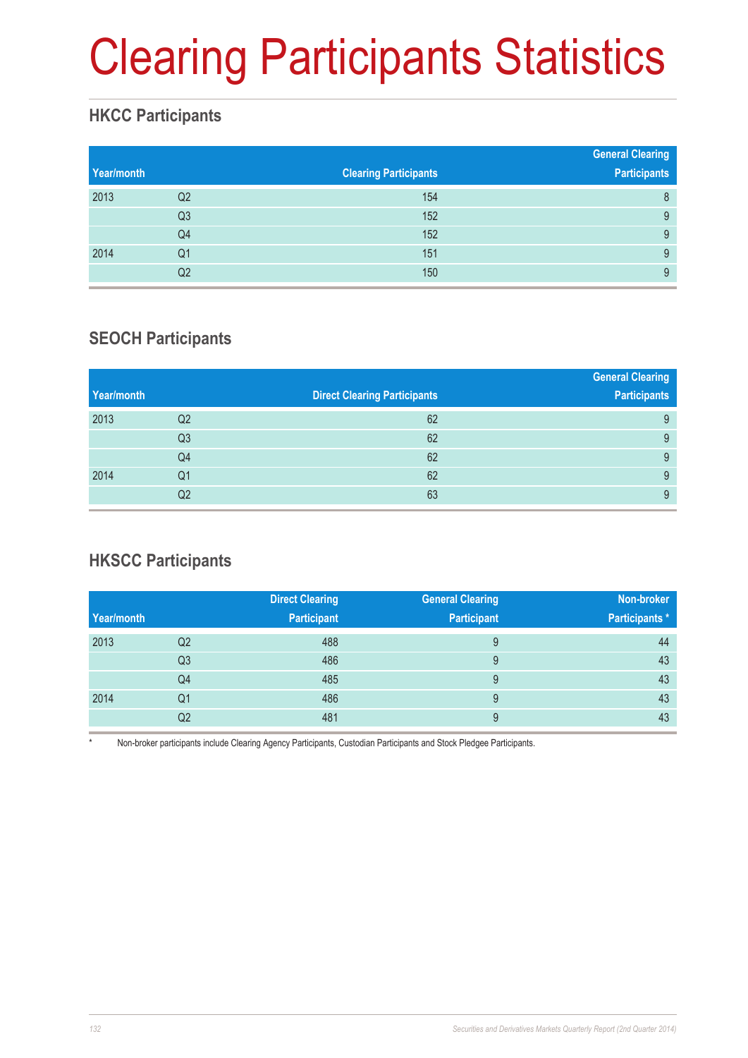# Clearing Participants Statistics

## HKCC Participants

| Year/month | | Clearing Participants | General Clearing Participants |
|---|---|---|---|
| 2013 | Q2 | 154 | 8 |
| | Q3 | 152 | 9 |
| | Q4 | 152 | 9 |
| 2014 | Q1 | 151 | 9 |
| | Q2 | 150 | 9 |

## SEOCH Participants

| Year/month | | Direct Clearing Participants | General Clearing Participants |
|---|---|---|---|
| 2013 | Q2 | 62 | 9 |
| | Q3 | 62 | 9 |
| | Q4 | 62 | 9 |
| 2014 | Q1 | 62 | 9 |
| | Q2 | 63 | 9 |

## HKSCC Participants

| Year/month | | Direct Clearing Participant | General Clearing Participant | Non-broker Participants * |
|---|---|---|---|---|
| 2013 | Q2 | 488 | 9 | 44 |
| | Q3 | 486 | 9 | 43 |
| | Q4 | 485 | 9 | 43 |
| 2014 | Q1 | 486 | 9 | 43 |
| | Q2 | 481 | 9 | 43 |

* Non-broker participants include Clearing Agency Participants, Custodian Participants and Stock Pledgee Participants.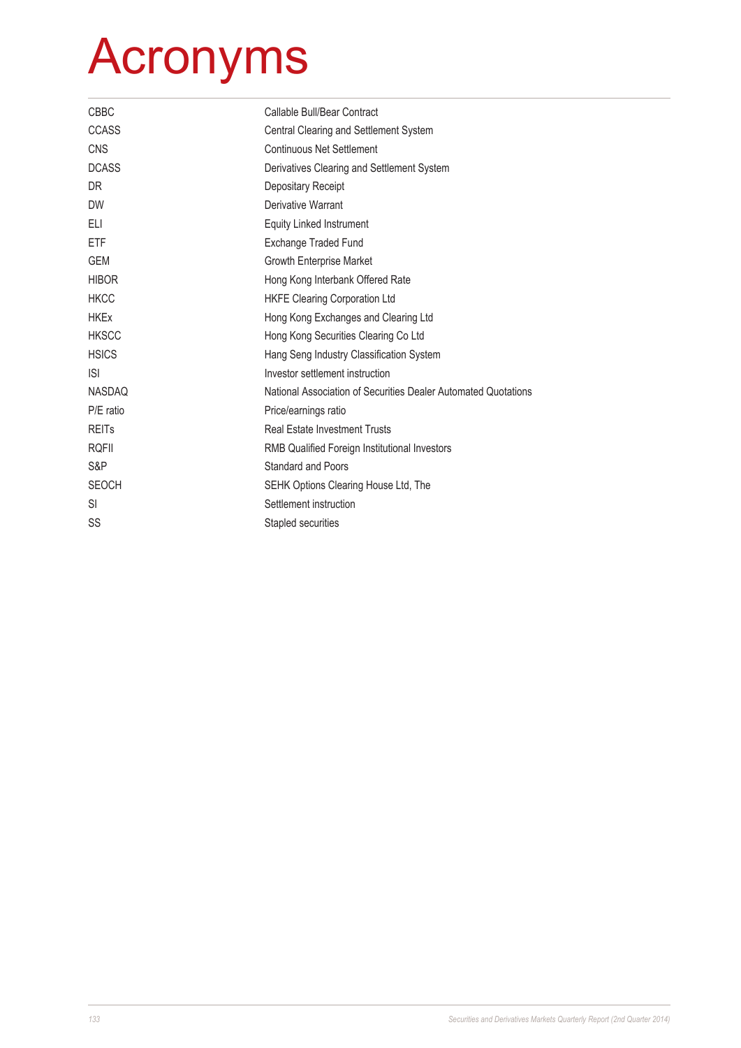# Acronyms

| | |
|---|---|
| CBBC | Callable Bull/Bear Contract |
| CCASS | Central Clearing and Settlement System |
| CNS | Continuous Net Settlement |
| DCASS | Derivatives Clearing and Settlement System |
| DR | Depositary Receipt |
| DW | Derivative Warrant |
| ELI | Equity Linked Instrument |
| ETF | Exchange Traded Fund |
| GEM | Growth Enterprise Market |
| HIBOR | Hong Kong Interbank Offered Rate |
| HKCC | HKFE Clearing Corporation Ltd |
| HKEx | Hong Kong Exchanges and Clearing Ltd |
| HKSCC | Hong Kong Securities Clearing Co Ltd |
| HSICS | Hang Seng Industry Classification System |
| ISI | Investor settlement instruction |
| NASDAQ | National Association of Securities Dealer Automated Quotations |
| P/E ratio | Price/earnings ratio |
| REITs | Real Estate Investment Trusts |
| RQFII | RMB Qualified Foreign Institutional Investors |
| S&P | Standard and Poors |
| SEOCH | SEHK Options Clearing House Ltd, The |
| SI | Settlement instruction |
| SS | Stapled securities |